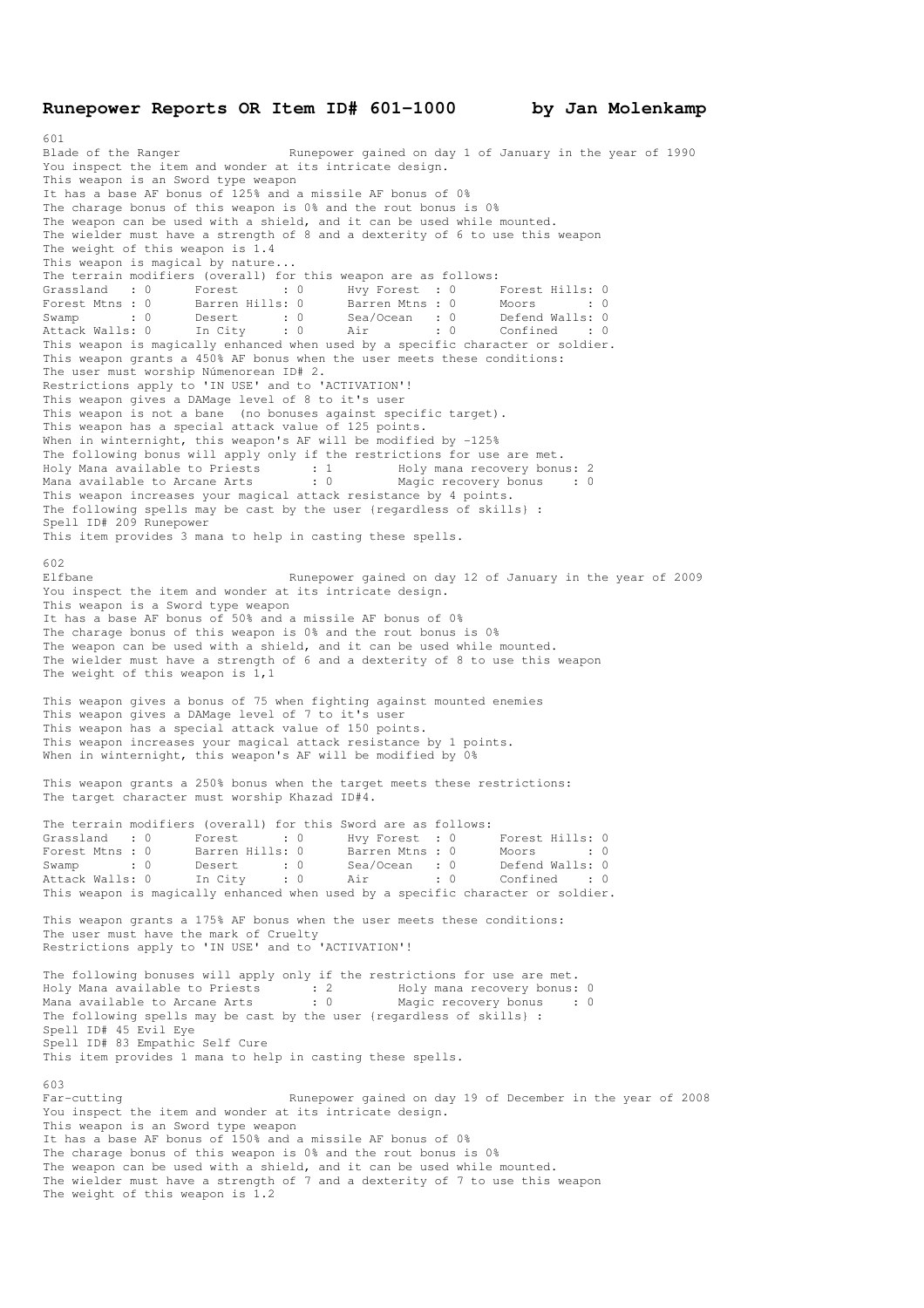# Runepower Reports OR Item ID# 601-1000 by Jan Molenkamp

601
Blade of the Ranger Runepower gained on day 1 of January in the year of 1990
You inspect the item and wonder at its intricate design.
This weapon is an Sword type weapon
It has a base AF bonus of 125% and a missile AF bonus of 0%
The charage bonus of this weapon is 0% and the rout bonus is 0%
The weapon can be used with a shield, and it can be used while mounted.
The wielder must have a strength of 8 and a dexterity of 6 to use this weapon
The weight of this weapon is 1.4
This weapon is magical by nature...
The terrain modifiers (overall) for this weapon are as follows:

| | | | |
|---|---|---|---|
| Grassland : 0 | Forest : 0 | Hvy Forest : 0 | Forest Hills: 0 |
| Forest Mtns : 0 | Barren Hills: 0 | Barren Mtns : 0 | Moors : 0 |
| Swamp : 0 | Desert : 0 | Sea/Ocean : 0 | Defend Walls: 0 |
| Attack Walls: 0 | In City : 0 | Air : 0 | Confined : 0 |

This weapon is magically enhanced when used by a specific character or soldier.
This weapon grants a 450% AF bonus when the user meets these conditions:
The user must worship Númenorean ID# 2.
Restrictions apply to 'IN USE' and to 'ACTIVATION'!
This weapon gives a DAMage level of 8 to it's user
This weapon is not a bane (no bonuses against specific target).
This weapon has a special attack value of 125 points.
When in winternight, this weapon's AF will be modified by -125%
The following bonus will apply only if the restrictions for use are met.
Holy Mana available to Priests : 1 Holy mana recovery bonus: 2
Mana available to Arcane Arts : 0 Magic recovery bonus : 0
This weapon increases your magical attack resistance by 4 points.
The following spells may be cast by the user {regardless of skills} :
Spell ID# 209 Runepower
This item provides 3 mana to help in casting these spells.

602
Elfbane Runepower gained on day 12 of January in the year of 2009
You inspect the item and wonder at its intricate design.
This weapon is a Sword type weapon
It has a base AF bonus of 50% and a missile AF bonus of 0%
The charage bonus of this weapon is 0% and the rout bonus is 0%
The weapon can be used with a shield, and it can be used while mounted.
The wielder must have a strength of 6 and a dexterity of 8 to use this weapon
The weight of this weapon is 1,1

This weapon gives a bonus of 75 when fighting against mounted enemies
This weapon gives a DAMage level of 7 to it's user
This weapon has a special attack value of 150 points.
This weapon increases your magical attack resistance by 1 points.
When in winternight, this weapon's AF will be modified by 0%

This weapon grants a 250% bonus when the target meets these restrictions:
The target character must worship Khazad ID#4.

The terrain modifiers (overall) for this Sword are as follows:

| | | | |
|---|---|---|---|
| Grassland : 0 | Forest : 0 | Hvy Forest : 0 | Forest Hills: 0 |
| Forest Mtns : 0 | Barren Hills: 0 | Barren Mtns : 0 | Moors : 0 |
| Swamp : 0 | Desert : 0 | Sea/Ocean : 0 | Defend Walls: 0 |
| Attack Walls: 0 | In City : 0 | Air : 0 | Confined : 0 |

This weapon is magically enhanced when used by a specific character or soldier.

This weapon grants a 175% AF bonus when the user meets these conditions:
The user must have the mark of Cruelty
Restrictions apply to 'IN USE' and to 'ACTIVATION'!

The following bonuses will apply only if the restrictions for use are met.
Holy Mana available to Priests : 2 Holy mana recovery bonus: 0
Mana available to Arcane Arts : 0 Magic recovery bonus : 0
The following spells may be cast by the user {regardless of skills} :
Spell ID# 45 Evil Eye
Spell ID# 83 Empathic Self Cure
This item provides 1 mana to help in casting these spells.

603
Far-cutting Runepower gained on day 19 of December in the year of 2008
You inspect the item and wonder at its intricate design.
This weapon is an Sword type weapon
It has a base AF bonus of 150% and a missile AF bonus of 0%
The charage bonus of this weapon is 0% and the rout bonus is 0%
The weapon can be used with a shield, and it can be used while mounted.
The wielder must have a strength of 7 and a dexterity of 7 to use this weapon
The weight of this weapon is 1.2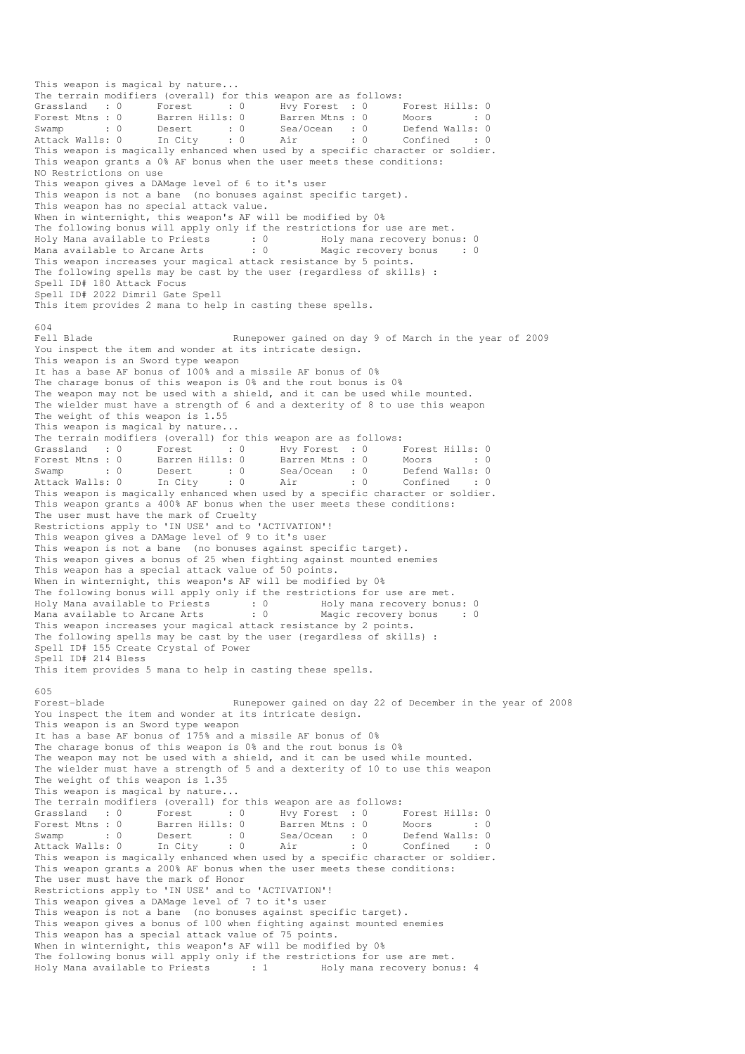This weapon is magical by nature...
The terrain modifiers (overall) for this weapon are as follows:

| Grassland : 0 | Forest : 0 | Hvy Forest : 0 | Forest Hills: 0 |
|---|---|---|---|
| Forest Mtns : 0 | Barren Hills: 0 | Barren Mtns : 0 | Moors : 0 |
| Swamp : 0 | Desert : 0 | Sea/Ocean : 0 | Defend Walls: 0 |
| Attack Walls: 0 | In City : 0 | Air : 0 | Confined : 0 |

This weapon is magically enhanced when used by a specific character or soldier.
This weapon grants a 0% AF bonus when the user meets these conditions:
NO Restrictions on use
This weapon gives a DAMage level of 6 to it's user
This weapon is not a bane (no bonuses against specific target).
This weapon has no special attack value.
When in winternight, this weapon's AF will be modified by 0%
The following bonus will apply only if the restrictions for use are met.
Holy Mana available to Priests : 0 Holy mana recovery bonus: 0
Mana available to Arcane Arts : 0 Magic recovery bonus : 0
This weapon increases your magical attack resistance by 5 points.
The following spells may be cast by the user {regardless of skills} :
Spell ID# 180 Attack Focus
Spell ID# 2022 Dimril Gate Spell
This item provides 2 mana to help in casting these spells.

604
Fell Blade Runepower gained on day 9 of March in the year of 2009
You inspect the item and wonder at its intricate design.
This weapon is an Sword type weapon
It has a base AF bonus of 100% and a missile AF bonus of 0%
The charage bonus of this weapon is 0% and the rout bonus is 0%
The weapon may not be used with a shield, and it can be used while mounted.
The wielder must have a strength of 6 and a dexterity of 8 to use this weapon
The weight of this weapon is 1.55
This weapon is magical by nature...
The terrain modifiers (overall) for this weapon are as follows:

| Grassland : 0 | Forest : 0 | Hvy Forest : 0 | Forest Hills: 0 |
|---|---|---|---|
| Forest Mtns : 0 | Barren Hills: 0 | Barren Mtns : 0 | Moors : 0 |
| Swamp : 0 | Desert : 0 | Sea/Ocean : 0 | Defend Walls: 0 |
| Attack Walls: 0 | In City : 0 | Air : 0 | Confined : 0 |

This weapon is magically enhanced when used by a specific character or soldier.
This weapon grants a 400% AF bonus when the user meets these conditions:
The user must have the mark of Cruelty
Restrictions apply to 'IN USE' and to 'ACTIVATION'!
This weapon gives a DAMage level of 9 to it's user
This weapon is not a bane (no bonuses against specific target).
This weapon gives a bonus of 25 when fighting against mounted enemies
This weapon has a special attack value of 50 points.
When in winternight, this weapon's AF will be modified by 0%
The following bonus will apply only if the restrictions for use are met.
Holy Mana available to Priests : 0 Holy mana recovery bonus: 0
Mana available to Arcane Arts : 0 Magic recovery bonus : 0
This weapon increases your magical attack resistance by 2 points.
The following spells may be cast by the user {regardless of skills} :
Spell ID# 155 Create Crystal of Power
Spell ID# 214 Bless
This item provides 5 mana to help in casting these spells.

605
Forest-blade Runepower gained on day 22 of December in the year of 2008
You inspect the item and wonder at its intricate design.
This weapon is an Sword type weapon
It has a base AF bonus of 175% and a missile AF bonus of 0%
The charage bonus of this weapon is 0% and the rout bonus is 0%
The weapon may not be used with a shield, and it can be used while mounted.
The wielder must have a strength of 5 and a dexterity of 10 to use this weapon
The weight of this weapon is 1.35
This weapon is magical by nature...
The terrain modifiers (overall) for this weapon are as follows:

| Grassland : 0 | Forest : 0 | Hvy Forest : 0 | Forest Hills: 0 |
|---|---|---|---|
| Forest Mtns : 0 | Barren Hills: 0 | Barren Mtns : 0 | Moors : 0 |
| Swamp : 0 | Desert : 0 | Sea/Ocean : 0 | Defend Walls: 0 |
| Attack Walls: 0 | In City : 0 | Air : 0 | Confined : 0 |

This weapon is magically enhanced when used by a specific character or soldier.
This weapon grants a 200% AF bonus when the user meets these conditions:
The user must have the mark of Honor
Restrictions apply to 'IN USE' and to 'ACTIVATION'!
This weapon gives a DAMage level of 7 to it's user
This weapon is not a bane (no bonuses against specific target).
This weapon gives a bonus of 100 when fighting against mounted enemies
This weapon has a special attack value of 75 points.
When in winternight, this weapon's AF will be modified by 0%
The following bonus will apply only if the restrictions for use are met.
Holy Mana available to Priests : 1 Holy mana recovery bonus: 4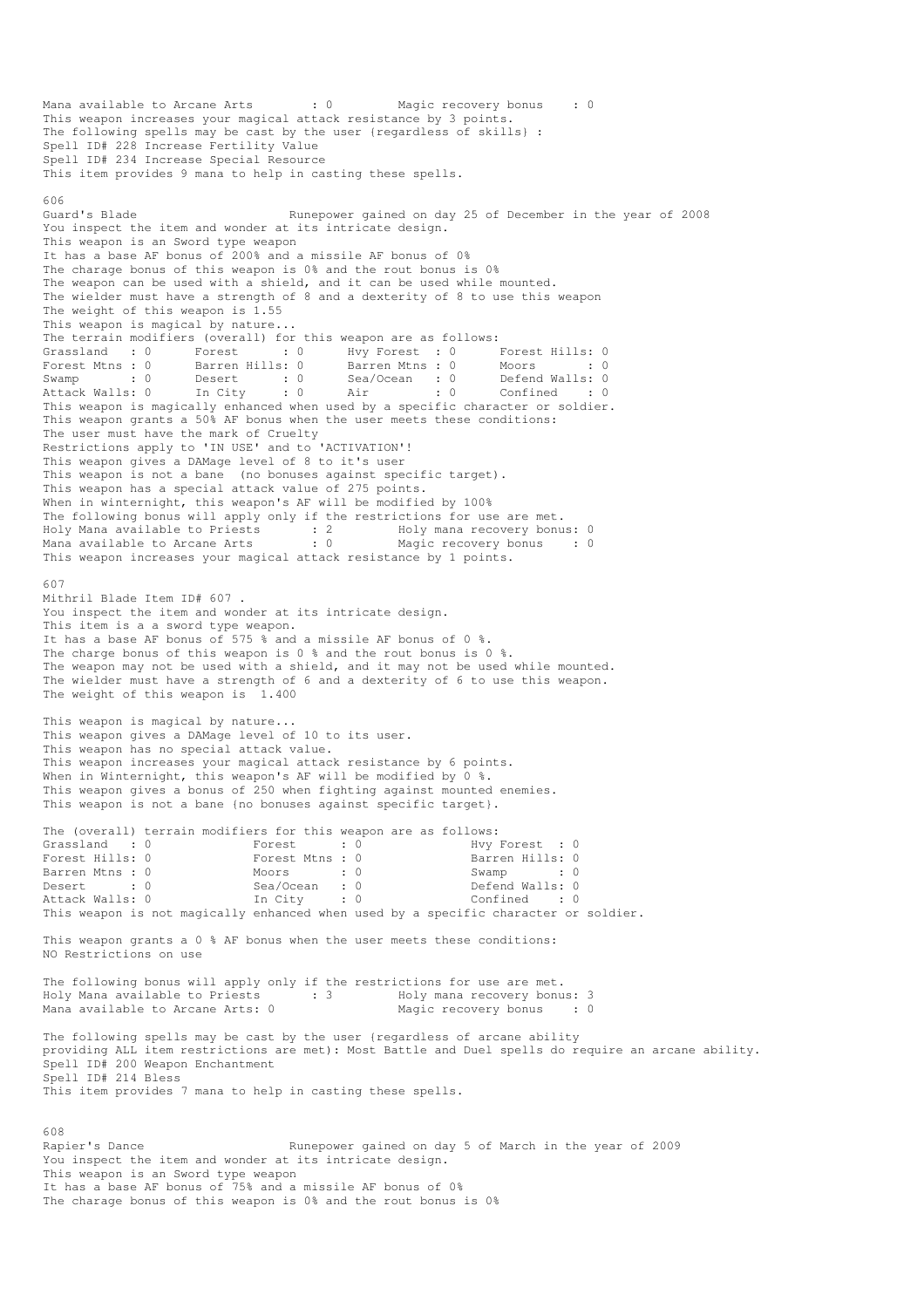Mana available to Arcane Arts : 0 Magic recovery bonus : 0
This weapon increases your magical attack resistance by 3 points.
The following spells may be cast by the user {regardless of skills} :
Spell ID# 228 Increase Fertility Value
Spell ID# 234 Increase Special Resource
This item provides 9 mana to help in casting these spells.

606
Guard's Blade Runepower gained on day 25 of December in the year of 2008
You inspect the item and wonder at its intricate design.
This weapon is an Sword type weapon
It has a base AF bonus of 200% and a missile AF bonus of 0%
The charage bonus of this weapon is 0% and the rout bonus is 0%
The weapon can be used with a shield, and it can be used while mounted.
The wielder must have a strength of 8 and a dexterity of 8 to use this weapon
The weight of this weapon is 1.55
This weapon is magical by nature...
The terrain modifiers (overall) for this weapon are as follows:

| | | | | | | | |
|---|---|---|---|---|---|---|---|
| Grassland | : 0 | Forest | : 0 | Hvy Forest | : 0 | Forest Hills: | 0 |
| Forest Mtns | : 0 | Barren Hills: | 0 | Barren Mtns | : 0 | Moors | : 0 |
| Swamp | : 0 | Desert | : 0 | Sea/Ocean | : 0 | Defend Walls: | 0 |
| Attack Walls: | 0 | In City | : 0 | Air | : 0 | Confined | : 0 |

This weapon is magically enhanced when used by a specific character or soldier.
This weapon grants a 50% AF bonus when the user meets these conditions:
The user must have the mark of Cruelty
Restrictions apply to 'IN USE' and to 'ACTIVATION'!
This weapon gives a DAMage level of 8 to it's user
This weapon is not a bane (no bonuses against specific target).
This weapon has a special attack value of 275 points.
When in winternight, this weapon's AF will be modified by 100%
The following bonus will apply only if the restrictions for use are met.
Holy Mana available to Priests : 2 Holy mana recovery bonus: 0
Mana available to Arcane Arts : 0 Magic recovery bonus : 0
This weapon increases your magical attack resistance by 1 points.

607
Mithril Blade Item ID# 607 .
You inspect the item and wonder at its intricate design.
This item is a a sword type weapon.
It has a base AF bonus of 575 % and a missile AF bonus of 0 %.
The charge bonus of this weapon is 0 % and the rout bonus is 0 %.
The weapon may not be used with a shield, and it may not be used while mounted.
The wielder must have a strength of 6 and a dexterity of 6 to use this weapon.
The weight of this weapon is 1.400

This weapon is magical by nature...
This weapon gives a DAMage level of 10 to its user.
This weapon has no special attack value.
This weapon increases your magical attack resistance by 6 points.
When in Winternight, this weapon's AF will be modified by 0 %.
This weapon gives a bonus of 250 when fighting against mounted enemies.
This weapon is not a bane {no bonuses against specific target}.

The (overall) terrain modifiers for this weapon are as follows:

| | | | | | |
|---|---|---|---|---|---|
| Grassland | : 0 | Forest | : 0 | Hvy Forest | : 0 |
| Forest Hills: | 0 | Forest Mtns | : 0 | Barren Hills: | 0 |
| Barren Mtns | : 0 | Moors | : 0 | Swamp | : 0 |
| Desert | : 0 | Sea/Ocean | : 0 | Defend Walls: | 0 |
| Attack Walls: | 0 | In City | : 0 | Confined | : 0 |

This weapon is not magically enhanced when used by a specific character or soldier.

This weapon grants a 0 % AF bonus when the user meets these conditions:
NO Restrictions on use

The following bonus will apply only if the restrictions for use are met.
Holy Mana available to Priests : 3 Holy mana recovery bonus: 3
Mana available to Arcane Arts: 0 Magic recovery bonus : 0

The following spells may be cast by the user {regardless of arcane ability
providing ALL item restrictions are met): Most Battle and Duel spells do require an arcane ability.
Spell ID# 200 Weapon Enchantment
Spell ID# 214 Bless
This item provides 7 mana to help in casting these spells.

608
Rapier's Dance Runepower gained on day 5 of March in the year of 2009
You inspect the item and wonder at its intricate design.
This weapon is an Sword type weapon
It has a base AF bonus of 75% and a missile AF bonus of 0%
The charage bonus of this weapon is 0% and the rout bonus is 0%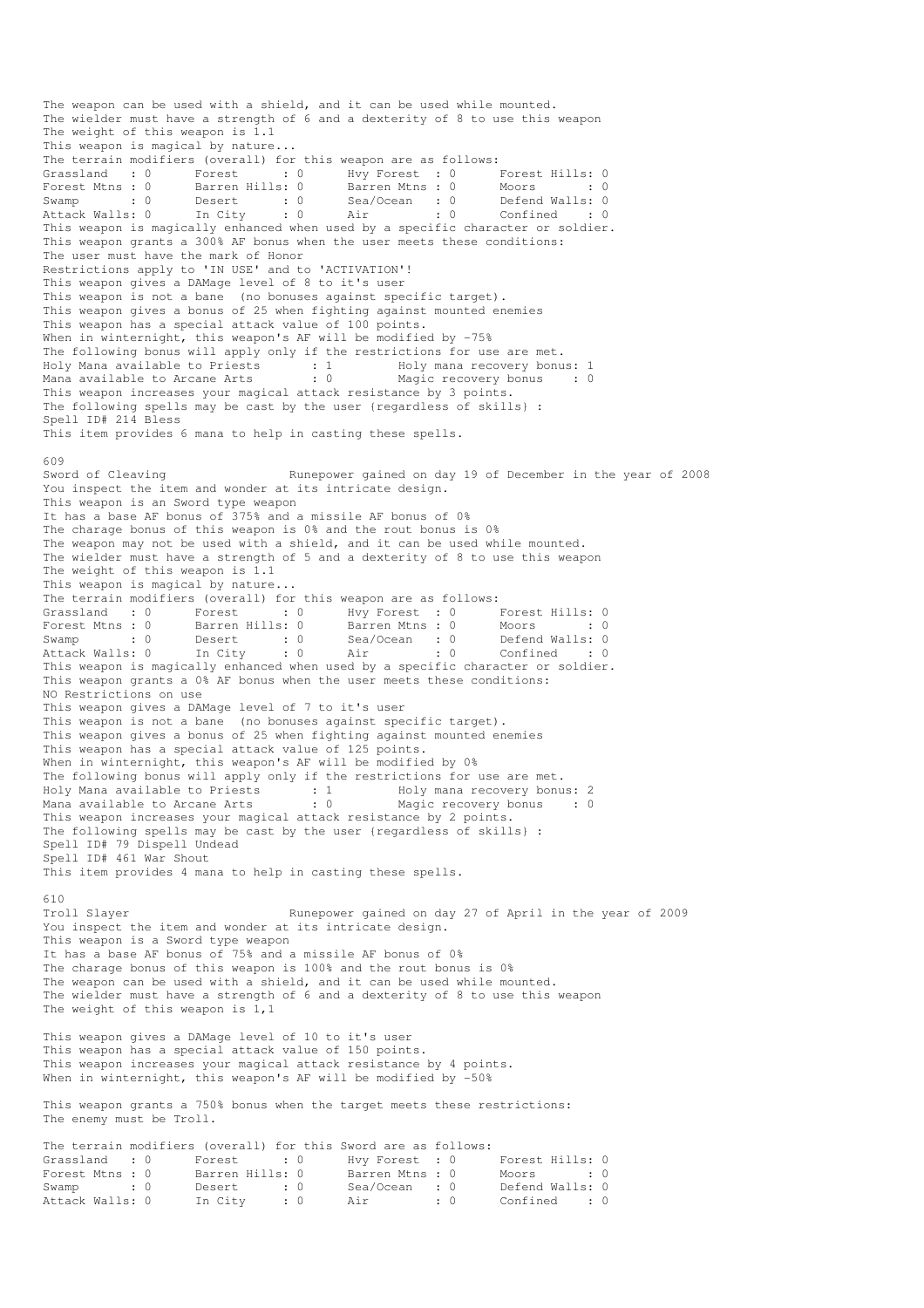The weapon can be used with a shield, and it can be used while mounted.
The wielder must have a strength of 6 and a dexterity of 8 to use this weapon
The weight of this weapon is 1.1
This weapon is magical by nature...
The terrain modifiers (overall) for this weapon are as follows:

| | | | | | | | |
|---|---|---|---|---|---|---|---|
| Grassland | : 0 | Forest | : 0 | Hvy Forest | : 0 | Forest Hills | : 0 |
| Forest Mtns | : 0 | Barren Hills | : 0 | Barren Mtns | : 0 | Moors | : 0 |
| Swamp | : 0 | Desert | : 0 | Sea/Ocean | : 0 | Defend Walls | : 0 |
| Attack Walls | : 0 | In City | : 0 | Air | : 0 | Confined | : 0 |

This weapon is magically enhanced when used by a specific character or soldier.
This weapon grants a 300% AF bonus when the user meets these conditions:
The user must have the mark of Honor
Restrictions apply to 'IN USE' and to 'ACTIVATION'!
This weapon gives a DAMage level of 8 to it's user
This weapon is not a bane (no bonuses against specific target).
This weapon gives a bonus of 25 when fighting against mounted enemies
This weapon has a special attack value of 100 points.
When in winternight, this weapon's AF will be modified by -75%
The following bonus will apply only if the restrictions for use are met.
Holy Mana available to Priests : 1 Holy mana recovery bonus: 1
Mana available to Arcane Arts : 0 Magic recovery bonus : 0
This weapon increases your magical attack resistance by 3 points.
The following spells may be cast by the user (regardless of skills) :
Spell ID# 214 Bless
This item provides 6 mana to help in casting these spells.

609
Sword of Cleaving Runepower gained on day 19 of December in the year of 2008
You inspect the item and wonder at its intricate design.
This weapon is an Sword type weapon
It has a base AF bonus of 375% and a missile AF bonus of 0%
The charage bonus of this weapon is 0% and the rout bonus is 0%
The weapon may not be used with a shield, and it can be used while mounted.
The wielder must have a strength of 5 and a dexterity of 8 to use this weapon
The weight of this weapon is 1.1
This weapon is magical by nature...
The terrain modifiers (overall) for this weapon are as follows:

| | | | | | | | |
|---|---|---|---|---|---|---|---|
| Grassland | : 0 | Forest | : 0 | Hvy Forest | : 0 | Forest Hills | : 0 |
| Forest Mtns | : 0 | Barren Hills | : 0 | Barren Mtns | : 0 | Moors | : 0 |
| Swamp | : 0 | Desert | : 0 | Sea/Ocean | : 0 | Defend Walls | : 0 |
| Attack Walls | : 0 | In City | : 0 | Air | : 0 | Confined | : 0 |

This weapon is magically enhanced when used by a specific character or soldier.
This weapon grants a 0% AF bonus when the user meets these conditions:
NO Restrictions on use
This weapon gives a DAMage level of 7 to it's user
This weapon is not a bane (no bonuses against specific target).
This weapon gives a bonus of 25 when fighting against mounted enemies
This weapon has a special attack value of 125 points.
When in winternight, this weapon's AF will be modified by 0%
The following bonus will apply only if the restrictions for use are met.
Holy Mana available to Priests : 1 Holy mana recovery bonus: 2
Mana available to Arcane Arts : 0 Magic recovery bonus : 0
This weapon increases your magical attack resistance by 2 points.
The following spells may be cast by the user (regardless of skills) :
Spell ID# 79 Dispell Undead
Spell ID# 461 War Shout
This item provides 4 mana to help in casting these spells.

610
Troll Slayer Runepower gained on day 27 of April in the year of 2009
You inspect the item and wonder at its intricate design.
This weapon is a Sword type weapon
It has a base AF bonus of 75% and a missile AF bonus of 0%
The charage bonus of this weapon is 100% and the rout bonus is 0%
The weapon can be used with a shield, and it can be used while mounted.
The wielder must have a strength of 6 and a dexterity of 8 to use this weapon
The weight of this weapon is 1,1

This weapon gives a DAMage level of 10 to it's user
This weapon has a special attack value of 150 points.
This weapon increases your magical attack resistance by 4 points.
When in winternight, this weapon's AF will be modified by -50%

This weapon grants a 750% bonus when the target meets these restrictions:
The enemy must be Troll.

The terrain modifiers (overall) for this Sword are as follows:

| | | | | | | | |
|---|---|---|---|---|---|---|---|
| Grassland | : 0 | Forest | : 0 | Hvy Forest | : 0 | Forest Hills | : 0 |
| Forest Mtns | : 0 | Barren Hills | : 0 | Barren Mtns | : 0 | Moors | : 0 |
| Swamp | : 0 | Desert | : 0 | Sea/Ocean | : 0 | Defend Walls | : 0 |
| Attack Walls | : 0 | In City | : 0 | Air | : 0 | Confined | : 0 |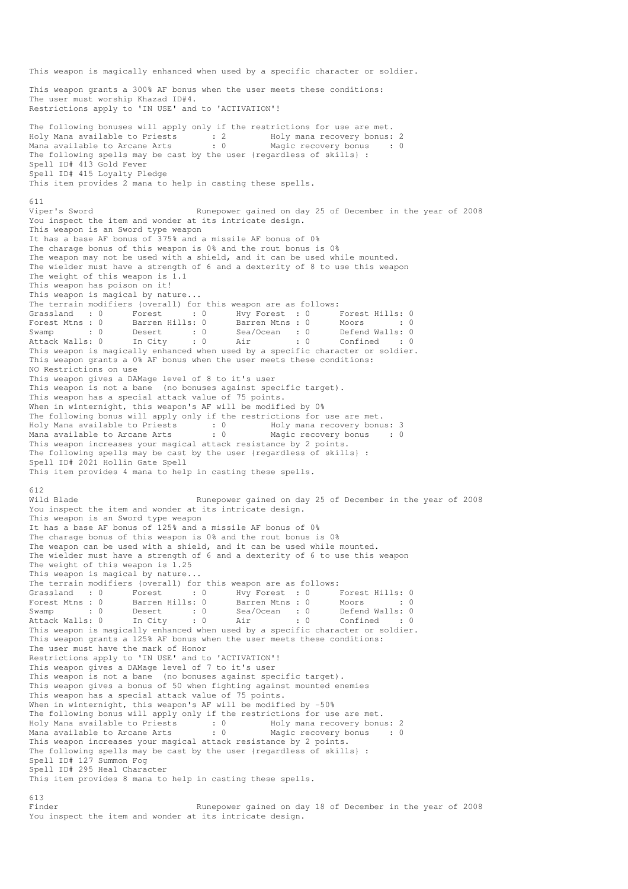This weapon is magically enhanced when used by a specific character or soldier.

This weapon grants a 300% AF bonus when the user meets these conditions:
The user must worship Khazad ID#4.
Restrictions apply to 'IN USE' and to 'ACTIVATION'!

The following bonuses will apply only if the restrictions for use are met.
```
Holy Mana available to Priests      : 2         Holy mana recovery bonus: 2
Mana available to Arcane Arts       : 0         Magic recovery bonus    : 0
```
The following spells may be cast by the user {regardless of skills} :
Spell ID# 413 Gold Fever
Spell ID# 415 Loyalty Pledge
This item provides 2 mana to help in casting these spells.

611
Viper's Sword                          Runepower gained on day 25 of December in the year of 2008
You inspect the item and wonder at its intricate design.
This weapon is an Sword type weapon
It has a base AF bonus of 375% and a missile AF bonus of 0%
The charage bonus of this weapon is 0% and the rout bonus is 0%
The weapon may not be used with a shield, and it can be used while mounted.
The wielder must have a strength of 6 and a dexterity of 8 to use this weapon
The weight of this weapon is 1.1
This weapon has poison on it!
This weapon is magical by nature...
The terrain modifiers (overall) for this weapon are as follows:
```
Grassland   : 0      Forest      : 0      Hvy Forest  : 0      Forest Hills: 0
Forest Mtns : 0      Barren Hills: 0      Barren Mtns : 0      Moors       : 0
Swamp       : 0      Desert      : 0      Sea/Ocean   : 0      Defend Walls: 0
Attack Walls: 0      In City     : 0      Air         : 0      Confined    : 0
```
This weapon is magically enhanced when used by a specific character or soldier.
This weapon grants a 0% AF bonus when the user meets these conditions:
NO Restrictions on use
This weapon gives a DAMage level of 8 to it's user
This weapon is not a bane  (no bonuses against specific target).
This weapon has a special attack value of 75 points.
When in winternight, this weapon's AF will be modified by 0%
The following bonus will apply only if the restrictions for use are met.
```
Holy Mana available to Priests      : 0         Holy mana recovery bonus: 3
Mana available to Arcane Arts       : 0         Magic recovery bonus    : 0
```
This weapon increases your magical attack resistance by 2 points.
The following spells may be cast by the user {regardless of skills} :
Spell ID# 2021 Hollin Gate Spell
This item provides 4 mana to help in casting these spells.

612
Wild Blade                             Runepower gained on day 25 of December in the year of 2008
You inspect the item and wonder at its intricate design.
This weapon is an Sword type weapon
It has a base AF bonus of 125% and a missile AF bonus of 0%
The charage bonus of this weapon is 0% and the rout bonus is 0%
The weapon can be used with a shield, and it can be used while mounted.
The wielder must have a strength of 6 and a dexterity of 6 to use this weapon
The weight of this weapon is 1.25
This weapon is magical by nature...
The terrain modifiers (overall) for this weapon are as follows:
```
Grassland   : 0      Forest      : 0      Hvy Forest  : 0      Forest Hills: 0
Forest Mtns : 0      Barren Hills: 0      Barren Mtns : 0      Moors       : 0
Swamp       : 0      Desert      : 0      Sea/Ocean   : 0      Defend Walls: 0
Attack Walls: 0      In City     : 0      Air         : 0      Confined    : 0
```
This weapon is magically enhanced when used by a specific character or soldier.
This weapon grants a 125% AF bonus when the user meets these conditions:
The user must have the mark of Honor
Restrictions apply to 'IN USE' and to 'ACTIVATION'!
This weapon gives a DAMage level of 7 to it's user
This weapon is not a bane  (no bonuses against specific target).
This weapon gives a bonus of 50 when fighting against mounted enemies
This weapon has a special attack value of 75 points.
When in winternight, this weapon's AF will be modified by -50%
The following bonus will apply only if the restrictions for use are met.
```
Holy Mana available to Priests      : 0         Holy mana recovery bonus: 2
Mana available to Arcane Arts       : 0         Magic recovery bonus    : 0
```
This weapon increases your magical attack resistance by 2 points.
The following spells may be cast by the user {regardless of skills} :
Spell ID# 127 Summon Fog
Spell ID# 295 Heal Character
This item provides 8 mana to help in casting these spells.

613
Finder                                 Runepower gained on day 18 of December in the year of 2008
You inspect the item and wonder at its intricate design.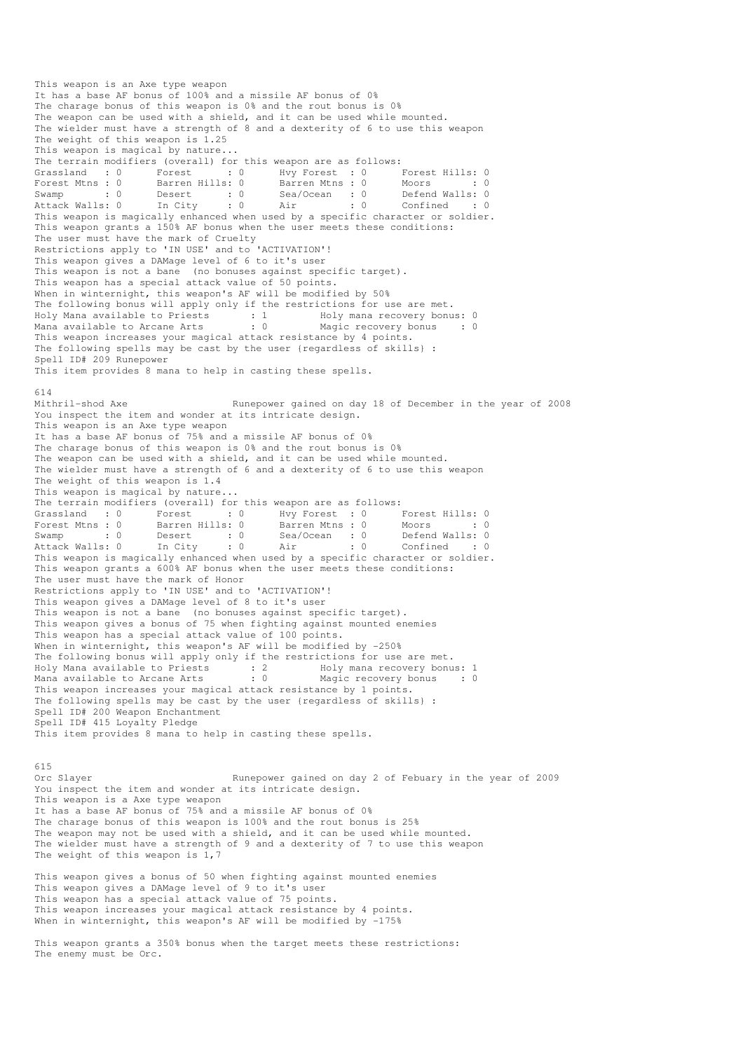This weapon is an Axe type weapon
It has a base AF bonus of 100% and a missile AF bonus of 0%
The charage bonus of this weapon is 0% and the rout bonus is 0%
The weapon can be used with a shield, and it can be used while mounted.
The wielder must have a strength of 8 and a dexterity of 6 to use this weapon
The weight of this weapon is 1.25
This weapon is magical by nature...
The terrain modifiers (overall) for this weapon are as follows:

```
Grassland   : 0      Forest      : 0      Hvy Forest  : 0      Forest Hills: 0
Forest Mtns : 0      Barren Hills: 0      Barren Mtns : 0      Moors       : 0
Swamp       : 0      Desert      : 0      Sea/Ocean   : 0      Defend Walls: 0
Attack Walls: 0      In City     : 0      Air         : 0      Confined    : 0
```

This weapon is magically enhanced when used by a specific character or soldier.
This weapon grants a 150% AF bonus when the user meets these conditions:
The user must have the mark of Cruelty
Restrictions apply to 'IN USE' and to 'ACTIVATION'!
This weapon gives a DAMage level of 6 to it's user
This weapon is not a bane (no bonuses against specific target).
This weapon has a special attack value of 50 points.
When in winternight, this weapon's AF will be modified by 50%
The following bonus will apply only if the restrictions for use are met.

```
Holy Mana available to Priests      : 1         Holy mana recovery bonus: 0
Mana available to Arcane Arts       : 0         Magic recovery bonus    : 0
```

This weapon increases your magical attack resistance by 4 points.
The following spells may be cast by the user {regardless of skills} :
Spell ID# 209 Runepower
This item provides 8 mana to help in casting these spells.

614
Mithril-shod Axe                    Runepower gained on day 18 of December in the year of 2008
You inspect the item and wonder at its intricate design.
This weapon is an Axe type weapon
It has a base AF bonus of 75% and a missile AF bonus of 0%
The charage bonus of this weapon is 0% and the rout bonus is 0%
The weapon can be used with a shield, and it can be used while mounted.
The wielder must have a strength of 6 and a dexterity of 6 to use this weapon
The weight of this weapon is 1.4
This weapon is magical by nature...
The terrain modifiers (overall) for this weapon are as follows:

```
Grassland   : 0      Forest      : 0      Hvy Forest  : 0      Forest Hills: 0
Forest Mtns : 0      Barren Hills: 0      Barren Mtns : 0      Moors       : 0
Swamp       : 0      Desert      : 0      Sea/Ocean   : 0      Defend Walls: 0
Attack Walls: 0      In City     : 0      Air         : 0      Confined    : 0
```

This weapon is magically enhanced when used by a specific character or soldier.
This weapon grants a 600% AF bonus when the user meets these conditions:
The user must have the mark of Honor
Restrictions apply to 'IN USE' and to 'ACTIVATION'!
This weapon gives a DAMage level of 8 to it's user
This weapon is not a bane (no bonuses against specific target).
This weapon gives a bonus of 75 when fighting against mounted enemies
This weapon has a special attack value of 100 points.
When in winternight, this weapon's AF will be modified by -250%
The following bonus will apply only if the restrictions for use are met.

```
Holy Mana available to Priests      : 2         Holy mana recovery bonus: 1
Mana available to Arcane Arts       : 0         Magic recovery bonus    : 0
```

This weapon increases your magical attack resistance by 1 points.
The following spells may be cast by the user {regardless of skills} :
Spell ID# 200 Weapon Enchantment
Spell ID# 415 Loyalty Pledge
This item provides 8 mana to help in casting these spells.

615
Orc Slayer                          Runepower gained on day 2 of Febuary in the year of 2009
You inspect the item and wonder at its intricate design.
This weapon is a Axe type weapon
It has a base AF bonus of 75% and a missile AF bonus of 0%
The charage bonus of this weapon is 100% and the rout bonus is 25%
The weapon may not be used with a shield, and it can be used while mounted.
The wielder must have a strength of 9 and a dexterity of 7 to use this weapon
The weight of this weapon is 1,7

This weapon gives a bonus of 50 when fighting against mounted enemies
This weapon gives a DAMage level of 9 to it's user
This weapon has a special attack value of 75 points.
This weapon increases your magical attack resistance by 4 points.
When in winternight, this weapon's AF will be modified by -175%

This weapon grants a 350% bonus when the target meets these restrictions:
The enemy must be Orc.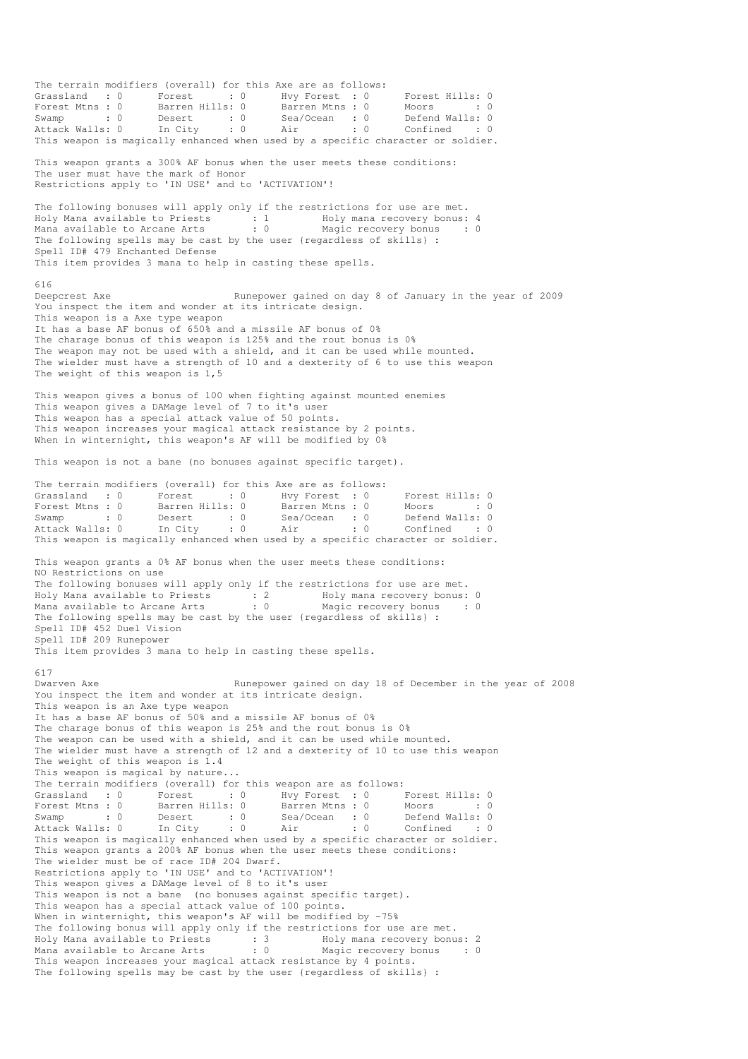The terrain modifiers (overall) for this Axe are as follows:

```
Grassland   : 0      Forest      : 0      Hvy Forest  : 0      Forest Hills: 0
Forest Mtns : 0      Barren Hills: 0      Barren Mtns : 0      Moors       : 0
Swamp       : 0      Desert      : 0      Sea/Ocean   : 0      Defend Walls: 0
Attack Walls: 0      In City     : 0      Air         : 0      Confined    : 0
```

This weapon is magically enhanced when used by a specific character or soldier.

This weapon grants a 300% AF bonus when the user meets these conditions:
The user must have the mark of Honor
Restrictions apply to 'IN USE' and to 'ACTIVATION'!

The following bonuses will apply only if the restrictions for use are met.

```
Holy Mana available to Priests       : 1         Holy mana recovery bonus: 4
Mana available to Arcane Arts        : 0         Magic recovery bonus    : 0
```

The following spells may be cast by the user (regardless of skills) :
Spell ID# 479 Enchanted Defense
This item provides 3 mana to help in casting these spells.

616
Deepcrest Axe                        Runepower gained on day 8 of January in the year of 2009
You inspect the item and wonder at its intricate design.
This weapon is a Axe type weapon
It has a base AF bonus of 650% and a missile AF bonus of 0%
The charage bonus of this weapon is 125% and the rout bonus is 0%
The weapon may not be used with a shield, and it can be used while mounted.
The wielder must have a strength of 10 and a dexterity of 6 to use this weapon
The weight of this weapon is 1,5

This weapon gives a bonus of 100 when fighting against mounted enemies
This weapon gives a DAMage level of 7 to it's user
This weapon has a special attack value of 50 points.
This weapon increases your magical attack resistance by 2 points.
When in winternight, this weapon's AF will be modified by 0%

This weapon is not a bane (no bonuses against specific target).

The terrain modifiers (overall) for this Axe are as follows:

```
Grassland   : 0      Forest      : 0      Hvy Forest  : 0      Forest Hills: 0
Forest Mtns : 0      Barren Hills: 0      Barren Mtns : 0      Moors       : 0
Swamp       : 0      Desert      : 0      Sea/Ocean   : 0      Defend Walls: 0
Attack Walls: 0      In City     : 0      Air         : 0      Confined    : 0
```

This weapon is magically enhanced when used by a specific character or soldier.

This weapon grants a 0% AF bonus when the user meets these conditions:
NO Restrictions on use
The following bonuses will apply only if the restrictions for use are met.

```
Holy Mana available to Priests       : 2         Holy mana recovery bonus: 0
Mana available to Arcane Arts        : 0         Magic recovery bonus    : 0
```

The following spells may be cast by the user (regardless of skills) :
Spell ID# 452 Duel Vision
Spell ID# 209 Runepower
This item provides 3 mana to help in casting these spells.

617
Dwarven Axe                          Runepower gained on day 18 of December in the year of 2008
You inspect the item and wonder at its intricate design.
This weapon is an Axe type weapon
It has a base AF bonus of 50% and a missile AF bonus of 0%
The charage bonus of this weapon is 25% and the rout bonus is 0%
The weapon can be used with a shield, and it can be used while mounted.
The wielder must have a strength of 12 and a dexterity of 10 to use this weapon
The weight of this weapon is 1.4
This weapon is magical by nature...
The terrain modifiers (overall) for this weapon are as follows:

```
Grassland   : 0      Forest      : 0      Hvy Forest  : 0      Forest Hills: 0
Forest Mtns : 0      Barren Hills: 0      Barren Mtns : 0      Moors       : 0
Swamp       : 0      Desert      : 0      Sea/Ocean   : 0      Defend Walls: 0
Attack Walls: 0      In City     : 0      Air         : 0      Confined    : 0
```

This weapon is magically enhanced when used by a specific character or soldier.
This weapon grants a 200% AF bonus when the user meets these conditions:
The wielder must be of race ID# 204 Dwarf.
Restrictions apply to 'IN USE' and to 'ACTIVATION'!
This weapon gives a DAMage level of 8 to it's user
This weapon is not a bane (no bonuses against specific target).
This weapon has a special attack value of 100 points.
When in winternight, this weapon's AF will be modified by -75%
The following bonus will apply only if the restrictions for use are met.

```
Holy Mana available to Priests       : 3         Holy mana recovery bonus: 2
Mana available to Arcane Arts        : 0         Magic recovery bonus    : 0
```

This weapon increases your magical attack resistance by 4 points.
The following spells may be cast by the user (regardless of skills) :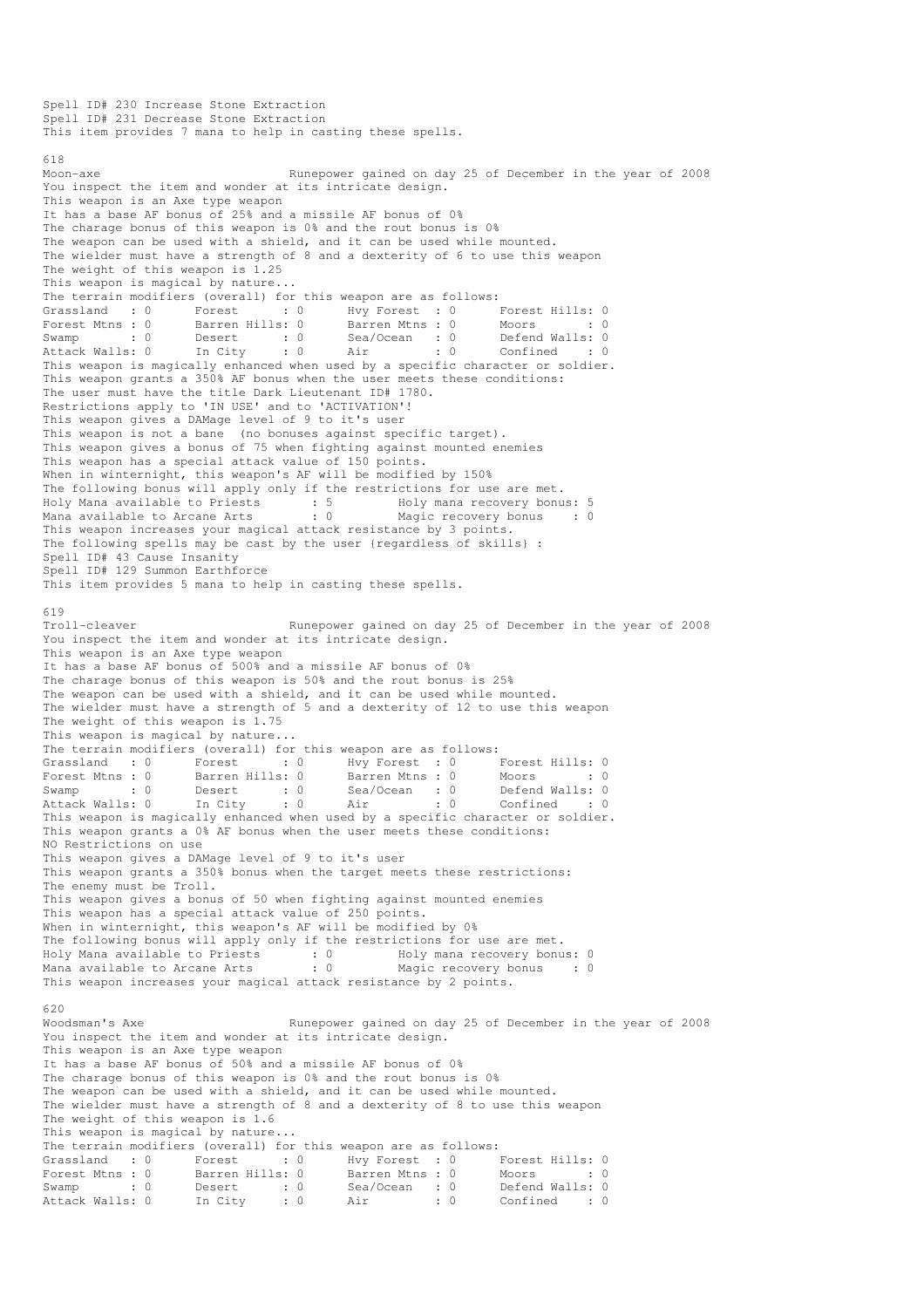Spell ID# 230 Increase Stone Extraction
Spell ID# 231 Decrease Stone Extraction
This item provides 7 mana to help in casting these spells.

618
Moon-axe                           Runepower gained on day 25 of December in the year of 2008
You inspect the item and wonder at its intricate design.
This weapon is an Axe type weapon
It has a base AF bonus of 25% and a missile AF bonus of 0%
The charage bonus of this weapon is 0% and the rout bonus is 0%
The weapon can be used with a shield, and it can be used while mounted.
The wielder must have a strength of 8 and a dexterity of 6 to use this weapon
The weight of this weapon is 1.25
This weapon is magical by nature...
The terrain modifiers (overall) for this weapon are as follows:

```
Grassland   : 0      Forest      : 0      Hvy Forest  : 0      Forest Hills: 0
Forest Mtns : 0      Barren Hills: 0      Barren Mtns : 0      Moors       : 0
Swamp       : 0      Desert      : 0      Sea/Ocean   : 0      Defend Walls: 0
Attack Walls: 0      In City     : 0      Air         : 0      Confined    : 0
```

This weapon is magically enhanced when used by a specific character or soldier.
This weapon grants a 350% AF bonus when the user meets these conditions:
The user must have the title Dark Lieutenant ID# 1780.
Restrictions apply to 'IN USE' and to 'ACTIVATION'!
This weapon gives a DAMage level of 9 to it's user
This weapon is not a bane  (no bonuses against specific target).
This weapon gives a bonus of 75 when fighting against mounted enemies
This weapon has a special attack value of 150 points.
When in winternight, this weapon's AF will be modified by 150%
The following bonus will apply only if the restrictions for use are met.

```
Holy Mana available to Priests      : 5         Holy mana recovery bonus: 5
Mana available to Arcane Arts       : 0         Magic recovery bonus    : 0
```

This weapon increases your magical attack resistance by 3 points.
The following spells may be cast by the user {regardless of skills} :
Spell ID# 43 Cause Insanity
Spell ID# 129 Summon Earthforce
This item provides 5 mana to help in casting these spells.

619
Troll-cleaver                      Runepower gained on day 25 of December in the year of 2008
You inspect the item and wonder at its intricate design.
This weapon is an Axe type weapon
It has a base AF bonus of 500% and a missile AF bonus of 0%
The charage bonus of this weapon is 50% and the rout bonus is 25%
The weapon can be used with a shield, and it can be used while mounted.
The wielder must have a strength of 5 and a dexterity of 12 to use this weapon
The weight of this weapon is 1.75
This weapon is magical by nature...
The terrain modifiers (overall) for this weapon are as follows:

```
Grassland   : 0      Forest      : 0      Hvy Forest  : 0      Forest Hills: 0
Forest Mtns : 0      Barren Hills: 0      Barren Mtns : 0      Moors       : 0
Swamp       : 0      Desert      : 0      Sea/Ocean   : 0      Defend Walls: 0
Attack Walls: 0      In City     : 0      Air         : 0      Confined    : 0
```

This weapon is magically enhanced when used by a specific character or soldier.
This weapon grants a 0% AF bonus when the user meets these conditions:
NO Restrictions on use
This weapon gives a DAMage level of 9 to it's user
This weapon grants a 350% bonus when the target meets these restrictions:
The enemy must be Troll.
This weapon gives a bonus of 50 when fighting against mounted enemies
This weapon has a special attack value of 250 points.
When in winternight, this weapon's AF will be modified by 0%
The following bonus will apply only if the restrictions for use are met.

```
Holy Mana available to Priests      : 0         Holy mana recovery bonus: 0
Mana available to Arcane Arts       : 0         Magic recovery bonus    : 0
```

This weapon increases your magical attack resistance by 2 points.

620
Woodsman's Axe                     Runepower gained on day 25 of December in the year of 2008
You inspect the item and wonder at its intricate design.
This weapon is an Axe type weapon
It has a base AF bonus of 50% and a missile AF bonus of 0%
The charage bonus of this weapon is 0% and the rout bonus is 0%
The weapon can be used with a shield, and it can be used while mounted.
The wielder must have a strength of 8 and a dexterity of 8 to use this weapon
The weight of this weapon is 1.6
This weapon is magical by nature...
The terrain modifiers (overall) for this weapon are as follows:

```
Grassland   : 0      Forest      : 0      Hvy Forest  : 0      Forest Hills: 0
Forest Mtns : 0      Barren Hills: 0      Barren Mtns : 0      Moors       : 0
Swamp       : 0      Desert      : 0      Sea/Ocean   : 0      Defend Walls: 0
Attack Walls: 0      In City     : 0      Air         : 0      Confined    : 0
```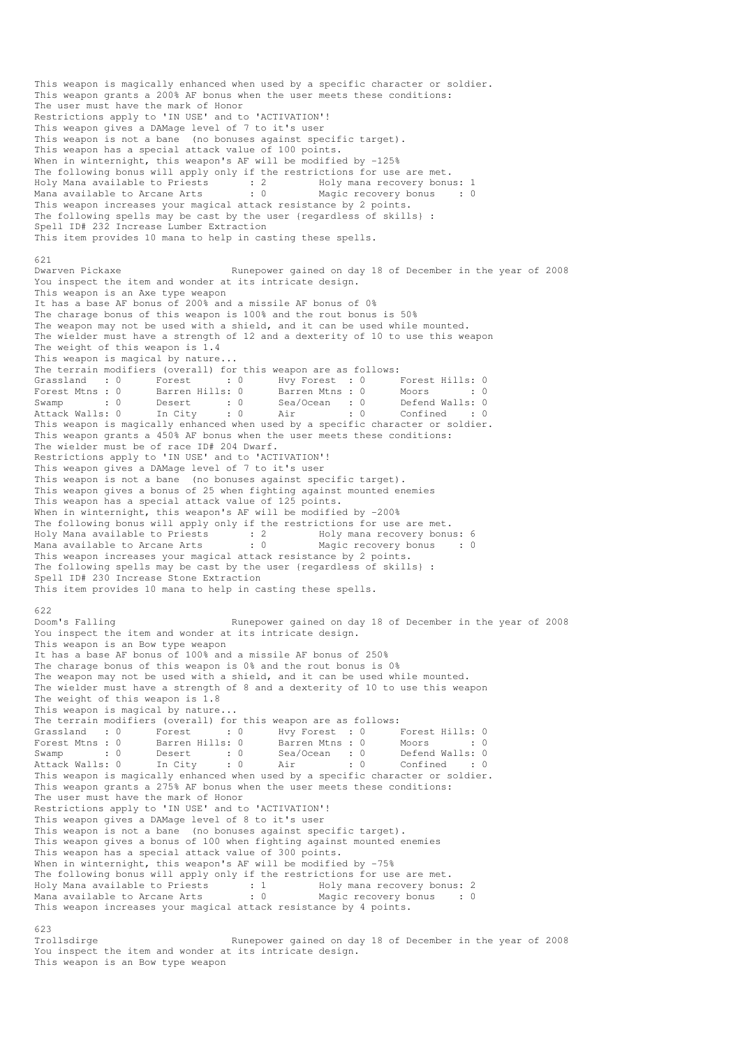This weapon is magically enhanced when used by a specific character or soldier.
This weapon grants a 200% AF bonus when the user meets these conditions:
The user must have the mark of Honor
Restrictions apply to 'IN USE' and to 'ACTIVATION'!
This weapon gives a DAMage level of 7 to it's user
This weapon is not a bane (no bonuses against specific target).
This weapon has a special attack value of 100 points.
When in winternight, this weapon's AF will be modified by -125%
The following bonus will apply only if the restrictions for use are met.

```
Holy Mana available to Priests      : 2         Holy mana recovery bonus: 1
Mana available to Arcane Arts       : 0         Magic recovery bonus    : 0
```

This weapon increases your magical attack resistance by 2 points.
The following spells may be cast by the user (regardless of skills) :
Spell ID# 232 Increase Lumber Extraction
This item provides 10 mana to help in casting these spells.

621
Dwarven Pickaxe                    Runepower gained on day 18 of December in the year of 2008
You inspect the item and wonder at its intricate design.
This weapon is an Axe type weapon
It has a base AF bonus of 200% and a missile AF bonus of 0%
The charage bonus of this weapon is 100% and the rout bonus is 50%
The weapon may not be used with a shield, and it can be used while mounted.
The wielder must have a strength of 12 and a dexterity of 10 to use this weapon
The weight of this weapon is 1.4
This weapon is magical by nature...
The terrain modifiers (overall) for this weapon are as follows:

```
Grassland   : 0      Forest       : 0      Hvy Forest  : 0      Forest Hills: 0
Forest Mtns : 0      Barren Hills: 0      Barren Mtns : 0      Moors       : 0
Swamp       : 0      Desert       : 0      Sea/Ocean   : 0      Defend Walls: 0
Attack Walls: 0      In City      : 0      Air          : 0      Confined    : 0
```

This weapon is magically enhanced when used by a specific character or soldier.
This weapon grants a 450% AF bonus when the user meets these conditions:
The wielder must be of race ID# 204 Dwarf.
Restrictions apply to 'IN USE' and to 'ACTIVATION'!
This weapon gives a DAMage level of 7 to it's user
This weapon is not a bane (no bonuses against specific target).
This weapon gives a bonus of 25 when fighting against mounted enemies
This weapon has a special attack value of 125 points.
When in winternight, this weapon's AF will be modified by -200%
The following bonus will apply only if the restrictions for use are met.

```
Holy Mana available to Priests      : 2         Holy mana recovery bonus: 6
Mana available to Arcane Arts       : 0         Magic recovery bonus    : 0
```

This weapon increases your magical attack resistance by 2 points.
The following spells may be cast by the user (regardless of skills) :
Spell ID# 230 Increase Stone Extraction
This item provides 10 mana to help in casting these spells.

622
Doom's Falling                     Runepower gained on day 18 of December in the year of 2008
You inspect the item and wonder at its intricate design.
This weapon is an Bow type weapon
It has a base AF bonus of 100% and a missile AF bonus of 250%
The charage bonus of this weapon is 0% and the rout bonus is 0%
The weapon may not be used with a shield, and it can be used while mounted.
The wielder must have a strength of 8 and a dexterity of 10 to use this weapon
The weight of this weapon is 1.8
This weapon is magical by nature...
The terrain modifiers (overall) for this weapon are as follows:

```
Grassland   : 0      Forest       : 0      Hvy Forest  : 0      Forest Hills: 0
Forest Mtns : 0      Barren Hills: 0      Barren Mtns : 0      Moors       : 0
Swamp       : 0      Desert       : 0      Sea/Ocean   : 0      Defend Walls: 0
Attack Walls: 0      In City      : 0      Air          : 0      Confined    : 0
```

This weapon is magically enhanced when used by a specific character or soldier.
This weapon grants a 275% AF bonus when the user meets these conditions:
The user must have the mark of Honor
Restrictions apply to 'IN USE' and to 'ACTIVATION'!
This weapon gives a DAMage level of 8 to it's user
This weapon is not a bane (no bonuses against specific target).
This weapon gives a bonus of 100 when fighting against mounted enemies
This weapon has a special attack value of 300 points.
When in winternight, this weapon's AF will be modified by -75%
The following bonus will apply only if the restrictions for use are met.

```
Holy Mana available to Priests      : 1         Holy mana recovery bonus: 2
Mana available to Arcane Arts       : 0         Magic recovery bonus    : 0
```

This weapon increases your magical attack resistance by 4 points.

623
Trollsdirge                        Runepower gained on day 18 of December in the year of 2008
You inspect the item and wonder at its intricate design.
This weapon is an Bow type weapon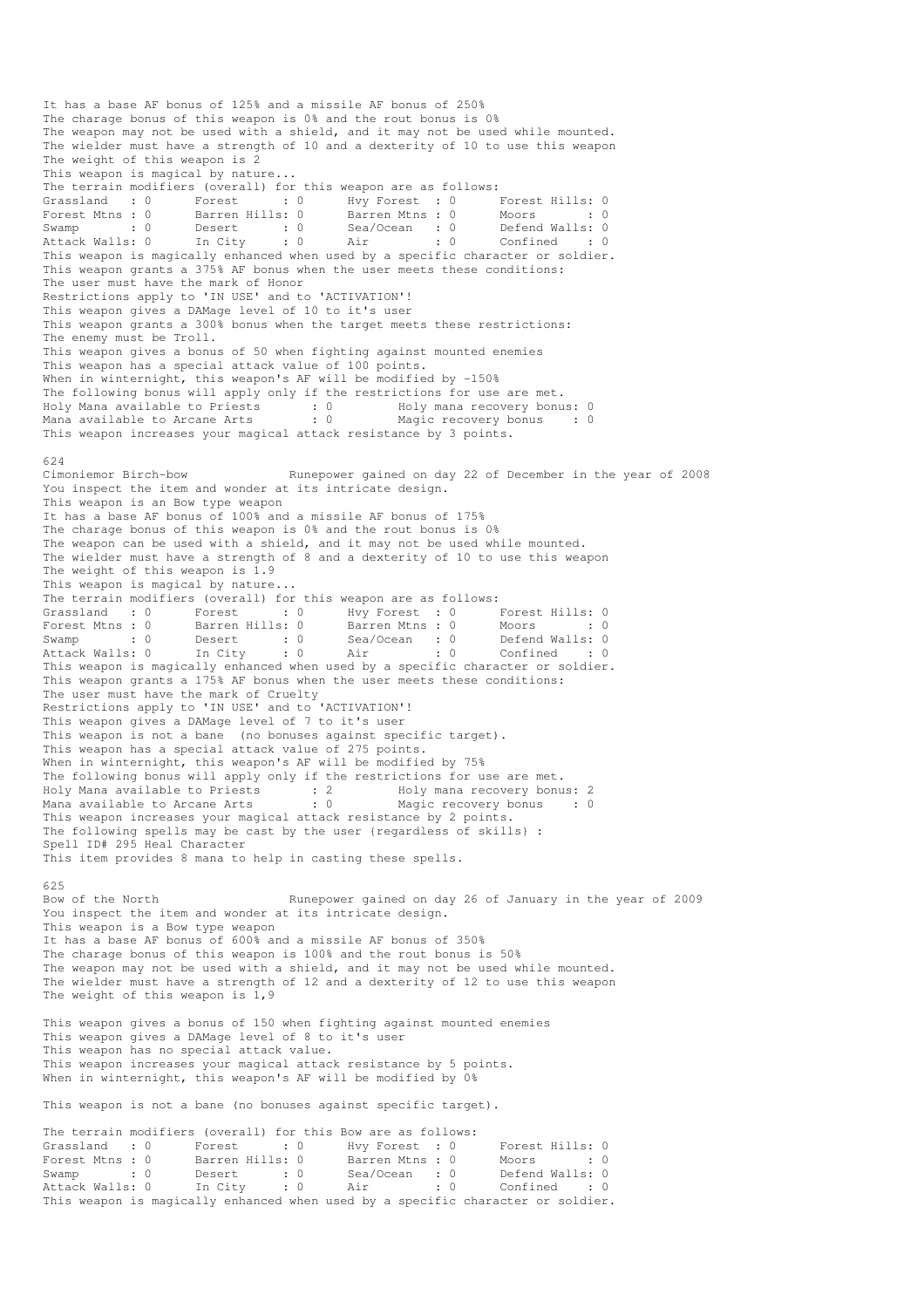It has a base AF bonus of 125% and a missile AF bonus of 250%
The charage bonus of this weapon is 0% and the rout bonus is 0%
The weapon may not be used with a shield, and it may not be used while mounted.
The wielder must have a strength of 10 and a dexterity of 10 to use this weapon
The weight of this weapon is 2
This weapon is magical by nature...
The terrain modifiers (overall) for this weapon are as follows:

```
Grassland   : 0      Forest      : 0      Hvy Forest  : 0      Forest Hills: 0
Forest Mtns : 0      Barren Hills: 0      Barren Mtns : 0      Moors       : 0
Swamp       : 0      Desert      : 0      Sea/Ocean   : 0      Defend Walls: 0
Attack Walls: 0      In City     : 0      Air         : 0      Confined    : 0
```

This weapon is magically enhanced when used by a specific character or soldier.
This weapon grants a 375% AF bonus when the user meets these conditions:
The user must have the mark of Honor
Restrictions apply to 'IN USE' and to 'ACTIVATION'!
This weapon gives a DAMage level of 10 to it's user
This weapon grants a 300% bonus when the target meets these restrictions:
The enemy must be Troll.
This weapon gives a bonus of 50 when fighting against mounted enemies
This weapon has a special attack value of 100 points.
When in winternight, this weapon's AF will be modified by -150%
The following bonus will apply only if the restrictions for use are met.

```
Holy Mana available to Priests     : 0         Holy mana recovery bonus: 0
Mana available to Arcane Arts      : 0         Magic recovery bonus    : 0
```

This weapon increases your magical attack resistance by 3 points.

624
Cimoniemor Birch-bow              Runepower gained on day 22 of December in the year of 2008
You inspect the item and wonder at its intricate design.
This weapon is an Bow type weapon
It has a base AF bonus of 100% and a missile AF bonus of 175%
The charage bonus of this weapon is 0% and the rout bonus is 0%
The weapon can be used with a shield, and it may not be used while mounted.
The wielder must have a strength of 8 and a dexterity of 10 to use this weapon
The weight of this weapon is 1.9
This weapon is magical by nature...
The terrain modifiers (overall) for this weapon are as follows:

```
Grassland   : 0      Forest      : 0      Hvy Forest  : 0      Forest Hills: 0
Forest Mtns : 0      Barren Hills: 0      Barren Mtns : 0      Moors       : 0
Swamp       : 0      Desert      : 0      Sea/Ocean   : 0      Defend Walls: 0
Attack Walls: 0      In City     : 0      Air         : 0      Confined    : 0
```

This weapon is magically enhanced when used by a specific character or soldier.
This weapon grants a 175% AF bonus when the user meets these conditions:
The user must have the mark of Cruelty
Restrictions apply to 'IN USE' and to 'ACTIVATION'!
This weapon gives a DAMage level of 7 to it's user
This weapon is not a bane  (no bonuses against specific target).
This weapon has a special attack value of 275 points.
When in winternight, this weapon's AF will be modified by 75%
The following bonus will apply only if the restrictions for use are met.

```
Holy Mana available to Priests     : 2         Holy mana recovery bonus: 2
Mana available to Arcane Arts      : 0         Magic recovery bonus    : 0
```

This weapon increases your magical attack resistance by 2 points.
The following spells may be cast by the user (regardless of skills) :
Spell ID# 295 Heal Character
This item provides 8 mana to help in casting these spells.

625
Bow of the North                  Runepower gained on day 26 of January in the year of 2009
You inspect the item and wonder at its intricate design.
This weapon is a Bow type weapon
It has a base AF bonus of 600% and a missile AF bonus of 350%
The charage bonus of this weapon is 100% and the rout bonus is 50%
The weapon may not be used with a shield, and it may not be used while mounted.
The wielder must have a strength of 12 and a dexterity of 12 to use this weapon
The weight of this weapon is 1,9

This weapon gives a bonus of 150 when fighting against mounted enemies
This weapon gives a DAMage level of 8 to it's user
This weapon has no special attack value.
This weapon increases your magical attack resistance by 5 points.
When in winternight, this weapon's AF will be modified by 0%

This weapon is not a bane (no bonuses against specific target).

The terrain modifiers (overall) for this Bow are as follows:

```
Grassland   : 0      Forest      : 0      Hvy Forest  : 0      Forest Hills: 0
Forest Mtns : 0      Barren Hills: 0      Barren Mtns : 0      Moors       : 0
Swamp       : 0      Desert      : 0      Sea/Ocean   : 0      Defend Walls: 0
Attack Walls: 0      In City     : 0      Air         : 0      Confined    : 0
```

This weapon is magically enhanced when used by a specific character or soldier.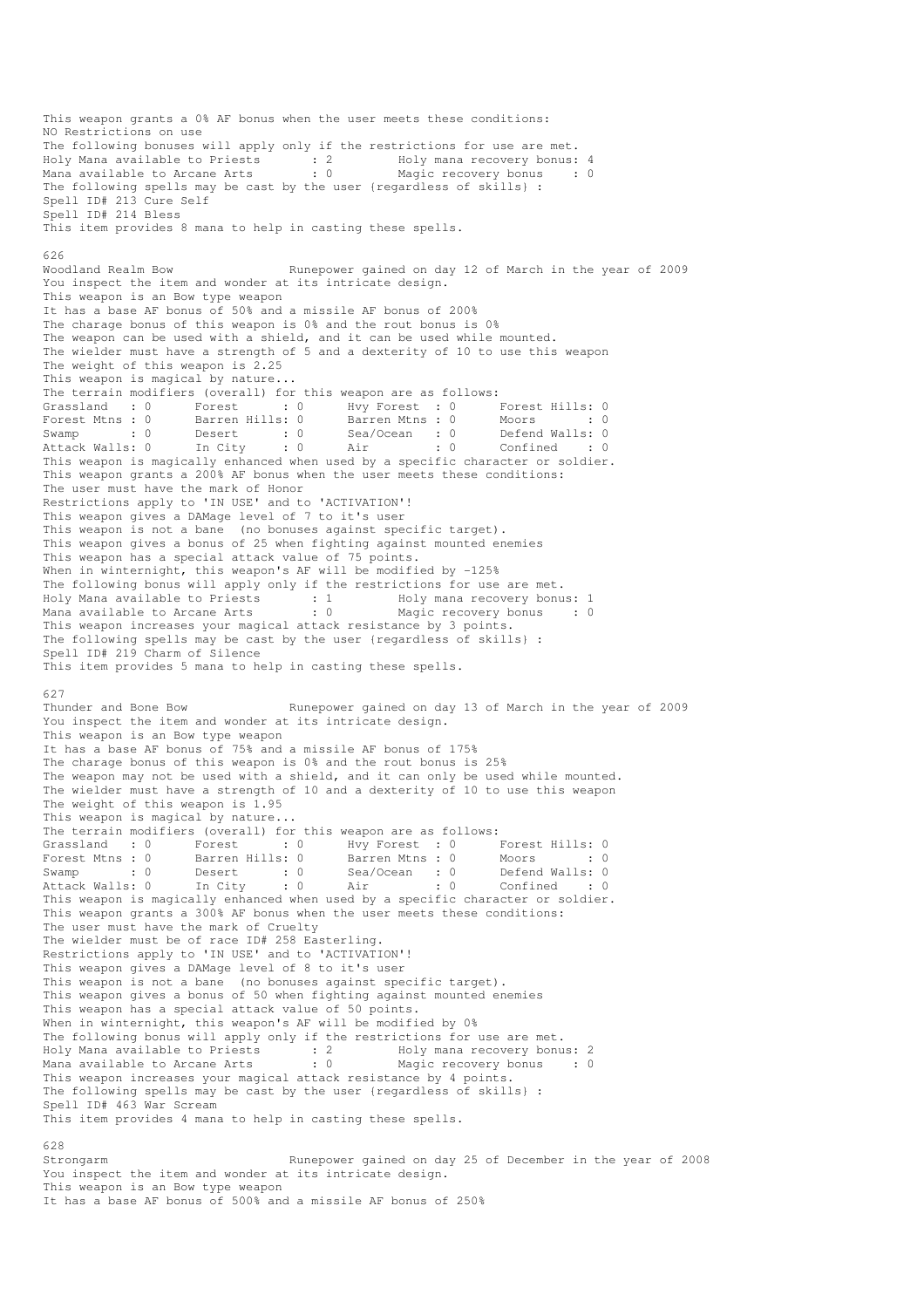This weapon grants a 0% AF bonus when the user meets these conditions:
NO Restrictions on use
The following bonuses will apply only if the restrictions for use are met.
Holy Mana available to Priests : 2 Holy mana recovery bonus: 4
Mana available to Arcane Arts : 0 Magic recovery bonus : 0
The following spells may be cast by the user {regardless of skills} :
Spell ID# 213 Cure Self
Spell ID# 214 Bless
This item provides 8 mana to help in casting these spells.

626
Woodland Realm Bow Runepower gained on day 12 of March in the year of 2009
You inspect the item and wonder at its intricate design.
This weapon is an Bow type weapon
It has a base AF bonus of 50% and a missile AF bonus of 200%
The charage bonus of this weapon is 0% and the rout bonus is 0%
The weapon can be used with a shield, and it can be used while mounted.
The wielder must have a strength of 5 and a dexterity of 10 to use this weapon
The weight of this weapon is 2.25
This weapon is magical by nature...
The terrain modifiers (overall) for this weapon are as follows:

| | | | | | | | |
|---|---|---|---|---|---|---|---|
| Grassland | : 0 | Forest | : 0 | Hvy Forest | : 0 | Forest Hills | : 0 |
| Forest Mtns | : 0 | Barren Hills | : 0 | Barren Mtns | : 0 | Moors | : 0 |
| Swamp | : 0 | Desert | : 0 | Sea/Ocean | : 0 | Defend Walls | : 0 |
| Attack Walls | : 0 | In City | : 0 | Air | : 0 | Confined | : 0 |

This weapon is magically enhanced when used by a specific character or soldier.
This weapon grants a 200% AF bonus when the user meets these conditions:
The user must have the mark of Honor
Restrictions apply to 'IN USE' and to 'ACTIVATION'!
This weapon gives a DAMage level of 7 to it's user
This weapon is not a bane (no bonuses against specific target).
This weapon gives a bonus of 25 when fighting against mounted enemies
This weapon has a special attack value of 75 points.
When in winternight, this weapon's AF will be modified by -125%
The following bonus will apply only if the restrictions for use are met.
Holy Mana available to Priests : 1 Holy mana recovery bonus: 1
Mana available to Arcane Arts : 0 Magic recovery bonus : 0
This weapon increases your magical attack resistance by 3 points.
The following spells may be cast by the user {regardless of skills} :
Spell ID# 219 Charm of Silence
This item provides 5 mana to help in casting these spells.

627
Thunder and Bone Bow Runepower gained on day 13 of March in the year of 2009
You inspect the item and wonder at its intricate design.
This weapon is an Bow type weapon
It has a base AF bonus of 75% and a missile AF bonus of 175%
The charage bonus of this weapon is 0% and the rout bonus is 25%
The weapon may not be used with a shield, and it can only be used while mounted.
The wielder must have a strength of 10 and a dexterity of 10 to use this weapon
The weight of this weapon is 1.95
This weapon is magical by nature...
The terrain modifiers (overall) for this weapon are as follows:

| | | | | | | | |
|---|---|---|---|---|---|---|---|
| Grassland | : 0 | Forest | : 0 | Hvy Forest | : 0 | Forest Hills | : 0 |
| Forest Mtns | : 0 | Barren Hills | : 0 | Barren Mtns | : 0 | Moors | : 0 |
| Swamp | : 0 | Desert | : 0 | Sea/Ocean | : 0 | Defend Walls | : 0 |
| Attack Walls | : 0 | In City | : 0 | Air | : 0 | Confined | : 0 |

This weapon is magically enhanced when used by a specific character or soldier.
This weapon grants a 300% AF bonus when the user meets these conditions:
The user must have the mark of Cruelty
The wielder must be of race ID# 258 Easterling.
Restrictions apply to 'IN USE' and to 'ACTIVATION'!
This weapon gives a DAMage level of 8 to it's user
This weapon is not a bane (no bonuses against specific target).
This weapon gives a bonus of 50 when fighting against mounted enemies
This weapon has a special attack value of 50 points.
When in winternight, this weapon's AF will be modified by 0%
The following bonus will apply only if the restrictions for use are met.
Holy Mana available to Priests : 2 Holy mana recovery bonus: 2
Mana available to Arcane Arts : 0 Magic recovery bonus : 0
This weapon increases your magical attack resistance by 4 points.
The following spells may be cast by the user {regardless of skills} :
Spell ID# 463 War Scream
This item provides 4 mana to help in casting these spells.

628
Strongarm Runepower gained on day 25 of December in the year of 2008
You inspect the item and wonder at its intricate design.
This weapon is an Bow type weapon
It has a base AF bonus of 500% and a missile AF bonus of 250%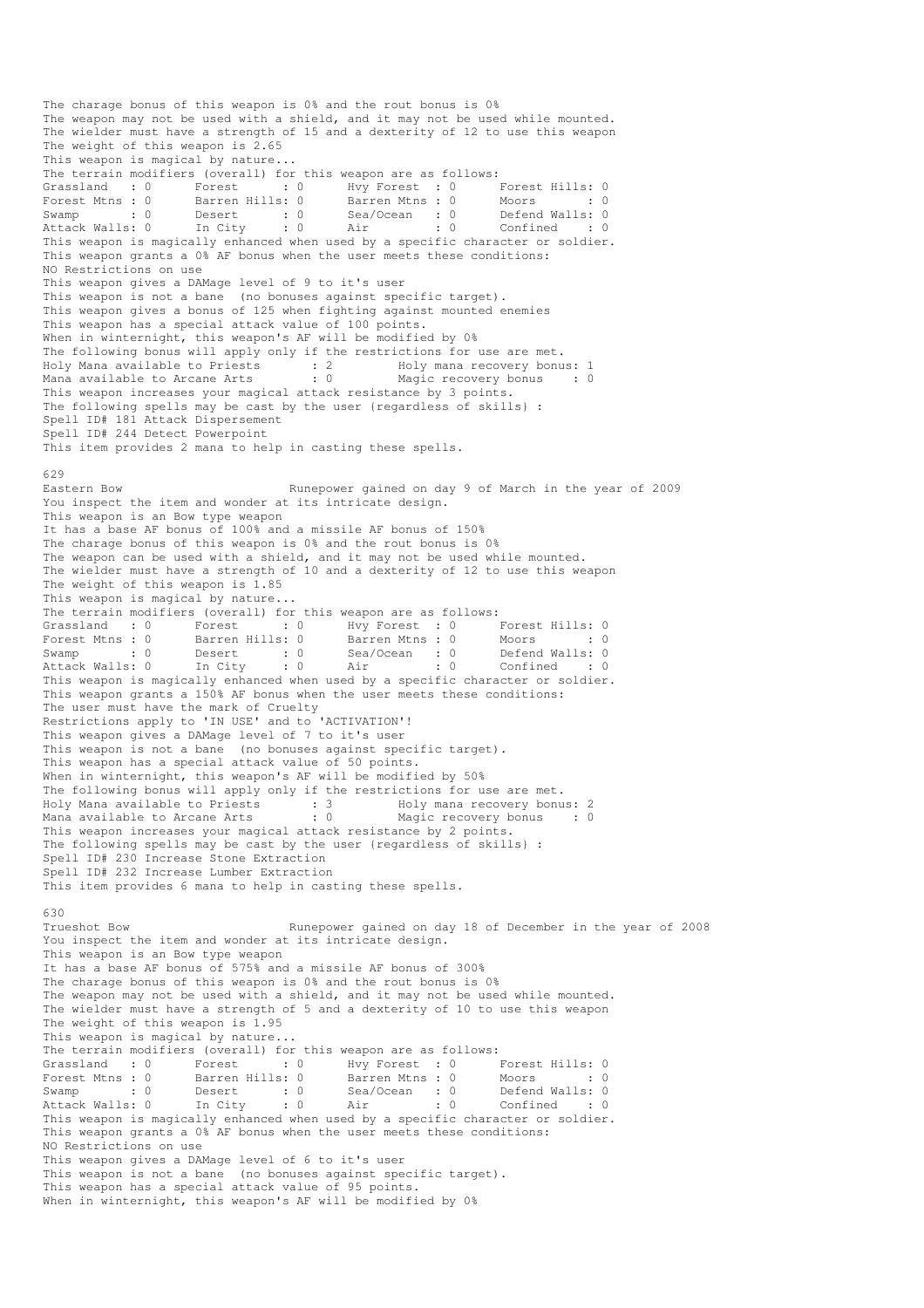The charage bonus of this weapon is 0% and the rout bonus is 0%
The weapon may not be used with a shield, and it may not be used while mounted.
The wielder must have a strength of 15 and a dexterity of 12 to use this weapon
The weight of this weapon is 2.65
This weapon is magical by nature...
The terrain modifiers (overall) for this weapon are as follows:

```
Grassland   : 0      Forest       : 0      Hvy Forest  : 0      Forest Hills: 0
Forest Mtns : 0      Barren Hills: 0      Barren Mtns : 0      Moors       : 0
Swamp       : 0      Desert       : 0      Sea/Ocean   : 0      Defend Walls: 0
Attack Walls: 0      In City      : 0      Air         : 0      Confined    : 0
```

This weapon is magically enhanced when used by a specific character or soldier.
This weapon grants a 0% AF bonus when the user meets these conditions:
NO Restrictions on use
This weapon gives a DAMage level of 9 to it's user
This weapon is not a bane (no bonuses against specific target).
This weapon gives a bonus of 125 when fighting against mounted enemies
This weapon has a special attack value of 100 points.
When in winternight, this weapon's AF will be modified by 0%
The following bonus will apply only if the restrictions for use are met.

```
Holy Mana available to Priests      : 2         Holy mana recovery bonus: 1
Mana available to Arcane Arts       : 0         Magic recovery bonus    : 0
```

This weapon increases your magical attack resistance by 3 points.
The following spells may be cast by the user (regardless of skills) :
Spell ID# 181 Attack Dispersement
Spell ID# 244 Detect Powerpoint
This item provides 2 mana to help in casting these spells.

629
Eastern Bow                       Runepower gained on day 9 of March in the year of 2009
You inspect the item and wonder at its intricate design.
This weapon is an Bow type weapon
It has a base AF bonus of 100% and a missile AF bonus of 150%
The charage bonus of this weapon is 0% and the rout bonus is 0%
The weapon can be used with a shield, and it may not be used while mounted.
The wielder must have a strength of 10 and a dexterity of 12 to use this weapon
The weight of this weapon is 1.85
This weapon is magical by nature...
The terrain modifiers (overall) for this weapon are as follows:

```
Grassland   : 0      Forest       : 0      Hvy Forest  : 0      Forest Hills: 0
Forest Mtns : 0      Barren Hills: 0      Barren Mtns : 0      Moors       : 0
Swamp       : 0      Desert       : 0      Sea/Ocean   : 0      Defend Walls: 0
Attack Walls: 0      In City      : 0      Air         : 0      Confined    : 0
```

This weapon is magically enhanced when used by a specific character or soldier.
This weapon grants a 150% AF bonus when the user meets these conditions:
The user must have the mark of Cruelty
Restrictions apply to 'IN USE' and to 'ACTIVATION'!
This weapon gives a DAMage level of 7 to it's user
This weapon is not a bane (no bonuses against specific target).
This weapon has a special attack value of 50 points.
When in winternight, this weapon's AF will be modified by 50%
The following bonus will apply only if the restrictions for use are met.

```
Holy Mana available to Priests      : 3         Holy mana recovery bonus: 2
Mana available to Arcane Arts       : 0         Magic recovery bonus    : 0
```

This weapon increases your magical attack resistance by 2 points.
The following spells may be cast by the user (regardless of skills) :
Spell ID# 230 Increase Stone Extraction
Spell ID# 232 Increase Lumber Extraction
This item provides 6 mana to help in casting these spells.

630
Trueshot Bow                      Runepower gained on day 18 of December in the year of 2008
You inspect the item and wonder at its intricate design.
This weapon is an Bow type weapon
It has a base AF bonus of 575% and a missile AF bonus of 300%
The charage bonus of this weapon is 0% and the rout bonus is 0%
The weapon may not be used with a shield, and it may not be used while mounted.
The wielder must have a strength of 5 and a dexterity of 10 to use this weapon
The weight of this weapon is 1.95
This weapon is magical by nature...
The terrain modifiers (overall) for this weapon are as follows:

```
Grassland   : 0      Forest       : 0      Hvy Forest  : 0      Forest Hills: 0
Forest Mtns : 0      Barren Hills: 0      Barren Mtns : 0      Moors       : 0
Swamp       : 0      Desert       : 0      Sea/Ocean   : 0      Defend Walls: 0
Attack Walls: 0      In City      : 0      Air         : 0      Confined    : 0
```

This weapon is magically enhanced when used by a specific character or soldier.
This weapon grants a 0% AF bonus when the user meets these conditions:
NO Restrictions on use
This weapon gives a DAMage level of 6 to it's user
This weapon is not a bane (no bonuses against specific target).
This weapon has a special attack value of 95 points.
When in winternight, this weapon's AF will be modified by 0%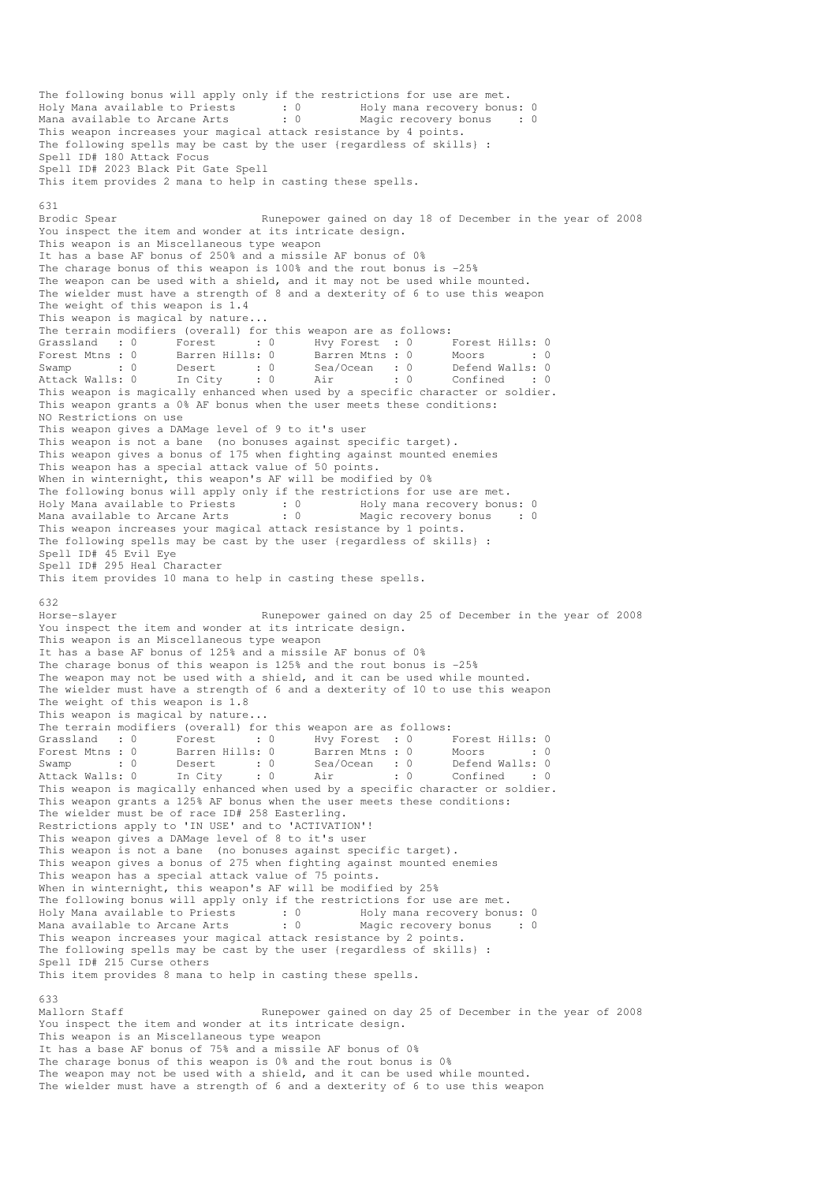The following bonus will apply only if the restrictions for use are met.
Holy Mana available to Priests : 0 Holy mana recovery bonus: 0
Mana available to Arcane Arts : 0 Magic recovery bonus : 0
This weapon increases your magical attack resistance by 4 points.
The following spells may be cast by the user (regardless of skills) :
Spell ID# 180 Attack Focus
Spell ID# 2023 Black Pit Gate Spell
This item provides 2 mana to help in casting these spells.

631
Brodic Spear Runepower gained on day 18 of December in the year of 2008
You inspect the item and wonder at its intricate design.
This weapon is an Miscellaneous type weapon
It has a base AF bonus of 250% and a missile AF bonus of 0%
The charage bonus of this weapon is 100% and the rout bonus is -25%
The weapon can be used with a shield, and it may not be used while mounted.
The wielder must have a strength of 8 and a dexterity of 6 to use this weapon
The weight of this weapon is 1.4
This weapon is magical by nature...
The terrain modifiers (overall) for this weapon are as follows:

| | | | | | | | |
|---|---|---|---|---|---|---|---|
| Grassland | : 0 | Forest | : 0 | Hvy Forest | : 0 | Forest Hills | : 0 |
| Forest Mtns | : 0 | Barren Hills | : 0 | Barren Mtns | : 0 | Moors | : 0 |
| Swamp | : 0 | Desert | : 0 | Sea/Ocean | : 0 | Defend Walls | : 0 |
| Attack Walls | : 0 | In City | : 0 | Air | : 0 | Confined | : 0 |

This weapon is magically enhanced when used by a specific character or soldier.
This weapon grants a 0% AF bonus when the user meets these conditions:
NO Restrictions on use
This weapon gives a DAMage level of 9 to it's user
This weapon is not a bane (no bonuses against specific target).
This weapon gives a bonus of 175 when fighting against mounted enemies
This weapon has a special attack value of 50 points.
When in winternight, this weapon's AF will be modified by 0%
The following bonus will apply only if the restrictions for use are met.
Holy Mana available to Priests : 0 Holy mana recovery bonus: 0
Mana available to Arcane Arts : 0 Magic recovery bonus : 0
This weapon increases your magical attack resistance by 1 points.
The following spells may be cast by the user (regardless of skills) :
Spell ID# 45 Evil Eye
Spell ID# 295 Heal Character
This item provides 10 mana to help in casting these spells.

632
Horse-slayer Runepower gained on day 25 of December in the year of 2008
You inspect the item and wonder at its intricate design.
This weapon is an Miscellaneous type weapon
It has a base AF bonus of 125% and a missile AF bonus of 0%
The charage bonus of this weapon is 125% and the rout bonus is -25%
The weapon may not be used with a shield, and it can be used while mounted.
The wielder must have a strength of 6 and a dexterity of 10 to use this weapon
The weight of this weapon is 1.8
This weapon is magical by nature...
The terrain modifiers (overall) for this weapon are as follows:

| | | | | | | | |
|---|---|---|---|---|---|---|---|
| Grassland | : 0 | Forest | : 0 | Hvy Forest | : 0 | Forest Hills | : 0 |
| Forest Mtns | : 0 | Barren Hills | : 0 | Barren Mtns | : 0 | Moors | : 0 |
| Swamp | : 0 | Desert | : 0 | Sea/Ocean | : 0 | Defend Walls | : 0 |
| Attack Walls | : 0 | In City | : 0 | Air | : 0 | Confined | : 0 |

This weapon is magically enhanced when used by a specific character or soldier.
This weapon grants a 125% AF bonus when the user meets these conditions:
The wielder must be of race ID# 258 Easterling.
Restrictions apply to 'IN USE' and to 'ACTIVATION'!
This weapon gives a DAMage level of 8 to it's user
This weapon is not a bane (no bonuses against specific target).
This weapon gives a bonus of 275 when fighting against mounted enemies
This weapon has a special attack value of 75 points.
When in winternight, this weapon's AF will be modified by 25%
The following bonus will apply only if the restrictions for use are met.
Holy Mana available to Priests : 0 Holy mana recovery bonus: 0
Mana available to Arcane Arts : 0 Magic recovery bonus : 0
This weapon increases your magical attack resistance by 2 points.
The following spells may be cast by the user (regardless of skills) :
Spell ID# 215 Curse others
This item provides 8 mana to help in casting these spells.

633
Mallorn Staff Runepower gained on day 25 of December in the year of 2008
You inspect the item and wonder at its intricate design.
This weapon is an Miscellaneous type weapon
It has a base AF bonus of 75% and a missile AF bonus of 0%
The charage bonus of this weapon is 0% and the rout bonus is 0%
The weapon may not be used with a shield, and it can be used while mounted.
The wielder must have a strength of 6 and a dexterity of 6 to use this weapon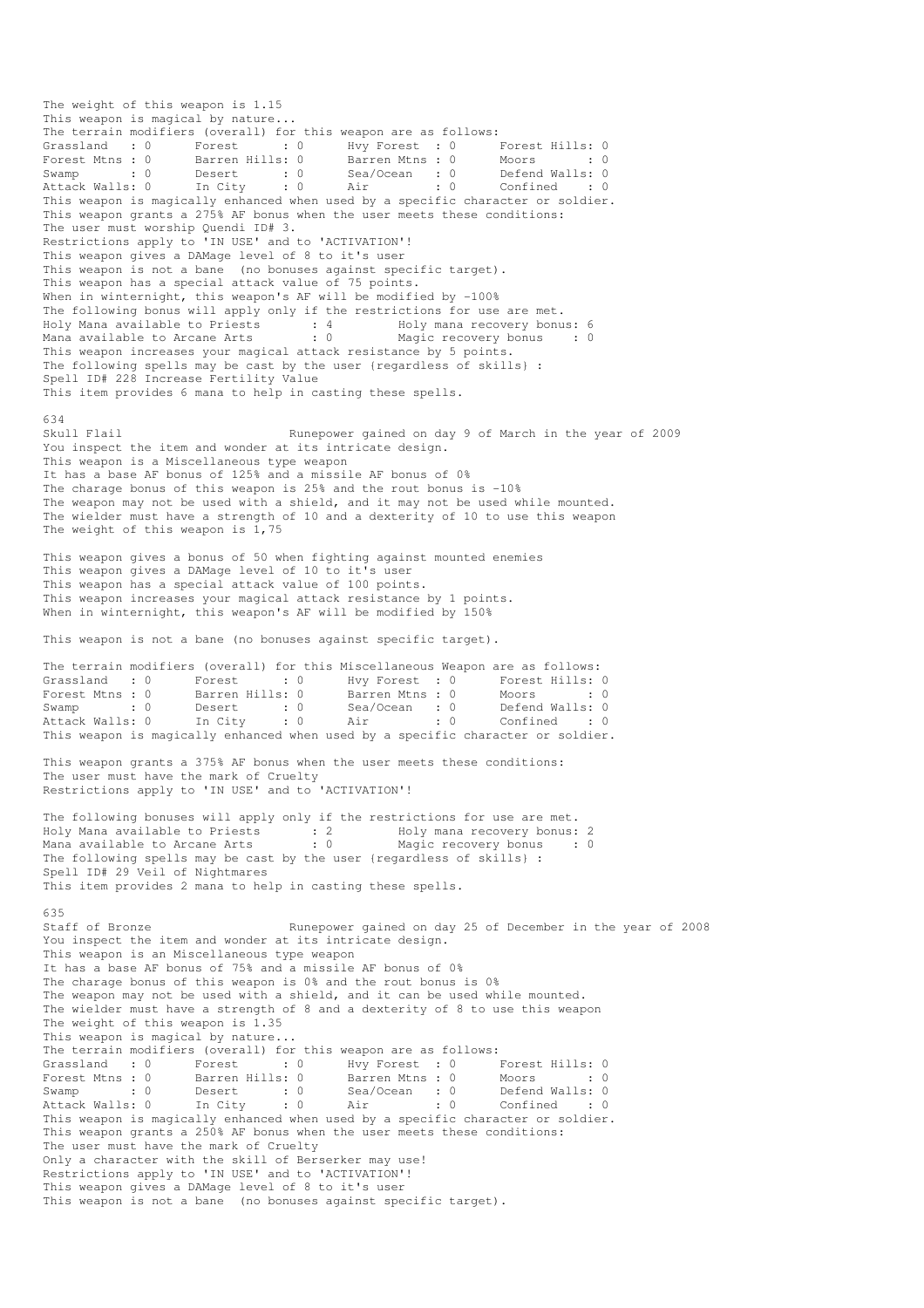The weight of this weapon is 1.15
This weapon is magical by nature...
The terrain modifiers (overall) for this weapon are as follows:

| | | | | | | | |
|---|---|---|---|---|---|---|---|
| Grassland | : 0 | Forest | : 0 | Hvy Forest | : 0 | Forest Hills: | 0 |
| Forest Mtns | : 0 | Barren Hills: | 0 | Barren Mtns | : 0 | Moors | : 0 |
| Swamp | : 0 | Desert | : 0 | Sea/Ocean | : 0 | Defend Walls: | 0 |
| Attack Walls: | 0 | In City | : 0 | Air | : 0 | Confined | : 0 |

This weapon is magically enhanced when used by a specific character or soldier.
This weapon grants a 275% AF bonus when the user meets these conditions:
The user must worship Quendi ID# 3.
Restrictions apply to 'IN USE' and to 'ACTIVATION'!
This weapon gives a DAMage level of 8 to it's user
This weapon is not a bane (no bonuses against specific target).
This weapon has a special attack value of 75 points.
When in winternight, this weapon's AF will be modified by -100%
The following bonus will apply only if the restrictions for use are met.

| | | | |
|---|---|---|---|
| Holy Mana available to Priests | : 4 | Holy mana recovery bonus: | 6 |
| Mana available to Arcane Arts | : 0 | Magic recovery bonus | : 0 |

This weapon increases your magical attack resistance by 5 points.
The following spells may be cast by the user (regardless of skills) :
Spell ID# 228 Increase Fertility Value
This item provides 6 mana to help in casting these spells.

634
Skull Flail Runepower gained on day 9 of March in the year of 2009
You inspect the item and wonder at its intricate design.
This weapon is a Miscellaneous type weapon
It has a base AF bonus of 125% and a missile AF bonus of 0%
The charage bonus of this weapon is 25% and the rout bonus is -10%
The weapon may not be used with a shield, and it may not be used while mounted.
The wielder must have a strength of 10 and a dexterity of 10 to use this weapon
The weight of this weapon is 1,75

This weapon gives a bonus of 50 when fighting against mounted enemies
This weapon gives a DAMage level of 10 to it's user
This weapon has a special attack value of 100 points.
This weapon increases your magical attack resistance by 1 points.
When in winternight, this weapon's AF will be modified by 150%

This weapon is not a bane (no bonuses against specific target).

The terrain modifiers (overall) for this Miscellaneous Weapon are as follows:

| | | | | | | | |
|---|---|---|---|---|---|---|---|
| Grassland | : 0 | Forest | : 0 | Hvy Forest | : 0 | Forest Hills: | 0 |
| Forest Mtns | : 0 | Barren Hills: | 0 | Barren Mtns | : 0 | Moors | : 0 |
| Swamp | : 0 | Desert | : 0 | Sea/Ocean | : 0 | Defend Walls: | 0 |
| Attack Walls: | 0 | In City | : 0 | Air | : 0 | Confined | : 0 |

This weapon is magically enhanced when used by a specific character or soldier.

This weapon grants a 375% AF bonus when the user meets these conditions:
The user must have the mark of Cruelty
Restrictions apply to 'IN USE' and to 'ACTIVATION'!

The following bonuses will apply only if the restrictions for use are met.

| | | | |
|---|---|---|---|
| Holy Mana available to Priests | : 2 | Holy mana recovery bonus: | 2 |
| Mana available to Arcane Arts | : 0 | Magic recovery bonus | : 0 |

The following spells may be cast by the user (regardless of skills) :
Spell ID# 29 Veil of Nightmares
This item provides 2 mana to help in casting these spells.

635
Staff of Bronze Runepower gained on day 25 of December in the year of 2008
You inspect the item and wonder at its intricate design.
This weapon is an Miscellaneous type weapon
It has a base AF bonus of 75% and a missile AF bonus of 0%
The charage bonus of this weapon is 0% and the rout bonus is 0%
The weapon may not be used with a shield, and it can be used while mounted.
The wielder must have a strength of 8 and a dexterity of 8 to use this weapon
The weight of this weapon is 1.35
This weapon is magical by nature...
The terrain modifiers (overall) for this weapon are as follows:

| | | | | | | | |
|---|---|---|---|---|---|---|---|
| Grassland | : 0 | Forest | : 0 | Hvy Forest | : 0 | Forest Hills: | 0 |
| Forest Mtns | : 0 | Barren Hills: | 0 | Barren Mtns | : 0 | Moors | : 0 |
| Swamp | : 0 | Desert | : 0 | Sea/Ocean | : 0 | Defend Walls: | 0 |
| Attack Walls: | 0 | In City | : 0 | Air | : 0 | Confined | : 0 |

This weapon is magically enhanced when used by a specific character or soldier.
This weapon grants a 250% AF bonus when the user meets these conditions:
The user must have the mark of Cruelty
Only a character with the skill of Berserker may use!
Restrictions apply to 'IN USE' and to 'ACTIVATION'!
This weapon gives a DAMage level of 8 to it's user
This weapon is not a bane (no bonuses against specific target).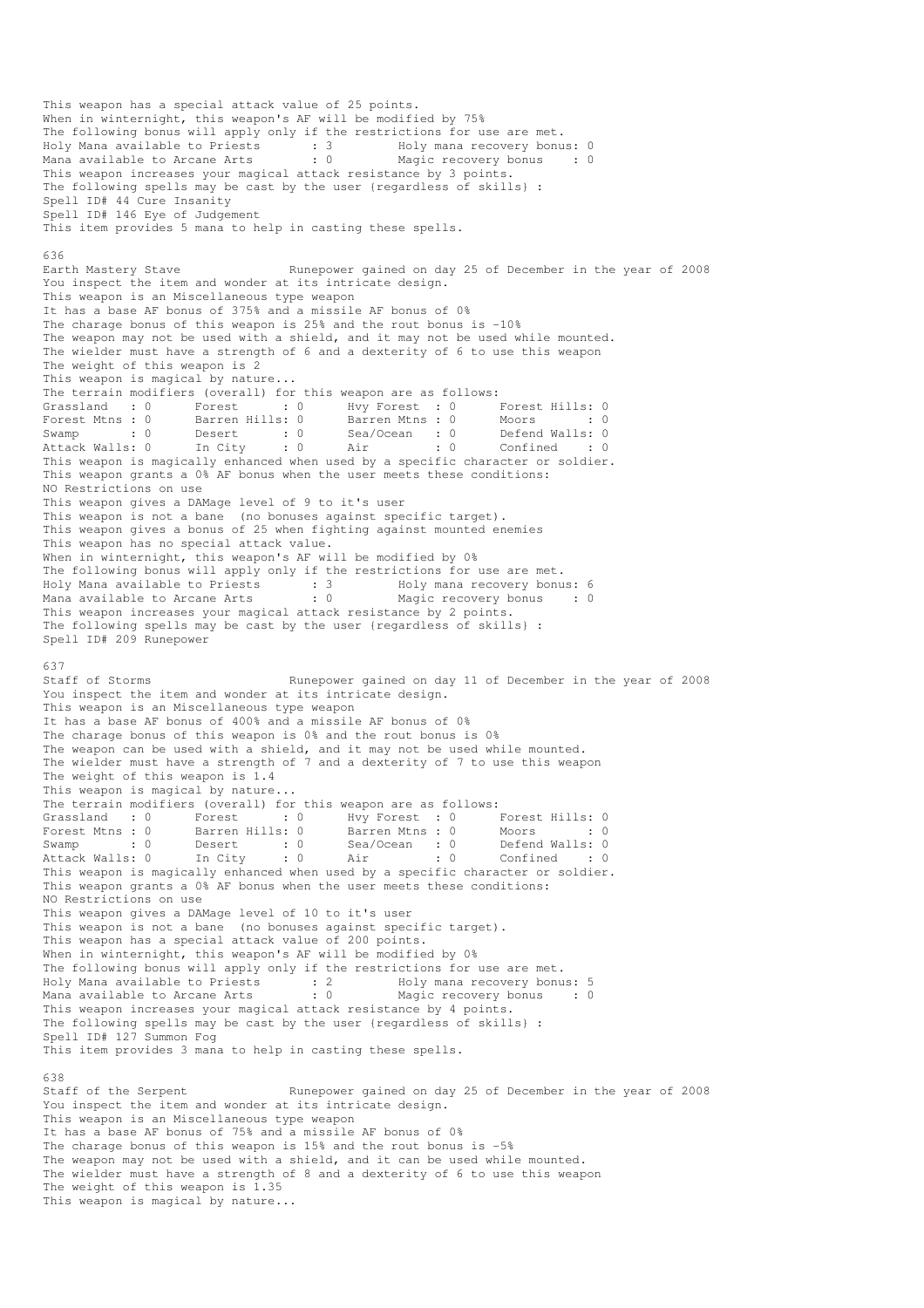This weapon has a special attack value of 25 points.
When in winternight, this weapon's AF will be modified by 75%
The following bonus will apply only if the restrictions for use are met.
Holy Mana available to Priests : 3 Holy mana recovery bonus: 0
Mana available to Arcane Arts : 0 Magic recovery bonus : 0
This weapon increases your magical attack resistance by 3 points.
The following spells may be cast by the user {regardless of skills} :
Spell ID# 44 Cure Insanity
Spell ID# 146 Eye of Judgement
This item provides 5 mana to help in casting these spells.

636
Earth Mastery Stave Runepower gained on day 25 of December in the year of 2008
You inspect the item and wonder at its intricate design.
This weapon is an Miscellaneous type weapon
It has a base AF bonus of 375% and a missile AF bonus of 0%
The charage bonus of this weapon is 25% and the rout bonus is -10%
The weapon may not be used with a shield, and it may not be used while mounted.
The wielder must have a strength of 6 and a dexterity of 6 to use this weapon
The weight of this weapon is 2
This weapon is magical by nature...
The terrain modifiers (overall) for this weapon are as follows:

| | | | | | | | |
|---|---|---|---|---|---|---|---|
| Grassland | : 0 | Forest | : 0 | Hvy Forest | : 0 | Forest Hills: | 0 |
| Forest Mtns | : 0 | Barren Hills: | 0 | Barren Mtns | : 0 | Moors | : 0 |
| Swamp | : 0 | Desert | : 0 | Sea/Ocean | : 0 | Defend Walls: | 0 |
| Attack Walls: | 0 | In City | : 0 | Air | : 0 | Confined | : 0 |

This weapon is magically enhanced when used by a specific character or soldier.
This weapon grants a 0% AF bonus when the user meets these conditions:
NO Restrictions on use
This weapon gives a DAMage level of 9 to it's user
This weapon is not a bane (no bonuses against specific target).
This weapon gives a bonus of 25 when fighting against mounted enemies
This weapon has no special attack value.
When in winternight, this weapon's AF will be modified by 0%
The following bonus will apply only if the restrictions for use are met.
Holy Mana available to Priests : 3 Holy mana recovery bonus: 6
Mana available to Arcane Arts : 0 Magic recovery bonus : 0
This weapon increases your magical attack resistance by 2 points.
The following spells may be cast by the user {regardless of skills} :
Spell ID# 209 Runepower

637
Staff of Storms Runepower gained on day 11 of December in the year of 2008
You inspect the item and wonder at its intricate design.
This weapon is an Miscellaneous type weapon
It has a base AF bonus of 400% and a missile AF bonus of 0%
The charage bonus of this weapon is 0% and the rout bonus is 0%
The weapon can be used with a shield, and it may not be used while mounted.
The wielder must have a strength of 7 and a dexterity of 7 to use this weapon
The weight of this weapon is 1.4
This weapon is magical by nature...
The terrain modifiers (overall) for this weapon are as follows:

| | | | | | | | |
|---|---|---|---|---|---|---|---|
| Grassland | : 0 | Forest | : 0 | Hvy Forest | : 0 | Forest Hills: | 0 |
| Forest Mtns | : 0 | Barren Hills: | 0 | Barren Mtns | : 0 | Moors | : 0 |
| Swamp | : 0 | Desert | : 0 | Sea/Ocean | : 0 | Defend Walls: | 0 |
| Attack Walls: | 0 | In City | : 0 | Air | : 0 | Confined | : 0 |

This weapon is magically enhanced when used by a specific character or soldier.
This weapon grants a 0% AF bonus when the user meets these conditions:
NO Restrictions on use
This weapon gives a DAMage level of 10 to it's user
This weapon is not a bane (no bonuses against specific target).
This weapon has a special attack value of 200 points.
When in winternight, this weapon's AF will be modified by 0%
The following bonus will apply only if the restrictions for use are met.
Holy Mana available to Priests : 2 Holy mana recovery bonus: 5
Mana available to Arcane Arts : 0 Magic recovery bonus : 0
This weapon increases your magical attack resistance by 4 points.
The following spells may be cast by the user {regardless of skills} :
Spell ID# 127 Summon Fog
This item provides 3 mana to help in casting these spells.

638
Staff of the Serpent Runepower gained on day 25 of December in the year of 2008
You inspect the item and wonder at its intricate design.
This weapon is an Miscellaneous type weapon
It has a base AF bonus of 75% and a missile AF bonus of 0%
The charage bonus of this weapon is 15% and the rout bonus is -5%
The weapon may not be used with a shield, and it can be used while mounted.
The wielder must have a strength of 8 and a dexterity of 6 to use this weapon
The weight of this weapon is 1.35
This weapon is magical by nature...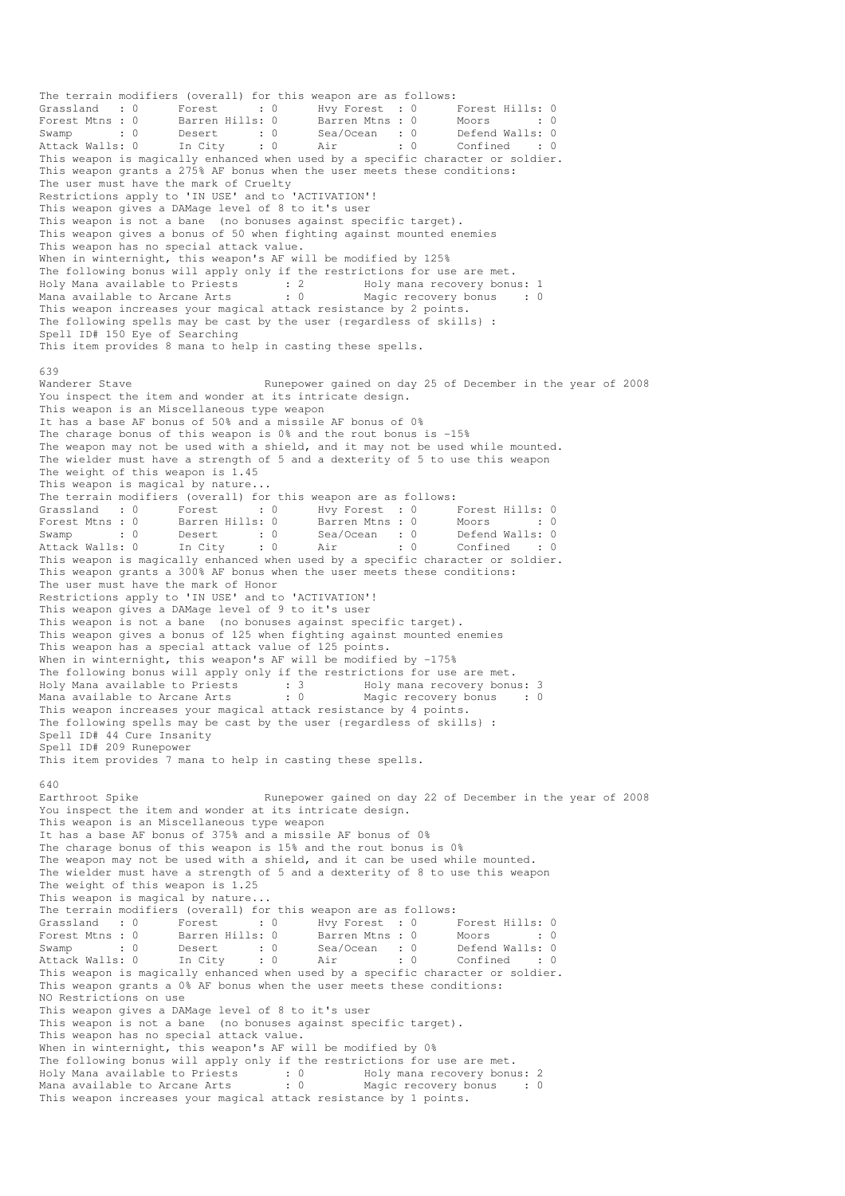The terrain modifiers (overall) for this weapon are as follows:

```
Grassland   : 0      Forest      : 0      Hvy Forest  : 0      Forest Hills: 0
Forest Mtns : 0      Barren Hills: 0      Barren Mtns : 0      Moors       : 0
Swamp       : 0      Desert      : 0      Sea/Ocean   : 0      Defend Walls: 0
Attack Walls: 0      In City     : 0      Air         : 0      Confined    : 0
```

This weapon is magically enhanced when used by a specific character or soldier.
This weapon grants a 275% AF bonus when the user meets these conditions:
The user must have the mark of Cruelty
Restrictions apply to 'IN USE' and to 'ACTIVATION'!
This weapon gives a DAMage level of 8 to it's user
This weapon is not a bane (no bonuses against specific target).
This weapon gives a bonus of 50 when fighting against mounted enemies
This weapon has no special attack value.
When in winternight, this weapon's AF will be modified by 125%
The following bonus will apply only if the restrictions for use are met.

```
Holy Mana available to Priests     : 2        Holy mana recovery bonus: 1
Mana available to Arcane Arts      : 0        Magic recovery bonus    : 0
```

This weapon increases your magical attack resistance by 2 points.
The following spells may be cast by the user (regardless of skills) :
Spell ID# 150 Eye of Searching
This item provides 8 mana to help in casting these spells.

639
Wanderer Stave                    Runepower gained on day 25 of December in the year of 2008
You inspect the item and wonder at its intricate design.
This weapon is an Miscellaneous type weapon
It has a base AF bonus of 50% and a missile AF bonus of 0%
The charage bonus of this weapon is 0% and the rout bonus is -15%
The weapon may not be used with a shield, and it may not be used while mounted.
The wielder must have a strength of 5 and a dexterity of 5 to use this weapon
The weight of this weapon is 1.45
This weapon is magical by nature...
The terrain modifiers (overall) for this weapon are as follows:

```
Grassland   : 0      Forest      : 0      Hvy Forest  : 0      Forest Hills: 0
Forest Mtns : 0      Barren Hills: 0      Barren Mtns : 0      Moors       : 0
Swamp       : 0      Desert      : 0      Sea/Ocean   : 0      Defend Walls: 0
Attack Walls: 0      In City     : 0      Air         : 0      Confined    : 0
```

This weapon is magically enhanced when used by a specific character or soldier.
This weapon grants a 300% AF bonus when the user meets these conditions:
The user must have the mark of Honor
Restrictions apply to 'IN USE' and to 'ACTIVATION'!
This weapon gives a DAMage level of 9 to it's user
This weapon is not a bane (no bonuses against specific target).
This weapon gives a bonus of 125 when fighting against mounted enemies
This weapon has a special attack value of 125 points.
When in winternight, this weapon's AF will be modified by -175%
The following bonus will apply only if the restrictions for use are met.

```
Holy Mana available to Priests     : 3        Holy mana recovery bonus: 3
Mana available to Arcane Arts      : 0        Magic recovery bonus    : 0
```

This weapon increases your magical attack resistance by 4 points.
The following spells may be cast by the user (regardless of skills) :
Spell ID# 44 Cure Insanity
Spell ID# 209 Runepower
This item provides 7 mana to help in casting these spells.

640
Earthroot Spike                   Runepower gained on day 22 of December in the year of 2008
You inspect the item and wonder at its intricate design.
This weapon is an Miscellaneous type weapon
It has a base AF bonus of 375% and a missile AF bonus of 0%
The charage bonus of this weapon is 15% and the rout bonus is 0%
The weapon may not be used with a shield, and it can be used while mounted.
The wielder must have a strength of 5 and a dexterity of 8 to use this weapon
The weight of this weapon is 1.25
This weapon is magical by nature...
The terrain modifiers (overall) for this weapon are as follows:

```
Grassland   : 0      Forest      : 0      Hvy Forest  : 0      Forest Hills: 0
Forest Mtns : 0      Barren Hills: 0      Barren Mtns : 0      Moors       : 0
Swamp       : 0      Desert      : 0      Sea/Ocean   : 0      Defend Walls: 0
Attack Walls: 0      In City     : 0      Air         : 0      Confined    : 0
```

This weapon is magically enhanced when used by a specific character or soldier.
This weapon grants a 0% AF bonus when the user meets these conditions:
NO Restrictions on use
This weapon gives a DAMage level of 8 to it's user
This weapon is not a bane (no bonuses against specific target).
This weapon has no special attack value.
When in winternight, this weapon's AF will be modified by 0%
The following bonus will apply only if the restrictions for use are met.

```
Holy Mana available to Priests     : 0        Holy mana recovery bonus: 2
Mana available to Arcane Arts      : 0        Magic recovery bonus    : 0
```

This weapon increases your magical attack resistance by 1 points.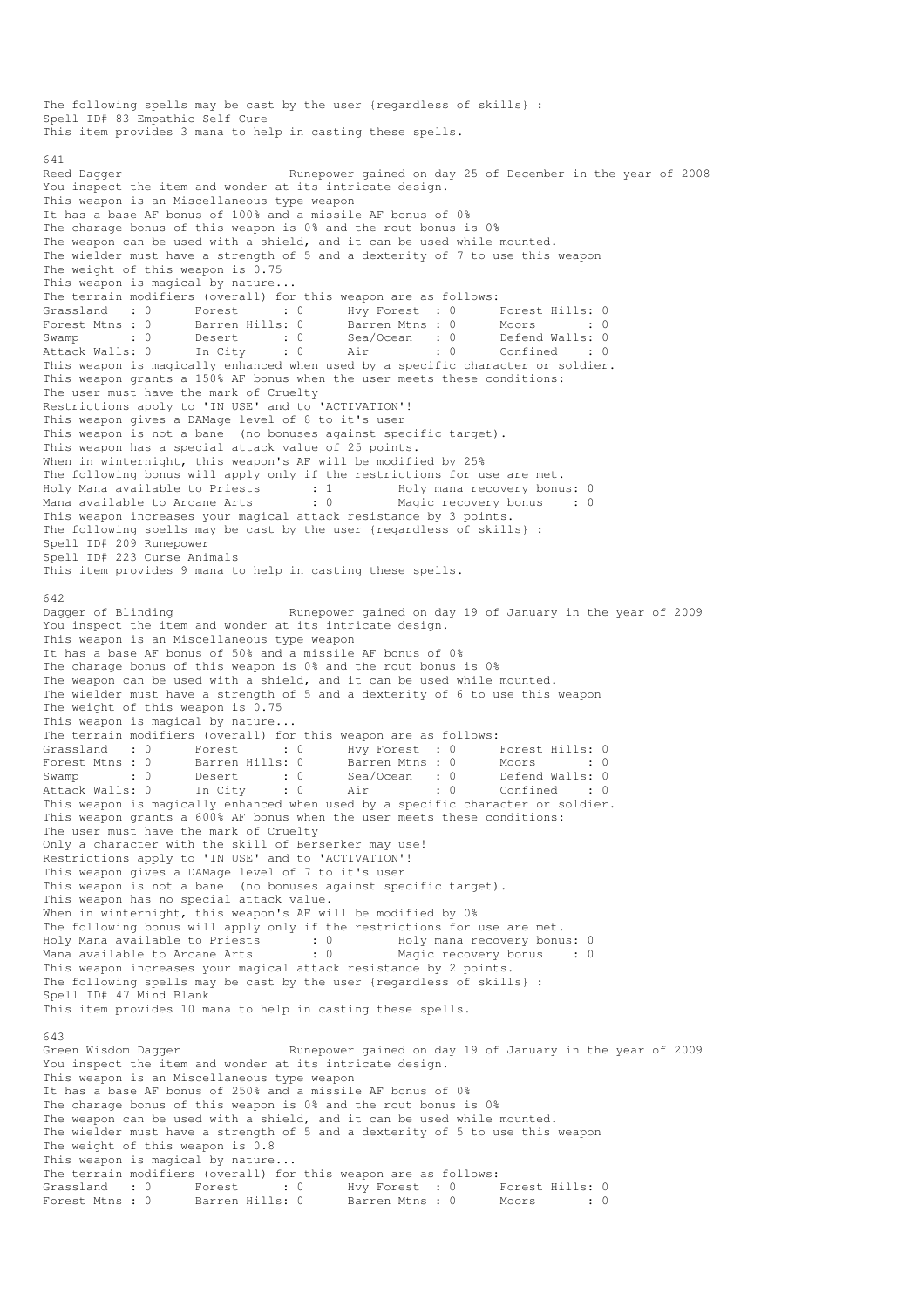The following spells may be cast by the user {regardless of skills} :
Spell ID# 83 Empathic Self Cure
This item provides 3 mana to help in casting these spells.

641
Reed Dagger                         Runepower gained on day 25 of December in the year of 2008
You inspect the item and wonder at its intricate design.
This weapon is an Miscellaneous type weapon
It has a base AF bonus of 100% and a missile AF bonus of 0%
The charage bonus of this weapon is 0% and the rout bonus is 0%
The weapon can be used with a shield, and it can be used while mounted.
The wielder must have a strength of 5 and a dexterity of 7 to use this weapon
The weight of this weapon is 0.75
This weapon is magical by nature...
The terrain modifiers (overall) for this weapon are as follows:

```
Grassland   : 0      Forest      : 0      Hvy Forest  : 0      Forest Hills: 0
Forest Mtns : 0      Barren Hills: 0      Barren Mtns : 0      Moors       : 0
Swamp       : 0      Desert      : 0      Sea/Ocean   : 0      Defend Walls: 0
Attack Walls: 0      In City     : 0      Air         : 0      Confined    : 0
```

This weapon is magically enhanced when used by a specific character or soldier.
This weapon grants a 150% AF bonus when the user meets these conditions:
The user must have the mark of Cruelty
Restrictions apply to 'IN USE' and to 'ACTIVATION'!
This weapon gives a DAMage level of 8 to it's user
This weapon is not a bane  (no bonuses against specific target).
This weapon has a special attack value of 25 points.
When in winternight, this weapon's AF will be modified by 25%
The following bonus will apply only if the restrictions for use are met.

```
Holy Mana available to Priests       : 1         Holy mana recovery bonus: 0
Mana available to Arcane Arts        : 0         Magic recovery bonus    : 0
```

This weapon increases your magical attack resistance by 3 points.
The following spells may be cast by the user {regardless of skills} :
Spell ID# 209 Runepower
Spell ID# 223 Curse Animals
This item provides 9 mana to help in casting these spells.

642
Dagger of Blinding                  Runepower gained on day 19 of January in the year of 2009
You inspect the item and wonder at its intricate design.
This weapon is an Miscellaneous type weapon
It has a base AF bonus of 50% and a missile AF bonus of 0%
The charage bonus of this weapon is 0% and the rout bonus is 0%
The weapon can be used with a shield, and it can be used while mounted.
The wielder must have a strength of 5 and a dexterity of 6 to use this weapon
The weight of this weapon is 0.75
This weapon is magical by nature...
The terrain modifiers (overall) for this weapon are as follows:

```
Grassland   : 0      Forest      : 0      Hvy Forest  : 0      Forest Hills: 0
Forest Mtns : 0      Barren Hills: 0      Barren Mtns : 0      Moors       : 0
Swamp       : 0      Desert      : 0      Sea/Ocean   : 0      Defend Walls: 0
Attack Walls: 0      In City     : 0      Air         : 0      Confined    : 0
```

This weapon is magically enhanced when used by a specific character or soldier.
This weapon grants a 600% AF bonus when the user meets these conditions:
The user must have the mark of Cruelty
Only a character with the skill of Berserker may use!
Restrictions apply to 'IN USE' and to 'ACTIVATION'!
This weapon gives a DAMage level of 7 to it's user
This weapon is not a bane  (no bonuses against specific target).
This weapon has no special attack value.
When in winternight, this weapon's AF will be modified by 0%
The following bonus will apply only if the restrictions for use are met.

```
Holy Mana available to Priests       : 0         Holy mana recovery bonus: 0
Mana available to Arcane Arts        : 0         Magic recovery bonus    : 0
```

This weapon increases your magical attack resistance by 2 points.
The following spells may be cast by the user {regardless of skills} :
Spell ID# 47 Mind Blank
This item provides 10 mana to help in casting these spells.

643
Green Wisdom Dagger                 Runepower gained on day 19 of January in the year of 2009
You inspect the item and wonder at its intricate design.
This weapon is an Miscellaneous type weapon
It has a base AF bonus of 250% and a missile AF bonus of 0%
The charage bonus of this weapon is 0% and the rout bonus is 0%
The weapon can be used with a shield, and it can be used while mounted.
The wielder must have a strength of 5 and a dexterity of 5 to use this weapon
The weight of this weapon is 0.8
This weapon is magical by nature...
The terrain modifiers (overall) for this weapon are as follows:

```
Grassland   : 0      Forest      : 0      Hvy Forest  : 0      Forest Hills: 0
Forest Mtns : 0      Barren Hills: 0      Barren Mtns : 0      Moors       : 0
```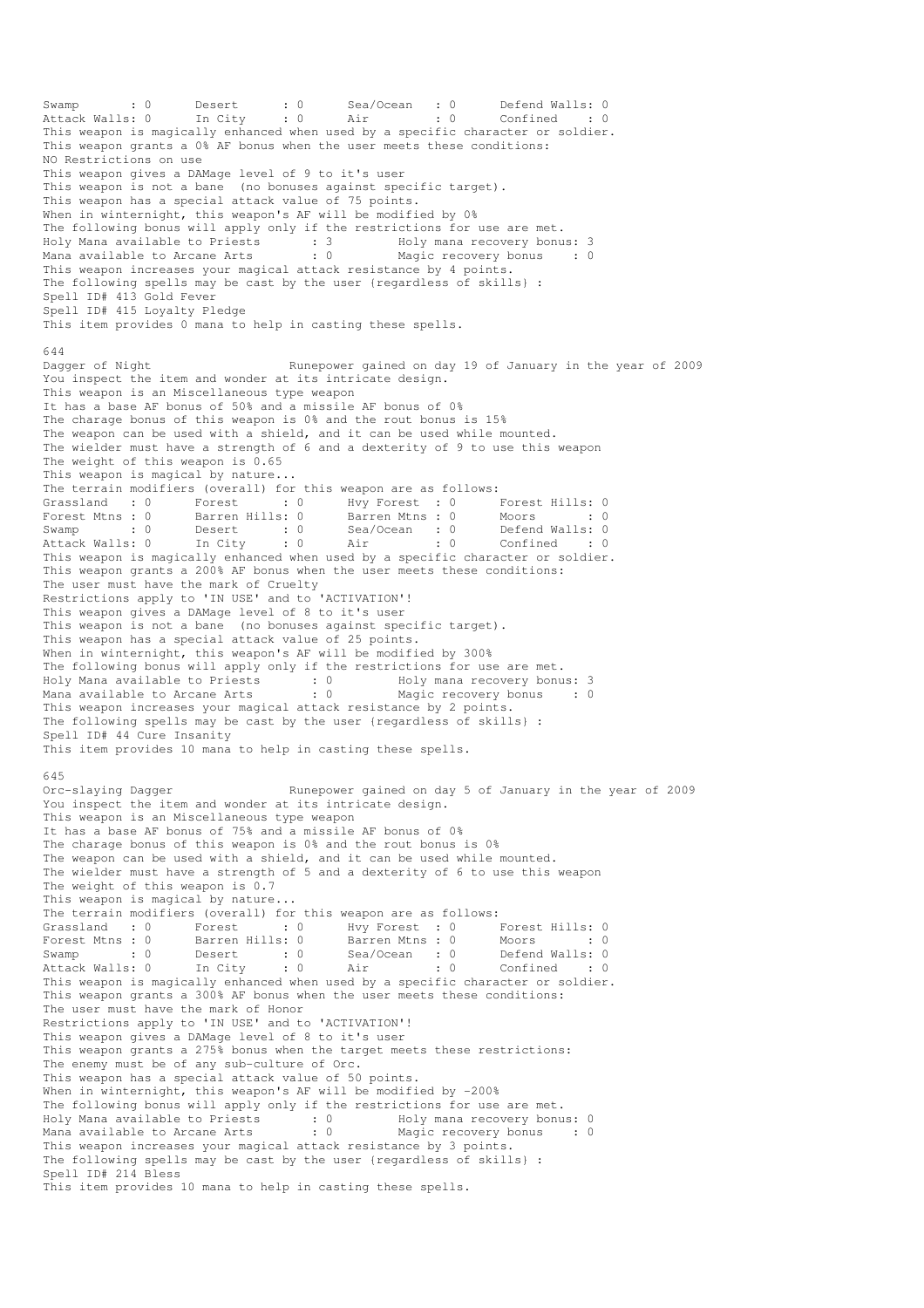```
Swamp       : 0      Desert      : 0      Sea/Ocean   : 0      Defend Walls: 0
Attack Walls: 0      In City     : 0      Air         : 0      Confined    : 0
This weapon is magically enhanced when used by a specific character or soldier.
This weapon grants a 0% AF bonus when the user meets these conditions:
NO Restrictions on use
This weapon gives a DAMage level of 9 to it's user
This weapon is not a bane  (no bonuses against specific target).
This weapon has a special attack value of 75 points.
When in winternight, this weapon's AF will be modified by 0%
The following bonus will apply only if the restrictions for use are met.
Holy Mana available to Priests      : 3         Holy mana recovery bonus: 3
Mana available to Arcane Arts       : 0         Magic recovery bonus    : 0
This weapon increases your magical attack resistance by 4 points.
The following spells may be cast by the user (regardless of skills) :
Spell ID# 413 Gold Fever
Spell ID# 415 Loyalty Pledge
This item provides 0 mana to help in casting these spells.

644
Dagger of Night                    Runepower gained on day 19 of January in the year of 2009
You inspect the item and wonder at its intricate design.
This weapon is an Miscellaneous type weapon
It has a base AF bonus of 50% and a missile AF bonus of 0%
The charage bonus of this weapon is 0% and the rout bonus is 15%
The weapon can be used with a shield, and it can be used while mounted.
The wielder must have a strength of 6 and a dexterity of 9 to use this weapon
The weight of this weapon is 0.65
This weapon is magical by nature...
The terrain modifiers (overall) for this weapon are as follows:
Grassland   : 0      Forest      : 0      Hvy Forest  : 0      Forest Hills: 0
Forest Mtns : 0      Barren Hills: 0      Barren Mtns : 0      Moors       : 0
Swamp       : 0      Desert      : 0      Sea/Ocean   : 0      Defend Walls: 0
Attack Walls: 0      In City     : 0      Air         : 0      Confined    : 0
This weapon is magically enhanced when used by a specific character or soldier.
This weapon grants a 200% AF bonus when the user meets these conditions:
The user must have the mark of Cruelty
Restrictions apply to 'IN USE' and to 'ACTIVATION'!
This weapon gives a DAMage level of 8 to it's user
This weapon is not a bane  (no bonuses against specific target).
This weapon has a special attack value of 25 points.
When in winternight, this weapon's AF will be modified by 300%
The following bonus will apply only if the restrictions for use are met.
Holy Mana available to Priests      : 0         Holy mana recovery bonus: 3
Mana available to Arcane Arts       : 0         Magic recovery bonus    : 0
This weapon increases your magical attack resistance by 2 points.
The following spells may be cast by the user (regardless of skills) :
Spell ID# 44 Cure Insanity
This item provides 10 mana to help in casting these spells.

645
Orc-slaying Dagger                 Runepower gained on day 5 of January in the year of 2009
You inspect the item and wonder at its intricate design.
This weapon is an Miscellaneous type weapon
It has a base AF bonus of 75% and a missile AF bonus of 0%
The charage bonus of this weapon is 0% and the rout bonus is 0%
The weapon can be used with a shield, and it can be used while mounted.
The wielder must have a strength of 5 and a dexterity of 6 to use this weapon
The weight of this weapon is 0.7
This weapon is magical by nature...
The terrain modifiers (overall) for this weapon are as follows:
Grassland   : 0      Forest      : 0      Hvy Forest  : 0      Forest Hills: 0
Forest Mtns : 0      Barren Hills: 0      Barren Mtns : 0      Moors       : 0
Swamp       : 0      Desert      : 0      Sea/Ocean   : 0      Defend Walls: 0
Attack Walls: 0      In City     : 0      Air         : 0      Confined    : 0
This weapon is magically enhanced when used by a specific character or soldier.
This weapon grants a 300% AF bonus when the user meets these conditions:
The user must have the mark of Honor
Restrictions apply to 'IN USE' and to 'ACTIVATION'!
This weapon gives a DAMage level of 8 to it's user
This weapon grants a 275% bonus when the target meets these restrictions:
The enemy must be of any sub-culture of Orc.
This weapon has a special attack value of 50 points.
When in winternight, this weapon's AF will be modified by -200%
The following bonus will apply only if the restrictions for use are met.
Holy Mana available to Priests      : 0         Holy mana recovery bonus: 0
Mana available to Arcane Arts       : 0         Magic recovery bonus    : 0
This weapon increases your magical attack resistance by 3 points.
The following spells may be cast by the user (regardless of skills) :
Spell ID# 214 Bless
This item provides 10 mana to help in casting these spells.
```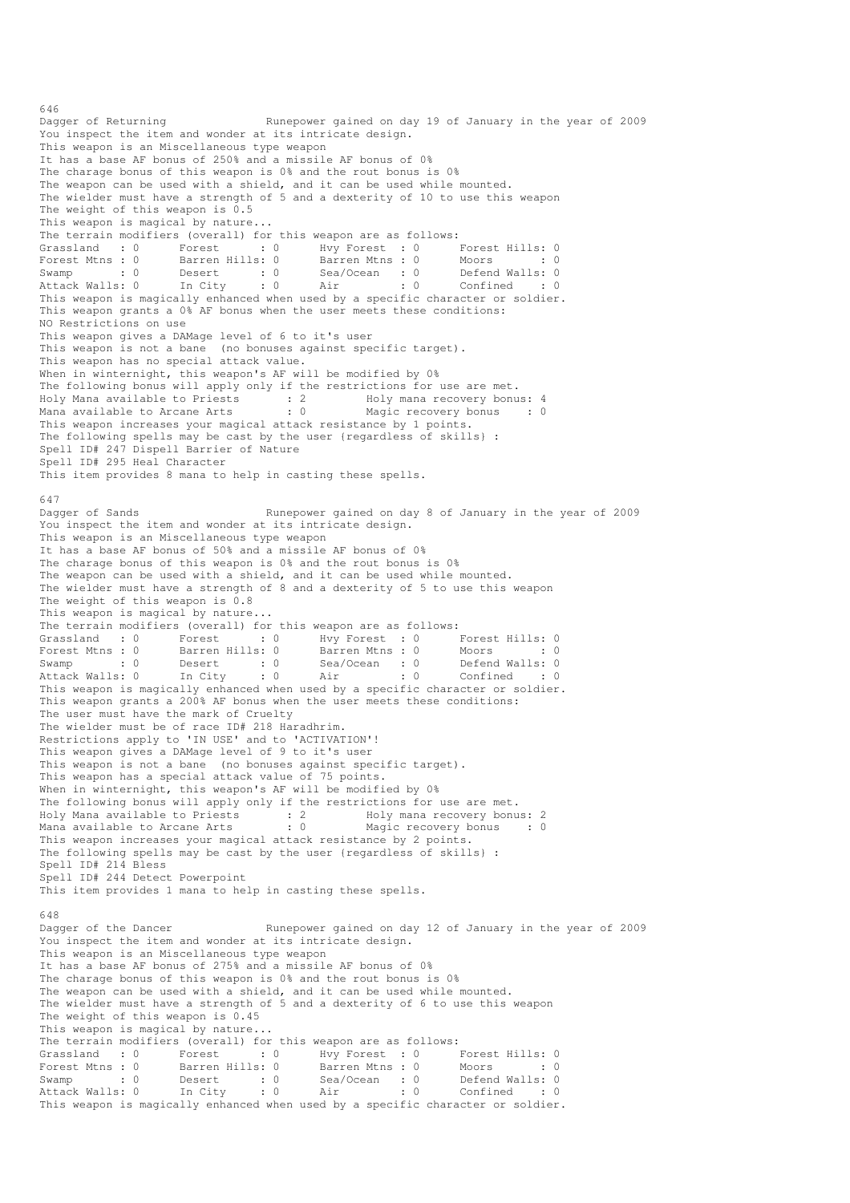646
Dagger of Returning Runepower gained on day 19 of January in the year of 2009
You inspect the item and wonder at its intricate design.
This weapon is an Miscellaneous type weapon
It has a base AF bonus of 250% and a missile AF bonus of 0%
The charage bonus of this weapon is 0% and the rout bonus is 0%
The weapon can be used with a shield, and it can be used while mounted.
The wielder must have a strength of 5 and a dexterity of 10 to use this weapon
The weight of this weapon is 0.5
This weapon is magical by nature...
The terrain modifiers (overall) for this weapon are as follows:

```
Grassland   : 0      Forest      : 0      Hvy Forest  : 0      Forest Hills: 0
Forest Mtns : 0      Barren Hills: 0      Barren Mtns : 0      Moors       : 0
Swamp       : 0      Desert      : 0      Sea/Ocean   : 0      Defend Walls: 0
Attack Walls: 0      In City     : 0      Air         : 0      Confined    : 0
```

This weapon is magically enhanced when used by a specific character or soldier.
This weapon grants a 0% AF bonus when the user meets these conditions:
NO Restrictions on use
This weapon gives a DAMage level of 6 to it's user
This weapon is not a bane (no bonuses against specific target).
This weapon has no special attack value.
When in winternight, this weapon's AF will be modified by 0%
The following bonus will apply only if the restrictions for use are met.

```
Holy Mana available to Priests      : 2         Holy mana recovery bonus: 4
Mana available to Arcane Arts       : 0         Magic recovery bonus    : 0
```

This weapon increases your magical attack resistance by 1 points.
The following spells may be cast by the user {regardless of skills} :
Spell ID# 247 Dispell Barrier of Nature
Spell ID# 295 Heal Character
This item provides 8 mana to help in casting these spells.

647
Dagger of Sands Runepower gained on day 8 of January in the year of 2009
You inspect the item and wonder at its intricate design.
This weapon is an Miscellaneous type weapon
It has a base AF bonus of 50% and a missile AF bonus of 0%
The charage bonus of this weapon is 0% and the rout bonus is 0%
The weapon can be used with a shield, and it can be used while mounted.
The wielder must have a strength of 8 and a dexterity of 5 to use this weapon
The weight of this weapon is 0.8
This weapon is magical by nature...
The terrain modifiers (overall) for this weapon are as follows:

```
Grassland   : 0      Forest      : 0      Hvy Forest  : 0      Forest Hills: 0
Forest Mtns : 0      Barren Hills: 0      Barren Mtns : 0      Moors       : 0
Swamp       : 0      Desert      : 0      Sea/Ocean   : 0      Defend Walls: 0
Attack Walls: 0      In City     : 0      Air         : 0      Confined    : 0
```

This weapon is magically enhanced when used by a specific character or soldier.
This weapon grants a 200% AF bonus when the user meets these conditions:
The user must have the mark of Cruelty
The wielder must be of race ID# 218 Haradhrim.
Restrictions apply to 'IN USE' and to 'ACTIVATION'!
This weapon gives a DAMage level of 9 to it's user
This weapon is not a bane (no bonuses against specific target).
This weapon has a special attack value of 75 points.
When in winternight, this weapon's AF will be modified by 0%
The following bonus will apply only if the restrictions for use are met.

```
Holy Mana available to Priests      : 2         Holy mana recovery bonus: 2
Mana available to Arcane Arts       : 0         Magic recovery bonus    : 0
```

This weapon increases your magical attack resistance by 2 points.
The following spells may be cast by the user {regardless of skills} :
Spell ID# 214 Bless
Spell ID# 244 Detect Powerpoint
This item provides 1 mana to help in casting these spells.

648
Dagger of the Dancer Runepower gained on day 12 of January in the year of 2009
You inspect the item and wonder at its intricate design.
This weapon is an Miscellaneous type weapon
It has a base AF bonus of 275% and a missile AF bonus of 0%
The charage bonus of this weapon is 0% and the rout bonus is 0%
The weapon can be used with a shield, and it can be used while mounted.
The wielder must have a strength of 5 and a dexterity of 6 to use this weapon
The weight of this weapon is 0.45
This weapon is magical by nature...
The terrain modifiers (overall) for this weapon are as follows:

```
Grassland   : 0      Forest      : 0      Hvy Forest  : 0      Forest Hills: 0
Forest Mtns : 0      Barren Hills: 0      Barren Mtns : 0      Moors       : 0
Swamp       : 0      Desert      : 0      Sea/Ocean   : 0      Defend Walls: 0
Attack Walls: 0      In City     : 0      Air         : 0      Confined    : 0
```

This weapon is magically enhanced when used by a specific character or soldier.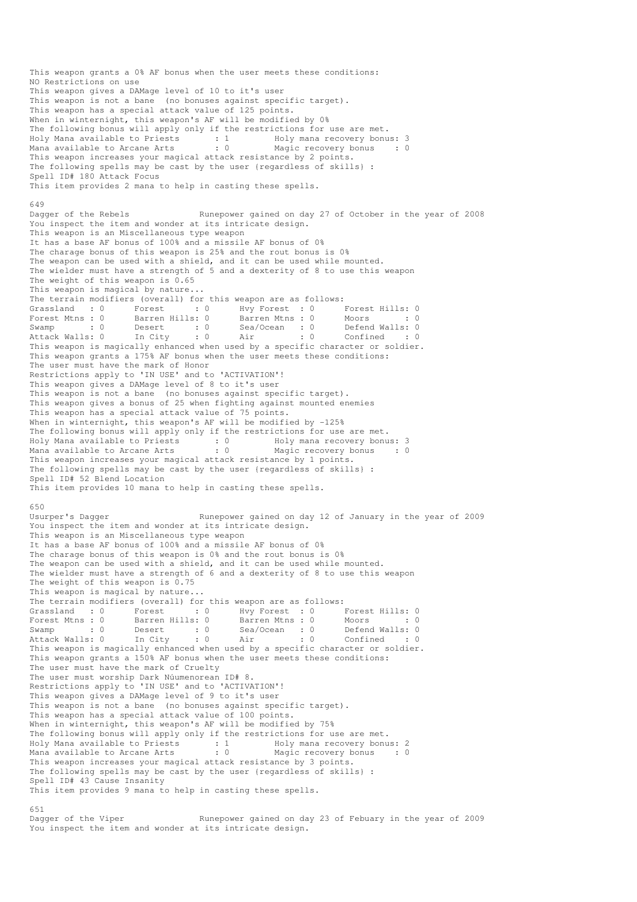This weapon grants a 0% AF bonus when the user meets these conditions:
NO Restrictions on use
This weapon gives a DAMage level of 10 to it's user
This weapon is not a bane (no bonuses against specific target).
This weapon has a special attack value of 125 points.
When in winternight, this weapon's AF will be modified by 0%
The following bonus will apply only if the restrictions for use are met.

```
Holy Mana available to Priests      : 1         Holy mana recovery bonus: 3
Mana available to Arcane Arts       : 0         Magic recovery bonus    : 0
```

This weapon increases your magical attack resistance by 2 points.
The following spells may be cast by the user {regardless of skills} :
Spell ID# 180 Attack Focus
This item provides 2 mana to help in casting these spells.

649
Dagger of the Rebels Runepower gained on day 27 of October in the year of 2008
You inspect the item and wonder at its intricate design.
This weapon is an Miscellaneous type weapon
It has a base AF bonus of 100% and a missile AF bonus of 0%
The charage bonus of this weapon is 25% and the rout bonus is 0%
The weapon can be used with a shield, and it can be used while mounted.
The wielder must have a strength of 5 and a dexterity of 8 to use this weapon
The weight of this weapon is 0.65
This weapon is magical by nature...
The terrain modifiers (overall) for this weapon are as follows:

```
Grassland   : 0      Forest      : 0      Hvy Forest  : 0      Forest Hills: 0
Forest Mtns : 0      Barren Hills: 0      Barren Mtns : 0      Moors       : 0
Swamp       : 0      Desert      : 0      Sea/Ocean   : 0      Defend Walls: 0
Attack Walls: 0      In City     : 0      Air         : 0      Confined    : 0
```

This weapon is magically enhanced when used by a specific character or soldier.
This weapon grants a 175% AF bonus when the user meets these conditions:
The user must have the mark of Honor
Restrictions apply to 'IN USE' and to 'ACTIVATION'!
This weapon gives a DAMage level of 8 to it's user
This weapon is not a bane (no bonuses against specific target).
This weapon gives a bonus of 25 when fighting against mounted enemies
This weapon has a special attack value of 75 points.
When in winternight, this weapon's AF will be modified by -125%
The following bonus will apply only if the restrictions for use are met.

```
Holy Mana available to Priests      : 0         Holy mana recovery bonus: 3
Mana available to Arcane Arts       : 0         Magic recovery bonus    : 0
```

This weapon increases your magical attack resistance by 1 points.
The following spells may be cast by the user {regardless of skills} :
Spell ID# 52 Blend Location
This item provides 10 mana to help in casting these spells.

650
Usurper's Dagger Runepower gained on day 12 of January in the year of 2009
You inspect the item and wonder at its intricate design.
This weapon is an Miscellaneous type weapon
It has a base AF bonus of 100% and a missile AF bonus of 0%
The charage bonus of this weapon is 0% and the rout bonus is 0%
The weapon can be used with a shield, and it can be used while mounted.
The wielder must have a strength of 6 and a dexterity of 8 to use this weapon
The weight of this weapon is 0.75
This weapon is magical by nature...
The terrain modifiers (overall) for this weapon are as follows:

```
Grassland   : 0      Forest      : 0      Hvy Forest  : 0      Forest Hills: 0
Forest Mtns : 0      Barren Hills: 0      Barren Mtns : 0      Moors       : 0
Swamp       : 0      Desert      : 0      Sea/Ocean   : 0      Defend Walls: 0
Attack Walls: 0      In City     : 0      Air         : 0      Confined    : 0
```

This weapon is magically enhanced when used by a specific character or soldier.
This weapon grants a 150% AF bonus when the user meets these conditions:
The user must have the mark of Cruelty
The user must worship Dark Núumenorean ID# 8.
Restrictions apply to 'IN USE' and to 'ACTIVATION'!
This weapon gives a DAMage level of 9 to it's user
This weapon is not a bane (no bonuses against specific target).
This weapon has a special attack value of 100 points.
When in winternight, this weapon's AF will be modified by 75%
The following bonus will apply only if the restrictions for use are met.

```
Holy Mana available to Priests      : 1         Holy mana recovery bonus: 2
Mana available to Arcane Arts       : 0         Magic recovery bonus    : 0
```

This weapon increases your magical attack resistance by 3 points.
The following spells may be cast by the user {regardless of skills} :
Spell ID# 43 Cause Insanity
This item provides 9 mana to help in casting these spells.

651
Dagger of the Viper Runepower gained on day 23 of Febuary in the year of 2009
You inspect the item and wonder at its intricate design.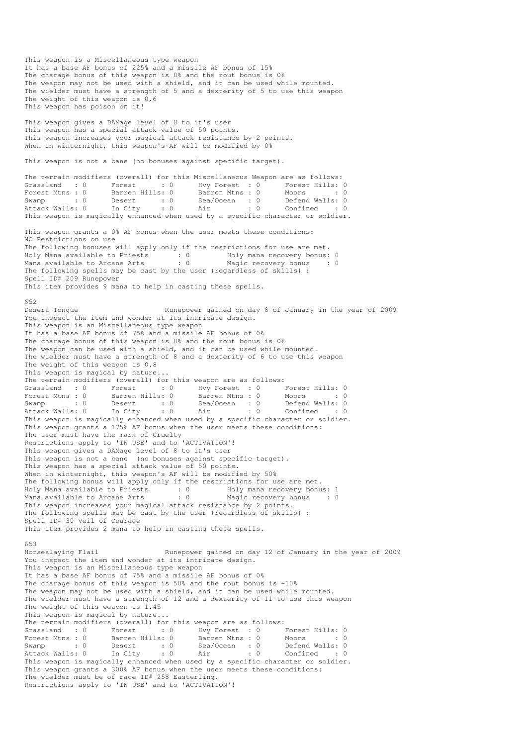This weapon is a Miscellaneous type weapon
It has a base AF bonus of 225% and a missile AF bonus of 15%
The charage bonus of this weapon is 0% and the rout bonus is 0%
The weapon may not be used with a shield, and it can be used while mounted.
The wielder must have a strength of 5 and a dexterity of 5 to use this weapon
The weight of this weapon is 0,6
This weapon has poison on it!

This weapon gives a DAMage level of 8 to it's user
This weapon has a special attack value of 50 points.
This weapon increases your magical attack resistance by 2 points.
When in winternight, this weapon's AF will be modified by 0%

This weapon is not a bane (no bonuses against specific target).

The terrain modifiers (overall) for this Miscellaneous Weapon are as follows:

```
Grassland   : 0      Forest      : 0      Hvy Forest  : 0      Forest Hills: 0
Forest Mtns : 0      Barren Hills: 0      Barren Mtns : 0      Moors       : 0
Swamp       : 0      Desert      : 0      Sea/Ocean   : 0      Defend Walls: 0
Attack Walls: 0      In City     : 0      Air         : 0      Confined    : 0
```

This weapon is magically enhanced when used by a specific character or soldier.

This weapon grants a 0% AF bonus when the user meets these conditions:
NO Restrictions on use
The following bonuses will apply only if the restrictions for use are met.

```
Holy Mana available to Priests      : 0        Holy mana recovery bonus: 0
Mana available to Arcane Arts       : 0        Magic recovery bonus    : 0
```

The following spells may be cast by the user {regardless of skills} :
Spell ID# 209 Runepower
This item provides 9 mana to help in casting these spells.

652
Desert Tongue                    Runepower gained on day 8 of January in the year of 2009
You inspect the item and wonder at its intricate design.
This weapon is an Miscellaneous type weapon
It has a base AF bonus of 75% and a missile AF bonus of 0%
The charage bonus of this weapon is 0% and the rout bonus is 0%
The weapon can be used with a shield, and it can be used while mounted.
The wielder must have a strength of 8 and a dexterity of 6 to use this weapon
The weight of this weapon is 0.8
This weapon is magical by nature...
The terrain modifiers (overall) for this weapon are as follows:

```
Grassland   : 0      Forest      : 0      Hvy Forest  : 0      Forest Hills: 0
Forest Mtns : 0      Barren Hills: 0      Barren Mtns : 0      Moors       : 0
Swamp       : 0      Desert      : 0      Sea/Ocean   : 0      Defend Walls: 0
Attack Walls: 0      In City     : 0      Air         : 0      Confined    : 0
```

This weapon is magically enhanced when used by a specific character or soldier.
This weapon grants a 175% AF bonus when the user meets these conditions:
The user must have the mark of Cruelty
Restrictions apply to 'IN USE' and to 'ACTIVATION'!
This weapon gives a DAMage level of 8 to it's user
This weapon is not a bane  (no bonuses against specific target).
This weapon has a special attack value of 50 points.
When in winternight, this weapon's AF will be modified by 50%
The following bonus will apply only if the restrictions for use are met.

```
Holy Mana available to Priests      : 0        Holy mana recovery bonus: 1
Mana available to Arcane Arts       : 0        Magic recovery bonus    : 0
```

This weapon increases your magical attack resistance by 2 points.
The following spells may be cast by the user {regardless of skills} :
Spell ID# 30 Veil of Courage
This item provides 2 mana to help in casting these spells.

653
Horseslaying Flail               Runepower gained on day 12 of January in the year of 2009
You inspect the item and wonder at its intricate design.
This weapon is an Miscellaneous type weapon
It has a base AF bonus of 75% and a missile AF bonus of 0%
The charage bonus of this weapon is 50% and the rout bonus is -10%
The weapon may not be used with a shield, and it can be used while mounted.
The wielder must have a strength of 12 and a dexterity of 11 to use this weapon
The weight of this weapon is 1.45
This weapon is magical by nature...
The terrain modifiers (overall) for this weapon are as follows:

```
Grassland   : 0      Forest      : 0      Hvy Forest  : 0      Forest Hills: 0
Forest Mtns : 0      Barren Hills: 0      Barren Mtns : 0      Moors       : 0
Swamp       : 0      Desert      : 0      Sea/Ocean   : 0      Defend Walls: 0
Attack Walls: 0      In City     : 0      Air         : 0      Confined    : 0
```

This weapon is magically enhanced when used by a specific character or soldier.
This weapon grants a 300% AF bonus when the user meets these conditions:
The wielder must be of race ID# 258 Easterling.
Restrictions apply to 'IN USE' and to 'ACTIVATION'!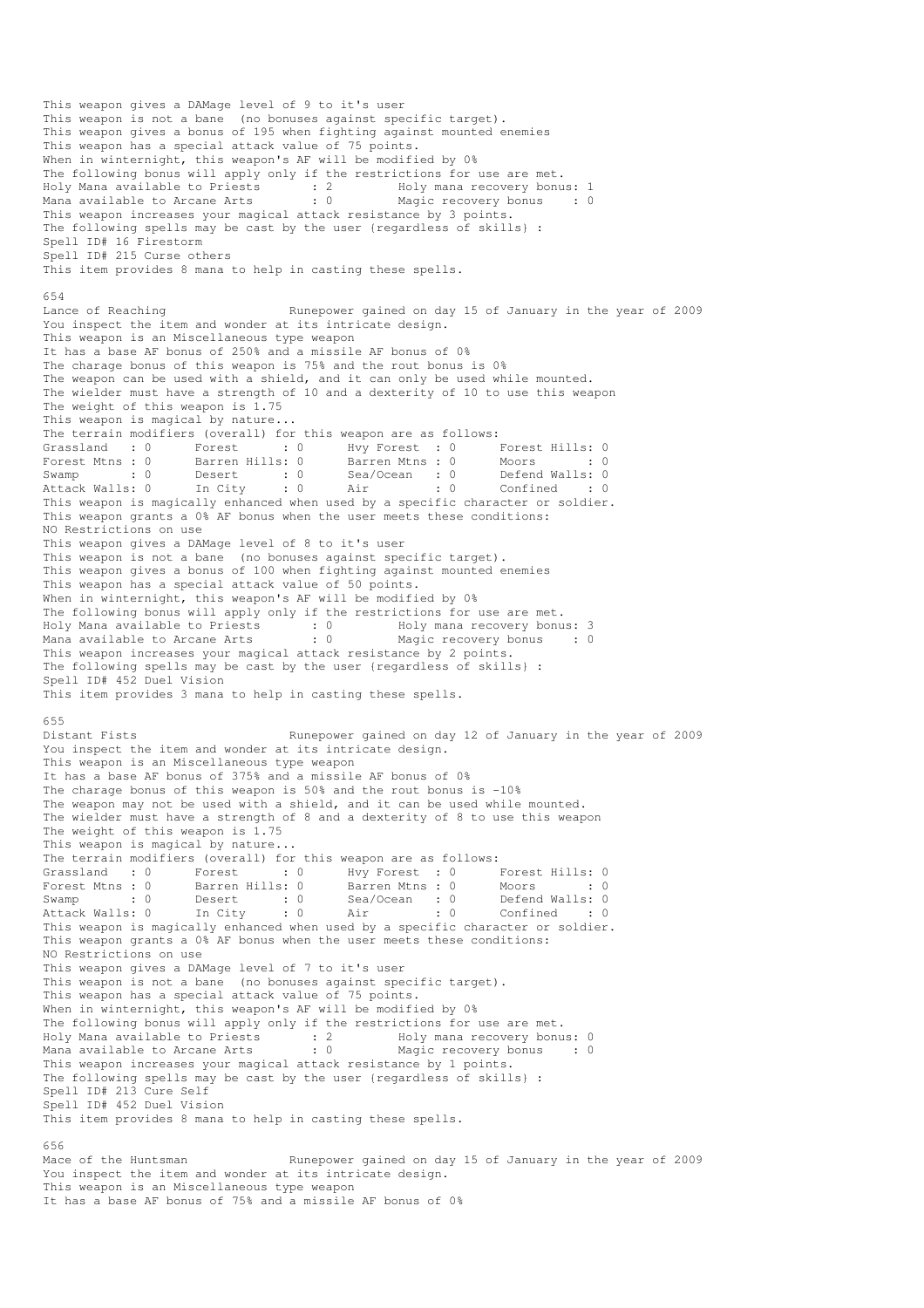This weapon gives a DAMage level of 9 to it's user
This weapon is not a bane (no bonuses against specific target).
This weapon gives a bonus of 195 when fighting against mounted enemies
This weapon has a special attack value of 75 points.
When in winternight, this weapon's AF will be modified by 0%
The following bonus will apply only if the restrictions for use are met.
Holy Mana available to Priests : 2 Holy mana recovery bonus: 1
Mana available to Arcane Arts : 0 Magic recovery bonus : 0
This weapon increases your magical attack resistance by 3 points.
The following spells may be cast by the user {regardless of skills} :
Spell ID# 16 Firestorm
Spell ID# 215 Curse others
This item provides 8 mana to help in casting these spells.

654
Lance of Reaching Runepower gained on day 15 of January in the year of 2009
You inspect the item and wonder at its intricate design.
This weapon is an Miscellaneous type weapon
It has a base AF bonus of 250% and a missile AF bonus of 0%
The charage bonus of this weapon is 75% and the rout bonus is 0%
The weapon can be used with a shield, and it can only be used while mounted.
The wielder must have a strength of 10 and a dexterity of 10 to use this weapon
The weight of this weapon is 1.75
This weapon is magical by nature...
The terrain modifiers (overall) for this weapon are as follows:

| | | | | | | | |
|---|---|---|---|---|---|---|---|
| Grassland | : 0 | Forest | : 0 | Hvy Forest | : 0 | Forest Hills | : 0 |
| Forest Mtns | : 0 | Barren Hills | : 0 | Barren Mtns | : 0 | Moors | : 0 |
| Swamp | : 0 | Desert | : 0 | Sea/Ocean | : 0 | Defend Walls | : 0 |
| Attack Walls | : 0 | In City | : 0 | Air | : 0 | Confined | : 0 |

This weapon is magically enhanced when used by a specific character or soldier.
This weapon grants a 0% AF bonus when the user meets these conditions:
NO Restrictions on use
This weapon gives a DAMage level of 8 to it's user
This weapon is not a bane (no bonuses against specific target).
This weapon gives a bonus of 100 when fighting against mounted enemies
This weapon has a special attack value of 50 points.
When in winternight, this weapon's AF will be modified by 0%
The following bonus will apply only if the restrictions for use are met.
Holy Mana available to Priests : 0 Holy mana recovery bonus: 3
Mana available to Arcane Arts : 0 Magic recovery bonus : 0
This weapon increases your magical attack resistance by 2 points.
The following spells may be cast by the user {regardless of skills} :
Spell ID# 452 Duel Vision
This item provides 3 mana to help in casting these spells.

655
Distant Fists Runepower gained on day 12 of January in the year of 2009
You inspect the item and wonder at its intricate design.
This weapon is an Miscellaneous type weapon
It has a base AF bonus of 375% and a missile AF bonus of 0%
The charage bonus of this weapon is 50% and the rout bonus is -10%
The weapon may not be used with a shield, and it can be used while mounted.
The wielder must have a strength of 8 and a dexterity of 8 to use this weapon
The weight of this weapon is 1.75
This weapon is magical by nature...
The terrain modifiers (overall) for this weapon are as follows:

| | | | | | | | |
|---|---|---|---|---|---|---|---|
| Grassland | : 0 | Forest | : 0 | Hvy Forest | : 0 | Forest Hills | : 0 |
| Forest Mtns | : 0 | Barren Hills | : 0 | Barren Mtns | : 0 | Moors | : 0 |
| Swamp | : 0 | Desert | : 0 | Sea/Ocean | : 0 | Defend Walls | : 0 |
| Attack Walls | : 0 | In City | : 0 | Air | : 0 | Confined | : 0 |

This weapon is magically enhanced when used by a specific character or soldier.
This weapon grants a 0% AF bonus when the user meets these conditions:
NO Restrictions on use
This weapon gives a DAMage level of 7 to it's user
This weapon is not a bane (no bonuses against specific target).
This weapon has a special attack value of 75 points.
When in winternight, this weapon's AF will be modified by 0%
The following bonus will apply only if the restrictions for use are met.
Holy Mana available to Priests : 2 Holy mana recovery bonus: 0
Mana available to Arcane Arts : 0 Magic recovery bonus : 0
This weapon increases your magical attack resistance by 1 points.
The following spells may be cast by the user {regardless of skills} :
Spell ID# 213 Cure Self
Spell ID# 452 Duel Vision
This item provides 8 mana to help in casting these spells.

656
Mace of the Huntsman Runepower gained on day 15 of January in the year of 2009
You inspect the item and wonder at its intricate design.
This weapon is an Miscellaneous type weapon
It has a base AF bonus of 75% and a missile AF bonus of 0%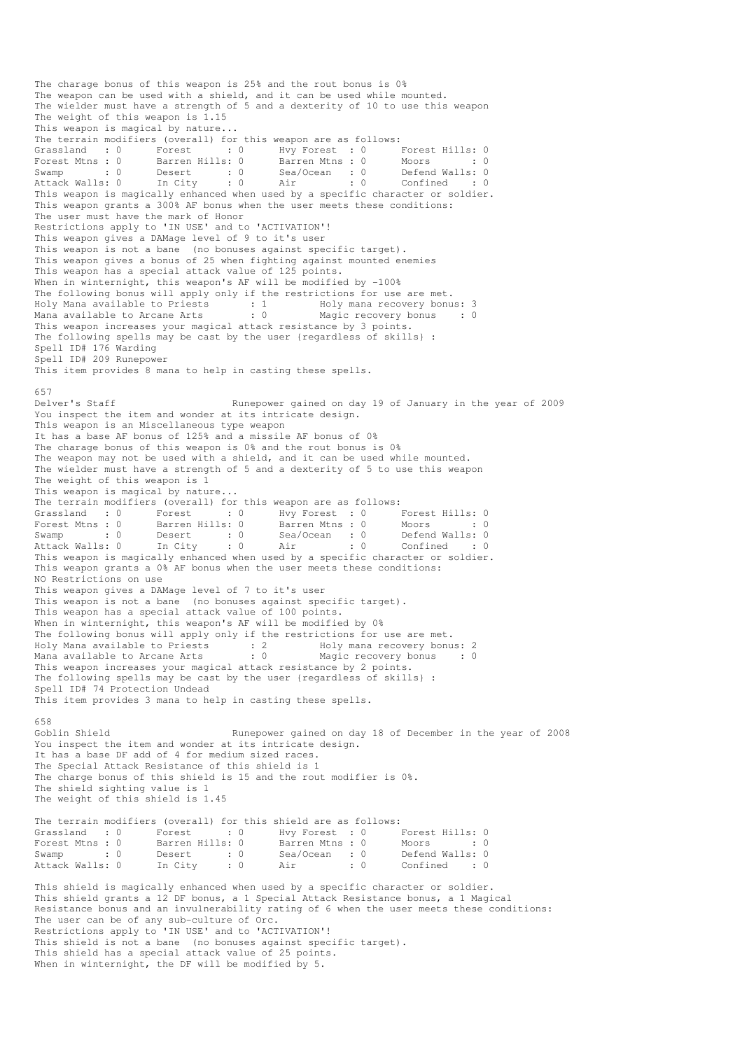The charage bonus of this weapon is 25% and the rout bonus is 0%
The weapon can be used with a shield, and it can be used while mounted.
The wielder must have a strength of 5 and a dexterity of 10 to use this weapon
The weight of this weapon is 1.15
This weapon is magical by nature...
The terrain modifiers (overall) for this weapon are as follows:

| | | | | | | | |
|---|---|---|---|---|---|---|---|
| Grassland | : 0 | Forest | : 0 | Hvy Forest | : 0 | Forest Hills | : 0 |
| Forest Mtns | : 0 | Barren Hills | : 0 | Barren Mtns | : 0 | Moors | : 0 |
| Swamp | : 0 | Desert | : 0 | Sea/Ocean | : 0 | Defend Walls | : 0 |
| Attack Walls | : 0 | In City | : 0 | Air | : 0 | Confined | : 0 |

This weapon is magically enhanced when used by a specific character or soldier.
This weapon grants a 300% AF bonus when the user meets these conditions:
The user must have the mark of Honor
Restrictions apply to 'IN USE' and to 'ACTIVATION'!
This weapon gives a DAMage level of 9 to it's user
This weapon is not a bane (no bonuses against specific target).
This weapon gives a bonus of 25 when fighting against mounted enemies
This weapon has a special attack value of 125 points.
When in winternight, this weapon's AF will be modified by -100%
The following bonus will apply only if the restrictions for use are met.
Holy Mana available to Priests : 1 Holy mana recovery bonus: 3
Mana available to Arcane Arts : 0 Magic recovery bonus : 0
This weapon increases your magical attack resistance by 3 points.
The following spells may be cast by the user (regardless of skills) :
Spell ID# 176 Warding
Spell ID# 209 Runepower
This item provides 8 mana to help in casting these spells.

657
Delver's Staff Runepower gained on day 19 of January in the year of 2009
You inspect the item and wonder at its intricate design.
This weapon is an Miscellaneous type weapon
It has a base AF bonus of 125% and a missile AF bonus of 0%
The charage bonus of this weapon is 0% and the rout bonus is 0%
The weapon may not be used with a shield, and it can be used while mounted.
The wielder must have a strength of 5 and a dexterity of 5 to use this weapon
The weight of this weapon is 1
This weapon is magical by nature...
The terrain modifiers (overall) for this weapon are as follows:

| | | | | | | | |
|---|---|---|---|---|---|---|---|
| Grassland | : 0 | Forest | : 0 | Hvy Forest | : 0 | Forest Hills | : 0 |
| Forest Mtns | : 0 | Barren Hills | : 0 | Barren Mtns | : 0 | Moors | : 0 |
| Swamp | : 0 | Desert | : 0 | Sea/Ocean | : 0 | Defend Walls | : 0 |
| Attack Walls | : 0 | In City | : 0 | Air | : 0 | Confined | : 0 |

This weapon is magically enhanced when used by a specific character or soldier.
This weapon grants a 0% AF bonus when the user meets these conditions:
NO Restrictions on use
This weapon gives a DAMage level of 7 to it's user
This weapon is not a bane (no bonuses against specific target).
This weapon has a special attack value of 100 points.
When in winternight, this weapon's AF will be modified by 0%
The following bonus will apply only if the restrictions for use are met.
Holy Mana available to Priests : 2 Holy mana recovery bonus: 2
Mana available to Arcane Arts : 0 Magic recovery bonus : 0
This weapon increases your magical attack resistance by 2 points.
The following spells may be cast by the user (regardless of skills) :
Spell ID# 74 Protection Undead
This item provides 3 mana to help in casting these spells.

658
Goblin Shield Runepower gained on day 18 of December in the year of 2008
You inspect the item and wonder at its intricate design.
It has a base DF add of 4 for medium sized races.
The Special Attack Resistance of this shield is 1
The charge bonus of this shield is 15 and the rout modifier is 0%.
The shield sighting value is 1
The weight of this shield is 1.45

The terrain modifiers (overall) for this shield are as follows:

| | | | | | | | |
|---|---|---|---|---|---|---|---|
| Grassland | : 0 | Forest | : 0 | Hvy Forest | : 0 | Forest Hills | : 0 |
| Forest Mtns | : 0 | Barren Hills | : 0 | Barren Mtns | : 0 | Moors | : 0 |
| Swamp | : 0 | Desert | : 0 | Sea/Ocean | : 0 | Defend Walls | : 0 |
| Attack Walls | : 0 | In City | : 0 | Air | : 0 | Confined | : 0 |

This shield is magically enhanced when used by a specific character or soldier.
This shield grants a 12 DF bonus, a 1 Special Attack Resistance bonus, a 1 Magical Resistance bonus and an invulnerability rating of 6 when the user meets these conditions:
The user can be of any sub-culture of Orc.
Restrictions apply to 'IN USE' and to 'ACTIVATION'!
This shield is not a bane (no bonuses against specific target).
This shield has a special attack value of 25 points.
When in winternight, the DF will be modified by 5.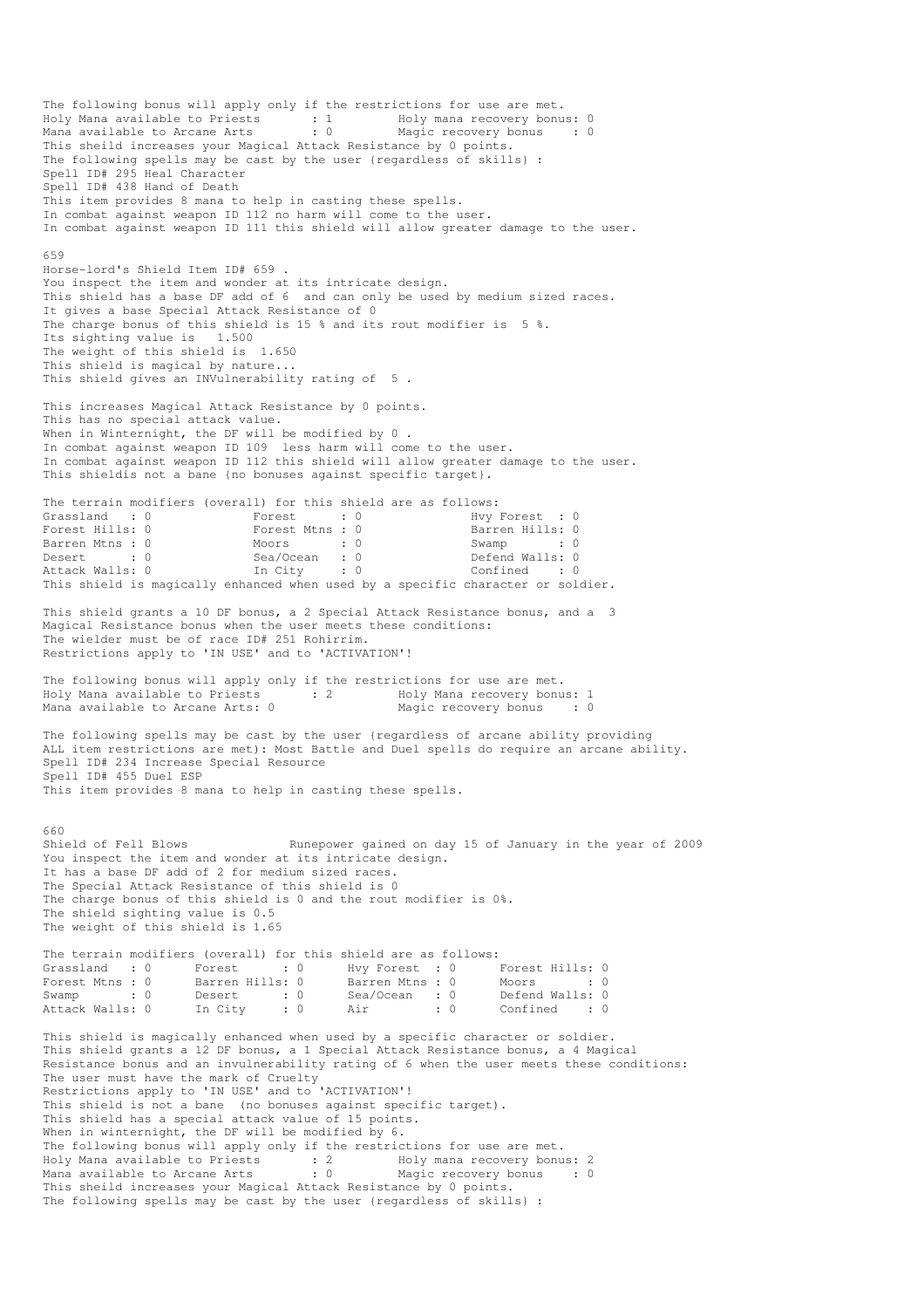The following bonus will apply only if the restrictions for use are met.
Holy Mana available to Priests : 1 Holy mana recovery bonus: 0
Mana available to Arcane Arts : 0 Magic recovery bonus : 0
This sheild increases your Magical Attack Resistance by 0 points.
The following spells may be cast by the user {regardless of skills} :
Spell ID# 295 Heal Character
Spell ID# 438 Hand of Death
This item provides 8 mana to help in casting these spells.
In combat against weapon ID 112 no harm will come to the user.
In combat against weapon ID 111 this shield will allow greater damage to the user.

659
Horse-lord's Shield Item ID# 659 .
You inspect the item and wonder at its intricate design.
This shield has a base DF add of 6 and can only be used by medium sized races.
It gives a base Special Attack Resistance of 0
The charge bonus of this shield is 15 % and its rout modifier is 5 %.
Its sighting value is 1.500
The weight of this shield is 1.650
This shield is magical by nature...
This shield gives an INVulnerability rating of 5 .

This increases Magical Attack Resistance by 0 points.
This has no special attack value.
When in Winternight, the DF will be modified by 0 .
In combat against weapon ID 109 less harm will come to the user.
In combat against weapon ID 112 this shield will allow greater damage to the user.
This shieldis not a bane {no bonuses against specific target}.

The terrain modifiers (overall) for this shield are as follows:

| | | | | | |
|---|---|---|---|---|---|
| Grassland | : 0 | Forest | : 0 | Hvy Forest | : 0 |
| Forest Hills | : 0 | Forest Mtns | : 0 | Barren Hills | : 0 |
| Barren Mtns | : 0 | Moors | : 0 | Swamp | : 0 |
| Desert | : 0 | Sea/Ocean | : 0 | Defend Walls | : 0 |
| Attack Walls | : 0 | In City | : 0 | Confined | : 0 |

This shield is magically enhanced when used by a specific character or soldier.

This shield grants a 10 DF bonus, a 2 Special Attack Resistance bonus, and a 3
Magical Resistance bonus when the user meets these conditions:
The wielder must be of race ID# 251 Rohirrim.
Restrictions apply to 'IN USE' and to 'ACTIVATION'!

The following bonus will apply only if the restrictions for use are met.
Holy Mana available to Priests : 2 Holy Mana recovery bonus: 1
Mana available to Arcane Arts: 0 Magic recovery bonus : 0

The following spells may be cast by the user {regardless of arcane ability providing
ALL item restrictions are met}: Most Battle and Duel spells do require an arcane ability.
Spell ID# 234 Increase Special Resource
Spell ID# 455 Duel ESP
This item provides 8 mana to help in casting these spells.

660
Shield of Fell Blows Runepower gained on day 15 of January in the year of 2009
You inspect the item and wonder at its intricate design.
It has a base DF add of 2 for medium sized races.
The Special Attack Resistance of this shield is 0
The charge bonus of this shield is 0 and the rout modifier is 0%.
The shield sighting value is 0.5
The weight of this shield is 1.65

The terrain modifiers (overall) for this shield are as follows:

| | | | | | | | |
|---|---|---|---|---|---|---|---|
| Grassland | : 0 | Forest | : 0 | Hvy Forest | : 0 | Forest Hills | : 0 |
| Forest Mtns | : 0 | Barren Hills | : 0 | Barren Mtns | : 0 | Moors | : 0 |
| Swamp | : 0 | Desert | : 0 | Sea/Ocean | : 0 | Defend Walls | : 0 |
| Attack Walls | : 0 | In City | : 0 | Air | : 0 | Confined | : 0 |

This shield is magically enhanced when used by a specific character or soldier.
This shield grants a 12 DF bonus, a 1 Special Attack Resistance bonus, a 4 Magical
Resistance bonus and an invulnerability rating of 6 when the user meets these conditions:
The user must have the mark of Cruelty
Restrictions apply to 'IN USE' and to 'ACTIVATION'!
This shield is not a bane (no bonuses against specific target).
This shield has a special attack value of 15 points.
When in winternight, the DF will be modified by 6.
The following bonus will apply only if the restrictions for use are met.
Holy Mana available to Priests : 2 Holy mana recovery bonus: 2
Mana available to Arcane Arts : 0 Magic recovery bonus : 0
This sheild increases your Magical Attack Resistance by 0 points.
The following spells may be cast by the user {regardless of skills} :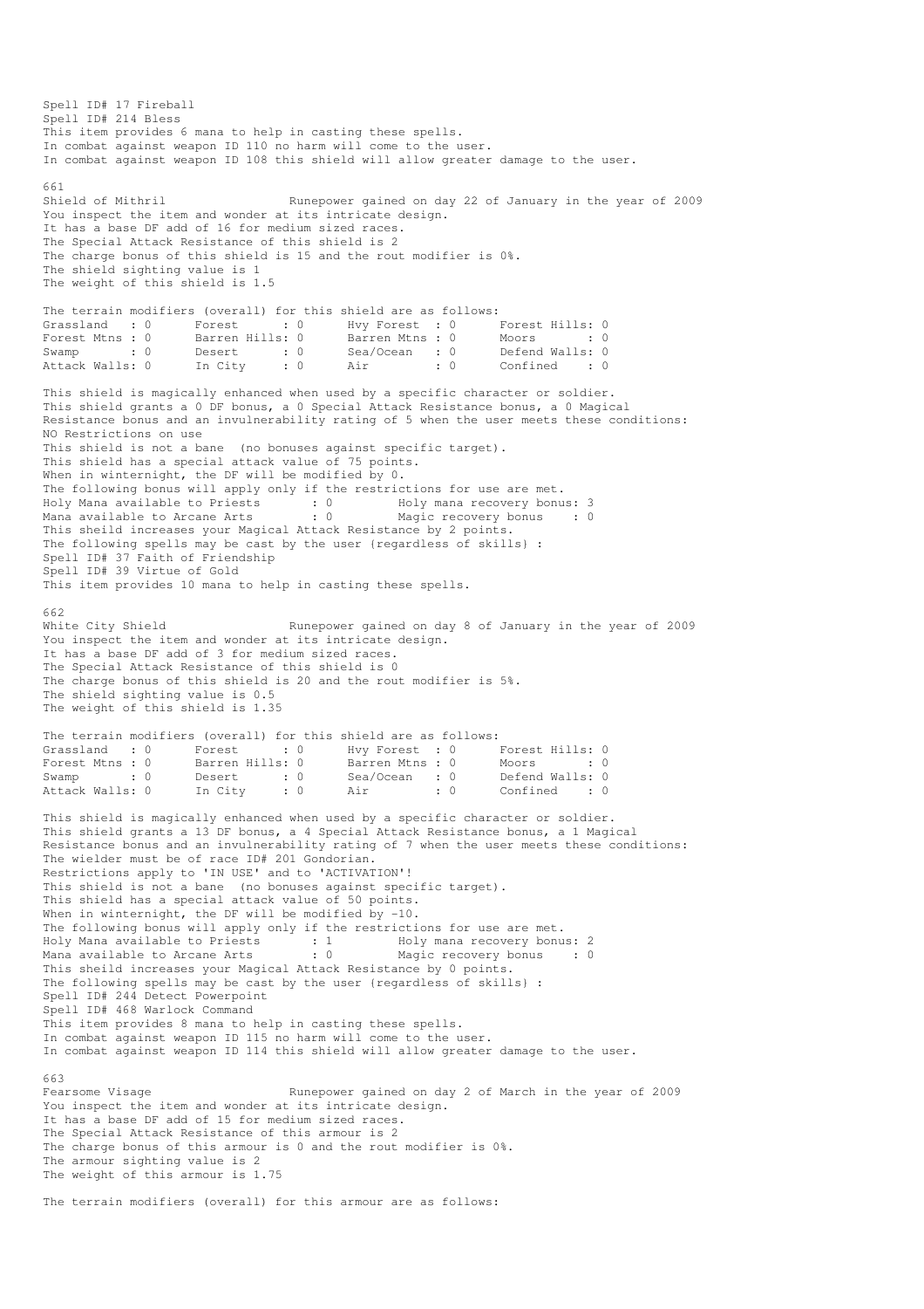Spell ID# 17 Fireball
Spell ID# 214 Bless
This item provides 6 mana to help in casting these spells.
In combat against weapon ID 110 no harm will come to the user.
In combat against weapon ID 108 this shield will allow greater damage to the user.

661
Shield of Mithril                 Runepower gained on day 22 of January in the year of 2009
You inspect the item and wonder at its intricate design.
It has a base DF add of 16 for medium sized races.
The Special Attack Resistance of this shield is 2
The charge bonus of this shield is 15 and the rout modifier is 0%.
The shield sighting value is 1
The weight of this shield is 1.5

The terrain modifiers (overall) for this shield are as follows:

```
Grassland   : 0      Forest      : 0      Hvy Forest  : 0      Forest Hills: 0
Forest Mtns : 0      Barren Hills: 0      Barren Mtns : 0      Moors       : 0
Swamp       : 0      Desert      : 0      Sea/Ocean   : 0      Defend Walls: 0
Attack Walls: 0      In City     : 0      Air         : 0      Confined    : 0
```

This shield is magically enhanced when used by a specific character or soldier.
This shield grants a 0 DF bonus, a 0 Special Attack Resistance bonus, a 0 Magical Resistance bonus and an invulnerability rating of 5 when the user meets these conditions:
NO Restrictions on use
This shield is not a bane (no bonuses against specific target).
This shield has a special attack value of 75 points.
When in winternight, the DF will be modified by 0.
The following bonus will apply only if the restrictions for use are met.

```
Holy Mana available to Priests      : 0         Holy mana recovery bonus: 3
Mana available to Arcane Arts       : 0         Magic recovery bonus    : 0
```

This sheild increases your Magical Attack Resistance by 2 points.
The following spells may be cast by the user {regardless of skills} :
Spell ID# 37 Faith of Friendship
Spell ID# 39 Virtue of Gold
This item provides 10 mana to help in casting these spells.

662
White City Shield                 Runepower gained on day 8 of January in the year of 2009
You inspect the item and wonder at its intricate design.
It has a base DF add of 3 for medium sized races.
The Special Attack Resistance of this shield is 0
The charge bonus of this shield is 20 and the rout modifier is 5%.
The shield sighting value is 0.5
The weight of this shield is 1.35

The terrain modifiers (overall) for this shield are as follows:

```
Grassland   : 0      Forest      : 0      Hvy Forest  : 0      Forest Hills: 0
Forest Mtns : 0      Barren Hills: 0      Barren Mtns : 0      Moors       : 0
Swamp       : 0      Desert      : 0      Sea/Ocean   : 0      Defend Walls: 0
Attack Walls: 0      In City     : 0      Air         : 0      Confined    : 0
```

This shield is magically enhanced when used by a specific character or soldier.
This shield grants a 13 DF bonus, a 4 Special Attack Resistance bonus, a 1 Magical Resistance bonus and an invulnerability rating of 7 when the user meets these conditions:
The wielder must be of race ID# 201 Gondorian.
Restrictions apply to 'IN USE' and to 'ACTIVATION'!
This shield is not a bane (no bonuses against specific target).
This shield has a special attack value of 50 points.
When in winternight, the DF will be modified by -10.
The following bonus will apply only if the restrictions for use are met.

```
Holy Mana available to Priests      : 1         Holy mana recovery bonus: 2
Mana available to Arcane Arts       : 0         Magic recovery bonus    : 0
```

This sheild increases your Magical Attack Resistance by 0 points.
The following spells may be cast by the user {regardless of skills} :
Spell ID# 244 Detect Powerpoint
Spell ID# 468 Warlock Command
This item provides 8 mana to help in casting these spells.
In combat against weapon ID 115 no harm will come to the user.
In combat against weapon ID 114 this shield will allow greater damage to the user.

663
Fearsome Visage                   Runepower gained on day 2 of March in the year of 2009
You inspect the item and wonder at its intricate design.
It has a base DF add of 15 for medium sized races.
The Special Attack Resistance of this armour is 2
The charge bonus of this armour is 0 and the rout modifier is 0%.
The armour sighting value is 2
The weight of this armour is 1.75

The terrain modifiers (overall) for this armour are as follows: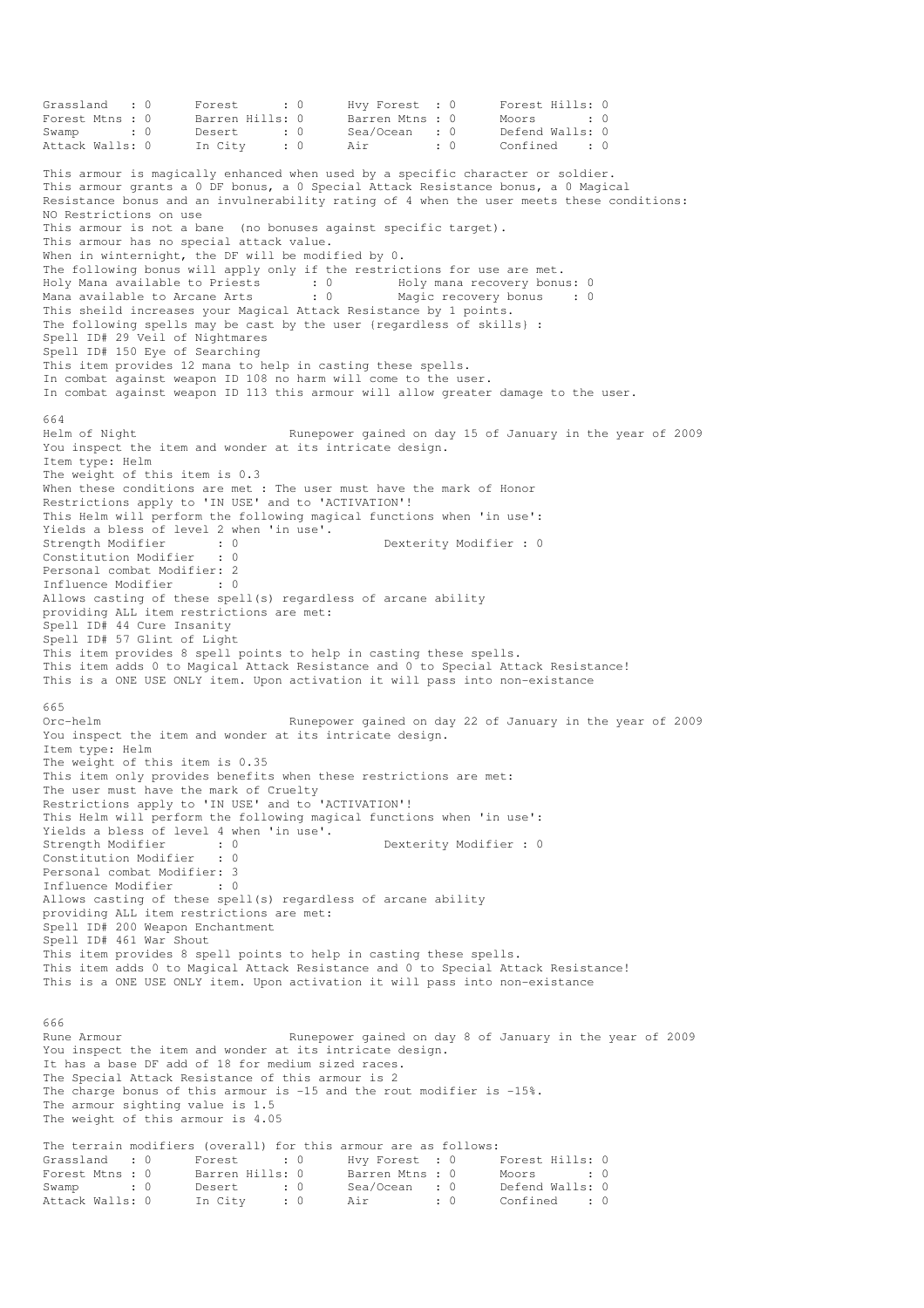```
Grassland   : 0      Forest      : 0      Hvy Forest  : 0      Forest Hills: 0
Forest Mtns : 0      Barren Hills: 0      Barren Mtns : 0      Moors       : 0
Swamp       : 0      Desert      : 0      Sea/Ocean   : 0      Defend Walls: 0
Attack Walls: 0      In City     : 0      Air         : 0      Confined    : 0
```

This armour is magically enhanced when used by a specific character or soldier.
This armour grants a 0 DF bonus, a 0 Special Attack Resistance bonus, a 0 Magical Resistance bonus and an invulnerability rating of 4 when the user meets these conditions:
NO Restrictions on use
This armour is not a bane  (no bonuses against specific target).
This armour has no special attack value.
When in winternight, the DF will be modified by 0.
The following bonus will apply only if the restrictions for use are met.

```
Holy Mana available to Priests       : 0         Holy mana recovery bonus: 0
Mana available to Arcane Arts        : 0         Magic recovery bonus    : 0
```

This sheild increases your Magical Attack Resistance by 1 points.
The following spells may be cast by the user {regardless of skills} :
Spell ID# 29 Veil of Nightmares
Spell ID# 150 Eye of Searching
This item provides 12 mana to help in casting these spells.
In combat against weapon ID 108 no harm will come to the user.
In combat against weapon ID 113 this armour will allow greater damage to the user.

664
Helm of Night                        Runepower gained on day 15 of January in the year of 2009
You inspect the item and wonder at its intricate design.
Item type: Helm
The weight of this item is 0.3
When these conditions are met : The user must have the mark of Honor
Restrictions apply to 'IN USE' and to 'ACTIVATION'!
This Helm will perform the following magical functions when 'in use':
Yields a bless of level 2 when 'in use'.

```
Strength Modifier       : 0                    Dexterity Modifier : 0
Constitution Modifier   : 0
Personal combat Modifier: 2
Influence Modifier      : 0
```

Allows casting of these spell(s) regardless of arcane ability
providing ALL item restrictions are met:
Spell ID# 44 Cure Insanity
Spell ID# 57 Glint of Light
This item provides 8 spell points to help in casting these spells.
This item adds 0 to Magical Attack Resistance and 0 to Special Attack Resistance!
This is a ONE USE ONLY item. Upon activation it will pass into non-existance

665
Orc-helm                             Runepower gained on day 22 of January in the year of 2009
You inspect the item and wonder at its intricate design.
Item type: Helm
The weight of this item is 0.35
This item only provides benefits when these restrictions are met:
The user must have the mark of Cruelty
Restrictions apply to 'IN USE' and to 'ACTIVATION'!
This Helm will perform the following magical functions when 'in use':
Yields a bless of level 4 when 'in use'.

```
Strength Modifier       : 0                    Dexterity Modifier : 0
Constitution Modifier   : 0
Personal combat Modifier: 3
Influence Modifier      : 0
```

Allows casting of these spell(s) regardless of arcane ability
providing ALL item restrictions are met:
Spell ID# 200 Weapon Enchantment
Spell ID# 461 War Shout
This item provides 8 spell points to help in casting these spells.
This item adds 0 to Magical Attack Resistance and 0 to Special Attack Resistance!
This is a ONE USE ONLY item. Upon activation it will pass into non-existance

666
Rune Armour                          Runepower gained on day 8 of January in the year of 2009
You inspect the item and wonder at its intricate design.
It has a base DF add of 18 for medium sized races.
The Special Attack Resistance of this armour is 2
The charge bonus of this armour is -15 and the rout modifier is -15%.
The armour sighting value is 1.5
The weight of this armour is 4.05

The terrain modifiers (overall) for this armour are as follows:

```
Grassland   : 0      Forest      : 0      Hvy Forest  : 0      Forest Hills: 0
Forest Mtns : 0      Barren Hills: 0      Barren Mtns : 0      Moors       : 0
Swamp       : 0      Desert      : 0      Sea/Ocean   : 0      Defend Walls: 0
Attack Walls: 0      In City     : 0      Air         : 0      Confined    : 0
```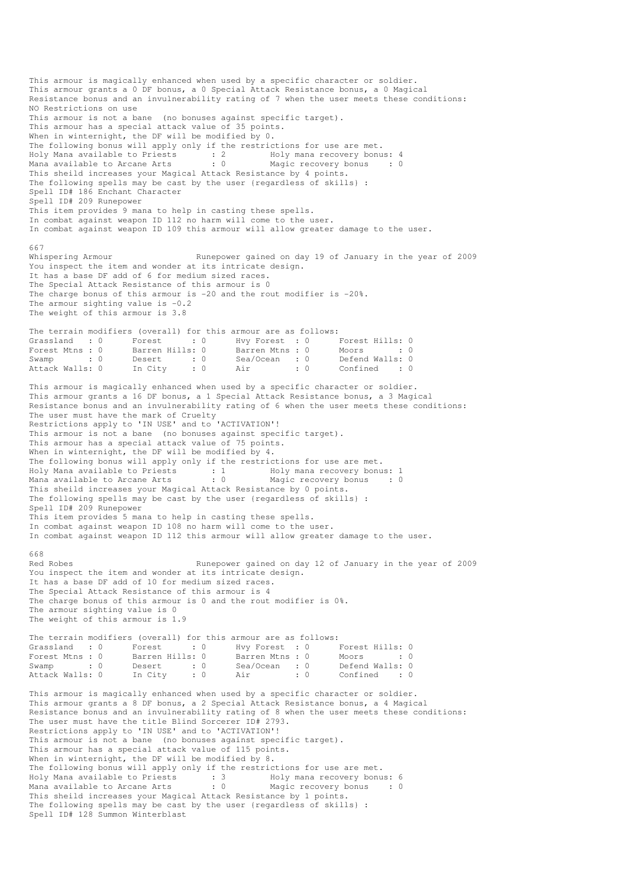This armour is magically enhanced when used by a specific character or soldier.
This armour grants a 0 DF bonus, a 0 Special Attack Resistance bonus, a 0 Magical Resistance bonus and an invulnerability rating of 7 when the user meets these conditions:
NO Restrictions on use
This armour is not a bane (no bonuses against specific target).
This armour has a special attack value of 35 points.
When in winternight, the DF will be modified by 0.
The following bonus will apply only if the restrictions for use are met.

```
Holy Mana available to Priests      : 2        Holy mana recovery bonus: 4
Mana available to Arcane Arts       : 0        Magic recovery bonus    : 0
```

This sheild increases your Magical Attack Resistance by 4 points.
The following spells may be cast by the user (regardless of skills) :
Spell ID# 186 Enchant Character
Spell ID# 209 Runepower
This item provides 9 mana to help in casting these spells.
In combat against weapon ID 112 no harm will come to the user.
In combat against weapon ID 109 this armour will allow greater damage to the user.

667
Whispering Armour Runepower gained on day 19 of January in the year of 2009
You inspect the item and wonder at its intricate design.
It has a base DF add of 6 for medium sized races.
The Special Attack Resistance of this armour is 0
The charge bonus of this armour is -20 and the rout modifier is -20%.
The armour sighting value is -0.2
The weight of this armour is 3.8

The terrain modifiers (overall) for this armour are as follows:

```
Grassland   : 0      Forest      : 0      Hvy Forest  : 0      Forest Hills: 0
Forest Mtns : 0      Barren Hills: 0      Barren Mtns : 0      Moors       : 0
Swamp       : 0      Desert      : 0      Sea/Ocean   : 0      Defend Walls: 0
Attack Walls: 0      In City     : 0      Air         : 0      Confined    : 0
```

This armour is magically enhanced when used by a specific character or soldier.
This armour grants a 16 DF bonus, a 1 Special Attack Resistance bonus, a 3 Magical Resistance bonus and an invulnerability rating of 6 when the user meets these conditions:
The user must have the mark of Cruelty
Restrictions apply to 'IN USE' and to 'ACTIVATION'!
This armour is not a bane (no bonuses against specific target).
This armour has a special attack value of 75 points.
When in winternight, the DF will be modified by 4.
The following bonus will apply only if the restrictions for use are met.

```
Holy Mana available to Priests      : 1        Holy mana recovery bonus: 1
Mana available to Arcane Arts       : 0        Magic recovery bonus    : 0
```

This sheild increases your Magical Attack Resistance by 0 points.
The following spells may be cast by the user (regardless of skills) :
Spell ID# 209 Runepower
This item provides 5 mana to help in casting these spells.
In combat against weapon ID 108 no harm will come to the user.
In combat against weapon ID 112 this armour will allow greater damage to the user.

668
Red Robes Runepower gained on day 12 of January in the year of 2009
You inspect the item and wonder at its intricate design.
It has a base DF add of 10 for medium sized races.
The Special Attack Resistance of this armour is 4
The charge bonus of this armour is 0 and the rout modifier is 0%.
The armour sighting value is 0
The weight of this armour is 1.9

The terrain modifiers (overall) for this armour are as follows:

```
Grassland   : 0      Forest      : 0      Hvy Forest  : 0      Forest Hills: 0
Forest Mtns : 0      Barren Hills: 0      Barren Mtns : 0      Moors       : 0
Swamp       : 0      Desert      : 0      Sea/Ocean   : 0      Defend Walls: 0
Attack Walls: 0      In City     : 0      Air         : 0      Confined    : 0
```

This armour is magically enhanced when used by a specific character or soldier.
This armour grants a 8 DF bonus, a 2 Special Attack Resistance bonus, a 4 Magical Resistance bonus and an invulnerability rating of 8 when the user meets these conditions:
The user must have the title Blind Sorcerer ID# 2793.
Restrictions apply to 'IN USE' and to 'ACTIVATION'!
This armour is not a bane (no bonuses against specific target).
This armour has a special attack value of 115 points.
When in winternight, the DF will be modified by 8.
The following bonus will apply only if the restrictions for use are met.

```
Holy Mana available to Priests      : 3        Holy mana recovery bonus: 6
Mana available to Arcane Arts       : 0        Magic recovery bonus    : 0
```

This sheild increases your Magical Attack Resistance by 1 points.
The following spells may be cast by the user (regardless of skills) :
Spell ID# 128 Summon Winterblast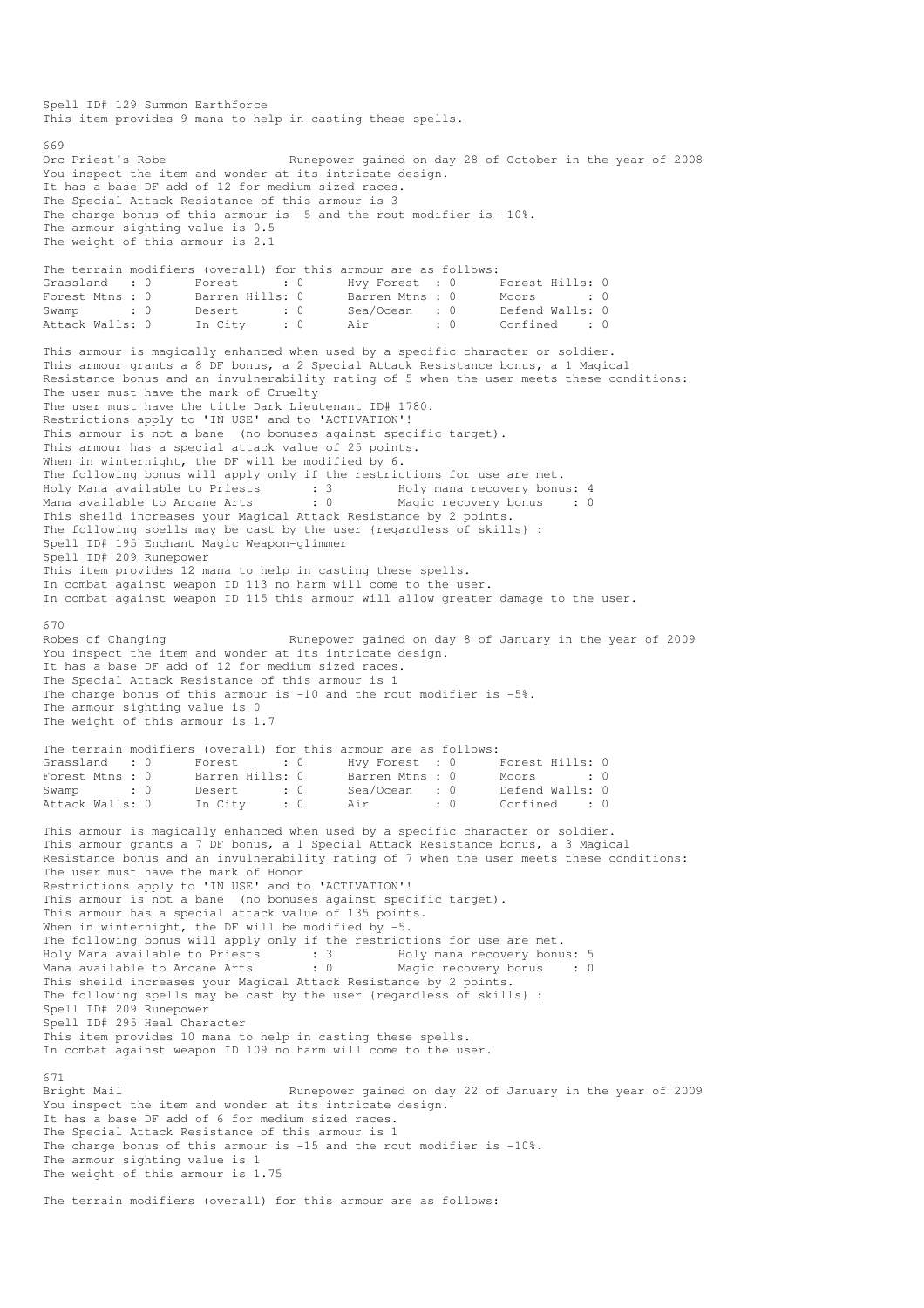Spell ID# 129 Summon Earthforce
This item provides 9 mana to help in casting these spells.

669
Orc Priest's Robe                 Runepower gained on day 28 of October in the year of 2008
You inspect the item and wonder at its intricate design.
It has a base DF add of 12 for medium sized races.
The Special Attack Resistance of this armour is 3
The charge bonus of this armour is -5 and the rout modifier is -10%.
The armour sighting value is 0.5
The weight of this armour is 2.1

The terrain modifiers (overall) for this armour are as follows:

| | | | | | | | |
|---|---|---|---|---|---|---|---|
| Grassland | : 0 | Forest | : 0 | Hvy Forest | : 0 | Forest Hills | : 0 |
| Forest Mtns | : 0 | Barren Hills | : 0 | Barren Mtns | : 0 | Moors | : 0 |
| Swamp | : 0 | Desert | : 0 | Sea/Ocean | : 0 | Defend Walls | : 0 |
| Attack Walls | : 0 | In City | : 0 | Air | : 0 | Confined | : 0 |

This armour is magically enhanced when used by a specific character or soldier.
This armour grants a 8 DF bonus, a 2 Special Attack Resistance bonus, a 1 Magical Resistance bonus and an invulnerability rating of 5 when the user meets these conditions:
The user must have the mark of Cruelty
The user must have the title Dark Lieutenant ID# 1780.
Restrictions apply to 'IN USE' and to 'ACTIVATION'!
This armour is not a bane (no bonuses against specific target).
This armour has a special attack value of 25 points.
When in winternight, the DF will be modified by 6.
The following bonus will apply only if the restrictions for use are met.
Holy Mana available to Priests : 3    Holy mana recovery bonus: 4
Mana available to Arcane Arts : 0    Magic recovery bonus : 0
This sheild increases your Magical Attack Resistance by 2 points.
The following spells may be cast by the user {regardless of skills} :
Spell ID# 195 Enchant Magic Weapon-glimmer
Spell ID# 209 Runepower
This item provides 12 mana to help in casting these spells.
In combat against weapon ID 113 no harm will come to the user.
In combat against weapon ID 115 this armour will allow greater damage to the user.

670
Robes of Changing                 Runepower gained on day 8 of January in the year of 2009
You inspect the item and wonder at its intricate design.
It has a base DF add of 12 for medium sized races.
The Special Attack Resistance of this armour is 1
The charge bonus of this armour is -10 and the rout modifier is -5%.
The armour sighting value is 0
The weight of this armour is 1.7

The terrain modifiers (overall) for this armour are as follows:

| | | | | | | | |
|---|---|---|---|---|---|---|---|
| Grassland | : 0 | Forest | : 0 | Hvy Forest | : 0 | Forest Hills | : 0 |
| Forest Mtns | : 0 | Barren Hills | : 0 | Barren Mtns | : 0 | Moors | : 0 |
| Swamp | : 0 | Desert | : 0 | Sea/Ocean | : 0 | Defend Walls | : 0 |
| Attack Walls | : 0 | In City | : 0 | Air | : 0 | Confined | : 0 |

This armour is magically enhanced when used by a specific character or soldier.
This armour grants a 7 DF bonus, a 1 Special Attack Resistance bonus, a 3 Magical Resistance bonus and an invulnerability rating of 7 when the user meets these conditions:
The user must have the mark of Honor
Restrictions apply to 'IN USE' and to 'ACTIVATION'!
This armour is not a bane (no bonuses against specific target).
This armour has a special attack value of 135 points.
When in winternight, the DF will be modified by -5.
The following bonus will apply only if the restrictions for use are met.
Holy Mana available to Priests : 3    Holy mana recovery bonus: 5
Mana available to Arcane Arts : 0    Magic recovery bonus : 0
This sheild increases your Magical Attack Resistance by 2 points.
The following spells may be cast by the user {regardless of skills} :
Spell ID# 209 Runepower
Spell ID# 295 Heal Character
This item provides 10 mana to help in casting these spells.
In combat against weapon ID 109 no harm will come to the user.

671
Bright Mail                 Runepower gained on day 22 of January in the year of 2009
You inspect the item and wonder at its intricate design.
It has a base DF add of 6 for medium sized races.
The Special Attack Resistance of this armour is 1
The charge bonus of this armour is -15 and the rout modifier is -10%.
The armour sighting value is 1
The weight of this armour is 1.75

The terrain modifiers (overall) for this armour are as follows: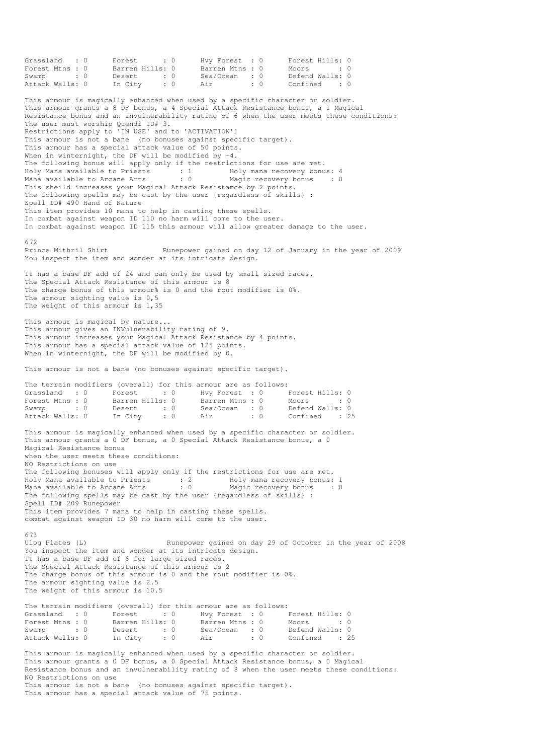| | | | | | | | |
|---|---|---|---|---|---|---|---|
| Grassland | : 0 | Forest | : 0 | Hvy Forest | : 0 | Forest Hills: | 0 |
| Forest Mtns | : 0 | Barren Hills: | 0 | Barren Mtns | : 0 | Moors | : 0 |
| Swamp | : 0 | Desert | : 0 | Sea/Ocean | : 0 | Defend Walls: | 0 |
| Attack Walls: | 0 | In City | : 0 | Air | : 0 | Confined | : 0 |

This armour is magically enhanced when used by a specific character or soldier.
This armour grants a 8 DF bonus, a 4 Special Attack Resistance bonus, a 1 Magical Resistance bonus and an invulnerability rating of 6 when the user meets these conditions:
The user must worship Quendi ID# 3.
Restrictions apply to 'IN USE' and to 'ACTIVATION'!
This armour is not a bane (no bonuses against specific target).
This armour has a special attack value of 50 points.
When in winternight, the DF will be modified by -4.
The following bonus will apply only if the restrictions for use are met.
Holy Mana available to Priests : 1 Holy mana recovery bonus: 4
Mana available to Arcane Arts : 0 Magic recovery bonus : 0
This sheild increases your Magical Attack Resistance by 2 points.
The following spells may be cast by the user (regardless of skills) :
Spell ID# 490 Hand of Nature
This item provides 10 mana to help in casting these spells.
In combat against weapon ID 110 no harm will come to the user.
In combat against weapon ID 115 this armour will allow greater damage to the user.

672
Prince Mithril Shirt Runepower gained on day 12 of January in the year of 2009
You inspect the item and wonder at its intricate design.

It has a base DF add of 24 and can only be used by small sized races.
The Special Attack Resistance of this armour is 8
The charge bonus of this armour% is 0 and the rout modifier is 0%.
The armour sighting value is 0,5
The weight of this armour is 1,35

This armour is magical by nature...
This armour gives an INVulnerability rating of 9.
This armour increases your Magical Attack Resistance by 4 points.
This armour has a special attack value of 125 points.
When in winternight, the DF will be modified by 0.

This armour is not a bane (no bonuses against specific target).

The terrain modifiers (overall) for this armour are as follows:

| | | | | | | | |
|---|---|---|---|---|---|---|---|
| Grassland | : 0 | Forest | : 0 | Hvy Forest | : 0 | Forest Hills: | 0 |
| Forest Mtns | : 0 | Barren Hills: | 0 | Barren Mtns | : 0 | Moors | : 0 |
| Swamp | : 0 | Desert | : 0 | Sea/Ocean | : 0 | Defend Walls: | 0 |
| Attack Walls: | 0 | In City | : 0 | Air | : 0 | Confined | : 25 |

This armour is magically enhanced when used by a specific character or soldier.
This armour grants a 0 DF bonus, a 0 Special Attack Resistance bonus, a 0 Magical Resistance bonus
when the user meets these conditions:
NO Restrictions on use
The following bonuses will apply only if the restrictions for use are met.
Holy Mana available to Priests : 2 Holy mana recovery bonus: 1
Mana available to Arcane Arts : 0 Magic recovery bonus : 0
The following spells may be cast by the user (regardless of skills) :
Spell ID# 209 Runepower
This item provides 7 mana to help in casting these spells.
combat against weapon ID 30 no harm will come to the user.

673
Ulog Plates (L) Runepower gained on day 29 of October in the year of 2008
You inspect the item and wonder at its intricate design.
It has a base DF add of 6 for large sized races.
The Special Attack Resistance of this armour is 2
The charge bonus of this armour is 0 and the rout modifier is 0%.
The armour sighting value is 2.5
The weight of this armour is 10.5

The terrain modifiers (overall) for this armour are as follows:

| | | | | | | | |
|---|---|---|---|---|---|---|---|
| Grassland | : 0 | Forest | : 0 | Hvy Forest | : 0 | Forest Hills: | 0 |
| Forest Mtns | : 0 | Barren Hills: | 0 | Barren Mtns | : 0 | Moors | : 0 |
| Swamp | : 0 | Desert | : 0 | Sea/Ocean | : 0 | Defend Walls: | 0 |
| Attack Walls: | 0 | In City | : 0 | Air | : 0 | Confined | : 25 |

This armour is magically enhanced when used by a specific character or soldier.
This armour grants a 0 DF bonus, a 0 Special Attack Resistance bonus, a 0 Magical Resistance bonus and an invulnerability rating of 8 when the user meets these conditions:
NO Restrictions on use
This armour is not a bane (no bonuses against specific target).
This armour has a special attack value of 75 points.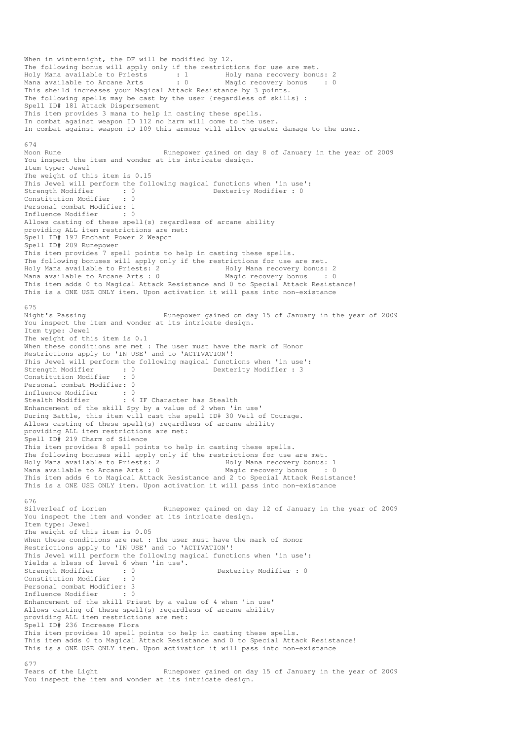When in winternight, the DF will be modified by 12.
The following bonus will apply only if the restrictions for use are met.
Holy Mana available to Priests      : 1        Holy mana recovery bonus: 2
Mana available to Arcane Arts       : 0        Magic recovery bonus    : 0
This sheild increases your Magical Attack Resistance by 3 points.
The following spells may be cast by the user {regardless of skills} :
Spell ID# 181 Attack Dispersement
This item provides 3 mana to help in casting these spells.
In combat against weapon ID 112 no harm will come to the user.
In combat against weapon ID 109 this armour will allow greater damage to the user.

674
Moon Rune                          Runepower gained on day 8 of January in the year of 2009
You inspect the item and wonder at its intricate design.
Item type: Jewel
The weight of this item is 0.15
This Jewel will perform the following magical functions when 'in use':
Strength Modifier       : 0                    Dexterity Modifier : 0
Constitution Modifier   : 0
Personal combat Modifier: 1
Influence Modifier      : 0
Allows casting of these spell(s) regardless of arcane ability
providing ALL item restrictions are met:
Spell ID# 197 Enchant Power 2 Weapon
Spell ID# 209 Runepower
This item provides 7 spell points to help in casting these spells.
The following bonuses will apply only if the restrictions for use are met.
Holy Mana available to Priests: 2              Holy Mana recovery bonus: 2
Mana available to Arcane Arts : 0              Magic recovery bonus    : 0
This item adds 0 to Magical Attack Resistance and 0 to Special Attack Resistance!
This is a ONE USE ONLY item. Upon activation it will pass into non-existance

675
Night's Passing                    Runepower gained on day 15 of January in the year of 2009
You inspect the item and wonder at its intricate design.
Item type: Jewel
The weight of this item is 0.1
When these conditions are met : The user must have the mark of Honor
Restrictions apply to 'IN USE' and to 'ACTIVATION'!
This Jewel will perform the following magical functions when 'in use':
Strength Modifier       : 0                    Dexterity Modifier : 3
Constitution Modifier   : 0
Personal combat Modifier: 0
Influence Modifier      : 0
Stealth Modifier        : 4 IF Character has Stealth
Enhancement of the skill Spy by a value of 2 when 'in use'
During Battle, this item will cast the spell ID# 30 Veil of Courage.
Allows casting of these spell(s) regardless of arcane ability
providing ALL item restrictions are met:
Spell ID# 219 Charm of Silence
This item provides 8 spell points to help in casting these spells.
The following bonuses will apply only if the restrictions for use are met.
Holy Mana available to Priests: 2              Holy Mana recovery bonus: 1
Mana available to Arcane Arts : 0              Magic recovery bonus    : 0
This item adds 6 to Magical Attack Resistance and 2 to Special Attack Resistance!
This is a ONE USE ONLY item. Upon activation it will pass into non-existance

676
Silverleaf of Lorien               Runepower gained on day 12 of January in the year of 2009
You inspect the item and wonder at its intricate design.
Item type: Jewel
The weight of this item is 0.05
When these conditions are met : The user must have the mark of Honor
Restrictions apply to 'IN USE' and to 'ACTIVATION'!
This Jewel will perform the following magical functions when 'in use':
Yields a bless of level 6 when 'in use'.
Strength Modifier       : 0                    Dexterity Modifier : 0
Constitution Modifier   : 0
Personal combat Modifier: 3
Influence Modifier      : 0
Enhancement of the skill Priest by a value of 4 when 'in use'
Allows casting of these spell(s) regardless of arcane ability
providing ALL item restrictions are met:
Spell ID# 236 Increase Flora
This item provides 10 spell points to help in casting these spells.
This item adds 0 to Magical Attack Resistance and 0 to Special Attack Resistance!
This is a ONE USE ONLY item. Upon activation it will pass into non-existance

677
Tears of the Light                 Runepower gained on day 15 of January in the year of 2009
You inspect the item and wonder at its intricate design.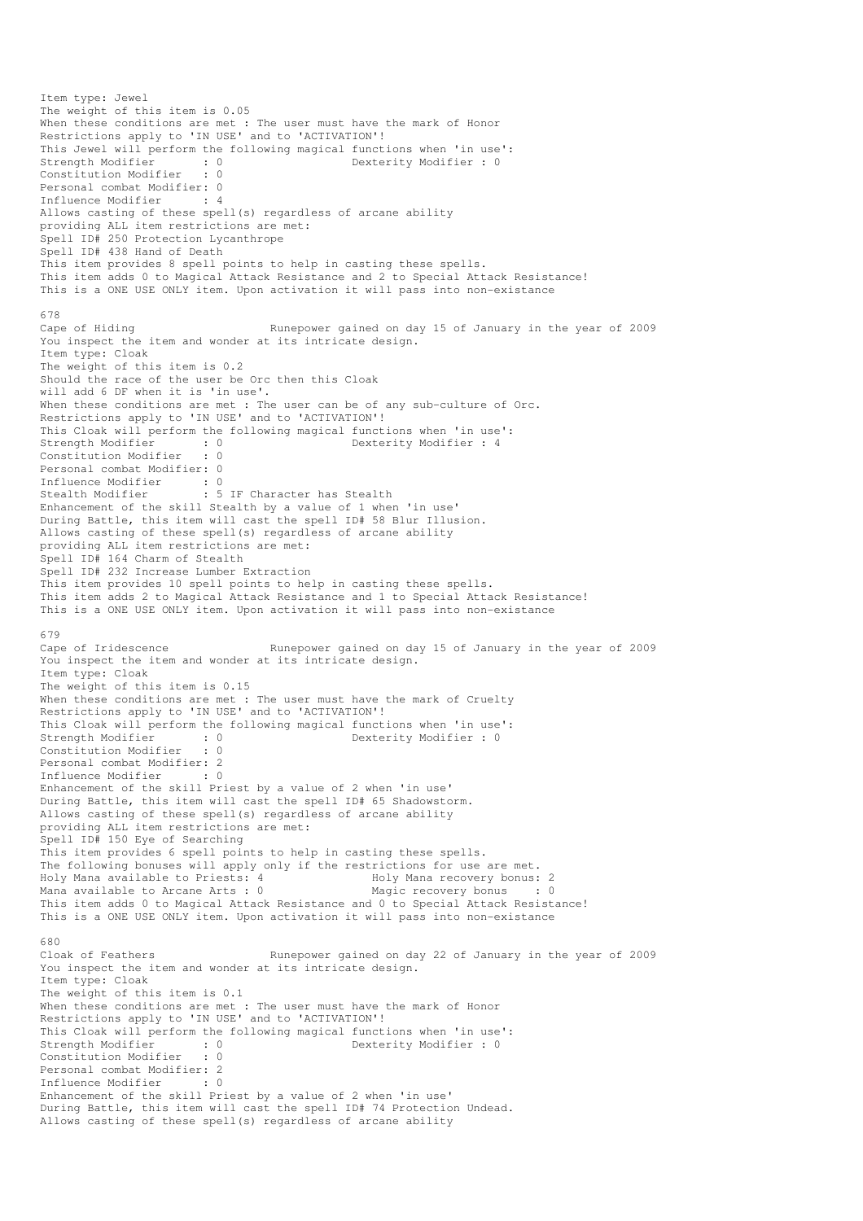Item type: Jewel
The weight of this item is 0.05
When these conditions are met : The user must have the mark of Honor
Restrictions apply to 'IN USE' and to 'ACTIVATION'!
This Jewel will perform the following magical functions when 'in use':
Strength Modifier : 0 Dexterity Modifier : 0
Constitution Modifier : 0
Personal combat Modifier: 0
Influence Modifier : 4
Allows casting of these spell(s) regardless of arcane ability
providing ALL item restrictions are met:
Spell ID# 250 Protection Lycanthrope
Spell ID# 438 Hand of Death
This item provides 8 spell points to help in casting these spells.
This item adds 0 to Magical Attack Resistance and 2 to Special Attack Resistance!
This is a ONE USE ONLY item. Upon activation it will pass into non-existance

678
Cape of Hiding Runepower gained on day 15 of January in the year of 2009
You inspect the item and wonder at its intricate design.
Item type: Cloak
The weight of this item is 0.2
Should the race of the user be Orc then this Cloak
will add 6 DF when it is 'in use'.
When these conditions are met : The user can be of any sub-culture of Orc.
Restrictions apply to 'IN USE' and to 'ACTIVATION'!
This Cloak will perform the following magical functions when 'in use':
Strength Modifier : 0 Dexterity Modifier : 4
Constitution Modifier : 0
Personal combat Modifier: 0
Influence Modifier : 0
Stealth Modifier : 5 IF Character has Stealth
Enhancement of the skill Stealth by a value of 1 when 'in use'
During Battle, this item will cast the spell ID# 58 Blur Illusion.
Allows casting of these spell(s) regardless of arcane ability
providing ALL item restrictions are met:
Spell ID# 164 Charm of Stealth
Spell ID# 232 Increase Lumber Extraction
This item provides 10 spell points to help in casting these spells.
This item adds 2 to Magical Attack Resistance and 1 to Special Attack Resistance!
This is a ONE USE ONLY item. Upon activation it will pass into non-existance

679
Cape of Iridescence Runepower gained on day 15 of January in the year of 2009
You inspect the item and wonder at its intricate design.
Item type: Cloak
The weight of this item is 0.15
When these conditions are met : The user must have the mark of Cruelty
Restrictions apply to 'IN USE' and to 'ACTIVATION'!
This Cloak will perform the following magical functions when 'in use':
Strength Modifier : 0 Dexterity Modifier : 0
Constitution Modifier : 0
Personal combat Modifier: 2
Influence Modifier : 0
Enhancement of the skill Priest by a value of 2 when 'in use'
During Battle, this item will cast the spell ID# 65 Shadowstorm.
Allows casting of these spell(s) regardless of arcane ability
providing ALL item restrictions are met:
Spell ID# 150 Eye of Searching
This item provides 6 spell points to help in casting these spells.
The following bonuses will apply only if the restrictions for use are met.
Holy Mana available to Priests: 4 Holy Mana recovery bonus: 2
Mana available to Arcane Arts : 0 Magic recovery bonus : 0
This item adds 0 to Magical Attack Resistance and 0 to Special Attack Resistance!
This is a ONE USE ONLY item. Upon activation it will pass into non-existance

680
Cloak of Feathers Runepower gained on day 22 of January in the year of 2009
You inspect the item and wonder at its intricate design.
Item type: Cloak
The weight of this item is 0.1
When these conditions are met : The user must have the mark of Honor
Restrictions apply to 'IN USE' and to 'ACTIVATION'!
This Cloak will perform the following magical functions when 'in use':
Strength Modifier : 0 Dexterity Modifier : 0
Constitution Modifier : 0
Personal combat Modifier: 2
Influence Modifier : 0
Enhancement of the skill Priest by a value of 2 when 'in use'
During Battle, this item will cast the spell ID# 74 Protection Undead.
Allows casting of these spell(s) regardless of arcane ability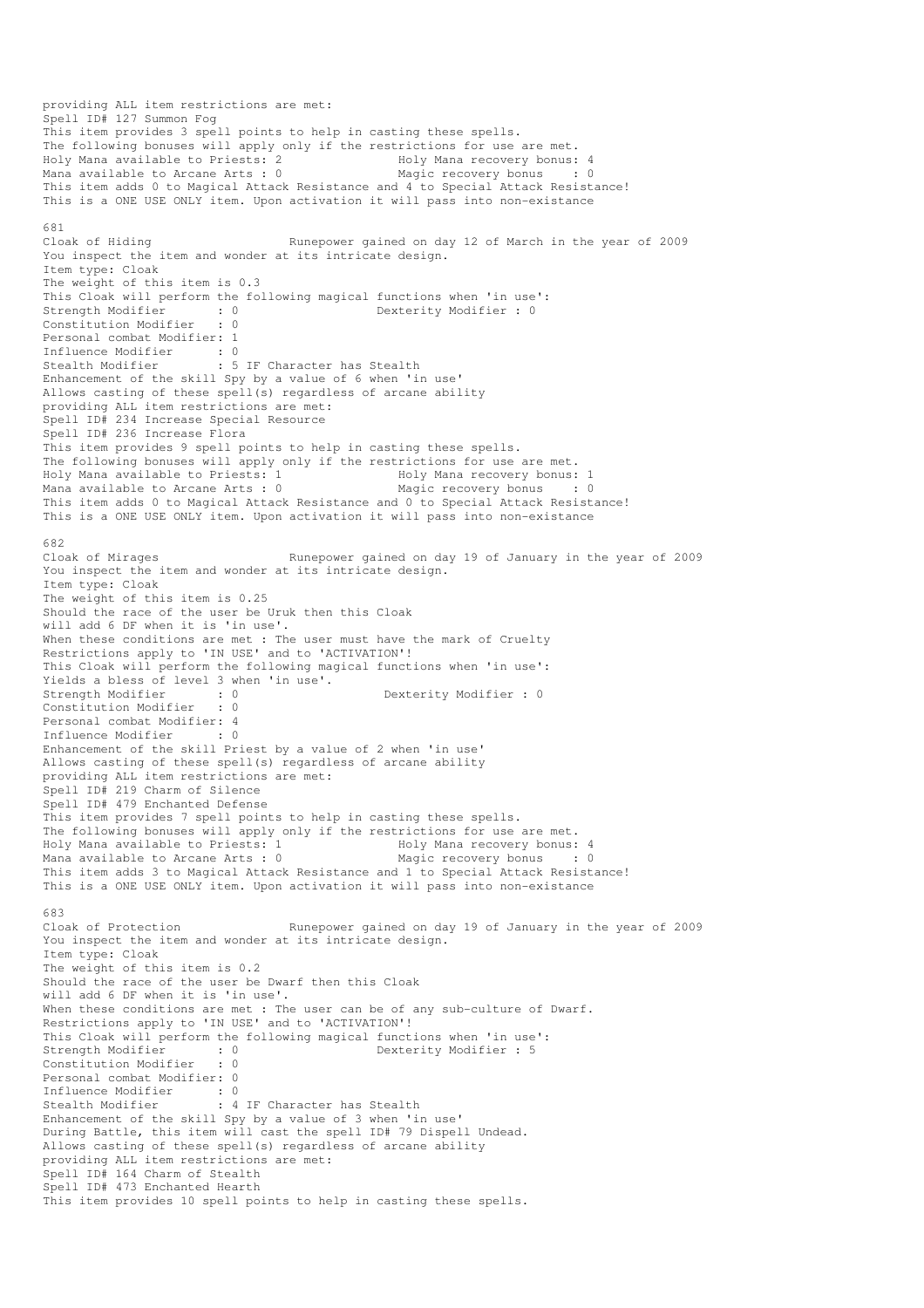providing ALL item restrictions are met:
Spell ID# 127 Summon Fog
This item provides 3 spell points to help in casting these spells.
The following bonuses will apply only if the restrictions for use are met.
Holy Mana available to Priests: 2 Holy Mana recovery bonus: 4
Mana available to Arcane Arts : 0 Magic recovery bonus : 0
This item adds 0 to Magical Attack Resistance and 4 to Special Attack Resistance!
This is a ONE USE ONLY item. Upon activation it will pass into non-existance

681
Cloak of Hiding Runepower gained on day 12 of March in the year of 2009
You inspect the item and wonder at its intricate design.
Item type: Cloak
The weight of this item is 0.3
This Cloak will perform the following magical functions when 'in use':
Strength Modifier : 0 Dexterity Modifier : 0
Constitution Modifier : 0
Personal combat Modifier: 1
Influence Modifier : 0
Stealth Modifier : 5 IF Character has Stealth
Enhancement of the skill Spy by a value of 6 when 'in use'
Allows casting of these spell(s) regardless of arcane ability
providing ALL item restrictions are met:
Spell ID# 234 Increase Special Resource
Spell ID# 236 Increase Flora
This item provides 9 spell points to help in casting these spells.
The following bonuses will apply only if the restrictions for use are met.
Holy Mana available to Priests: 1 Holy Mana recovery bonus: 1
Mana available to Arcane Arts : 0 Magic recovery bonus : 0
This item adds 0 to Magical Attack Resistance and 0 to Special Attack Resistance!
This is a ONE USE ONLY item. Upon activation it will pass into non-existance

682
Cloak of Mirages Runepower gained on day 19 of January in the year of 2009
You inspect the item and wonder at its intricate design.
Item type: Cloak
The weight of this item is 0.25
Should the race of the user be Uruk then this Cloak
will add 6 DF when it is 'in use'.
When these conditions are met : The user must have the mark of Cruelty
Restrictions apply to 'IN USE' and to 'ACTIVATION'!
This Cloak will perform the following magical functions when 'in use':
Yields a bless of level 3 when 'in use'.
Strength Modifier : 0 Dexterity Modifier : 0
Constitution Modifier : 0
Personal combat Modifier: 4
Influence Modifier : 0
Enhancement of the skill Priest by a value of 2 when 'in use'
Allows casting of these spell(s) regardless of arcane ability
providing ALL item restrictions are met:
Spell ID# 219 Charm of Silence
Spell ID# 479 Enchanted Defense
This item provides 7 spell points to help in casting these spells.
The following bonuses will apply only if the restrictions for use are met.
Holy Mana available to Priests: 1 Holy Mana recovery bonus: 4
Mana available to Arcane Arts : 0 Magic recovery bonus : 0
This item adds 3 to Magical Attack Resistance and 1 to Special Attack Resistance!
This is a ONE USE ONLY item. Upon activation it will pass into non-existance

683
Cloak of Protection Runepower gained on day 19 of January in the year of 2009
You inspect the item and wonder at its intricate design.
Item type: Cloak
The weight of this item is 0.2
Should the race of the user be Dwarf then this Cloak
will add 6 DF when it is 'in use'.
When these conditions are met : The user can be of any sub-culture of Dwarf.
Restrictions apply to 'IN USE' and to 'ACTIVATION'!
This Cloak will perform the following magical functions when 'in use':
Strength Modifier : 0 Dexterity Modifier : 5
Constitution Modifier : 0
Personal combat Modifier: 0
Influence Modifier : 0
Stealth Modifier : 4 IF Character has Stealth
Enhancement of the skill Spy by a value of 3 when 'in use'
During Battle, this item will cast the spell ID# 79 Dispell Undead.
Allows casting of these spell(s) regardless of arcane ability
providing ALL item restrictions are met:
Spell ID# 164 Charm of Stealth
Spell ID# 473 Enchanted Hearth
This item provides 10 spell points to help in casting these spells.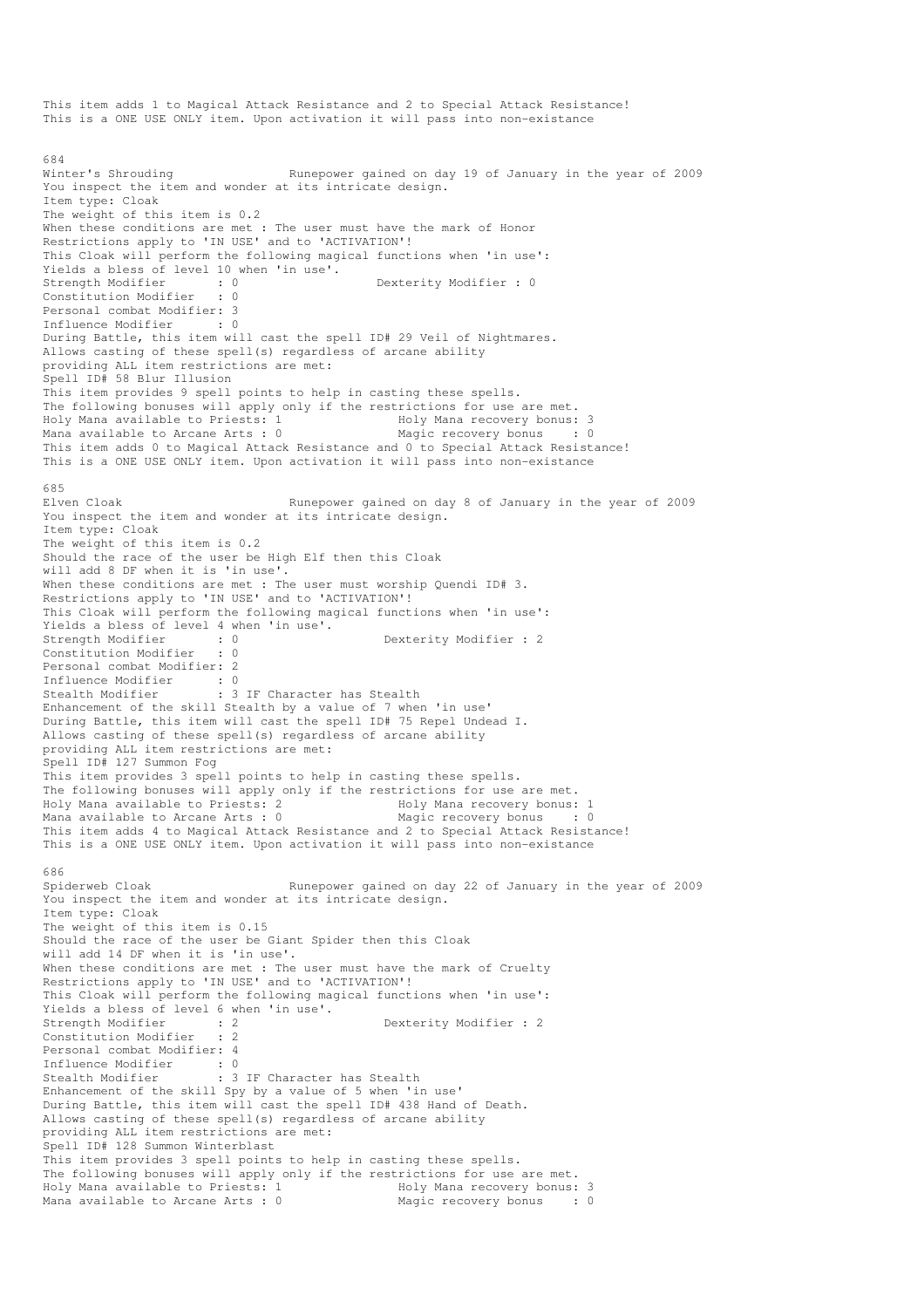This item adds 1 to Magical Attack Resistance and 2 to Special Attack Resistance!
This is a ONE USE ONLY item. Upon activation it will pass into non-existance

684
Winter's Shrouding                Runepower gained on day 19 of January in the year of 2009
You inspect the item and wonder at its intricate design.
Item type: Cloak
The weight of this item is 0.2
When these conditions are met : The user must have the mark of Honor
Restrictions apply to 'IN USE' and to 'ACTIVATION'!
This Cloak will perform the following magical functions when 'in use':
Yields a bless of level 10 when 'in use'.
Strength Modifier       : 0                    Dexterity Modifier : 0
Constitution Modifier   : 0
Personal combat Modifier: 3
Influence Modifier      : 0
During Battle, this item will cast the spell ID# 29 Veil of Nightmares.
Allows casting of these spell(s) regardless of arcane ability
providing ALL item restrictions are met:
Spell ID# 58 Blur Illusion
This item provides 9 spell points to help in casting these spells.
The following bonuses will apply only if the restrictions for use are met.
Holy Mana available to Priests: 1                Holy Mana recovery bonus: 3
Mana available to Arcane Arts : 0                Magic recovery bonus    : 0
This item adds 0 to Magical Attack Resistance and 0 to Special Attack Resistance!
This is a ONE USE ONLY item. Upon activation it will pass into non-existance

685
Elven Cloak                       Runepower gained on day 8 of January in the year of 2009
You inspect the item and wonder at its intricate design.
Item type: Cloak
The weight of this item is 0.2
Should the race of the user be High Elf then this Cloak
will add 8 DF when it is 'in use'.
When these conditions are met : The user must worship Quendi ID# 3.
Restrictions apply to 'IN USE' and to 'ACTIVATION'!
This Cloak will perform the following magical functions when 'in use':
Yields a bless of level 4 when 'in use'.
Strength Modifier       : 0                    Dexterity Modifier : 2
Constitution Modifier   : 0
Personal combat Modifier: 2
Influence Modifier      : 0
Stealth Modifier        : 3 IF Character has Stealth
Enhancement of the skill Stealth by a value of 7 when 'in use'
During Battle, this item will cast the spell ID# 75 Repel Undead I.
Allows casting of these spell(s) regardless of arcane ability
providing ALL item restrictions are met:
Spell ID# 127 Summon Fog
This item provides 3 spell points to help in casting these spells.
The following bonuses will apply only if the restrictions for use are met.
Holy Mana available to Priests: 2                Holy Mana recovery bonus: 1
Mana available to Arcane Arts : 0                Magic recovery bonus    : 0
This item adds 4 to Magical Attack Resistance and 2 to Special Attack Resistance!
This is a ONE USE ONLY item. Upon activation it will pass into non-existance

686
Spiderweb Cloak                   Runepower gained on day 22 of January in the year of 2009
You inspect the item and wonder at its intricate design.
Item type: Cloak
The weight of this item is 0.15
Should the race of the user be Giant Spider then this Cloak
will add 14 DF when it is 'in use'.
When these conditions are met : The user must have the mark of Cruelty
Restrictions apply to 'IN USE' and to 'ACTIVATION'!
This Cloak will perform the following magical functions when 'in use':
Yields a bless of level 6 when 'in use'.
Strength Modifier       : 2                    Dexterity Modifier : 2
Constitution Modifier   : 2
Personal combat Modifier: 4
Influence Modifier      : 0
Stealth Modifier        : 3 IF Character has Stealth
Enhancement of the skill Spy by a value of 5 when 'in use'
During Battle, this item will cast the spell ID# 438 Hand of Death.
Allows casting of these spell(s) regardless of arcane ability
providing ALL item restrictions are met:
Spell ID# 128 Summon Winterblast
This item provides 3 spell points to help in casting these spells.
The following bonuses will apply only if the restrictions for use are met.
Holy Mana available to Priests: 1                Holy Mana recovery bonus: 3
Mana available to Arcane Arts : 0                Magic recovery bonus    : 0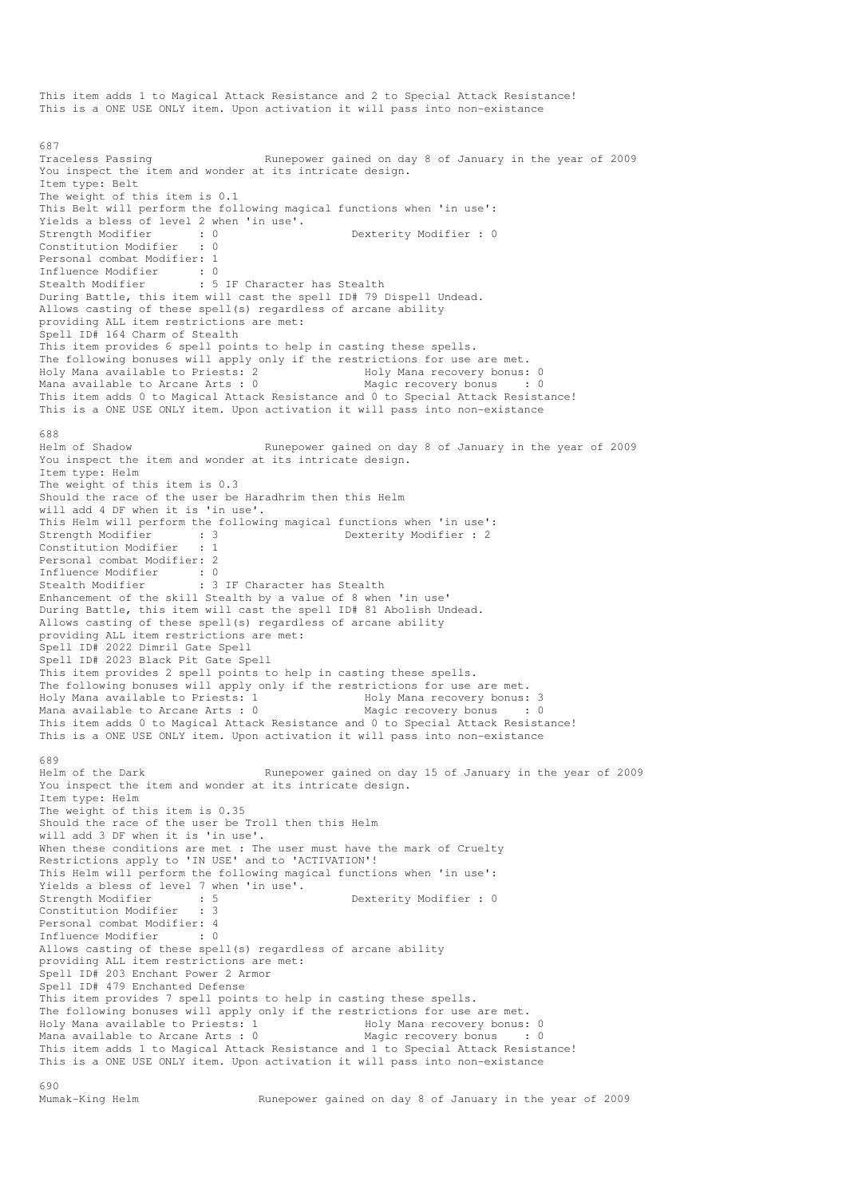This item adds 1 to Magical Attack Resistance and 2 to Special Attack Resistance!
This is a ONE USE ONLY item. Upon activation it will pass into non-existance

687
Traceless Passing                 Runepower gained on day 8 of January in the year of 2009
You inspect the item and wonder at its intricate design.
Item type: Belt
The weight of this item is 0.1
This Belt will perform the following magical functions when 'in use':
Yields a bless of level 2 when 'in use'.
Strength Modifier       : 0                    Dexterity Modifier : 0
Constitution Modifier   : 0
Personal combat Modifier: 1
Influence Modifier      : 0
Stealth Modifier        : 5 IF Character has Stealth
During Battle, this item will cast the spell ID# 79 Dispell Undead.
Allows casting of these spell(s) regardless of arcane ability
providing ALL item restrictions are met:
Spell ID# 164 Charm of Stealth
This item provides 6 spell points to help in casting these spells.
The following bonuses will apply only if the restrictions for use are met.
Holy Mana available to Priests: 2               Holy Mana recovery bonus: 0
Mana available to Arcane Arts : 0               Magic recovery bonus    : 0
This item adds 0 to Magical Attack Resistance and 0 to Special Attack Resistance!
This is a ONE USE ONLY item. Upon activation it will pass into non-existance

688
Helm of Shadow                    Runepower gained on day 8 of January in the year of 2009
You inspect the item and wonder at its intricate design.
Item type: Helm
The weight of this item is 0.3
Should the race of the user be Haradhrim then this Helm
will add 4 DF when it is 'in use'.
This Helm will perform the following magical functions when 'in use':
Strength Modifier       : 3                   Dexterity Modifier : 2
Constitution Modifier   : 1
Personal combat Modifier: 2
Influence Modifier      : 0
Stealth Modifier        : 3 IF Character has Stealth
Enhancement of the skill Stealth by a value of 8 when 'in use'
During Battle, this item will cast the spell ID# 81 Abolish Undead.
Allows casting of these spell(s) regardless of arcane ability
providing ALL item restrictions are met:
Spell ID# 2022 Dimril Gate Spell
Spell ID# 2023 Black Pit Gate Spell
This item provides 2 spell points to help in casting these spells.
The following bonuses will apply only if the restrictions for use are met.
Holy Mana available to Priests: 1               Holy Mana recovery bonus: 3
Mana available to Arcane Arts : 0               Magic recovery bonus    : 0
This item adds 0 to Magical Attack Resistance and 0 to Special Attack Resistance!
This is a ONE USE ONLY item. Upon activation it will pass into non-existance

689
Helm of the Dark                  Runepower gained on day 15 of January in the year of 2009
You inspect the item and wonder at its intricate design.
Item type: Helm
The weight of this item is 0.35
Should the race of the user be Troll then this Helm
will add 3 DF when it is 'in use'.
When these conditions are met : The user must have the mark of Cruelty
Restrictions apply to 'IN USE' and to 'ACTIVATION'!
This Helm will perform the following magical functions when 'in use':
Yields a bless of level 7 when 'in use'.
Strength Modifier       : 5                    Dexterity Modifier : 0
Constitution Modifier   : 3
Personal combat Modifier: 4
Influence Modifier      : 0
Allows casting of these spell(s) regardless of arcane ability
providing ALL item restrictions are met:
Spell ID# 203 Enchant Power 2 Armor
Spell ID# 479 Enchanted Defense
This item provides 7 spell points to help in casting these spells.
The following bonuses will apply only if the restrictions for use are met.
Holy Mana available to Priests: 1               Holy Mana recovery bonus: 0
Mana available to Arcane Arts : 0               Magic recovery bonus    : 0
This item adds 1 to Magical Attack Resistance and 1 to Special Attack Resistance!
This is a ONE USE ONLY item. Upon activation it will pass into non-existance

690
Mumak-King Helm                   Runepower gained on day 8 of January in the year of 2009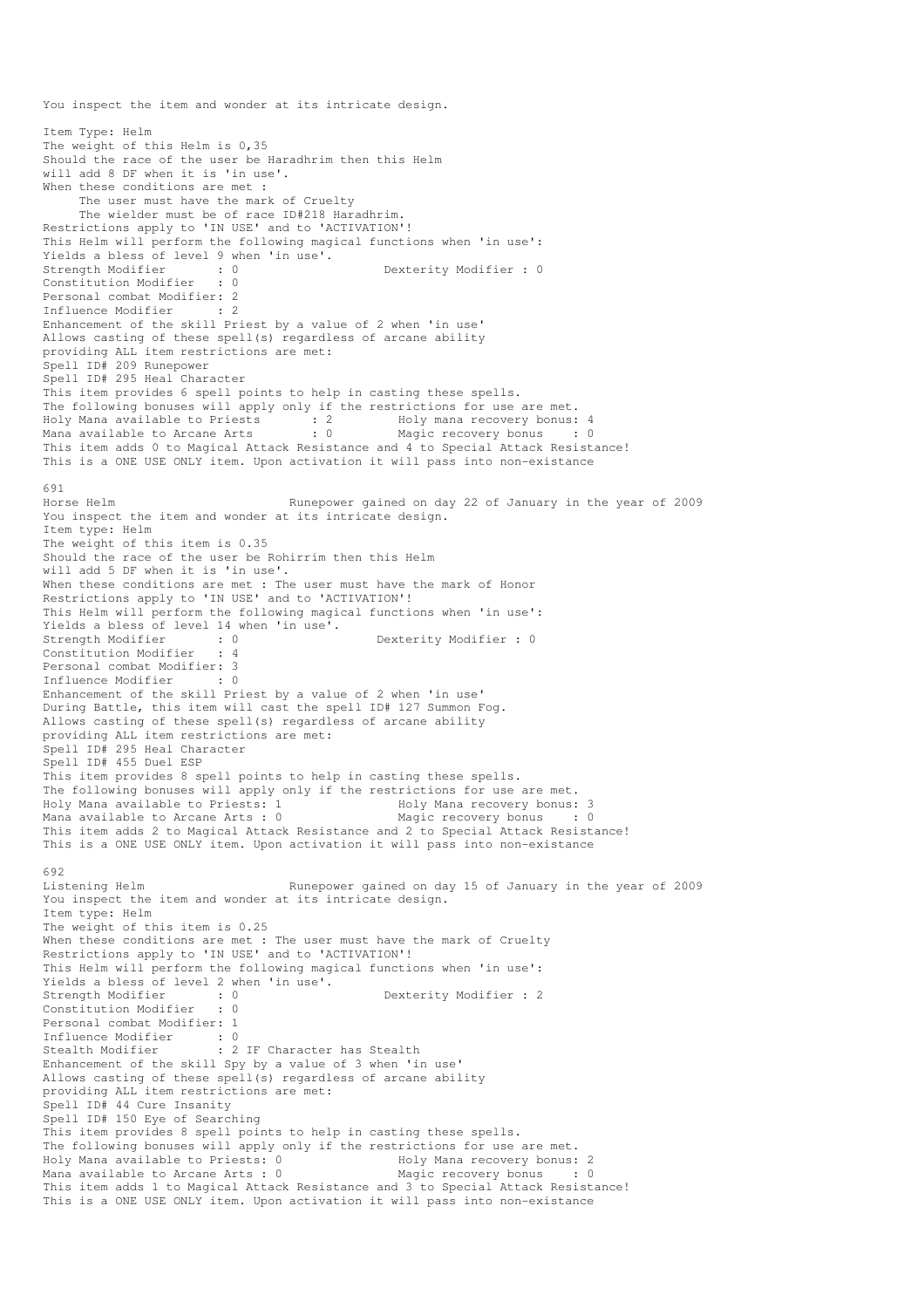You inspect the item and wonder at its intricate design.

Item Type: Helm
The weight of this Helm is 0,35
Should the race of the user be Haradhrim then this Helm
will add 8 DF when it is 'in use'.
When these conditions are met :
The user must have the mark of Cruelty
The wielder must be of race ID#218 Haradhrim.
Restrictions apply to 'IN USE' and to 'ACTIVATION'!
This Helm will perform the following magical functions when 'in use':
Yields a bless of level 9 when 'in use'.
Strength Modifier : 0 Dexterity Modifier : 0
Constitution Modifier : 0
Personal combat Modifier: 2
Influence Modifier : 2
Enhancement of the skill Priest by a value of 2 when 'in use'
Allows casting of these spell(s) regardless of arcane ability
providing ALL item restrictions are met:
Spell ID# 209 Runepower
Spell ID# 295 Heal Character
This item provides 6 spell points to help in casting these spells.
The following bonuses will apply only if the restrictions for use are met.
Holy Mana available to Priests : 2 Holy mana recovery bonus: 4
Mana available to Arcane Arts : 0 Magic recovery bonus : 0
This item adds 0 to Magical Attack Resistance and 4 to Special Attack Resistance!
This is a ONE USE ONLY item. Upon activation it will pass into non-existance

691
Horse Helm Runepower gained on day 22 of January in the year of 2009
You inspect the item and wonder at its intricate design.
Item type: Helm
The weight of this item is 0.35
Should the race of the user be Rohirrim then this Helm
will add 5 DF when it is 'in use'.
When these conditions are met : The user must have the mark of Honor
Restrictions apply to 'IN USE' and to 'ACTIVATION'!
This Helm will perform the following magical functions when 'in use':
Yields a bless of level 14 when 'in use'.
Strength Modifier : 0 Dexterity Modifier : 0
Constitution Modifier : 4
Personal combat Modifier: 3
Influence Modifier : 0
Enhancement of the skill Priest by a value of 2 when 'in use'
During Battle, this item will cast the spell ID# 127 Summon Fog.
Allows casting of these spell(s) regardless of arcane ability
providing ALL item restrictions are met:
Spell ID# 295 Heal Character
Spell ID# 455 Duel ESP
This item provides 8 spell points to help in casting these spells.
The following bonuses will apply only if the restrictions for use are met.
Holy Mana available to Priests: 1 Holy Mana recovery bonus: 3
Mana available to Arcane Arts : 0 Magic recovery bonus : 0
This item adds 2 to Magical Attack Resistance and 2 to Special Attack Resistance!
This is a ONE USE ONLY item. Upon activation it will pass into non-existance

692
Listening Helm Runepower gained on day 15 of January in the year of 2009
You inspect the item and wonder at its intricate design.
Item type: Helm
The weight of this item is 0.25
When these conditions are met : The user must have the mark of Cruelty
Restrictions apply to 'IN USE' and to 'ACTIVATION'!
This Helm will perform the following magical functions when 'in use':
Yields a bless of level 2 when 'in use'.
Strength Modifier : 0 Dexterity Modifier : 2
Constitution Modifier : 0
Personal combat Modifier: 1
Influence Modifier : 0
Stealth Modifier : 2 IF Character has Stealth
Enhancement of the skill Spy by a value of 3 when 'in use'
Allows casting of these spell(s) regardless of arcane ability
providing ALL item restrictions are met:
Spell ID# 44 Cure Insanity
Spell ID# 150 Eye of Searching
This item provides 8 spell points to help in casting these spells.
The following bonuses will apply only if the restrictions for use are met.
Holy Mana available to Priests: 0 Holy Mana recovery bonus: 2
Mana available to Arcane Arts : 0 Magic recovery bonus : 0
This item adds 1 to Magical Attack Resistance and 3 to Special Attack Resistance!
This is a ONE USE ONLY item. Upon activation it will pass into non-existance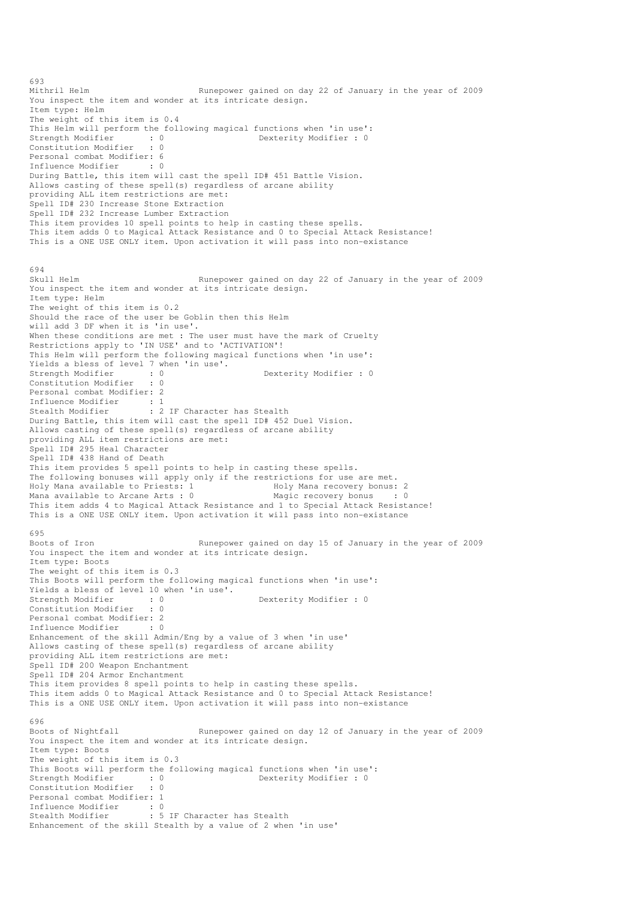693
Mithril Helm                        Runepower gained on day 22 of January in the year of 2009
You inspect the item and wonder at its intricate design.
Item type: Helm
The weight of this item is 0.4
This Helm will perform the following magical functions when 'in use':
Strength Modifier       : 0                    Dexterity Modifier : 0
Constitution Modifier   : 0
Personal combat Modifier: 6
Influence Modifier      : 0
During Battle, this item will cast the spell ID# 451 Battle Vision.
Allows casting of these spell(s) regardless of arcane ability
providing ALL item restrictions are met:
Spell ID# 230 Increase Stone Extraction
Spell ID# 232 Increase Lumber Extraction
This item provides 10 spell points to help in casting these spells.
This item adds 0 to Magical Attack Resistance and 0 to Special Attack Resistance!
This is a ONE USE ONLY item. Upon activation it will pass into non-existance

694
Skull Helm                          Runepower gained on day 22 of January in the year of 2009
You inspect the item and wonder at its intricate design.
Item type: Helm
The weight of this item is 0.2
Should the race of the user be Goblin then this Helm
will add 3 DF when it is 'in use'.
When these conditions are met : The user must have the mark of Cruelty
Restrictions apply to 'IN USE' and to 'ACTIVATION'!
This Helm will perform the following magical functions when 'in use':
Yields a bless of level 7 when 'in use'.
Strength Modifier       : 0                    Dexterity Modifier : 0
Constitution Modifier   : 0
Personal combat Modifier: 2
Influence Modifier      : 1
Stealth Modifier        : 2 IF Character has Stealth
During Battle, this item will cast the spell ID# 452 Duel Vision.
Allows casting of these spell(s) regardless of arcane ability
providing ALL item restrictions are met:
Spell ID# 295 Heal Character
Spell ID# 438 Hand of Death
This item provides 5 spell points to help in casting these spells.
The following bonuses will apply only if the restrictions for use are met.
Holy Mana available to Priests: 1                Holy Mana recovery bonus: 2
Mana available to Arcane Arts : 0                Magic recovery bonus    : 0
This item adds 4 to Magical Attack Resistance and 1 to Special Attack Resistance!
This is a ONE USE ONLY item. Upon activation it will pass into non-existance

695
Boots of Iron                       Runepower gained on day 15 of January in the year of 2009
You inspect the item and wonder at its intricate design.
Item type: Boots
The weight of this item is 0.3
This Boots will perform the following magical functions when 'in use':
Yields a bless of level 10 when 'in use'.
Strength Modifier       : 0                    Dexterity Modifier : 0
Constitution Modifier   : 0
Personal combat Modifier: 2
Influence Modifier      : 0
Enhancement of the skill Admin/Eng by a value of 3 when 'in use'
Allows casting of these spell(s) regardless of arcane ability
providing ALL item restrictions are met:
Spell ID# 200 Weapon Enchantment
Spell ID# 204 Armor Enchantment
This item provides 8 spell points to help in casting these spells.
This item adds 0 to Magical Attack Resistance and 0 to Special Attack Resistance!
This is a ONE USE ONLY item. Upon activation it will pass into non-existance

696
Boots of Nightfall                  Runepower gained on day 12 of January in the year of 2009
You inspect the item and wonder at its intricate design.
Item type: Boots
The weight of this item is 0.3
This Boots will perform the following magical functions when 'in use':
Strength Modifier       : 0                    Dexterity Modifier : 0
Constitution Modifier   : 0
Personal combat Modifier: 1
Influence Modifier      : 0
Stealth Modifier        : 5 IF Character has Stealth
Enhancement of the skill Stealth by a value of 2 when 'in use'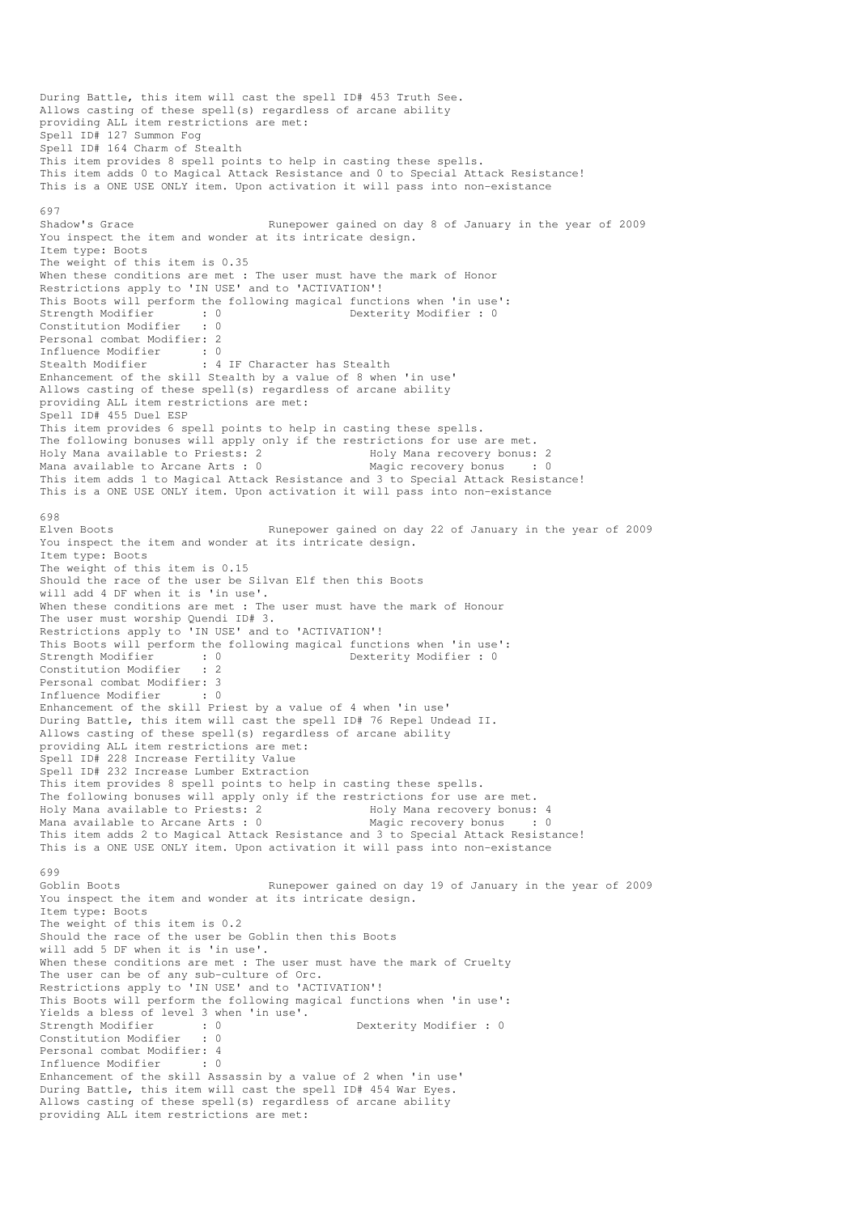During Battle, this item will cast the spell ID# 453 Truth See.
Allows casting of these spell(s) regardless of arcane ability
providing ALL item restrictions are met:
Spell ID# 127 Summon Fog
Spell ID# 164 Charm of Stealth
This item provides 8 spell points to help in casting these spells.
This item adds 0 to Magical Attack Resistance and 0 to Special Attack Resistance!
This is a ONE USE ONLY item. Upon activation it will pass into non-existance

697
Shadow's Grace                    Runepower gained on day 8 of January in the year of 2009
You inspect the item and wonder at its intricate design.
Item type: Boots
The weight of this item is 0.35
When these conditions are met : The user must have the mark of Honor
Restrictions apply to 'IN USE' and to 'ACTIVATION'!
This Boots will perform the following magical functions when 'in use':
Strength Modifier       : 0                    Dexterity Modifier : 0
Constitution Modifier   : 0
Personal combat Modifier: 2
Influence Modifier      : 0
Stealth Modifier        : 4 IF Character has Stealth
Enhancement of the skill Stealth by a value of 8 when 'in use'
Allows casting of these spell(s) regardless of arcane ability
providing ALL item restrictions are met:
Spell ID# 455 Duel ESP
This item provides 6 spell points to help in casting these spells.
The following bonuses will apply only if the restrictions for use are met.
Holy Mana available to Priests: 2                Holy Mana recovery bonus: 2
Mana available to Arcane Arts : 0                Magic recovery bonus    : 0
This item adds 1 to Magical Attack Resistance and 3 to Special Attack Resistance!
This is a ONE USE ONLY item. Upon activation it will pass into non-existance

698
Elven Boots                       Runepower gained on day 22 of January in the year of 2009
You inspect the item and wonder at its intricate design.
Item type: Boots
The weight of this item is 0.15
Should the race of the user be Silvan Elf then this Boots
will add 4 DF when it is 'in use'.
When these conditions are met : The user must have the mark of Honour
The user must worship Quendi ID# 3.
Restrictions apply to 'IN USE' and to 'ACTIVATION'!
This Boots will perform the following magical functions when 'in use':
Strength Modifier       : 0                    Dexterity Modifier : 0
Constitution Modifier   : 2
Personal combat Modifier: 3
Influence Modifier      : 0
Enhancement of the skill Priest by a value of 4 when 'in use'
During Battle, this item will cast the spell ID# 76 Repel Undead II.
Allows casting of these spell(s) regardless of arcane ability
providing ALL item restrictions are met:
Spell ID# 228 Increase Fertility Value
Spell ID# 232 Increase Lumber Extraction
This item provides 8 spell points to help in casting these spells.
The following bonuses will apply only if the restrictions for use are met.
Holy Mana available to Priests: 2                Holy Mana recovery bonus: 4
Mana available to Arcane Arts : 0                Magic recovery bonus    : 0
This item adds 2 to Magical Attack Resistance and 3 to Special Attack Resistance!
This is a ONE USE ONLY item. Upon activation it will pass into non-existance

699
Goblin Boots                      Runepower gained on day 19 of January in the year of 2009
You inspect the item and wonder at its intricate design.
Item type: Boots
The weight of this item is 0.2
Should the race of the user be Goblin then this Boots
will add 5 DF when it is 'in use'.
When these conditions are met : The user must have the mark of Cruelty
The user can be of any sub-culture of Orc.
Restrictions apply to 'IN USE' and to 'ACTIVATION'!
This Boots will perform the following magical functions when 'in use':
Yields a bless of level 3 when 'in use'.
Strength Modifier       : 0                    Dexterity Modifier : 0
Constitution Modifier   : 0
Personal combat Modifier: 4
Influence Modifier      : 0
Enhancement of the skill Assassin by a value of 2 when 'in use'
During Battle, this item will cast the spell ID# 454 War Eyes.
Allows casting of these spell(s) regardless of arcane ability
providing ALL item restrictions are met: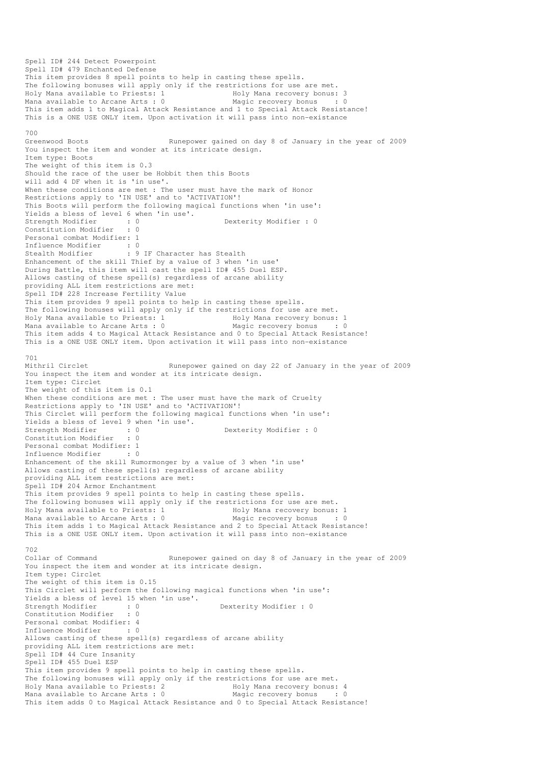Spell ID# 244 Detect Powerpoint
Spell ID# 479 Enchanted Defense
This item provides 8 spell points to help in casting these spells.
The following bonuses will apply only if the restrictions for use are met.
Holy Mana available to Priests: 1                Holy Mana recovery bonus: 3
Mana available to Arcane Arts : 0                Magic recovery bonus    : 0
This item adds 1 to Magical Attack Resistance and 1 to Special Attack Resistance!
This is a ONE USE ONLY item. Upon activation it will pass into non-existance

700
Greenwood Boots                    Runepower gained on day 8 of January in the year of 2009
You inspect the item and wonder at its intricate design.
Item type: Boots
The weight of this item is 0.3
Should the race of the user be Hobbit then this Boots
will add 4 DF when it is 'in use'.
When these conditions are met : The user must have the mark of Honor
Restrictions apply to 'IN USE' and to 'ACTIVATION'!
This Boots will perform the following magical functions when 'in use':
Yields a bless of level 6 when 'in use'.
Strength Modifier       : 0                    Dexterity Modifier : 0
Constitution Modifier   : 0
Personal combat Modifier: 1
Influence Modifier      : 0
Stealth Modifier        : 9 IF Character has Stealth
Enhancement of the skill Thief by a value of 3 when 'in use'
During Battle, this item will cast the spell ID# 455 Duel ESP.
Allows casting of these spell(s) regardless of arcane ability
providing ALL item restrictions are met:
Spell ID# 228 Increase Fertility Value
This item provides 9 spell points to help in casting these spells.
The following bonuses will apply only if the restrictions for use are met.
Holy Mana available to Priests: 1                Holy Mana recovery bonus: 1
Mana available to Arcane Arts : 0                Magic recovery bonus    : 0
This item adds 4 to Magical Attack Resistance and 0 to Special Attack Resistance!
This is a ONE USE ONLY item. Upon activation it will pass into non-existance

701
Mithril Circlet                    Runepower gained on day 22 of January in the year of 2009
You inspect the item and wonder at its intricate design.
Item type: Circlet
The weight of this item is 0.1
When these conditions are met : The user must have the mark of Cruelty
Restrictions apply to 'IN USE' and to 'ACTIVATION'!
This Circlet will perform the following magical functions when 'in use':
Yields a bless of level 9 when 'in use'.
Strength Modifier       : 0                    Dexterity Modifier : 0
Constitution Modifier   : 0
Personal combat Modifier: 1
Influence Modifier      : 0
Enhancement of the skill Rumormonger by a value of 3 when 'in use'
Allows casting of these spell(s) regardless of arcane ability
providing ALL item restrictions are met:
Spell ID# 204 Armor Enchantment
This item provides 9 spell points to help in casting these spells.
The following bonuses will apply only if the restrictions for use are met.
Holy Mana available to Priests: 1                Holy Mana recovery bonus: 1
Mana available to Arcane Arts : 0                Magic recovery bonus    : 0
This item adds 1 to Magical Attack Resistance and 2 to Special Attack Resistance!
This is a ONE USE ONLY item. Upon activation it will pass into non-existance

702
Collar of Command                  Runepower gained on day 8 of January in the year of 2009
You inspect the item and wonder at its intricate design.
Item type: Circlet
The weight of this item is 0.15
This Circlet will perform the following magical functions when 'in use':
Yields a bless of level 15 when 'in use'.
Strength Modifier       : 0                    Dexterity Modifier : 0
Constitution Modifier   : 0
Personal combat Modifier: 4
Influence Modifier      : 0
Allows casting of these spell(s) regardless of arcane ability
providing ALL item restrictions are met:
Spell ID# 44 Cure Insanity
Spell ID# 455 Duel ESP
This item provides 9 spell points to help in casting these spells.
The following bonuses will apply only if the restrictions for use are met.
Holy Mana available to Priests: 2                Holy Mana recovery bonus: 4
Mana available to Arcane Arts : 0                Magic recovery bonus    : 0
This item adds 0 to Magical Attack Resistance and 0 to Special Attack Resistance!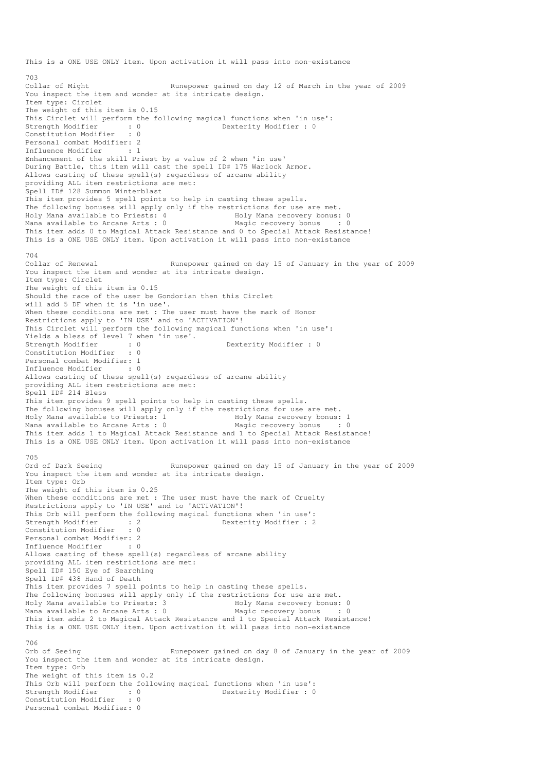This is a ONE USE ONLY item. Upon activation it will pass into non-existance

703
Collar of Might                    Runepower gained on day 12 of March in the year of 2009
You inspect the item and wonder at its intricate design.
Item type: Circlet
The weight of this item is 0.15
This Circlet will perform the following magical functions when 'in use':
Strength Modifier       : 0                    Dexterity Modifier : 0
Constitution Modifier   : 0
Personal combat Modifier: 2
Influence Modifier      : 1
Enhancement of the skill Priest by a value of 2 when 'in use'
During Battle, this item will cast the spell ID# 175 Warlock Armor.
Allows casting of these spell(s) regardless of arcane ability
providing ALL item restrictions are met:
Spell ID# 128 Summon Winterblast
This item provides 5 spell points to help in casting these spells.
The following bonuses will apply only if the restrictions for use are met.
Holy Mana available to Priests: 4                Holy Mana recovery bonus: 0
Mana available to Arcane Arts : 0                Magic recovery bonus    : 0
This item adds 0 to Magical Attack Resistance and 0 to Special Attack Resistance!
This is a ONE USE ONLY item. Upon activation it will pass into non-existance

704
Collar of Renewal                  Runepower gained on day 15 of January in the year of 2009
You inspect the item and wonder at its intricate design.
Item type: Circlet
The weight of this item is 0.15
Should the race of the user be Gondorian then this Circlet
will add 5 DF when it is 'in use'.
When these conditions are met : The user must have the mark of Honor
Restrictions apply to 'IN USE' and to 'ACTIVATION'!
This Circlet will perform the following magical functions when 'in use':
Yields a bless of level 7 when 'in use'.
Strength Modifier       : 0                    Dexterity Modifier : 0
Constitution Modifier   : 0
Personal combat Modifier: 1
Influence Modifier      : 0
Allows casting of these spell(s) regardless of arcane ability
providing ALL item restrictions are met:
Spell ID# 214 Bless
This item provides 9 spell points to help in casting these spells.
The following bonuses will apply only if the restrictions for use are met.
Holy Mana available to Priests: 1                Holy Mana recovery bonus: 1
Mana available to Arcane Arts : 0                Magic recovery bonus    : 0
This item adds 1 to Magical Attack Resistance and 1 to Special Attack Resistance!
This is a ONE USE ONLY item. Upon activation it will pass into non-existance

705
Ord of Dark Seeing                 Runepower gained on day 15 of January in the year of 2009
You inspect the item and wonder at its intricate design.
Item type: Orb
The weight of this item is 0.25
When these conditions are met : The user must have the mark of Cruelty
Restrictions apply to 'IN USE' and to 'ACTIVATION'!
This Orb will perform the following magical functions when 'in use':
Strength Modifier       : 2                    Dexterity Modifier : 2
Constitution Modifier   : 0
Personal combat Modifier: 2
Influence Modifier      : 0
Allows casting of these spell(s) regardless of arcane ability
providing ALL item restrictions are met:
Spell ID# 150 Eye of Searching
Spell ID# 438 Hand of Death
This item provides 7 spell points to help in casting these spells.
The following bonuses will apply only if the restrictions for use are met.
Holy Mana available to Priests: 3                Holy Mana recovery bonus: 0
Mana available to Arcane Arts : 0                Magic recovery bonus    : 0
This item adds 2 to Magical Attack Resistance and 1 to Special Attack Resistance!
This is a ONE USE ONLY item. Upon activation it will pass into non-existance

706
Orb of Seeing                      Runepower gained on day 8 of January in the year of 2009
You inspect the item and wonder at its intricate design.
Item type: Orb
The weight of this item is 0.2
This Orb will perform the following magical functions when 'in use':
Strength Modifier       : 0                    Dexterity Modifier : 0
Constitution Modifier   : 0
Personal combat Modifier: 0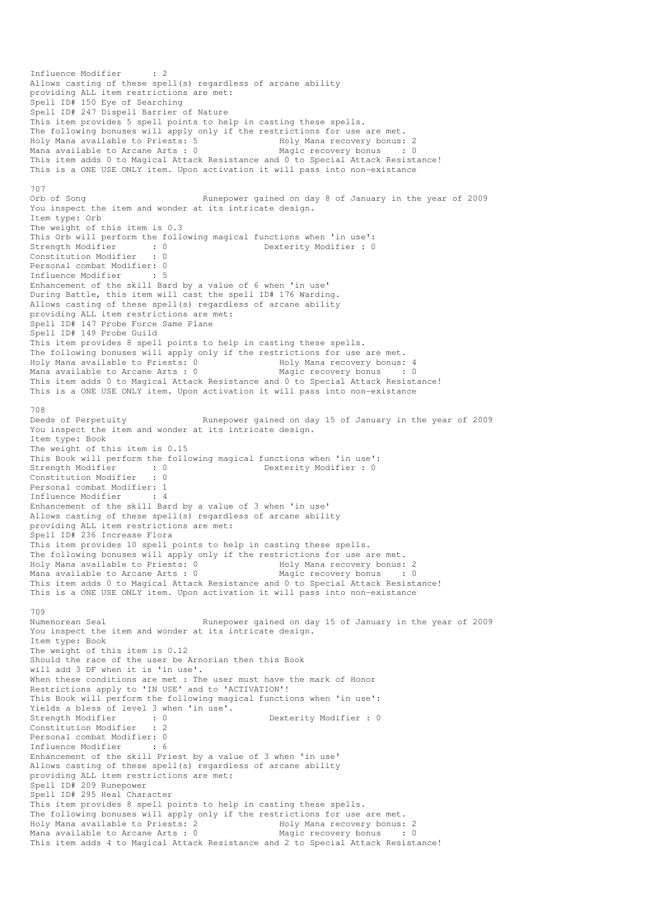Influence Modifier      : 2
Allows casting of these spell(s) regardless of arcane ability
providing ALL item restrictions are met:
Spell ID# 150 Eye of Searching
Spell ID# 247 Dispell Barrier of Nature
This item provides 5 spell points to help in casting these spells.
The following bonuses will apply only if the restrictions for use are met.
Holy Mana available to Priests: 5                Holy Mana recovery bonus: 2
Mana available to Arcane Arts : 0                Magic recovery bonus    : 0
This item adds 0 to Magical Attack Resistance and 0 to Special Attack Resistance!
This is a ONE USE ONLY item. Upon activation it will pass into non-existance

707
Orb of Song                        Runepower gained on day 8 of January in the year of 2009
You inspect the item and wonder at its intricate design.
Item type: Orb
The weight of this item is 0.3
This Orb will perform the following magical functions when 'in use':
Strength Modifier       : 0                    Dexterity Modifier : 0
Constitution Modifier   : 0
Personal combat Modifier: 0
Influence Modifier      : 5
Enhancement of the skill Bard by a value of 6 when 'in use'
During Battle, this item will cast the spell ID# 176 Warding.
Allows casting of these spell(s) regardless of arcane ability
providing ALL item restrictions are met:
Spell ID# 147 Probe Force Same Plane
Spell ID# 149 Probe Guild
This item provides 8 spell points to help in casting these spells.
The following bonuses will apply only if the restrictions for use are met.
Holy Mana available to Priests: 0                Holy Mana recovery bonus: 4
Mana available to Arcane Arts : 0                Magic recovery bonus    : 0
This item adds 0 to Magical Attack Resistance and 0 to Special Attack Resistance!
This is a ONE USE ONLY item. Upon activation it will pass into non-existance

708
Deeds of Perpetuity               Runepower gained on day 15 of January in the year of 2009
You inspect the item and wonder at its intricate design.
Item type: Book
The weight of this item is 0.15
This Book will perform the following magical functions when 'in use':
Strength Modifier       : 0                    Dexterity Modifier : 0
Constitution Modifier   : 0
Personal combat Modifier: 1
Influence Modifier      : 4
Enhancement of the skill Bard by a value of 3 when 'in use'
Allows casting of these spell(s) regardless of arcane ability
providing ALL item restrictions are met:
Spell ID# 236 Increase Flora
This item provides 10 spell points to help in casting these spells.
The following bonuses will apply only if the restrictions for use are met.
Holy Mana available to Priests: 0                Holy Mana recovery bonus: 2
Mana available to Arcane Arts : 0                Magic recovery bonus    : 0
This item adds 0 to Magical Attack Resistance and 0 to Special Attack Resistance!
This is a ONE USE ONLY item. Upon activation it will pass into non-existance

709
Numenorean Seal                   Runepower gained on day 15 of January in the year of 2009
You inspect the item and wonder at its intricate design.
Item type: Book
The weight of this item is 0.12
Should the race of the user be Arnorian then this Book
will add 3 DF when it is 'in use'.
When these conditions are met : The user must have the mark of Honor
Restrictions apply to 'IN USE' and to 'ACTIVATION'!
This Book will perform the following magical functions when 'in use':
Yields a bless of level 3 when 'in use'.
Strength Modifier       : 0                    Dexterity Modifier : 0
Constitution Modifier   : 2
Personal combat Modifier: 0
Influence Modifier      : 6
Enhancement of the skill Priest by a value of 3 when 'in use'
Allows casting of these spell(s) regardless of arcane ability
providing ALL item restrictions are met:
Spell ID# 209 Runepower
Spell ID# 295 Heal Character
This item provides 8 spell points to help in casting these spells.
The following bonuses will apply only if the restrictions for use are met.
Holy Mana available to Priests: 2                Holy Mana recovery bonus: 2
Mana available to Arcane Arts : 0                Magic recovery bonus    : 0
This item adds 4 to Magical Attack Resistance and 2 to Special Attack Resistance!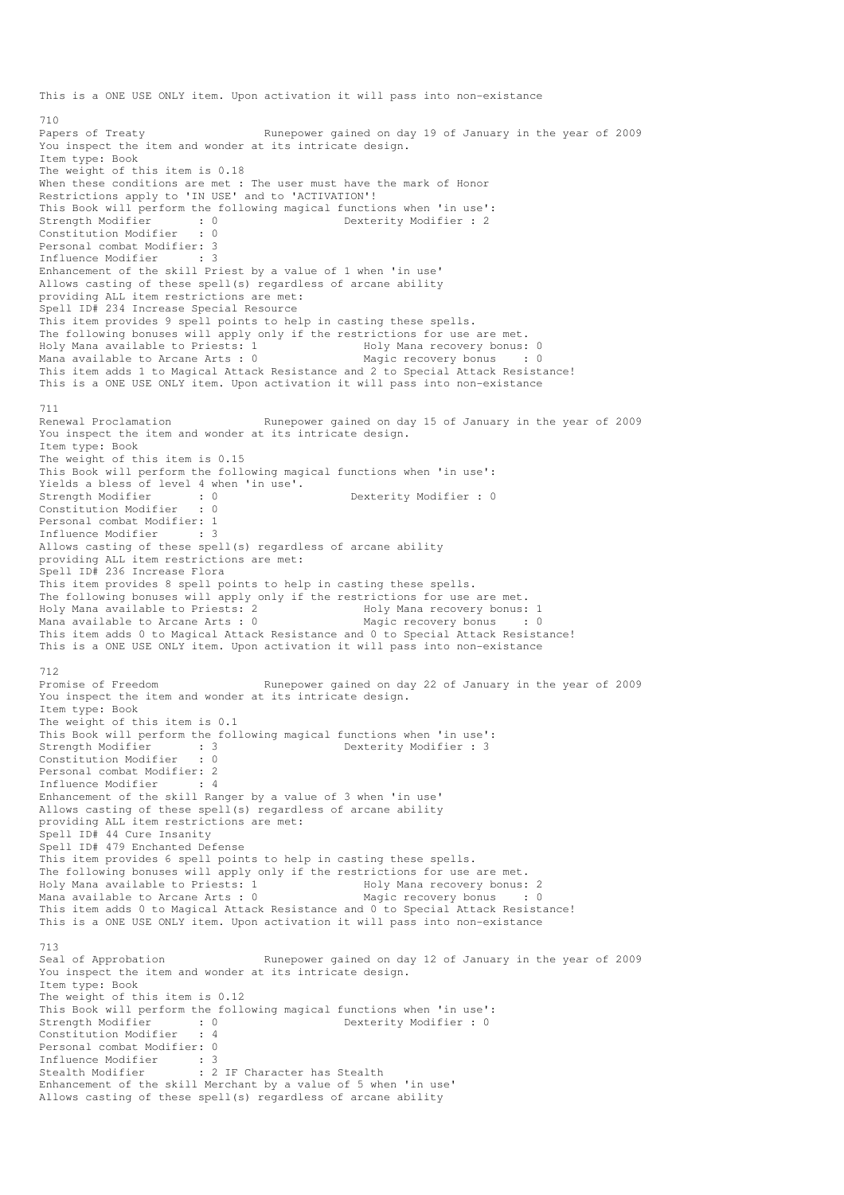This is a ONE USE ONLY item. Upon activation it will pass into non-existance

710
Papers of Treaty                    Runepower gained on day 19 of January in the year of 2009
You inspect the item and wonder at its intricate design.
Item type: Book
The weight of this item is 0.18
When these conditions are met : The user must have the mark of Honor
Restrictions apply to 'IN USE' and to 'ACTIVATION'!
This Book will perform the following magical functions when 'in use':
Strength Modifier       : 0                    Dexterity Modifier : 2
Constitution Modifier   : 0
Personal combat Modifier: 3
Influence Modifier      : 3
Enhancement of the skill Priest by a value of 1 when 'in use'
Allows casting of these spell(s) regardless of arcane ability
providing ALL item restrictions are met:
Spell ID# 234 Increase Special Resource
This item provides 9 spell points to help in casting these spells.
The following bonuses will apply only if the restrictions for use are met.
Holy Mana available to Priests: 1                Holy Mana recovery bonus: 0
Mana available to Arcane Arts : 0                Magic recovery bonus    : 0
This item adds 1 to Magical Attack Resistance and 2 to Special Attack Resistance!
This is a ONE USE ONLY item. Upon activation it will pass into non-existance

711
Renewal Proclamation                Runepower gained on day 15 of January in the year of 2009
You inspect the item and wonder at its intricate design.
Item type: Book
The weight of this item is 0.15
This Book will perform the following magical functions when 'in use':
Yields a bless of level 4 when 'in use'.
Strength Modifier       : 0                    Dexterity Modifier : 0
Constitution Modifier   : 0
Personal combat Modifier: 1
Influence Modifier      : 3
Allows casting of these spell(s) regardless of arcane ability
providing ALL item restrictions are met:
Spell ID# 236 Increase Flora
This item provides 8 spell points to help in casting these spells.
The following bonuses will apply only if the restrictions for use are met.
Holy Mana available to Priests: 2                Holy Mana recovery bonus: 1
Mana available to Arcane Arts : 0                Magic recovery bonus    : 0
This item adds 0 to Magical Attack Resistance and 0 to Special Attack Resistance!
This is a ONE USE ONLY item. Upon activation it will pass into non-existance

712
Promise of Freedom                  Runepower gained on day 22 of January in the year of 2009
You inspect the item and wonder at its intricate design.
Item type: Book
The weight of this item is 0.1
This Book will perform the following magical functions when 'in use':
Strength Modifier       : 3                    Dexterity Modifier : 3
Constitution Modifier   : 0
Personal combat Modifier: 2
Influence Modifier      : 4
Enhancement of the skill Ranger by a value of 3 when 'in use'
Allows casting of these spell(s) regardless of arcane ability
providing ALL item restrictions are met:
Spell ID# 44 Cure Insanity
Spell ID# 479 Enchanted Defense
This item provides 6 spell points to help in casting these spells.
The following bonuses will apply only if the restrictions for use are met.
Holy Mana available to Priests: 1                Holy Mana recovery bonus: 2
Mana available to Arcane Arts : 0                Magic recovery bonus    : 0
This item adds 0 to Magical Attack Resistance and 0 to Special Attack Resistance!
This is a ONE USE ONLY item. Upon activation it will pass into non-existance

713
Seal of Approbation                 Runepower gained on day 12 of January in the year of 2009
You inspect the item and wonder at its intricate design.
Item type: Book
The weight of this item is 0.12
This Book will perform the following magical functions when 'in use':
Strength Modifier       : 0                    Dexterity Modifier : 0
Constitution Modifier   : 4
Personal combat Modifier: 0
Influence Modifier      : 3
Stealth Modifier        : 2 IF Character has Stealth
Enhancement of the skill Merchant by a value of 5 when 'in use'
Allows casting of these spell(s) regardless of arcane ability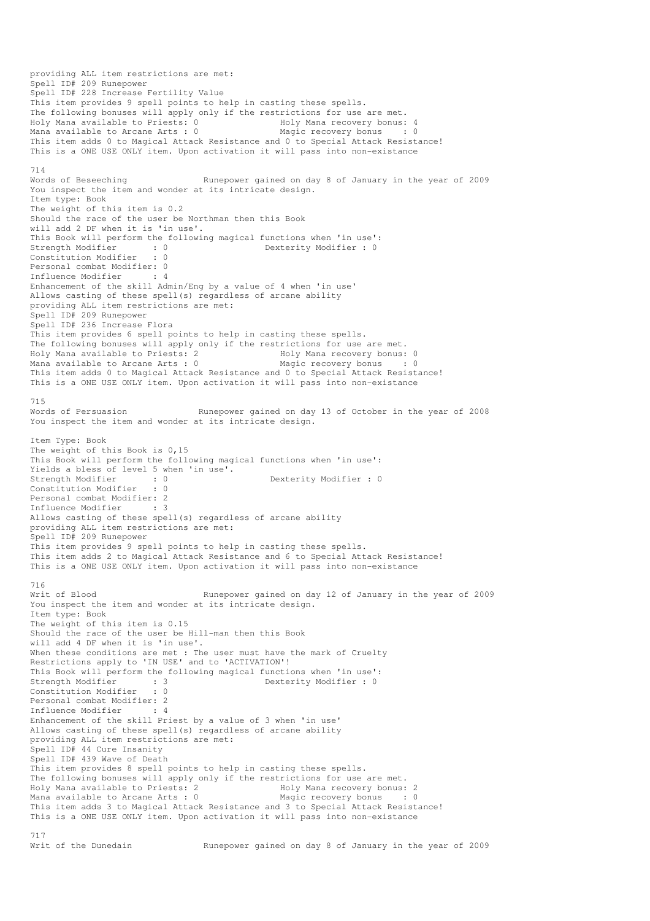providing ALL item restrictions are met:
Spell ID# 209 Runepower
Spell ID# 228 Increase Fertility Value
This item provides 9 spell points to help in casting these spells.
The following bonuses will apply only if the restrictions for use are met.
Holy Mana available to Priests: 0 Holy Mana recovery bonus: 4
Mana available to Arcane Arts : 0 Magic recovery bonus : 0
This item adds 0 to Magical Attack Resistance and 0 to Special Attack Resistance!
This is a ONE USE ONLY item. Upon activation it will pass into non-existance

714
Words of Beseeching Runepower gained on day 8 of January in the year of 2009
You inspect the item and wonder at its intricate design.
Item type: Book
The weight of this item is 0.2
Should the race of the user be Northman then this Book
will add 2 DF when it is 'in use'.
This Book will perform the following magical functions when 'in use':
Strength Modifier : 0 Dexterity Modifier : 0
Constitution Modifier : 0
Personal combat Modifier: 0
Influence Modifier : 4
Enhancement of the skill Admin/Eng by a value of 4 when 'in use'
Allows casting of these spell(s) regardless of arcane ability
providing ALL item restrictions are met:
Spell ID# 209 Runepower
Spell ID# 236 Increase Flora
This item provides 6 spell points to help in casting these spells.
The following bonuses will apply only if the restrictions for use are met.
Holy Mana available to Priests: 2 Holy Mana recovery bonus: 0
Mana available to Arcane Arts : 0 Magic recovery bonus : 0
This item adds 0 to Magical Attack Resistance and 0 to Special Attack Resistance!
This is a ONE USE ONLY item. Upon activation it will pass into non-existance

715
Words of Persuasion Runepower gained on day 13 of October in the year of 2008
You inspect the item and wonder at its intricate design.

Item Type: Book
The weight of this Book is 0,15
This Book will perform the following magical functions when 'in use':
Yields a bless of level 5 when 'in use'.
Strength Modifier : 0 Dexterity Modifier : 0
Constitution Modifier : 0
Personal combat Modifier: 2
Influence Modifier : 3
Allows casting of these spell(s) regardless of arcane ability
providing ALL item restrictions are met:
Spell ID# 209 Runepower
This item provides 9 spell points to help in casting these spells.
This item adds 2 to Magical Attack Resistance and 6 to Special Attack Resistance!
This is a ONE USE ONLY item. Upon activation it will pass into non-existance

716
Writ of Blood Runepower gained on day 12 of January in the year of 2009
You inspect the item and wonder at its intricate design.
Item type: Book
The weight of this item is 0.15
Should the race of the user be Hill-man then this Book
will add 4 DF when it is 'in use'.
When these conditions are met : The user must have the mark of Cruelty
Restrictions apply to 'IN USE' and to 'ACTIVATION'!
This Book will perform the following magical functions when 'in use':
Strength Modifier : 3 Dexterity Modifier : 0
Constitution Modifier : 0
Personal combat Modifier: 2
Influence Modifier : 4
Enhancement of the skill Priest by a value of 3 when 'in use'
Allows casting of these spell(s) regardless of arcane ability
providing ALL item restrictions are met:
Spell ID# 44 Cure Insanity
Spell ID# 439 Wave of Death
This item provides 8 spell points to help in casting these spells.
The following bonuses will apply only if the restrictions for use are met.
Holy Mana available to Priests: 2 Holy Mana recovery bonus: 2
Mana available to Arcane Arts : 0 Magic recovery bonus : 0
This item adds 3 to Magical Attack Resistance and 3 to Special Attack Resistance!
This is a ONE USE ONLY item. Upon activation it will pass into non-existance

717
Writ of the Dunedain Runepower gained on day 8 of January in the year of 2009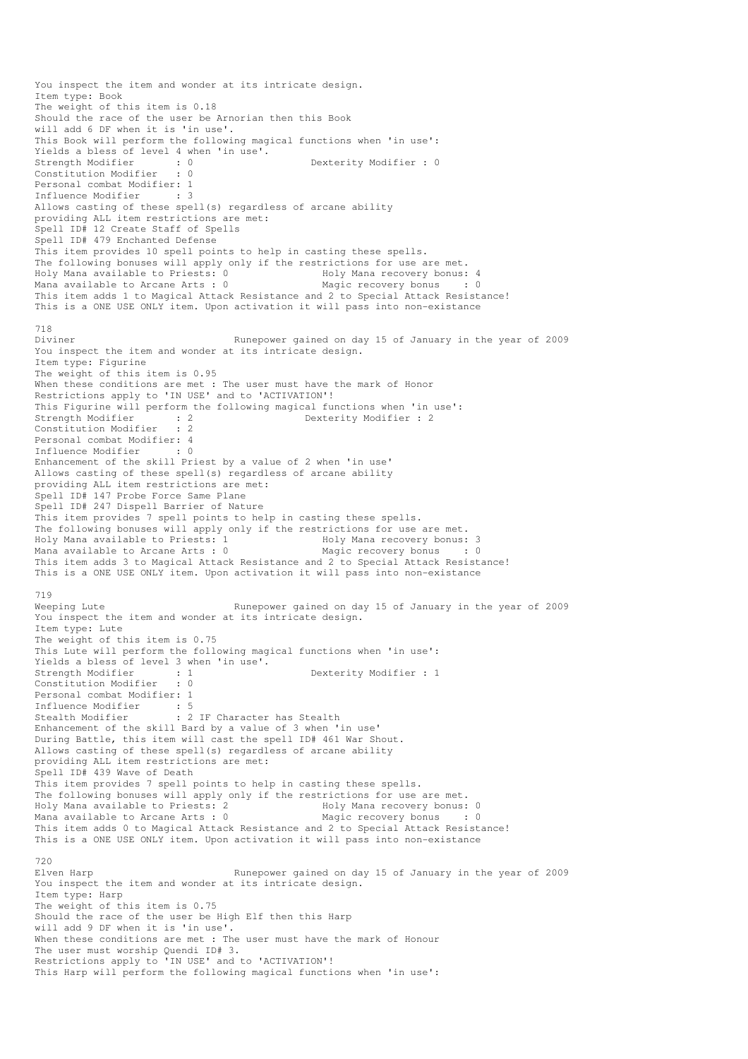You inspect the item and wonder at its intricate design.
Item type: Book
The weight of this item is 0.18
Should the race of the user be Arnorian then this Book
will add 6 DF when it is 'in use'.
This Book will perform the following magical functions when 'in use':
Yields a bless of level 4 when 'in use'.
Strength Modifier : 0 Dexterity Modifier : 0
Constitution Modifier : 0
Personal combat Modifier: 1
Influence Modifier : 3
Allows casting of these spell(s) regardless of arcane ability
providing ALL item restrictions are met:
Spell ID# 12 Create Staff of Spells
Spell ID# 479 Enchanted Defense
This item provides 10 spell points to help in casting these spells.
The following bonuses will apply only if the restrictions for use are met.
Holy Mana available to Priests: 0 Holy Mana recovery bonus: 4
Mana available to Arcane Arts : 0 Magic recovery bonus : 0
This item adds 1 to Magical Attack Resistance and 2 to Special Attack Resistance!
This is a ONE USE ONLY item. Upon activation it will pass into non-existance

718
Diviner Runepower gained on day 15 of January in the year of 2009
You inspect the item and wonder at its intricate design.
Item type: Figurine
The weight of this item is 0.95
When these conditions are met : The user must have the mark of Honor
Restrictions apply to 'IN USE' and to 'ACTIVATION'!
This Figurine will perform the following magical functions when 'in use':
Strength Modifier : 2 Dexterity Modifier : 2
Constitution Modifier : 2
Personal combat Modifier: 4
Influence Modifier : 0
Enhancement of the skill Priest by a value of 2 when 'in use'
Allows casting of these spell(s) regardless of arcane ability
providing ALL item restrictions are met:
Spell ID# 147 Probe Force Same Plane
Spell ID# 247 Dispell Barrier of Nature
This item provides 7 spell points to help in casting these spells.
The following bonuses will apply only if the restrictions for use are met.
Holy Mana available to Priests: 1 Holy Mana recovery bonus: 3
Mana available to Arcane Arts : 0 Magic recovery bonus : 0
This item adds 3 to Magical Attack Resistance and 2 to Special Attack Resistance!
This is a ONE USE ONLY item. Upon activation it will pass into non-existance

719
Weeping Lute Runepower gained on day 15 of January in the year of 2009
You inspect the item and wonder at its intricate design.
Item type: Lute
The weight of this item is 0.75
This Lute will perform the following magical functions when 'in use':
Yields a bless of level 3 when 'in use'.
Strength Modifier : 1 Dexterity Modifier : 1
Constitution Modifier : 0
Personal combat Modifier: 1
Influence Modifier : 5
Stealth Modifier : 2 IF Character has Stealth
Enhancement of the skill Bard by a value of 3 when 'in use'
During Battle, this item will cast the spell ID# 461 War Shout.
Allows casting of these spell(s) regardless of arcane ability
providing ALL item restrictions are met:
Spell ID# 439 Wave of Death
This item provides 7 spell points to help in casting these spells.
The following bonuses will apply only if the restrictions for use are met.
Holy Mana available to Priests: 2 Holy Mana recovery bonus: 0
Mana available to Arcane Arts : 0 Magic recovery bonus : 0
This item adds 0 to Magical Attack Resistance and 2 to Special Attack Resistance!
This is a ONE USE ONLY item. Upon activation it will pass into non-existance

720
Elven Harp Runepower gained on day 15 of January in the year of 2009
You inspect the item and wonder at its intricate design.
Item type: Harp
The weight of this item is 0.75
Should the race of the user be High Elf then this Harp
will add 9 DF when it is 'in use'.
When these conditions are met : The user must have the mark of Honour
The user must worship Quendi ID# 3.
Restrictions apply to 'IN USE' and to 'ACTIVATION'!
This Harp will perform the following magical functions when 'in use':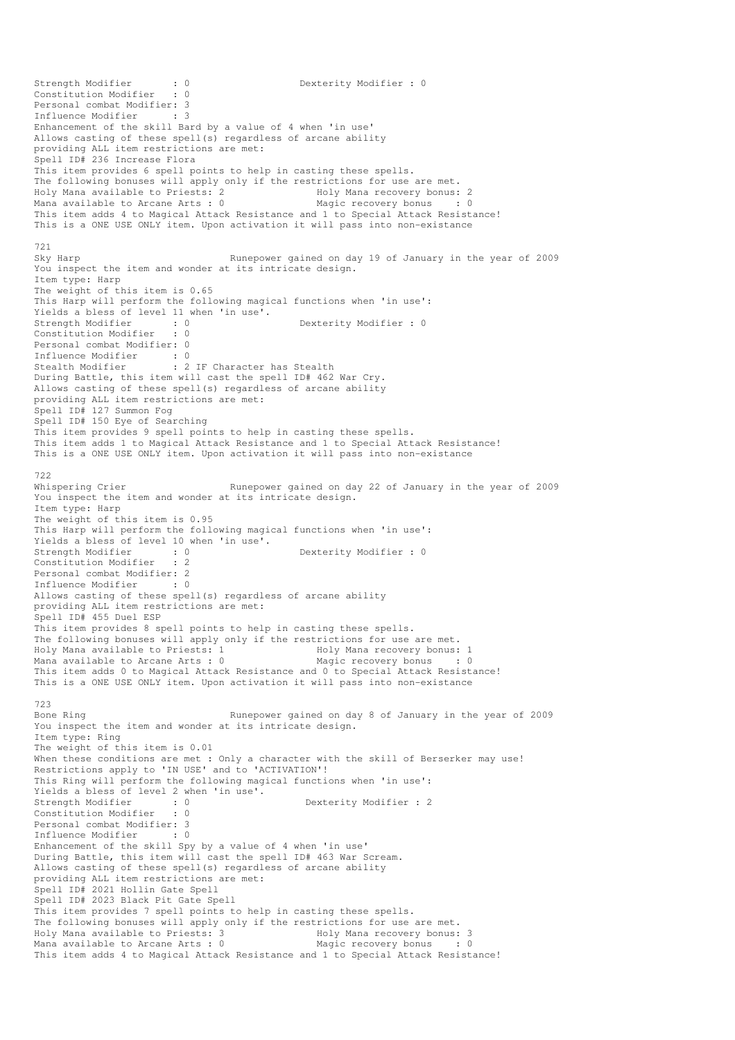Strength Modifier : 0 Dexterity Modifier : 0
Constitution Modifier : 0
Personal combat Modifier: 3
Influence Modifier : 3
Enhancement of the skill Bard by a value of 4 when 'in use'
Allows casting of these spell(s) regardless of arcane ability
providing ALL item restrictions are met:
Spell ID# 236 Increase Flora
This item provides 6 spell points to help in casting these spells.
The following bonuses will apply only if the restrictions for use are met.
Holy Mana available to Priests: 2 Holy Mana recovery bonus: 2
Mana available to Arcane Arts : 0 Magic recovery bonus : 0
This item adds 4 to Magical Attack Resistance and 1 to Special Attack Resistance!
This is a ONE USE ONLY item. Upon activation it will pass into non-existance

721
Sky Harp Runepower gained on day 19 of January in the year of 2009
You inspect the item and wonder at its intricate design.
Item type: Harp
The weight of this item is 0.65
This Harp will perform the following magical functions when 'in use':
Yields a bless of level 11 when 'in use'.
Strength Modifier : 0 Dexterity Modifier : 0
Constitution Modifier : 0
Personal combat Modifier: 0
Influence Modifier : 0
Stealth Modifier : 2 IF Character has Stealth
During Battle, this item will cast the spell ID# 462 War Cry.
Allows casting of these spell(s) regardless of arcane ability
providing ALL item restrictions are met:
Spell ID# 127 Summon Fog
Spell ID# 150 Eye of Searching
This item provides 9 spell points to help in casting these spells.
This item adds 1 to Magical Attack Resistance and 1 to Special Attack Resistance!
This is a ONE USE ONLY item. Upon activation it will pass into non-existance

722
Whispering Crier Runepower gained on day 22 of January in the year of 2009
You inspect the item and wonder at its intricate design.
Item type: Harp
The weight of this item is 0.95
This Harp will perform the following magical functions when 'in use':
Yields a bless of level 10 when 'in use'.
Strength Modifier : 0 Dexterity Modifier : 0
Constitution Modifier : 2
Personal combat Modifier: 2
Influence Modifier : 0
Allows casting of these spell(s) regardless of arcane ability
providing ALL item restrictions are met:
Spell ID# 455 Duel ESP
This item provides 8 spell points to help in casting these spells.
The following bonuses will apply only if the restrictions for use are met.
Holy Mana available to Priests: 1 Holy Mana recovery bonus: 1
Mana available to Arcane Arts : 0 Magic recovery bonus : 0
This item adds 0 to Magical Attack Resistance and 0 to Special Attack Resistance!
This is a ONE USE ONLY item. Upon activation it will pass into non-existance

723
Bone Ring Runepower gained on day 8 of January in the year of 2009
You inspect the item and wonder at its intricate design.
Item type: Ring
The weight of this item is 0.01
When these conditions are met : Only a character with the skill of Berserker may use!
Restrictions apply to 'IN USE' and to 'ACTIVATION'!
This Ring will perform the following magical functions when 'in use':
Yields a bless of level 2 when 'in use'.
Strength Modifier : 0 Dexterity Modifier : 2
Constitution Modifier : 0
Personal combat Modifier: 3
Influence Modifier : 0
Enhancement of the skill Spy by a value of 4 when 'in use'
During Battle, this item will cast the spell ID# 463 War Scream.
Allows casting of these spell(s) regardless of arcane ability
providing ALL item restrictions are met:
Spell ID# 2021 Hollin Gate Spell
Spell ID# 2023 Black Pit Gate Spell
This item provides 7 spell points to help in casting these spells.
The following bonuses will apply only if the restrictions for use are met.
Holy Mana available to Priests: 3 Holy Mana recovery bonus: 3
Mana available to Arcane Arts : 0 Magic recovery bonus : 0
This item adds 4 to Magical Attack Resistance and 1 to Special Attack Resistance!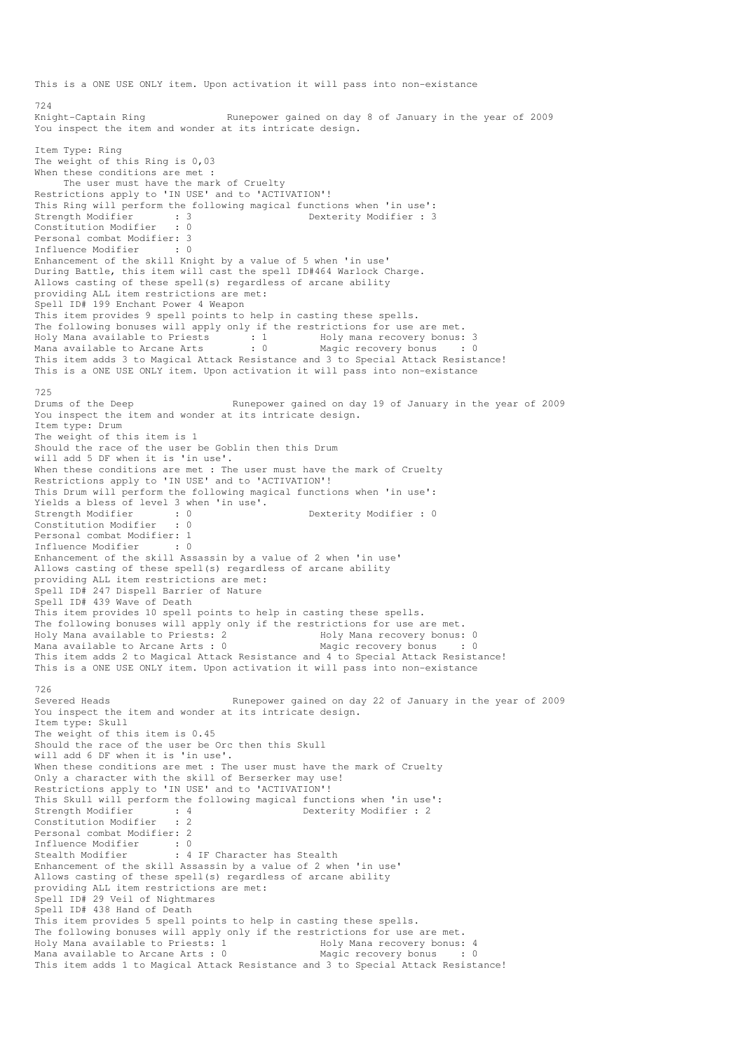This is a ONE USE ONLY item. Upon activation it will pass into non-existance

724
Knight-Captain Ring Runepower gained on day 8 of January in the year of 2009
You inspect the item and wonder at its intricate design.

Item Type: Ring
The weight of this Ring is 0,03
When these conditions are met :
The user must have the mark of Cruelty
Restrictions apply to 'IN USE' and to 'ACTIVATION'!
This Ring will perform the following magical functions when 'in use':
Strength Modifier : 3 Dexterity Modifier : 3
Constitution Modifier : 0
Personal combat Modifier: 3
Influence Modifier : 0
Enhancement of the skill Knight by a value of 5 when 'in use'
During Battle, this item will cast the spell ID#464 Warlock Charge.
Allows casting of these spell(s) regardless of arcane ability
providing ALL item restrictions are met:
Spell ID# 199 Enchant Power 4 Weapon
This item provides 9 spell points to help in casting these spells.
The following bonuses will apply only if the restrictions for use are met.
Holy Mana available to Priests : 1 Holy mana recovery bonus: 3
Mana available to Arcane Arts : 0 Magic recovery bonus : 0
This item adds 3 to Magical Attack Resistance and 3 to Special Attack Resistance!
This is a ONE USE ONLY item. Upon activation it will pass into non-existance

725
Drums of the Deep Runepower gained on day 19 of January in the year of 2009
You inspect the item and wonder at its intricate design.
Item type: Drum
The weight of this item is 1
Should the race of the user be Goblin then this Drum
will add 5 DF when it is 'in use'.
When these conditions are met : The user must have the mark of Cruelty
Restrictions apply to 'IN USE' and to 'ACTIVATION'!
This Drum will perform the following magical functions when 'in use':
Yields a bless of level 3 when 'in use'.
Strength Modifier : 0 Dexterity Modifier : 0
Constitution Modifier : 0
Personal combat Modifier: 1
Influence Modifier : 0
Enhancement of the skill Assassin by a value of 2 when 'in use'
Allows casting of these spell(s) regardless of arcane ability
providing ALL item restrictions are met:
Spell ID# 247 Dispell Barrier of Nature
Spell ID# 439 Wave of Death
This item provides 10 spell points to help in casting these spells.
The following bonuses will apply only if the restrictions for use are met.
Holy Mana available to Priests: 2 Holy Mana recovery bonus: 0
Mana available to Arcane Arts : 0 Magic recovery bonus : 0
This item adds 2 to Magical Attack Resistance and 4 to Special Attack Resistance!
This is a ONE USE ONLY item. Upon activation it will pass into non-existance

726
Severed Heads Runepower gained on day 22 of January in the year of 2009
You inspect the item and wonder at its intricate design.
Item type: Skull
The weight of this item is 0.45
Should the race of the user be Orc then this Skull
will add 6 DF when it is 'in use'.
When these conditions are met : The user must have the mark of Cruelty
Only a character with the skill of Berserker may use!
Restrictions apply to 'IN USE' and to 'ACTIVATION'!
This Skull will perform the following magical functions when 'in use':
Strength Modifier : 4 Dexterity Modifier : 2
Constitution Modifier : 2
Personal combat Modifier: 2
Influence Modifier : 0
Stealth Modifier : 4 IF Character has Stealth
Enhancement of the skill Assassin by a value of 2 when 'in use'
Allows casting of these spell(s) regardless of arcane ability
providing ALL item restrictions are met:
Spell ID# 29 Veil of Nightmares
Spell ID# 438 Hand of Death
This item provides 5 spell points to help in casting these spells.
The following bonuses will apply only if the restrictions for use are met.
Holy Mana available to Priests: 1 Holy Mana recovery bonus: 4
Mana available to Arcane Arts : 0 Magic recovery bonus : 0
This item adds 1 to Magical Attack Resistance and 3 to Special Attack Resistance!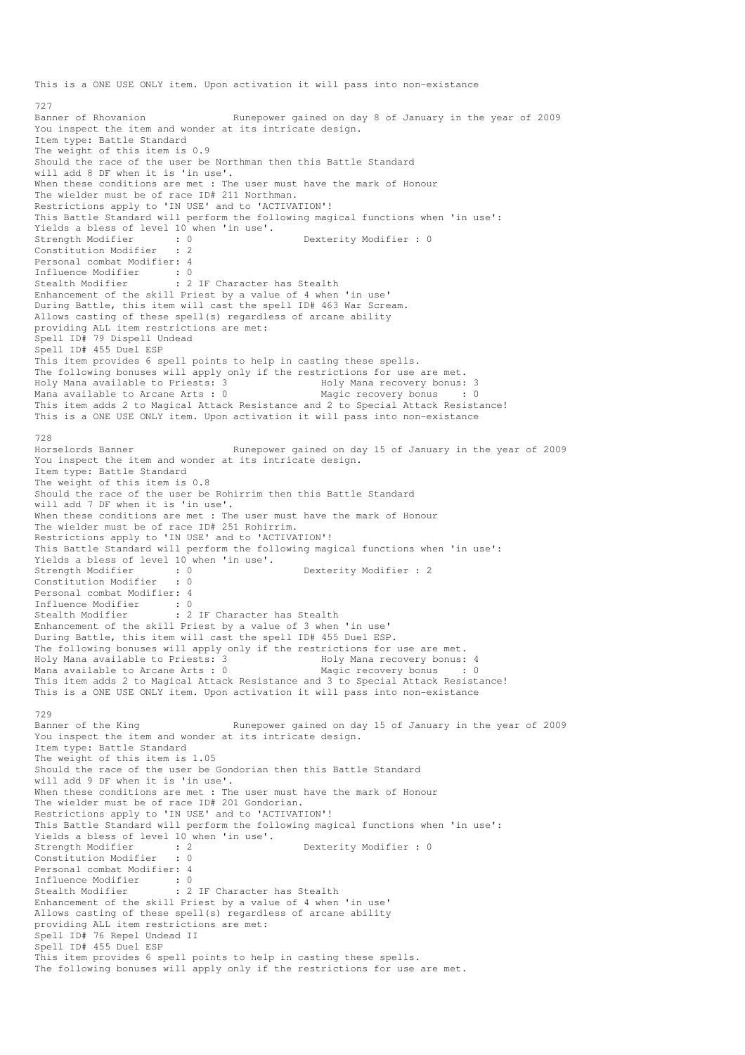This is a ONE USE ONLY item. Upon activation it will pass into non-existance

727
Banner of Rhovanion Runepower gained on day 8 of January in the year of 2009
You inspect the item and wonder at its intricate design.
Item type: Battle Standard
The weight of this item is 0.9
Should the race of the user be Northman then this Battle Standard
will add 8 DF when it is 'in use'.
When these conditions are met : The user must have the mark of Honour
The wielder must be of race ID# 211 Northman.
Restrictions apply to 'IN USE' and to 'ACTIVATION'!
This Battle Standard will perform the following magical functions when 'in use':
Yields a bless of level 10 when 'in use'.
Strength Modifier : 0 Dexterity Modifier : 0
Constitution Modifier : 2
Personal combat Modifier: 4
Influence Modifier : 0
Stealth Modifier : 2 IF Character has Stealth
Enhancement of the skill Priest by a value of 4 when 'in use'
During Battle, this item will cast the spell ID# 463 War Scream.
Allows casting of these spell(s) regardless of arcane ability
providing ALL item restrictions are met:
Spell ID# 79 Dispell Undead
Spell ID# 455 Duel ESP
This item provides 6 spell points to help in casting these spells.
The following bonuses will apply only if the restrictions for use are met.
Holy Mana available to Priests: 3 Holy Mana recovery bonus: 3
Mana available to Arcane Arts : 0 Magic recovery bonus : 0
This item adds 2 to Magical Attack Resistance and 2 to Special Attack Resistance!
This is a ONE USE ONLY item. Upon activation it will pass into non-existance

728
Horselords Banner Runepower gained on day 15 of January in the year of 2009
You inspect the item and wonder at its intricate design.
Item type: Battle Standard
The weight of this item is 0.8
Should the race of the user be Rohirrim then this Battle Standard
will add 7 DF when it is 'in use'.
When these conditions are met : The user must have the mark of Honour
The wielder must be of race ID# 251 Rohirrim.
Restrictions apply to 'IN USE' and to 'ACTIVATION'!
This Battle Standard will perform the following magical functions when 'in use':
Yields a bless of level 10 when 'in use'.
Strength Modifier : 0 Dexterity Modifier : 2
Constitution Modifier : 0
Personal combat Modifier: 4
Influence Modifier : 0
Stealth Modifier : 2 IF Character has Stealth
Enhancement of the skill Priest by a value of 3 when 'in use'
During Battle, this item will cast the spell ID# 455 Duel ESP.
The following bonuses will apply only if the restrictions for use are met.
Holy Mana available to Priests: 3 Holy Mana recovery bonus: 4
Mana available to Arcane Arts : 0 Magic recovery bonus : 0
This item adds 2 to Magical Attack Resistance and 3 to Special Attack Resistance!
This is a ONE USE ONLY item. Upon activation it will pass into non-existance

729
Banner of the King Runepower gained on day 15 of January in the year of 2009
You inspect the item and wonder at its intricate design.
Item type: Battle Standard
The weight of this item is 1.05
Should the race of the user be Gondorian then this Battle Standard
will add 9 DF when it is 'in use'.
When these conditions are met : The user must have the mark of Honour
The wielder must be of race ID# 201 Gondorian.
Restrictions apply to 'IN USE' and to 'ACTIVATION'!
This Battle Standard will perform the following magical functions when 'in use':
Yields a bless of level 10 when 'in use'.
Strength Modifier : 2 Dexterity Modifier : 0
Constitution Modifier : 0
Personal combat Modifier: 4
Influence Modifier : 0
Stealth Modifier : 2 IF Character has Stealth
Enhancement of the skill Priest by a value of 4 when 'in use'
Allows casting of these spell(s) regardless of arcane ability
providing ALL item restrictions are met:
Spell ID# 76 Repel Undead II
Spell ID# 455 Duel ESP
This item provides 6 spell points to help in casting these spells.
The following bonuses will apply only if the restrictions for use are met.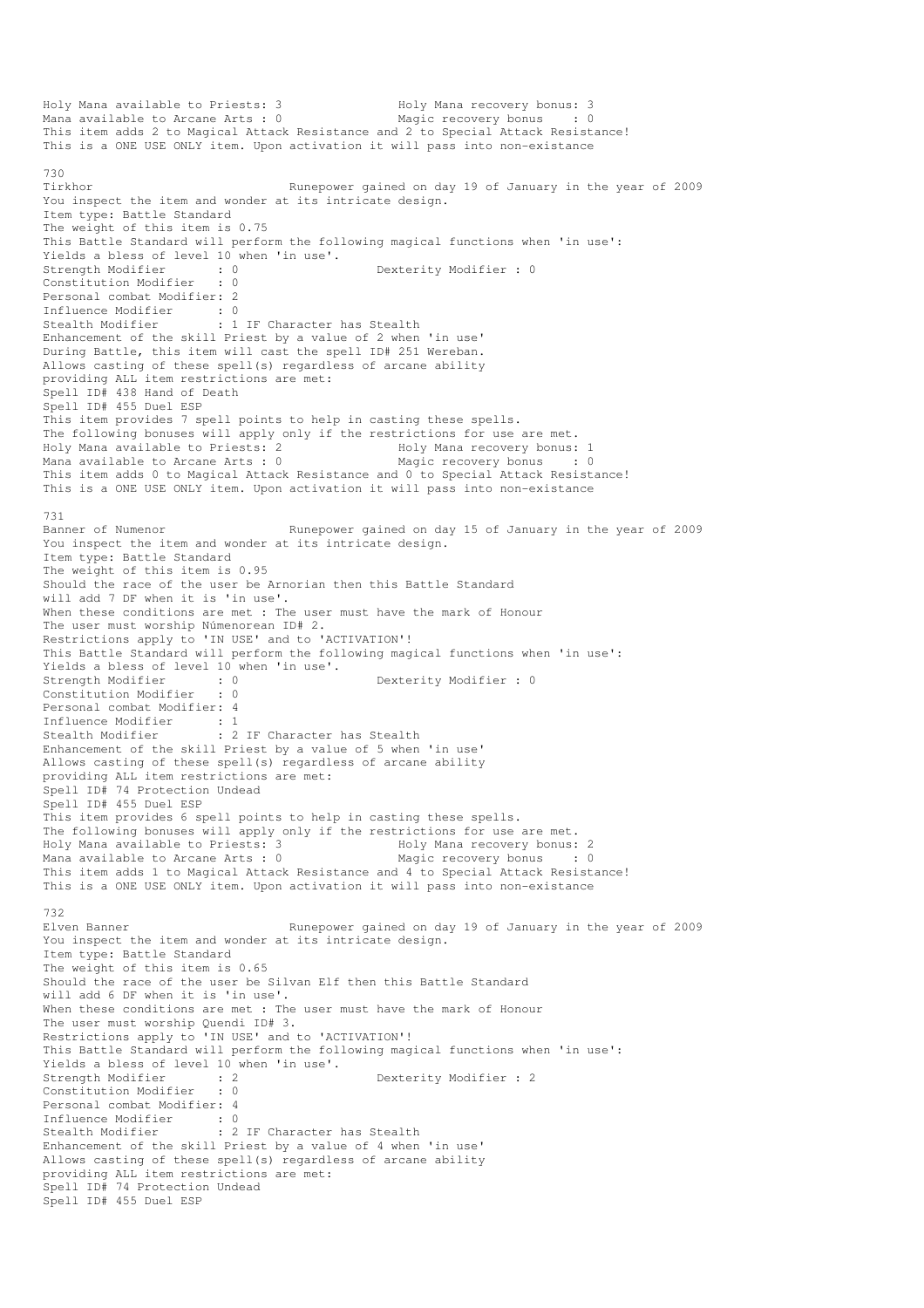Holy Mana available to Priests: 3 Holy Mana recovery bonus: 3
Mana available to Arcane Arts : 0 Magic recovery bonus : 0
This item adds 2 to Magical Attack Resistance and 2 to Special Attack Resistance!
This is a ONE USE ONLY item. Upon activation it will pass into non-existance

730
Tirkhor Runepower gained on day 19 of January in the year of 2009
You inspect the item and wonder at its intricate design.
Item type: Battle Standard
The weight of this item is 0.75
This Battle Standard will perform the following magical functions when 'in use':
Yields a bless of level 10 when 'in use'.
Strength Modifier : 0 Dexterity Modifier : 0
Constitution Modifier : 0
Personal combat Modifier: 2
Influence Modifier : 0
Stealth Modifier : 1 IF Character has Stealth
Enhancement of the skill Priest by a value of 2 when 'in use'
During Battle, this item will cast the spell ID# 251 Wereban.
Allows casting of these spell(s) regardless of arcane ability
providing ALL item restrictions are met:
Spell ID# 438 Hand of Death
Spell ID# 455 Duel ESP
This item provides 7 spell points to help in casting these spells.
The following bonuses will apply only if the restrictions for use are met.
Holy Mana available to Priests: 2 Holy Mana recovery bonus: 1
Mana available to Arcane Arts : 0 Magic recovery bonus : 0
This item adds 0 to Magical Attack Resistance and 0 to Special Attack Resistance!
This is a ONE USE ONLY item. Upon activation it will pass into non-existance

731
Banner of Numenor Runepower gained on day 15 of January in the year of 2009
You inspect the item and wonder at its intricate design.
Item type: Battle Standard
The weight of this item is 0.95
Should the race of the user be Arnorian then this Battle Standard
will add 7 DF when it is 'in use'.
When these conditions are met : The user must have the mark of Honour
The user must worship Númenorean ID# 2.
Restrictions apply to 'IN USE' and to 'ACTIVATION'!
This Battle Standard will perform the following magical functions when 'in use':
Yields a bless of level 10 when 'in use'.
Strength Modifier : 0 Dexterity Modifier : 0
Constitution Modifier : 0
Personal combat Modifier: 4
Influence Modifier : 1
Stealth Modifier : 2 IF Character has Stealth
Enhancement of the skill Priest by a value of 5 when 'in use'
Allows casting of these spell(s) regardless of arcane ability
providing ALL item restrictions are met:
Spell ID# 74 Protection Undead
Spell ID# 455 Duel ESP
This item provides 6 spell points to help in casting these spells.
The following bonuses will apply only if the restrictions for use are met.
Holy Mana available to Priests: 3 Holy Mana recovery bonus: 2
Mana available to Arcane Arts : 0 Magic recovery bonus : 0
This item adds 1 to Magical Attack Resistance and 4 to Special Attack Resistance!
This is a ONE USE ONLY item. Upon activation it will pass into non-existance

732
Elven Banner Runepower gained on day 19 of January in the year of 2009
You inspect the item and wonder at its intricate design.
Item type: Battle Standard
The weight of this item is 0.65
Should the race of the user be Silvan Elf then this Battle Standard
will add 6 DF when it is 'in use'.
When these conditions are met : The user must have the mark of Honour
The user must worship Quendi ID# 3.
Restrictions apply to 'IN USE' and to 'ACTIVATION'!
This Battle Standard will perform the following magical functions when 'in use':
Yields a bless of level 10 when 'in use'.
Strength Modifier : 2 Dexterity Modifier : 2
Constitution Modifier : 0
Personal combat Modifier: 4
Influence Modifier : 0
Stealth Modifier : 2 IF Character has Stealth
Enhancement of the skill Priest by a value of 4 when 'in use'
Allows casting of these spell(s) regardless of arcane ability
providing ALL item restrictions are met:
Spell ID# 74 Protection Undead
Spell ID# 455 Duel ESP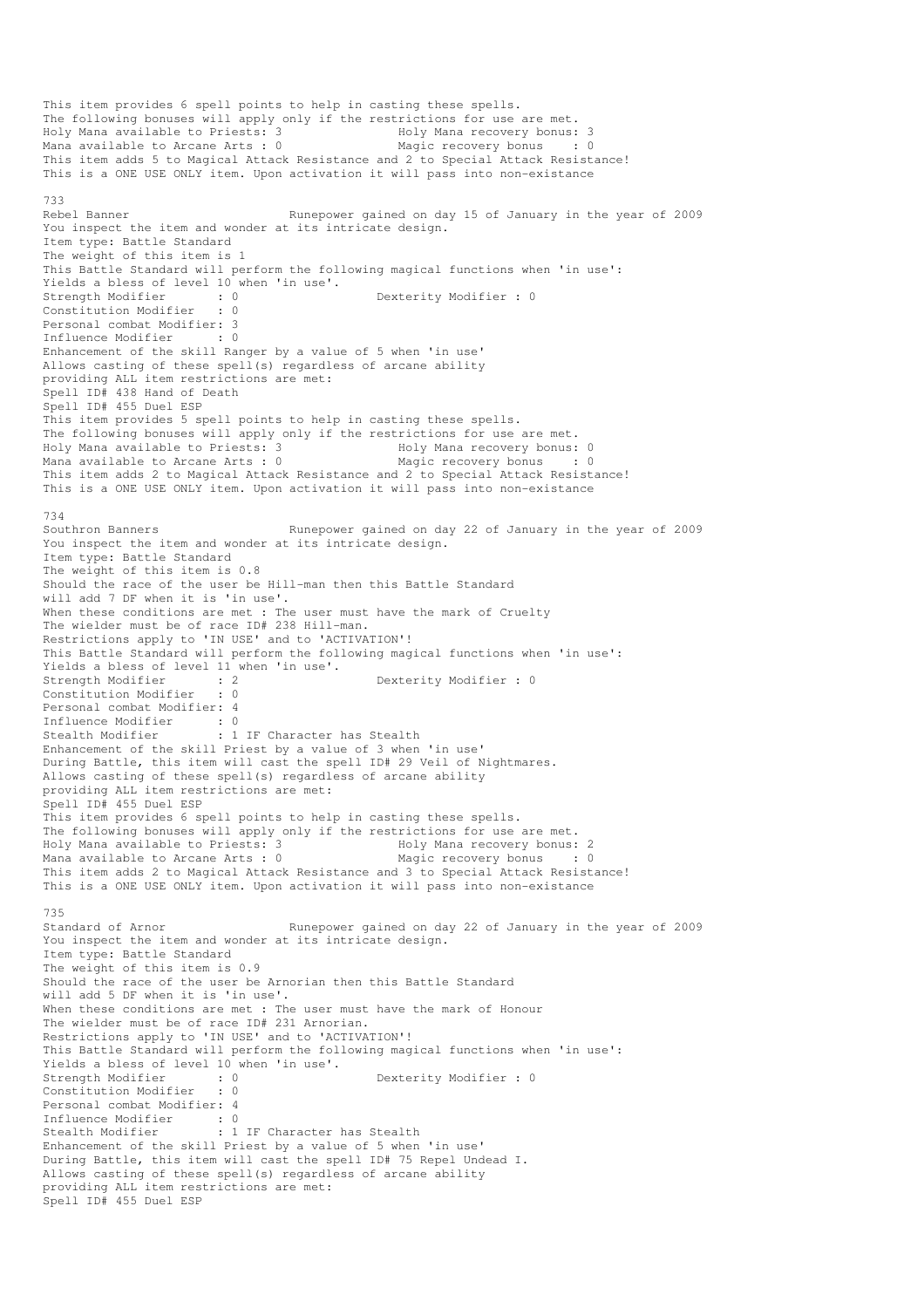This item provides 6 spell points to help in casting these spells.
The following bonuses will apply only if the restrictions for use are met.
Holy Mana available to Priests: 3                Holy Mana recovery bonus: 3
Mana available to Arcane Arts : 0                Magic recovery bonus    : 0
This item adds 5 to Magical Attack Resistance and 2 to Special Attack Resistance!
This is a ONE USE ONLY item. Upon activation it will pass into non-existance

733
Rebel Banner                        Runepower gained on day 15 of January in the year of 2009
You inspect the item and wonder at its intricate design.
Item type: Battle Standard
The weight of this item is 1
This Battle Standard will perform the following magical functions when 'in use':
Yields a bless of level 10 when 'in use'.
Strength Modifier       : 0                 Dexterity Modifier : 0
Constitution Modifier   : 0
Personal combat Modifier: 3
Influence Modifier      : 0
Enhancement of the skill Ranger by a value of 5 when 'in use'
Allows casting of these spell(s) regardless of arcane ability
providing ALL item restrictions are met:
Spell ID# 438 Hand of Death
Spell ID# 455 Duel ESP
This item provides 5 spell points to help in casting these spells.
The following bonuses will apply only if the restrictions for use are met.
Holy Mana available to Priests: 3                Holy Mana recovery bonus: 0
Mana available to Arcane Arts : 0                Magic recovery bonus    : 0
This item adds 2 to Magical Attack Resistance and 2 to Special Attack Resistance!
This is a ONE USE ONLY item. Upon activation it will pass into non-existance

734
Southron Banners                    Runepower gained on day 22 of January in the year of 2009
You inspect the item and wonder at its intricate design.
Item type: Battle Standard
The weight of this item is 0.8
Should the race of the user be Hill-man then this Battle Standard
will add 7 DF when it is 'in use'.
When these conditions are met : The user must have the mark of Cruelty
The wielder must be of race ID# 238 Hill-man.
Restrictions apply to 'IN USE' and to 'ACTIVATION'!
This Battle Standard will perform the following magical functions when 'in use':
Yields a bless of level 11 when 'in use'.
Strength Modifier       : 2                 Dexterity Modifier : 0
Constitution Modifier   : 0
Personal combat Modifier: 4
Influence Modifier      : 0
Stealth Modifier        : 1 IF Character has Stealth
Enhancement of the skill Priest by a value of 3 when 'in use'
During Battle, this item will cast the spell ID# 29 Veil of Nightmares.
Allows casting of these spell(s) regardless of arcane ability
providing ALL item restrictions are met:
Spell ID# 455 Duel ESP
This item provides 6 spell points to help in casting these spells.
The following bonuses will apply only if the restrictions for use are met.
Holy Mana available to Priests: 3                Holy Mana recovery bonus: 2
Mana available to Arcane Arts : 0                Magic recovery bonus    : 0
This item adds 2 to Magical Attack Resistance and 3 to Special Attack Resistance!
This is a ONE USE ONLY item. Upon activation it will pass into non-existance

735
Standard of Arnor                   Runepower gained on day 22 of January in the year of 2009
You inspect the item and wonder at its intricate design.
Item type: Battle Standard
The weight of this item is 0.9
Should the race of the user be Arnorian then this Battle Standard
will add 5 DF when it is 'in use'.
When these conditions are met : The user must have the mark of Honour
The wielder must be of race ID# 231 Arnorian.
Restrictions apply to 'IN USE' and to 'ACTIVATION'!
This Battle Standard will perform the following magical functions when 'in use':
Yields a bless of level 10 when 'in use'.
Strength Modifier       : 0                 Dexterity Modifier : 0
Constitution Modifier   : 0
Personal combat Modifier: 4
Influence Modifier      : 0
Stealth Modifier        : 1 IF Character has Stealth
Enhancement of the skill Priest by a value of 5 when 'in use'
During Battle, this item will cast the spell ID# 75 Repel Undead I.
Allows casting of these spell(s) regardless of arcane ability
providing ALL item restrictions are met:
Spell ID# 455 Duel ESP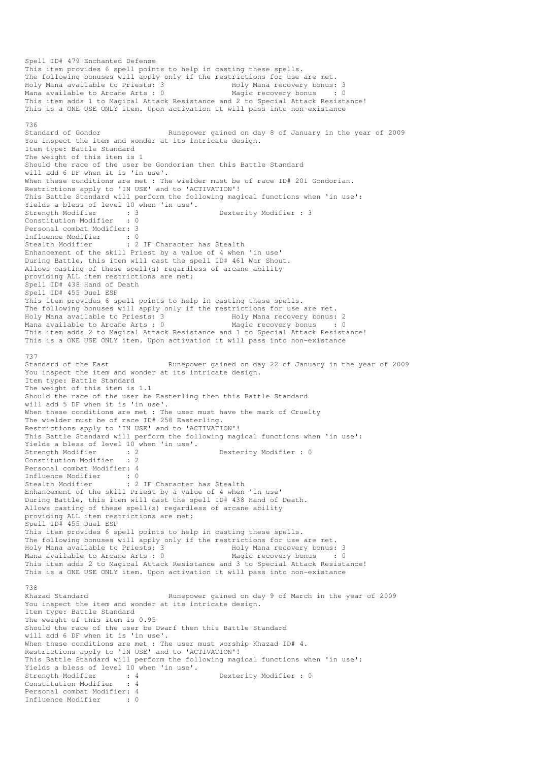Spell ID# 479 Enchanted Defense
This item provides 6 spell points to help in casting these spells.
The following bonuses will apply only if the restrictions for use are met.
Holy Mana available to Priests: 3                Holy Mana recovery bonus: 3
Mana available to Arcane Arts : 0                Magic recovery bonus    : 0
This item adds 1 to Magical Attack Resistance and 2 to Special Attack Resistance!
This is a ONE USE ONLY item. Upon activation it will pass into non-existance

736
Standard of Gondor                Runepower gained on day 8 of January in the year of 2009
You inspect the item and wonder at its intricate design.
Item type: Battle Standard
The weight of this item is 1
Should the race of the user be Gondorian then this Battle Standard
will add 6 DF when it is 'in use'.
When these conditions are met : The wielder must be of race ID# 201 Gondorian.
Restrictions apply to 'IN USE' and to 'ACTIVATION'!
This Battle Standard will perform the following magical functions when 'in use':
Yields a bless of level 10 when 'in use'.
Strength Modifier       : 3                  Dexterity Modifier : 3
Constitution Modifier   : 0
Personal combat Modifier: 3
Influence Modifier      : 0
Stealth Modifier        : 2 IF Character has Stealth
Enhancement of the skill Priest by a value of 4 when 'in use'
During Battle, this item will cast the spell ID# 461 War Shout.
Allows casting of these spell(s) regardless of arcane ability
providing ALL item restrictions are met:
Spell ID# 438 Hand of Death
Spell ID# 455 Duel ESP
This item provides 6 spell points to help in casting these spells.
The following bonuses will apply only if the restrictions for use are met.
Holy Mana available to Priests: 3                Holy Mana recovery bonus: 2
Mana available to Arcane Arts : 0                Magic recovery bonus    : 0
This item adds 2 to Magical Attack Resistance and 1 to Special Attack Resistance!
This is a ONE USE ONLY item. Upon activation it will pass into non-existance

737
Standard of the East              Runepower gained on day 22 of January in the year of 2009
You inspect the item and wonder at its intricate design.
Item type: Battle Standard
The weight of this item is 1.1
Should the race of the user be Easterling then this Battle Standard
will add 5 DF when it is 'in use'.
When these conditions are met : The user must have the mark of Cruelty
The wielder must be of race ID# 258 Easterling.
Restrictions apply to 'IN USE' and to 'ACTIVATION'!
This Battle Standard will perform the following magical functions when 'in use':
Yields a bless of level 10 when 'in use'.
Strength Modifier       : 2                  Dexterity Modifier : 0
Constitution Modifier   : 2
Personal combat Modifier: 4
Influence Modifier      : 0
Stealth Modifier        : 2 IF Character has Stealth
Enhancement of the skill Priest by a value of 4 when 'in use'
During Battle, this item will cast the spell ID# 438 Hand of Death.
Allows casting of these spell(s) regardless of arcane ability
providing ALL item restrictions are met:
Spell ID# 455 Duel ESP
This item provides 6 spell points to help in casting these spells.
The following bonuses will apply only if the restrictions for use are met.
Holy Mana available to Priests: 3                Holy Mana recovery bonus: 3
Mana available to Arcane Arts : 0                Magic recovery bonus    : 0
This item adds 2 to Magical Attack Resistance and 3 to Special Attack Resistance!
This is a ONE USE ONLY item. Upon activation it will pass into non-existance

738
Khazad Standard                   Runepower gained on day 9 of March in the year of 2009
You inspect the item and wonder at its intricate design.
Item type: Battle Standard
The weight of this item is 0.95
Should the race of the user be Dwarf then this Battle Standard
will add 6 DF when it is 'in use'.
When these conditions are met : The user must worship Khazad ID# 4.
Restrictions apply to 'IN USE' and to 'ACTIVATION'!
This Battle Standard will perform the following magical functions when 'in use':
Yields a bless of level 10 when 'in use'.
Strength Modifier       : 4                  Dexterity Modifier : 0
Constitution Modifier   : 4
Personal combat Modifier: 4
Influence Modifier      : 0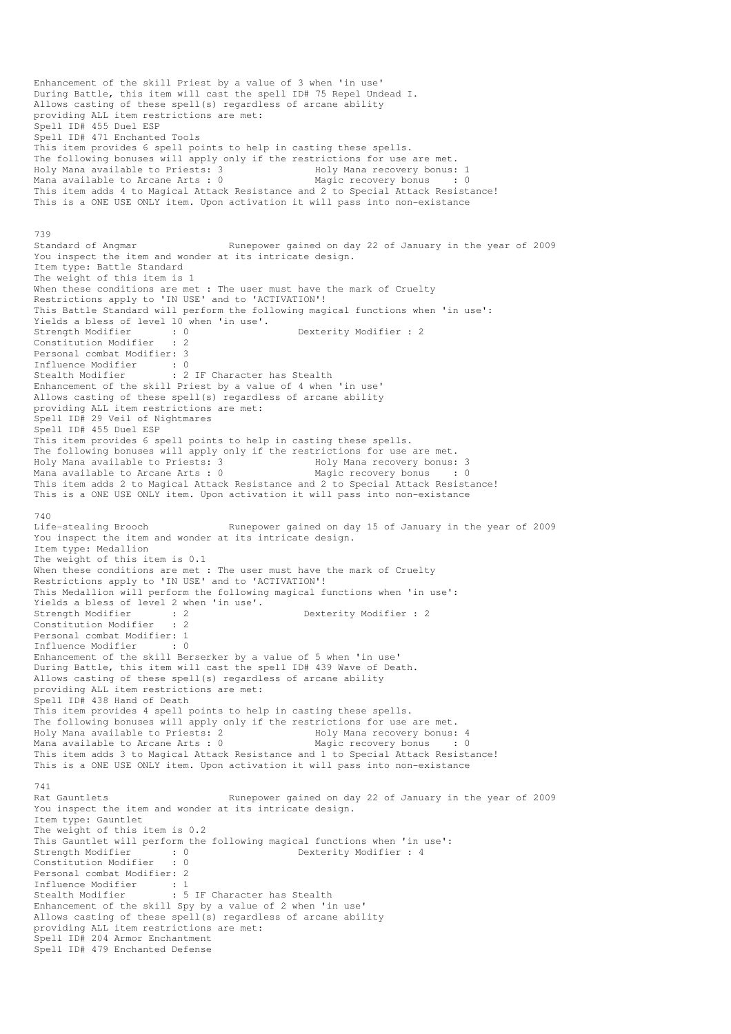Enhancement of the skill Priest by a value of 3 when 'in use'
During Battle, this item will cast the spell ID# 75 Repel Undead I.
Allows casting of these spell(s) regardless of arcane ability
providing ALL item restrictions are met:
Spell ID# 455 Duel ESP
Spell ID# 471 Enchanted Tools
This item provides 6 spell points to help in casting these spells.
The following bonuses will apply only if the restrictions for use are met.
Holy Mana available to Priests: 3                Holy Mana recovery bonus: 1
Mana available to Arcane Arts : 0                Magic recovery bonus    : 0
This item adds 4 to Magical Attack Resistance and 2 to Special Attack Resistance!
This is a ONE USE ONLY item. Upon activation it will pass into non-existance

739
Standard of Angmar                Runepower gained on day 22 of January in the year of 2009
You inspect the item and wonder at its intricate design.
Item type: Battle Standard
The weight of this item is 1
When these conditions are met : The user must have the mark of Cruelty
Restrictions apply to 'IN USE' and to 'ACTIVATION'!
This Battle Standard will perform the following magical functions when 'in use':
Yields a bless of level 10 when 'in use'.
Strength Modifier       : 0                    Dexterity Modifier : 2
Constitution Modifier   : 2
Personal combat Modifier: 3
Influence Modifier      : 0
Stealth Modifier        : 2 IF Character has Stealth
Enhancement of the skill Priest by a value of 4 when 'in use'
Allows casting of these spell(s) regardless of arcane ability
providing ALL item restrictions are met:
Spell ID# 29 Veil of Nightmares
Spell ID# 455 Duel ESP
This item provides 6 spell points to help in casting these spells.
The following bonuses will apply only if the restrictions for use are met.
Holy Mana available to Priests: 3                Holy Mana recovery bonus: 3
Mana available to Arcane Arts : 0                Magic recovery bonus    : 0
This item adds 2 to Magical Attack Resistance and 2 to Special Attack Resistance!
This is a ONE USE ONLY item. Upon activation it will pass into non-existance

740
Life-stealing Brooch              Runepower gained on day 15 of January in the year of 2009
You inspect the item and wonder at its intricate design.
Item type: Medallion
The weight of this item is 0.1
When these conditions are met : The user must have the mark of Cruelty
Restrictions apply to 'IN USE' and to 'ACTIVATION'!
This Medallion will perform the following magical functions when 'in use':
Yields a bless of level 2 when 'in use'.
Strength Modifier       : 2                    Dexterity Modifier : 2
Constitution Modifier   : 2
Personal combat Modifier: 1
Influence Modifier      : 0
Enhancement of the skill Berserker by a value of 5 when 'in use'
During Battle, this item will cast the spell ID# 439 Wave of Death.
Allows casting of these spell(s) regardless of arcane ability
providing ALL item restrictions are met:
Spell ID# 438 Hand of Death
This item provides 4 spell points to help in casting these spells.
The following bonuses will apply only if the restrictions for use are met.
Holy Mana available to Priests: 2                Holy Mana recovery bonus: 4
Mana available to Arcane Arts : 0                Magic recovery bonus    : 0
This item adds 3 to Magical Attack Resistance and 1 to Special Attack Resistance!
This is a ONE USE ONLY item. Upon activation it will pass into non-existance

741
Rat Gauntlets                     Runepower gained on day 22 of January in the year of 2009
You inspect the item and wonder at its intricate design.
Item type: Gauntlet
The weight of this item is 0.2
This Gauntlet will perform the following magical functions when 'in use':
Strength Modifier       : 0                    Dexterity Modifier : 4
Constitution Modifier   : 0
Personal combat Modifier: 2
Influence Modifier      : 1
Stealth Modifier        : 5 IF Character has Stealth
Enhancement of the skill Spy by a value of 2 when 'in use'
Allows casting of these spell(s) regardless of arcane ability
providing ALL item restrictions are met:
Spell ID# 204 Armor Enchantment
Spell ID# 479 Enchanted Defense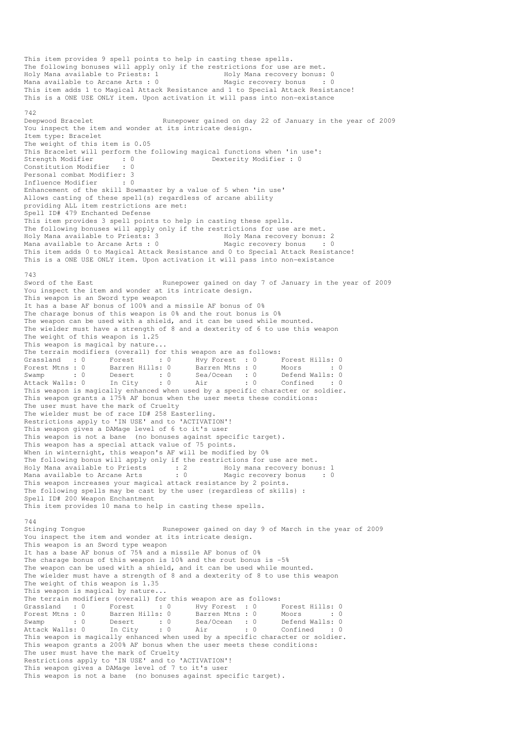This item provides 9 spell points to help in casting these spells.
The following bonuses will apply only if the restrictions for use are met.
Holy Mana available to Priests: 1                Holy Mana recovery bonus: 0
Mana available to Arcane Arts : 0                Magic recovery bonus    : 0
This item adds 1 to Magical Attack Resistance and 1 to Special Attack Resistance!
This is a ONE USE ONLY item. Upon activation it will pass into non-existance

742
Deepwood Bracelet                  Runepower gained on day 22 of January in the year of 2009
You inspect the item and wonder at its intricate design.
Item type: Bracelet
The weight of this item is 0.05
This Bracelet will perform the following magical functions when 'in use':
Strength Modifier       : 0                    Dexterity Modifier : 0
Constitution Modifier   : 0
Personal combat Modifier: 3
Influence Modifier      : 0
Enhancement of the skill Bowmaster by a value of 5 when 'in use'
Allows casting of these spell(s) regardless of arcane ability
providing ALL item restrictions are met:
Spell ID# 479 Enchanted Defense
This item provides 3 spell points to help in casting these spells.
The following bonuses will apply only if the restrictions for use are met.
Holy Mana available to Priests: 3                Holy Mana recovery bonus: 2
Mana available to Arcane Arts : 0                Magic recovery bonus    : 0
This item adds 0 to Magical Attack Resistance and 0 to Special Attack Resistance!
This is a ONE USE ONLY item. Upon activation it will pass into non-existance

743
Sword of the East                  Runepower gained on day 7 of January in the year of 2009
You inspect the item and wonder at its intricate design.
This weapon is an Sword type weapon
It has a base AF bonus of 100% and a missile AF bonus of 0%
The charage bonus of this weapon is 0% and the rout bonus is 0%
The weapon can be used with a shield, and it can be used while mounted.
The wielder must have a strength of 8 and a dexterity of 6 to use this weapon
The weight of this weapon is 1.25
This weapon is magical by nature...
The terrain modifiers (overall) for this weapon are as follows:

| Grassland : 0 | Forest : 0 | Hvy Forest : 0 | Forest Hills: 0 |
|---|---|---|---|
| Forest Mtns : 0 | Barren Hills: 0 | Barren Mtns : 0 | Moors : 0 |
| Swamp : 0 | Desert : 0 | Sea/Ocean : 0 | Defend Walls: 0 |
| Attack Walls: 0 | In City : 0 | Air : 0 | Confined : 0 |

This weapon is magically enhanced when used by a specific character or soldier.
This weapon grants a 175% AF bonus when the user meets these conditions:
The user must have the mark of Cruelty
The wielder must be of race ID# 258 Easterling.
Restrictions apply to 'IN USE' and to 'ACTIVATION'!
This weapon gives a DAMage level of 6 to it's user
This weapon is not a bane  (no bonuses against specific target).
This weapon has a special attack value of 75 points.
When in winternight, this weapon's AF will be modified by 0%
The following bonus will apply only if the restrictions for use are met.
Holy Mana available to Priests      : 2         Holy mana recovery bonus: 1
Mana available to Arcane Arts       : 0         Magic recovery bonus    : 0
This weapon increases your magical attack resistance by 2 points.
The following spells may be cast by the user {regardless of skills} :
Spell ID# 200 Weapon Enchantment
This item provides 10 mana to help in casting these spells.

744
Stinging Tongue                    Runepower gained on day 9 of March in the year of 2009
You inspect the item and wonder at its intricate design.
This weapon is an Sword type weapon
It has a base AF bonus of 75% and a missile AF bonus of 0%
The charage bonus of this weapon is 10% and the rout bonus is -5%
The weapon can be used with a shield, and it can be used while mounted.
The wielder must have a strength of 8 and a dexterity of 8 to use this weapon
The weight of this weapon is 1.35
This weapon is magical by nature...
The terrain modifiers (overall) for this weapon are as follows:

| Grassland : 0 | Forest : 0 | Hvy Forest : 0 | Forest Hills: 0 |
|---|---|---|---|
| Forest Mtns : 0 | Barren Hills: 0 | Barren Mtns : 0 | Moors : 0 |
| Swamp : 0 | Desert : 0 | Sea/Ocean : 0 | Defend Walls: 0 |
| Attack Walls: 0 | In City : 0 | Air : 0 | Confined : 0 |

This weapon is magically enhanced when used by a specific character or soldier.
This weapon grants a 200% AF bonus when the user meets these conditions:
The user must have the mark of Cruelty
Restrictions apply to 'IN USE' and to 'ACTIVATION'!
This weapon gives a DAMage level of 7 to it's user
This weapon is not a bane  (no bonuses against specific target).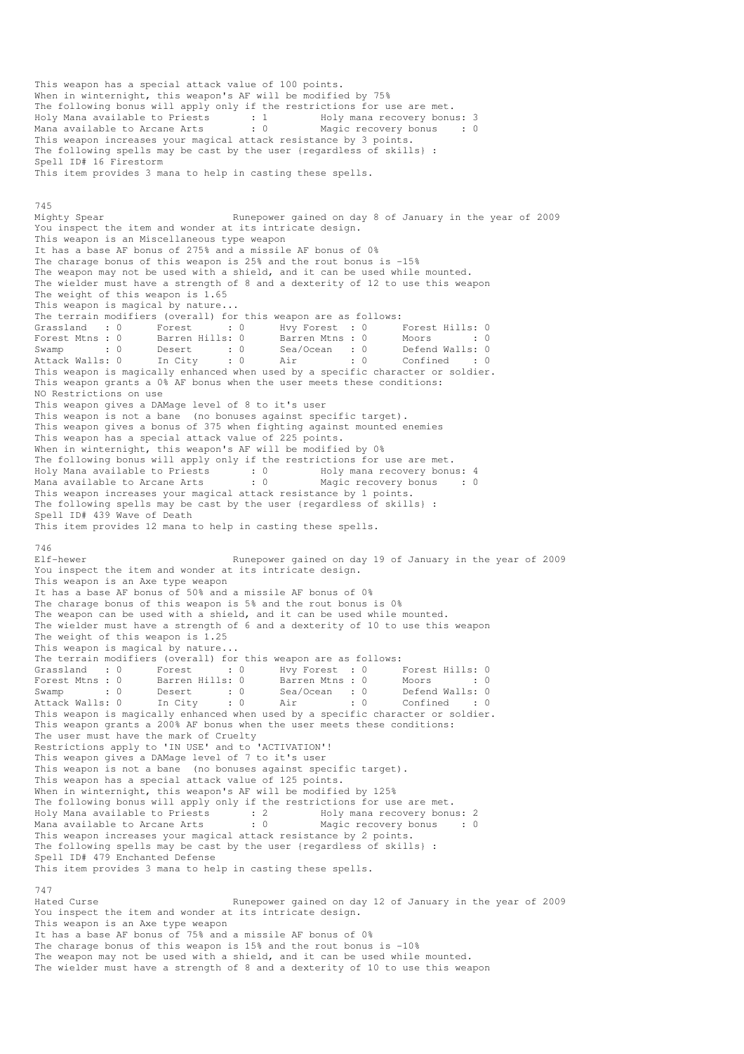This weapon has a special attack value of 100 points.
When in winternight, this weapon's AF will be modified by 75%
The following bonus will apply only if the restrictions for use are met.
Holy Mana available to Priests : 1 Holy mana recovery bonus: 3
Mana available to Arcane Arts : 0 Magic recovery bonus : 0
This weapon increases your magical attack resistance by 3 points.
The following spells may be cast by the user {regardless of skills} :
Spell ID# 16 Firestorm
This item provides 3 mana to help in casting these spells.

745
Mighty Spear Runepower gained on day 8 of January in the year of 2009
You inspect the item and wonder at its intricate design.
This weapon is an Miscellaneous type weapon
It has a base AF bonus of 275% and a missile AF bonus of 0%
The charage bonus of this weapon is 25% and the rout bonus is -15%
The weapon may not be used with a shield, and it can be used while mounted.
The wielder must have a strength of 8 and a dexterity of 12 to use this weapon
The weight of this weapon is 1.65
This weapon is magical by nature...
The terrain modifiers (overall) for this weapon are as follows:

| | | | | | | | |
|---|---|---|---|---|---|---|---|
| Grassland | : 0 | Forest | : 0 | Hvy Forest | : 0 | Forest Hills | : 0 |
| Forest Mtns | : 0 | Barren Hills | : 0 | Barren Mtns | : 0 | Moors | : 0 |
| Swamp | : 0 | Desert | : 0 | Sea/Ocean | : 0 | Defend Walls | : 0 |
| Attack Walls | : 0 | In City | : 0 | Air | : 0 | Confined | : 0 |

This weapon is magically enhanced when used by a specific character or soldier.
This weapon grants a 0% AF bonus when the user meets these conditions:
NO Restrictions on use
This weapon gives a DAMage level of 8 to it's user
This weapon is not a bane (no bonuses against specific target).
This weapon gives a bonus of 375 when fighting against mounted enemies
This weapon has a special attack value of 225 points.
When in winternight, this weapon's AF will be modified by 0%
The following bonus will apply only if the restrictions for use are met.
Holy Mana available to Priests : 0 Holy mana recovery bonus: 4
Mana available to Arcane Arts : 0 Magic recovery bonus : 0
This weapon increases your magical attack resistance by 1 points.
The following spells may be cast by the user {regardless of skills} :
Spell ID# 439 Wave of Death
This item provides 12 mana to help in casting these spells.

746
Elf-hewer Runepower gained on day 19 of January in the year of 2009
You inspect the item and wonder at its intricate design.
This weapon is an Axe type weapon
It has a base AF bonus of 50% and a missile AF bonus of 0%
The charage bonus of this weapon is 5% and the rout bonus is 0%
The weapon can be used with a shield, and it can be used while mounted.
The wielder must have a strength of 6 and a dexterity of 10 to use this weapon
The weight of this weapon is 1.25
This weapon is magical by nature...
The terrain modifiers (overall) for this weapon are as follows:

| | | | | | | | |
|---|---|---|---|---|---|---|---|
| Grassland | : 0 | Forest | : 0 | Hvy Forest | : 0 | Forest Hills | : 0 |
| Forest Mtns | : 0 | Barren Hills | : 0 | Barren Mtns | : 0 | Moors | : 0 |
| Swamp | : 0 | Desert | : 0 | Sea/Ocean | : 0 | Defend Walls | : 0 |
| Attack Walls | : 0 | In City | : 0 | Air | : 0 | Confined | : 0 |

This weapon is magically enhanced when used by a specific character or soldier.
This weapon grants a 200% AF bonus when the user meets these conditions:
The user must have the mark of Cruelty
Restrictions apply to 'IN USE' and to 'ACTIVATION'!
This weapon gives a DAMage level of 7 to it's user
This weapon is not a bane (no bonuses against specific target).
This weapon has a special attack value of 125 points.
When in winternight, this weapon's AF will be modified by 125%
The following bonus will apply only if the restrictions for use are met.
Holy Mana available to Priests : 2 Holy mana recovery bonus: 2
Mana available to Arcane Arts : 0 Magic recovery bonus : 0
This weapon increases your magical attack resistance by 2 points.
The following spells may be cast by the user {regardless of skills} :
Spell ID# 479 Enchanted Defense
This item provides 3 mana to help in casting these spells.

747
Hated Curse Runepower gained on day 12 of January in the year of 2009
You inspect the item and wonder at its intricate design.
This weapon is an Axe type weapon
It has a base AF bonus of 75% and a missile AF bonus of 0%
The charage bonus of this weapon is 15% and the rout bonus is -10%
The weapon may not be used with a shield, and it can be used while mounted.
The wielder must have a strength of 8 and a dexterity of 10 to use this weapon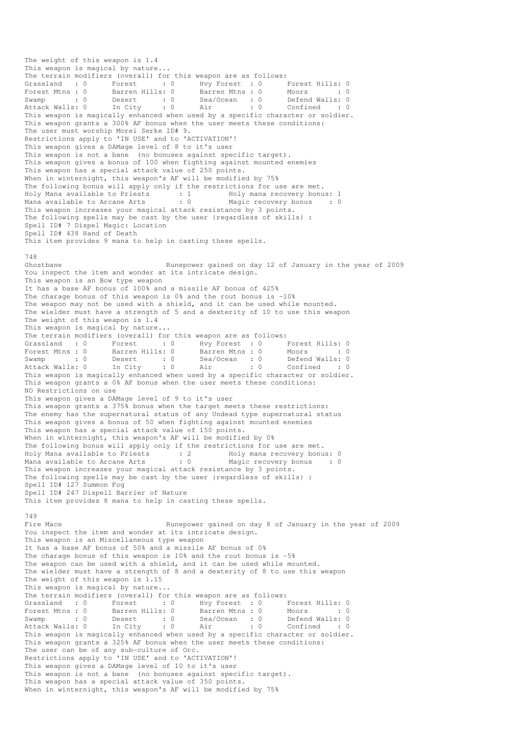The weight of this weapon is 1.4
This weapon is magical by nature...
The terrain modifiers (overall) for this weapon are as follows:

| | | | | | | | |
|---|---|---|---|---|---|---|---|
| Grassland | : 0 | Forest | : 0 | Hvy Forest | : 0 | Forest Hills | : 0 |
| Forest Mtns | : 0 | Barren Hills | : 0 | Barren Mtns | : 0 | Moors | : 0 |
| Swamp | : 0 | Desert | : 0 | Sea/Ocean | : 0 | Defend Walls | : 0 |
| Attack Walls | : 0 | In City | : 0 | Air | : 0 | Confined | : 0 |

This weapon is magically enhanced when used by a specific character or soldier.
This weapon grants a 300% AF bonus when the user meets these conditions:
The user must worship Morei Serke ID# 9.
Restrictions apply to 'IN USE' and to 'ACTIVATION'!
This weapon gives a DAMage level of 8 to it's user
This weapon is not a bane (no bonuses against specific target).
This weapon gives a bonus of 100 when fighting against mounted enemies
This weapon has a special attack value of 250 points.
When in winternight, this weapon's AF will be modified by 75%
The following bonus will apply only if the restrictions for use are met.
Holy Mana available to Priests : 1 Holy mana recovery bonus: 1
Mana available to Arcane Arts : 0 Magic recovery bonus : 0
This weapon increases your magical attack resistance by 3 points.
The following spells may be cast by the user (regardless of skills) :
Spell ID# 7 Dispel Magic: Location
Spell ID# 438 Hand of Death
This item provides 9 mana to help in casting these spells.

748
Ghostbane Runepower gained on day 12 of January in the year of 2009
You inspect the item and wonder at its intricate design.
This weapon is an Bow type weapon
It has a base AF bonus of 100% and a missile AF bonus of 425%
The charage bonus of this weapon is 0% and the rout bonus is -10%
The weapon may not be used with a shield, and it can be used while mounted.
The wielder must have a strength of 5 and a dexterity of 10 to use this weapon
The weight of this weapon is 1.4
This weapon is magical by nature...
The terrain modifiers (overall) for this weapon are as follows:

| | | | | | | | |
|---|---|---|---|---|---|---|---|
| Grassland | : 0 | Forest | : 0 | Hvy Forest | : 0 | Forest Hills | : 0 |
| Forest Mtns | : 0 | Barren Hills | : 0 | Barren Mtns | : 0 | Moors | : 0 |
| Swamp | : 0 | Desert | : 0 | Sea/Ocean | : 0 | Defend Walls | : 0 |
| Attack Walls | : 0 | In City | : 0 | Air | : 0 | Confined | : 0 |

This weapon is magically enhanced when used by a specific character or soldier.
This weapon grants a 0% AF bonus when the user meets these conditions:
NO Restrictions on use
This weapon gives a DAMage level of 9 to it's user
This weapon grants a 375% bonus when the target meets these restrictions:
The enemy has the supernatural status of any Undead type supernatural status
This weapon gives a bonus of 50 when fighting against mounted enemies
This weapon has a special attack value of 150 points.
When in winternight, this weapon's AF will be modified by 0%
The following bonus will apply only if the restrictions for use are met.
Holy Mana available to Priests : 2 Holy mana recovery bonus: 0
Mana available to Arcane Arts : 0 Magic recovery bonus : 0
This weapon increases your magical attack resistance by 3 points.
The following spells may be cast by the user (regardless of skills) :
Spell ID# 127 Summon Fog
Spell ID# 247 Dispell Barrier of Nature
This item provides 8 mana to help in casting these spells.

749
Fire Mace Runepower gained on day 8 of January in the year of 2009
You inspect the item and wonder at its intricate design.
This weapon is an Miscellaneous type weapon
It has a base AF bonus of 50% and a missile AF bonus of 0%
The charage bonus of this weapon is 10% and the rout bonus is -5%
The weapon can be used with a shield, and it can be used while mounted.
The wielder must have a strength of 8 and a dexterity of 8 to use this weapon
The weight of this weapon is 1.15
This weapon is magical by nature...
The terrain modifiers (overall) for this weapon are as follows:

| | | | | | | | |
|---|---|---|---|---|---|---|---|
| Grassland | : 0 | Forest | : 0 | Hvy Forest | : 0 | Forest Hills | : 0 |
| Forest Mtns | : 0 | Barren Hills | : 0 | Barren Mtns | : 0 | Moors | : 0 |
| Swamp | : 0 | Desert | : 0 | Sea/Ocean | : 0 | Defend Walls | : 0 |
| Attack Walls | : 0 | In City | : 0 | Air | : 0 | Confined | : 0 |

This weapon is magically enhanced when used by a specific character or soldier.
This weapon grants a 325% AF bonus when the user meets these conditions:
The user can be of any sub-culture of Orc.
Restrictions apply to 'IN USE' and to 'ACTIVATION'!
This weapon gives a DAMage level of 10 to it's user
This weapon is not a bane (no bonuses against specific target).
This weapon has a special attack value of 350 points.
When in winternight, this weapon's AF will be modified by 75%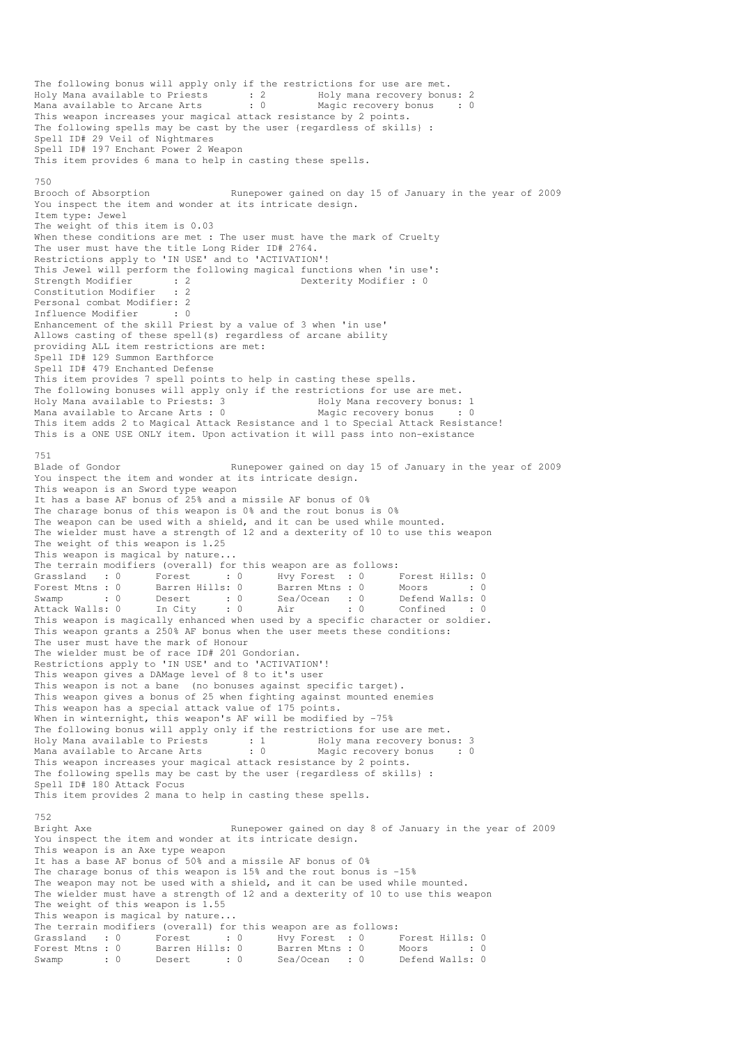The following bonus will apply only if the restrictions for use are met.
Holy Mana available to Priests : 2 Holy mana recovery bonus: 2
Mana available to Arcane Arts : 0 Magic recovery bonus : 0
This weapon increases your magical attack resistance by 2 points.
The following spells may be cast by the user (regardless of skills) :
Spell ID# 29 Veil of Nightmares
Spell ID# 197 Enchant Power 2 Weapon
This item provides 6 mana to help in casting these spells.

750
Brooch of Absorption Runepower gained on day 15 of January in the year of 2009
You inspect the item and wonder at its intricate design.
Item type: Jewel
The weight of this item is 0.03
When these conditions are met : The user must have the mark of Cruelty
The user must have the title Long Rider ID# 2764.
Restrictions apply to 'IN USE' and to 'ACTIVATION'!
This Jewel will perform the following magical functions when 'in use':
Strength Modifier : 2 Dexterity Modifier : 0
Constitution Modifier : 2
Personal combat Modifier: 2
Influence Modifier : 0
Enhancement of the skill Priest by a value of 3 when 'in use'
Allows casting of these spell(s) regardless of arcane ability
providing ALL item restrictions are met:
Spell ID# 129 Summon Earthforce
Spell ID# 479 Enchanted Defense
This item provides 7 spell points to help in casting these spells.
The following bonuses will apply only if the restrictions for use are met.
Holy Mana available to Priests: 3 Holy Mana recovery bonus: 1
Mana available to Arcane Arts : 0 Magic recovery bonus : 0
This item adds 2 to Magical Attack Resistance and 1 to Special Attack Resistance!
This is a ONE USE ONLY item. Upon activation it will pass into non-existance

751
Blade of Gondor Runepower gained on day 15 of January in the year of 2009
You inspect the item and wonder at its intricate design.
This weapon is an Sword type weapon
It has a base AF bonus of 25% and a missile AF bonus of 0%
The charage bonus of this weapon is 0% and the rout bonus is 0%
The weapon can be used with a shield, and it can be used while mounted.
The wielder must have a strength of 12 and a dexterity of 10 to use this weapon
The weight of this weapon is 1.25
This weapon is magical by nature...
The terrain modifiers (overall) for this weapon are as follows:

| | | | | | | | |
|---|---|---|---|---|---|---|---|
| Grassland | : 0 | Forest | : 0 | Hvy Forest | : 0 | Forest Hills: | 0 |
| Forest Mtns | : 0 | Barren Hills: | 0 | Barren Mtns | : 0 | Moors | : 0 |
| Swamp | : 0 | Desert | : 0 | Sea/Ocean | : 0 | Defend Walls: | 0 |
| Attack Walls: | 0 | In City | : 0 | Air | : 0 | Confined | : 0 |

This weapon is magically enhanced when used by a specific character or soldier.
This weapon grants a 250% AF bonus when the user meets these conditions:
The user must have the mark of Honour
The wielder must be of race ID# 201 Gondorian.
Restrictions apply to 'IN USE' and to 'ACTIVATION'!
This weapon gives a DAMage level of 8 to it's user
This weapon is not a bane (no bonuses against specific target).
This weapon gives a bonus of 25 when fighting against mounted enemies
This weapon has a special attack value of 175 points.
When in winternight, this weapon's AF will be modified by -75%
The following bonus will apply only if the restrictions for use are met.
Holy Mana available to Priests : 1 Holy mana recovery bonus: 3
Mana available to Arcane Arts : 0 Magic recovery bonus : 0
This weapon increases your magical attack resistance by 2 points.
The following spells may be cast by the user (regardless of skills) :
Spell ID# 180 Attack Focus
This item provides 2 mana to help in casting these spells.

752
Bright Axe Runepower gained on day 8 of January in the year of 2009
You inspect the item and wonder at its intricate design.
This weapon is an Axe type weapon
It has a base AF bonus of 50% and a missile AF bonus of 0%
The charage bonus of this weapon is 15% and the rout bonus is -15%
The weapon may not be used with a shield, and it can be used while mounted.
The wielder must have a strength of 12 and a dexterity of 10 to use this weapon
The weight of this weapon is 1.55
This weapon is magical by nature...
The terrain modifiers (overall) for this weapon are as follows:

| | | | | | | | |
|---|---|---|---|---|---|---|---|
| Grassland | : 0 | Forest | : 0 | Hvy Forest | : 0 | Forest Hills: | 0 |
| Forest Mtns | : 0 | Barren Hills: | 0 | Barren Mtns | : 0 | Moors | : 0 |
| Swamp | : 0 | Desert | : 0 | Sea/Ocean | : 0 | Defend Walls: | 0 |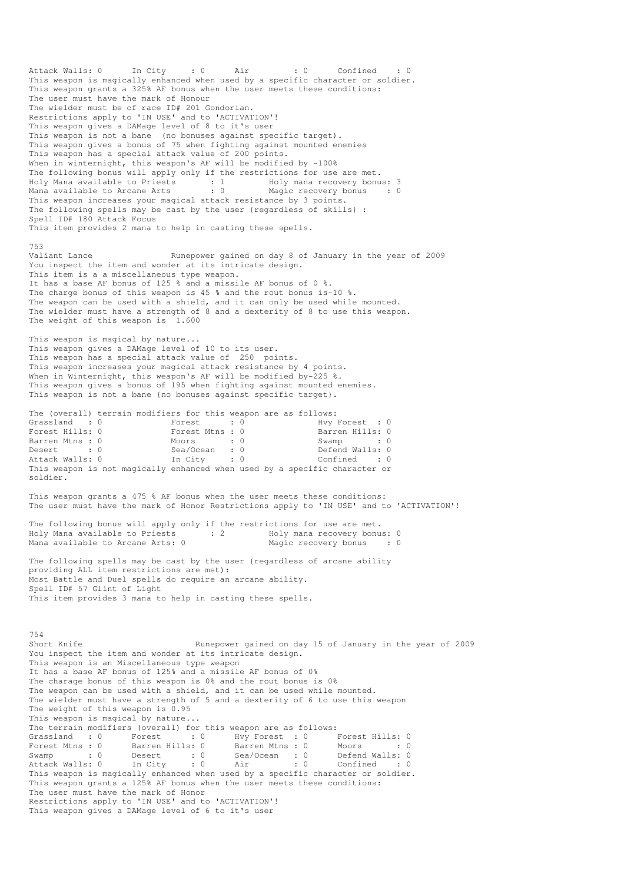Attack Walls: 0      In City     : 0      Air         : 0      Confined    : 0
This weapon is magically enhanced when used by a specific character or soldier.
This weapon grants a 325% AF bonus when the user meets these conditions:
The user must have the mark of Honour
The wielder must be of race ID# 201 Gondorian.
Restrictions apply to 'IN USE' and to 'ACTIVATION'!
This weapon gives a DAMage level of 8 to it's user
This weapon is not a bane  (no bonuses against specific target).
This weapon gives a bonus of 75 when fighting against mounted enemies
This weapon has a special attack value of 200 points.
When in winternight, this weapon's AF will be modified by -100%
The following bonus will apply only if the restrictions for use are met.
Holy Mana available to Priests       : 1         Holy mana recovery bonus: 3
Mana available to Arcane Arts        : 0         Magic recovery bonus    : 0
This weapon increases your magical attack resistance by 3 points.
The following spells may be cast by the user {regardless of skills} :
Spell ID# 180 Attack Focus
This item provides 2 mana to help in casting these spells.

753
Valiant Lance                Runepower gained on day 8 of January in the year of 2009
You inspect the item and wonder at its intricate design.
This item is a a miscellaneous type weapon.
It has a base AF bonus of 125 % and a missile AF bonus of 0 %.
The charge bonus of this weapon is 45 % and the rout bonus is-10 %.
The weapon can be used with a shield, and it can only be used while mounted.
The wielder must have a strength of 8 and a dexterity of 8 to use this weapon.
The weight of this weapon is  1.600

This weapon is magical by nature...
This weapon gives a DAMage level of 10 to its user.
This weapon has a special attack value of  250  points.
This weapon increases your magical attack resistance by 4 points.
When in Winternight, this weapon's AF will be modified by-225 %.
This weapon gives a bonus of 195 when fighting against mounted enemies.
This weapon is not a bane {no bonuses against specific target}.

The (overall) terrain modifiers for this weapon are as follows:
Grassland   : 0              Forest      : 0              Hvy Forest  : 0
Forest Hills: 0              Forest Mtns : 0              Barren Hills: 0
Barren Mtns : 0              Moors       : 0              Swamp       : 0
Desert      : 0              Sea/Ocean   : 0              Defend Walls: 0
Attack Walls: 0              In City     : 0              Confined    : 0
This weapon is not magically enhanced when used by a specific character or
soldier.

This weapon grants a 475 % AF bonus when the user meets these conditions:
The user must have the mark of Honor Restrictions apply to 'IN USE' and to 'ACTIVATION'!

The following bonus will apply only if the restrictions for use are met.
Holy Mana available to Priests       : 2         Holy mana recovery bonus: 0
Mana available to Arcane Arts: 0                 Magic recovery bonus    : 0

The following spells may be cast by the user {regardless of arcane ability
providing ALL item restrictions are met}:
Most Battle and Duel spells do require an arcane ability.
Spell ID# 57 Glint of Light
This item provides 3 mana to help in casting these spells.

754
Short Knife                        Runepower gained on day 15 of January in the year of 2009
You inspect the item and wonder at its intricate design.
This weapon is an Miscellaneous type weapon
It has a base AF bonus of 125% and a missile AF bonus of 0%
The charage bonus of this weapon is 0% and the rout bonus is 0%
The weapon can be used with a shield, and it can be used while mounted.
The wielder must have a strength of 5 and a dexterity of 6 to use this weapon
The weight of this weapon is 0.95
This weapon is magical by nature...
The terrain modifiers (overall) for this weapon are as follows:
Grassland   : 0      Forest      : 0      Hvy Forest  : 0      Forest Hills: 0
Forest Mtns : 0      Barren Hills: 0      Barren Mtns : 0      Moors       : 0
Swamp       : 0      Desert      : 0      Sea/Ocean   : 0      Defend Walls: 0
Attack Walls: 0      In City     : 0      Air         : 0      Confined    : 0
This weapon is magically enhanced when used by a specific character or soldier.
This weapon grants a 125% AF bonus when the user meets these conditions:
The user must have the mark of Honor
Restrictions apply to 'IN USE' and to 'ACTIVATION'!
This weapon gives a DAMage level of 6 to it's user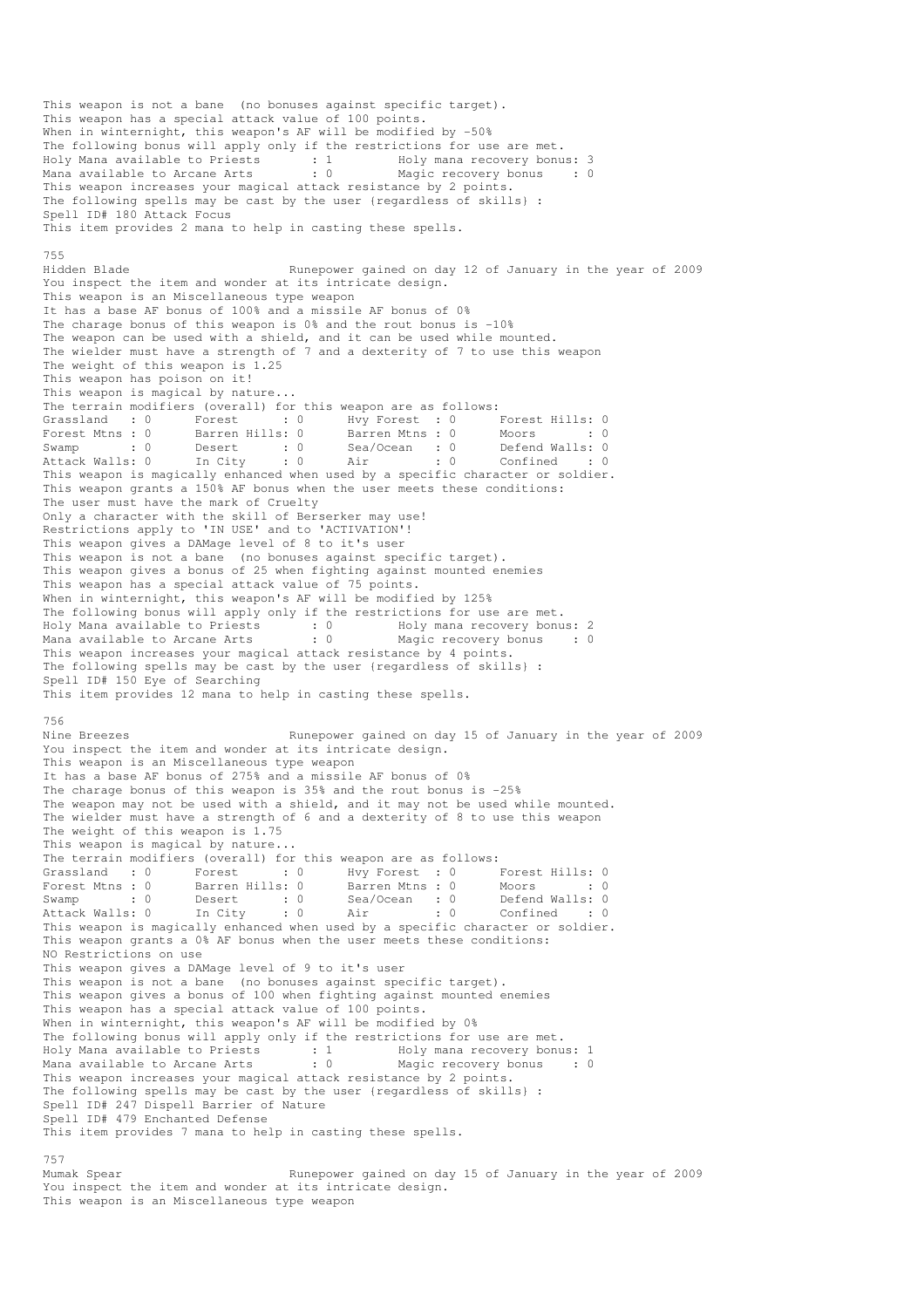This weapon is not a bane (no bonuses against specific target).
This weapon has a special attack value of 100 points.
When in winternight, this weapon's AF will be modified by -50%
The following bonus will apply only if the restrictions for use are met.
Holy Mana available to Priests : 1 Holy mana recovery bonus: 3
Mana available to Arcane Arts : 0 Magic recovery bonus : 0
This weapon increases your magical attack resistance by 2 points.
The following spells may be cast by the user {regardless of skills} :
Spell ID# 180 Attack Focus
This item provides 2 mana to help in casting these spells.

755
Hidden Blade Runepower gained on day 12 of January in the year of 2009
You inspect the item and wonder at its intricate design.
This weapon is an Miscellaneous type weapon
It has a base AF bonus of 100% and a missile AF bonus of 0%
The charage bonus of this weapon is 0% and the rout bonus is -10%
The weapon can be used with a shield, and it can be used while mounted.
The wielder must have a strength of 7 and a dexterity of 7 to use this weapon
The weight of this weapon is 1.25
This weapon has poison on it!
This weapon is magical by nature...
The terrain modifiers (overall) for this weapon are as follows:

```
Grassland   : 0      Forest      : 0      Hvy Forest  : 0      Forest Hills: 0
Forest Mtns : 0      Barren Hills: 0      Barren Mtns : 0      Moors       : 0
Swamp       : 0      Desert      : 0      Sea/Ocean   : 0      Defend Walls: 0
Attack Walls: 0      In City     : 0      Air         : 0      Confined    : 0
```

This weapon is magically enhanced when used by a specific character or soldier.
This weapon grants a 150% AF bonus when the user meets these conditions:
The user must have the mark of Cruelty
Only a character with the skill of Berserker may use!
Restrictions apply to 'IN USE' and to 'ACTIVATION'!
This weapon gives a DAMage level of 8 to it's user
This weapon is not a bane (no bonuses against specific target).
This weapon gives a bonus of 25 when fighting against mounted enemies
This weapon has a special attack value of 75 points.
When in winternight, this weapon's AF will be modified by 125%
The following bonus will apply only if the restrictions for use are met.
Holy Mana available to Priests : 0 Holy mana recovery bonus: 2
Mana available to Arcane Arts : 0 Magic recovery bonus : 0
This weapon increases your magical attack resistance by 4 points.
The following spells may be cast by the user {regardless of skills} :
Spell ID# 150 Eye of Searching
This item provides 12 mana to help in casting these spells.

756
Nine Breezes Runepower gained on day 15 of January in the year of 2009
You inspect the item and wonder at its intricate design.
This weapon is an Miscellaneous type weapon
It has a base AF bonus of 275% and a missile AF bonus of 0%
The charage bonus of this weapon is 35% and the rout bonus is -25%
The weapon may not be used with a shield, and it may not be used while mounted.
The wielder must have a strength of 6 and a dexterity of 8 to use this weapon
The weight of this weapon is 1.75
This weapon is magical by nature...
The terrain modifiers (overall) for this weapon are as follows:

```
Grassland   : 0      Forest      : 0      Hvy Forest  : 0      Forest Hills: 0
Forest Mtns : 0      Barren Hills: 0      Barren Mtns : 0      Moors       : 0
Swamp       : 0      Desert      : 0      Sea/Ocean   : 0      Defend Walls: 0
Attack Walls: 0      In City     : 0      Air         : 0      Confined    : 0
```

This weapon is magically enhanced when used by a specific character or soldier.
This weapon grants a 0% AF bonus when the user meets these conditions:
NO Restrictions on use
This weapon gives a DAMage level of 9 to it's user
This weapon is not a bane (no bonuses against specific target).
This weapon gives a bonus of 100 when fighting against mounted enemies
This weapon has a special attack value of 100 points.
When in winternight, this weapon's AF will be modified by 0%
The following bonus will apply only if the restrictions for use are met.
Holy Mana available to Priests : 1 Holy mana recovery bonus: 1
Mana available to Arcane Arts : 0 Magic recovery bonus : 0
This weapon increases your magical attack resistance by 2 points.
The following spells may be cast by the user {regardless of skills} :
Spell ID# 247 Dispell Barrier of Nature
Spell ID# 479 Enchanted Defense
This item provides 7 mana to help in casting these spells.

757
Mumak Spear Runepower gained on day 15 of January in the year of 2009
You inspect the item and wonder at its intricate design.
This weapon is an Miscellaneous type weapon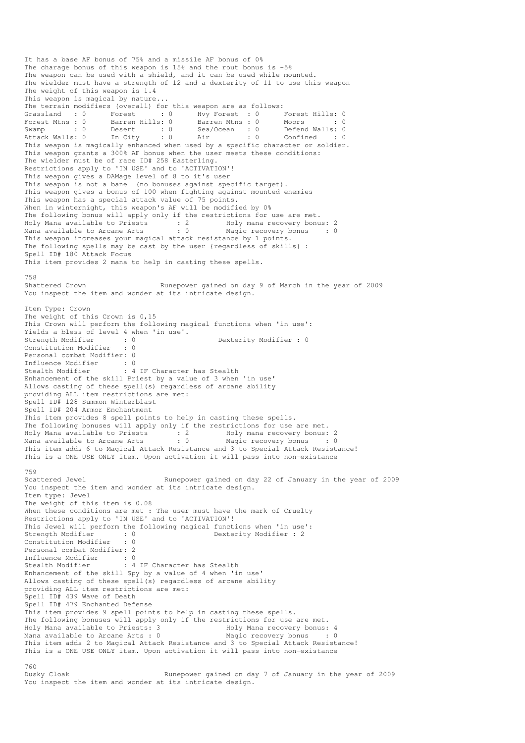It has a base AF bonus of 75% and a missile AF bonus of 0%
The charage bonus of this weapon is 15% and the rout bonus is -5%
The weapon can be used with a shield, and it can be used while mounted.
The wielder must have a strength of 12 and a dexterity of 11 to use this weapon
The weight of this weapon is 1.4
This weapon is magical by nature...
The terrain modifiers (overall) for this weapon are as follows:

| | | | | | | | |
|---|---|---|---|---|---|---|---|
| Grassland | : 0 | Forest | : 0 | Hvy Forest | : 0 | Forest Hills: | 0 |
| Forest Mtns | : 0 | Barren Hills: | 0 | Barren Mtns | : 0 | Moors | : 0 |
| Swamp | : 0 | Desert | : 0 | Sea/Ocean | : 0 | Defend Walls: | 0 |
| Attack Walls: | 0 | In City | : 0 | Air | : 0 | Confined | : 0 |

This weapon is magically enhanced when used by a specific character or soldier.
This weapon grants a 300% AF bonus when the user meets these conditions:
The wielder must be of race ID# 258 Easterling.
Restrictions apply to 'IN USE' and to 'ACTIVATION'!
This weapon gives a DAMage level of 8 to it's user
This weapon is not a bane (no bonuses against specific target).
This weapon gives a bonus of 100 when fighting against mounted enemies
This weapon has a special attack value of 75 points.
When in winternight, this weapon's AF will be modified by 0%
The following bonus will apply only if the restrictions for use are met.
Holy Mana available to Priests : 2 Holy mana recovery bonus: 2
Mana available to Arcane Arts : 0 Magic recovery bonus : 0
This weapon increases your magical attack resistance by 1 points.
The following spells may be cast by the user (regardless of skills) :
Spell ID# 180 Attack Focus
This item provides 2 mana to help in casting these spells.

758
Shattered Crown Runepower gained on day 9 of March in the year of 2009
You inspect the item and wonder at its intricate design.

Item Type: Crown
The weight of this Crown is 0,15
This Crown will perform the following magical functions when 'in use':
Yields a bless of level 4 when 'in use'.
Strength Modifier : 0 Dexterity Modifier : 0
Constitution Modifier : 0
Personal combat Modifier: 0
Influence Modifier : 0
Stealth Modifier : 4 IF Character has Stealth
Enhancement of the skill Priest by a value of 3 when 'in use'
Allows casting of these spell(s) regardless of arcane ability
providing ALL item restrictions are met:
Spell ID# 128 Summon Winterblast
Spell ID# 204 Armor Enchantment
This item provides 8 spell points to help in casting these spells.
The following bonuses will apply only if the restrictions for use are met.
Holy Mana available to Priests : 2 Holy mana recovery bonus: 2
Mana available to Arcane Arts : 0 Magic recovery bonus : 0
This item adds 6 to Magical Attack Resistance and 3 to Special Attack Resistance!
This is a ONE USE ONLY item. Upon activation it will pass into non-existance

759
Scattered Jewel Runepower gained on day 22 of January in the year of 2009
You inspect the item and wonder at its intricate design.
Item type: Jewel
The weight of this item is 0.08
When these conditions are met : The user must have the mark of Cruelty
Restrictions apply to 'IN USE' and to 'ACTIVATION'!
This Jewel will perform the following magical functions when 'in use':
Strength Modifier : 0 Dexterity Modifier : 2
Constitution Modifier : 0
Personal combat Modifier: 2
Influence Modifier : 0
Stealth Modifier : 4 IF Character has Stealth
Enhancement of the skill Spy by a value of 4 when 'in use'
Allows casting of these spell(s) regardless of arcane ability
providing ALL item restrictions are met:
Spell ID# 439 Wave of Death
Spell ID# 479 Enchanted Defense
This item provides 9 spell points to help in casting these spells.
The following bonuses will apply only if the restrictions for use are met.
Holy Mana available to Priests: 3 Holy Mana recovery bonus: 4
Mana available to Arcane Arts : 0 Magic recovery bonus : 0
This item adds 2 to Magical Attack Resistance and 3 to Special Attack Resistance!
This is a ONE USE ONLY item. Upon activation it will pass into non-existance

760
Dusky Cloak Runepower gained on day 7 of January in the year of 2009
You inspect the item and wonder at its intricate design.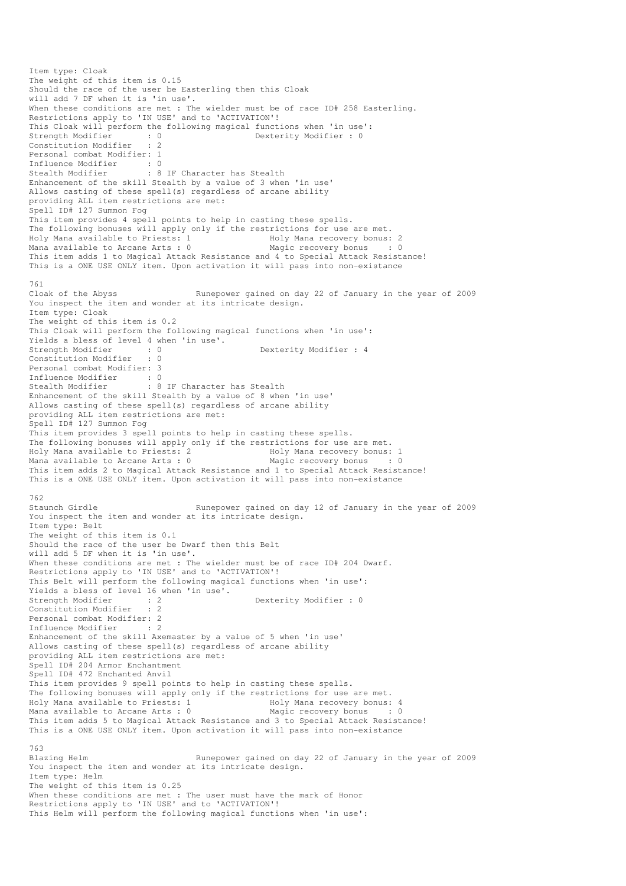Item type: Cloak
The weight of this item is 0.15
Should the race of the user be Easterling then this Cloak
will add 7 DF when it is 'in use'.
When these conditions are met : The wielder must be of race ID# 258 Easterling.
Restrictions apply to 'IN USE' and to 'ACTIVATION'!
This Cloak will perform the following magical functions when 'in use':
Strength Modifier : 0 Dexterity Modifier : 0
Constitution Modifier : 2
Personal combat Modifier: 1
Influence Modifier : 0
Stealth Modifier : 8 IF Character has Stealth
Enhancement of the skill Stealth by a value of 3 when 'in use'
Allows casting of these spell(s) regardless of arcane ability
providing ALL item restrictions are met:
Spell ID# 127 Summon Fog
This item provides 4 spell points to help in casting these spells.
The following bonuses will apply only if the restrictions for use are met.
Holy Mana available to Priests: 1 Holy Mana recovery bonus: 2
Mana available to Arcane Arts : 0 Magic recovery bonus : 0
This item adds 1 to Magical Attack Resistance and 4 to Special Attack Resistance!
This is a ONE USE ONLY item. Upon activation it will pass into non-existance

761
Cloak of the Abyss Runepower gained on day 22 of January in the year of 2009
You inspect the item and wonder at its intricate design.
Item type: Cloak
The weight of this item is 0.2
This Cloak will perform the following magical functions when 'in use':
Yields a bless of level 4 when 'in use'.
Strength Modifier : 0 Dexterity Modifier : 4
Constitution Modifier : 0
Personal combat Modifier: 3
Influence Modifier : 0
Stealth Modifier : 8 IF Character has Stealth
Enhancement of the skill Stealth by a value of 8 when 'in use'
Allows casting of these spell(s) regardless of arcane ability
providing ALL item restrictions are met:
Spell ID# 127 Summon Fog
This item provides 3 spell points to help in casting these spells.
The following bonuses will apply only if the restrictions for use are met.
Holy Mana available to Priests: 2 Holy Mana recovery bonus: 1
Mana available to Arcane Arts : 0 Magic recovery bonus : 0
This item adds 2 to Magical Attack Resistance and 1 to Special Attack Resistance!
This is a ONE USE ONLY item. Upon activation it will pass into non-existance

762
Staunch Girdle Runepower gained on day 12 of January in the year of 2009
You inspect the item and wonder at its intricate design.
Item type: Belt
The weight of this item is 0.1
Should the race of the user be Dwarf then this Belt
will add 5 DF when it is 'in use'.
When these conditions are met : The wielder must be of race ID# 204 Dwarf.
Restrictions apply to 'IN USE' and to 'ACTIVATION'!
This Belt will perform the following magical functions when 'in use':
Yields a bless of level 16 when 'in use'.
Strength Modifier : 2 Dexterity Modifier : 0
Constitution Modifier : 2
Personal combat Modifier: 2
Influence Modifier : 2
Enhancement of the skill Axemaster by a value of 5 when 'in use'
Allows casting of these spell(s) regardless of arcane ability
providing ALL item restrictions are met:
Spell ID# 204 Armor Enchantment
Spell ID# 472 Enchanted Anvil
This item provides 9 spell points to help in casting these spells.
The following bonuses will apply only if the restrictions for use are met.
Holy Mana available to Priests: 1 Holy Mana recovery bonus: 4
Mana available to Arcane Arts : 0 Magic recovery bonus : 0
This item adds 5 to Magical Attack Resistance and 3 to Special Attack Resistance!
This is a ONE USE ONLY item. Upon activation it will pass into non-existance

763
Blazing Helm Runepower gained on day 22 of January in the year of 2009
You inspect the item and wonder at its intricate design.
Item type: Helm
The weight of this item is 0.25
When these conditions are met : The user must have the mark of Honor
Restrictions apply to 'IN USE' and to 'ACTIVATION'!
This Helm will perform the following magical functions when 'in use':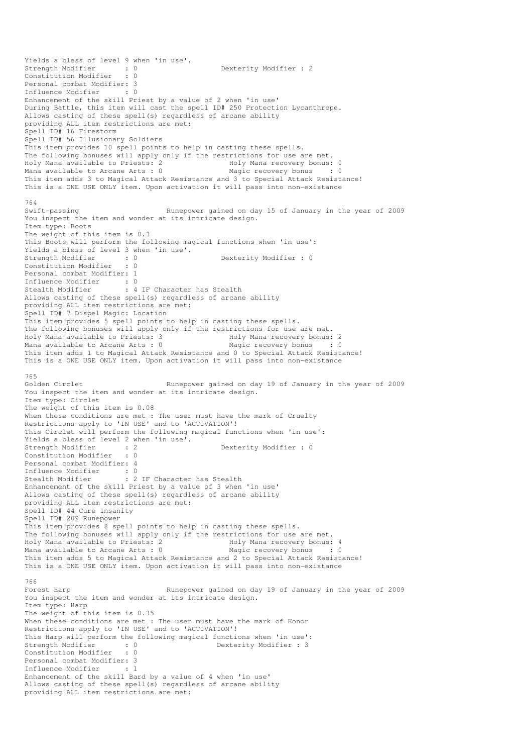Yields a bless of level 9 when 'in use'.
Strength Modifier : 0 Dexterity Modifier : 2
Constitution Modifier : 0
Personal combat Modifier: 3
Influence Modifier : 0
Enhancement of the skill Priest by a value of 2 when 'in use'
During Battle, this item will cast the spell ID# 250 Protection Lycanthrope.
Allows casting of these spell(s) regardless of arcane ability
providing ALL item restrictions are met:
Spell ID# 16 Firestorm
Spell ID# 56 Illusionary Soldiers
This item provides 10 spell points to help in casting these spells.
The following bonuses will apply only if the restrictions for use are met.
Holy Mana available to Priests: 2 Holy Mana recovery bonus: 0
Mana available to Arcane Arts : 0 Magic recovery bonus : 0
This item adds 3 to Magical Attack Resistance and 3 to Special Attack Resistance!
This is a ONE USE ONLY item. Upon activation it will pass into non-existance

764
Swift-passing Runepower gained on day 15 of January in the year of 2009
You inspect the item and wonder at its intricate design.
Item type: Boots
The weight of this item is 0.3
This Boots will perform the following magical functions when 'in use':
Yields a bless of level 3 when 'in use'.
Strength Modifier : 0 Dexterity Modifier : 0
Constitution Modifier : 0
Personal combat Modifier: 1
Influence Modifier : 0
Stealth Modifier : 4 IF Character has Stealth
Allows casting of these spell(s) regardless of arcane ability
providing ALL item restrictions are met:
Spell ID# 7 Dispel Magic: Location
This item provides 5 spell points to help in casting these spells.
The following bonuses will apply only if the restrictions for use are met.
Holy Mana available to Priests: 3 Holy Mana recovery bonus: 2
Mana available to Arcane Arts : 0 Magic recovery bonus : 0
This item adds 1 to Magical Attack Resistance and 0 to Special Attack Resistance!
This is a ONE USE ONLY item. Upon activation it will pass into non-existance

765
Golden Circlet Runepower gained on day 19 of January in the year of 2009
You inspect the item and wonder at its intricate design.
Item type: Circlet
The weight of this item is 0.08
When these conditions are met : The user must have the mark of Cruelty
Restrictions apply to 'IN USE' and to 'ACTIVATION'!
This Circlet will perform the following magical functions when 'in use':
Yields a bless of level 2 when 'in use'.
Strength Modifier : 2 Dexterity Modifier : 0
Constitution Modifier : 0
Personal combat Modifier: 4
Influence Modifier : 0
Stealth Modifier : 2 IF Character has Stealth
Enhancement of the skill Priest by a value of 3 when 'in use'
Allows casting of these spell(s) regardless of arcane ability
providing ALL item restrictions are met:
Spell ID# 44 Cure Insanity
Spell ID# 209 Runepower
This item provides 8 spell points to help in casting these spells.
The following bonuses will apply only if the restrictions for use are met.
Holy Mana available to Priests: 2 Holy Mana recovery bonus: 4
Mana available to Arcane Arts : 0 Magic recovery bonus : 0
This item adds 5 to Magical Attack Resistance and 2 to Special Attack Resistance!
This is a ONE USE ONLY item. Upon activation it will pass into non-existance

766
Forest Harp Runepower gained on day 19 of January in the year of 2009
You inspect the item and wonder at its intricate design.
Item type: Harp
The weight of this item is 0.35
When these conditions are met : The user must have the mark of Honor
Restrictions apply to 'IN USE' and to 'ACTIVATION'!
This Harp will perform the following magical functions when 'in use':
Strength Modifier : 0 Dexterity Modifier : 3
Constitution Modifier : 0
Personal combat Modifier: 3
Influence Modifier : 1
Enhancement of the skill Bard by a value of 4 when 'in use'
Allows casting of these spell(s) regardless of arcane ability
providing ALL item restrictions are met: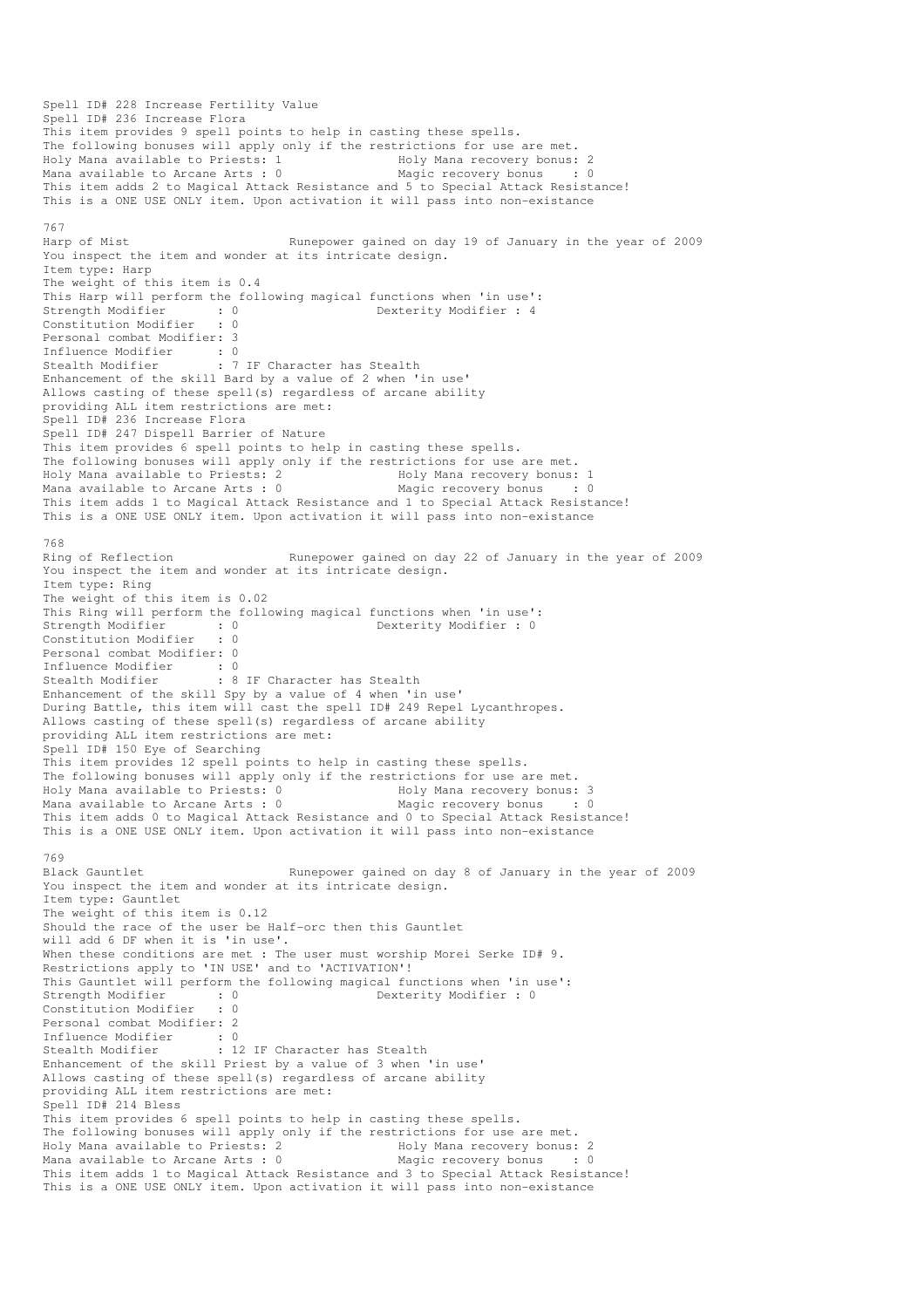Spell ID# 228 Increase Fertility Value
Spell ID# 236 Increase Flora
This item provides 9 spell points to help in casting these spells.
The following bonuses will apply only if the restrictions for use are met.
Holy Mana available to Priests: 1                Holy Mana recovery bonus: 2
Mana available to Arcane Arts : 0                Magic recovery bonus    : 0
This item adds 2 to Magical Attack Resistance and 5 to Special Attack Resistance!
This is a ONE USE ONLY item. Upon activation it will pass into non-existance

767
Harp of Mist                        Runepower gained on day 19 of January in the year of 2009
You inspect the item and wonder at its intricate design.
Item type: Harp
The weight of this item is 0.4
This Harp will perform the following magical functions when 'in use':
Strength Modifier       : 0                    Dexterity Modifier : 4
Constitution Modifier   : 0
Personal combat Modifier: 3
Influence Modifier      : 0
Stealth Modifier        : 7 IF Character has Stealth
Enhancement of the skill Bard by a value of 2 when 'in use'
Allows casting of these spell(s) regardless of arcane ability
providing ALL item restrictions are met:
Spell ID# 236 Increase Flora
Spell ID# 247 Dispell Barrier of Nature
This item provides 6 spell points to help in casting these spells.
The following bonuses will apply only if the restrictions for use are met.
Holy Mana available to Priests: 2                Holy Mana recovery bonus: 1
Mana available to Arcane Arts : 0                Magic recovery bonus    : 0
This item adds 1 to Magical Attack Resistance and 1 to Special Attack Resistance!
This is a ONE USE ONLY item. Upon activation it will pass into non-existance

768
Ring of Reflection                  Runepower gained on day 22 of January in the year of 2009
You inspect the item and wonder at its intricate design.
Item type: Ring
The weight of this item is 0.02
This Ring will perform the following magical functions when 'in use':
Strength Modifier       : 0                    Dexterity Modifier : 0
Constitution Modifier   : 0
Personal combat Modifier: 0
Influence Modifier      : 0
Stealth Modifier        : 8 IF Character has Stealth
Enhancement of the skill Spy by a value of 4 when 'in use'
During Battle, this item will cast the spell ID# 249 Repel Lycanthropes.
Allows casting of these spell(s) regardless of arcane ability
providing ALL item restrictions are met:
Spell ID# 150 Eye of Searching
This item provides 12 spell points to help in casting these spells.
The following bonuses will apply only if the restrictions for use are met.
Holy Mana available to Priests: 0                Holy Mana recovery bonus: 3
Mana available to Arcane Arts : 0                Magic recovery bonus    : 0
This item adds 0 to Magical Attack Resistance and 0 to Special Attack Resistance!
This is a ONE USE ONLY item. Upon activation it will pass into non-existance

769
Black Gauntlet                      Runepower gained on day 8 of January in the year of 2009
You inspect the item and wonder at its intricate design.
Item type: Gauntlet
The weight of this item is 0.12
Should the race of the user be Half-orc then this Gauntlet
will add 6 DF when it is 'in use'.
When these conditions are met : The user must worship Morei Serke ID# 9.
Restrictions apply to 'IN USE' and to 'ACTIVATION'!
This Gauntlet will perform the following magical functions when 'in use':
Strength Modifier       : 0                    Dexterity Modifier : 0
Constitution Modifier   : 0
Personal combat Modifier: 2
Influence Modifier      : 0
Stealth Modifier        : 12 IF Character has Stealth
Enhancement of the skill Priest by a value of 3 when 'in use'
Allows casting of these spell(s) regardless of arcane ability
providing ALL item restrictions are met:
Spell ID# 214 Bless
This item provides 6 spell points to help in casting these spells.
The following bonuses will apply only if the restrictions for use are met.
Holy Mana available to Priests: 2                Holy Mana recovery bonus: 2
Mana available to Arcane Arts : 0                Magic recovery bonus    : 0
This item adds 1 to Magical Attack Resistance and 3 to Special Attack Resistance!
This is a ONE USE ONLY item. Upon activation it will pass into non-existance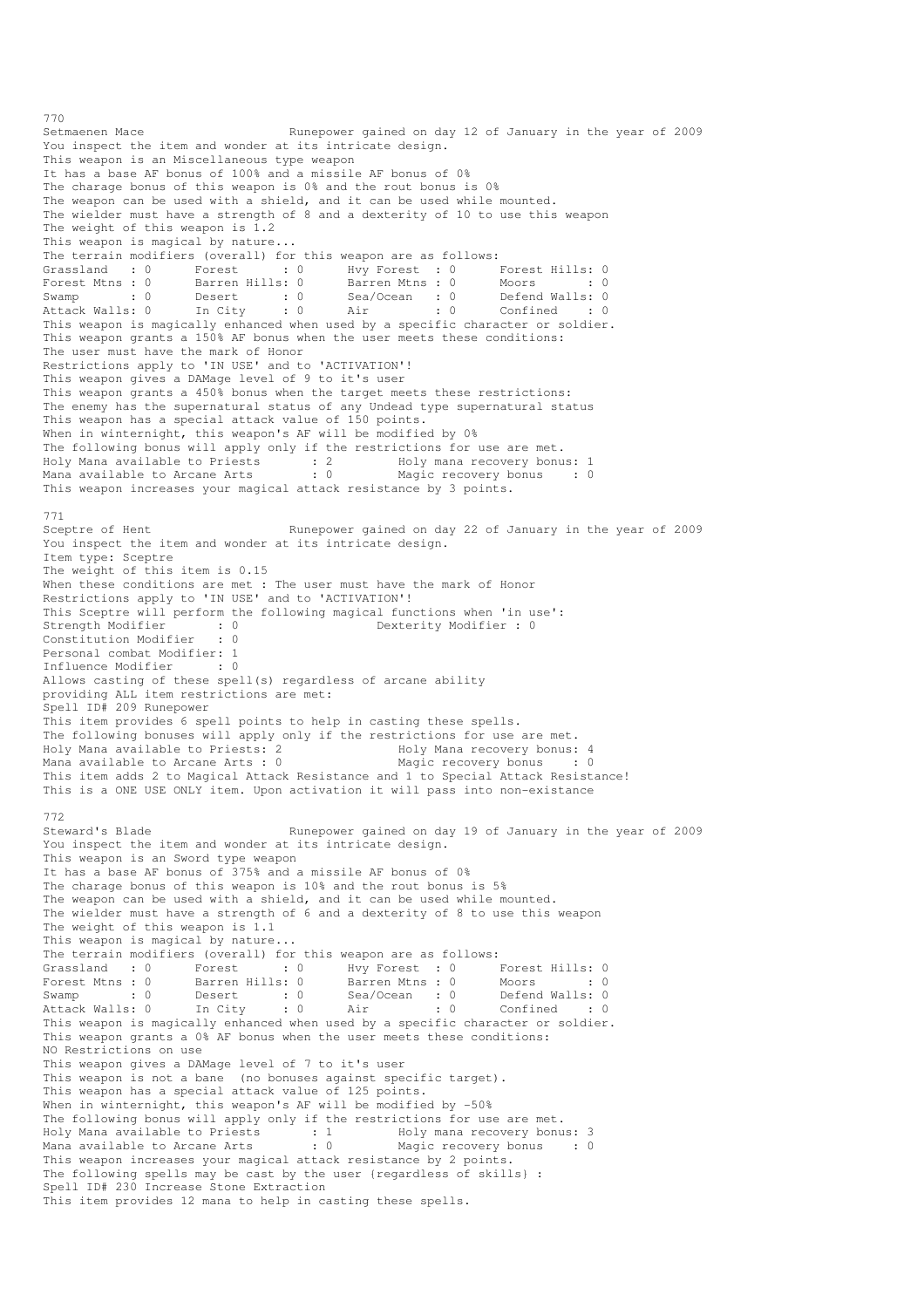770
Setmaenen Mace                    Runepower gained on day 12 of January in the year of 2009
You inspect the item and wonder at its intricate design.
This weapon is an Miscellaneous type weapon
It has a base AF bonus of 100% and a missile AF bonus of 0%
The charage bonus of this weapon is 0% and the rout bonus is 0%
The weapon can be used with a shield, and it can be used while mounted.
The wielder must have a strength of 8 and a dexterity of 10 to use this weapon
The weight of this weapon is 1.2
This weapon is magical by nature...
The terrain modifiers (overall) for this weapon are as follows:

| | | | | | | | |
|---|---|---|---|---|---|---|---|
| Grassland | : 0 | Forest | : 0 | Hvy Forest | : 0 | Forest Hills: | 0 |
| Forest Mtns | : 0 | Barren Hills: | 0 | Barren Mtns | : 0 | Moors | : 0 |
| Swamp | : 0 | Desert | : 0 | Sea/Ocean | : 0 | Defend Walls: | 0 |
| Attack Walls: | 0 | In City | : 0 | Air | : 0 | Confined | : 0 |

This weapon is magically enhanced when used by a specific character or soldier.
This weapon grants a 150% AF bonus when the user meets these conditions:
The user must have the mark of Honor
Restrictions apply to 'IN USE' and to 'ACTIVATION'!
This weapon gives a DAMage level of 9 to it's user
This weapon grants a 450% bonus when the target meets these restrictions:
The enemy has the supernatural status of any Undead type supernatural status
This weapon has a special attack value of 150 points.
When in winternight, this weapon's AF will be modified by 0%
The following bonus will apply only if the restrictions for use are met.
Holy Mana available to Priests : 2          Holy mana recovery bonus: 1
Mana available to Arcane Arts : 0          Magic recovery bonus : 0
This weapon increases your magical attack resistance by 3 points.

771
Sceptre of Hent                    Runepower gained on day 22 of January in the year of 2009
You inspect the item and wonder at its intricate design.
Item type: Sceptre
The weight of this item is 0.15
When these conditions are met : The user must have the mark of Honor
Restrictions apply to 'IN USE' and to 'ACTIVATION'!
This Sceptre will perform the following magical functions when 'in use':
Strength Modifier : 0          Dexterity Modifier : 0
Constitution Modifier : 0
Personal combat Modifier: 1
Influence Modifier : 0
Allows casting of these spell(s) regardless of arcane ability
providing ALL item restrictions are met:
Spell ID# 209 Runepower
This item provides 6 spell points to help in casting these spells.
The following bonuses will apply only if the restrictions for use are met.
Holy Mana available to Priests: 2          Holy Mana recovery bonus: 4
Mana available to Arcane Arts : 0          Magic recovery bonus : 0
This item adds 2 to Magical Attack Resistance and 1 to Special Attack Resistance!
This is a ONE USE ONLY item. Upon activation it will pass into non-existance

772
Steward's Blade                    Runepower gained on day 19 of January in the year of 2009
You inspect the item and wonder at its intricate design.
This weapon is an Sword type weapon
It has a base AF bonus of 375% and a missile AF bonus of 0%
The charage bonus of this weapon is 10% and the rout bonus is 5%
The weapon can be used with a shield, and it can be used while mounted.
The wielder must have a strength of 6 and a dexterity of 8 to use this weapon
The weight of this weapon is 1.1
This weapon is magical by nature...
The terrain modifiers (overall) for this weapon are as follows:

| | | | | | | | |
|---|---|---|---|---|---|---|---|
| Grassland | : 0 | Forest | : 0 | Hvy Forest | : 0 | Forest Hills: | 0 |
| Forest Mtns | : 0 | Barren Hills: | 0 | Barren Mtns | : 0 | Moors | : 0 |
| Swamp | : 0 | Desert | : 0 | Sea/Ocean | : 0 | Defend Walls: | 0 |
| Attack Walls: | 0 | In City | : 0 | Air | : 0 | Confined | : 0 |

This weapon is magically enhanced when used by a specific character or soldier.
This weapon grants a 0% AF bonus when the user meets these conditions:
NO Restrictions on use
This weapon gives a DAMage level of 7 to it's user
This weapon is not a bane (no bonuses against specific target).
This weapon has a special attack value of 125 points.
When in winternight, this weapon's AF will be modified by -50%
The following bonus will apply only if the restrictions for use are met.
Holy Mana available to Priests : 1          Holy mana recovery bonus: 3
Mana available to Arcane Arts : 0          Magic recovery bonus : 0
This weapon increases your magical attack resistance by 2 points.
The following spells may be cast by the user (regardless of skills) :
Spell ID# 230 Increase Stone Extraction
This item provides 12 mana to help in casting these spells.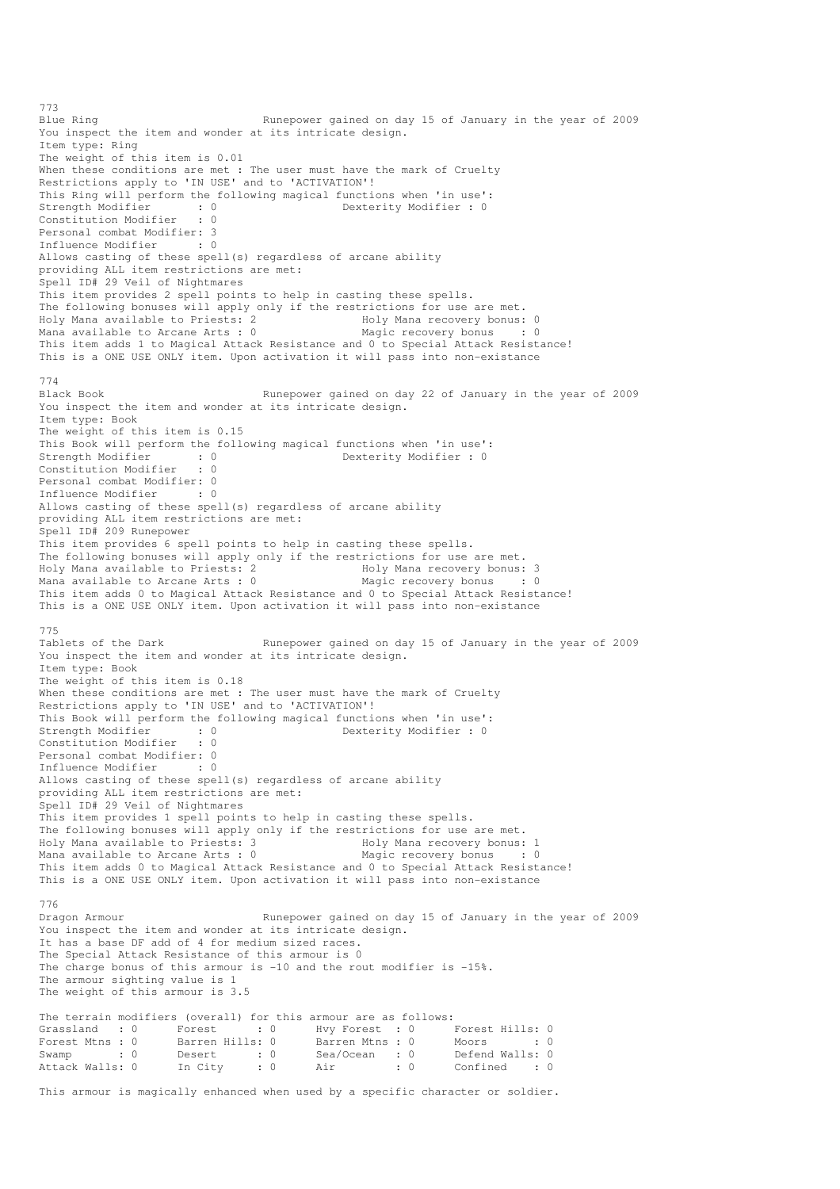773
Blue Ring                          Runepower gained on day 15 of January in the year of 2009
You inspect the item and wonder at its intricate design.
Item type: Ring
The weight of this item is 0.01
When these conditions are met : The user must have the mark of Cruelty
Restrictions apply to 'IN USE' and to 'ACTIVATION'!
This Ring will perform the following magical functions when 'in use':
Strength Modifier       : 0                   Dexterity Modifier : 0
Constitution Modifier   : 0
Personal combat Modifier: 3
Influence Modifier      : 0
Allows casting of these spell(s) regardless of arcane ability
providing ALL item restrictions are met:
Spell ID# 29 Veil of Nightmares
This item provides 2 spell points to help in casting these spells.
The following bonuses will apply only if the restrictions for use are met.
Holy Mana available to Priests: 2               Holy Mana recovery bonus: 0
Mana available to Arcane Arts : 0               Magic recovery bonus    : 0
This item adds 1 to Magical Attack Resistance and 0 to Special Attack Resistance!
This is a ONE USE ONLY item. Upon activation it will pass into non-existance

774
Black Book                         Runepower gained on day 22 of January in the year of 2009
You inspect the item and wonder at its intricate design.
Item type: Book
The weight of this item is 0.15
This Book will perform the following magical functions when 'in use':
Strength Modifier       : 0                   Dexterity Modifier : 0
Constitution Modifier   : 0
Personal combat Modifier: 0
Influence Modifier      : 0
Allows casting of these spell(s) regardless of arcane ability
providing ALL item restrictions are met:
Spell ID# 209 Runepower
This item provides 6 spell points to help in casting these spells.
The following bonuses will apply only if the restrictions for use are met.
Holy Mana available to Priests: 2               Holy Mana recovery bonus: 3
Mana available to Arcane Arts : 0               Magic recovery bonus    : 0
This item adds 0 to Magical Attack Resistance and 0 to Special Attack Resistance!
This is a ONE USE ONLY item. Upon activation it will pass into non-existance

775
Tablets of the Dark                Runepower gained on day 15 of January in the year of 2009
You inspect the item and wonder at its intricate design.
Item type: Book
The weight of this item is 0.18
When these conditions are met : The user must have the mark of Cruelty
Restrictions apply to 'IN USE' and to 'ACTIVATION'!
This Book will perform the following magical functions when 'in use':
Strength Modifier       : 0                   Dexterity Modifier : 0
Constitution Modifier   : 0
Personal combat Modifier: 0
Influence Modifier      : 0
Allows casting of these spell(s) regardless of arcane ability
providing ALL item restrictions are met:
Spell ID# 29 Veil of Nightmares
This item provides 1 spell points to help in casting these spells.
The following bonuses will apply only if the restrictions for use are met.
Holy Mana available to Priests: 3               Holy Mana recovery bonus: 1
Mana available to Arcane Arts : 0               Magic recovery bonus    : 0
This item adds 0 to Magical Attack Resistance and 0 to Special Attack Resistance!
This is a ONE USE ONLY item. Upon activation it will pass into non-existance

776
Dragon Armour                      Runepower gained on day 15 of January in the year of 2009
You inspect the item and wonder at its intricate design.
It has a base DF add of 4 for medium sized races.
The Special Attack Resistance of this armour is 0
The charge bonus of this armour is -10 and the rout modifier is -15%.
The armour sighting value is 1
The weight of this armour is 3.5

The terrain modifiers (overall) for this armour are as follows:

| | | | | | | | |
|---|---|---|---|---|---|---|---|
| Grassland | : 0 | Forest | : 0 | Hvy Forest | : 0 | Forest Hills | : 0 |
| Forest Mtns | : 0 | Barren Hills | : 0 | Barren Mtns | : 0 | Moors | : 0 |
| Swamp | : 0 | Desert | : 0 | Sea/Ocean | : 0 | Defend Walls | : 0 |
| Attack Walls | : 0 | In City | : 0 | Air | : 0 | Confined | : 0 |

This armour is magically enhanced when used by a specific character or soldier.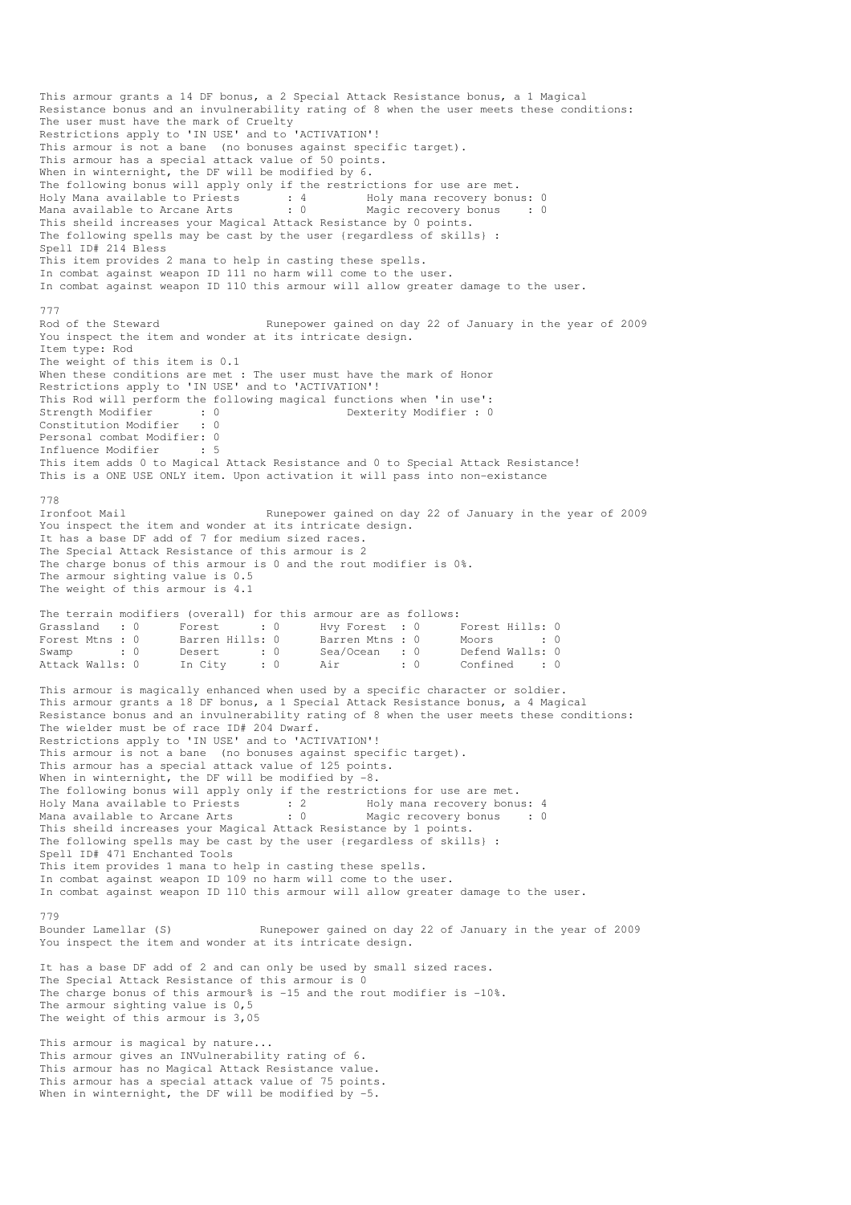This armour grants a 14 DF bonus, a 2 Special Attack Resistance bonus, a 1 Magical Resistance bonus and an invulnerability rating of 8 when the user meets these conditions:
The user must have the mark of Cruelty
Restrictions apply to 'IN USE' and to 'ACTIVATION'!
This armour is not a bane (no bonuses against specific target).
This armour has a special attack value of 50 points.
When in winternight, the DF will be modified by 6.
The following bonus will apply only if the restrictions for use are met.
Holy Mana available to Priests : 4 Holy mana recovery bonus: 0
Mana available to Arcane Arts : 0 Magic recovery bonus : 0
This sheild increases your Magical Attack Resistance by 0 points.
The following spells may be cast by the user {regardless of skills} :
Spell ID# 214 Bless
This item provides 2 mana to help in casting these spells.
In combat against weapon ID 111 no harm will come to the user.
In combat against weapon ID 110 this armour will allow greater damage to the user.

777
Rod of the Steward Runepower gained on day 22 of January in the year of 2009
You inspect the item and wonder at its intricate design.
Item type: Rod
The weight of this item is 0.1
When these conditions are met : The user must have the mark of Honor
Restrictions apply to 'IN USE' and to 'ACTIVATION'!
This Rod will perform the following magical functions when 'in use':
Strength Modifier : 0 Dexterity Modifier : 0
Constitution Modifier : 0
Personal combat Modifier: 0
Influence Modifier : 5
This item adds 0 to Magical Attack Resistance and 0 to Special Attack Resistance!
This is a ONE USE ONLY item. Upon activation it will pass into non-existance

778
Ironfoot Mail Runepower gained on day 22 of January in the year of 2009
You inspect the item and wonder at its intricate design.
It has a base DF add of 7 for medium sized races.
The Special Attack Resistance of this armour is 2
The charge bonus of this armour is 0 and the rout modifier is 0%.
The armour sighting value is 0.5
The weight of this armour is 4.1

The terrain modifiers (overall) for this armour are as follows:

| | | | | | | | |
|---|---|---|---|---|---|---|---|
| Grassland | : 0 | Forest | : 0 | Hvy Forest | : 0 | Forest Hills: | 0 |
| Forest Mtns | : 0 | Barren Hills: | 0 | Barren Mtns | : 0 | Moors | : 0 |
| Swamp | : 0 | Desert | : 0 | Sea/Ocean | : 0 | Defend Walls: | 0 |
| Attack Walls: | 0 | In City | : 0 | Air | : 0 | Confined | : 0 |

This armour is magically enhanced when used by a specific character or soldier.
This armour grants a 18 DF bonus, a 1 Special Attack Resistance bonus, a 4 Magical Resistance bonus and an invulnerability rating of 8 when the user meets these conditions:
The wielder must be of race ID# 204 Dwarf.
Restrictions apply to 'IN USE' and to 'ACTIVATION'!
This armour is not a bane (no bonuses against specific target).
This armour has a special attack value of 125 points.
When in winternight, the DF will be modified by -8.
The following bonus will apply only if the restrictions for use are met.
Holy Mana available to Priests : 2 Holy mana recovery bonus: 4
Mana available to Arcane Arts : 0 Magic recovery bonus : 0
This sheild increases your Magical Attack Resistance by 1 points.
The following spells may be cast by the user {regardless of skills} :
Spell ID# 471 Enchanted Tools
This item provides 1 mana to help in casting these spells.
In combat against weapon ID 109 no harm will come to the user.
In combat against weapon ID 110 this armour will allow greater damage to the user.

779
Bounder Lamellar (S) Runepower gained on day 22 of January in the year of 2009
You inspect the item and wonder at its intricate design.

It has a base DF add of 2 and can only be used by small sized races.
The Special Attack Resistance of this armour is 0
The charge bonus of this armour% is -15 and the rout modifier is -10%.
The armour sighting value is 0,5
The weight of this armour is 3,05

This armour is magical by nature...
This armour gives an INVulnerability rating of 6.
This armour has no Magical Attack Resistance value.
This armour has a special attack value of 75 points.
When in winternight, the DF will be modified by -5.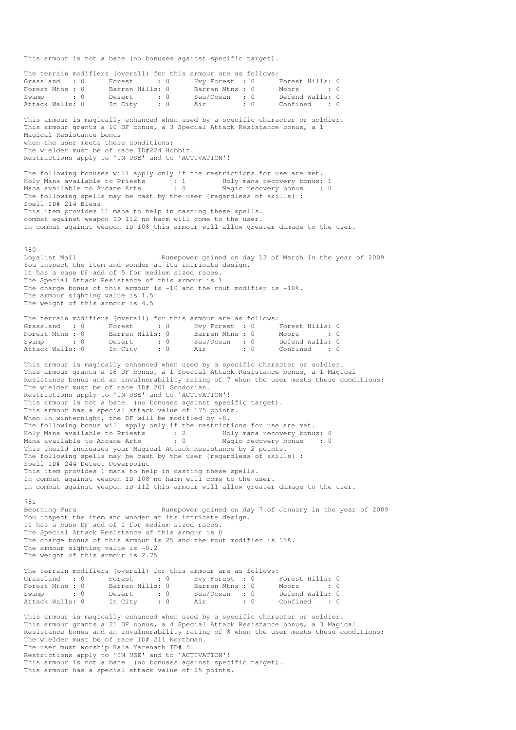This armour is not a bane (no bonuses against specific target).

The terrain modifiers (overall) for this armour are as follows:

| | | | | | | | |
|---|---|---|---|---|---|---|---|
| Grassland | : 0 | Forest | : 0 | Hvy Forest | : 0 | Forest Hills | : 0 |
| Forest Mtns | : 0 | Barren Hills | : 0 | Barren Mtns | : 0 | Moors | : 0 |
| Swamp | : 0 | Desert | : 0 | Sea/Ocean | : 0 | Defend Walls | : 0 |
| Attack Walls | : 0 | In City | : 0 | Air | : 0 | Confined | : 0 |

This armour is magically enhanced when used by a specific character or soldier.
This armour grants a 10 DF bonus, a 3 Special Attack Resistance bonus, a 1 Magical Resistance bonus
when the user meets these conditions:
The wielder must be of race ID#224 Hobbit.
Restrictions apply to 'IN USE' and to 'ACTIVATION'!

The following bonuses will apply only if the restrictions for use are met.
Holy Mana available to Priests : 1 Holy mana recovery bonus: 1
Mana available to Arcane Arts : 0 Magic recovery bonus : 0
The following spells may be cast by the user (regardless of skills) :
Spell ID# 214 Bless
This item provides 11 mana to help in casting these spells.
combat against weapon ID 112 no harm will come to the user.
In combat against weapon ID 108 this armour will allow greater damage to the user.

780
Loyalist Mail Runepower gained on day 13 of March in the year of 2009
You inspect the item and wonder at its intricate design.
It has a base DF add of 5 for medium sized races.
The Special Attack Resistance of this armour is 1
The charge bonus of this armour is -10 and the rout modifier is -10%.
The armour sighting value is 1.5
The weight of this armour is 4.5

The terrain modifiers (overall) for this armour are as follows:

| | | | | | | | |
|---|---|---|---|---|---|---|---|
| Grassland | : 0 | Forest | : 0 | Hvy Forest | : 0 | Forest Hills | : 0 |
| Forest Mtns | : 0 | Barren Hills | : 0 | Barren Mtns | : 0 | Moors | : 0 |
| Swamp | : 0 | Desert | : 0 | Sea/Ocean | : 0 | Defend Walls | : 0 |
| Attack Walls | : 0 | In City | : 0 | Air | : 0 | Confined | : 0 |

This armour is magically enhanced when used by a specific character or soldier.
This armour grants a 16 DF bonus, a 1 Special Attack Resistance bonus, a 1 Magical Resistance bonus and an invulnerability rating of 7 when the user meets these conditions:
The wielder must be of race ID# 201 Gondorian.
Restrictions apply to 'IN USE' and to 'ACTIVATION'!
This armour is not a bane (no bonuses against specific target).
This armour has a special attack value of 175 points.
When in winternight, the DF will be modified by -8.
The following bonus will apply only if the restrictions for use are met.
Holy Mana available to Priests : 2 Holy mana recovery bonus: 0
Mana available to Arcane Arts : 0 Magic recovery bonus : 0
This sheild increases your Magical Attack Resistance by 2 points.
The following spells may be cast by the user (regardless of skills) :
Spell ID# 244 Detect Powerpoint
This item provides 1 mana to help in casting these spells.
In combat against weapon ID 108 no harm will come to the user.
In combat against weapon ID 112 this armour will allow greater damage to the user.

781
Beorning Furs Runepower gained on day 7 of January in the year of 2009
You inspect the item and wonder at its intricate design.
It has a base DF add of 1 for medium sized races.
The Special Attack Resistance of this armour is 0
The charge bonus of this armour is 25 and the rout modifier is 15%.
The armour sighting value is -0.2
The weight of this armour is 2.75

The terrain modifiers (overall) for this armour are as follows:

| | | | | | | | |
|---|---|---|---|---|---|---|---|
| Grassland | : 0 | Forest | : 0 | Hvy Forest | : 0 | Forest Hills | : 0 |
| Forest Mtns | : 0 | Barren Hills | : 0 | Barren Mtns | : 0 | Moors | : 0 |
| Swamp | : 0 | Desert | : 0 | Sea/Ocean | : 0 | Defend Walls | : 0 |
| Attack Walls | : 0 | In City | : 0 | Air | : 0 | Confined | : 0 |

This armour is magically enhanced when used by a specific character or soldier.
This armour grants a 21 DF bonus, a 4 Special Attack Resistance bonus, a 3 Magical Resistance bonus and an invulnerability rating of 8 when the user meets these conditions:
The wielder must be of race ID# 211 Northman.
The user must worship Kala Yarenath ID# 5.
Restrictions apply to 'IN USE' and to 'ACTIVATION'!
This armour is not a bane (no bonuses against specific target).
This armour has a special attack value of 25 points.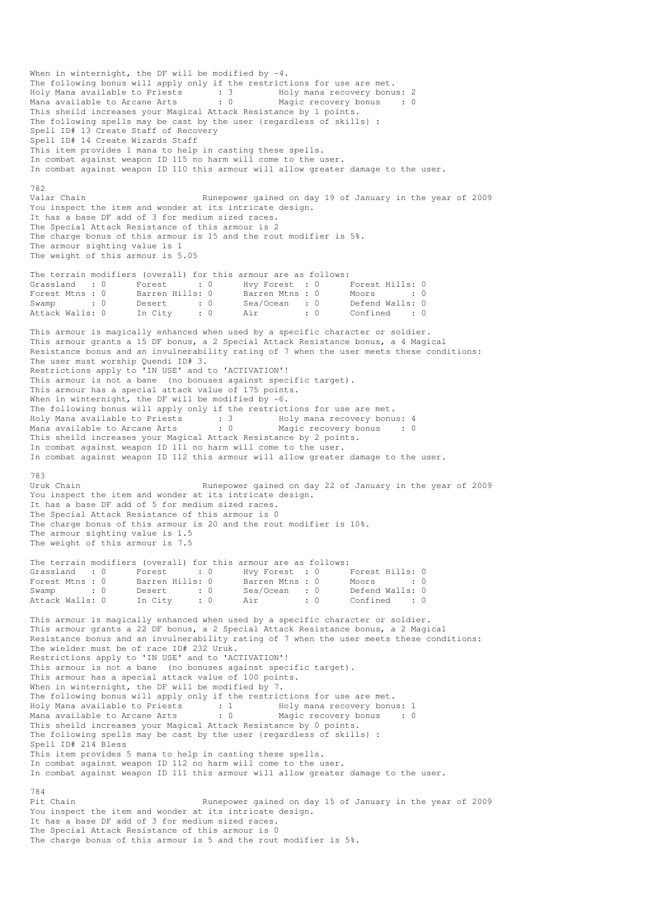When in winternight, the DF will be modified by -4.
The following bonus will apply only if the restrictions for use are met.
Holy Mana available to Priests : 3 Holy mana recovery bonus: 2
Mana available to Arcane Arts : 0 Magic recovery bonus : 0
This sheild increases your Magical Attack Resistance by 1 points.
The following spells may be cast by the user (regardless of skills) :
Spell ID# 13 Create Staff of Recovery
Spell ID# 14 Create Wizards Staff
This item provides 1 mana to help in casting these spells.
In combat against weapon ID 115 no harm will come to the user.
In combat against weapon ID 110 this armour will allow greater damage to the user.

782
Valar Chain Runepower gained on day 19 of January in the year of 2009
You inspect the item and wonder at its intricate design.
It has a base DF add of 3 for medium sized races.
The Special Attack Resistance of this armour is 2
The charge bonus of this armour is 15 and the rout modifier is 5%.
The armour sighting value is 1
The weight of this armour is 5.05

The terrain modifiers (overall) for this armour are as follows:

| | | | | | | | |
|---|---|---|---|---|---|---|---|
| Grassland | : 0 | Forest | : 0 | Hvy Forest | : 0 | Forest Hills | : 0 |
| Forest Mtns | : 0 | Barren Hills | : 0 | Barren Mtns | : 0 | Moors | : 0 |
| Swamp | : 0 | Desert | : 0 | Sea/Ocean | : 0 | Defend Walls | : 0 |
| Attack Walls | : 0 | In City | : 0 | Air | : 0 | Confined | : 0 |

This armour is magically enhanced when used by a specific character or soldier.
This armour grants a 15 DF bonus, a 2 Special Attack Resistance bonus, a 4 Magical Resistance bonus and an invulnerability rating of 7 when the user meets these conditions:
The user must worship Quendi ID# 3.
Restrictions apply to 'IN USE' and to 'ACTIVATION'!
This armour is not a bane (no bonuses against specific target).
This armour has a special attack value of 175 points.
When in winternight, the DF will be modified by -6.
The following bonus will apply only if the restrictions for use are met.
Holy Mana available to Priests : 3 Holy mana recovery bonus: 4
Mana available to Arcane Arts : 0 Magic recovery bonus : 0
This sheild increases your Magical Attack Resistance by 2 points.
In combat against weapon ID 111 no harm will come to the user.
In combat against weapon ID 112 this armour will allow greater damage to the user.

783
Uruk Chain Runepower gained on day 22 of January in the year of 2009
You inspect the item and wonder at its intricate design.
It has a base DF add of 5 for medium sized races.
The Special Attack Resistance of this armour is 0
The charge bonus of this armour is 20 and the rout modifier is 10%.
The armour sighting value is 1.5
The weight of this armour is 7.5

The terrain modifiers (overall) for this armour are as follows:

| | | | | | | | |
|---|---|---|---|---|---|---|---|
| Grassland | : 0 | Forest | : 0 | Hvy Forest | : 0 | Forest Hills | : 0 |
| Forest Mtns | : 0 | Barren Hills | : 0 | Barren Mtns | : 0 | Moors | : 0 |
| Swamp | : 0 | Desert | : 0 | Sea/Ocean | : 0 | Defend Walls | : 0 |
| Attack Walls | : 0 | In City | : 0 | Air | : 0 | Confined | : 0 |

This armour is magically enhanced when used by a specific character or soldier.
This armour grants a 22 DF bonus, a 2 Special Attack Resistance bonus, a 2 Magical Resistance bonus and an invulnerability rating of 7 when the user meets these conditions:
The wielder must be of race ID# 232 Uruk.
Restrictions apply to 'IN USE' and to 'ACTIVATION'!
This armour is not a bane (no bonuses against specific target).
This armour has a special attack value of 100 points.
When in winternight, the DF will be modified by 7.
The following bonus will apply only if the restrictions for use are met.
Holy Mana available to Priests : 1 Holy mana recovery bonus: 1
Mana available to Arcane Arts : 0 Magic recovery bonus : 0
This sheild increases your Magical Attack Resistance by 0 points.
The following spells may be cast by the user (regardless of skills) :
Spell ID# 214 Bless
This item provides 5 mana to help in casting these spells.
In combat against weapon ID 112 no harm will come to the user.
In combat against weapon ID 111 this armour will allow greater damage to the user.

784
Pit Chain Runepower gained on day 15 of January in the year of 2009
You inspect the item and wonder at its intricate design.
It has a base DF add of 3 for medium sized races.
The Special Attack Resistance of this armour is 0
The charge bonus of this armour is 5 and the rout modifier is 5%.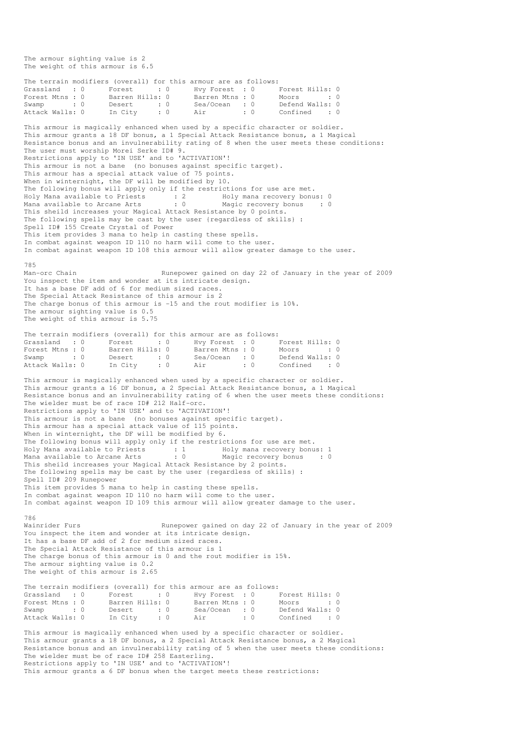The armour sighting value is 2
The weight of this armour is 6.5

The terrain modifiers (overall) for this armour are as follows:

| | | | | | | | |
|---|---|---|---|---|---|---|---|
| Grassland | 0 | Forest | 0 | Hvy Forest | 0 | Forest Hills | 0 |
| Forest Mtns | 0 | Barren Hills | 0 | Barren Mtns | 0 | Moors | 0 |
| Swamp | 0 | Desert | 0 | Sea/Ocean | 0 | Defend Walls | 0 |
| Attack Walls | 0 | In City | 0 | Air | 0 | Confined | 0 |

This armour is magically enhanced when used by a specific character or soldier.
This armour grants a 18 DF bonus, a 1 Special Attack Resistance bonus, a 1 Magical Resistance bonus and an invulnerability rating of 8 when the user meets these conditions:
The user must worship Morei Serke ID# 9.
Restrictions apply to 'IN USE' and to 'ACTIVATION'!
This armour is not a bane (no bonuses against specific target).
This armour has a special attack value of 75 points.
When in winternight, the DF will be modified by 10.
The following bonus will apply only if the restrictions for use are met.
Holy Mana available to Priests : 2 Holy mana recovery bonus: 0
Mana available to Arcane Arts : 0 Magic recovery bonus : 0
This sheild increases your Magical Attack Resistance by 0 points.
The following spells may be cast by the user (regardless of skills) :
Spell ID# 155 Create Crystal of Power
This item provides 3 mana to help in casting these spells.
In combat against weapon ID 110 no harm will come to the user.
In combat against weapon ID 108 this armour will allow greater damage to the user.

785
Man-orc Chain Runepower gained on day 22 of January in the year of 2009
You inspect the item and wonder at its intricate design.
It has a base DF add of 6 for medium sized races.
The Special Attack Resistance of this armour is 2
The charge bonus of this armour is -15 and the rout modifier is 10%.
The armour sighting value is 0.5
The weight of this armour is 5.75

The terrain modifiers (overall) for this armour are as follows:

| | | | | | | | |
|---|---|---|---|---|---|---|---|
| Grassland | 0 | Forest | 0 | Hvy Forest | 0 | Forest Hills | 0 |
| Forest Mtns | 0 | Barren Hills | 0 | Barren Mtns | 0 | Moors | 0 |
| Swamp | 0 | Desert | 0 | Sea/Ocean | 0 | Defend Walls | 0 |
| Attack Walls | 0 | In City | 0 | Air | 0 | Confined | 0 |

This armour is magically enhanced when used by a specific character or soldier.
This armour grants a 16 DF bonus, a 2 Special Attack Resistance bonus, a 1 Magical Resistance bonus and an invulnerability rating of 6 when the user meets these conditions:
The wielder must be of race ID# 212 Half-orc.
Restrictions apply to 'IN USE' and to 'ACTIVATION'!
This armour is not a bane (no bonuses against specific target).
This armour has a special attack value of 115 points.
When in winternight, the DF will be modified by 6.
The following bonus will apply only if the restrictions for use are met.
Holy Mana available to Priests : 1 Holy mana recovery bonus: 1
Mana available to Arcane Arts : 0 Magic recovery bonus : 0
This sheild increases your Magical Attack Resistance by 2 points.
The following spells may be cast by the user (regardless of skills) :
Spell ID# 209 Runepower
This item provides 5 mana to help in casting these spells.
In combat against weapon ID 110 no harm will come to the user.
In combat against weapon ID 109 this armour will allow greater damage to the user.

786
Wainrider Furs Runepower gained on day 22 of January in the year of 2009
You inspect the item and wonder at its intricate design.
It has a base DF add of 2 for medium sized races.
The Special Attack Resistance of this armour is 1
The charge bonus of this armour is 0 and the rout modifier is 15%.
The armour sighting value is 0.2
The weight of this armour is 2.65

The terrain modifiers (overall) for this armour are as follows:

| | | | | | | | |
|---|---|---|---|---|---|---|---|
| Grassland | 0 | Forest | 0 | Hvy Forest | 0 | Forest Hills | 0 |
| Forest Mtns | 0 | Barren Hills | 0 | Barren Mtns | 0 | Moors | 0 |
| Swamp | 0 | Desert | 0 | Sea/Ocean | 0 | Defend Walls | 0 |
| Attack Walls | 0 | In City | 0 | Air | 0 | Confined | 0 |

This armour is magically enhanced when used by a specific character or soldier.
This armour grants a 18 DF bonus, a 2 Special Attack Resistance bonus, a 2 Magical Resistance bonus and an invulnerability rating of 5 when the user meets these conditions:
The wielder must be of race ID# 258 Easterling.
Restrictions apply to 'IN USE' and to 'ACTIVATION'!
This armour grants a 6 DF bonus when the target meets these restrictions: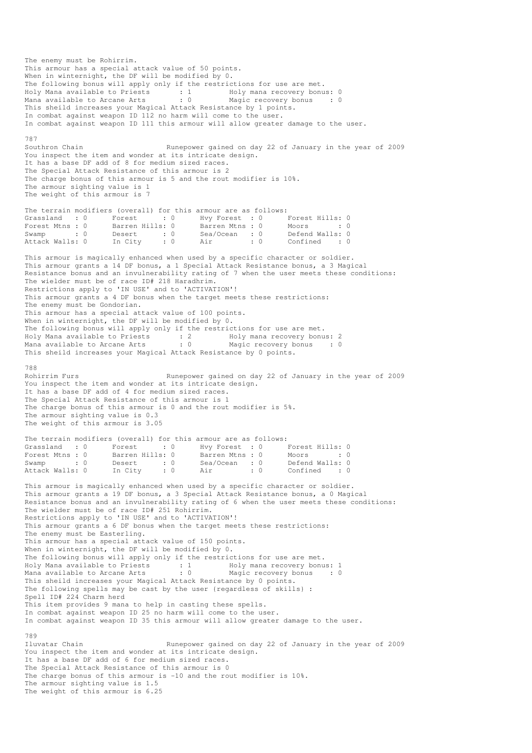The enemy must be Rohirrim.
This armour has a special attack value of 50 points.
When in winternight, the DF will be modified by 0.
The following bonus will apply only if the restrictions for use are met.
Holy Mana available to Priests : 1 Holy mana recovery bonus: 0
Mana available to Arcane Arts : 0 Magic recovery bonus : 0
This sheild increases your Magical Attack Resistance by 1 points.
In combat against weapon ID 112 no harm will come to the user.
In combat against weapon ID 111 this armour will allow greater damage to the user.

787
Southron Chain Runepower gained on day 22 of January in the year of 2009
You inspect the item and wonder at its intricate design.
It has a base DF add of 8 for medium sized races.
The Special Attack Resistance of this armour is 2
The charge bonus of this armour is 5 and the rout modifier is 10%.
The armour sighting value is 1
The weight of this armour is 7

The terrain modifiers (overall) for this armour are as follows:

| | | | | | | | |
|---|---|---|---|---|---|---|---|
| Grassland | : 0 | Forest | : 0 | Hvy Forest | : 0 | Forest Hills | : 0 |
| Forest Mtns | : 0 | Barren Hills | : 0 | Barren Mtns | : 0 | Moors | : 0 |
| Swamp | : 0 | Desert | : 0 | Sea/Ocean | : 0 | Defend Walls | : 0 |
| Attack Walls | : 0 | In City | : 0 | Air | : 0 | Confined | : 0 |

This armour is magically enhanced when used by a specific character or soldier.
This armour grants a 14 DF bonus, a 1 Special Attack Resistance bonus, a 3 Magical Resistance bonus and an invulnerability rating of 7 when the user meets these conditions:
The wielder must be of race ID# 218 Haradhrim.
Restrictions apply to 'IN USE' and to 'ACTIVATION'!
This armour grants a 4 DF bonus when the target meets these restrictions:
The enemy must be Gondorian.
This armour has a special attack value of 100 points.
When in winternight, the DF will be modified by 0.
The following bonus will apply only if the restrictions for use are met.
Holy Mana available to Priests : 2 Holy mana recovery bonus: 2
Mana available to Arcane Arts : 0 Magic recovery bonus : 0
This sheild increases your Magical Attack Resistance by 0 points.

788
Rohirrim Furs Runepower gained on day 22 of January in the year of 2009
You inspect the item and wonder at its intricate design.
It has a base DF add of 4 for medium sized races.
The Special Attack Resistance of this armour is 1
The charge bonus of this armour is 0 and the rout modifier is 5%.
The armour sighting value is 0.3
The weight of this armour is 3.05

The terrain modifiers (overall) for this armour are as follows:

| | | | | | | | |
|---|---|---|---|---|---|---|---|
| Grassland | : 0 | Forest | : 0 | Hvy Forest | : 0 | Forest Hills | : 0 |
| Forest Mtns | : 0 | Barren Hills | : 0 | Barren Mtns | : 0 | Moors | : 0 |
| Swamp | : 0 | Desert | : 0 | Sea/Ocean | : 0 | Defend Walls | : 0 |
| Attack Walls | : 0 | In City | : 0 | Air | : 0 | Confined | : 0 |

This armour is magically enhanced when used by a specific character or soldier.
This armour grants a 19 DF bonus, a 3 Special Attack Resistance bonus, a 0 Magical Resistance bonus and an invulnerability rating of 6 when the user meets these conditions:
The wielder must be of race ID# 251 Rohirrim.
Restrictions apply to 'IN USE' and to 'ACTIVATION'!
This armour grants a 6 DF bonus when the target meets these restrictions:
The enemy must be Easterling.
This armour has a special attack value of 150 points.
When in winternight, the DF will be modified by 0.
The following bonus will apply only if the restrictions for use are met.
Holy Mana available to Priests : 1 Holy mana recovery bonus: 1
Mana available to Arcane Arts : 0 Magic recovery bonus : 0
This sheild increases your Magical Attack Resistance by 0 points.
The following spells may be cast by the user {regardless of skills} :
Spell ID# 224 Charm herd
This item provides 9 mana to help in casting these spells.
In combat against weapon ID 25 no harm will come to the user.
In combat against weapon ID 35 this armour will allow greater damage to the user.

789
Iluvatar Chain Runepower gained on day 22 of January in the year of 2009
You inspect the item and wonder at its intricate design.
It has a base DF add of 6 for medium sized races.
The Special Attack Resistance of this armour is 0
The charge bonus of this armour is -10 and the rout modifier is 10%.
The armour sighting value is 1.5
The weight of this armour is 6.25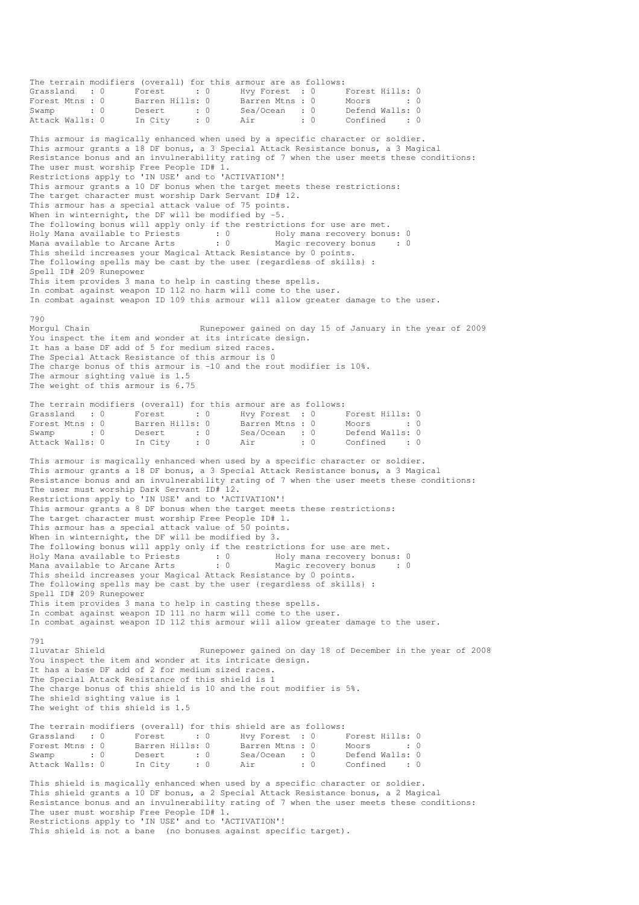The terrain modifiers (overall) for this armour are as follows:

| | | | | | | | |
|---|---|---|---|---|---|---|---|
| Grassland | : 0 | Forest | : 0 | Hvy Forest | : 0 | Forest Hills | : 0 |
| Forest Mtns | : 0 | Barren Hills | : 0 | Barren Mtns | : 0 | Moors | : 0 |
| Swamp | : 0 | Desert | : 0 | Sea/Ocean | : 0 | Defend Walls | : 0 |
| Attack Walls | : 0 | In City | : 0 | Air | : 0 | Confined | : 0 |

This armour is magically enhanced when used by a specific character or soldier.
This armour grants a 18 DF bonus, a 3 Special Attack Resistance bonus, a 3 Magical Resistance bonus and an invulnerability rating of 7 when the user meets these conditions:
The user must worship Free People ID# 1.
Restrictions apply to 'IN USE' and to 'ACTIVATION'!
This armour grants a 10 DF bonus when the target meets these restrictions:
The target character must worship Dark Servant ID# 12.
This armour has a special attack value of 75 points.
When in winternight, the DF will be modified by -5.
The following bonus will apply only if the restrictions for use are met.
Holy Mana available to Priests : 0 Holy mana recovery bonus: 0
Mana available to Arcane Arts : 0 Magic recovery bonus : 0
This sheild increases your Magical Attack Resistance by 0 points.
The following spells may be cast by the user (regardless of skills) :
Spell ID# 209 Runepower
This item provides 3 mana to help in casting these spells.
In combat against weapon ID 112 no harm will come to the user.
In combat against weapon ID 109 this armour will allow greater damage to the user.

790
Morgul Chain Runepower gained on day 15 of January in the year of 2009
You inspect the item and wonder at its intricate design.
It has a base DF add of 5 for medium sized races.
The Special Attack Resistance of this armour is 0
The charge bonus of this armour is -10 and the rout modifier is 10%.
The armour sighting value is 1.5
The weight of this armour is 6.75

The terrain modifiers (overall) for this armour are as follows:

| | | | | | | | |
|---|---|---|---|---|---|---|---|
| Grassland | : 0 | Forest | : 0 | Hvy Forest | : 0 | Forest Hills | : 0 |
| Forest Mtns | : 0 | Barren Hills | : 0 | Barren Mtns | : 0 | Moors | : 0 |
| Swamp | : 0 | Desert | : 0 | Sea/Ocean | : 0 | Defend Walls | : 0 |
| Attack Walls | : 0 | In City | : 0 | Air | : 0 | Confined | : 0 |

This armour is magically enhanced when used by a specific character or soldier.
This armour grants a 18 DF bonus, a 3 Special Attack Resistance bonus, a 3 Magical Resistance bonus and an invulnerability rating of 7 when the user meets these conditions:
The user must worship Dark Servant ID# 12.
Restrictions apply to 'IN USE' and to 'ACTIVATION'!
This armour grants a 8 DF bonus when the target meets these restrictions:
The target character must worship Free People ID# 1.
This armour has a special attack value of 50 points.
When in winternight, the DF will be modified by 3.
The following bonus will apply only if the restrictions for use are met.
Holy Mana available to Priests : 0 Holy mana recovery bonus: 0
Mana available to Arcane Arts : 0 Magic recovery bonus : 0
This sheild increases your Magical Attack Resistance by 0 points.
The following spells may be cast by the user (regardless of skills) :
Spell ID# 209 Runepower
This item provides 3 mana to help in casting these spells.
In combat against weapon ID 111 no harm will come to the user.
In combat against weapon ID 112 this armour will allow greater damage to the user.

791
Iluvatar Shield Runepower gained on day 18 of December in the year of 2008
You inspect the item and wonder at its intricate design.
It has a base DF add of 2 for medium sized races.
The Special Attack Resistance of this shield is 1
The charge bonus of this shield is 10 and the rout modifier is 5%.
The shield sighting value is 1
The weight of this shield is 1.5

The terrain modifiers (overall) for this shield are as follows:

| | | | | | | | |
|---|---|---|---|---|---|---|---|
| Grassland | : 0 | Forest | : 0 | Hvy Forest | : 0 | Forest Hills | : 0 |
| Forest Mtns | : 0 | Barren Hills | : 0 | Barren Mtns | : 0 | Moors | : 0 |
| Swamp | : 0 | Desert | : 0 | Sea/Ocean | : 0 | Defend Walls | : 0 |
| Attack Walls | : 0 | In City | : 0 | Air | : 0 | Confined | : 0 |

This shield is magically enhanced when used by a specific character or soldier.
This shield grants a 10 DF bonus, a 2 Special Attack Resistance bonus, a 2 Magical Resistance bonus and an invulnerability rating of 7 when the user meets these conditions:
The user must worship Free People ID# 1.
Restrictions apply to 'IN USE' and to 'ACTIVATION'!
This shield is not a bane (no bonuses against specific target).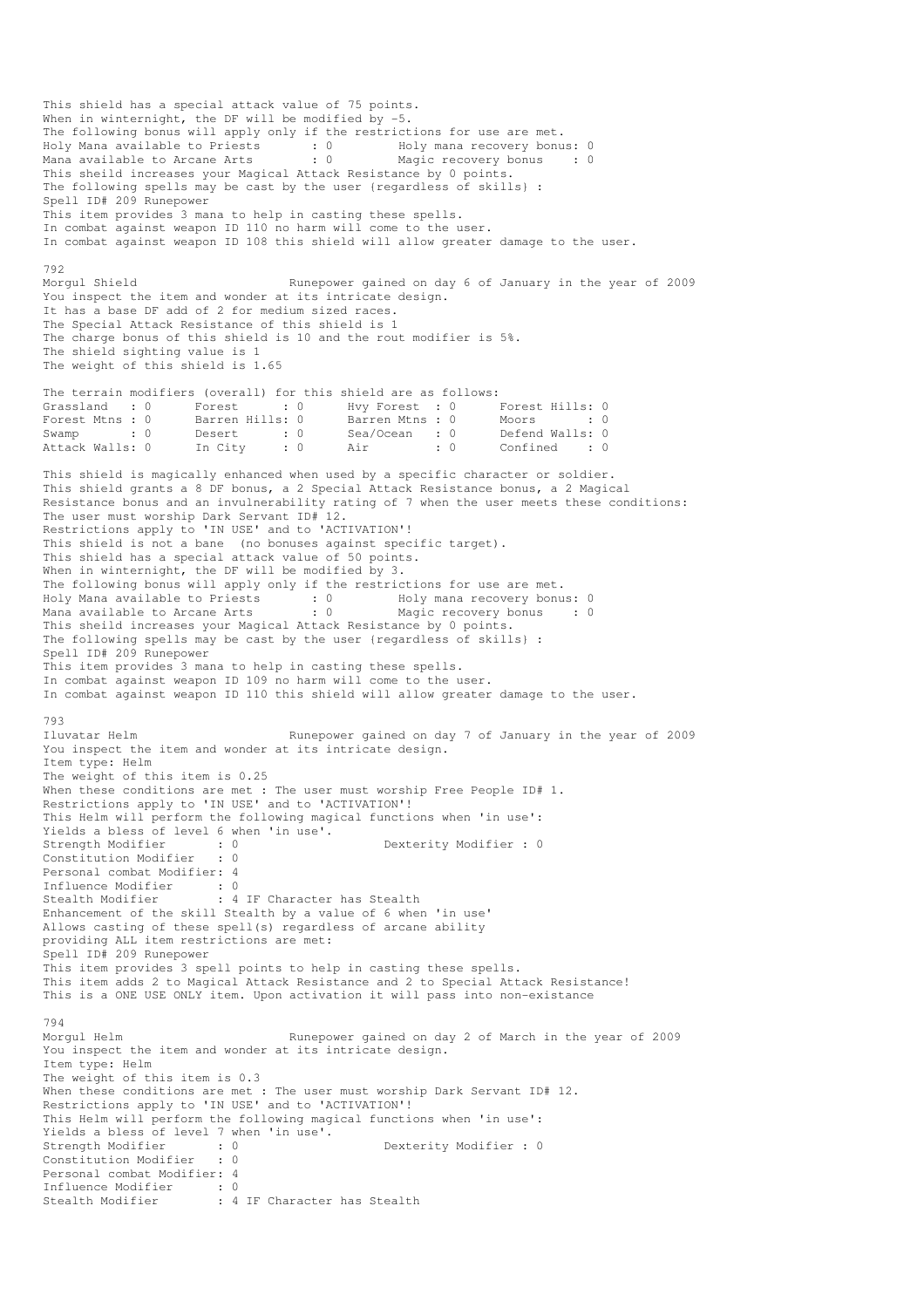This shield has a special attack value of 75 points.
When in winternight, the DF will be modified by -5.
The following bonus will apply only if the restrictions for use are met.
Holy Mana available to Priests : 0 Holy mana recovery bonus: 0
Mana available to Arcane Arts : 0 Magic recovery bonus : 0
This sheild increases your Magical Attack Resistance by 0 points.
The following spells may be cast by the user {regardless of skills} :
Spell ID# 209 Runepower
This item provides 3 mana to help in casting these spells.
In combat against weapon ID 110 no harm will come to the user.
In combat against weapon ID 108 this shield will allow greater damage to the user.

792
Morgul Shield Runepower gained on day 6 of January in the year of 2009
You inspect the item and wonder at its intricate design.
It has a base DF add of 2 for medium sized races.
The Special Attack Resistance of this shield is 1
The charge bonus of this shield is 10 and the rout modifier is 5%.
The shield sighting value is 1
The weight of this shield is 1.65

The terrain modifiers (overall) for this shield are as follows:

| | | | | | | | |
|---|---|---|---|---|---|---|---|
| Grassland | : 0 | Forest | : 0 | Hvy Forest | : 0 | Forest Hills: | 0 |
| Forest Mtns | : 0 | Barren Hills: | 0 | Barren Mtns | : 0 | Moors | : 0 |
| Swamp | : 0 | Desert | : 0 | Sea/Ocean | : 0 | Defend Walls: | 0 |
| Attack Walls: | 0 | In City | : 0 | Air | : 0 | Confined | : 0 |

This shield is magically enhanced when used by a specific character or soldier.
This shield grants a 8 DF bonus, a 2 Special Attack Resistance bonus, a 2 Magical Resistance bonus and an invulnerability rating of 7 when the user meets these conditions:
The user must worship Dark Servant ID# 12.
Restrictions apply to 'IN USE' and to 'ACTIVATION'!
This shield is not a bane (no bonuses against specific target).
This shield has a special attack value of 50 points.
When in winternight, the DF will be modified by 3.
The following bonus will apply only if the restrictions for use are met.
Holy Mana available to Priests : 0 Holy mana recovery bonus: 0
Mana available to Arcane Arts : 0 Magic recovery bonus : 0
This sheild increases your Magical Attack Resistance by 0 points.
The following spells may be cast by the user {regardless of skills} :
Spell ID# 209 Runepower
This item provides 3 mana to help in casting these spells.
In combat against weapon ID 109 no harm will come to the user.
In combat against weapon ID 110 this shield will allow greater damage to the user.

793
Iluvatar Helm Runepower gained on day 7 of January in the year of 2009
You inspect the item and wonder at its intricate design.
Item type: Helm
The weight of this item is 0.25
When these conditions are met : The user must worship Free People ID# 1.
Restrictions apply to 'IN USE' and to 'ACTIVATION'!
This Helm will perform the following magical functions when 'in use':
Yields a bless of level 6 when 'in use'.
Strength Modifier : 0 Dexterity Modifier : 0
Constitution Modifier : 0
Personal combat Modifier: 4
Influence Modifier : 0
Stealth Modifier : 4 IF Character has Stealth
Enhancement of the skill Stealth by a value of 6 when 'in use'
Allows casting of these spell(s) regardless of arcane ability
providing ALL item restrictions are met:
Spell ID# 209 Runepower
This item provides 3 spell points to help in casting these spells.
This item adds 2 to Magical Attack Resistance and 2 to Special Attack Resistance!
This is a ONE USE ONLY item. Upon activation it will pass into non-existance

794
Morgul Helm Runepower gained on day 2 of March in the year of 2009
You inspect the item and wonder at its intricate design.
Item type: Helm
The weight of this item is 0.3
When these conditions are met : The user must worship Dark Servant ID# 12.
Restrictions apply to 'IN USE' and to 'ACTIVATION'!
This Helm will perform the following magical functions when 'in use':
Yields a bless of level 7 when 'in use'.
Strength Modifier : 0 Dexterity Modifier : 0
Constitution Modifier : 0
Personal combat Modifier: 4
Influence Modifier : 0
Stealth Modifier : 4 IF Character has Stealth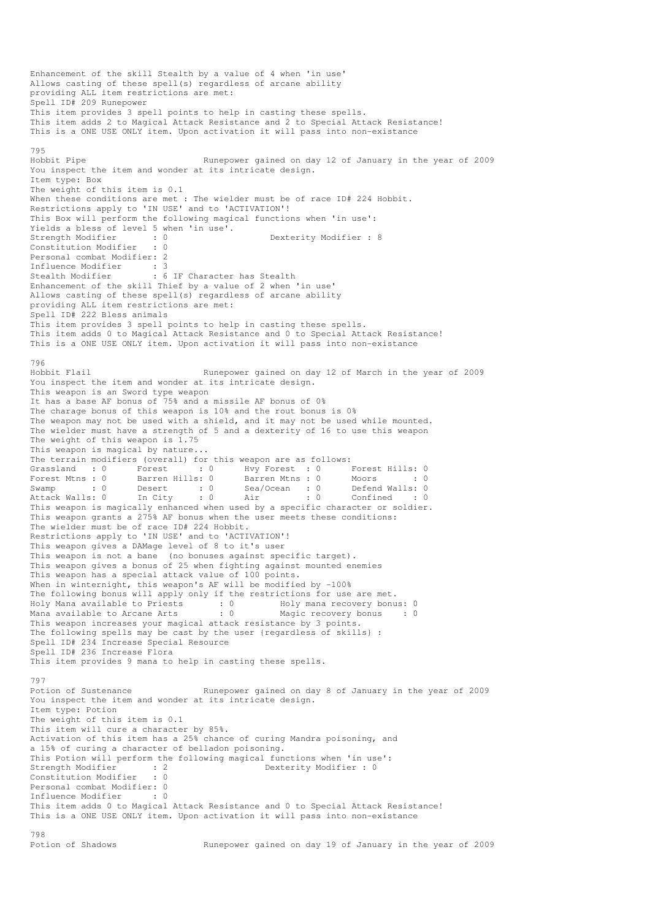Enhancement of the skill Stealth by a value of 4 when 'in use'
Allows casting of these spell(s) regardless of arcane ability
providing ALL item restrictions are met:
Spell ID# 209 Runepower
This item provides 3 spell points to help in casting these spells.
This item adds 2 to Magical Attack Resistance and 2 to Special Attack Resistance!
This is a ONE USE ONLY item. Upon activation it will pass into non-existance

795
Hobbit Pipe                         Runepower gained on day 12 of January in the year of 2009
You inspect the item and wonder at its intricate design.
Item type: Box
The weight of this item is 0.1
When these conditions are met : The wielder must be of race ID# 224 Hobbit.
Restrictions apply to 'IN USE' and to 'ACTIVATION'!
This Box will perform the following magical functions when 'in use':
Yields a bless of level 5 when 'in use'.
Strength Modifier       : 0                     Dexterity Modifier : 8
Constitution Modifier   : 0
Personal combat Modifier: 2
Influence Modifier      : 3
Stealth Modifier        : 6 IF Character has Stealth
Enhancement of the skill Thief by a value of 2 when 'in use'
Allows casting of these spell(s) regardless of arcane ability
providing ALL item restrictions are met:
Spell ID# 222 Bless animals
This item provides 3 spell points to help in casting these spells.
This item adds 0 to Magical Attack Resistance and 0 to Special Attack Resistance!
This is a ONE USE ONLY item. Upon activation it will pass into non-existance

796
Hobbit Flail                        Runepower gained on day 12 of March in the year of 2009
You inspect the item and wonder at its intricate design.
This weapon is an Sword type weapon
It has a base AF bonus of 75% and a missile AF bonus of 0%
The charage bonus of this weapon is 10% and the rout bonus is 0%
The weapon may not be used with a shield, and it may not be used while mounted.
The wielder must have a strength of 5 and a dexterity of 16 to use this weapon
The weight of this weapon is 1.75
This weapon is magical by nature...
The terrain modifiers (overall) for this weapon are as follows:

| | | | | | | | |
|---|---|---|---|---|---|---|---|
| Grassland | : 0 | Forest | : 0 | Hvy Forest | : 0 | Forest Hills: | 0 |
| Forest Mtns | : 0 | Barren Hills: | 0 | Barren Mtns | : 0 | Moors | : 0 |
| Swamp | : 0 | Desert | : 0 | Sea/Ocean | : 0 | Defend Walls: | 0 |
| Attack Walls: | 0 | In City | : 0 | Air | : 0 | Confined | : 0 |

This weapon is magically enhanced when used by a specific character or soldier.
This weapon grants a 275% AF bonus when the user meets these conditions:
The wielder must be of race ID# 224 Hobbit.
Restrictions apply to 'IN USE' and to 'ACTIVATION'!
This weapon gives a DAMage level of 8 to it's user
This weapon is not a bane  (no bonuses against specific target).
This weapon gives a bonus of 25 when fighting against mounted enemies
This weapon has a special attack value of 100 points.
When in winternight, this weapon's AF will be modified by -100%
The following bonus will apply only if the restrictions for use are met.
Holy Mana available to Priests       : 0         Holy mana recovery bonus: 0
Mana available to Arcane Arts        : 0         Magic recovery bonus    : 0
This weapon increases your magical attack resistance by 3 points.
The following spells may be cast by the user {regardless of skills} :
Spell ID# 234 Increase Special Resource
Spell ID# 236 Increase Flora
This item provides 9 mana to help in casting these spells.

797
Potion of Sustenance                Runepower gained on day 8 of January in the year of 2009
You inspect the item and wonder at its intricate design.
Item type: Potion
The weight of this item is 0.1
This item will cure a character by 85%.
Activation of this item has a 25% chance of curing Mandra poisoning, and
a 15% of curing a character of belladon poisoning.
This Potion will perform the following magical functions when 'in use':
Strength Modifier       : 2                     Dexterity Modifier : 0
Constitution Modifier   : 0
Personal combat Modifier: 0
Influence Modifier      : 0
This item adds 0 to Magical Attack Resistance and 0 to Special Attack Resistance!
This is a ONE USE ONLY item. Upon activation it will pass into non-existance

798
Potion of Shadows                   Runepower gained on day 19 of January in the year of 2009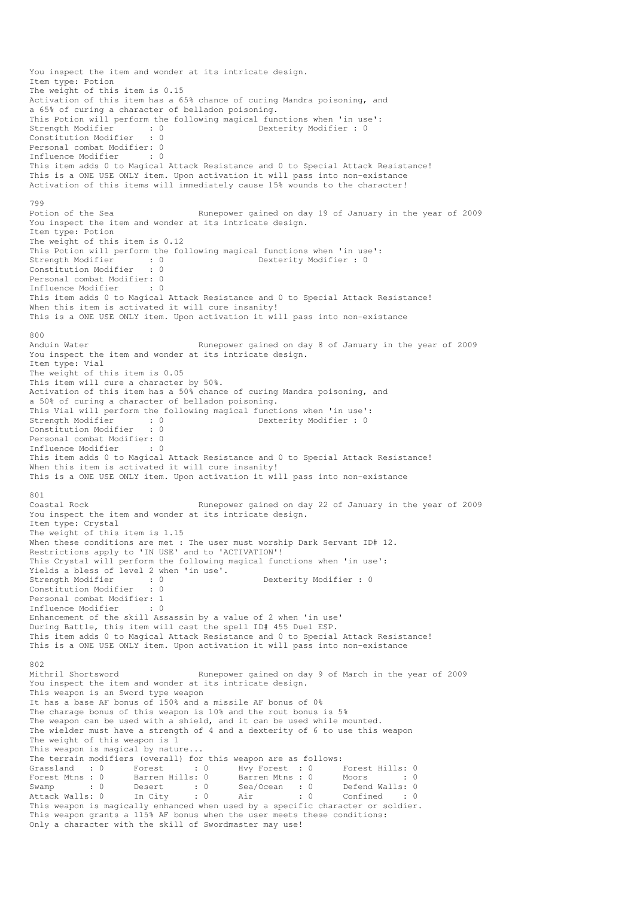You inspect the item and wonder at its intricate design.
Item type: Potion
The weight of this item is 0.15
Activation of this item has a 65% chance of curing Mandra poisoning, and
a 65% of curing a character of belladon poisoning.
This Potion will perform the following magical functions when 'in use':
Strength Modifier : 0 Dexterity Modifier : 0
Constitution Modifier : 0
Personal combat Modifier: 0
Influence Modifier : 0
This item adds 0 to Magical Attack Resistance and 0 to Special Attack Resistance!
This is a ONE USE ONLY item. Upon activation it will pass into non-existance
Activation of this items will immediately cause 15% wounds to the character!

799
Potion of the Sea Runepower gained on day 19 of January in the year of 2009
You inspect the item and wonder at its intricate design.
Item type: Potion
The weight of this item is 0.12
This Potion will perform the following magical functions when 'in use':
Strength Modifier : 0 Dexterity Modifier : 0
Constitution Modifier : 0
Personal combat Modifier: 0
Influence Modifier : 0
This item adds 0 to Magical Attack Resistance and 0 to Special Attack Resistance!
When this item is activated it will cure insanity!
This is a ONE USE ONLY item. Upon activation it will pass into non-existance

800
Anduin Water Runepower gained on day 8 of January in the year of 2009
You inspect the item and wonder at its intricate design.
Item type: Vial
The weight of this item is 0.05
This item will cure a character by 50%.
Activation of this item has a 50% chance of curing Mandra poisoning, and
a 50% of curing a character of belladon poisoning.
This Vial will perform the following magical functions when 'in use':
Strength Modifier : 0 Dexterity Modifier : 0
Constitution Modifier : 0
Personal combat Modifier: 0
Influence Modifier : 0
This item adds 0 to Magical Attack Resistance and 0 to Special Attack Resistance!
When this item is activated it will cure insanity!
This is a ONE USE ONLY item. Upon activation it will pass into non-existance

801
Coastal Rock Runepower gained on day 22 of January in the year of 2009
You inspect the item and wonder at its intricate design.
Item type: Crystal
The weight of this item is 1.15
When these conditions are met : The user must worship Dark Servant ID# 12.
Restrictions apply to 'IN USE' and to 'ACTIVATION'!
This Crystal will perform the following magical functions when 'in use':
Yields a bless of level 2 when 'in use'.
Strength Modifier : 0 Dexterity Modifier : 0
Constitution Modifier : 0
Personal combat Modifier: 1
Influence Modifier : 0
Enhancement of the skill Assassin by a value of 2 when 'in use'
During Battle, this item will cast the spell ID# 455 Duel ESP.
This item adds 0 to Magical Attack Resistance and 0 to Special Attack Resistance!
This is a ONE USE ONLY item. Upon activation it will pass into non-existance

802
Mithril Shortsword Runepower gained on day 9 of March in the year of 2009
You inspect the item and wonder at its intricate design.
This weapon is an Sword type weapon
It has a base AF bonus of 150% and a missile AF bonus of 0%
The charage bonus of this weapon is 10% and the rout bonus is 5%
The weapon can be used with a shield, and it can be used while mounted.
The wielder must have a strength of 4 and a dexterity of 6 to use this weapon
The weight of this weapon is 1
This weapon is magical by nature...
The terrain modifiers (overall) for this weapon are as follows:

| | | | | | | | |
|---|---|---|---|---|---|---|---|
| Grassland | : 0 | Forest | : 0 | Hvy Forest | : 0 | Forest Hills | : 0 |
| Forest Mtns | : 0 | Barren Hills | : 0 | Barren Mtns | : 0 | Moors | : 0 |
| Swamp | : 0 | Desert | : 0 | Sea/Ocean | : 0 | Defend Walls | : 0 |
| Attack Walls | : 0 | In City | : 0 | Air | : 0 | Confined | : 0 |

This weapon is magically enhanced when used by a specific character or soldier.
This weapon grants a 115% AF bonus when the user meets these conditions:
Only a character with the skill of Swordmaster may use!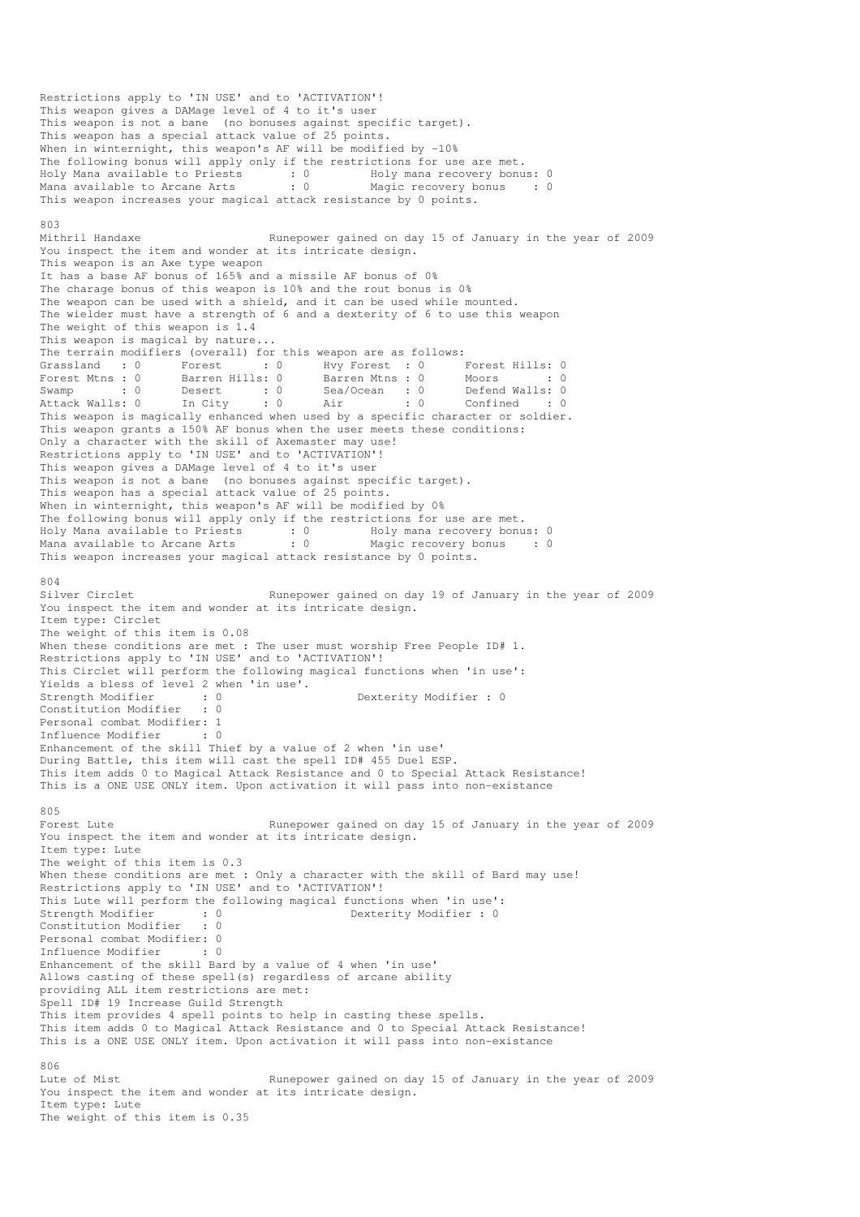Restrictions apply to 'IN USE' and to 'ACTIVATION'!
This weapon gives a DAMage level of 4 to it's user
This weapon is not a bane (no bonuses against specific target).
This weapon has a special attack value of 25 points.
When in winternight, this weapon's AF will be modified by -10%
The following bonus will apply only if the restrictions for use are met.
Holy Mana available to Priests : 0 Holy mana recovery bonus: 0
Mana available to Arcane Arts : 0 Magic recovery bonus : 0
This weapon increases your magical attack resistance by 0 points.

803
Mithril Handaxe Runepower gained on day 15 of January in the year of 2009
You inspect the item and wonder at its intricate design.
This weapon is an Axe type weapon
It has a base AF bonus of 165% and a missile AF bonus of 0%
The charage bonus of this weapon is 10% and the rout bonus is 0%
The weapon can be used with a shield, and it can be used while mounted.
The wielder must have a strength of 6 and a dexterity of 6 to use this weapon
The weight of this weapon is 1.4
This weapon is magical by nature...
The terrain modifiers (overall) for this weapon are as follows:

| | | | | | | | |
|---|---|---|---|---|---|---|---|
| Grassland | : 0 | Forest | : 0 | Hvy Forest | : 0 | Forest Hills | : 0 |
| Forest Mtns | : 0 | Barren Hills | : 0 | Barren Mtns | : 0 | Moors | : 0 |
| Swamp | : 0 | Desert | : 0 | Sea/Ocean | : 0 | Defend Walls | : 0 |
| Attack Walls | : 0 | In City | : 0 | Air | : 0 | Confined | : 0 |

This weapon is magically enhanced when used by a specific character or soldier.
This weapon grants a 150% AF bonus when the user meets these conditions:
Only a character with the skill of Axemaster may use!
Restrictions apply to 'IN USE' and to 'ACTIVATION'!
This weapon gives a DAMage level of 4 to it's user
This weapon is not a bane (no bonuses against specific target).
This weapon has a special attack value of 25 points.
When in winternight, this weapon's AF will be modified by 0%
The following bonus will apply only if the restrictions for use are met.
Holy Mana available to Priests : 0 Holy mana recovery bonus: 0
Mana available to Arcane Arts : 0 Magic recovery bonus : 0
This weapon increases your magical attack resistance by 0 points.

804
Silver Circlet Runepower gained on day 19 of January in the year of 2009
You inspect the item and wonder at its intricate design.
Item type: Circlet
The weight of this item is 0.08
When these conditions are met : The user must worship Free People ID# 1.
Restrictions apply to 'IN USE' and to 'ACTIVATION'!
This Circlet will perform the following magical functions when 'in use':
Yields a bless of level 2 when 'in use'.
Strength Modifier : 0 Dexterity Modifier : 0
Constitution Modifier : 0
Personal combat Modifier: 1
Influence Modifier : 0
Enhancement of the skill Thief by a value of 2 when 'in use'
During Battle, this item will cast the spell ID# 455 Duel ESP.
This item adds 0 to Magical Attack Resistance and 0 to Special Attack Resistance!
This is a ONE USE ONLY item. Upon activation it will pass into non-existance

805
Forest Lute Runepower gained on day 15 of January in the year of 2009
You inspect the item and wonder at its intricate design.
Item type: Lute
The weight of this item is 0.3
When these conditions are met : Only a character with the skill of Bard may use!
Restrictions apply to 'IN USE' and to 'ACTIVATION'!
This Lute will perform the following magical functions when 'in use':
Strength Modifier : 0 Dexterity Modifier : 0
Constitution Modifier : 0
Personal combat Modifier: 0
Influence Modifier : 0
Enhancement of the skill Bard by a value of 4 when 'in use'
Allows casting of these spell(s) regardless of arcane ability
providing ALL item restrictions are met:
Spell ID# 19 Increase Guild Strength
This item provides 4 spell points to help in casting these spells.
This item adds 0 to Magical Attack Resistance and 0 to Special Attack Resistance!
This is a ONE USE ONLY item. Upon activation it will pass into non-existance

806
Lute of Mist Runepower gained on day 15 of January in the year of 2009
You inspect the item and wonder at its intricate design.
Item type: Lute
The weight of this item is 0.35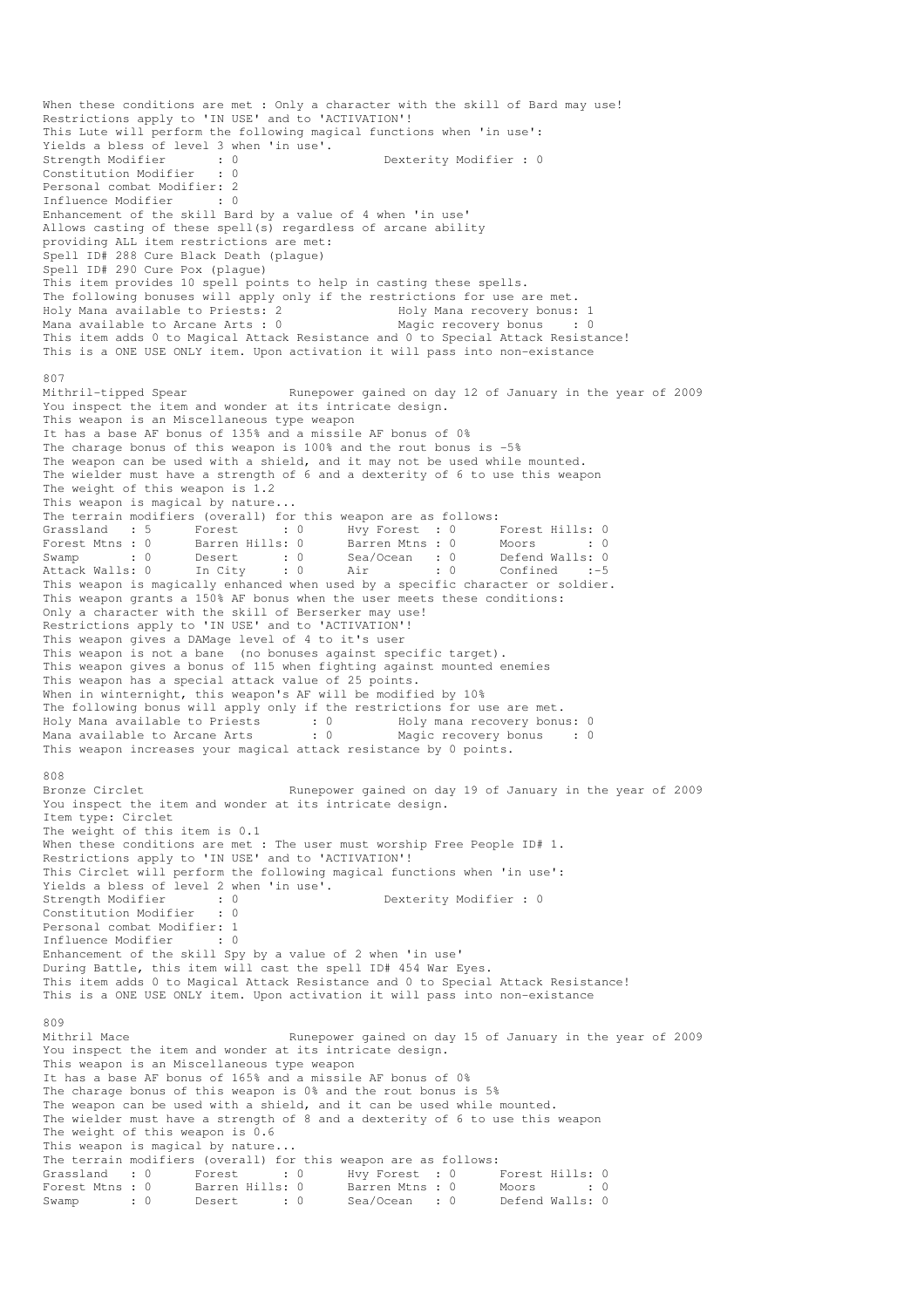When these conditions are met : Only a character with the skill of Bard may use!
Restrictions apply to 'IN USE' and to 'ACTIVATION'!
This Lute will perform the following magical functions when 'in use':
Yields a bless of level 3 when 'in use'.
Strength Modifier       : 0                    Dexterity Modifier : 0
Constitution Modifier   : 0
Personal combat Modifier: 2
Influence Modifier      : 0
Enhancement of the skill Bard by a value of 4 when 'in use'
Allows casting of these spell(s) regardless of arcane ability
providing ALL item restrictions are met:
Spell ID# 288 Cure Black Death (plague)
Spell ID# 290 Cure Pox (plague)
This item provides 10 spell points to help in casting these spells.
The following bonuses will apply only if the restrictions for use are met.
Holy Mana available to Priests: 2                Holy Mana recovery bonus: 1
Mana available to Arcane Arts : 0                Magic recovery bonus    : 0
This item adds 0 to Magical Attack Resistance and 0 to Special Attack Resistance!
This is a ONE USE ONLY item. Upon activation it will pass into non-existance

807
Mithril-tipped Spear              Runepower gained on day 12 of January in the year of 2009
You inspect the item and wonder at its intricate design.
This weapon is an Miscellaneous type weapon
It has a base AF bonus of 135% and a missile AF bonus of 0%
The charage bonus of this weapon is 100% and the rout bonus is -5%
The weapon can be used with a shield, and it may not be used while mounted.
The wielder must have a strength of 6 and a dexterity of 6 to use this weapon
The weight of this weapon is 1.2
This weapon is magical by nature...
The terrain modifiers (overall) for this weapon are as follows:

| Grassland : 5 | Forest : 0 | Hvy Forest : 0 | Forest Hills: 0 |
|---|---|---|---|
| Forest Mtns : 0 | Barren Hills: 0 | Barren Mtns : 0 | Moors : 0 |
| Swamp : 0 | Desert : 0 | Sea/Ocean : 0 | Defend Walls: 0 |
| Attack Walls: 0 | In City : 0 | Air : 0 | Confined :-5 |

This weapon is magically enhanced when used by a specific character or soldier.
This weapon grants a 150% AF bonus when the user meets these conditions:
Only a character with the skill of Berserker may use!
Restrictions apply to 'IN USE' and to 'ACTIVATION'!
This weapon gives a DAMage level of 4 to it's user
This weapon is not a bane  (no bonuses against specific target).
This weapon gives a bonus of 115 when fighting against mounted enemies
This weapon has a special attack value of 25 points.
When in winternight, this weapon's AF will be modified by 10%
The following bonus will apply only if the restrictions for use are met.
Holy Mana available to Priests       : 0         Holy mana recovery bonus: 0
Mana available to Arcane Arts        : 0         Magic recovery bonus    : 0
This weapon increases your magical attack resistance by 0 points.

808
Bronze Circlet                    Runepower gained on day 19 of January in the year of 2009
You inspect the item and wonder at its intricate design.
Item type: Circlet
The weight of this item is 0.1
When these conditions are met : The user must worship Free People ID# 1.
Restrictions apply to 'IN USE' and to 'ACTIVATION'!
This Circlet will perform the following magical functions when 'in use':
Yields a bless of level 2 when 'in use'.
Strength Modifier       : 0                    Dexterity Modifier : 0
Constitution Modifier   : 0
Personal combat Modifier: 1
Influence Modifier      : 0
Enhancement of the skill Spy by a value of 2 when 'in use'
During Battle, this item will cast the spell ID# 454 War Eyes.
This item adds 0 to Magical Attack Resistance and 0 to Special Attack Resistance!
This is a ONE USE ONLY item. Upon activation it will pass into non-existance

809
Mithril Mace                      Runepower gained on day 15 of January in the year of 2009
You inspect the item and wonder at its intricate design.
This weapon is an Miscellaneous type weapon
It has a base AF bonus of 165% and a missile AF bonus of 0%
The charage bonus of this weapon is 0% and the rout bonus is 5%
The weapon can be used with a shield, and it can be used while mounted.
The wielder must have a strength of 8 and a dexterity of 6 to use this weapon
The weight of this weapon is 0.6
This weapon is magical by nature...
The terrain modifiers (overall) for this weapon are as follows:

| Grassland : 0 | Forest : 0 | Hvy Forest : 0 | Forest Hills: 0 |
|---|---|---|---|
| Forest Mtns : 0 | Barren Hills: 0 | Barren Mtns : 0 | Moors : 0 |
| Swamp : 0 | Desert : 0 | Sea/Ocean : 0 | Defend Walls: 0 |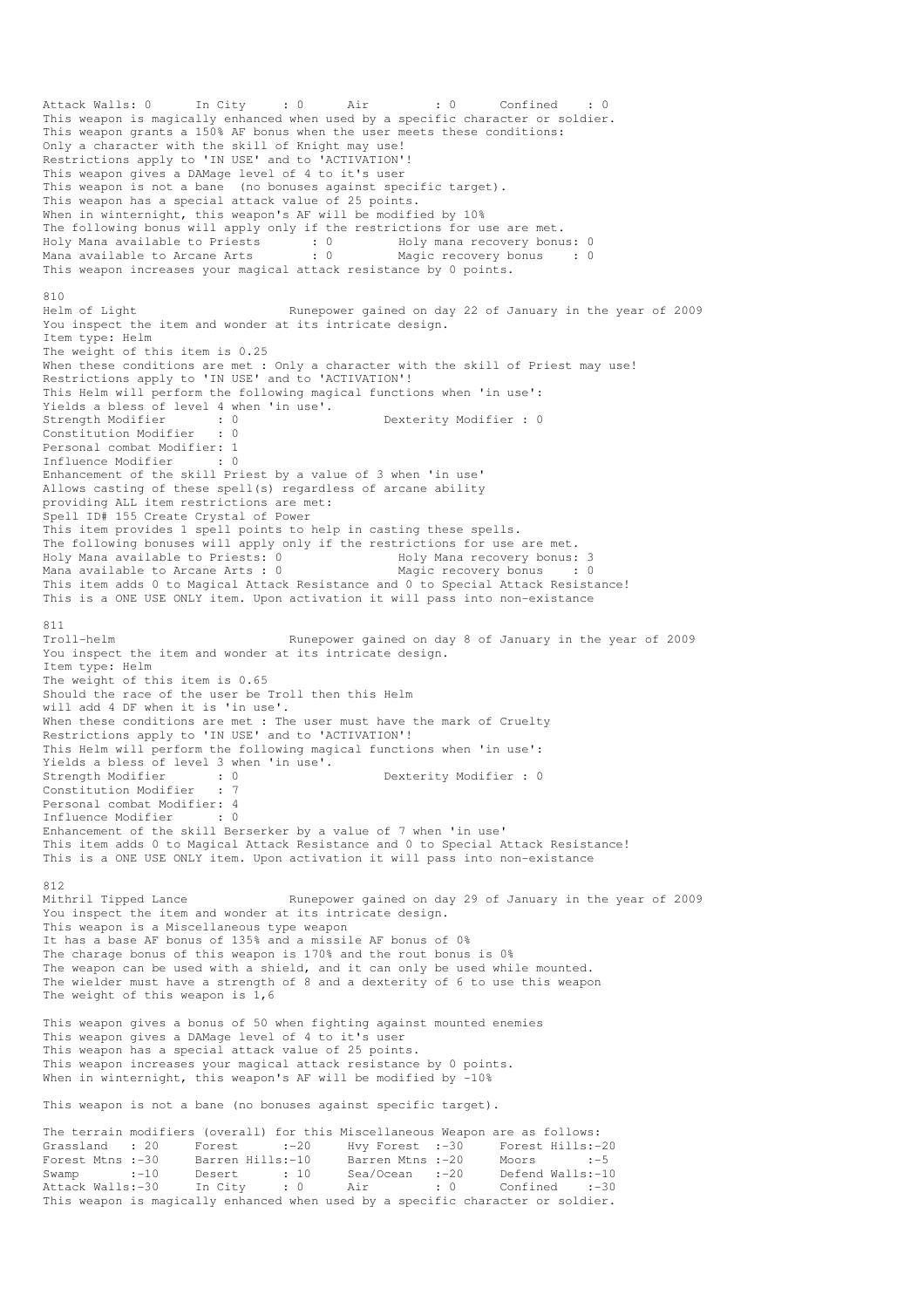Attack Walls: 0      In City     : 0      Air         : 0      Confined    : 0
This weapon is magically enhanced when used by a specific character or soldier.
This weapon grants a 150% AF bonus when the user meets these conditions:
Only a character with the skill of Knight may use!
Restrictions apply to 'IN USE' and to 'ACTIVATION'!
This weapon gives a DAMage level of 4 to it's user
This weapon is not a bane  (no bonuses against specific target).
This weapon has a special attack value of 25 points.
When in winternight, this weapon's AF will be modified by 10%
The following bonus will apply only if the restrictions for use are met.
Holy Mana available to Priests       : 0         Holy mana recovery bonus: 0
Mana available to Arcane Arts        : 0         Magic recovery bonus    : 0
This weapon increases your magical attack resistance by 0 points.

810
Helm of Light                        Runepower gained on day 22 of January in the year of 2009
You inspect the item and wonder at its intricate design.
Item type: Helm
The weight of this item is 0.25
When these conditions are met : Only a character with the skill of Priest may use!
Restrictions apply to 'IN USE' and to 'ACTIVATION'!
This Helm will perform the following magical functions when 'in use':
Yields a bless of level 4 when 'in use'.
Strength Modifier        : 0                    Dexterity Modifier : 0
Constitution Modifier    : 0
Personal combat Modifier: 1
Influence Modifier       : 0
Enhancement of the skill Priest by a value of 3 when 'in use'
Allows casting of these spell(s) regardless of arcane ability
providing ALL item restrictions are met:
Spell ID# 155 Create Crystal of Power
This item provides 1 spell points to help in casting these spells.
The following bonuses will apply only if the restrictions for use are met.
Holy Mana available to Priests: 0                Holy Mana recovery bonus: 3
Mana available to Arcane Arts : 0                Magic recovery bonus    : 0
This item adds 0 to Magical Attack Resistance and 0 to Special Attack Resistance!
This is a ONE USE ONLY item. Upon activation it will pass into non-existance

811
Troll-helm                           Runepower gained on day 8 of January in the year of 2009
You inspect the item and wonder at its intricate design.
Item type: Helm
The weight of this item is 0.65
Should the race of the user be Troll then this Helm
will add 4 DF when it is 'in use'.
When these conditions are met : The user must have the mark of Cruelty
Restrictions apply to 'IN USE' and to 'ACTIVATION'!
This Helm will perform the following magical functions when 'in use':
Yields a bless of level 3 when 'in use'.
Strength Modifier        : 0                    Dexterity Modifier : 0
Constitution Modifier    : 7
Personal combat Modifier: 4
Influence Modifier       : 0
Enhancement of the skill Berserker by a value of 7 when 'in use'
This item adds 0 to Magical Attack Resistance and 0 to Special Attack Resistance!
This is a ONE USE ONLY item. Upon activation it will pass into non-existance

812
Mithril Tipped Lance                 Runepower gained on day 29 of January in the year of 2009
You inspect the item and wonder at its intricate design.
This weapon is a Miscellaneous type weapon
It has a base AF bonus of 135% and a missile AF bonus of 0%
The charage bonus of this weapon is 170% and the rout bonus is 0%
The weapon can be used with a shield, and it can only be used while mounted.
The wielder must have a strength of 8 and a dexterity of 6 to use this weapon
The weight of this weapon is 1,6

This weapon gives a bonus of 50 when fighting against mounted enemies
This weapon gives a DAMage level of 4 to it's user
This weapon has a special attack value of 25 points.
This weapon increases your magical attack resistance by 0 points.
When in winternight, this weapon's AF will be modified by -10%

This weapon is not a bane (no bonuses against specific target).

The terrain modifiers (overall) for this Miscellaneous Weapon are as follows:
Grassland   : 20     Forest      :-20     Hvy Forest  :-30     Forest Hills:-20
Forest Mtns :-30     Barren Hills:-10     Barren Mtns :-20     Moors       :-5
Swamp       :-10     Desert      : 10     Sea/Ocean   :-20     Defend Walls:-10
Attack Walls:-30     In City     : 0      Air         : 0      Confined    :-30
This weapon is magically enhanced when used by a specific character or soldier.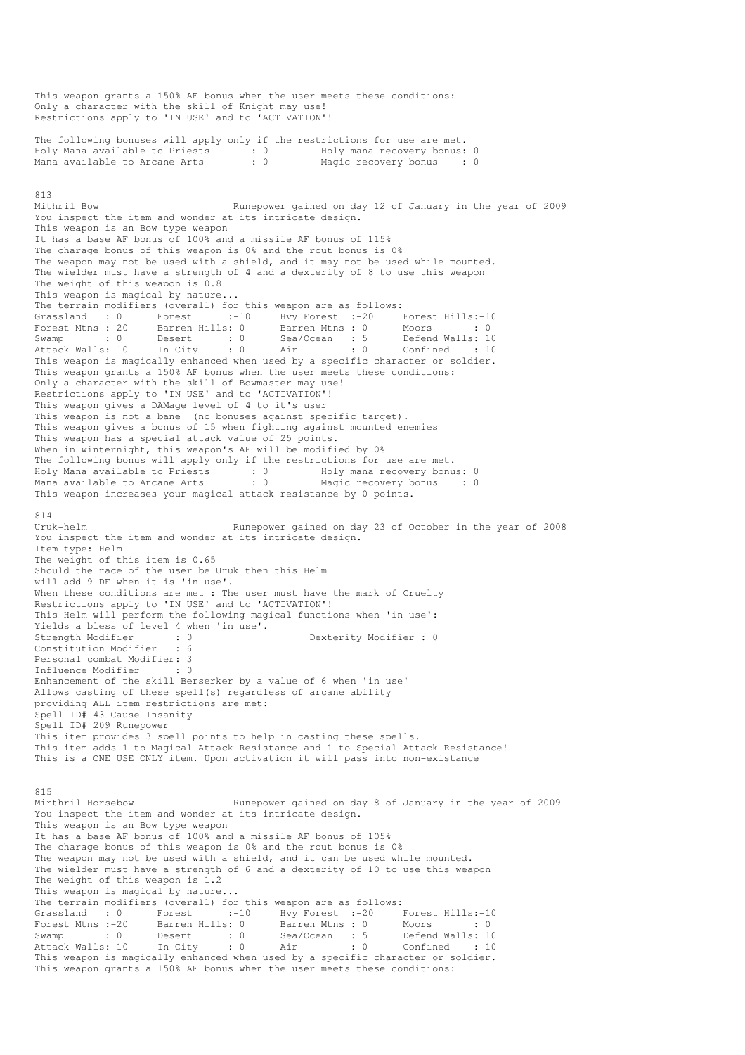This weapon grants a 150% AF bonus when the user meets these conditions:
Only a character with the skill of Knight may use!
Restrictions apply to 'IN USE' and to 'ACTIVATION'!

The following bonuses will apply only if the restrictions for use are met.
Holy Mana available to Priests : 0 Holy mana recovery bonus: 0
Mana available to Arcane Arts : 0 Magic recovery bonus : 0

813
Mithril Bow Runepower gained on day 12 of January in the year of 2009
You inspect the item and wonder at its intricate design.
This weapon is an Bow type weapon
It has a base AF bonus of 100% and a missile AF bonus of 115%
The charage bonus of this weapon is 0% and the rout bonus is 0%
The weapon may not be used with a shield, and it may not be used while mounted.
The wielder must have a strength of 4 and a dexterity of 8 to use this weapon
The weight of this weapon is 0.8
This weapon is magical by nature...
The terrain modifiers (overall) for this weapon are as follows:

```
Grassland   : 0      Forest      :-10     Hvy Forest  :-20     Forest Hills:-10
Forest Mtns :-20     Barren Hills: 0      Barren Mtns : 0      Moors       : 0
Swamp       : 0      Desert      : 0      Sea/Ocean   : 5      Defend Walls: 10
Attack Walls: 10     In City     : 0      Air         : 0      Confined    :-10
```

This weapon is magically enhanced when used by a specific character or soldier.
This weapon grants a 150% AF bonus when the user meets these conditions:
Only a character with the skill of Bowmaster may use!
Restrictions apply to 'IN USE' and to 'ACTIVATION'!
This weapon gives a DAMage level of 4 to it's user
This weapon is not a bane (no bonuses against specific target).
This weapon gives a bonus of 15 when fighting against mounted enemies
This weapon has a special attack value of 25 points.
When in winternight, this weapon's AF will be modified by 0%
The following bonus will apply only if the restrictions for use are met.
Holy Mana available to Priests : 0 Holy mana recovery bonus: 0
Mana available to Arcane Arts : 0 Magic recovery bonus : 0
This weapon increases your magical attack resistance by 0 points.

814
Uruk-helm Runepower gained on day 23 of October in the year of 2008
You inspect the item and wonder at its intricate design.
Item type: Helm
The weight of this item is 0.65
Should the race of the user be Uruk then this Helm
will add 9 DF when it is 'in use'.
When these conditions are met : The user must have the mark of Cruelty
Restrictions apply to 'IN USE' and to 'ACTIVATION'!
This Helm will perform the following magical functions when 'in use':
Yields a bless of level 4 when 'in use'.
Strength Modifier : 0 Dexterity Modifier : 0
Constitution Modifier : 6
Personal combat Modifier: 3
Influence Modifier : 0
Enhancement of the skill Berserker by a value of 6 when 'in use'
Allows casting of these spell(s) regardless of arcane ability
providing ALL item restrictions are met:
Spell ID# 43 Cause Insanity
Spell ID# 209 Runepower
This item provides 3 spell points to help in casting these spells.
This item adds 1 to Magical Attack Resistance and 1 to Special Attack Resistance!
This is a ONE USE ONLY item. Upon activation it will pass into non-existance

815
Mirthril Horsebow Runepower gained on day 8 of January in the year of 2009
You inspect the item and wonder at its intricate design.
This weapon is an Bow type weapon
It has a base AF bonus of 100% and a missile AF bonus of 105%
The charage bonus of this weapon is 0% and the rout bonus is 0%
The weapon may not be used with a shield, and it can be used while mounted.
The wielder must have a strength of 6 and a dexterity of 10 to use this weapon
The weight of this weapon is 1.2
This weapon is magical by nature...
The terrain modifiers (overall) for this weapon are as follows:

```
Grassland   : 0      Forest      :-10     Hvy Forest  :-20     Forest Hills:-10
Forest Mtns :-20     Barren Hills: 0      Barren Mtns : 0      Moors       : 0
Swamp       : 0      Desert      : 0      Sea/Ocean   : 5      Defend Walls: 10
Attack Walls: 10     In City     : 0      Air         : 0      Confined    :-10
```

This weapon is magically enhanced when used by a specific character or soldier.
This weapon grants a 150% AF bonus when the user meets these conditions: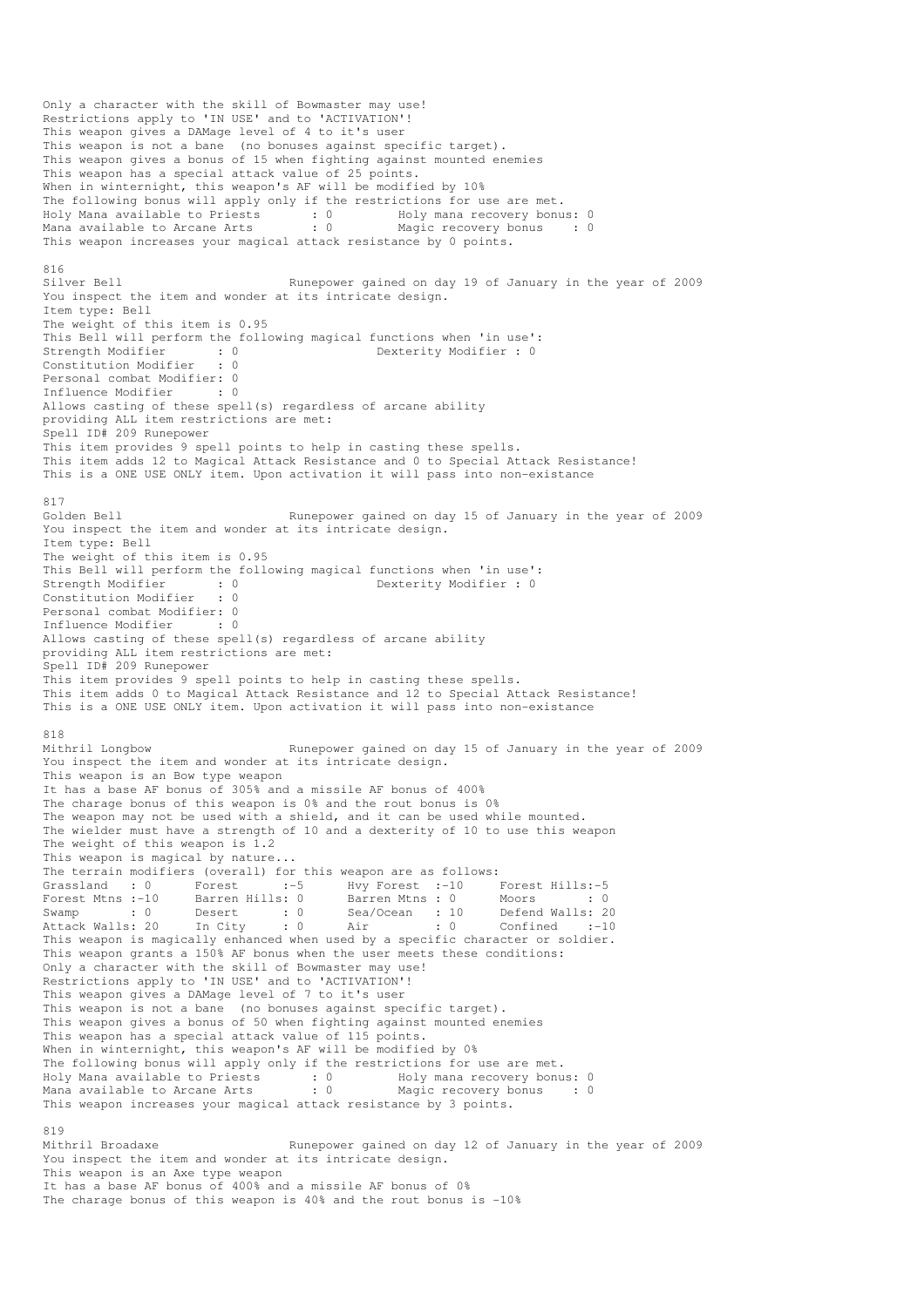Only a character with the skill of Bowmaster may use!
Restrictions apply to 'IN USE' and to 'ACTIVATION'!
This weapon gives a DAMage level of 4 to it's user
This weapon is not a bane (no bonuses against specific target).
This weapon gives a bonus of 15 when fighting against mounted enemies
This weapon has a special attack value of 25 points.
When in winternight, this weapon's AF will be modified by 10%
The following bonus will apply only if the restrictions for use are met.

```
Holy Mana available to Priests      : 0        Holy mana recovery bonus: 0
Mana available to Arcane Arts       : 0        Magic recovery bonus    : 0
```

This weapon increases your magical attack resistance by 0 points.

816

Silver Bell                         Runepower gained on day 19 of January in the year of 2009

You inspect the item and wonder at its intricate design.
Item type: Bell
The weight of this item is 0.95
This Bell will perform the following magical functions when 'in use':

```
Strength Modifier       : 0                  Dexterity Modifier : 0
Constitution Modifier   : 0
Personal combat Modifier: 0
Influence Modifier      : 0
```

Allows casting of these spell(s) regardless of arcane ability
providing ALL item restrictions are met:
Spell ID# 209 Runepower
This item provides 9 spell points to help in casting these spells.
This item adds 12 to Magical Attack Resistance and 0 to Special Attack Resistance!
This is a ONE USE ONLY item. Upon activation it will pass into non-existance

817

Golden Bell                         Runepower gained on day 15 of January in the year of 2009

You inspect the item and wonder at its intricate design.
Item type: Bell
The weight of this item is 0.95
This Bell will perform the following magical functions when 'in use':

```
Strength Modifier       : 0                  Dexterity Modifier : 0
Constitution Modifier   : 0
Personal combat Modifier: 0
Influence Modifier      : 0
```

Allows casting of these spell(s) regardless of arcane ability
providing ALL item restrictions are met:
Spell ID# 209 Runepower
This item provides 9 spell points to help in casting these spells.
This item adds 0 to Magical Attack Resistance and 12 to Special Attack Resistance!
This is a ONE USE ONLY item. Upon activation it will pass into non-existance

818

Mithril Longbow                     Runepower gained on day 15 of January in the year of 2009

You inspect the item and wonder at its intricate design.
This weapon is an Bow type weapon
It has a base AF bonus of 305% and a missile AF bonus of 400%
The charage bonus of this weapon is 0% and the rout bonus is 0%
The weapon may not be used with a shield, and it can be used while mounted.
The wielder must have a strength of 10 and a dexterity of 10 to use this weapon
The weight of this weapon is 1.2
This weapon is magical by nature...
The terrain modifiers (overall) for this weapon are as follows:

```
Grassland   : 0      Forest      :-5      Hvy Forest  :-10     Forest Hills:-5
Forest Mtns :-10     Barren Hills: 0      Barren Mtns : 0      Moors       : 0
Swamp       : 0      Desert      : 0      Sea/Ocean   : 10     Defend Walls: 20
Attack Walls: 20     In City     : 0      Air         : 0      Confined    :-10
```

This weapon is magically enhanced when used by a specific character or soldier.
This weapon grants a 150% AF bonus when the user meets these conditions:
Only a character with the skill of Bowmaster may use!
Restrictions apply to 'IN USE' and to 'ACTIVATION'!
This weapon gives a DAMage level of 7 to it's user
This weapon is not a bane (no bonuses against specific target).
This weapon gives a bonus of 50 when fighting against mounted enemies
This weapon has a special attack value of 115 points.
When in winternight, this weapon's AF will be modified by 0%
The following bonus will apply only if the restrictions for use are met.

```
Holy Mana available to Priests      : 0        Holy mana recovery bonus: 0
Mana available to Arcane Arts       : 0        Magic recovery bonus    : 0
```

This weapon increases your magical attack resistance by 3 points.

819

Mithril Broadaxe                    Runepower gained on day 12 of January in the year of 2009

You inspect the item and wonder at its intricate design.
This weapon is an Axe type weapon
It has a base AF bonus of 400% and a missile AF bonus of 0%
The charage bonus of this weapon is 40% and the rout bonus is -10%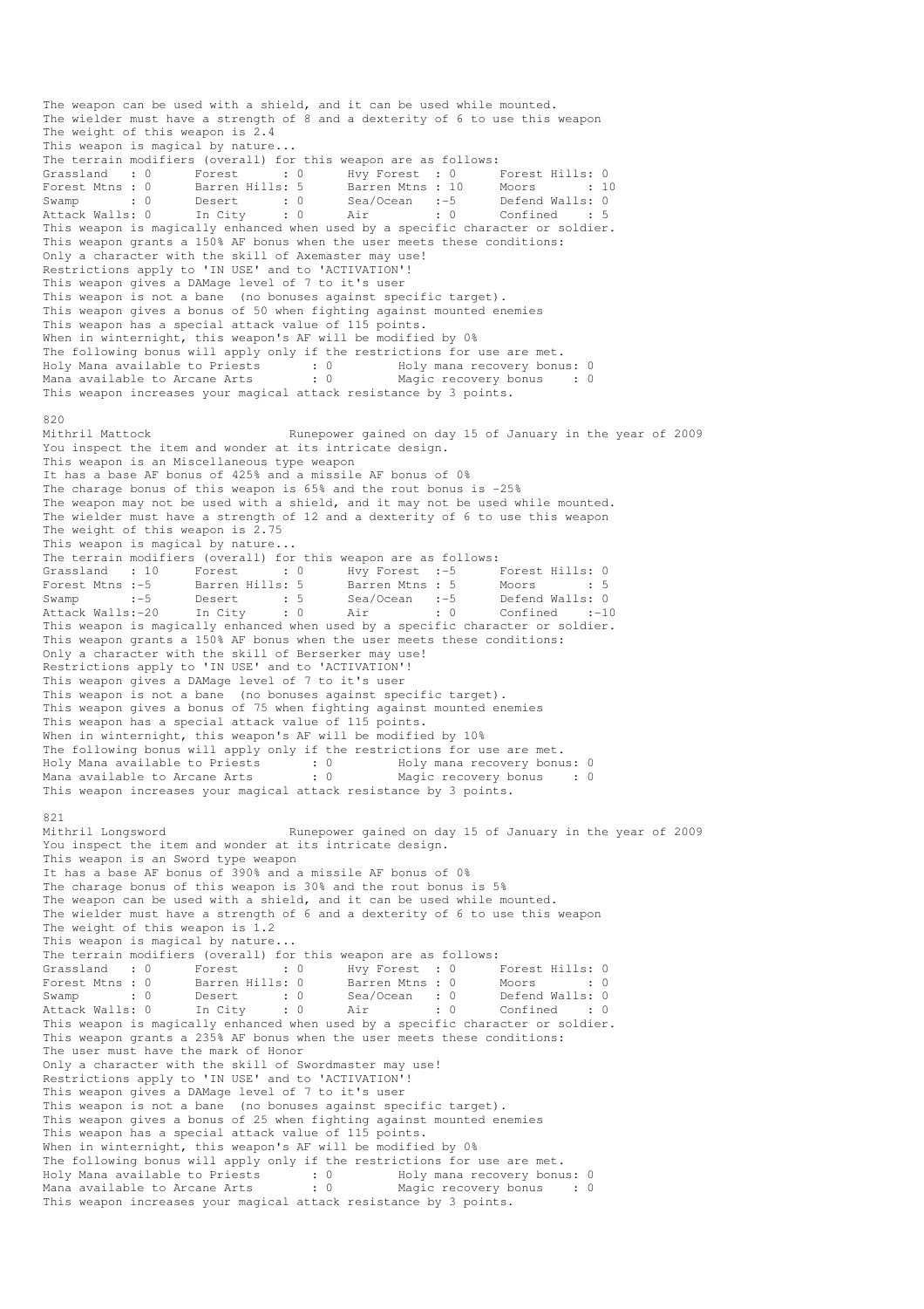The weapon can be used with a shield, and it can be used while mounted.
The wielder must have a strength of 8 and a dexterity of 6 to use this weapon
The weight of this weapon is 2.4
This weapon is magical by nature...
The terrain modifiers (overall) for this weapon are as follows:

```
Grassland   : 0      Forest      : 0      Hvy Forest  : 0      Forest Hills: 0
Forest Mtns : 0      Barren Hills: 5      Barren Mtns : 10     Moors       : 10
Swamp       : 0      Desert      : 0      Sea/Ocean   :-5      Defend Walls: 0
Attack Walls: 0      In City     : 0      Air         : 0      Confined    : 5
```

This weapon is magically enhanced when used by a specific character or soldier.
This weapon grants a 150% AF bonus when the user meets these conditions:
Only a character with the skill of Axemaster may use!
Restrictions apply to 'IN USE' and to 'ACTIVATION'!
This weapon gives a DAMage level of 7 to it's user
This weapon is not a bane (no bonuses against specific target).
This weapon gives a bonus of 50 when fighting against mounted enemies
This weapon has a special attack value of 115 points.
When in winternight, this weapon's AF will be modified by 0%
The following bonus will apply only if the restrictions for use are met.

```
Holy Mana available to Priests      : 0        Holy mana recovery bonus: 0
Mana available to Arcane Arts       : 0        Magic recovery bonus    : 0
```

This weapon increases your magical attack resistance by 3 points.

820
Mithril Mattock                    Runepower gained on day 15 of January in the year of 2009
You inspect the item and wonder at its intricate design.
This weapon is an Miscellaneous type weapon
It has a base AF bonus of 425% and a missile AF bonus of 0%
The charage bonus of this weapon is 65% and the rout bonus is -25%
The weapon may not be used with a shield, and it may not be used while mounted.
The wielder must have a strength of 12 and a dexterity of 6 to use this weapon
The weight of this weapon is 2.75
This weapon is magical by nature...
The terrain modifiers (overall) for this weapon are as follows:

```
Grassland   : 10     Forest      : 0      Hvy Forest  :-5      Forest Hills: 0
Forest Mtns :-5      Barren Hills: 5      Barren Mtns : 5      Moors       : 5
Swamp       :-5      Desert      : 5      Sea/Ocean   :-5      Defend Walls: 0
Attack Walls:-20     In City     : 0      Air         : 0      Confined    :-10
```

This weapon is magically enhanced when used by a specific character or soldier.
This weapon grants a 150% AF bonus when the user meets these conditions:
Only a character with the skill of Berserker may use!
Restrictions apply to 'IN USE' and to 'ACTIVATION'!
This weapon gives a DAMage level of 7 to it's user
This weapon is not a bane (no bonuses against specific target).
This weapon gives a bonus of 75 when fighting against mounted enemies
This weapon has a special attack value of 115 points.
When in winternight, this weapon's AF will be modified by 10%
The following bonus will apply only if the restrictions for use are met.

```
Holy Mana available to Priests      : 0        Holy mana recovery bonus: 0
Mana available to Arcane Arts       : 0        Magic recovery bonus    : 0
```

This weapon increases your magical attack resistance by 3 points.

821
Mithril Longsword                  Runepower gained on day 15 of January in the year of 2009
You inspect the item and wonder at its intricate design.
This weapon is an Sword type weapon
It has a base AF bonus of 390% and a missile AF bonus of 0%
The charage bonus of this weapon is 30% and the rout bonus is 5%
The weapon can be used with a shield, and it can be used while mounted.
The wielder must have a strength of 6 and a dexterity of 6 to use this weapon
The weight of this weapon is 1.2
This weapon is magical by nature...
The terrain modifiers (overall) for this weapon are as follows:

```
Grassland   : 0      Forest      : 0      Hvy Forest  : 0      Forest Hills: 0
Forest Mtns : 0      Barren Hills: 0      Barren Mtns : 0      Moors       : 0
Swamp       : 0      Desert      : 0      Sea/Ocean   : 0      Defend Walls: 0
Attack Walls: 0      In City     : 0      Air         : 0      Confined    : 0
```

This weapon is magically enhanced when used by a specific character or soldier.
This weapon grants a 235% AF bonus when the user meets these conditions:
The user must have the mark of Honor
Only a character with the skill of Swordmaster may use!
Restrictions apply to 'IN USE' and to 'ACTIVATION'!
This weapon gives a DAMage level of 7 to it's user
This weapon is not a bane (no bonuses against specific target).
This weapon gives a bonus of 25 when fighting against mounted enemies
This weapon has a special attack value of 115 points.
When in winternight, this weapon's AF will be modified by 0%
The following bonus will apply only if the restrictions for use are met.

```
Holy Mana available to Priests      : 0        Holy mana recovery bonus: 0
Mana available to Arcane Arts       : 0        Magic recovery bonus    : 0
```

This weapon increases your magical attack resistance by 3 points.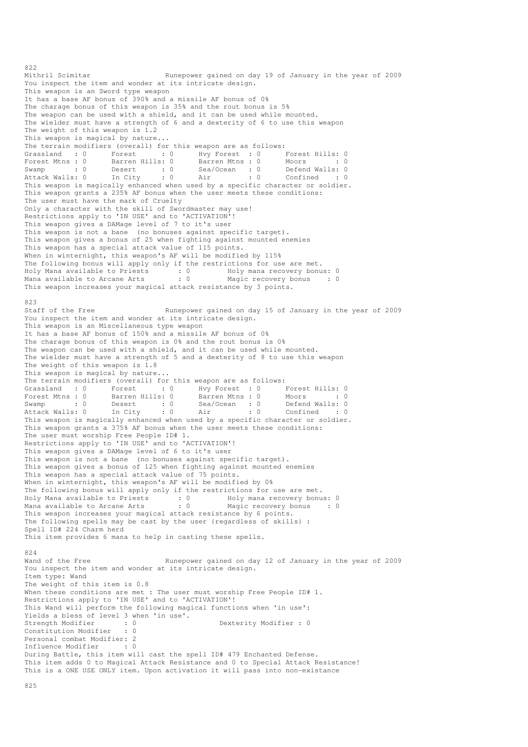822

Mithril Scimitar                    Runepower gained on day 19 of January in the year of 2009

You inspect the item and wonder at its intricate design.
This weapon is an Sword type weapon
It has a base AF bonus of 390% and a missile AF bonus of 0%
The charage bonus of this weapon is 35% and the rout bonus is 5%
The weapon can be used with a shield, and it can be used while mounted.
The wielder must have a strength of 6 and a dexterity of 6 to use this weapon
The weight of this weapon is 1.2
This weapon is magical by nature...
The terrain modifiers (overall) for this weapon are as follows:

```
Grassland   : 0      Forest      : 0      Hvy Forest  : 0      Forest Hills: 0
Forest Mtns : 0      Barren Hills: 0      Barren Mtns : 0      Moors       : 0
Swamp       : 0      Desert      : 0      Sea/Ocean   : 0      Defend Walls: 0
Attack Walls: 0      In City     : 0      Air         : 0      Confined    : 0
```

This weapon is magically enhanced when used by a specific character or soldier.
This weapon grants a 235% AF bonus when the user meets these conditions:
The user must have the mark of Cruelty
Only a character with the skill of Swordmaster may use!
Restrictions apply to 'IN USE' and to 'ACTIVATION'!
This weapon gives a DAMage level of 7 to it's user
This weapon is not a bane (no bonuses against specific target).
This weapon gives a bonus of 25 when fighting against mounted enemies
This weapon has a special attack value of 115 points.
When in winternight, this weapon's AF will be modified by 115%
The following bonus will apply only if the restrictions for use are met.

```
Holy Mana available to Priests      : 0        Holy mana recovery bonus: 0
Mana available to Arcane Arts       : 0        Magic recovery bonus    : 0
```

This weapon increases your magical attack resistance by 3 points.

823

Staff of the Free                   Runepower gained on day 15 of January in the year of 2009

You inspect the item and wonder at its intricate design.
This weapon is an Miscellaneous type weapon
It has a base AF bonus of 150% and a missile AF bonus of 0%
The charage bonus of this weapon is 0% and the rout bonus is 0%
The weapon can be used with a shield, and it can be used while mounted.
The wielder must have a strength of 5 and a dexterity of 8 to use this weapon
The weight of this weapon is 1.8
This weapon is magical by nature...
The terrain modifiers (overall) for this weapon are as follows:

```
Grassland   : 0      Forest      : 0      Hvy Forest  : 0      Forest Hills: 0
Forest Mtns : 0      Barren Hills: 0      Barren Mtns : 0      Moors       : 0
Swamp       : 0      Desert      : 0      Sea/Ocean   : 0      Defend Walls: 0
Attack Walls: 0      In City     : 0      Air         : 0      Confined    : 0
```

This weapon is magically enhanced when used by a specific character or soldier.
This weapon grants a 375% AF bonus when the user meets these conditions:
The user must worship Free People ID# 1.
Restrictions apply to 'IN USE' and to 'ACTIVATION'!
This weapon gives a DAMage level of 6 to it's user
This weapon is not a bane (no bonuses against specific target).
This weapon gives a bonus of 125 when fighting against mounted enemies
This weapon has a special attack value of 75 points.
When in winternight, this weapon's AF will be modified by 0%
The following bonus will apply only if the restrictions for use are met.

```
Holy Mana available to Priests      : 0        Holy mana recovery bonus: 0
Mana available to Arcane Arts       : 0        Magic recovery bonus    : 0
```

This weapon increases your magical attack resistance by 6 points.
The following spells may be cast by the user {regardless of skills} :
Spell ID# 224 Charm herd
This item provides 6 mana to help in casting these spells.

824

Wand of the Free                    Runepower gained on day 12 of January in the year of 2009

You inspect the item and wonder at its intricate design.
Item type: Wand
The weight of this item is 0.8
When these conditions are met : The user must worship Free People ID# 1.
Restrictions apply to 'IN USE' and to 'ACTIVATION'!
This Wand will perform the following magical functions when 'in use':
Yields a bless of level 3 when 'in use'.

```
Strength Modifier       : 0                    Dexterity Modifier : 0
Constitution Modifier   : 0
Personal combat Modifier: 2
Influence Modifier      : 0
```

During Battle, this item will cast the spell ID# 479 Enchanted Defense.
This item adds 0 to Magical Attack Resistance and 0 to Special Attack Resistance!
This is a ONE USE ONLY item. Upon activation it will pass into non-existance

825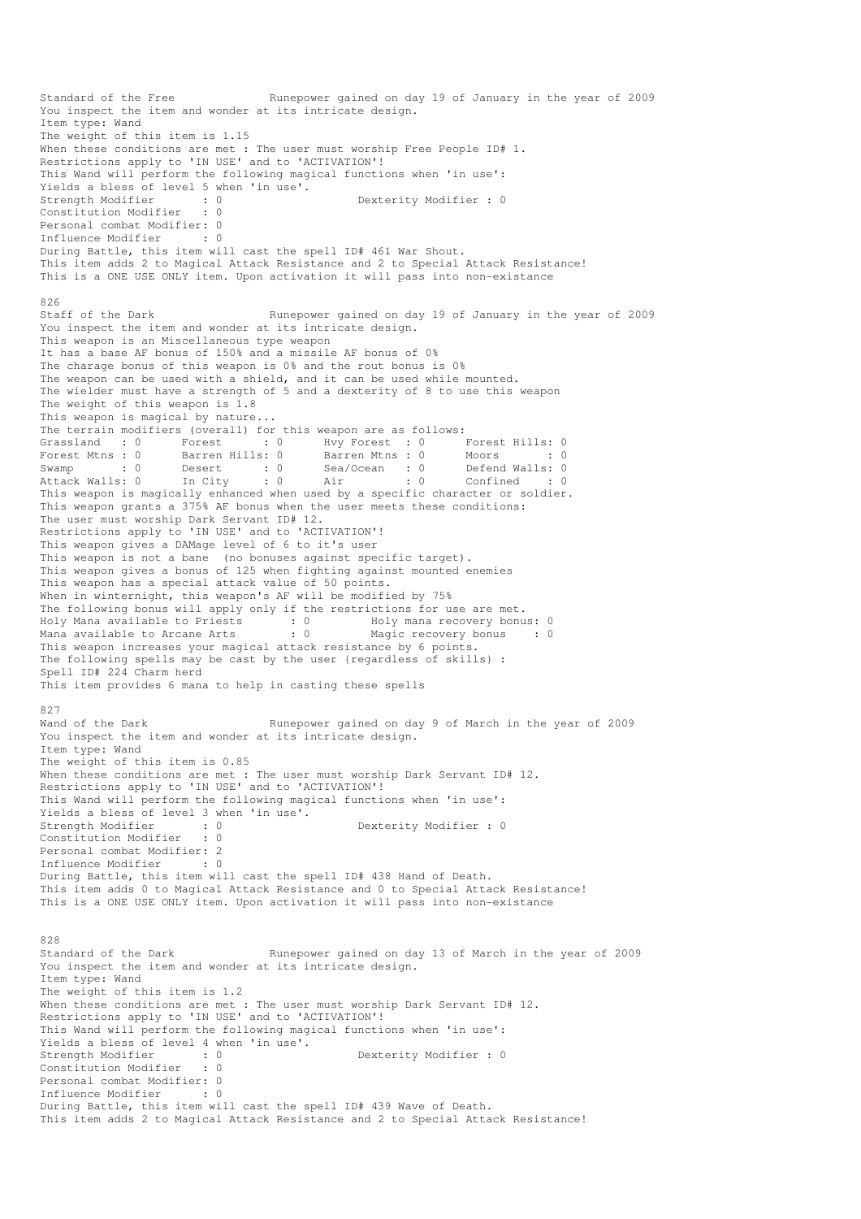Standard of the Free Runepower gained on day 19 of January in the year of 2009
You inspect the item and wonder at its intricate design.
Item type: Wand
The weight of this item is 1.15
When these conditions are met : The user must worship Free People ID# 1.
Restrictions apply to 'IN USE' and to 'ACTIVATION'!
This Wand will perform the following magical functions when 'in use':
Yields a bless of level 5 when 'in use'.
Strength Modifier : 0 Dexterity Modifier : 0
Constitution Modifier : 0
Personal combat Modifier: 0
Influence Modifier : 0
During Battle, this item will cast the spell ID# 461 War Shout.
This item adds 2 to Magical Attack Resistance and 2 to Special Attack Resistance!
This is a ONE USE ONLY item. Upon activation it will pass into non-existance

826
Staff of the Dark Runepower gained on day 19 of January in the year of 2009
You inspect the item and wonder at its intricate design.
This weapon is an Miscellaneous type weapon
It has a base AF bonus of 150% and a missile AF bonus of 0%
The charage bonus of this weapon is 0% and the rout bonus is 0%
The weapon can be used with a shield, and it can be used while mounted.
The wielder must have a strength of 5 and a dexterity of 8 to use this weapon
The weight of this weapon is 1.8
This weapon is magical by nature...
The terrain modifiers (overall) for this weapon are as follows:

```
Grassland   : 0      Forest      : 0      Hvy Forest  : 0      Forest Hills: 0
Forest Mtns : 0      Barren Hills: 0      Barren Mtns : 0      Moors       : 0
Swamp       : 0      Desert      : 0      Sea/Ocean   : 0      Defend Walls: 0
Attack Walls: 0      In City     : 0      Air         : 0      Confined    : 0
```

This weapon is magically enhanced when used by a specific character or soldier.
This weapon grants a 375% AF bonus when the user meets these conditions:
The user must worship Dark Servant ID# 12.
Restrictions apply to 'IN USE' and to 'ACTIVATION'!
This weapon gives a DAMage level of 6 to it's user
This weapon is not a bane (no bonuses against specific target).
This weapon gives a bonus of 125 when fighting against mounted enemies
This weapon has a special attack value of 50 points.
When in winternight, this weapon's AF will be modified by 75%
The following bonus will apply only if the restrictions for use are met.
Holy Mana available to Priests : 0 Holy mana recovery bonus: 0
Mana available to Arcane Arts : 0 Magic recovery bonus : 0
This weapon increases your magical attack resistance by 6 points.
The following spells may be cast by the user (regardless of skills) :
Spell ID# 224 Charm herd
This item provides 6 mana to help in casting these spells

827
Wand of the Dark Runepower gained on day 9 of March in the year of 2009
You inspect the item and wonder at its intricate design.
Item type: Wand
The weight of this item is 0.85
When these conditions are met : The user must worship Dark Servant ID# 12.
Restrictions apply to 'IN USE' and to 'ACTIVATION'!
This Wand will perform the following magical functions when 'in use':
Yields a bless of level 3 when 'in use'.
Strength Modifier : 0 Dexterity Modifier : 0
Constitution Modifier : 0
Personal combat Modifier: 2
Influence Modifier : 0
During Battle, this item will cast the spell ID# 438 Hand of Death.
This item adds 0 to Magical Attack Resistance and 0 to Special Attack Resistance!
This is a ONE USE ONLY item. Upon activation it will pass into non-existance

828
Standard of the Dark Runepower gained on day 13 of March in the year of 2009
You inspect the item and wonder at its intricate design.
Item type: Wand
The weight of this item is 1.2
When these conditions are met : The user must worship Dark Servant ID# 12.
Restrictions apply to 'IN USE' and to 'ACTIVATION'!
This Wand will perform the following magical functions when 'in use':
Yields a bless of level 4 when 'in use'.
Strength Modifier : 0 Dexterity Modifier : 0
Constitution Modifier : 0
Personal combat Modifier: 0
Influence Modifier : 0
During Battle, this item will cast the spell ID# 439 Wave of Death.
This item adds 2 to Magical Attack Resistance and 2 to Special Attack Resistance!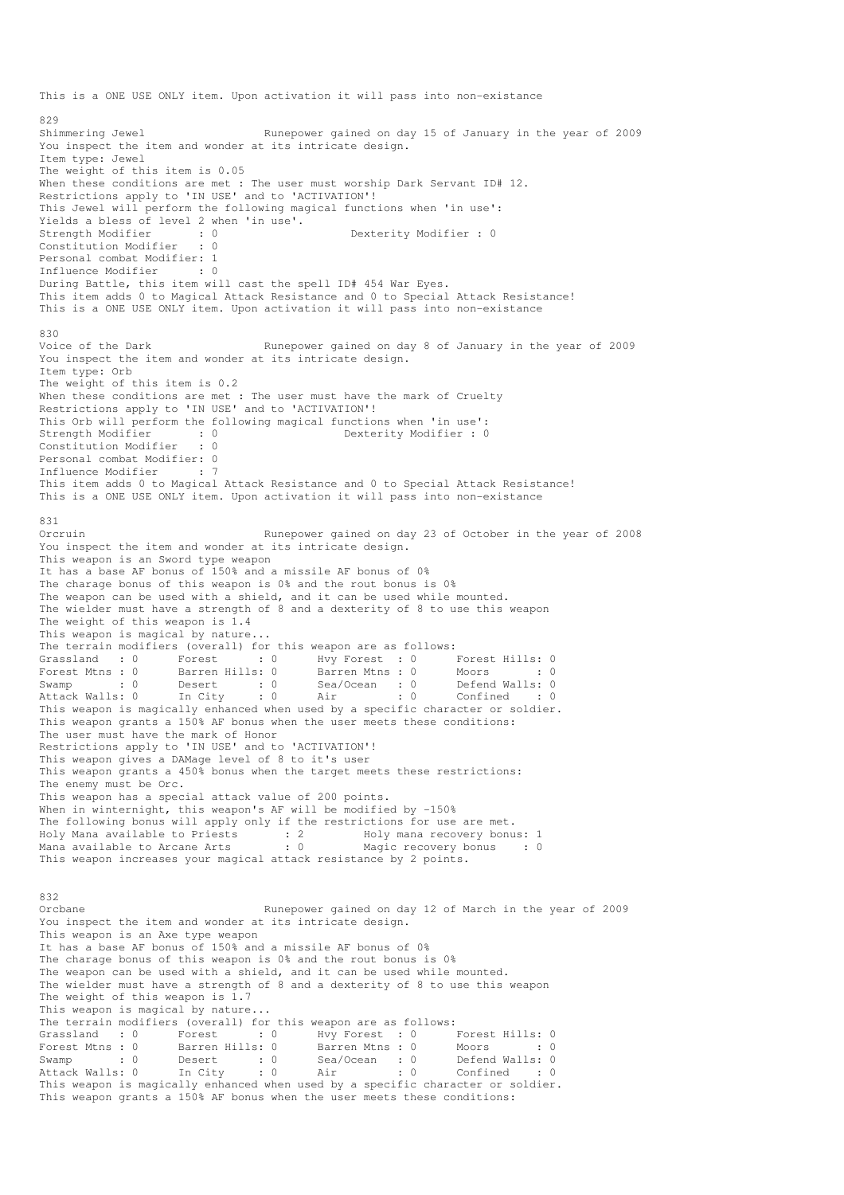This is a ONE USE ONLY item. Upon activation it will pass into non-existance

829
Shimmering Jewel                    Runepower gained on day 15 of January in the year of 2009
You inspect the item and wonder at its intricate design.
Item type: Jewel
The weight of this item is 0.05
When these conditions are met : The user must worship Dark Servant ID# 12.
Restrictions apply to 'IN USE' and to 'ACTIVATION'!
This Jewel will perform the following magical functions when 'in use':
Yields a bless of level 2 when 'in use'.
Strength Modifier       : 0                    Dexterity Modifier : 0
Constitution Modifier   : 0
Personal combat Modifier: 1
Influence Modifier      : 0
During Battle, this item will cast the spell ID# 454 War Eyes.
This item adds 0 to Magical Attack Resistance and 0 to Special Attack Resistance!
This is a ONE USE ONLY item. Upon activation it will pass into non-existance

830
Voice of the Dark                   Runepower gained on day 8 of January in the year of 2009
You inspect the item and wonder at its intricate design.
Item type: Orb
The weight of this item is 0.2
When these conditions are met : The user must have the mark of Cruelty
Restrictions apply to 'IN USE' and to 'ACTIVATION'!
This Orb will perform the following magical functions when 'in use':
Strength Modifier       : 0                    Dexterity Modifier : 0
Constitution Modifier   : 0
Personal combat Modifier: 0
Influence Modifier      : 7
This item adds 0 to Magical Attack Resistance and 0 to Special Attack Resistance!
This is a ONE USE ONLY item. Upon activation it will pass into non-existance

831
Orcruin                             Runepower gained on day 23 of October in the year of 2008
You inspect the item and wonder at its intricate design.
This weapon is an Sword type weapon
It has a base AF bonus of 150% and a missile AF bonus of 0%
The charage bonus of this weapon is 0% and the rout bonus is 0%
The weapon can be used with a shield, and it can be used while mounted.
The wielder must have a strength of 8 and a dexterity of 8 to use this weapon
The weight of this weapon is 1.4
This weapon is magical by nature...
The terrain modifiers (overall) for this weapon are as follows:

| | | | | | | | |
|---|---|---|---|---|---|---|---|
| Grassland | : 0 | Forest | : 0 | Hvy Forest | : 0 | Forest Hills | : 0 |
| Forest Mtns | : 0 | Barren Hills | : 0 | Barren Mtns | : 0 | Moors | : 0 |
| Swamp | : 0 | Desert | : 0 | Sea/Ocean | : 0 | Defend Walls | : 0 |
| Attack Walls | : 0 | In City | : 0 | Air | : 0 | Confined | : 0 |

This weapon is magically enhanced when used by a specific character or soldier.
This weapon grants a 150% AF bonus when the user meets these conditions:
The user must have the mark of Honor
Restrictions apply to 'IN USE' and to 'ACTIVATION'!
This weapon gives a DAMage level of 8 to it's user
This weapon grants a 450% bonus when the target meets these restrictions:
The enemy must be Orc.
This weapon has a special attack value of 200 points.
When in winternight, this weapon's AF will be modified by -150%
The following bonus will apply only if the restrictions for use are met.
Holy Mana available to Priests      : 2        Holy mana recovery bonus: 1
Mana available to Arcane Arts       : 0        Magic recovery bonus    : 0
This weapon increases your magical attack resistance by 2 points.

832
Orcbane                             Runepower gained on day 12 of March in the year of 2009
You inspect the item and wonder at its intricate design.
This weapon is an Axe type weapon
It has a base AF bonus of 150% and a missile AF bonus of 0%
The charage bonus of this weapon is 0% and the rout bonus is 0%
The weapon can be used with a shield, and it can be used while mounted.
The wielder must have a strength of 8 and a dexterity of 8 to use this weapon
The weight of this weapon is 1.7
This weapon is magical by nature...
The terrain modifiers (overall) for this weapon are as follows:

| | | | | | | | |
|---|---|---|---|---|---|---|---|
| Grassland | : 0 | Forest | : 0 | Hvy Forest | : 0 | Forest Hills | : 0 |
| Forest Mtns | : 0 | Barren Hills | : 0 | Barren Mtns | : 0 | Moors | : 0 |
| Swamp | : 0 | Desert | : 0 | Sea/Ocean | : 0 | Defend Walls | : 0 |
| Attack Walls | : 0 | In City | : 0 | Air | : 0 | Confined | : 0 |

This weapon is magically enhanced when used by a specific character or soldier.
This weapon grants a 150% AF bonus when the user meets these conditions: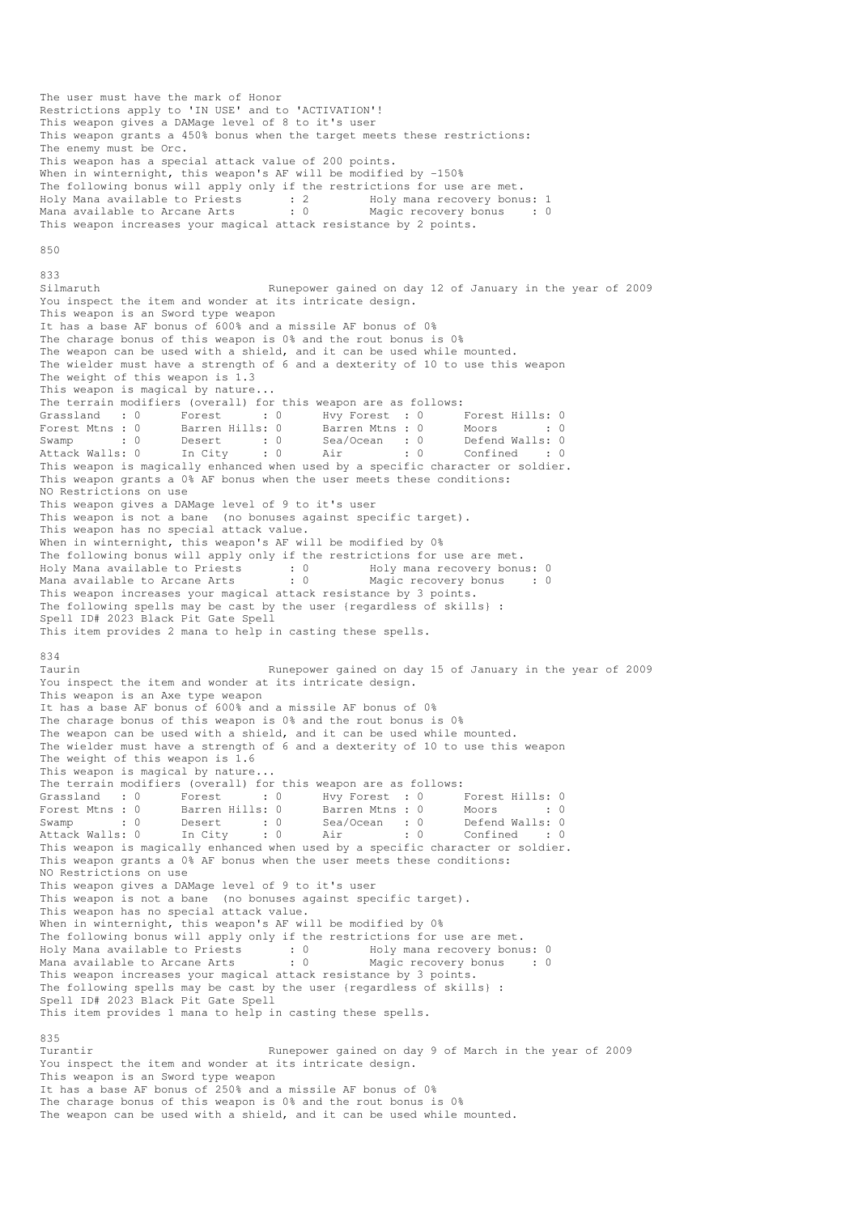The user must have the mark of Honor
Restrictions apply to 'IN USE' and to 'ACTIVATION'!
This weapon gives a DAMage level of 8 to it's user
This weapon grants a 450% bonus when the target meets these restrictions:
The enemy must be Orc.
This weapon has a special attack value of 200 points.
When in winternight, this weapon's AF will be modified by -150%
The following bonus will apply only if the restrictions for use are met.

```
Holy Mana available to Priests      : 2        Holy mana recovery bonus: 1
Mana available to Arcane Arts       : 0        Magic recovery bonus    : 0
```

This weapon increases your magical attack resistance by 2 points.

850

833
Silmaruth                         Runepower gained on day 12 of January in the year of 2009
You inspect the item and wonder at its intricate design.
This weapon is an Sword type weapon
It has a base AF bonus of 600% and a missile AF bonus of 0%
The charage bonus of this weapon is 0% and the rout bonus is 0%
The weapon can be used with a shield, and it can be used while mounted.
The wielder must have a strength of 6 and a dexterity of 10 to use this weapon
The weight of this weapon is 1.3
This weapon is magical by nature...
The terrain modifiers (overall) for this weapon are as follows:

```
Grassland   : 0      Forest      : 0      Hvy Forest  : 0      Forest Hills: 0
Forest Mtns : 0      Barren Hills: 0      Barren Mtns : 0      Moors       : 0
Swamp       : 0      Desert      : 0      Sea/Ocean   : 0      Defend Walls: 0
Attack Walls: 0      In City     : 0      Air         : 0      Confined    : 0
```

This weapon is magically enhanced when used by a specific character or soldier.
This weapon grants a 0% AF bonus when the user meets these conditions:
NO Restrictions on use
This weapon gives a DAMage level of 9 to it's user
This weapon is not a bane (no bonuses against specific target).
This weapon has no special attack value.
When in winternight, this weapon's AF will be modified by 0%
The following bonus will apply only if the restrictions for use are met.

```
Holy Mana available to Priests      : 0        Holy mana recovery bonus: 0
Mana available to Arcane Arts       : 0        Magic recovery bonus    : 0
```

This weapon increases your magical attack resistance by 3 points.
The following spells may be cast by the user {regardless of skills} :
Spell ID# 2023 Black Pit Gate Spell
This item provides 2 mana to help in casting these spells.

834
Taurin                            Runepower gained on day 15 of January in the year of 2009
You inspect the item and wonder at its intricate design.
This weapon is an Axe type weapon
It has a base AF bonus of 600% and a missile AF bonus of 0%
The charage bonus of this weapon is 0% and the rout bonus is 0%
The weapon can be used with a shield, and it can be used while mounted.
The wielder must have a strength of 6 and a dexterity of 10 to use this weapon
The weight of this weapon is 1.6
This weapon is magical by nature...
The terrain modifiers (overall) for this weapon are as follows:

```
Grassland   : 0      Forest      : 0      Hvy Forest  : 0      Forest Hills: 0
Forest Mtns : 0      Barren Hills: 0      Barren Mtns : 0      Moors       : 0
Swamp       : 0      Desert      : 0      Sea/Ocean   : 0      Defend Walls: 0
Attack Walls: 0      In City     : 0      Air         : 0      Confined    : 0
```

This weapon is magically enhanced when used by a specific character or soldier.
This weapon grants a 0% AF bonus when the user meets these conditions:
NO Restrictions on use
This weapon gives a DAMage level of 9 to it's user
This weapon is not a bane (no bonuses against specific target).
This weapon has no special attack value.
When in winternight, this weapon's AF will be modified by 0%
The following bonus will apply only if the restrictions for use are met.

```
Holy Mana available to Priests      : 0        Holy mana recovery bonus: 0
Mana available to Arcane Arts       : 0        Magic recovery bonus    : 0
```

This weapon increases your magical attack resistance by 3 points.
The following spells may be cast by the user {regardless of skills} :
Spell ID# 2023 Black Pit Gate Spell
This item provides 1 mana to help in casting these spells.

835
Turantir                          Runepower gained on day 9 of March in the year of 2009
You inspect the item and wonder at its intricate design.
This weapon is an Sword type weapon
It has a base AF bonus of 250% and a missile AF bonus of 0%
The charage bonus of this weapon is 0% and the rout bonus is 0%
The weapon can be used with a shield, and it can be used while mounted.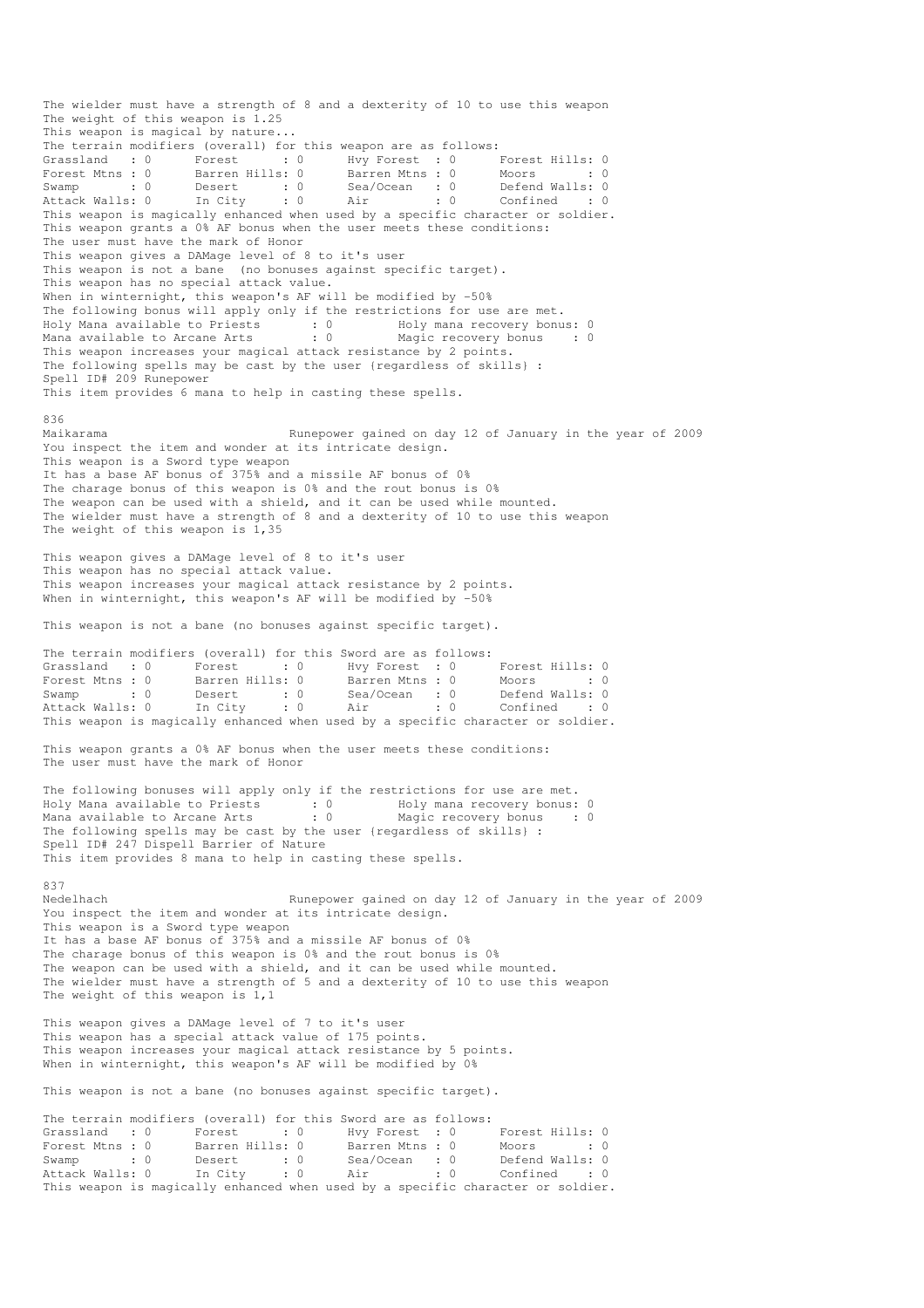The wielder must have a strength of 8 and a dexterity of 10 to use this weapon
The weight of this weapon is 1.25
This weapon is magical by nature...
The terrain modifiers (overall) for this weapon are as follows:

```
Grassland   : 0      Forest      : 0      Hvy Forest  : 0      Forest Hills: 0
Forest Mtns : 0      Barren Hills: 0      Barren Mtns : 0      Moors       : 0
Swamp       : 0      Desert      : 0      Sea/Ocean   : 0      Defend Walls: 0
Attack Walls: 0      In City     : 0      Air         : 0      Confined    : 0
```

This weapon is magically enhanced when used by a specific character or soldier.
This weapon grants a 0% AF bonus when the user meets these conditions:
The user must have the mark of Honor
This weapon gives a DAMage level of 8 to it's user
This weapon is not a bane (no bonuses against specific target).
This weapon has no special attack value.
When in winternight, this weapon's AF will be modified by -50%
The following bonus will apply only if the restrictions for use are met.

```
Holy Mana available to Priests      : 0        Holy mana recovery bonus: 0
Mana available to Arcane Arts       : 0        Magic recovery bonus    : 0
```

This weapon increases your magical attack resistance by 2 points.
The following spells may be cast by the user (regardless of skills) :
Spell ID# 209 Runepower
This item provides 6 mana to help in casting these spells.

836
Maikarama                          Runepower gained on day 12 of January in the year of 2009
You inspect the item and wonder at its intricate design.
This weapon is a Sword type weapon
It has a base AF bonus of 375% and a missile AF bonus of 0%
The charage bonus of this weapon is 0% and the rout bonus is 0%
The weapon can be used with a shield, and it can be used while mounted.
The wielder must have a strength of 8 and a dexterity of 10 to use this weapon
The weight of this weapon is 1,35

This weapon gives a DAMage level of 8 to it's user
This weapon has no special attack value.
This weapon increases your magical attack resistance by 2 points.
When in winternight, this weapon's AF will be modified by -50%

This weapon is not a bane (no bonuses against specific target).

The terrain modifiers (overall) for this Sword are as follows:

```
Grassland   : 0      Forest      : 0      Hvy Forest  : 0      Forest Hills: 0
Forest Mtns : 0      Barren Hills: 0      Barren Mtns : 0      Moors       : 0
Swamp       : 0      Desert      : 0      Sea/Ocean   : 0      Defend Walls: 0
Attack Walls: 0      In City     : 0      Air         : 0      Confined    : 0
```

This weapon is magically enhanced when used by a specific character or soldier.

This weapon grants a 0% AF bonus when the user meets these conditions:
The user must have the mark of Honor

The following bonuses will apply only if the restrictions for use are met.

```
Holy Mana available to Priests      : 0        Holy mana recovery bonus: 0
Mana available to Arcane Arts       : 0        Magic recovery bonus    : 0
```

The following spells may be cast by the user (regardless of skills) :
Spell ID# 247 Dispell Barrier of Nature
This item provides 8 mana to help in casting these spells.

837
Nedelhach                          Runepower gained on day 12 of January in the year of 2009
You inspect the item and wonder at its intricate design.
This weapon is a Sword type weapon
It has a base AF bonus of 375% and a missile AF bonus of 0%
The charage bonus of this weapon is 0% and the rout bonus is 0%
The weapon can be used with a shield, and it can be used while mounted.
The wielder must have a strength of 5 and a dexterity of 10 to use this weapon
The weight of this weapon is 1,1

This weapon gives a DAMage level of 7 to it's user
This weapon has a special attack value of 175 points.
This weapon increases your magical attack resistance by 5 points.
When in winternight, this weapon's AF will be modified by 0%

This weapon is not a bane (no bonuses against specific target).

The terrain modifiers (overall) for this Sword are as follows:

```
Grassland   : 0      Forest      : 0      Hvy Forest  : 0      Forest Hills: 0
Forest Mtns : 0      Barren Hills: 0      Barren Mtns : 0      Moors       : 0
Swamp       : 0      Desert      : 0      Sea/Ocean   : 0      Defend Walls: 0
Attack Walls: 0      In City     : 0      Air         : 0      Confined    : 0
```

This weapon is magically enhanced when used by a specific character or soldier.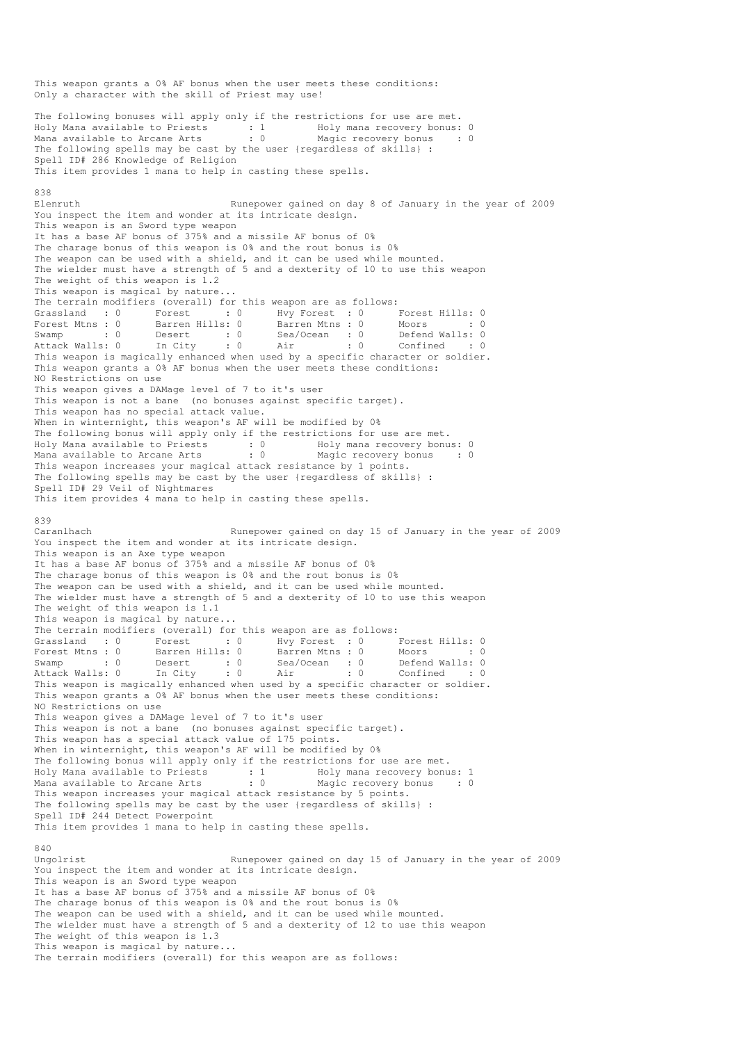This weapon grants a 0% AF bonus when the user meets these conditions:
Only a character with the skill of Priest may use!

The following bonuses will apply only if the restrictions for use are met.
Holy Mana available to Priests : 1 Holy mana recovery bonus: 0
Mana available to Arcane Arts : 0 Magic recovery bonus : 0
The following spells may be cast by the user (regardless of skills) :
Spell ID# 286 Knowledge of Religion
This item provides 1 mana to help in casting these spells.

838
Elenruth Runepower gained on day 8 of January in the year of 2009
You inspect the item and wonder at its intricate design.
This weapon is an Sword type weapon
It has a base AF bonus of 375% and a missile AF bonus of 0%
The charage bonus of this weapon is 0% and the rout bonus is 0%
The weapon can be used with a shield, and it can be used while mounted.
The wielder must have a strength of 5 and a dexterity of 10 to use this weapon
The weight of this weapon is 1.2
This weapon is magical by nature...
The terrain modifiers (overall) for this weapon are as follows:

```
Grassland   : 0      Forest      : 0      Hvy Forest  : 0      Forest Hills: 0
Forest Mtns : 0      Barren Hills: 0      Barren Mtns : 0      Moors       : 0
Swamp       : 0      Desert      : 0      Sea/Ocean   : 0      Defend Walls: 0
Attack Walls: 0      In City     : 0      Air         : 0      Confined    : 0
```

This weapon is magically enhanced when used by a specific character or soldier.
This weapon grants a 0% AF bonus when the user meets these conditions:
NO Restrictions on use
This weapon gives a DAMage level of 7 to it's user
This weapon is not a bane (no bonuses against specific target).
This weapon has no special attack value.
When in winternight, this weapon's AF will be modified by 0%
The following bonus will apply only if the restrictions for use are met.
Holy Mana available to Priests : 0 Holy mana recovery bonus: 0
Mana available to Arcane Arts : 0 Magic recovery bonus : 0
This weapon increases your magical attack resistance by 1 points.
The following spells may be cast by the user (regardless of skills) :
Spell ID# 29 Veil of Nightmares
This item provides 4 mana to help in casting these spells.

839
Caranlhach Runepower gained on day 15 of January in the year of 2009
You inspect the item and wonder at its intricate design.
This weapon is an Axe type weapon
It has a base AF bonus of 375% and a missile AF bonus of 0%
The charage bonus of this weapon is 0% and the rout bonus is 0%
The weapon can be used with a shield, and it can be used while mounted.
The wielder must have a strength of 5 and a dexterity of 10 to use this weapon
The weight of this weapon is 1.1
This weapon is magical by nature...
The terrain modifiers (overall) for this weapon are as follows:

```
Grassland   : 0      Forest      : 0      Hvy Forest  : 0      Forest Hills: 0
Forest Mtns : 0      Barren Hills: 0      Barren Mtns : 0      Moors       : 0
Swamp       : 0      Desert      : 0      Sea/Ocean   : 0      Defend Walls: 0
Attack Walls: 0      In City     : 0      Air         : 0      Confined    : 0
```

This weapon is magically enhanced when used by a specific character or soldier.
This weapon grants a 0% AF bonus when the user meets these conditions:
NO Restrictions on use
This weapon gives a DAMage level of 7 to it's user
This weapon is not a bane (no bonuses against specific target).
This weapon has a special attack value of 175 points.
When in winternight, this weapon's AF will be modified by 0%
The following bonus will apply only if the restrictions for use are met.
Holy Mana available to Priests : 1 Holy mana recovery bonus: 1
Mana available to Arcane Arts : 0 Magic recovery bonus : 0
This weapon increases your magical attack resistance by 5 points.
The following spells may be cast by the user (regardless of skills) :
Spell ID# 244 Detect Powerpoint
This item provides 1 mana to help in casting these spells.

840
Ungolrist Runepower gained on day 15 of January in the year of 2009
You inspect the item and wonder at its intricate design.
This weapon is an Sword type weapon
It has a base AF bonus of 375% and a missile AF bonus of 0%
The charage bonus of this weapon is 0% and the rout bonus is 0%
The weapon can be used with a shield, and it can be used while mounted.
The wielder must have a strength of 5 and a dexterity of 12 to use this weapon
The weight of this weapon is 1.3
This weapon is magical by nature...
The terrain modifiers (overall) for this weapon are as follows: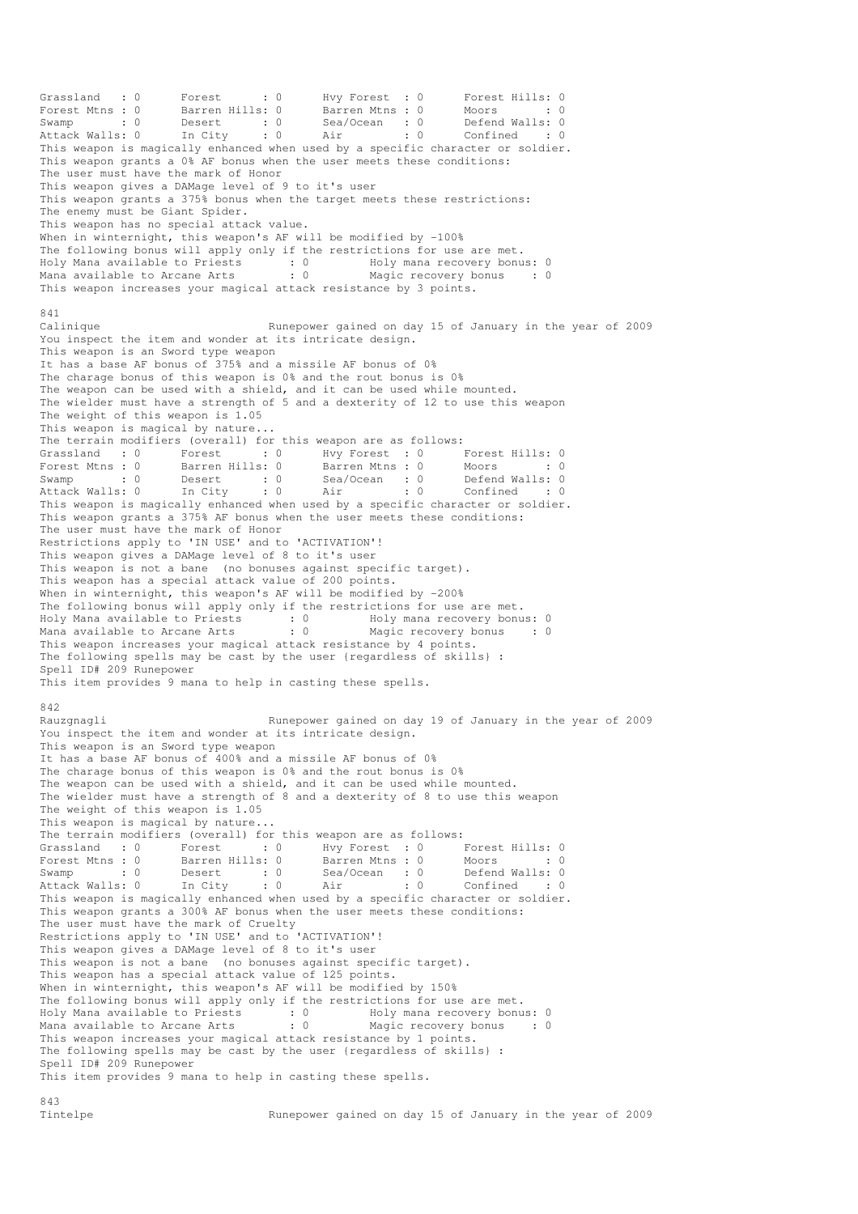```
Grassland   : 0      Forest      : 0      Hvy Forest  : 0      Forest Hills: 0
Forest Mtns : 0      Barren Hills: 0      Barren Mtns : 0      Moors       : 0
Swamp       : 0      Desert      : 0      Sea/Ocean   : 0      Defend Walls: 0
Attack Walls: 0      In City     : 0      Air         : 0      Confined    : 0
This weapon is magically enhanced when used by a specific character or soldier.
This weapon grants a 0% AF bonus when the user meets these conditions:
The user must have the mark of Honor
This weapon gives a DAMage level of 9 to it's user
This weapon grants a 375% bonus when the target meets these restrictions:
The enemy must be Giant Spider.
This weapon has no special attack value.
When in winternight, this weapon's AF will be modified by -100%
The following bonus will apply only if the restrictions for use are met.
Holy Mana available to Priests       : 0         Holy mana recovery bonus: 0
Mana available to Arcane Arts        : 0         Magic recovery bonus    : 0
This weapon increases your magical attack resistance by 3 points.

841
Calinique                          Runepower gained on day 15 of January in the year of 2009
You inspect the item and wonder at its intricate design.
This weapon is an Sword type weapon
It has a base AF bonus of 375% and a missile AF bonus of 0%
The charage bonus of this weapon is 0% and the rout bonus is 0%
The weapon can be used with a shield, and it can be used while mounted.
The wielder must have a strength of 5 and a dexterity of 12 to use this weapon
The weight of this weapon is 1.05
This weapon is magical by nature...
The terrain modifiers (overall) for this weapon are as follows:
Grassland   : 0      Forest      : 0      Hvy Forest  : 0      Forest Hills: 0
Forest Mtns : 0      Barren Hills: 0      Barren Mtns : 0      Moors       : 0
Swamp       : 0      Desert      : 0      Sea/Ocean   : 0      Defend Walls: 0
Attack Walls: 0      In City     : 0      Air         : 0      Confined    : 0
This weapon is magically enhanced when used by a specific character or soldier.
This weapon grants a 375% AF bonus when the user meets these conditions:
The user must have the mark of Honor
Restrictions apply to 'IN USE' and to 'ACTIVATION'!
This weapon gives a DAMage level of 8 to it's user
This weapon is not a bane  (no bonuses against specific target).
This weapon has a special attack value of 200 points.
When in winternight, this weapon's AF will be modified by -200%
The following bonus will apply only if the restrictions for use are met.
Holy Mana available to Priests       : 0         Holy mana recovery bonus: 0
Mana available to Arcane Arts        : 0         Magic recovery bonus    : 0
This weapon increases your magical attack resistance by 4 points.
The following spells may be cast by the user {regardless of skills} :
Spell ID# 209 Runepower
This item provides 9 mana to help in casting these spells.

842
Rauzgnagli                         Runepower gained on day 19 of January in the year of 2009
You inspect the item and wonder at its intricate design.
This weapon is an Sword type weapon
It has a base AF bonus of 400% and a missile AF bonus of 0%
The charage bonus of this weapon is 0% and the rout bonus is 0%
The weapon can be used with a shield, and it can be used while mounted.
The wielder must have a strength of 8 and a dexterity of 8 to use this weapon
The weight of this weapon is 1.05
This weapon is magical by nature...
The terrain modifiers (overall) for this weapon are as follows:
Grassland   : 0      Forest      : 0      Hvy Forest  : 0      Forest Hills: 0
Forest Mtns : 0      Barren Hills: 0      Barren Mtns : 0      Moors       : 0
Swamp       : 0      Desert      : 0      Sea/Ocean   : 0      Defend Walls: 0
Attack Walls: 0      In City     : 0      Air         : 0      Confined    : 0
This weapon is magically enhanced when used by a specific character or soldier.
This weapon grants a 300% AF bonus when the user meets these conditions:
The user must have the mark of Cruelty
Restrictions apply to 'IN USE' and to 'ACTIVATION'!
This weapon gives a DAMage level of 8 to it's user
This weapon is not a bane  (no bonuses against specific target).
This weapon has a special attack value of 125 points.
When in winternight, this weapon's AF will be modified by 150%
The following bonus will apply only if the restrictions for use are met.
Holy Mana available to Priests       : 0         Holy mana recovery bonus: 0
Mana available to Arcane Arts        : 0         Magic recovery bonus    : 0
This weapon increases your magical attack resistance by 1 points.
The following spells may be cast by the user {regardless of skills} :
Spell ID# 209 Runepower
This item provides 9 mana to help in casting these spells.

843
Tintelpe                           Runepower gained on day 15 of January in the year of 2009
```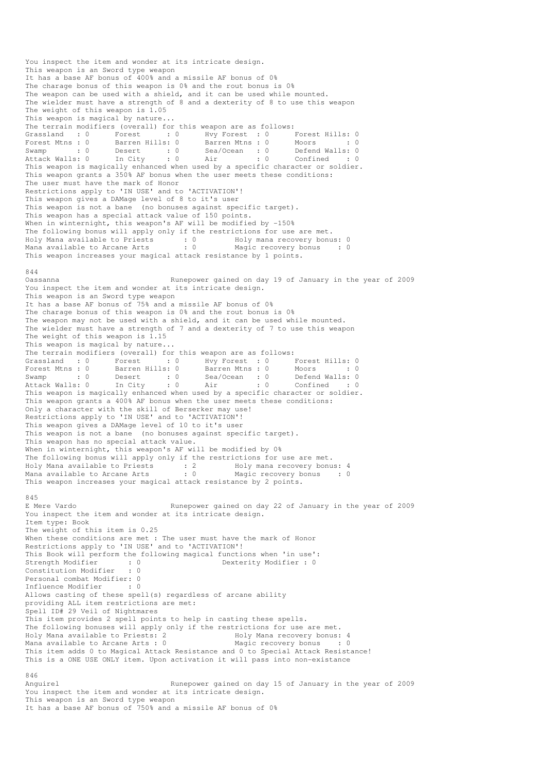You inspect the item and wonder at its intricate design.
This weapon is an Sword type weapon
It has a base AF bonus of 400% and a missile AF bonus of 0%
The charage bonus of this weapon is 0% and the rout bonus is 0%
The weapon can be used with a shield, and it can be used while mounted.
The wielder must have a strength of 8 and a dexterity of 8 to use this weapon
The weight of this weapon is 1.05
This weapon is magical by nature...
The terrain modifiers (overall) for this weapon are as follows:

```
Grassland   : 0      Forest      : 0      Hvy Forest  : 0      Forest Hills: 0
Forest Mtns : 0      Barren Hills: 0      Barren Mtns : 0      Moors       : 0
Swamp       : 0      Desert      : 0      Sea/Ocean   : 0      Defend Walls: 0
Attack Walls: 0      In City     : 0      Air         : 0      Confined    : 0
```

This weapon is magically enhanced when used by a specific character or soldier.
This weapon grants a 350% AF bonus when the user meets these conditions:
The user must have the mark of Honor
Restrictions apply to 'IN USE' and to 'ACTIVATION'!
This weapon gives a DAMage level of 8 to it's user
This weapon is not a bane  (no bonuses against specific target).
This weapon has a special attack value of 150 points.
When in winternight, this weapon's AF will be modified by -150%
The following bonus will apply only if the restrictions for use are met.

```
Holy Mana available to Priests       : 0         Holy mana recovery bonus: 0
Mana available to Arcane Arts        : 0         Magic recovery bonus    : 0
```

This weapon increases your magical attack resistance by 1 points.

844
Oassanna                            Runepower gained on day 19 of January in the year of 2009
You inspect the item and wonder at its intricate design.
This weapon is an Sword type weapon
It has a base AF bonus of 75% and a missile AF bonus of 0%
The charage bonus of this weapon is 0% and the rout bonus is 0%
The weapon may not be used with a shield, and it can be used while mounted.
The wielder must have a strength of 7 and a dexterity of 7 to use this weapon
The weight of this weapon is 1.15
This weapon is magical by nature...
The terrain modifiers (overall) for this weapon are as follows:

```
Grassland   : 0      Forest      : 0      Hvy Forest  : 0      Forest Hills: 0
Forest Mtns : 0      Barren Hills: 0      Barren Mtns : 0      Moors       : 0
Swamp       : 0      Desert      : 0      Sea/Ocean   : 0      Defend Walls: 0
Attack Walls: 0      In City     : 0      Air         : 0      Confined    : 0
```

This weapon is magically enhanced when used by a specific character or soldier.
This weapon grants a 400% AF bonus when the user meets these conditions:
Only a character with the skill of Berserker may use!
Restrictions apply to 'IN USE' and to 'ACTIVATION'!
This weapon gives a DAMage level of 10 to it's user
This weapon is not a bane  (no bonuses against specific target).
This weapon has no special attack value.
When in winternight, this weapon's AF will be modified by 0%
The following bonus will apply only if the restrictions for use are met.

```
Holy Mana available to Priests       : 2         Holy mana recovery bonus: 4
Mana available to Arcane Arts        : 0         Magic recovery bonus    : 0
```

This weapon increases your magical attack resistance by 2 points.

845
E Mere Vardo                        Runepower gained on day 22 of January in the year of 2009
You inspect the item and wonder at its intricate design.
Item type: Book
The weight of this item is 0.25
When these conditions are met : The user must have the mark of Honor
Restrictions apply to 'IN USE' and to 'ACTIVATION'!
This Book will perform the following magical functions when 'in use':

```
Strength Modifier       : 0                    Dexterity Modifier : 0
Constitution Modifier   : 0
Personal combat Modifier: 0
Influence Modifier      : 0
```

Allows casting of these spell(s) regardless of arcane ability
providing ALL item restrictions are met:
Spell ID# 29 Veil of Nightmares
This item provides 2 spell points to help in casting these spells.
The following bonuses will apply only if the restrictions for use are met.

```
Holy Mana available to Priests: 2                Holy Mana recovery bonus: 4
Mana available to Arcane Arts : 0                Magic recovery bonus    : 0
```

This item adds 0 to Magical Attack Resistance and 0 to Special Attack Resistance!
This is a ONE USE ONLY item. Upon activation it will pass into non-existance

846
Anguirel                            Runepower gained on day 15 of January in the year of 2009
You inspect the item and wonder at its intricate design.
This weapon is an Sword type weapon
It has a base AF bonus of 750% and a missile AF bonus of 0%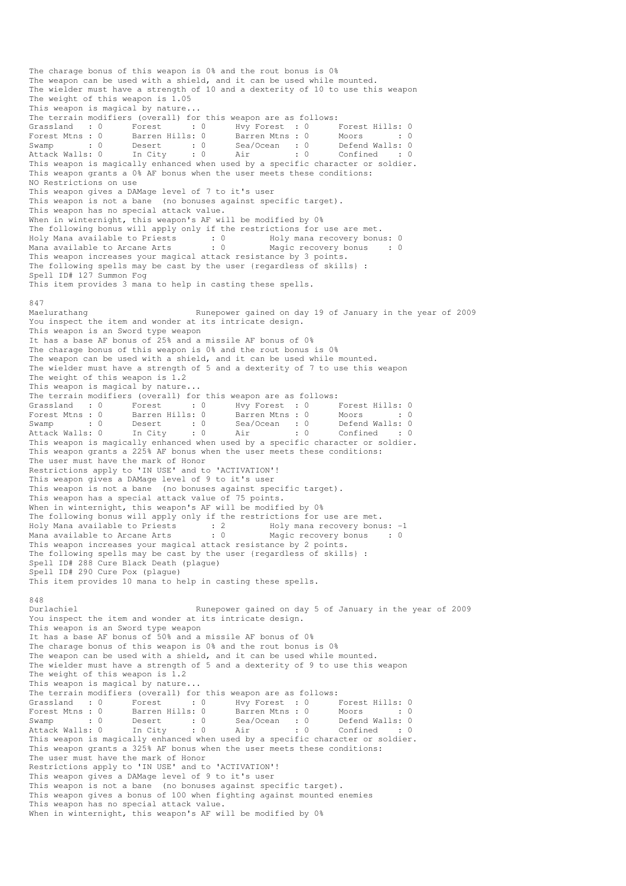The charage bonus of this weapon is 0% and the rout bonus is 0%
The weapon can be used with a shield, and it can be used while mounted.
The wielder must have a strength of 10 and a dexterity of 10 to use this weapon
The weight of this weapon is 1.05
This weapon is magical by nature...
The terrain modifiers (overall) for this weapon are as follows:

```
Grassland   : 0      Forest      : 0      Hvy Forest  : 0      Forest Hills: 0
Forest Mtns : 0      Barren Hills: 0      Barren Mtns : 0      Moors       : 0
Swamp       : 0      Desert      : 0      Sea/Ocean   : 0      Defend Walls: 0
Attack Walls: 0      In City     : 0      Air         : 0      Confined    : 0
```

This weapon is magically enhanced when used by a specific character or soldier.
This weapon grants a 0% AF bonus when the user meets these conditions:
NO Restrictions on use
This weapon gives a DAMage level of 7 to it's user
This weapon is not a bane (no bonuses against specific target).
This weapon has no special attack value.
When in winternight, this weapon's AF will be modified by 0%
The following bonus will apply only if the restrictions for use are met.

```
Holy Mana available to Priests      : 0         Holy mana recovery bonus: 0
Mana available to Arcane Arts       : 0         Magic recovery bonus    : 0
```

This weapon increases your magical attack resistance by 3 points.
The following spells may be cast by the user (regardless of skills) :
Spell ID# 127 Summon Fog
This item provides 3 mana to help in casting these spells.

847
Maelurathang                        Runepower gained on day 19 of January in the year of 2009
You inspect the item and wonder at its intricate design.
This weapon is an Sword type weapon
It has a base AF bonus of 25% and a missile AF bonus of 0%
The charage bonus of this weapon is 0% and the rout bonus is 0%
The weapon can be used with a shield, and it can be used while mounted.
The wielder must have a strength of 5 and a dexterity of 7 to use this weapon
The weight of this weapon is 1.2
This weapon is magical by nature...
The terrain modifiers (overall) for this weapon are as follows:

```
Grassland   : 0      Forest      : 0      Hvy Forest  : 0      Forest Hills: 0
Forest Mtns : 0      Barren Hills: 0      Barren Mtns : 0      Moors       : 0
Swamp       : 0      Desert      : 0      Sea/Ocean   : 0      Defend Walls: 0
Attack Walls: 0      In City     : 0      Air         : 0      Confined    : 0
```

This weapon is magically enhanced when used by a specific character or soldier.
This weapon grants a 225% AF bonus when the user meets these conditions:
The user must have the mark of Honor
Restrictions apply to 'IN USE' and to 'ACTIVATION'!
This weapon gives a DAMage level of 9 to it's user
This weapon is not a bane (no bonuses against specific target).
This weapon has a special attack value of 75 points.
When in winternight, this weapon's AF will be modified by 0%
The following bonus will apply only if the restrictions for use are met.

```
Holy Mana available to Priests      : 2         Holy mana recovery bonus: -1
Mana available to Arcane Arts       : 0         Magic recovery bonus    : 0
```

This weapon increases your magical attack resistance by 2 points.
The following spells may be cast by the user (regardless of skills) :
Spell ID# 288 Cure Black Death (plague)
Spell ID# 290 Cure Pox (plague)
This item provides 10 mana to help in casting these spells.

848
Durlachiel                          Runepower gained on day 5 of January in the year of 2009
You inspect the item and wonder at its intricate design.
This weapon is an Sword type weapon
It has a base AF bonus of 50% and a missile AF bonus of 0%
The charage bonus of this weapon is 0% and the rout bonus is 0%
The weapon can be used with a shield, and it can be used while mounted.
The wielder must have a strength of 5 and a dexterity of 9 to use this weapon
The weight of this weapon is 1.2
This weapon is magical by nature...
The terrain modifiers (overall) for this weapon are as follows:

```
Grassland   : 0      Forest      : 0      Hvy Forest  : 0      Forest Hills: 0
Forest Mtns : 0      Barren Hills: 0      Barren Mtns : 0      Moors       : 0
Swamp       : 0      Desert      : 0      Sea/Ocean   : 0      Defend Walls: 0
Attack Walls: 0      In City     : 0      Air         : 0      Confined    : 0
```

This weapon is magically enhanced when used by a specific character or soldier.
This weapon grants a 325% AF bonus when the user meets these conditions:
The user must have the mark of Honor
Restrictions apply to 'IN USE' and to 'ACTIVATION'!
This weapon gives a DAMage level of 9 to it's user
This weapon is not a bane (no bonuses against specific target).
This weapon gives a bonus of 100 when fighting against mounted enemies
This weapon has no special attack value.
When in winternight, this weapon's AF will be modified by 0%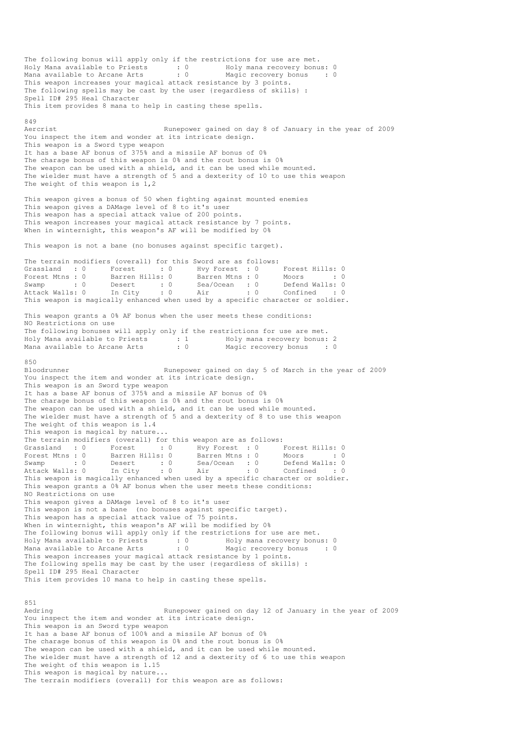The following bonus will apply only if the restrictions for use are met.
Holy Mana available to Priests : 0 Holy mana recovery bonus: 0
Mana available to Arcane Arts : 0 Magic recovery bonus : 0
This weapon increases your magical attack resistance by 3 points.
The following spells may be cast by the user {regardless of skills} :
Spell ID# 295 Heal Character
This item provides 8 mana to help in casting these spells.

849
Aercrist Runepower gained on day 8 of January in the year of 2009
You inspect the item and wonder at its intricate design.
This weapon is a Sword type weapon
It has a base AF bonus of 375% and a missile AF bonus of 0%
The charage bonus of this weapon is 0% and the rout bonus is 0%
The weapon can be used with a shield, and it can be used while mounted.
The wielder must have a strength of 5 and a dexterity of 10 to use this weapon
The weight of this weapon is 1,2

This weapon gives a bonus of 50 when fighting against mounted enemies
This weapon gives a DAMage level of 8 to it's user
This weapon has a special attack value of 200 points.
This weapon increases your magical attack resistance by 7 points.
When in winternight, this weapon's AF will be modified by 0%

This weapon is not a bane (no bonuses against specific target).

The terrain modifiers (overall) for this Sword are as follows:

| | | | | | | | |
|---|---|---|---|---|---|---|---|
| Grassland | : 0 | Forest | : 0 | Hvy Forest | : 0 | Forest Hills | : 0 |
| Forest Mtns | : 0 | Barren Hills | : 0 | Barren Mtns | : 0 | Moors | : 0 |
| Swamp | : 0 | Desert | : 0 | Sea/Ocean | : 0 | Defend Walls | : 0 |
| Attack Walls | : 0 | In City | : 0 | Air | : 0 | Confined | : 0 |

This weapon is magically enhanced when used by a specific character or soldier.

This weapon grants a 0% AF bonus when the user meets these conditions:
NO Restrictions on use
The following bonuses will apply only if the restrictions for use are met.
Holy Mana available to Priests : 1 Holy mana recovery bonus: 2
Mana available to Arcane Arts : 0 Magic recovery bonus : 0

850
Bloodrunner Runepower gained on day 5 of March in the year of 2009
You inspect the item and wonder at its intricate design.
This weapon is an Sword type weapon
It has a base AF bonus of 375% and a missile AF bonus of 0%
The charage bonus of this weapon is 0% and the rout bonus is 0%
The weapon can be used with a shield, and it can be used while mounted.
The wielder must have a strength of 5 and a dexterity of 8 to use this weapon
The weight of this weapon is 1.4
This weapon is magical by nature...
The terrain modifiers (overall) for this weapon are as follows:

| | | | | | | | |
|---|---|---|---|---|---|---|---|
| Grassland | : 0 | Forest | : 0 | Hvy Forest | : 0 | Forest Hills | : 0 |
| Forest Mtns | : 0 | Barren Hills | : 0 | Barren Mtns | : 0 | Moors | : 0 |
| Swamp | : 0 | Desert | : 0 | Sea/Ocean | : 0 | Defend Walls | : 0 |
| Attack Walls | : 0 | In City | : 0 | Air | : 0 | Confined | : 0 |

This weapon is magically enhanced when used by a specific character or soldier.
This weapon grants a 0% AF bonus when the user meets these conditions:
NO Restrictions on use
This weapon gives a DAMage level of 8 to it's user
This weapon is not a bane (no bonuses against specific target).
This weapon has a special attack value of 75 points.
When in winternight, this weapon's AF will be modified by 0%
The following bonus will apply only if the restrictions for use are met.
Holy Mana available to Priests : 0 Holy mana recovery bonus: 0
Mana available to Arcane Arts : 0 Magic recovery bonus : 0
This weapon increases your magical attack resistance by 1 points.
The following spells may be cast by the user {regardless of skills} :
Spell ID# 295 Heal Character
This item provides 10 mana to help in casting these spells.

851
Aedring Runepower gained on day 12 of January in the year of 2009
You inspect the item and wonder at its intricate design.
This weapon is an Sword type weapon
It has a base AF bonus of 100% and a missile AF bonus of 0%
The charage bonus of this weapon is 0% and the rout bonus is 0%
The weapon can be used with a shield, and it can be used while mounted.
The wielder must have a strength of 12 and a dexterity of 6 to use this weapon
The weight of this weapon is 1.15
This weapon is magical by nature...
The terrain modifiers (overall) for this weapon are as follows: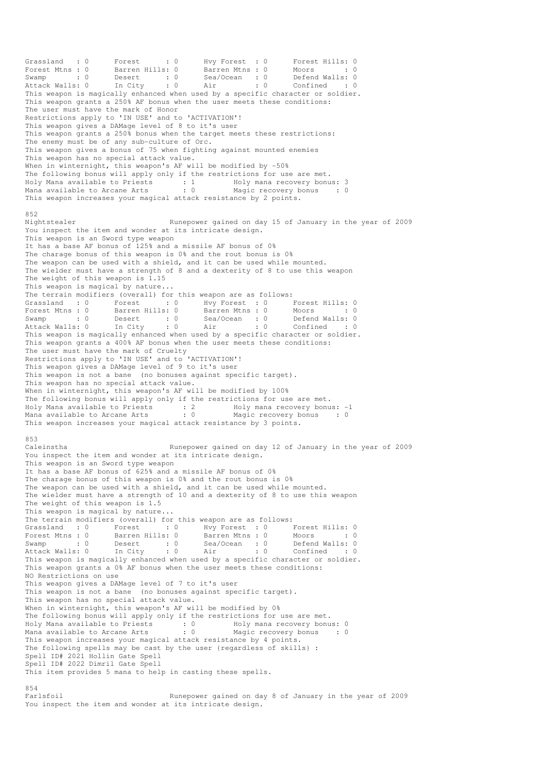```
Grassland   : 0      Forest      : 0      Hvy Forest  : 0      Forest Hills: 0
Forest Mtns : 0      Barren Hills: 0      Barren Mtns : 0      Moors       : 0
Swamp       : 0      Desert      : 0      Sea/Ocean   : 0      Defend Walls: 0
Attack Walls: 0      In City     : 0      Air         : 0      Confined    : 0
This weapon is magically enhanced when used by a specific character or soldier.
This weapon grants a 250% AF bonus when the user meets these conditions:
The user must have the mark of Honor
Restrictions apply to 'IN USE' and to 'ACTIVATION'!
This weapon gives a DAMage level of 8 to it's user
This weapon grants a 250% bonus when the target meets these restrictions:
The enemy must be of any sub-culture of Orc.
This weapon gives a bonus of 75 when fighting against mounted enemies
This weapon has no special attack value.
When in winternight, this weapon's AF will be modified by -50%
The following bonus will apply only if the restrictions for use are met.
Holy Mana available to Priests       : 1         Holy mana recovery bonus: 3
Mana available to Arcane Arts        : 0         Magic recovery bonus    : 0
This weapon increases your magical attack resistance by 2 points.

852
Nightstealer                       Runepower gained on day 15 of January in the year of 2009
You inspect the item and wonder at its intricate design.
This weapon is an Sword type weapon
It has a base AF bonus of 125% and a missile AF bonus of 0%
The charage bonus of this weapon is 0% and the rout bonus is 0%
The weapon can be used with a shield, and it can be used while mounted.
The wielder must have a strength of 8 and a dexterity of 8 to use this weapon
The weight of this weapon is 1.15
This weapon is magical by nature...
The terrain modifiers (overall) for this weapon are as follows:
Grassland   : 0      Forest      : 0      Hvy Forest  : 0      Forest Hills: 0
Forest Mtns : 0      Barren Hills: 0      Barren Mtns : 0      Moors       : 0
Swamp       : 0      Desert      : 0      Sea/Ocean   : 0      Defend Walls: 0
Attack Walls: 0      In City     : 0      Air         : 0      Confined    : 0
This weapon is magically enhanced when used by a specific character or soldier.
This weapon grants a 400% AF bonus when the user meets these conditions:
The user must have the mark of Cruelty
Restrictions apply to 'IN USE' and to 'ACTIVATION'!
This weapon gives a DAMage level of 9 to it's user
This weapon is not a bane  (no bonuses against specific target).
This weapon has no special attack value.
When in winternight, this weapon's AF will be modified by 100%
The following bonus will apply only if the restrictions for use are met.
Holy Mana available to Priests       : 2         Holy mana recovery bonus: -1
Mana available to Arcane Arts        : 0         Magic recovery bonus    : 0
This weapon increases your magical attack resistance by 3 points.

853
Caleinstha                         Runepower gained on day 12 of January in the year of 2009
You inspect the item and wonder at its intricate design.
This weapon is an Sword type weapon
It has a base AF bonus of 625% and a missile AF bonus of 0%
The charage bonus of this weapon is 0% and the rout bonus is 0%
The weapon can be used with a shield, and it can be used while mounted.
The wielder must have a strength of 10 and a dexterity of 8 to use this weapon
The weight of this weapon is 1.5
This weapon is magical by nature...
The terrain modifiers (overall) for this weapon are as follows:
Grassland   : 0      Forest      : 0      Hvy Forest  : 0      Forest Hills: 0
Forest Mtns : 0      Barren Hills: 0      Barren Mtns : 0      Moors       : 0
Swamp       : 0      Desert      : 0      Sea/Ocean   : 0      Defend Walls: 0
Attack Walls: 0      In City     : 0      Air         : 0      Confined    : 0
This weapon is magically enhanced when used by a specific character or soldier.
This weapon grants a 0% AF bonus when the user meets these conditions:
NO Restrictions on use
This weapon gives a DAMage level of 7 to it's user
This weapon is not a bane  (no bonuses against specific target).
This weapon has no special attack value.
When in winternight, this weapon's AF will be modified by 0%
The following bonus will apply only if the restrictions for use are met.
Holy Mana available to Priests       : 0         Holy mana recovery bonus: 0
Mana available to Arcane Arts        : 0         Magic recovery bonus    : 0
This weapon increases your magical attack resistance by 4 points.
The following spells may be cast by the user (regardless of skills) :
Spell ID# 2021 Hollin Gate Spell
Spell ID# 2022 Dimril Gate Spell
This item provides 5 mana to help in casting these spells.

854
Farlsfoil                          Runepower gained on day 8 of January in the year of 2009
You inspect the item and wonder at its intricate design.
```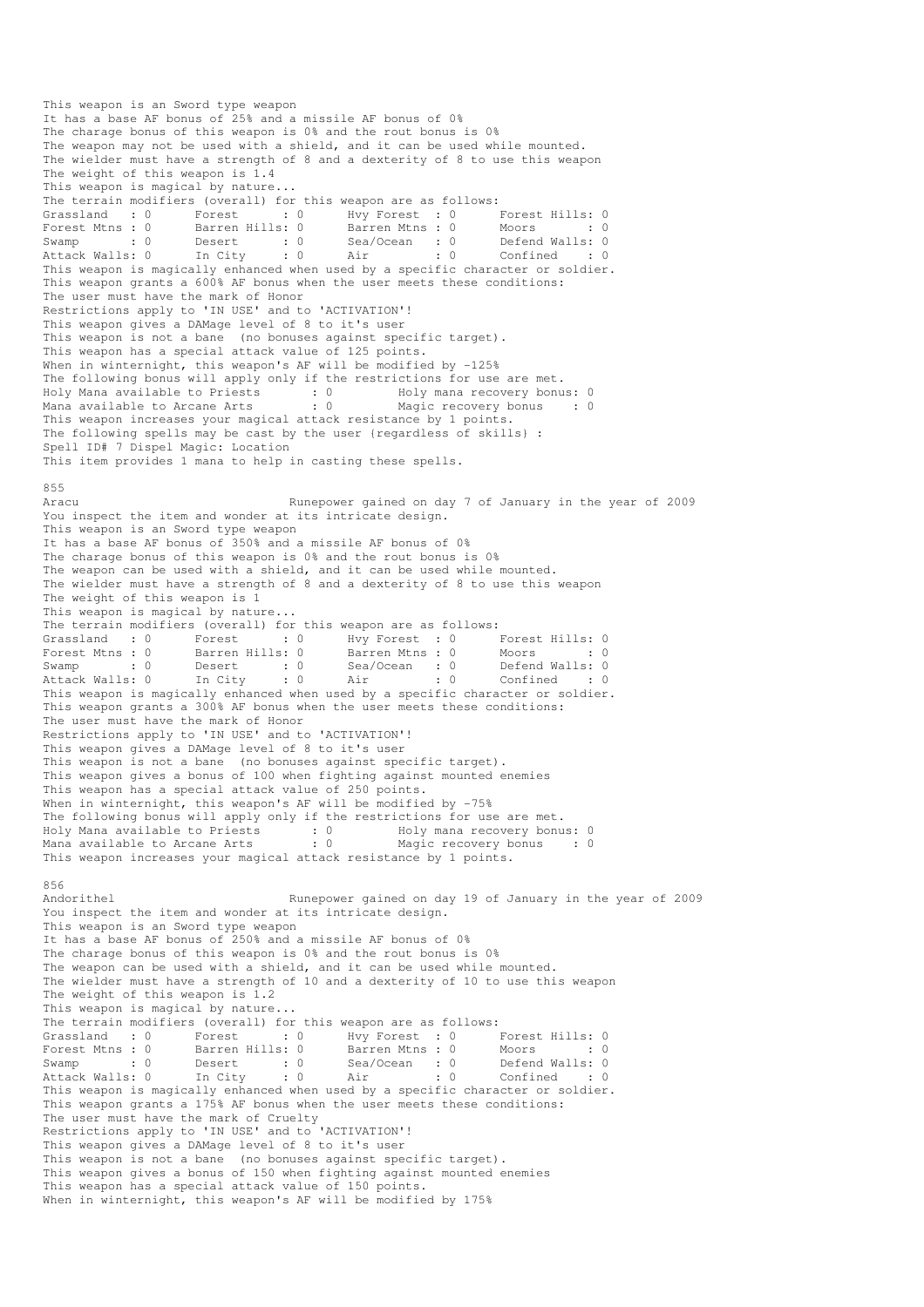This weapon is an Sword type weapon
It has a base AF bonus of 25% and a missile AF bonus of 0%
The charage bonus of this weapon is 0% and the rout bonus is 0%
The weapon may not be used with a shield, and it can be used while mounted.
The wielder must have a strength of 8 and a dexterity of 8 to use this weapon
The weight of this weapon is 1.4
This weapon is magical by nature...
The terrain modifiers (overall) for this weapon are as follows:

```
Grassland   : 0      Forest      : 0      Hvy Forest  : 0      Forest Hills: 0
Forest Mtns : 0      Barren Hills: 0      Barren Mtns : 0      Moors       : 0
Swamp       : 0      Desert      : 0      Sea/Ocean   : 0      Defend Walls: 0
Attack Walls: 0      In City     : 0      Air         : 0      Confined    : 0
```

This weapon is magically enhanced when used by a specific character or soldier.
This weapon grants a 600% AF bonus when the user meets these conditions:
The user must have the mark of Honor
Restrictions apply to 'IN USE' and to 'ACTIVATION'!
This weapon gives a DAMage level of 8 to it's user
This weapon is not a bane (no bonuses against specific target).
This weapon has a special attack value of 125 points.
When in winternight, this weapon's AF will be modified by -125%
The following bonus will apply only if the restrictions for use are met.

```
Holy Mana available to Priests      : 0        Holy mana recovery bonus: 0
Mana available to Arcane Arts       : 0        Magic recovery bonus    : 0
```

This weapon increases your magical attack resistance by 1 points.
The following spells may be cast by the user {regardless of skills} :
Spell ID# 7 Dispel Magic: Location
This item provides 1 mana to help in casting these spells.

855
Aracu                              Runepower gained on day 7 of January in the year of 2009
You inspect the item and wonder at its intricate design.
This weapon is an Sword type weapon
It has a base AF bonus of 350% and a missile AF bonus of 0%
The charage bonus of this weapon is 0% and the rout bonus is 0%
The weapon can be used with a shield, and it can be used while mounted.
The wielder must have a strength of 8 and a dexterity of 8 to use this weapon
The weight of this weapon is 1
This weapon is magical by nature...
The terrain modifiers (overall) for this weapon are as follows:

```
Grassland   : 0      Forest      : 0      Hvy Forest  : 0      Forest Hills: 0
Forest Mtns : 0      Barren Hills: 0      Barren Mtns : 0      Moors       : 0
Swamp       : 0      Desert      : 0      Sea/Ocean   : 0      Defend Walls: 0
Attack Walls: 0      In City     : 0      Air         : 0      Confined    : 0
```

This weapon is magically enhanced when used by a specific character or soldier.
This weapon grants a 300% AF bonus when the user meets these conditions:
The user must have the mark of Honor
Restrictions apply to 'IN USE' and to 'ACTIVATION'!
This weapon gives a DAMage level of 8 to it's user
This weapon is not a bane (no bonuses against specific target).
This weapon gives a bonus of 100 when fighting against mounted enemies
This weapon has a special attack value of 250 points.
When in winternight, this weapon's AF will be modified by -75%
The following bonus will apply only if the restrictions for use are met.

```
Holy Mana available to Priests      : 0        Holy mana recovery bonus: 0
Mana available to Arcane Arts       : 0        Magic recovery bonus    : 0
```

This weapon increases your magical attack resistance by 1 points.

856
Andorithel                         Runepower gained on day 19 of January in the year of 2009
You inspect the item and wonder at its intricate design.
This weapon is an Sword type weapon
It has a base AF bonus of 250% and a missile AF bonus of 0%
The charage bonus of this weapon is 0% and the rout bonus is 0%
The weapon can be used with a shield, and it can be used while mounted.
The wielder must have a strength of 10 and a dexterity of 10 to use this weapon
The weight of this weapon is 1.2
This weapon is magical by nature...
The terrain modifiers (overall) for this weapon are as follows:

```
Grassland   : 0      Forest      : 0      Hvy Forest  : 0      Forest Hills: 0
Forest Mtns : 0      Barren Hills: 0      Barren Mtns : 0      Moors       : 0
Swamp       : 0      Desert      : 0      Sea/Ocean   : 0      Defend Walls: 0
Attack Walls: 0      In City     : 0      Air         : 0      Confined    : 0
```

This weapon is magically enhanced when used by a specific character or soldier.
This weapon grants a 175% AF bonus when the user meets these conditions:
The user must have the mark of Cruelty
Restrictions apply to 'IN USE' and to 'ACTIVATION'!
This weapon gives a DAMage level of 8 to it's user
This weapon is not a bane (no bonuses against specific target).
This weapon gives a bonus of 150 when fighting against mounted enemies
This weapon has a special attack value of 150 points.
When in winternight, this weapon's AF will be modified by 175%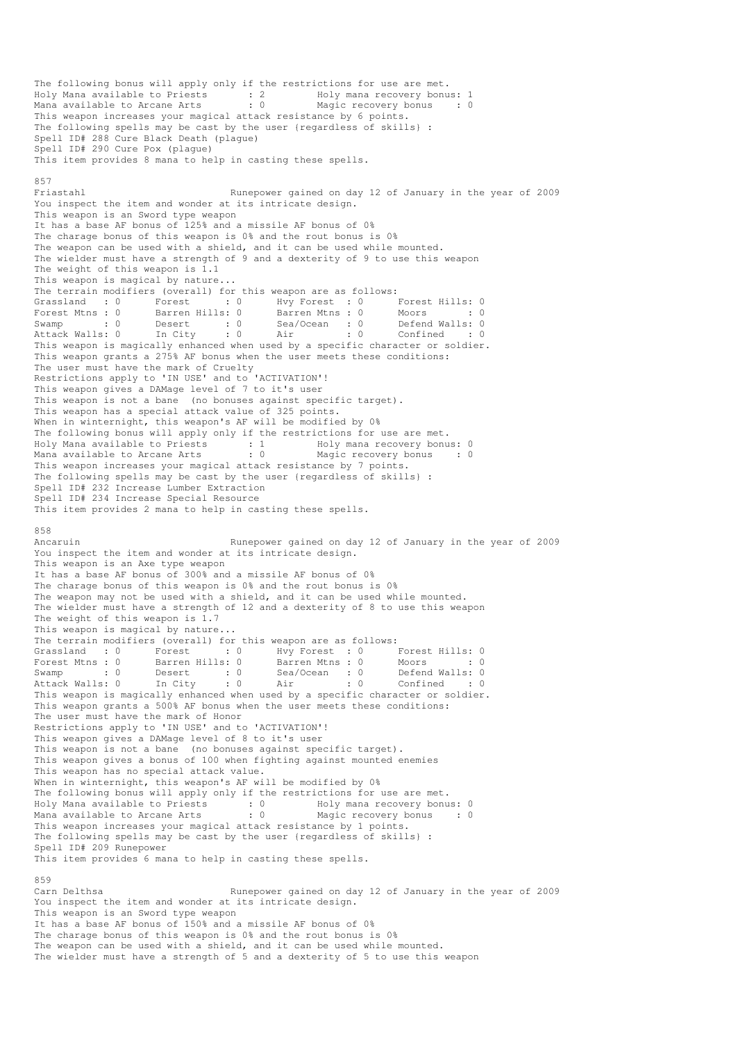The following bonus will apply only if the restrictions for use are met.
Holy Mana available to Priests : 2 Holy mana recovery bonus: 1
Mana available to Arcane Arts : 0 Magic recovery bonus : 0
This weapon increases your magical attack resistance by 6 points.
The following spells may be cast by the user (regardless of skills) :
Spell ID# 288 Cure Black Death (plague)
Spell ID# 290 Cure Pox (plague)
This item provides 8 mana to help in casting these spells.

857
Friastahl Runepower gained on day 12 of January in the year of 2009
You inspect the item and wonder at its intricate design.
This weapon is an Sword type weapon
It has a base AF bonus of 125% and a missile AF bonus of 0%
The charage bonus of this weapon is 0% and the rout bonus is 0%
The weapon can be used with a shield, and it can be used while mounted.
The wielder must have a strength of 9 and a dexterity of 9 to use this weapon
The weight of this weapon is 1.1
This weapon is magical by nature...
The terrain modifiers (overall) for this weapon are as follows:

| | | | | | | | |
|---|---|---|---|---|---|---|---|
| Grassland | : 0 | Forest | : 0 | Hvy Forest | : 0 | Forest Hills | : 0 |
| Forest Mtns | : 0 | Barren Hills | : 0 | Barren Mtns | : 0 | Moors | : 0 |
| Swamp | : 0 | Desert | : 0 | Sea/Ocean | : 0 | Defend Walls | : 0 |
| Attack Walls | : 0 | In City | : 0 | Air | : 0 | Confined | : 0 |

This weapon is magically enhanced when used by a specific character or soldier.
This weapon grants a 275% AF bonus when the user meets these conditions:
The user must have the mark of Cruelty
Restrictions apply to 'IN USE' and to 'ACTIVATION'!
This weapon gives a DAMage level of 7 to it's user
This weapon is not a bane (no bonuses against specific target).
This weapon has a special attack value of 325 points.
When in winternight, this weapon's AF will be modified by 0%
The following bonus will apply only if the restrictions for use are met.
Holy Mana available to Priests : 1 Holy mana recovery bonus: 0
Mana available to Arcane Arts : 0 Magic recovery bonus : 0
This weapon increases your magical attack resistance by 7 points.
The following spells may be cast by the user (regardless of skills) :
Spell ID# 232 Increase Lumber Extraction
Spell ID# 234 Increase Special Resource
This item provides 2 mana to help in casting these spells.

858
Ancaruin Runepower gained on day 12 of January in the year of 2009
You inspect the item and wonder at its intricate design.
This weapon is an Axe type weapon
It has a base AF bonus of 300% and a missile AF bonus of 0%
The charage bonus of this weapon is 0% and the rout bonus is 0%
The weapon may not be used with a shield, and it can be used while mounted.
The wielder must have a strength of 12 and a dexterity of 8 to use this weapon
The weight of this weapon is 1.7
This weapon is magical by nature...
The terrain modifiers (overall) for this weapon are as follows:

| | | | | | | | |
|---|---|---|---|---|---|---|---|
| Grassland | : 0 | Forest | : 0 | Hvy Forest | : 0 | Forest Hills | : 0 |
| Forest Mtns | : 0 | Barren Hills | : 0 | Barren Mtns | : 0 | Moors | : 0 |
| Swamp | : 0 | Desert | : 0 | Sea/Ocean | : 0 | Defend Walls | : 0 |
| Attack Walls | : 0 | In City | : 0 | Air | : 0 | Confined | : 0 |

This weapon is magically enhanced when used by a specific character or soldier.
This weapon grants a 500% AF bonus when the user meets these conditions:
The user must have the mark of Honor
Restrictions apply to 'IN USE' and to 'ACTIVATION'!
This weapon gives a DAMage level of 8 to it's user
This weapon is not a bane (no bonuses against specific target).
This weapon gives a bonus of 100 when fighting against mounted enemies
This weapon has no special attack value.
When in winternight, this weapon's AF will be modified by 0%
The following bonus will apply only if the restrictions for use are met.
Holy Mana available to Priests : 0 Holy mana recovery bonus: 0
Mana available to Arcane Arts : 0 Magic recovery bonus : 0
This weapon increases your magical attack resistance by 1 points.
The following spells may be cast by the user (regardless of skills) :
Spell ID# 209 Runepower
This item provides 6 mana to help in casting these spells.

859
Carn Delthsa Runepower gained on day 12 of January in the year of 2009
You inspect the item and wonder at its intricate design.
This weapon is an Sword type weapon
It has a base AF bonus of 150% and a missile AF bonus of 0%
The charage bonus of this weapon is 0% and the rout bonus is 0%
The weapon can be used with a shield, and it can be used while mounted.
The wielder must have a strength of 5 and a dexterity of 5 to use this weapon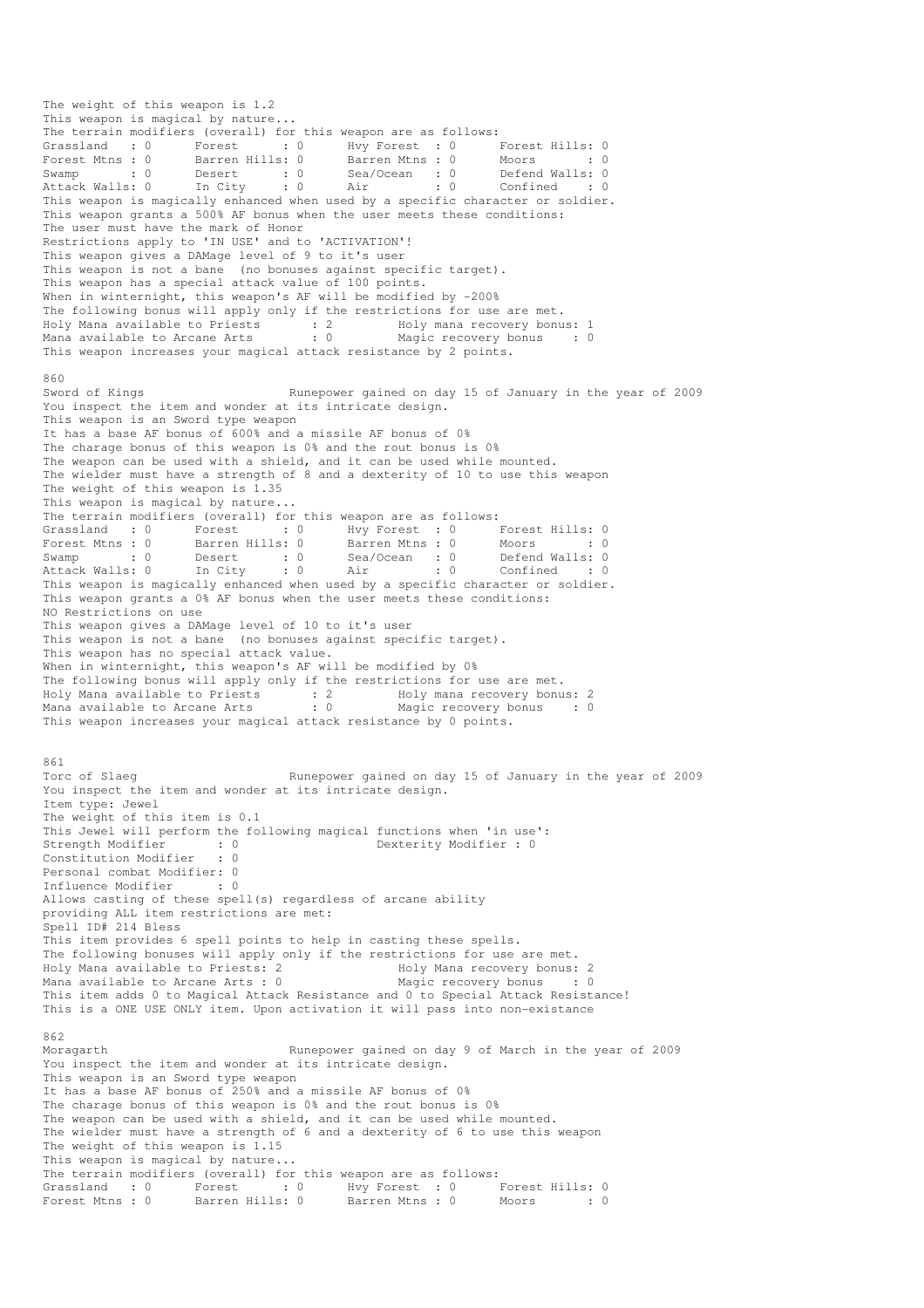```
The weight of this weapon is 1.2
This weapon is magical by nature...
The terrain modifiers (overall) for this weapon are as follows:
Grassland   : 0      Forest      : 0      Hvy Forest  : 0      Forest Hills: 0
Forest Mtns : 0      Barren Hills: 0      Barren Mtns : 0      Moors       : 0
Swamp       : 0      Desert      : 0      Sea/Ocean   : 0      Defend Walls: 0
Attack Walls: 0      In City     : 0      Air         : 0      Confined    : 0
This weapon is magically enhanced when used by a specific character or soldier.
This weapon grants a 500% AF bonus when the user meets these conditions:
The user must have the mark of Honor
Restrictions apply to 'IN USE' and to 'ACTIVATION'!
This weapon gives a DAMage level of 9 to it's user
This weapon is not a bane  (no bonuses against specific target).
This weapon has a special attack value of 100 points.
When in winternight, this weapon's AF will be modified by -200%
The following bonus will apply only if the restrictions for use are met.
Holy Mana available to Priests       : 2         Holy mana recovery bonus: 1
Mana available to Arcane Arts        : 0         Magic recovery bonus    : 0
This weapon increases your magical attack resistance by 2 points.

860
Sword of Kings                    Runepower gained on day 15 of January in the year of 2009
You inspect the item and wonder at its intricate design.
This weapon is an Sword type weapon
It has a base AF bonus of 600% and a missile AF bonus of 0%
The charage bonus of this weapon is 0% and the rout bonus is 0%
The weapon can be used with a shield, and it can be used while mounted.
The wielder must have a strength of 8 and a dexterity of 10 to use this weapon
The weight of this weapon is 1.35
This weapon is magical by nature...
The terrain modifiers (overall) for this weapon are as follows:
Grassland   : 0      Forest      : 0      Hvy Forest  : 0      Forest Hills: 0
Forest Mtns : 0      Barren Hills: 0      Barren Mtns : 0      Moors       : 0
Swamp       : 0      Desert      : 0      Sea/Ocean   : 0      Defend Walls: 0
Attack Walls: 0      In City     : 0      Air         : 0      Confined    : 0
This weapon is magically enhanced when used by a specific character or soldier.
This weapon grants a 0% AF bonus when the user meets these conditions:
NO Restrictions on use
This weapon gives a DAMage level of 10 to it's user
This weapon is not a bane  (no bonuses against specific target).
This weapon has no special attack value.
When in winternight, this weapon's AF will be modified by 0%
The following bonus will apply only if the restrictions for use are met.
Holy Mana available to Priests       : 2         Holy mana recovery bonus: 2
Mana available to Arcane Arts        : 0         Magic recovery bonus    : 0
This weapon increases your magical attack resistance by 0 points.


861
Torc of Slaeg                     Runepower gained on day 15 of January in the year of 2009
You inspect the item and wonder at its intricate design.
Item type: Jewel
The weight of this item is 0.1
This Jewel will perform the following magical functions when 'in use':
Strength Modifier       : 0                    Dexterity Modifier : 0
Constitution Modifier   : 0
Personal combat Modifier: 0
Influence Modifier      : 0
Allows casting of these spell(s) regardless of arcane ability
providing ALL item restrictions are met:
Spell ID# 214 Bless
This item provides 6 spell points to help in casting these spells.
The following bonuses will apply only if the restrictions for use are met.
Holy Mana available to Priests: 2                Holy Mana recovery bonus: 2
Mana available to Arcane Arts : 0                Magic recovery bonus    : 0
This item adds 0 to Magical Attack Resistance and 0 to Special Attack Resistance!
This is a ONE USE ONLY item. Upon activation it will pass into non-existance

862
Moragarth                         Runepower gained on day 9 of March in the year of 2009
You inspect the item and wonder at its intricate design.
This weapon is an Sword type weapon
It has a base AF bonus of 250% and a missile AF bonus of 0%
The charage bonus of this weapon is 0% and the rout bonus is 0%
The weapon can be used with a shield, and it can be used while mounted.
The wielder must have a strength of 6 and a dexterity of 6 to use this weapon
The weight of this weapon is 1.15
This weapon is magical by nature...
The terrain modifiers (overall) for this weapon are as follows:
Grassland   : 0      Forest      : 0      Hvy Forest  : 0      Forest Hills: 0
Forest Mtns : 0      Barren Hills: 0      Barren Mtns : 0      Moors       : 0
```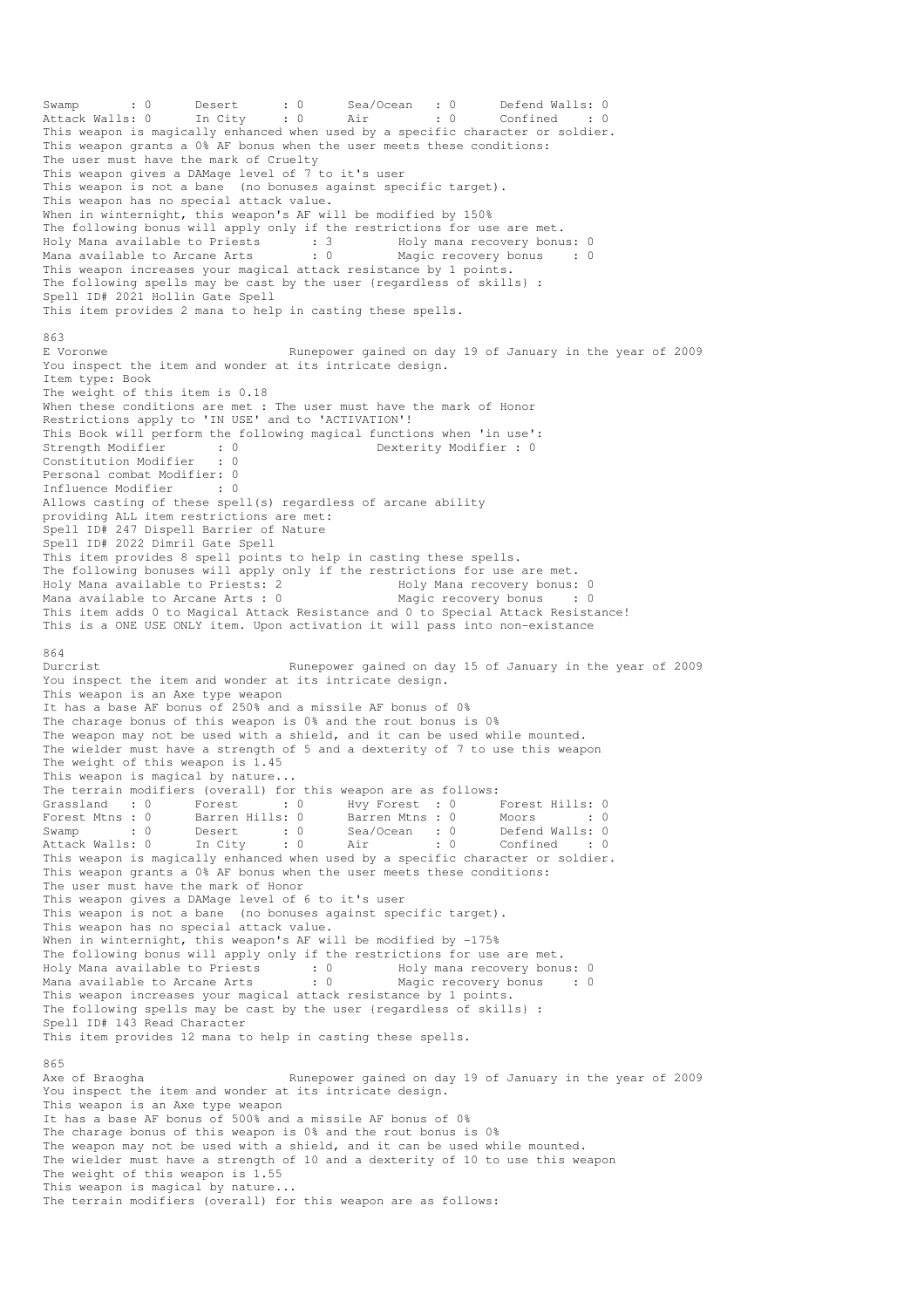```
Swamp       : 0      Desert      : 0      Sea/Ocean   : 0      Defend Walls: 0
Attack Walls: 0      In City     : 0      Air         : 0      Confined    : 0
This weapon is magically enhanced when used by a specific character or soldier.
This weapon grants a 0% AF bonus when the user meets these conditions:
The user must have the mark of Cruelty
This weapon gives a DAMage level of 7 to it's user
This weapon is not a bane  (no bonuses against specific target).
This weapon has no special attack value.
When in winternight, this weapon's AF will be modified by 150%
The following bonus will apply only if the restrictions for use are met.
Holy Mana available to Priests      : 3         Holy mana recovery bonus: 0
Mana available to Arcane Arts       : 0         Magic recovery bonus    : 0
This weapon increases your magical attack resistance by 1 points.
The following spells may be cast by the user (regardless of skills) :
Spell ID# 2021 Hollin Gate Spell
This item provides 2 mana to help in casting these spells.

863
E Voronwe                         Runepower gained on day 19 of January in the year of 2009
You inspect the item and wonder at its intricate design.
Item type: Book
The weight of this item is 0.18
When these conditions are met : The user must have the mark of Honor
Restrictions apply to 'IN USE' and to 'ACTIVATION'!
This Book will perform the following magical functions when 'in use':
Strength Modifier       : 0                   Dexterity Modifier : 0
Constitution Modifier   : 0
Personal combat Modifier: 0
Influence Modifier      : 0
Allows casting of these spell(s) regardless of arcane ability
providing ALL item restrictions are met:
Spell ID# 247 Dispell Barrier of Nature
Spell ID# 2022 Dimril Gate Spell
This item provides 8 spell points to help in casting these spells.
The following bonuses will apply only if the restrictions for use are met.
Holy Mana available to Priests: 2               Holy Mana recovery bonus: 0
Mana available to Arcane Arts : 0               Magic recovery bonus    : 0
This item adds 0 to Magical Attack Resistance and 0 to Special Attack Resistance!
This is a ONE USE ONLY item. Upon activation it will pass into non-existance

864
Durcrist                          Runepower gained on day 15 of January in the year of 2009
You inspect the item and wonder at its intricate design.
This weapon is an Axe type weapon
It has a base AF bonus of 250% and a missile AF bonus of 0%
The charage bonus of this weapon is 0% and the rout bonus is 0%
The weapon may not be used with a shield, and it can be used while mounted.
The wielder must have a strength of 5 and a dexterity of 7 to use this weapon
The weight of this weapon is 1.45
This weapon is magical by nature...
The terrain modifiers (overall) for this weapon are as follows:
Grassland   : 0      Forest      : 0      Hvy Forest  : 0      Forest Hills: 0
Forest Mtns : 0      Barren Hills: 0      Barren Mtns : 0      Moors       : 0
Swamp       : 0      Desert      : 0      Sea/Ocean   : 0      Defend Walls: 0
Attack Walls: 0      In City     : 0      Air         : 0      Confined    : 0
This weapon is magically enhanced when used by a specific character or soldier.
This weapon grants a 0% AF bonus when the user meets these conditions:
The user must have the mark of Honor
This weapon gives a DAMage level of 6 to it's user
This weapon is not a bane  (no bonuses against specific target).
This weapon has no special attack value.
When in winternight, this weapon's AF will be modified by -175%
The following bonus will apply only if the restrictions for use are met.
Holy Mana available to Priests      : 0         Holy mana recovery bonus: 0
Mana available to Arcane Arts       : 0         Magic recovery bonus    : 0
This weapon increases your magical attack resistance by 1 points.
The following spells may be cast by the user (regardless of skills) :
Spell ID# 143 Read Character
This item provides 12 mana to help in casting these spells.

865
Axe of Braogha                    Runepower gained on day 19 of January in the year of 2009
You inspect the item and wonder at its intricate design.
This weapon is an Axe type weapon
It has a base AF bonus of 500% and a missile AF bonus of 0%
The charage bonus of this weapon is 0% and the rout bonus is 0%
The weapon may not be used with a shield, and it can be used while mounted.
The wielder must have a strength of 10 and a dexterity of 10 to use this weapon
The weight of this weapon is 1.55
This weapon is magical by nature...
The terrain modifiers (overall) for this weapon are as follows:
```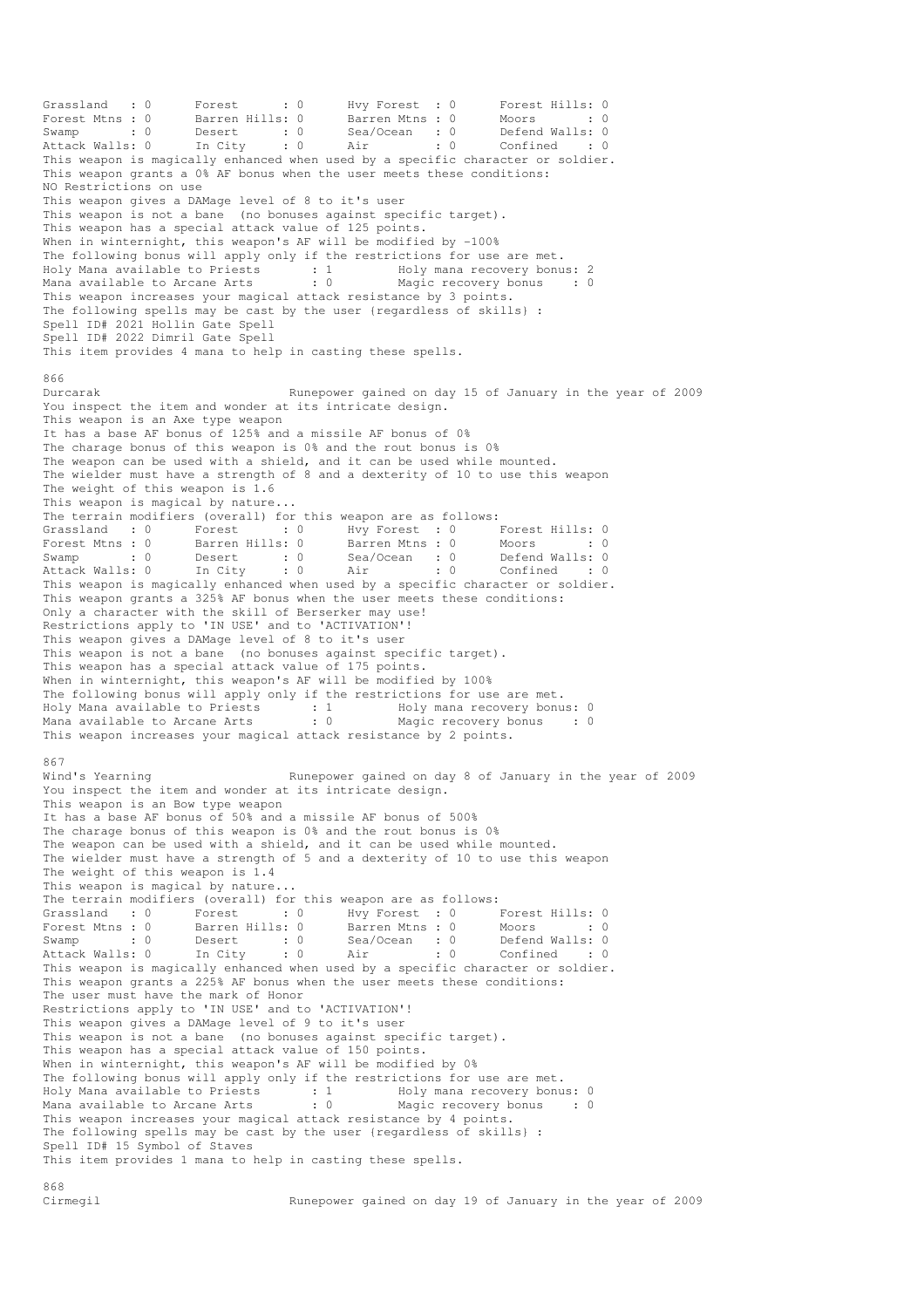```
Grassland   : 0      Forest      : 0      Hvy Forest  : 0      Forest Hills: 0
Forest Mtns : 0      Barren Hills: 0      Barren Mtns : 0      Moors       : 0
Swamp       : 0      Desert      : 0      Sea/Ocean   : 0      Defend Walls: 0
Attack Walls: 0      In City     : 0      Air         : 0      Confined    : 0
This weapon is magically enhanced when used by a specific character or soldier.
This weapon grants a 0% AF bonus when the user meets these conditions:
NO Restrictions on use
This weapon gives a DAMage level of 8 to it's user
This weapon is not a bane  (no bonuses against specific target).
This weapon has a special attack value of 125 points.
When in winternight, this weapon's AF will be modified by -100%
The following bonus will apply only if the restrictions for use are met.
Holy Mana available to Priests       : 1         Holy mana recovery bonus: 2
Mana available to Arcane Arts        : 0         Magic recovery bonus    : 0
This weapon increases your magical attack resistance by 3 points.
The following spells may be cast by the user {regardless of skills} :
Spell ID# 2021 Hollin Gate Spell
Spell ID# 2022 Dimril Gate Spell
This item provides 4 mana to help in casting these spells.

866
Durcarak                          Runepower gained on day 15 of January in the year of 2009
You inspect the item and wonder at its intricate design.
This weapon is an Axe type weapon
It has a base AF bonus of 125% and a missile AF bonus of 0%
The charage bonus of this weapon is 0% and the rout bonus is 0%
The weapon can be used with a shield, and it can be used while mounted.
The wielder must have a strength of 8 and a dexterity of 10 to use this weapon
The weight of this weapon is 1.6
This weapon is magical by nature...
The terrain modifiers (overall) for this weapon are as follows:
Grassland   : 0      Forest      : 0      Hvy Forest  : 0      Forest Hills: 0
Forest Mtns : 0      Barren Hills: 0      Barren Mtns : 0      Moors       : 0
Swamp       : 0      Desert      : 0      Sea/Ocean   : 0      Defend Walls: 0
Attack Walls: 0      In City     : 0      Air         : 0      Confined    : 0
This weapon is magically enhanced when used by a specific character or soldier.
This weapon grants a 325% AF bonus when the user meets these conditions:
Only a character with the skill of Berserker may use!
Restrictions apply to 'IN USE' and to 'ACTIVATION'!
This weapon gives a DAMage level of 8 to it's user
This weapon is not a bane  (no bonuses against specific target).
This weapon has a special attack value of 175 points.
When in winternight, this weapon's AF will be modified by 100%
The following bonus will apply only if the restrictions for use are met.
Holy Mana available to Priests       : 1         Holy mana recovery bonus: 0
Mana available to Arcane Arts        : 0         Magic recovery bonus    : 0
This weapon increases your magical attack resistance by 2 points.

867
Wind's Yearning                   Runepower gained on day 8 of January in the year of 2009
You inspect the item and wonder at its intricate design.
This weapon is an Bow type weapon
It has a base AF bonus of 50% and a missile AF bonus of 500%
The charage bonus of this weapon is 0% and the rout bonus is 0%
The weapon can be used with a shield, and it can be used while mounted.
The wielder must have a strength of 5 and a dexterity of 10 to use this weapon
The weight of this weapon is 1.4
This weapon is magical by nature...
The terrain modifiers (overall) for this weapon are as follows:
Grassland   : 0      Forest      : 0      Hvy Forest  : 0      Forest Hills: 0
Forest Mtns : 0      Barren Hills: 0      Barren Mtns : 0      Moors       : 0
Swamp       : 0      Desert      : 0      Sea/Ocean   : 0      Defend Walls: 0
Attack Walls: 0      In City     : 0      Air         : 0      Confined    : 0
This weapon is magically enhanced when used by a specific character or soldier.
This weapon grants a 225% AF bonus when the user meets these conditions:
The user must have the mark of Honor
Restrictions apply to 'IN USE' and to 'ACTIVATION'!
This weapon gives a DAMage level of 9 to it's user
This weapon is not a bane  (no bonuses against specific target).
This weapon has a special attack value of 150 points.
When in winternight, this weapon's AF will be modified by 0%
The following bonus will apply only if the restrictions for use are met.
Holy Mana available to Priests       : 1         Holy mana recovery bonus: 0
Mana available to Arcane Arts        : 0         Magic recovery bonus    : 0
This weapon increases your magical attack resistance by 4 points.
The following spells may be cast by the user {regardless of skills} :
Spell ID# 15 Symbol of Staves
This item provides 1 mana to help in casting these spells.

868
Cirmegil                          Runepower gained on day 19 of January in the year of 2009
```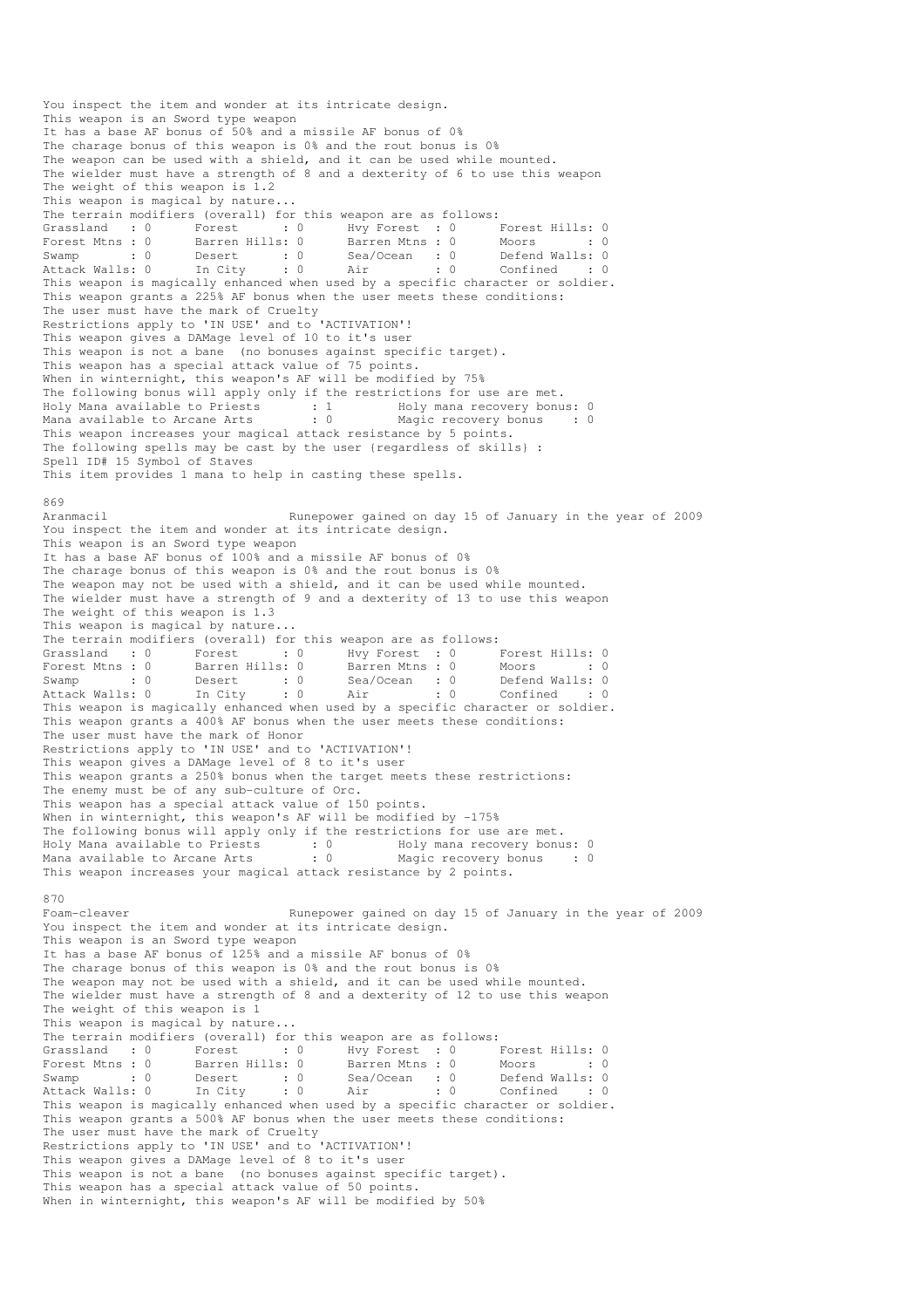You inspect the item and wonder at its intricate design.
This weapon is an Sword type weapon
It has a base AF bonus of 50% and a missile AF bonus of 0%
The charage bonus of this weapon is 0% and the rout bonus is 0%
The weapon can be used with a shield, and it can be used while mounted.
The wielder must have a strength of 8 and a dexterity of 6 to use this weapon
The weight of this weapon is 1.2
This weapon is magical by nature...
The terrain modifiers (overall) for this weapon are as follows:

```
Grassland   : 0      Forest      : 0      Hvy Forest  : 0      Forest Hills: 0
Forest Mtns : 0      Barren Hills: 0      Barren Mtns : 0      Moors       : 0
Swamp       : 0      Desert      : 0      Sea/Ocean   : 0      Defend Walls: 0
Attack Walls: 0      In City     : 0      Air         : 0      Confined    : 0
```

This weapon is magically enhanced when used by a specific character or soldier.
This weapon grants a 225% AF bonus when the user meets these conditions:
The user must have the mark of Cruelty
Restrictions apply to 'IN USE' and to 'ACTIVATION'!
This weapon gives a DAMage level of 10 to it's user
This weapon is not a bane (no bonuses against specific target).
This weapon has a special attack value of 75 points.
When in winternight, this weapon's AF will be modified by 75%
The following bonus will apply only if the restrictions for use are met.

```
Holy Mana available to Priests      : 1         Holy mana recovery bonus: 0
Mana available to Arcane Arts       : 0         Magic recovery bonus    : 0
```

This weapon increases your magical attack resistance by 5 points.
The following spells may be cast by the user (regardless of skills) :
Spell ID# 15 Symbol of Staves
This item provides 1 mana to help in casting these spells.

869
Aranmacil                          Runepower gained on day 15 of January in the year of 2009
You inspect the item and wonder at its intricate design.
This weapon is an Sword type weapon
It has a base AF bonus of 100% and a missile AF bonus of 0%
The charage bonus of this weapon is 0% and the rout bonus is 0%
The weapon may not be used with a shield, and it can be used while mounted.
The wielder must have a strength of 9 and a dexterity of 13 to use this weapon
The weight of this weapon is 1.3
This weapon is magical by nature...
The terrain modifiers (overall) for this weapon are as follows:

```
Grassland   : 0      Forest      : 0      Hvy Forest  : 0      Forest Hills: 0
Forest Mtns : 0      Barren Hills: 0      Barren Mtns : 0      Moors       : 0
Swamp       : 0      Desert      : 0      Sea/Ocean   : 0      Defend Walls: 0
Attack Walls: 0      In City     : 0      Air         : 0      Confined    : 0
```

This weapon is magically enhanced when used by a specific character or soldier.
This weapon grants a 400% AF bonus when the user meets these conditions:
The user must have the mark of Honor
Restrictions apply to 'IN USE' and to 'ACTIVATION'!
This weapon gives a DAMage level of 8 to it's user
This weapon grants a 250% bonus when the target meets these restrictions:
The enemy must be of any sub-culture of Orc.
This weapon has a special attack value of 150 points.
When in winternight, this weapon's AF will be modified by -175%
The following bonus will apply only if the restrictions for use are met.

```
Holy Mana available to Priests      : 0         Holy mana recovery bonus: 0
Mana available to Arcane Arts       : 0         Magic recovery bonus    : 0
```

This weapon increases your magical attack resistance by 2 points.

870
Foam-cleaver                       Runepower gained on day 15 of January in the year of 2009
You inspect the item and wonder at its intricate design.
This weapon is an Sword type weapon
It has a base AF bonus of 125% and a missile AF bonus of 0%
The charage bonus of this weapon is 0% and the rout bonus is 0%
The weapon may not be used with a shield, and it can be used while mounted.
The wielder must have a strength of 8 and a dexterity of 12 to use this weapon
The weight of this weapon is 1
This weapon is magical by nature...
The terrain modifiers (overall) for this weapon are as follows:

```
Grassland   : 0      Forest      : 0      Hvy Forest  : 0      Forest Hills: 0
Forest Mtns : 0      Barren Hills: 0      Barren Mtns : 0      Moors       : 0
Swamp       : 0      Desert      : 0      Sea/Ocean   : 0      Defend Walls: 0
Attack Walls: 0      In City     : 0      Air         : 0      Confined    : 0
```

This weapon is magically enhanced when used by a specific character or soldier.
This weapon grants a 500% AF bonus when the user meets these conditions:
The user must have the mark of Cruelty
Restrictions apply to 'IN USE' and to 'ACTIVATION'!
This weapon gives a DAMage level of 8 to it's user
This weapon is not a bane (no bonuses against specific target).
This weapon has a special attack value of 50 points.
When in winternight, this weapon's AF will be modified by 50%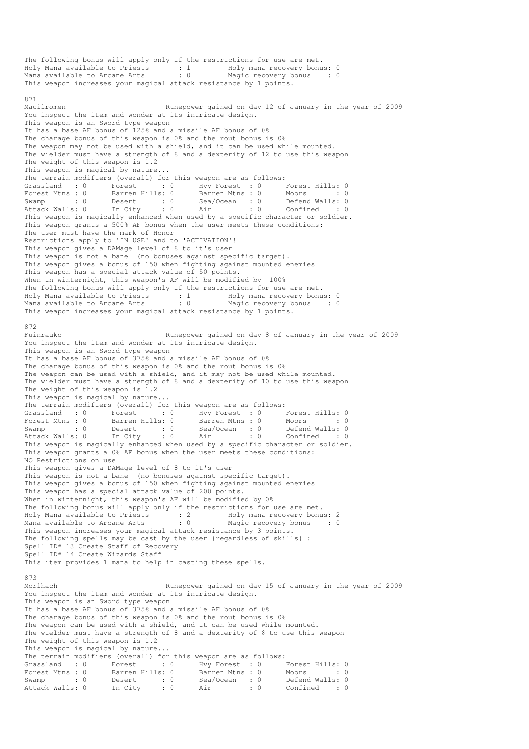The following bonus will apply only if the restrictions for use are met.
Holy Mana available to Priests : 1 Holy mana recovery bonus: 0
Mana available to Arcane Arts : 0 Magic recovery bonus : 0
This weapon increases your magical attack resistance by 1 points.

871
Macilromen Runepower gained on day 12 of January in the year of 2009
You inspect the item and wonder at its intricate design.
This weapon is an Sword type weapon
It has a base AF bonus of 125% and a missile AF bonus of 0%
The charage bonus of this weapon is 0% and the rout bonus is 0%
The weapon may not be used with a shield, and it can be used while mounted.
The wielder must have a strength of 8 and a dexterity of 12 to use this weapon
The weight of this weapon is 1.2
This weapon is magical by nature...
The terrain modifiers (overall) for this weapon are as follows:

| | | | | | | | |
|---|---|---|---|---|---|---|---|
| Grassland | : 0 | Forest | : 0 | Hvy Forest | : 0 | Forest Hills | : 0 |
| Forest Mtns | : 0 | Barren Hills | : 0 | Barren Mtns | : 0 | Moors | : 0 |
| Swamp | : 0 | Desert | : 0 | Sea/Ocean | : 0 | Defend Walls | : 0 |
| Attack Walls | : 0 | In City | : 0 | Air | : 0 | Confined | : 0 |

This weapon is magically enhanced when used by a specific character or soldier.
This weapon grants a 500% AF bonus when the user meets these conditions:
The user must have the mark of Honor
Restrictions apply to 'IN USE' and to 'ACTIVATION'!
This weapon gives a DAMage level of 8 to it's user
This weapon is not a bane (no bonuses against specific target).
This weapon gives a bonus of 150 when fighting against mounted enemies
This weapon has a special attack value of 50 points.
When in winternight, this weapon's AF will be modified by -100%
The following bonus will apply only if the restrictions for use are met.
Holy Mana available to Priests : 1 Holy mana recovery bonus: 0
Mana available to Arcane Arts : 0 Magic recovery bonus : 0
This weapon increases your magical attack resistance by 1 points.

872
Fuinrauko Runepower gained on day 8 of January in the year of 2009
You inspect the item and wonder at its intricate design.
This weapon is an Sword type weapon
It has a base AF bonus of 375% and a missile AF bonus of 0%
The charage bonus of this weapon is 0% and the rout bonus is 0%
The weapon can be used with a shield, and it may not be used while mounted.
The wielder must have a strength of 8 and a dexterity of 10 to use this weapon
The weight of this weapon is 1.2
This weapon is magical by nature...
The terrain modifiers (overall) for this weapon are as follows:

| | | | | | | | |
|---|---|---|---|---|---|---|---|
| Grassland | : 0 | Forest | : 0 | Hvy Forest | : 0 | Forest Hills | : 0 |
| Forest Mtns | : 0 | Barren Hills | : 0 | Barren Mtns | : 0 | Moors | : 0 |
| Swamp | : 0 | Desert | : 0 | Sea/Ocean | : 0 | Defend Walls | : 0 |
| Attack Walls | : 0 | In City | : 0 | Air | : 0 | Confined | : 0 |

This weapon is magically enhanced when used by a specific character or soldier.
This weapon grants a 0% AF bonus when the user meets these conditions:
NO Restrictions on use
This weapon gives a DAMage level of 8 to it's user
This weapon is not a bane (no bonuses against specific target).
This weapon gives a bonus of 150 when fighting against mounted enemies
This weapon has a special attack value of 200 points.
When in winternight, this weapon's AF will be modified by 0%
The following bonus will apply only if the restrictions for use are met.
Holy Mana available to Priests : 2 Holy mana recovery bonus: 2
Mana available to Arcane Arts : 0 Magic recovery bonus : 0
This weapon increases your magical attack resistance by 3 points.
The following spells may be cast by the user (regardless of skills) :
Spell ID# 13 Create Staff of Recovery
Spell ID# 14 Create Wizards Staff
This item provides 1 mana to help in casting these spells.

873
Morlhach Runepower gained on day 15 of January in the year of 2009
You inspect the item and wonder at its intricate design.
This weapon is an Sword type weapon
It has a base AF bonus of 375% and a missile AF bonus of 0%
The charage bonus of this weapon is 0% and the rout bonus is 0%
The weapon can be used with a shield, and it can be used while mounted.
The wielder must have a strength of 8 and a dexterity of 8 to use this weapon
The weight of this weapon is 1.2
This weapon is magical by nature...
The terrain modifiers (overall) for this weapon are as follows:

| | | | | | | | |
|---|---|---|---|---|---|---|---|
| Grassland | : 0 | Forest | : 0 | Hvy Forest | : 0 | Forest Hills | : 0 |
| Forest Mtns | : 0 | Barren Hills | : 0 | Barren Mtns | : 0 | Moors | : 0 |
| Swamp | : 0 | Desert | : 0 | Sea/Ocean | : 0 | Defend Walls | : 0 |
| Attack Walls | : 0 | In City | : 0 | Air | : 0 | Confined | : 0 |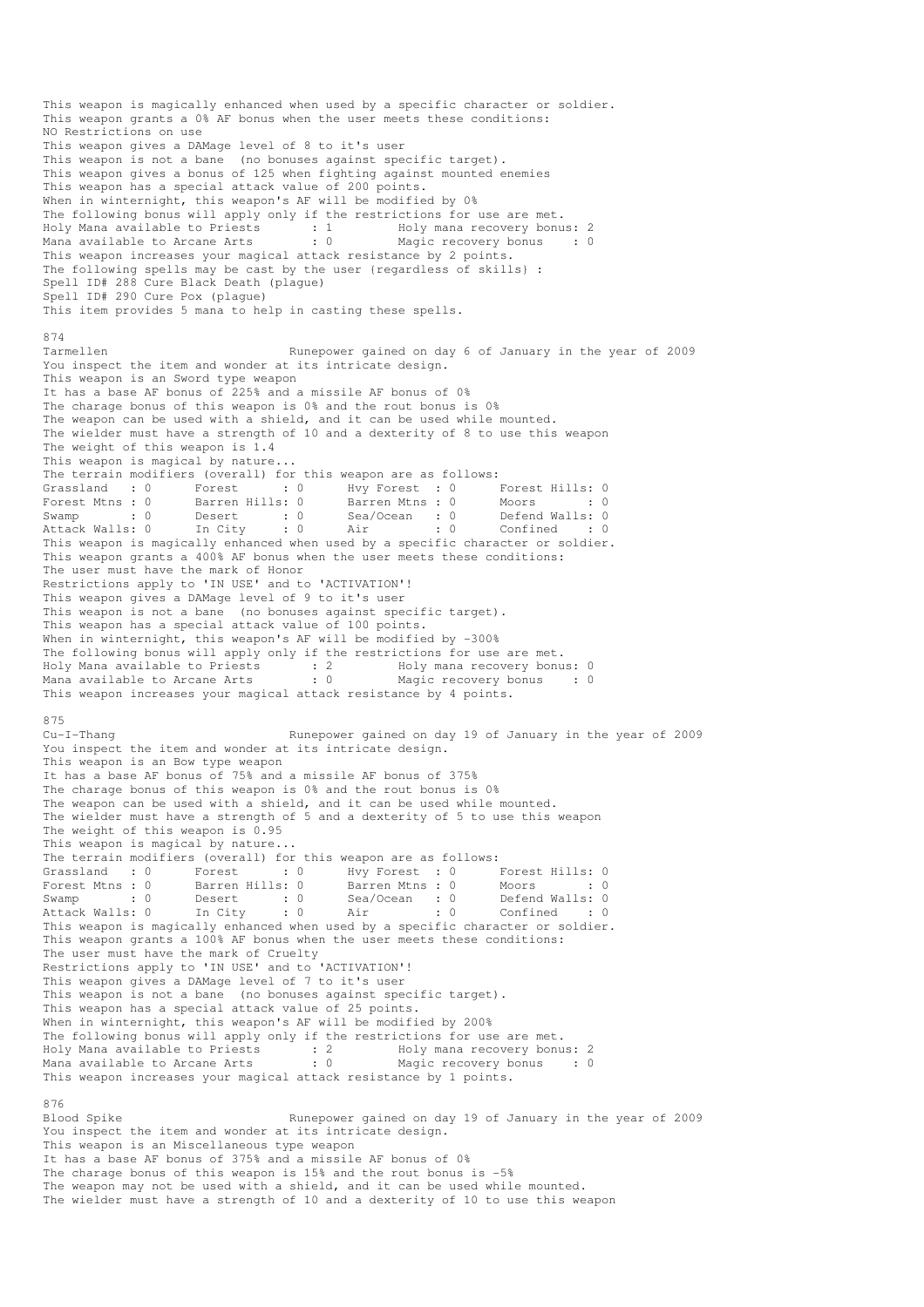This weapon is magically enhanced when used by a specific character or soldier.
This weapon grants a 0% AF bonus when the user meets these conditions:
NO Restrictions on use
This weapon gives a DAMage level of 8 to it's user
This weapon is not a bane (no bonuses against specific target).
This weapon gives a bonus of 125 when fighting against mounted enemies
This weapon has a special attack value of 200 points.
When in winternight, this weapon's AF will be modified by 0%
The following bonus will apply only if the restrictions for use are met.
Holy Mana available to Priests : 1 Holy mana recovery bonus: 2
Mana available to Arcane Arts : 0 Magic recovery bonus : 0
This weapon increases your magical attack resistance by 2 points.
The following spells may be cast by the user {regardless of skills} :
Spell ID# 288 Cure Black Death (plague)
Spell ID# 290 Cure Pox (plague)
This item provides 5 mana to help in casting these spells.

874
Tarmellen Runepower gained on day 6 of January in the year of 2009
You inspect the item and wonder at its intricate design.
This weapon is an Sword type weapon
It has a base AF bonus of 225% and a missile AF bonus of 0%
The charage bonus of this weapon is 0% and the rout bonus is 0%
The weapon can be used with a shield, and it can be used while mounted.
The wielder must have a strength of 10 and a dexterity of 8 to use this weapon
The weight of this weapon is 1.4
This weapon is magical by nature...
The terrain modifiers (overall) for this weapon are as follows:

| | | | | | | | |
|---|---|---|---|---|---|---|---|
| Grassland | : 0 | Forest | : 0 | Hvy Forest | : 0 | Forest Hills | : 0 |
| Forest Mtns | : 0 | Barren Hills | : 0 | Barren Mtns | : 0 | Moors | : 0 |
| Swamp | : 0 | Desert | : 0 | Sea/Ocean | : 0 | Defend Walls | : 0 |
| Attack Walls | : 0 | In City | : 0 | Air | : 0 | Confined | : 0 |

This weapon is magically enhanced when used by a specific character or soldier.
This weapon grants a 400% AF bonus when the user meets these conditions:
The user must have the mark of Honor
Restrictions apply to 'IN USE' and to 'ACTIVATION'!
This weapon gives a DAMage level of 9 to it's user
This weapon is not a bane (no bonuses against specific target).
This weapon has a special attack value of 100 points.
When in winternight, this weapon's AF will be modified by -300%
The following bonus will apply only if the restrictions for use are met.
Holy Mana available to Priests : 2 Holy mana recovery bonus: 0
Mana available to Arcane Arts : 0 Magic recovery bonus : 0
This weapon increases your magical attack resistance by 4 points.

875
Cu-I-Thang Runepower gained on day 19 of January in the year of 2009
You inspect the item and wonder at its intricate design.
This weapon is an Bow type weapon
It has a base AF bonus of 75% and a missile AF bonus of 375%
The charage bonus of this weapon is 0% and the rout bonus is 0%
The weapon can be used with a shield, and it can be used while mounted.
The wielder must have a strength of 5 and a dexterity of 5 to use this weapon
The weight of this weapon is 0.95
This weapon is magical by nature...
The terrain modifiers (overall) for this weapon are as follows:

| | | | | | | | |
|---|---|---|---|---|---|---|---|
| Grassland | : 0 | Forest | : 0 | Hvy Forest | : 0 | Forest Hills | : 0 |
| Forest Mtns | : 0 | Barren Hills | : 0 | Barren Mtns | : 0 | Moors | : 0 |
| Swamp | : 0 | Desert | : 0 | Sea/Ocean | : 0 | Defend Walls | : 0 |
| Attack Walls | : 0 | In City | : 0 | Air | : 0 | Confined | : 0 |

This weapon is magically enhanced when used by a specific character or soldier.
This weapon grants a 100% AF bonus when the user meets these conditions:
The user must have the mark of Cruelty
Restrictions apply to 'IN USE' and to 'ACTIVATION'!
This weapon gives a DAMage level of 7 to it's user
This weapon is not a bane (no bonuses against specific target).
This weapon has a special attack value of 25 points.
When in winternight, this weapon's AF will be modified by 200%
The following bonus will apply only if the restrictions for use are met.
Holy Mana available to Priests : 2 Holy mana recovery bonus: 2
Mana available to Arcane Arts : 0 Magic recovery bonus : 0
This weapon increases your magical attack resistance by 1 points.

876
Blood Spike Runepower gained on day 19 of January in the year of 2009
You inspect the item and wonder at its intricate design.
This weapon is an Miscellaneous type weapon
It has a base AF bonus of 375% and a missile AF bonus of 0%
The charage bonus of this weapon is 15% and the rout bonus is -5%
The weapon may not be used with a shield, and it can be used while mounted.
The wielder must have a strength of 10 and a dexterity of 10 to use this weapon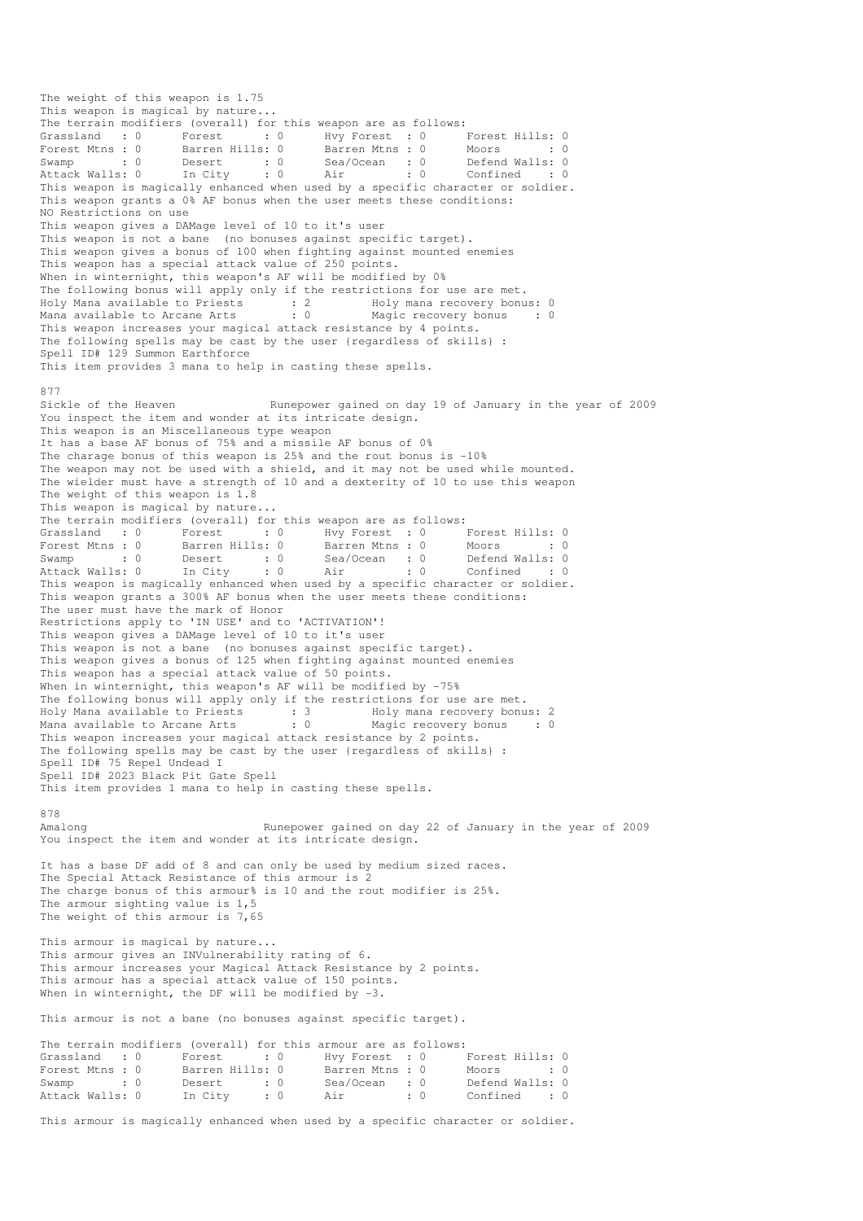The weight of this weapon is 1.75
This weapon is magical by nature...
The terrain modifiers (overall) for this weapon are as follows:

| | | | | | | | |
|---|---|---|---|---|---|---|---|
| Grassland | : 0 | Forest | : 0 | Hvy Forest | : 0 | Forest Hills | : 0 |
| Forest Mtns | : 0 | Barren Hills | : 0 | Barren Mtns | : 0 | Moors | : 0 |
| Swamp | : 0 | Desert | : 0 | Sea/Ocean | : 0 | Defend Walls | : 0 |
| Attack Walls | : 0 | In City | : 0 | Air | : 0 | Confined | : 0 |

This weapon is magically enhanced when used by a specific character or soldier.
This weapon grants a 0% AF bonus when the user meets these conditions:
NO Restrictions on use
This weapon gives a DAMage level of 10 to it's user
This weapon is not a bane (no bonuses against specific target).
This weapon gives a bonus of 100 when fighting against mounted enemies
This weapon has a special attack value of 250 points.
When in winternight, this weapon's AF will be modified by 0%
The following bonus will apply only if the restrictions for use are met.
Holy Mana available to Priests : 2 Holy mana recovery bonus: 0
Mana available to Arcane Arts : 0 Magic recovery bonus : 0
This weapon increases your magical attack resistance by 4 points.
The following spells may be cast by the user (regardless of skills) :
Spell ID# 129 Summon Earthforce
This item provides 3 mana to help in casting these spells.

877
Sickle of the Heaven Runepower gained on day 19 of January in the year of 2009
You inspect the item and wonder at its intricate design.
This weapon is an Miscellaneous type weapon
It has a base AF bonus of 75% and a missile AF bonus of 0%
The charage bonus of this weapon is 25% and the rout bonus is -10%
The weapon may not be used with a shield, and it may not be used while mounted.
The wielder must have a strength of 10 and a dexterity of 10 to use this weapon
The weight of this weapon is 1.8
This weapon is magical by nature...
The terrain modifiers (overall) for this weapon are as follows:

| | | | | | | | |
|---|---|---|---|---|---|---|---|
| Grassland | : 0 | Forest | : 0 | Hvy Forest | : 0 | Forest Hills | : 0 |
| Forest Mtns | : 0 | Barren Hills | : 0 | Barren Mtns | : 0 | Moors | : 0 |
| Swamp | : 0 | Desert | : 0 | Sea/Ocean | : 0 | Defend Walls | : 0 |
| Attack Walls | : 0 | In City | : 0 | Air | : 0 | Confined | : 0 |

This weapon is magically enhanced when used by a specific character or soldier.
This weapon grants a 300% AF bonus when the user meets these conditions:
The user must have the mark of Honor
Restrictions apply to 'IN USE' and to 'ACTIVATION'!
This weapon gives a DAMage level of 10 to it's user
This weapon is not a bane (no bonuses against specific target).
This weapon gives a bonus of 125 when fighting against mounted enemies
This weapon has a special attack value of 50 points.
When in winternight, this weapon's AF will be modified by -75%
The following bonus will apply only if the restrictions for use are met.
Holy Mana available to Priests : 3 Holy mana recovery bonus: 2
Mana available to Arcane Arts : 0 Magic recovery bonus : 0
This weapon increases your magical attack resistance by 2 points.
The following spells may be cast by the user (regardless of skills) :
Spell ID# 75 Repel Undead I
Spell ID# 2023 Black Pit Gate Spell
This item provides 1 mana to help in casting these spells.

878
Amalong Runepower gained on day 22 of January in the year of 2009
You inspect the item and wonder at its intricate design.

It has a base DF add of 8 and can only be used by medium sized races.
The Special Attack Resistance of this armour is 2
The charge bonus of this armour% is 10 and the rout modifier is 25%.
The armour sighting value is 1,5
The weight of this armour is 7,65

This armour is magical by nature...
This armour gives an INVulnerability rating of 6.
This armour increases your Magical Attack Resistance by 2 points.
This armour has a special attack value of 150 points.
When in winternight, the DF will be modified by -3.

This armour is not a bane (no bonuses against specific target).

The terrain modifiers (overall) for this armour are as follows:

| | | | | | | | |
|---|---|---|---|---|---|---|---|
| Grassland | : 0 | Forest | : 0 | Hvy Forest | : 0 | Forest Hills | : 0 |
| Forest Mtns | : 0 | Barren Hills | : 0 | Barren Mtns | : 0 | Moors | : 0 |
| Swamp | : 0 | Desert | : 0 | Sea/Ocean | : 0 | Defend Walls | : 0 |
| Attack Walls | : 0 | In City | : 0 | Air | : 0 | Confined | : 0 |

This armour is magically enhanced when used by a specific character or soldier.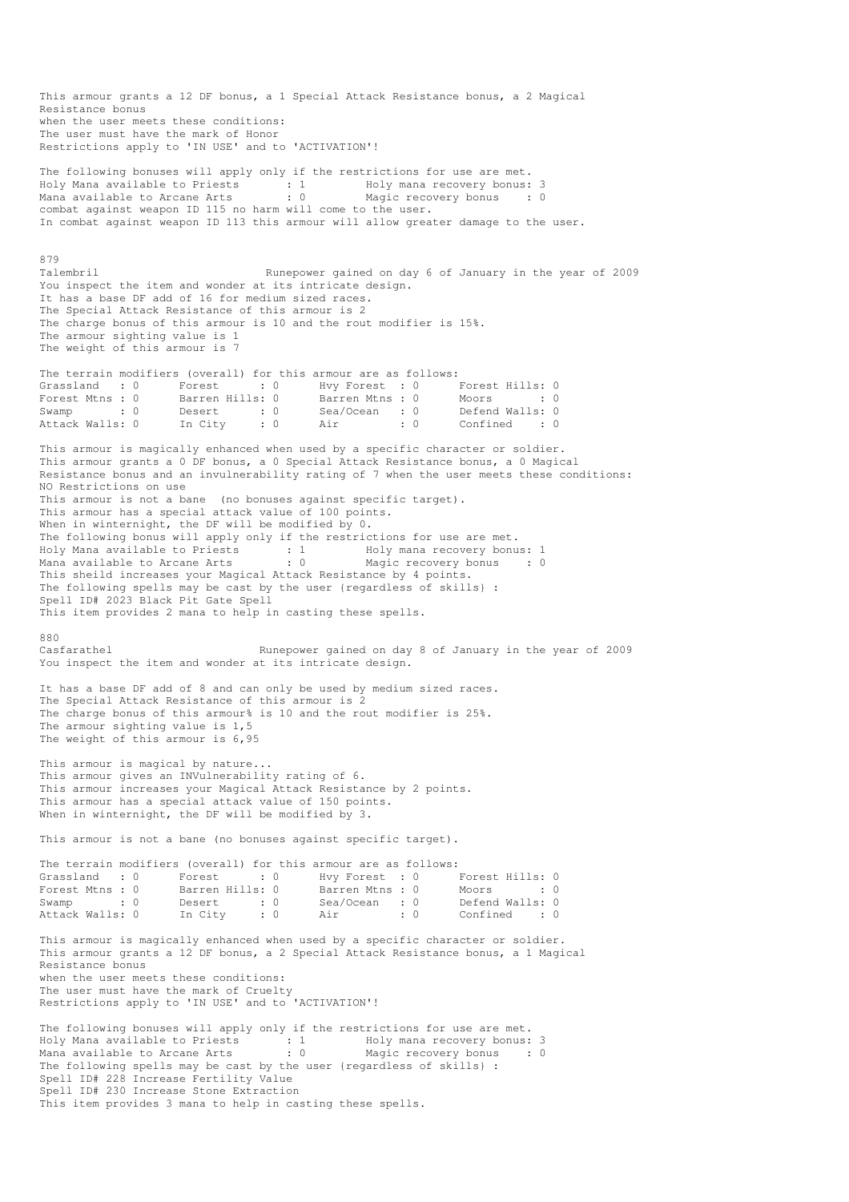This armour grants a 12 DF bonus, a 1 Special Attack Resistance bonus, a 2 Magical Resistance bonus
when the user meets these conditions:
The user must have the mark of Honor
Restrictions apply to 'IN USE' and to 'ACTIVATION'!

The following bonuses will apply only if the restrictions for use are met.
Holy Mana available to Priests : 1 Holy mana recovery bonus: 3
Mana available to Arcane Arts : 0 Magic recovery bonus : 0
combat against weapon ID 115 no harm will come to the user.
In combat against weapon ID 113 this armour will allow greater damage to the user.

879
Talembril Runepower gained on day 6 of January in the year of 2009
You inspect the item and wonder at its intricate design.
It has a base DF add of 16 for medium sized races.
The Special Attack Resistance of this armour is 2
The charge bonus of this armour is 10 and the rout modifier is 15%.
The armour sighting value is 1
The weight of this armour is 7

The terrain modifiers (overall) for this armour are as follows:

| | | | | | | | |
|---|---|---|---|---|---|---|---|
| Grassland | : 0 | Forest | : 0 | Hvy Forest | : 0 | Forest Hills | : 0 |
| Forest Mtns | : 0 | Barren Hills | : 0 | Barren Mtns | : 0 | Moors | : 0 |
| Swamp | : 0 | Desert | : 0 | Sea/Ocean | : 0 | Defend Walls | : 0 |
| Attack Walls | : 0 | In City | : 0 | Air | : 0 | Confined | : 0 |

This armour is magically enhanced when used by a specific character or soldier.
This armour grants a 0 DF bonus, a 0 Special Attack Resistance bonus, a 0 Magical Resistance bonus and an invulnerability rating of 7 when the user meets these conditions:
NO Restrictions on use
This armour is not a bane (no bonuses against specific target).
This armour has a special attack value of 100 points.
When in winternight, the DF will be modified by 0.
The following bonus will apply only if the restrictions for use are met.
Holy Mana available to Priests : 1 Holy mana recovery bonus: 1
Mana available to Arcane Arts : 0 Magic recovery bonus : 0
This sheild increases your Magical Attack Resistance by 4 points.
The following spells may be cast by the user (regardless of skills) :
Spell ID# 2023 Black Pit Gate Spell
This item provides 2 mana to help in casting these spells.

880
Casfarathel Runepower gained on day 8 of January in the year of 2009
You inspect the item and wonder at its intricate design.

It has a base DF add of 8 and can only be used by medium sized races.
The Special Attack Resistance of this armour is 2
The charge bonus of this armour% is 10 and the rout modifier is 25%.
The armour sighting value is 1,5
The weight of this armour is 6,95

This armour is magical by nature...
This armour gives an INVulnerability rating of 6.
This armour increases your Magical Attack Resistance by 2 points.
This armour has a special attack value of 150 points.
When in winternight, the DF will be modified by 3.

This armour is not a bane (no bonuses against specific target).

The terrain modifiers (overall) for this armour are as follows:

| | | | | | | | |
|---|---|---|---|---|---|---|---|
| Grassland | : 0 | Forest | : 0 | Hvy Forest | : 0 | Forest Hills | : 0 |
| Forest Mtns | : 0 | Barren Hills | : 0 | Barren Mtns | : 0 | Moors | : 0 |
| Swamp | : 0 | Desert | : 0 | Sea/Ocean | : 0 | Defend Walls | : 0 |
| Attack Walls | : 0 | In City | : 0 | Air | : 0 | Confined | : 0 |

This armour is magically enhanced when used by a specific character or soldier.
This armour grants a 12 DF bonus, a 2 Special Attack Resistance bonus, a 1 Magical Resistance bonus
when the user meets these conditions:
The user must have the mark of Cruelty
Restrictions apply to 'IN USE' and to 'ACTIVATION'!

The following bonuses will apply only if the restrictions for use are met.
Holy Mana available to Priests : 1 Holy mana recovery bonus: 3
Mana available to Arcane Arts : 0 Magic recovery bonus : 0
The following spells may be cast by the user (regardless of skills) :
Spell ID# 228 Increase Fertility Value
Spell ID# 230 Increase Stone Extraction
This item provides 3 mana to help in casting these spells.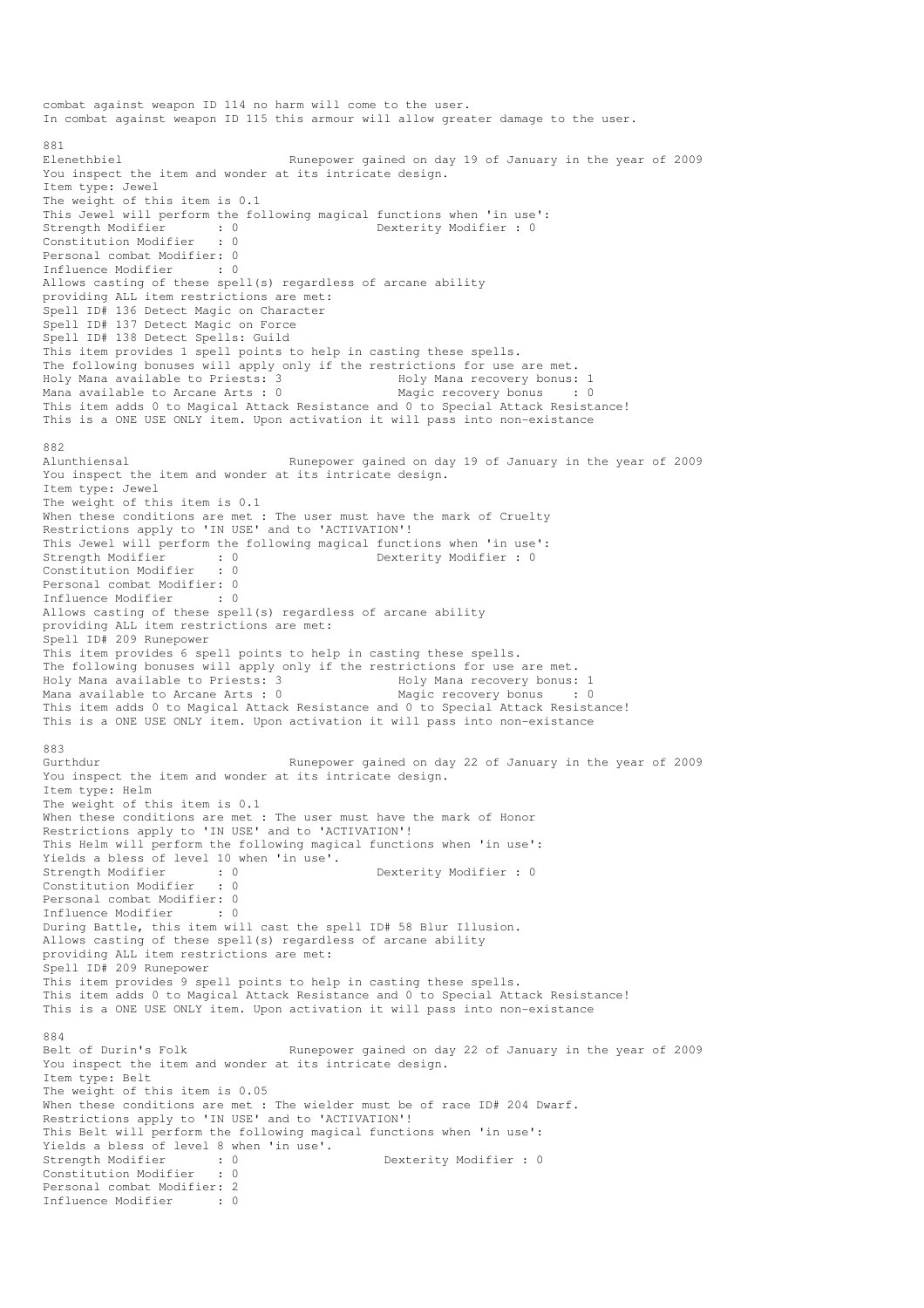combat against weapon ID 114 no harm will come to the user.
In combat against weapon ID 115 this armour will allow greater damage to the user.

881
Elenethbiel Runepower gained on day 19 of January in the year of 2009
You inspect the item and wonder at its intricate design.
Item type: Jewel
The weight of this item is 0.1
This Jewel will perform the following magical functions when 'in use':
Strength Modifier : 0 Dexterity Modifier : 0
Constitution Modifier : 0
Personal combat Modifier: 0
Influence Modifier : 0
Allows casting of these spell(s) regardless of arcane ability
providing ALL item restrictions are met:
Spell ID# 136 Detect Magic on Character
Spell ID# 137 Detect Magic on Force
Spell ID# 138 Detect Spells: Guild
This item provides 1 spell points to help in casting these spells.
The following bonuses will apply only if the restrictions for use are met.
Holy Mana available to Priests: 3 Holy Mana recovery bonus: 1
Mana available to Arcane Arts : 0 Magic recovery bonus : 0
This item adds 0 to Magical Attack Resistance and 0 to Special Attack Resistance!
This is a ONE USE ONLY item. Upon activation it will pass into non-existance

882
Alunthiensal Runepower gained on day 19 of January in the year of 2009
You inspect the item and wonder at its intricate design.
Item type: Jewel
The weight of this item is 0.1
When these conditions are met : The user must have the mark of Cruelty
Restrictions apply to 'IN USE' and to 'ACTIVATION'!
This Jewel will perform the following magical functions when 'in use':
Strength Modifier : 0 Dexterity Modifier : 0
Constitution Modifier : 0
Personal combat Modifier: 0
Influence Modifier : 0
Allows casting of these spell(s) regardless of arcane ability
providing ALL item restrictions are met:
Spell ID# 209 Runepower
This item provides 6 spell points to help in casting these spells.
The following bonuses will apply only if the restrictions for use are met.
Holy Mana available to Priests: 3 Holy Mana recovery bonus: 1
Mana available to Arcane Arts : 0 Magic recovery bonus : 0
This item adds 0 to Magical Attack Resistance and 0 to Special Attack Resistance!
This is a ONE USE ONLY item. Upon activation it will pass into non-existance

883
Gurthdur Runepower gained on day 22 of January in the year of 2009
You inspect the item and wonder at its intricate design.
Item type: Helm
The weight of this item is 0.1
When these conditions are met : The user must have the mark of Honor
Restrictions apply to 'IN USE' and to 'ACTIVATION'!
This Helm will perform the following magical functions when 'in use':
Yields a bless of level 10 when 'in use'.
Strength Modifier : 0 Dexterity Modifier : 0
Constitution Modifier : 0
Personal combat Modifier: 0
Influence Modifier : 0
During Battle, this item will cast the spell ID# 58 Blur Illusion.
Allows casting of these spell(s) regardless of arcane ability
providing ALL item restrictions are met:
Spell ID# 209 Runepower
This item provides 9 spell points to help in casting these spells.
This item adds 0 to Magical Attack Resistance and 0 to Special Attack Resistance!
This is a ONE USE ONLY item. Upon activation it will pass into non-existance

884
Belt of Durin's Folk Runepower gained on day 22 of January in the year of 2009
You inspect the item and wonder at its intricate design.
Item type: Belt
The weight of this item is 0.05
When these conditions are met : The wielder must be of race ID# 204 Dwarf.
Restrictions apply to 'IN USE' and to 'ACTIVATION'!
This Belt will perform the following magical functions when 'in use':
Yields a bless of level 8 when 'in use'.
Strength Modifier : 0 Dexterity Modifier : 0
Constitution Modifier : 0
Personal combat Modifier: 2
Influence Modifier : 0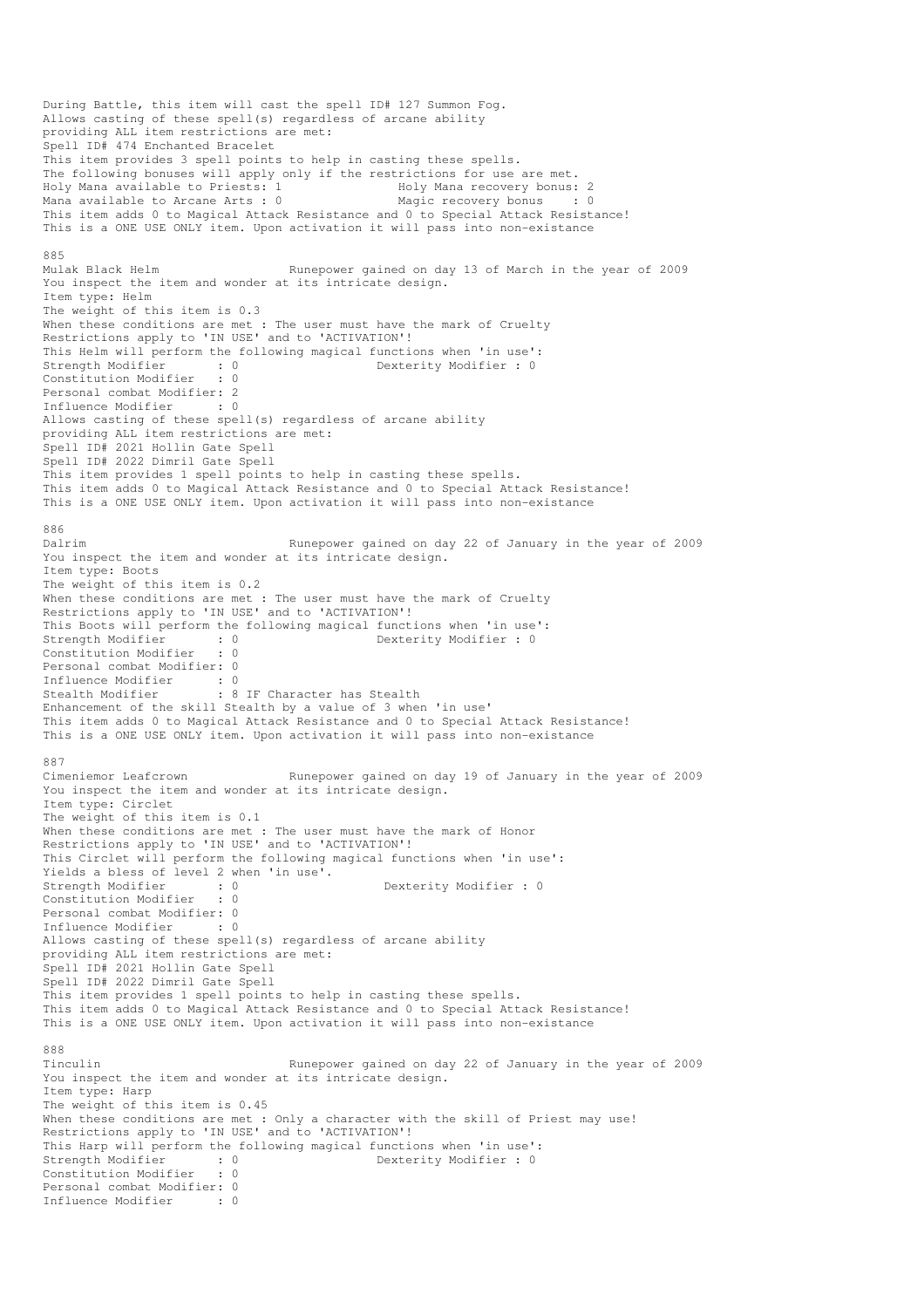During Battle, this item will cast the spell ID# 127 Summon Fog.
Allows casting of these spell(s) regardless of arcane ability
providing ALL item restrictions are met:
Spell ID# 474 Enchanted Bracelet
This item provides 3 spell points to help in casting these spells.
The following bonuses will apply only if the restrictions for use are met.
Holy Mana available to Priests: 1 Holy Mana recovery bonus: 2
Mana available to Arcane Arts : 0 Magic recovery bonus : 0
This item adds 0 to Magical Attack Resistance and 0 to Special Attack Resistance!
This is a ONE USE ONLY item. Upon activation it will pass into non-existance

885
Mulak Black Helm Runepower gained on day 13 of March in the year of 2009
You inspect the item and wonder at its intricate design.
Item type: Helm
The weight of this item is 0.3
When these conditions are met : The user must have the mark of Cruelty
Restrictions apply to 'IN USE' and to 'ACTIVATION'!
This Helm will perform the following magical functions when 'in use':
Strength Modifier : 0 Dexterity Modifier : 0
Constitution Modifier : 0
Personal combat Modifier: 2
Influence Modifier : 0
Allows casting of these spell(s) regardless of arcane ability
providing ALL item restrictions are met:
Spell ID# 2021 Hollin Gate Spell
Spell ID# 2022 Dimril Gate Spell
This item provides 1 spell points to help in casting these spells.
This item adds 0 to Magical Attack Resistance and 0 to Special Attack Resistance!
This is a ONE USE ONLY item. Upon activation it will pass into non-existance

886
Dalrim Runepower gained on day 22 of January in the year of 2009
You inspect the item and wonder at its intricate design.
Item type: Boots
The weight of this item is 0.2
When these conditions are met : The user must have the mark of Cruelty
Restrictions apply to 'IN USE' and to 'ACTIVATION'!
This Boots will perform the following magical functions when 'in use':
Strength Modifier : 0 Dexterity Modifier : 0
Constitution Modifier : 0
Personal combat Modifier: 0
Influence Modifier : 0
Stealth Modifier : 8 IF Character has Stealth
Enhancement of the skill Stealth by a value of 3 when 'in use'
This item adds 0 to Magical Attack Resistance and 0 to Special Attack Resistance!
This is a ONE USE ONLY item. Upon activation it will pass into non-existance

887
Cimeniemor Leafcrown Runepower gained on day 19 of January in the year of 2009
You inspect the item and wonder at its intricate design.
Item type: Circlet
The weight of this item is 0.1
When these conditions are met : The user must have the mark of Honor
Restrictions apply to 'IN USE' and to 'ACTIVATION'!
This Circlet will perform the following magical functions when 'in use':
Yields a bless of level 2 when 'in use'.
Strength Modifier : 0 Dexterity Modifier : 0
Constitution Modifier : 0
Personal combat Modifier: 0
Influence Modifier : 0
Allows casting of these spell(s) regardless of arcane ability
providing ALL item restrictions are met:
Spell ID# 2021 Hollin Gate Spell
Spell ID# 2022 Dimril Gate Spell
This item provides 1 spell points to help in casting these spells.
This item adds 0 to Magical Attack Resistance and 0 to Special Attack Resistance!
This is a ONE USE ONLY item. Upon activation it will pass into non-existance

888
Tinculin Runepower gained on day 22 of January in the year of 2009
You inspect the item and wonder at its intricate design.
Item type: Harp
The weight of this item is 0.45
When these conditions are met : Only a character with the skill of Priest may use!
Restrictions apply to 'IN USE' and to 'ACTIVATION'!
This Harp will perform the following magical functions when 'in use':
Strength Modifier : 0 Dexterity Modifier : 0
Constitution Modifier : 0
Personal combat Modifier: 0
Influence Modifier : 0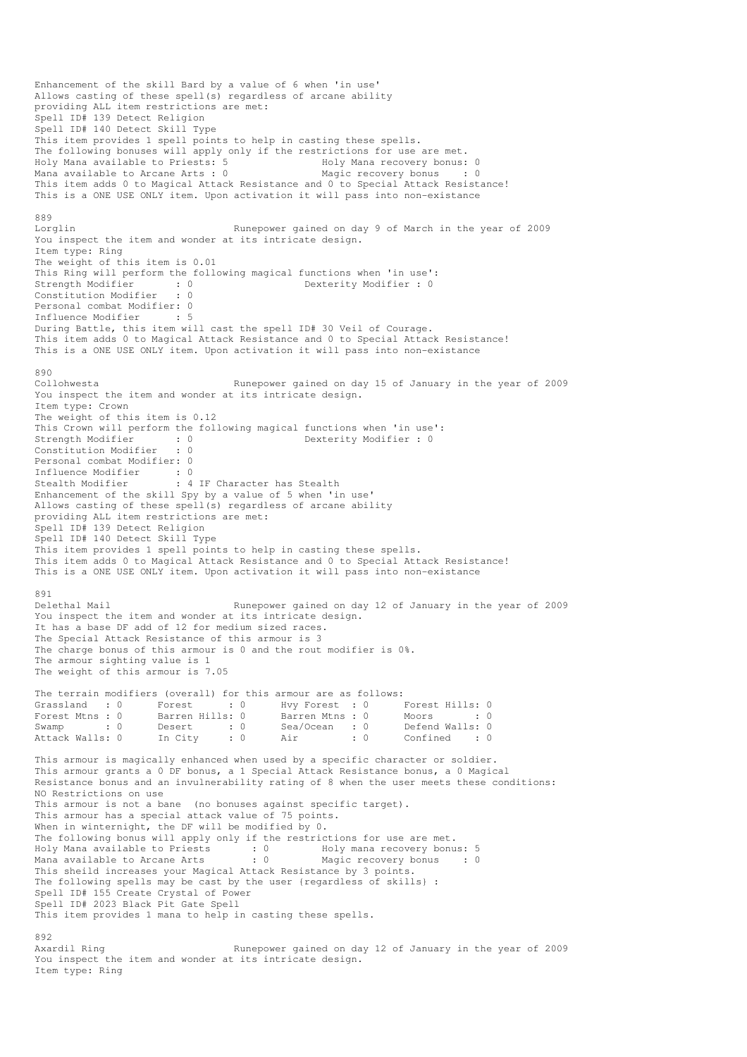Enhancement of the skill Bard by a value of 6 when 'in use'
Allows casting of these spell(s) regardless of arcane ability
providing ALL item restrictions are met:
Spell ID# 139 Detect Religion
Spell ID# 140 Detect Skill Type
This item provides 1 spell points to help in casting these spells.
The following bonuses will apply only if the restrictions for use are met.
Holy Mana available to Priests: 5                Holy Mana recovery bonus: 0
Mana available to Arcane Arts : 0                Magic recovery bonus    : 0
This item adds 0 to Magical Attack Resistance and 0 to Special Attack Resistance!
This is a ONE USE ONLY item. Upon activation it will pass into non-existance

889
Lorglin                          Runepower gained on day 9 of March in the year of 2009
You inspect the item and wonder at its intricate design.
Item type: Ring
The weight of this item is 0.01
This Ring will perform the following magical functions when 'in use':
Strength Modifier       : 0                  Dexterity Modifier : 0
Constitution Modifier   : 0
Personal combat Modifier: 0
Influence Modifier      : 5
During Battle, this item will cast the spell ID# 30 Veil of Courage.
This item adds 0 to Magical Attack Resistance and 0 to Special Attack Resistance!
This is a ONE USE ONLY item. Upon activation it will pass into non-existance

890
Collohwesta                      Runepower gained on day 15 of January in the year of 2009
You inspect the item and wonder at its intricate design.
Item type: Crown
The weight of this item is 0.12
This Crown will perform the following magical functions when 'in use':
Strength Modifier       : 0                  Dexterity Modifier : 0
Constitution Modifier   : 0
Personal combat Modifier: 0
Influence Modifier      : 0
Stealth Modifier        : 4 IF Character has Stealth
Enhancement of the skill Spy by a value of 5 when 'in use'
Allows casting of these spell(s) regardless of arcane ability
providing ALL item restrictions are met:
Spell ID# 139 Detect Religion
Spell ID# 140 Detect Skill Type
This item provides 1 spell points to help in casting these spells.
This item adds 0 to Magical Attack Resistance and 0 to Special Attack Resistance!
This is a ONE USE ONLY item. Upon activation it will pass into non-existance

891
Delethal Mail                    Runepower gained on day 12 of January in the year of 2009
You inspect the item and wonder at its intricate design.
It has a base DF add of 12 for medium sized races.
The Special Attack Resistance of this armour is 3
The charge bonus of this armour is 0 and the rout modifier is 0%.
The armour sighting value is 1
The weight of this armour is 7.05

The terrain modifiers (overall) for this armour are as follows:

| | | | | | | | |
|---|---|---|---|---|---|---|---|
| Grassland | : 0 | Forest | : 0 | Hvy Forest | : 0 | Forest Hills | : 0 |
| Forest Mtns | : 0 | Barren Hills | : 0 | Barren Mtns | : 0 | Moors | : 0 |
| Swamp | : 0 | Desert | : 0 | Sea/Ocean | : 0 | Defend Walls | : 0 |
| Attack Walls | : 0 | In City | : 0 | Air | : 0 | Confined | : 0 |

This armour is magically enhanced when used by a specific character or soldier.
This armour grants a 0 DF bonus, a 1 Special Attack Resistance bonus, a 0 Magical
Resistance bonus and an invulnerability rating of 8 when the user meets these conditions:
NO Restrictions on use
This armour is not a bane (no bonuses against specific target).
This armour has a special attack value of 75 points.
When in winternight, the DF will be modified by 0.
The following bonus will apply only if the restrictions for use are met.
Holy Mana available to Priests       : 0         Holy mana recovery bonus: 5
Mana available to Arcane Arts        : 0         Magic recovery bonus    : 0
This sheild increases your Magical Attack Resistance by 3 points.
The following spells may be cast by the user {regardless of skills} :
Spell ID# 155 Create Crystal of Power
Spell ID# 2023 Black Pit Gate Spell
This item provides 1 mana to help in casting these spells.

892
Axardil Ring                     Runepower gained on day 12 of January in the year of 2009
You inspect the item and wonder at its intricate design.
Item type: Ring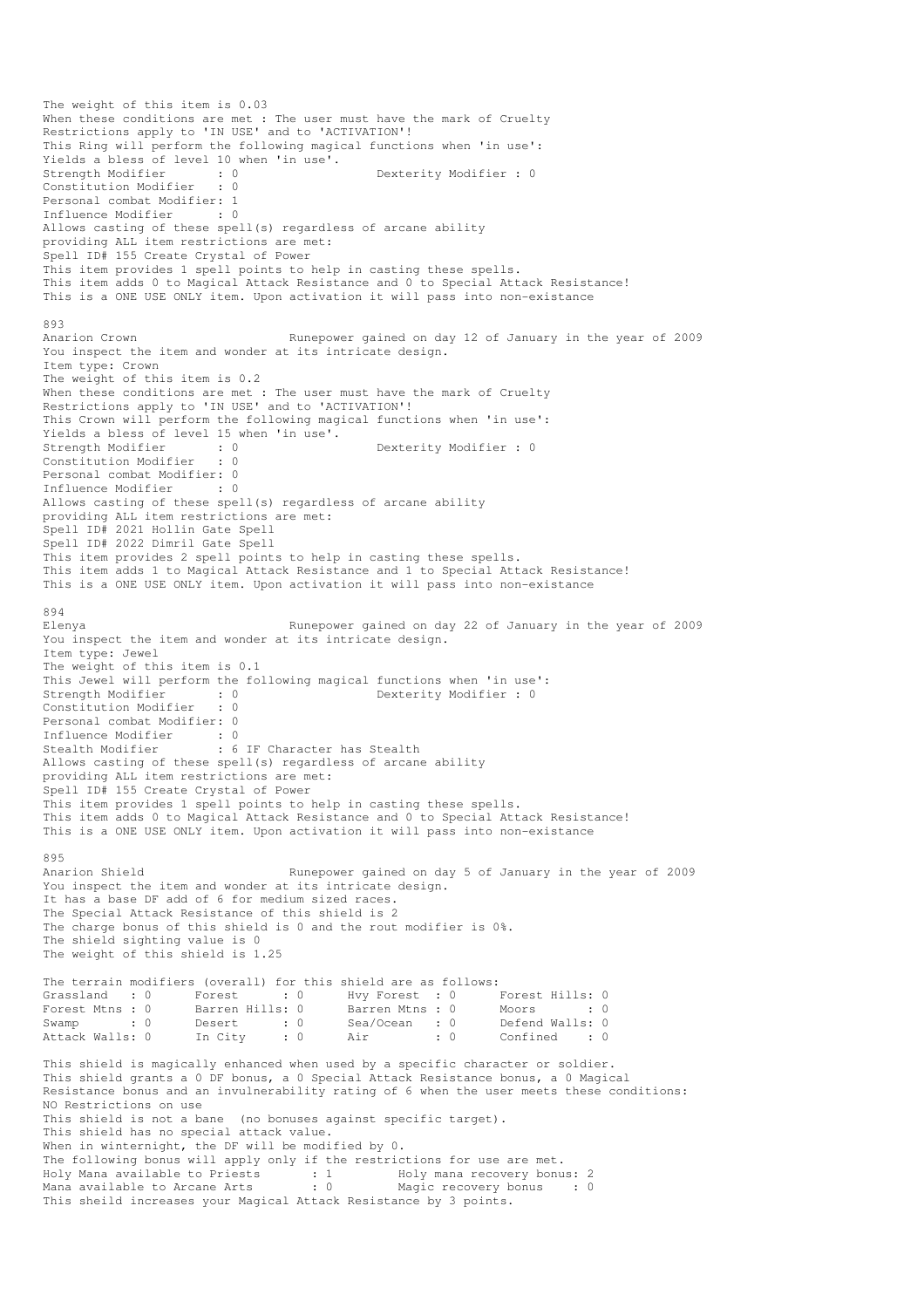The weight of this item is 0.03
When these conditions are met : The user must have the mark of Cruelty
Restrictions apply to 'IN USE' and to 'ACTIVATION'!
This Ring will perform the following magical functions when 'in use':
Yields a bless of level 10 when 'in use'.
Strength Modifier : 0 Dexterity Modifier : 0
Constitution Modifier : 0
Personal combat Modifier: 1
Influence Modifier : 0
Allows casting of these spell(s) regardless of arcane ability
providing ALL item restrictions are met:
Spell ID# 155 Create Crystal of Power
This item provides 1 spell points to help in casting these spells.
This item adds 0 to Magical Attack Resistance and 0 to Special Attack Resistance!
This is a ONE USE ONLY item. Upon activation it will pass into non-existance

893
Anarion Crown Runepower gained on day 12 of January in the year of 2009
You inspect the item and wonder at its intricate design.
Item type: Crown
The weight of this item is 0.2
When these conditions are met : The user must have the mark of Cruelty
Restrictions apply to 'IN USE' and to 'ACTIVATION'!
This Crown will perform the following magical functions when 'in use':
Yields a bless of level 15 when 'in use'.
Strength Modifier : 0 Dexterity Modifier : 0
Constitution Modifier : 0
Personal combat Modifier: 0
Influence Modifier : 0
Allows casting of these spell(s) regardless of arcane ability
providing ALL item restrictions are met:
Spell ID# 2021 Hollin Gate Spell
Spell ID# 2022 Dimril Gate Spell
This item provides 2 spell points to help in casting these spells.
This item adds 1 to Magical Attack Resistance and 1 to Special Attack Resistance!
This is a ONE USE ONLY item. Upon activation it will pass into non-existance

894
Elenya Runepower gained on day 22 of January in the year of 2009
You inspect the item and wonder at its intricate design.
Item type: Jewel
The weight of this item is 0.1
This Jewel will perform the following magical functions when 'in use':
Strength Modifier : 0 Dexterity Modifier : 0
Constitution Modifier : 0
Personal combat Modifier: 0
Influence Modifier : 0
Stealth Modifier : 6 IF Character has Stealth
Allows casting of these spell(s) regardless of arcane ability
providing ALL item restrictions are met:
Spell ID# 155 Create Crystal of Power
This item provides 1 spell points to help in casting these spells.
This item adds 0 to Magical Attack Resistance and 0 to Special Attack Resistance!
This is a ONE USE ONLY item. Upon activation it will pass into non-existance

895
Anarion Shield Runepower gained on day 5 of January in the year of 2009
You inspect the item and wonder at its intricate design.
It has a base DF add of 6 for medium sized races.
The Special Attack Resistance of this shield is 2
The charge bonus of this shield is 0 and the rout modifier is 0%.
The shield sighting value is 0
The weight of this shield is 1.25

The terrain modifiers (overall) for this shield are as follows:

| | | | | | | | |
|---|---|---|---|---|---|---|---|
| Grassland | : 0 | Forest | : 0 | Hvy Forest | : 0 | Forest Hills: | 0 |
| Forest Mtns | : 0 | Barren Hills: | 0 | Barren Mtns | : 0 | Moors | : 0 |
| Swamp | : 0 | Desert | : 0 | Sea/Ocean | : 0 | Defend Walls: | 0 |
| Attack Walls: | 0 | In City | : 0 | Air | : 0 | Confined | : 0 |

This shield is magically enhanced when used by a specific character or soldier.
This shield grants a 0 DF bonus, a 0 Special Attack Resistance bonus, a 0 Magical
Resistance bonus and an invulnerability rating of 6 when the user meets these conditions:
NO Restrictions on use
This shield is not a bane (no bonuses against specific target).
This shield has no special attack value.
When in winternight, the DF will be modified by 0.
The following bonus will apply only if the restrictions for use are met.
Holy Mana available to Priests : 1 Holy mana recovery bonus: 2
Mana available to Arcane Arts : 0 Magic recovery bonus : 0
This sheild increases your Magical Attack Resistance by 3 points.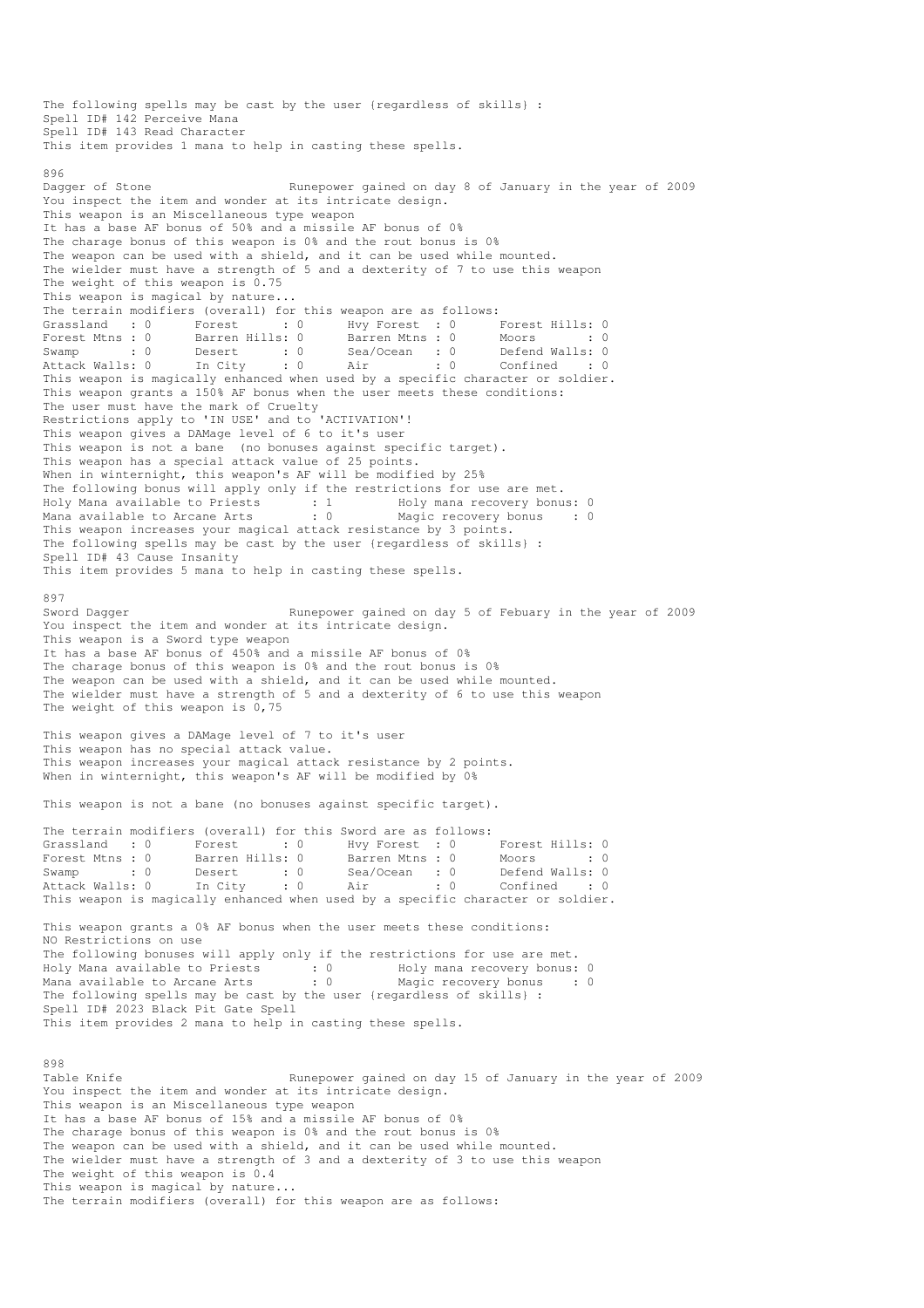The following spells may be cast by the user {regardless of skills} :
Spell ID# 142 Perceive Mana
Spell ID# 143 Read Character
This item provides 1 mana to help in casting these spells.

896
Dagger of Stone                    Runepower gained on day 8 of January in the year of 2009
You inspect the item and wonder at its intricate design.
This weapon is an Miscellaneous type weapon
It has a base AF bonus of 50% and a missile AF bonus of 0%
The charage bonus of this weapon is 0% and the rout bonus is 0%
The weapon can be used with a shield, and it can be used while mounted.
The wielder must have a strength of 5 and a dexterity of 7 to use this weapon
The weight of this weapon is 0.75
This weapon is magical by nature...
The terrain modifiers (overall) for this weapon are as follows:

```
Grassland   : 0      Forest      : 0      Hvy Forest  : 0      Forest Hills: 0
Forest Mtns : 0      Barren Hills: 0      Barren Mtns : 0      Moors       : 0
Swamp       : 0      Desert      : 0      Sea/Ocean   : 0      Defend Walls: 0
Attack Walls: 0      In City     : 0      Air         : 0      Confined    : 0
```

This weapon is magically enhanced when used by a specific character or soldier.
This weapon grants a 150% AF bonus when the user meets these conditions:
The user must have the mark of Cruelty
Restrictions apply to 'IN USE' and to 'ACTIVATION'!
This weapon gives a DAMage level of 6 to it's user
This weapon is not a bane  (no bonuses against specific target).
This weapon has a special attack value of 25 points.
When in winternight, this weapon's AF will be modified by 25%
The following bonus will apply only if the restrictions for use are met.

```
Holy Mana available to Priests       : 1         Holy mana recovery bonus: 0
Mana available to Arcane Arts        : 0         Magic recovery bonus    : 0
```

This weapon increases your magical attack resistance by 3 points.
The following spells may be cast by the user {regardless of skills} :
Spell ID# 43 Cause Insanity
This item provides 5 mana to help in casting these spells.

897
Sword Dagger                       Runepower gained on day 5 of Febuary in the year of 2009
You inspect the item and wonder at its intricate design.
This weapon is a Sword type weapon
It has a base AF bonus of 450% and a missile AF bonus of 0%
The charage bonus of this weapon is 0% and the rout bonus is 0%
The weapon can be used with a shield, and it can be used while mounted.
The wielder must have a strength of 5 and a dexterity of 6 to use this weapon
The weight of this weapon is 0,75

This weapon gives a DAMage level of 7 to it's user
This weapon has no special attack value.
This weapon increases your magical attack resistance by 2 points.
When in winternight, this weapon's AF will be modified by 0%

This weapon is not a bane (no bonuses against specific target).

The terrain modifiers (overall) for this Sword are as follows:

```
Grassland   : 0      Forest      : 0      Hvy Forest  : 0      Forest Hills: 0
Forest Mtns : 0      Barren Hills: 0      Barren Mtns : 0      Moors       : 0
Swamp       : 0      Desert      : 0      Sea/Ocean   : 0      Defend Walls: 0
Attack Walls: 0      In City     : 0      Air         : 0      Confined    : 0
```

This weapon is magically enhanced when used by a specific character or soldier.

This weapon grants a 0% AF bonus when the user meets these conditions:
NO Restrictions on use
The following bonuses will apply only if the restrictions for use are met.

```
Holy Mana available to Priests       : 0         Holy mana recovery bonus: 0
Mana available to Arcane Arts        : 0         Magic recovery bonus    : 0
```

The following spells may be cast by the user {regardless of skills} :
Spell ID# 2023 Black Pit Gate Spell
This item provides 2 mana to help in casting these spells.

898
Table Knife                        Runepower gained on day 15 of January in the year of 2009
You inspect the item and wonder at its intricate design.
This weapon is an Miscellaneous type weapon
It has a base AF bonus of 15% and a missile AF bonus of 0%
The charage bonus of this weapon is 0% and the rout bonus is 0%
The weapon can be used with a shield, and it can be used while mounted.
The wielder must have a strength of 3 and a dexterity of 3 to use this weapon
The weight of this weapon is 0.4
This weapon is magical by nature...
The terrain modifiers (overall) for this weapon are as follows: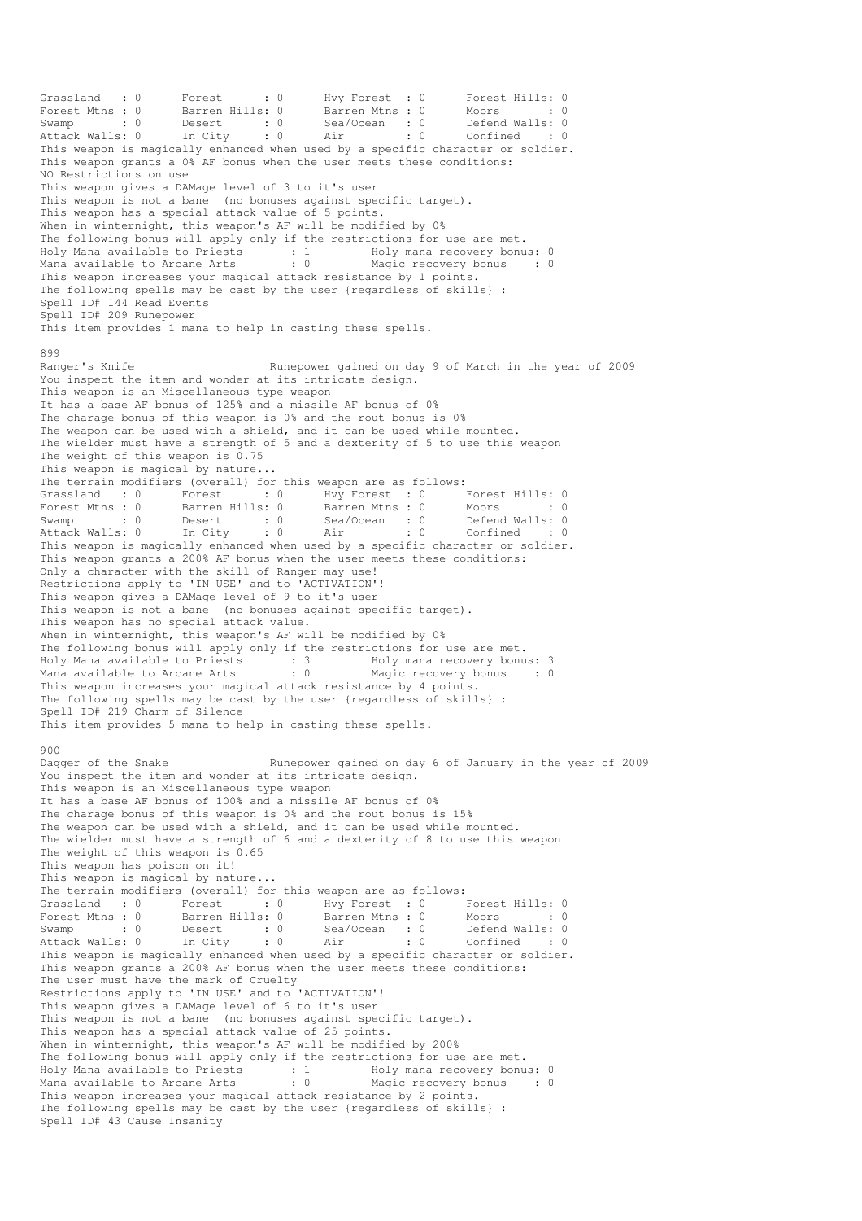```
Grassland   : 0      Forest      : 0      Hvy Forest  : 0      Forest Hills: 0
Forest Mtns : 0      Barren Hills: 0      Barren Mtns : 0      Moors       : 0
Swamp       : 0      Desert      : 0      Sea/Ocean   : 0      Defend Walls: 0
Attack Walls: 0      In City     : 0      Air         : 0      Confined    : 0
This weapon is magically enhanced when used by a specific character or soldier.
This weapon grants a 0% AF bonus when the user meets these conditions:
NO Restrictions on use
This weapon gives a DAMage level of 3 to it's user
This weapon is not a bane  (no bonuses against specific target).
This weapon has a special attack value of 5 points.
When in winternight, this weapon's AF will be modified by 0%
The following bonus will apply only if the restrictions for use are met.
Holy Mana available to Priests       : 1         Holy mana recovery bonus: 0
Mana available to Arcane Arts        : 0         Magic recovery bonus    : 0
This weapon increases your magical attack resistance by 1 points.
The following spells may be cast by the user {regardless of skills} :
Spell ID# 144 Read Events
Spell ID# 209 Runepower
This item provides 1 mana to help in casting these spells.

899
Ranger's Knife                    Runepower gained on day 9 of March in the year of 2009
You inspect the item and wonder at its intricate design.
This weapon is an Miscellaneous type weapon
It has a base AF bonus of 125% and a missile AF bonus of 0%
The charage bonus of this weapon is 0% and the rout bonus is 0%
The weapon can be used with a shield, and it can be used while mounted.
The wielder must have a strength of 5 and a dexterity of 5 to use this weapon
The weight of this weapon is 0.75
This weapon is magical by nature...
The terrain modifiers (overall) for this weapon are as follows:
Grassland   : 0      Forest      : 0      Hvy Forest  : 0      Forest Hills: 0
Forest Mtns : 0      Barren Hills: 0      Barren Mtns : 0      Moors       : 0
Swamp       : 0      Desert      : 0      Sea/Ocean   : 0      Defend Walls: 0
Attack Walls: 0      In City     : 0      Air         : 0      Confined    : 0
This weapon is magically enhanced when used by a specific character or soldier.
This weapon grants a 200% AF bonus when the user meets these conditions:
Only a character with the skill of Ranger may use!
Restrictions apply to 'IN USE' and to 'ACTIVATION'!
This weapon gives a DAMage level of 9 to it's user
This weapon is not a bane  (no bonuses against specific target).
This weapon has no special attack value.
When in winternight, this weapon's AF will be modified by 0%
The following bonus will apply only if the restrictions for use are met.
Holy Mana available to Priests       : 3         Holy mana recovery bonus: 3
Mana available to Arcane Arts        : 0         Magic recovery bonus    : 0
This weapon increases your magical attack resistance by 4 points.
The following spells may be cast by the user {regardless of skills} :
Spell ID# 219 Charm of Silence
This item provides 5 mana to help in casting these spells.

900
Dagger of the Snake               Runepower gained on day 6 of January in the year of 2009
You inspect the item and wonder at its intricate design.
This weapon is an Miscellaneous type weapon
It has a base AF bonus of 100% and a missile AF bonus of 0%
The charage bonus of this weapon is 0% and the rout bonus is 15%
The weapon can be used with a shield, and it can be used while mounted.
The wielder must have a strength of 6 and a dexterity of 8 to use this weapon
The weight of this weapon is 0.65
This weapon has poison on it!
This weapon is magical by nature...
The terrain modifiers (overall) for this weapon are as follows:
Grassland   : 0      Forest      : 0      Hvy Forest  : 0      Forest Hills: 0
Forest Mtns : 0      Barren Hills: 0      Barren Mtns : 0      Moors       : 0
Swamp       : 0      Desert      : 0      Sea/Ocean   : 0      Defend Walls: 0
Attack Walls: 0      In City     : 0      Air         : 0      Confined    : 0
This weapon is magically enhanced when used by a specific character or soldier.
This weapon grants a 200% AF bonus when the user meets these conditions:
The user must have the mark of Cruelty
Restrictions apply to 'IN USE' and to 'ACTIVATION'!
This weapon gives a DAMage level of 6 to it's user
This weapon is not a bane  (no bonuses against specific target).
This weapon has a special attack value of 25 points.
When in winternight, this weapon's AF will be modified by 200%
The following bonus will apply only if the restrictions for use are met.
Holy Mana available to Priests       : 1         Holy mana recovery bonus: 0
Mana available to Arcane Arts        : 0         Magic recovery bonus    : 0
This weapon increases your magical attack resistance by 2 points.
The following spells may be cast by the user {regardless of skills} :
Spell ID# 43 Cause Insanity
```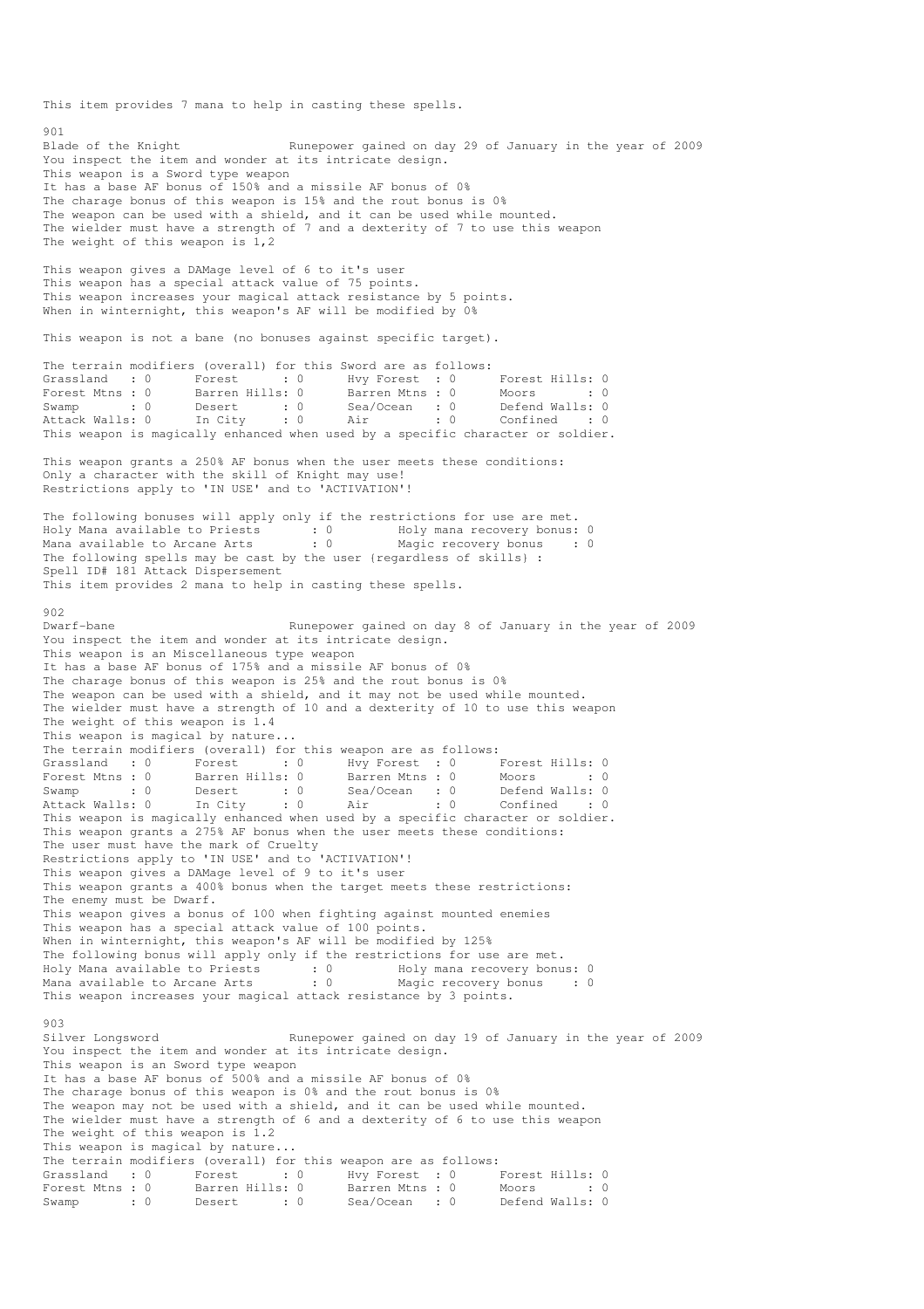This item provides 7 mana to help in casting these spells.

901
Blade of the Knight                    Runepower gained on day 29 of January in the year of 2009
You inspect the item and wonder at its intricate design.
This weapon is a Sword type weapon
It has a base AF bonus of 150% and a missile AF bonus of 0%
The charage bonus of this weapon is 15% and the rout bonus is 0%
The weapon can be used with a shield, and it can be used while mounted.
The wielder must have a strength of 7 and a dexterity of 7 to use this weapon
The weight of this weapon is 1,2

This weapon gives a DAMage level of 6 to it's user
This weapon has a special attack value of 75 points.
This weapon increases your magical attack resistance by 5 points.
When in winternight, this weapon's AF will be modified by 0%

This weapon is not a bane (no bonuses against specific target).

The terrain modifiers (overall) for this Sword are as follows:

```
Grassland   : 0      Forest      : 0      Hvy Forest  : 0      Forest Hills: 0
Forest Mtns : 0      Barren Hills: 0      Barren Mtns : 0      Moors       : 0
Swamp       : 0      Desert      : 0      Sea/Ocean   : 0      Defend Walls: 0
Attack Walls: 0      In City     : 0      Air         : 0      Confined    : 0
```

This weapon is magically enhanced when used by a specific character or soldier.

This weapon grants a 250% AF bonus when the user meets these conditions:
Only a character with the skill of Knight may use!
Restrictions apply to 'IN USE' and to 'ACTIVATION'!

The following bonuses will apply only if the restrictions for use are met.

```
Holy Mana available to Priests       : 0         Holy mana recovery bonus: 0
Mana available to Arcane Arts        : 0         Magic recovery bonus    : 0
```

The following spells may be cast by the user {regardless of skills} :
Spell ID# 181 Attack Dispersement
This item provides 2 mana to help in casting these spells.

902
Dwarf-bane                             Runepower gained on day 8 of January in the year of 2009
You inspect the item and wonder at its intricate design.
This weapon is an Miscellaneous type weapon
It has a base AF bonus of 175% and a missile AF bonus of 0%
The charage bonus of this weapon is 25% and the rout bonus is 0%
The weapon can be used with a shield, and it may not be used while mounted.
The wielder must have a strength of 10 and a dexterity of 10 to use this weapon
The weight of this weapon is 1.4
This weapon is magical by nature...
The terrain modifiers (overall) for this weapon are as follows:

```
Grassland   : 0      Forest      : 0      Hvy Forest  : 0      Forest Hills: 0
Forest Mtns : 0      Barren Hills: 0      Barren Mtns : 0      Moors       : 0
Swamp       : 0      Desert      : 0      Sea/Ocean   : 0      Defend Walls: 0
Attack Walls: 0      In City     : 0      Air         : 0      Confined    : 0
```

This weapon is magically enhanced when used by a specific character or soldier.
This weapon grants a 275% AF bonus when the user meets these conditions:
The user must have the mark of Cruelty
Restrictions apply to 'IN USE' and to 'ACTIVATION'!
This weapon gives a DAMage level of 9 to it's user
This weapon grants a 400% bonus when the target meets these restrictions:
The enemy must be Dwarf.
This weapon gives a bonus of 100 when fighting against mounted enemies
This weapon has a special attack value of 100 points.
When in winternight, this weapon's AF will be modified by 125%
The following bonus will apply only if the restrictions for use are met.

```
Holy Mana available to Priests       : 0         Holy mana recovery bonus: 0
Mana available to Arcane Arts        : 0         Magic recovery bonus    : 0
```

This weapon increases your magical attack resistance by 3 points.

903
Silver Longsword                       Runepower gained on day 19 of January in the year of 2009
You inspect the item and wonder at its intricate design.
This weapon is an Sword type weapon
It has a base AF bonus of 500% and a missile AF bonus of 0%
The charage bonus of this weapon is 0% and the rout bonus is 0%
The weapon may not be used with a shield, and it can be used while mounted.
The wielder must have a strength of 6 and a dexterity of 6 to use this weapon
The weight of this weapon is 1.2
This weapon is magical by nature...
The terrain modifiers (overall) for this weapon are as follows:

```
Grassland   : 0      Forest      : 0      Hvy Forest  : 0      Forest Hills: 0
Forest Mtns : 0      Barren Hills: 0      Barren Mtns : 0      Moors       : 0
Swamp       : 0      Desert      : 0      Sea/Ocean   : 0      Defend Walls: 0
```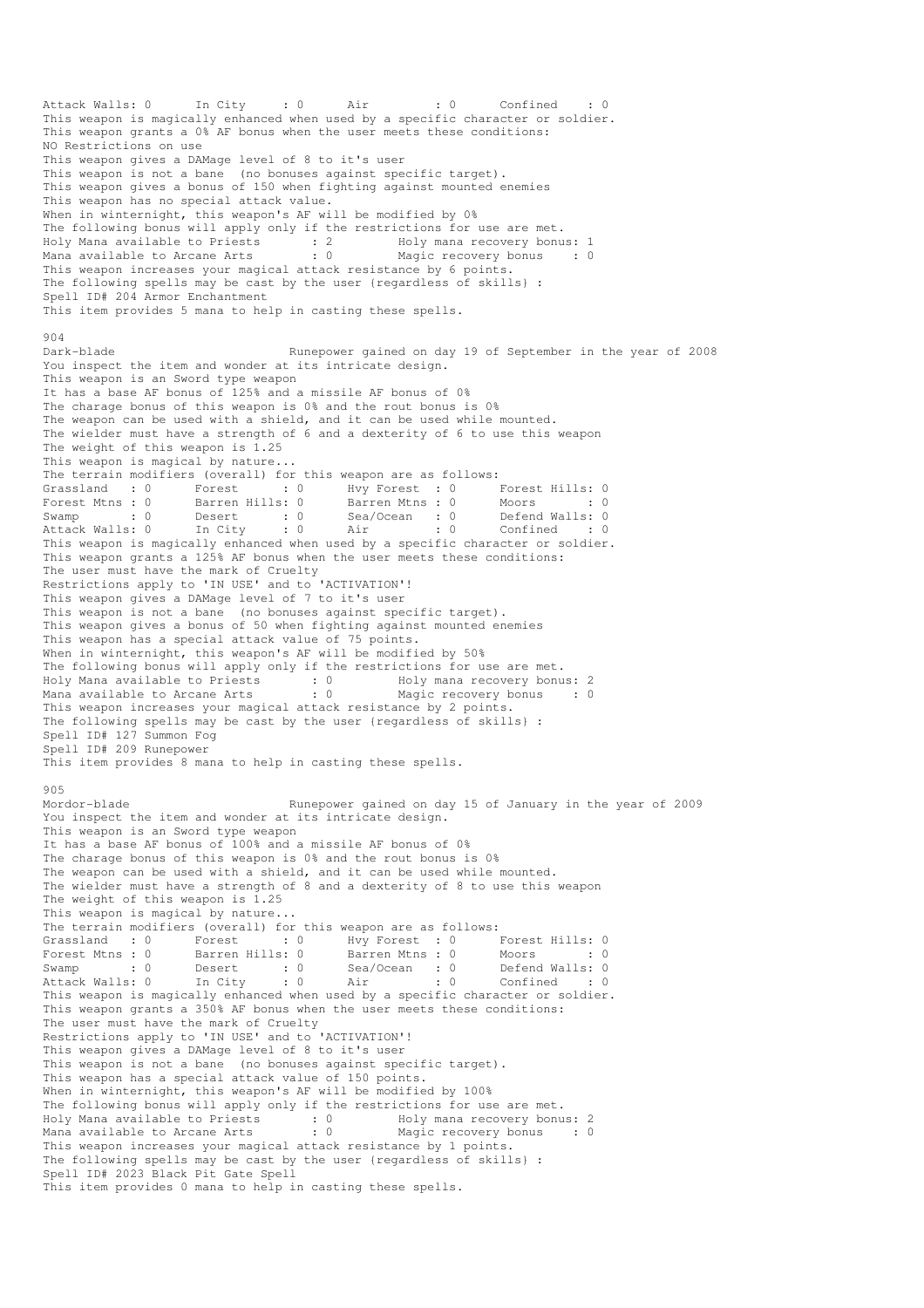```
Attack Walls: 0      In City     : 0      Air         : 0      Confined    : 0
This weapon is magically enhanced when used by a specific character or soldier.
This weapon grants a 0% AF bonus when the user meets these conditions:
NO Restrictions on use
This weapon gives a DAMage level of 8 to it's user
This weapon is not a bane  (no bonuses against specific target).
This weapon gives a bonus of 150 when fighting against mounted enemies
This weapon has no special attack value.
When in winternight, this weapon's AF will be modified by 0%
The following bonus will apply only if the restrictions for use are met.
Holy Mana available to Priests      : 2         Holy mana recovery bonus: 1
Mana available to Arcane Arts       : 0         Magic recovery bonus    : 0
This weapon increases your magical attack resistance by 6 points.
The following spells may be cast by the user (regardless of skills) :
Spell ID# 204 Armor Enchantment
This item provides 5 mana to help in casting these spells.

904
Dark-blade                        Runepower gained on day 19 of September in the year of 2008
You inspect the item and wonder at its intricate design.
This weapon is an Sword type weapon
It has a base AF bonus of 125% and a missile AF bonus of 0%
The charage bonus of this weapon is 0% and the rout bonus is 0%
The weapon can be used with a shield, and it can be used while mounted.
The wielder must have a strength of 6 and a dexterity of 6 to use this weapon
The weight of this weapon is 1.25
This weapon is magical by nature...
The terrain modifiers (overall) for this weapon are as follows:
Grassland   : 0      Forest      : 0      Hvy Forest  : 0      Forest Hills: 0
Forest Mtns : 0      Barren Hills: 0      Barren Mtns : 0      Moors       : 0
Swamp       : 0      Desert      : 0      Sea/Ocean   : 0      Defend Walls: 0
Attack Walls: 0      In City     : 0      Air         : 0      Confined    : 0
This weapon is magically enhanced when used by a specific character or soldier.
This weapon grants a 125% AF bonus when the user meets these conditions:
The user must have the mark of Cruelty
Restrictions apply to 'IN USE' and to 'ACTIVATION'!
This weapon gives a DAMage level of 7 to it's user
This weapon is not a bane  (no bonuses against specific target).
This weapon gives a bonus of 50 when fighting against mounted enemies
This weapon has a special attack value of 75 points.
When in winternight, this weapon's AF will be modified by 50%
The following bonus will apply only if the restrictions for use are met.
Holy Mana available to Priests      : 0         Holy mana recovery bonus: 2
Mana available to Arcane Arts       : 0         Magic recovery bonus    : 0
This weapon increases your magical attack resistance by 2 points.
The following spells may be cast by the user (regardless of skills) :
Spell ID# 127 Summon Fog
Spell ID# 209 Runepower
This item provides 8 mana to help in casting these spells.

905
Mordor-blade                      Runepower gained on day 15 of January in the year of 2009
You inspect the item and wonder at its intricate design.
This weapon is an Sword type weapon
It has a base AF bonus of 100% and a missile AF bonus of 0%
The charage bonus of this weapon is 0% and the rout bonus is 0%
The weapon can be used with a shield, and it can be used while mounted.
The wielder must have a strength of 8 and a dexterity of 8 to use this weapon
The weight of this weapon is 1.25
This weapon is magical by nature...
The terrain modifiers (overall) for this weapon are as follows:
Grassland   : 0      Forest      : 0      Hvy Forest  : 0      Forest Hills: 0
Forest Mtns : 0      Barren Hills: 0      Barren Mtns : 0      Moors       : 0
Swamp       : 0      Desert      : 0      Sea/Ocean   : 0      Defend Walls: 0
Attack Walls: 0      In City     : 0      Air         : 0      Confined    : 0
This weapon is magically enhanced when used by a specific character or soldier.
This weapon grants a 350% AF bonus when the user meets these conditions:
The user must have the mark of Cruelty
Restrictions apply to 'IN USE' and to 'ACTIVATION'!
This weapon gives a DAMage level of 8 to it's user
This weapon is not a bane  (no bonuses against specific target).
This weapon has a special attack value of 150 points.
When in winternight, this weapon's AF will be modified by 100%
The following bonus will apply only if the restrictions for use are met.
Holy Mana available to Priests      : 0         Holy mana recovery bonus: 2
Mana available to Arcane Arts       : 0         Magic recovery bonus    : 0
This weapon increases your magical attack resistance by 1 points.
The following spells may be cast by the user (regardless of skills) :
Spell ID# 2023 Black Pit Gate Spell
This item provides 0 mana to help in casting these spells.
```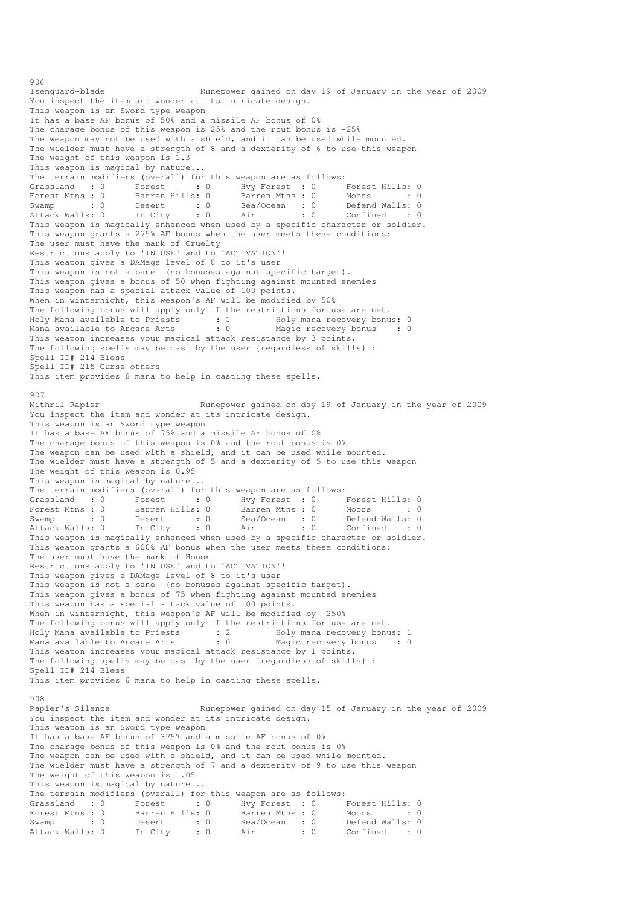906

Isenguard-blade                    Runepower gained on day 19 of January in the year of 2009

You inspect the item and wonder at its intricate design.
This weapon is an Sword type weapon
It has a base AF bonus of 50% and a missile AF bonus of 0%
The charage bonus of this weapon is 25% and the rout bonus is -25%
The weapon may not be used with a shield, and it can be used while mounted.
The wielder must have a strength of 8 and a dexterity of 6 to use this weapon
The weight of this weapon is 1.3
This weapon is magical by nature...
The terrain modifiers (overall) for this weapon are as follows:

| | | | | | | | |
|---|---|---|---|---|---|---|---|
| Grassland | : 0 | Forest | : 0 | Hvy Forest | : 0 | Forest Hills: | 0 |
| Forest Mtns | : 0 | Barren Hills: | 0 | Barren Mtns | : 0 | Moors | : 0 |
| Swamp | : 0 | Desert | : 0 | Sea/Ocean | : 0 | Defend Walls: | 0 |
| Attack Walls: | 0 | In City | : 0 | Air | : 0 | Confined | : 0 |

This weapon is magically enhanced when used by a specific character or soldier.
This weapon grants a 275% AF bonus when the user meets these conditions:
The user must have the mark of Cruelty
Restrictions apply to 'IN USE' and to 'ACTIVATION'!
This weapon gives a DAMage level of 8 to it's user
This weapon is not a bane (no bonuses against specific target).
This weapon gives a bonus of 50 when fighting against mounted enemies
This weapon has a special attack value of 100 points.
When in winternight, this weapon's AF will be modified by 50%
The following bonus will apply only if the restrictions for use are met.

| | | | |
|---|---|---|---|
| Holy Mana available to Priests | : 1 | Holy mana recovery bonus: | 0 |
| Mana available to Arcane Arts | : 0 | Magic recovery bonus | : 0 |

This weapon increases your magical attack resistance by 3 points.
The following spells may be cast by the user (regardless of skills) :
Spell ID# 214 Bless
Spell ID# 215 Curse others
This item provides 8 mana to help in casting these spells.

907

Mithril Rapier                    Runepower gained on day 19 of January in the year of 2009

You inspect the item and wonder at its intricate design.
This weapon is an Sword type weapon
It has a base AF bonus of 75% and a missile AF bonus of 0%
The charage bonus of this weapon is 0% and the rout bonus is 0%
The weapon can be used with a shield, and it can be used while mounted.
The wielder must have a strength of 5 and a dexterity of 5 to use this weapon
The weight of this weapon is 0.95
This weapon is magical by nature...
The terrain modifiers (overall) for this weapon are as follows:

| | | | | | | | |
|---|---|---|---|---|---|---|---|
| Grassland | : 0 | Forest | : 0 | Hvy Forest | : 0 | Forest Hills: | 0 |
| Forest Mtns | : 0 | Barren Hills: | 0 | Barren Mtns | : 0 | Moors | : 0 |
| Swamp | : 0 | Desert | : 0 | Sea/Ocean | : 0 | Defend Walls: | 0 |
| Attack Walls: | 0 | In City | : 0 | Air | : 0 | Confined | : 0 |

This weapon is magically enhanced when used by a specific character or soldier.
This weapon grants a 600% AF bonus when the user meets these conditions:
The user must have the mark of Honor
Restrictions apply to 'IN USE' and to 'ACTIVATION'!
This weapon gives a DAMage level of 8 to it's user
This weapon is not a bane (no bonuses against specific target).
This weapon gives a bonus of 75 when fighting against mounted enemies
This weapon has a special attack value of 100 points.
When in winternight, this weapon's AF will be modified by -250%
The following bonus will apply only if the restrictions for use are met.

| | | | |
|---|---|---|---|
| Holy Mana available to Priests | : 2 | Holy mana recovery bonus: | 1 |
| Mana available to Arcane Arts | : 0 | Magic recovery bonus | : 0 |

This weapon increases your magical attack resistance by 1 points.
The following spells may be cast by the user (regardless of skills) :
Spell ID# 214 Bless
This item provides 6 mana to help in casting these spells.

908

Rapier's Silence                    Runepower gained on day 15 of January in the year of 2009

You inspect the item and wonder at its intricate design.
This weapon is an Sword type weapon
It has a base AF bonus of 375% and a missile AF bonus of 0%
The charage bonus of this weapon is 0% and the rout bonus is 0%
The weapon can be used with a shield, and it can be used while mounted.
The wielder must have a strength of 7 and a dexterity of 9 to use this weapon
The weight of this weapon is 1.05
This weapon is magical by nature...
The terrain modifiers (overall) for this weapon are as follows:

| | | | | | | | |
|---|---|---|---|---|---|---|---|
| Grassland | : 0 | Forest | : 0 | Hvy Forest | : 0 | Forest Hills: | 0 |
| Forest Mtns | : 0 | Barren Hills: | 0 | Barren Mtns | : 0 | Moors | : 0 |
| Swamp | : 0 | Desert | : 0 | Sea/Ocean | : 0 | Defend Walls: | 0 |
| Attack Walls: | 0 | In City | : 0 | Air | : 0 | Confined | : 0 |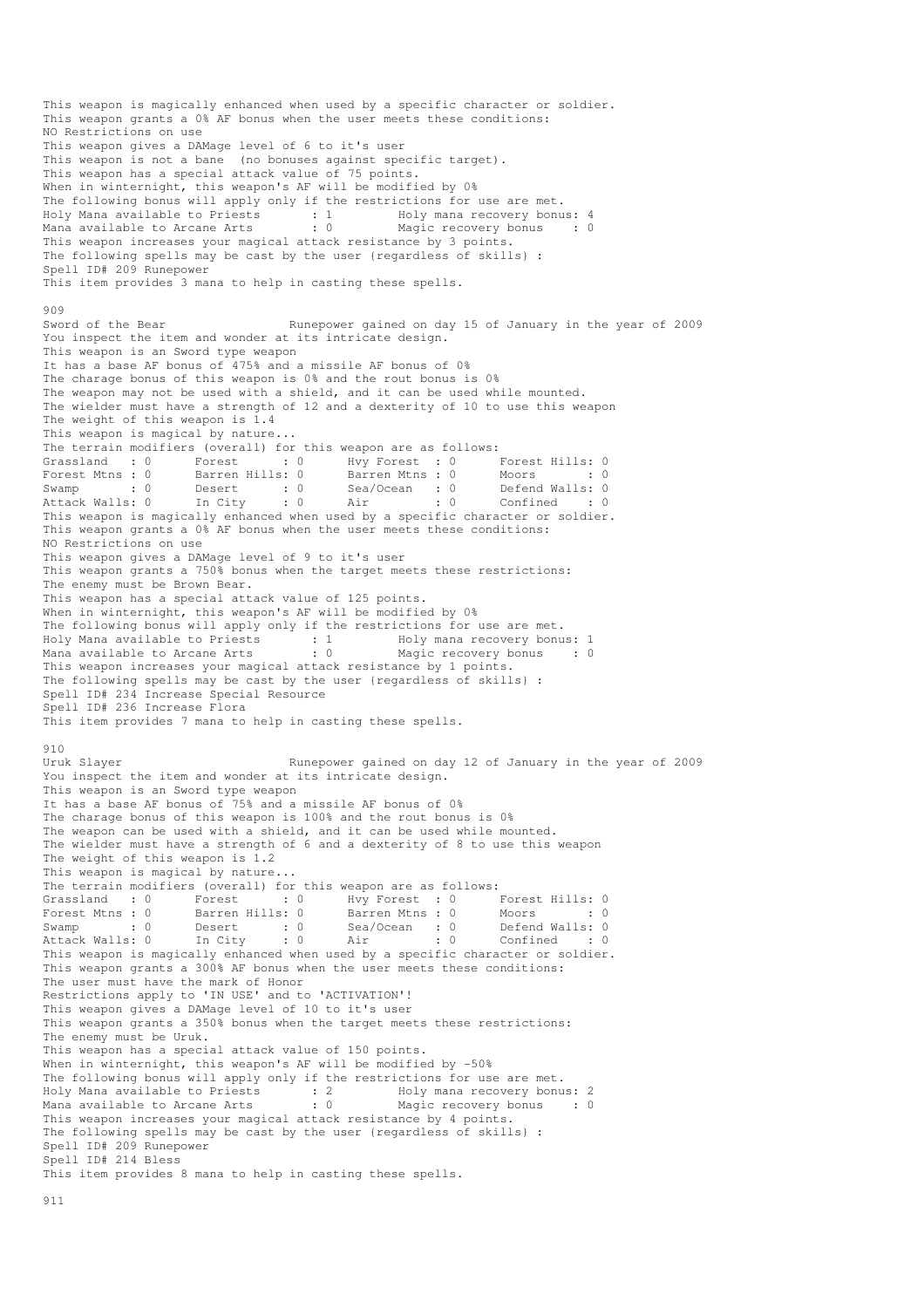This weapon is magically enhanced when used by a specific character or soldier.
This weapon grants a 0% AF bonus when the user meets these conditions:
NO Restrictions on use
This weapon gives a DAMage level of 6 to it's user
This weapon is not a bane (no bonuses against specific target).
This weapon has a special attack value of 75 points.
When in winternight, this weapon's AF will be modified by 0%
The following bonus will apply only if the restrictions for use are met.
Holy Mana available to Priests : 1 Holy mana recovery bonus: 4
Mana available to Arcane Arts : 0 Magic recovery bonus : 0
This weapon increases your magical attack resistance by 3 points.
The following spells may be cast by the user {regardless of skills} :
Spell ID# 209 Runepower
This item provides 3 mana to help in casting these spells.

909
Sword of the Bear Runepower gained on day 15 of January in the year of 2009
You inspect the item and wonder at its intricate design.
This weapon is an Sword type weapon
It has a base AF bonus of 475% and a missile AF bonus of 0%
The charage bonus of this weapon is 0% and the rout bonus is 0%
The weapon may not be used with a shield, and it can be used while mounted.
The wielder must have a strength of 12 and a dexterity of 10 to use this weapon
The weight of this weapon is 1.4
This weapon is magical by nature...
The terrain modifiers (overall) for this weapon are as follows:

| | | | | | | | |
|---|---|---|---|---|---|---|---|
| Grassland | : 0 | Forest | : 0 | Hvy Forest | : 0 | Forest Hills | : 0 |
| Forest Mtns | : 0 | Barren Hills | : 0 | Barren Mtns | : 0 | Moors | : 0 |
| Swamp | : 0 | Desert | : 0 | Sea/Ocean | : 0 | Defend Walls | : 0 |
| Attack Walls | : 0 | In City | : 0 | Air | : 0 | Confined | : 0 |

This weapon is magically enhanced when used by a specific character or soldier.
This weapon grants a 0% AF bonus when the user meets these conditions:
NO Restrictions on use
This weapon gives a DAMage level of 9 to it's user
This weapon grants a 750% bonus when the target meets these restrictions:
The enemy must be Brown Bear.
This weapon has a special attack value of 125 points.
When in winternight, this weapon's AF will be modified by 0%
The following bonus will apply only if the restrictions for use are met.
Holy Mana available to Priests : 1 Holy mana recovery bonus: 1
Mana available to Arcane Arts : 0 Magic recovery bonus : 0
This weapon increases your magical attack resistance by 1 points.
The following spells may be cast by the user {regardless of skills} :
Spell ID# 234 Increase Special Resource
Spell ID# 236 Increase Flora
This item provides 7 mana to help in casting these spells.

910
Uruk Slayer Runepower gained on day 12 of January in the year of 2009
You inspect the item and wonder at its intricate design.
This weapon is an Sword type weapon
It has a base AF bonus of 75% and a missile AF bonus of 0%
The charage bonus of this weapon is 100% and the rout bonus is 0%
The weapon can be used with a shield, and it can be used while mounted.
The wielder must have a strength of 6 and a dexterity of 8 to use this weapon
The weight of this weapon is 1.2
This weapon is magical by nature...
The terrain modifiers (overall) for this weapon are as follows:

| | | | | | | | |
|---|---|---|---|---|---|---|---|
| Grassland | : 0 | Forest | : 0 | Hvy Forest | : 0 | Forest Hills | : 0 |
| Forest Mtns | : 0 | Barren Hills | : 0 | Barren Mtns | : 0 | Moors | : 0 |
| Swamp | : 0 | Desert | : 0 | Sea/Ocean | : 0 | Defend Walls | : 0 |
| Attack Walls | : 0 | In City | : 0 | Air | : 0 | Confined | : 0 |

This weapon is magically enhanced when used by a specific character or soldier.
This weapon grants a 300% AF bonus when the user meets these conditions:
The user must have the mark of Honor
Restrictions apply to 'IN USE' and to 'ACTIVATION'!
This weapon gives a DAMage level of 10 to it's user
This weapon grants a 350% bonus when the target meets these restrictions:
The enemy must be Uruk.
This weapon has a special attack value of 150 points.
When in winternight, this weapon's AF will be modified by -50%
The following bonus will apply only if the restrictions for use are met.
Holy Mana available to Priests : 2 Holy mana recovery bonus: 2
Mana available to Arcane Arts : 0 Magic recovery bonus : 0
This weapon increases your magical attack resistance by 4 points.
The following spells may be cast by the user {regardless of skills} :
Spell ID# 209 Runepower
Spell ID# 214 Bless
This item provides 8 mana to help in casting these spells.

911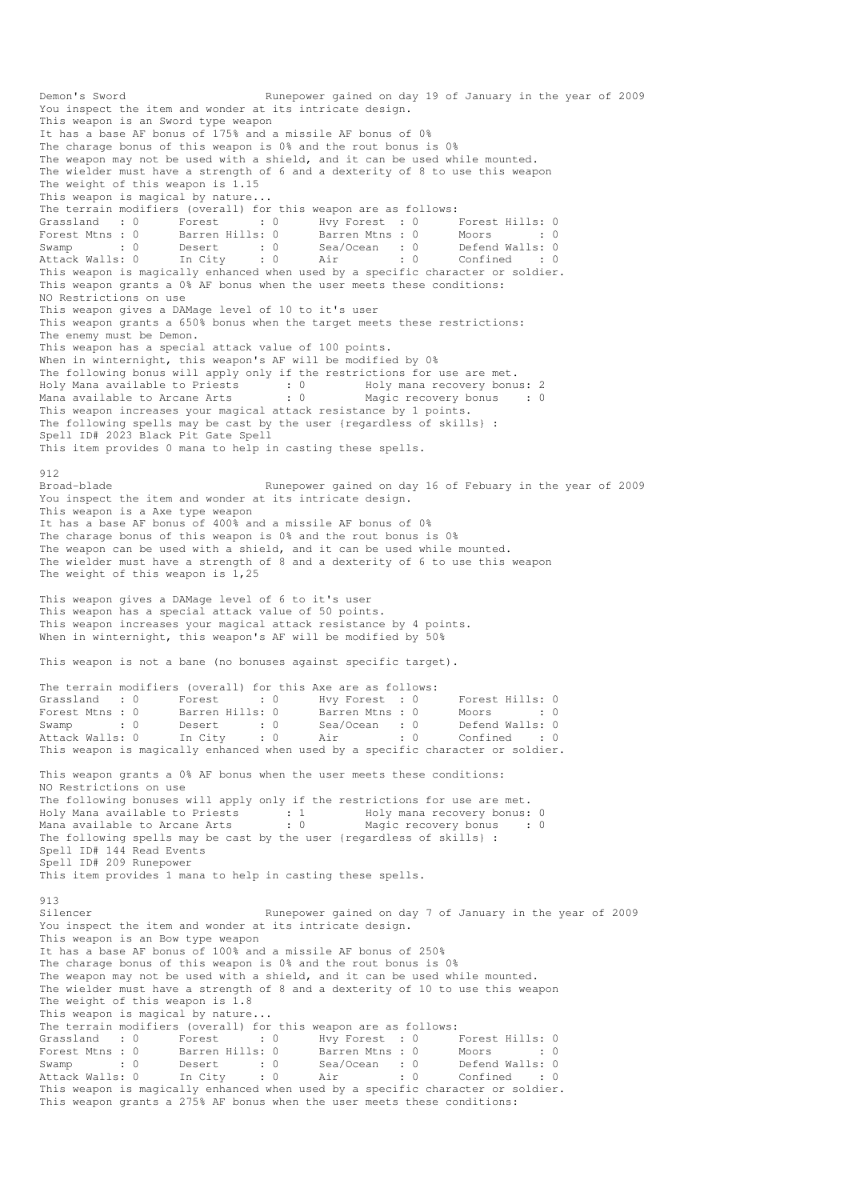Demon's Sword                     Runepower gained on day 19 of January in the year of 2009
You inspect the item and wonder at its intricate design.
This weapon is an Sword type weapon
It has a base AF bonus of 175% and a missile AF bonus of 0%
The charage bonus of this weapon is 0% and the rout bonus is 0%
The weapon may not be used with a shield, and it can be used while mounted.
The wielder must have a strength of 6 and a dexterity of 8 to use this weapon
The weight of this weapon is 1.15
This weapon is magical by nature...
The terrain modifiers (overall) for this weapon are as follows:

| | | | | | | | |
|---|---|---|---|---|---|---|---|
| Grassland | : 0 | Forest | : 0 | Hvy Forest | : 0 | Forest Hills: | 0 |
| Forest Mtns | : 0 | Barren Hills: | 0 | Barren Mtns | : 0 | Moors | : 0 |
| Swamp | : 0 | Desert | : 0 | Sea/Ocean | : 0 | Defend Walls: | 0 |
| Attack Walls: | 0 | In City | : 0 | Air | : 0 | Confined | : 0 |

This weapon is magically enhanced when used by a specific character or soldier.
This weapon grants a 0% AF bonus when the user meets these conditions:
NO Restrictions on use
This weapon gives a DAMage level of 10 to it's user
This weapon grants a 650% bonus when the target meets these restrictions:
The enemy must be Demon.
This weapon has a special attack value of 100 points.
When in winternight, this weapon's AF will be modified by 0%
The following bonus will apply only if the restrictions for use are met.
Holy Mana available to Priests      : 0         Holy mana recovery bonus: 2
Mana available to Arcane Arts       : 0         Magic recovery bonus    : 0
This weapon increases your magical attack resistance by 1 points.
The following spells may be cast by the user {regardless of skills} :
Spell ID# 2023 Black Pit Gate Spell
This item provides 0 mana to help in casting these spells.

912
Broad-blade                       Runepower gained on day 16 of Febuary in the year of 2009
You inspect the item and wonder at its intricate design.
This weapon is a Axe type weapon
It has a base AF bonus of 400% and a missile AF bonus of 0%
The charage bonus of this weapon is 0% and the rout bonus is 0%
The weapon can be used with a shield, and it can be used while mounted.
The wielder must have a strength of 8 and a dexterity of 6 to use this weapon
The weight of this weapon is 1,25

This weapon gives a DAMage level of 6 to it's user
This weapon has a special attack value of 50 points.
This weapon increases your magical attack resistance by 4 points.
When in winternight, this weapon's AF will be modified by 50%

This weapon is not a bane (no bonuses against specific target).

The terrain modifiers (overall) for this Axe are as follows:

| | | | | | | | |
|---|---|---|---|---|---|---|---|
| Grassland | : 0 | Forest | : 0 | Hvy Forest | : 0 | Forest Hills: | 0 |
| Forest Mtns | : 0 | Barren Hills: | 0 | Barren Mtns | : 0 | Moors | : 0 |
| Swamp | : 0 | Desert | : 0 | Sea/Ocean | : 0 | Defend Walls: | 0 |
| Attack Walls: | 0 | In City | : 0 | Air | : 0 | Confined | : 0 |

This weapon is magically enhanced when used by a specific character or soldier.

This weapon grants a 0% AF bonus when the user meets these conditions:
NO Restrictions on use
The following bonuses will apply only if the restrictions for use are met.
Holy Mana available to Priests      : 0         Holy mana recovery bonus: 0
Mana available to Arcane Arts       : 0         Magic recovery bonus    : 0
The following spells may be cast by the user {regardless of skills} :
Spell ID# 144 Read Events
Spell ID# 209 Runepower
This item provides 1 mana to help in casting these spells.

913
Silencer                          Runepower gained on day 7 of January in the year of 2009
You inspect the item and wonder at its intricate design.
This weapon is an Bow type weapon
It has a base AF bonus of 100% and a missile AF bonus of 250%
The charage bonus of this weapon is 0% and the rout bonus is 0%
The weapon may not be used with a shield, and it can be used while mounted.
The wielder must have a strength of 8 and a dexterity of 10 to use this weapon
The weight of this weapon is 1.8
This weapon is magical by nature...
The terrain modifiers (overall) for this weapon are as follows:

| | | | | | | | |
|---|---|---|---|---|---|---|---|
| Grassland | : 0 | Forest | : 0 | Hvy Forest | : 0 | Forest Hills: | 0 |
| Forest Mtns | : 0 | Barren Hills: | 0 | Barren Mtns | : 0 | Moors | : 0 |
| Swamp | : 0 | Desert | : 0 | Sea/Ocean | : 0 | Defend Walls: | 0 |
| Attack Walls: | 0 | In City | : 0 | Air | : 0 | Confined | : 0 |

This weapon is magically enhanced when used by a specific character or soldier.
This weapon grants a 275% AF bonus when the user meets these conditions: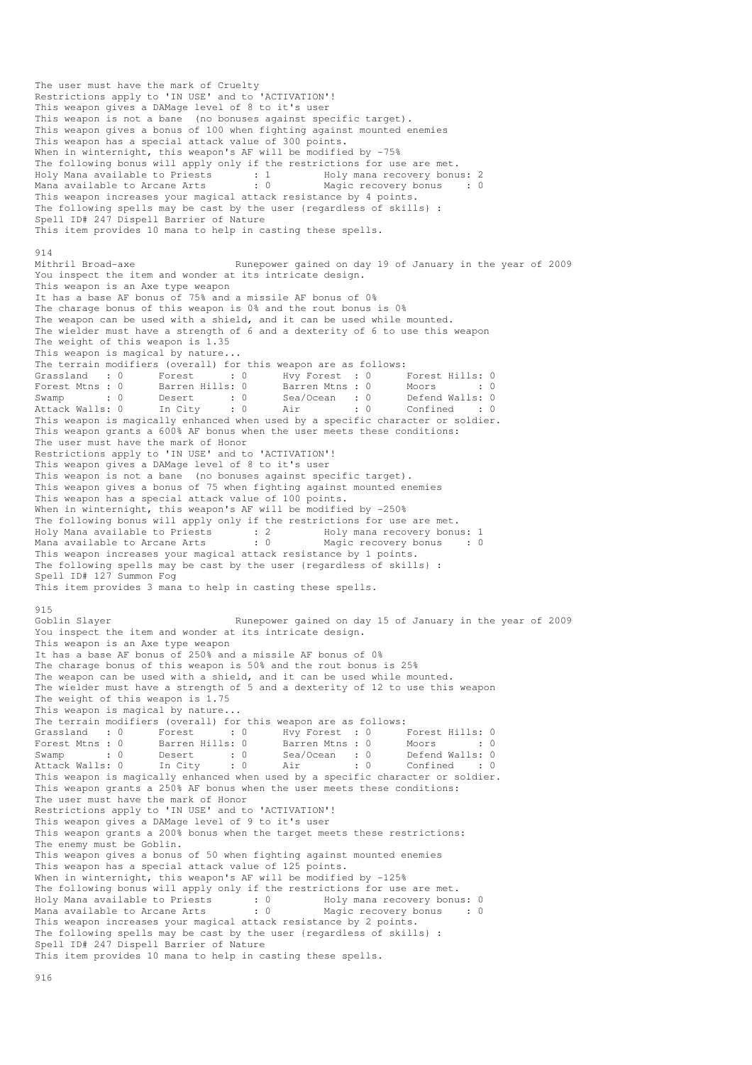The user must have the mark of Cruelty
Restrictions apply to 'IN USE' and to 'ACTIVATION'!
This weapon gives a DAMage level of 8 to it's user
This weapon is not a bane (no bonuses against specific target).
This weapon gives a bonus of 100 when fighting against mounted enemies
This weapon has a special attack value of 300 points.
When in winternight, this weapon's AF will be modified by -75%
The following bonus will apply only if the restrictions for use are met.

```
Holy Mana available to Priests      : 1         Holy mana recovery bonus: 2
Mana available to Arcane Arts       : 0         Magic recovery bonus    : 0
```

This weapon increases your magical attack resistance by 4 points.
The following spells may be cast by the user {regardless of skills} :
Spell ID# 247 Dispell Barrier of Nature
This item provides 10 mana to help in casting these spells.

914
Mithril Broad-axe                    Runepower gained on day 19 of January in the year of 2009
You inspect the item and wonder at its intricate design.
This weapon is an Axe type weapon
It has a base AF bonus of 75% and a missile AF bonus of 0%
The charage bonus of this weapon is 0% and the rout bonus is 0%
The weapon can be used with a shield, and it can be used while mounted.
The wielder must have a strength of 6 and a dexterity of 6 to use this weapon
The weight of this weapon is 1.35
This weapon is magical by nature...
The terrain modifiers (overall) for this weapon are as follows:

```
Grassland   : 0      Forest      : 0      Hvy Forest  : 0      Forest Hills: 0
Forest Mtns : 0      Barren Hills: 0      Barren Mtns : 0      Moors       : 0
Swamp       : 0      Desert      : 0      Sea/Ocean   : 0      Defend Walls: 0
Attack Walls: 0      In City     : 0      Air         : 0      Confined    : 0
```

This weapon is magically enhanced when used by a specific character or soldier.
This weapon grants a 600% AF bonus when the user meets these conditions:
The user must have the mark of Honor
Restrictions apply to 'IN USE' and to 'ACTIVATION'!
This weapon gives a DAMage level of 8 to it's user
This weapon is not a bane (no bonuses against specific target).
This weapon gives a bonus of 75 when fighting against mounted enemies
This weapon has a special attack value of 100 points.
When in winternight, this weapon's AF will be modified by -250%
The following bonus will apply only if the restrictions for use are met.

```
Holy Mana available to Priests      : 2         Holy mana recovery bonus: 1
Mana available to Arcane Arts       : 0         Magic recovery bonus    : 0
```

This weapon increases your magical attack resistance by 1 points.
The following spells may be cast by the user {regardless of skills} :
Spell ID# 127 Summon Fog
This item provides 3 mana to help in casting these spells.

915
Goblin Slayer                        Runepower gained on day 15 of January in the year of 2009
You inspect the item and wonder at its intricate design.
This weapon is an Axe type weapon
It has a base AF bonus of 250% and a missile AF bonus of 0%
The charage bonus of this weapon is 50% and the rout bonus is 25%
The weapon can be used with a shield, and it can be used while mounted.
The wielder must have a strength of 5 and a dexterity of 12 to use this weapon
The weight of this weapon is 1.75
This weapon is magical by nature...
The terrain modifiers (overall) for this weapon are as follows:

```
Grassland   : 0      Forest      : 0      Hvy Forest  : 0      Forest Hills: 0
Forest Mtns : 0      Barren Hills: 0      Barren Mtns : 0      Moors       : 0
Swamp       : 0      Desert      : 0      Sea/Ocean   : 0      Defend Walls: 0
Attack Walls: 0      In City     : 0      Air         : 0      Confined    : 0
```

This weapon is magically enhanced when used by a specific character or soldier.
This weapon grants a 250% AF bonus when the user meets these conditions:
The user must have the mark of Honor
Restrictions apply to 'IN USE' and to 'ACTIVATION'!
This weapon gives a DAMage level of 9 to it's user
This weapon grants a 200% bonus when the target meets these restrictions:
The enemy must be Goblin.
This weapon gives a bonus of 50 when fighting against mounted enemies
This weapon has a special attack value of 125 points.
When in winternight, this weapon's AF will be modified by -125%
The following bonus will apply only if the restrictions for use are met.

```
Holy Mana available to Priests      : 0         Holy mana recovery bonus: 0
Mana available to Arcane Arts       : 0         Magic recovery bonus    : 0
```

This weapon increases your magical attack resistance by 2 points.
The following spells may be cast by the user {regardless of skills} :
Spell ID# 247 Dispell Barrier of Nature
This item provides 10 mana to help in casting these spells.

916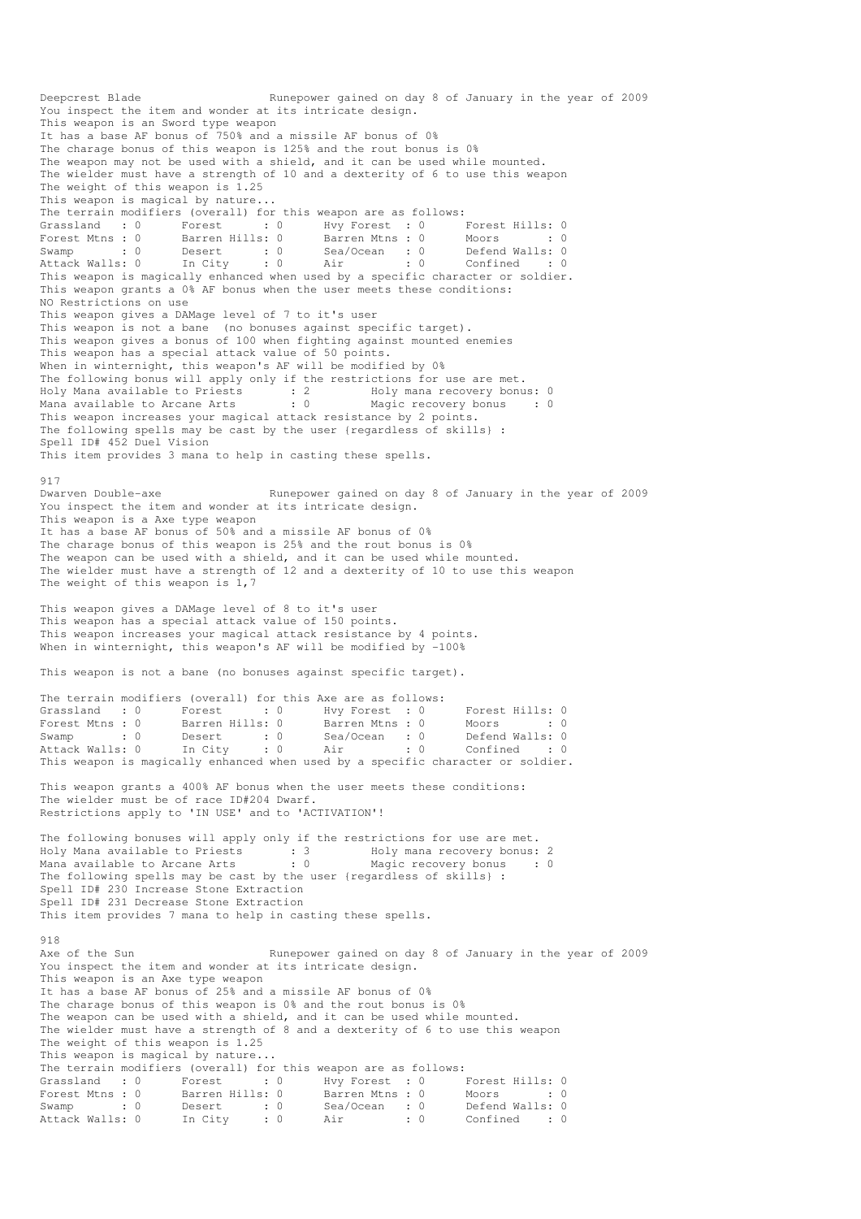```
Deepcrest Blade                    Runepower gained on day 8 of January in the year of 2009
You inspect the item and wonder at its intricate design.
This weapon is an Sword type weapon
It has a base AF bonus of 750% and a missile AF bonus of 0%
The charage bonus of this weapon is 125% and the rout bonus is 0%
The weapon may not be used with a shield, and it can be used while mounted.
The wielder must have a strength of 10 and a dexterity of 6 to use this weapon
The weight of this weapon is 1.25
This weapon is magical by nature...
The terrain modifiers (overall) for this weapon are as follows:
Grassland   : 0      Forest      : 0      Hvy Forest  : 0      Forest Hills: 0
Forest Mtns : 0      Barren Hills: 0      Barren Mtns : 0      Moors       : 0
Swamp       : 0      Desert      : 0      Sea/Ocean   : 0      Defend Walls: 0
Attack Walls: 0      In City     : 0      Air         : 0      Confined    : 0
This weapon is magically enhanced when used by a specific character or soldier.
This weapon grants a 0% AF bonus when the user meets these conditions:
NO Restrictions on use
This weapon gives a DAMage level of 7 to it's user
This weapon is not a bane  (no bonuses against specific target).
This weapon gives a bonus of 100 when fighting against mounted enemies
This weapon has a special attack value of 50 points.
When in winternight, this weapon's AF will be modified by 0%
The following bonus will apply only if the restrictions for use are met.
Holy Mana available to Priests       : 2         Holy mana recovery bonus: 0
Mana available to Arcane Arts        : 0         Magic recovery bonus    : 0
This weapon increases your magical attack resistance by 2 points.
The following spells may be cast by the user (regardless of skills) :
Spell ID# 452 Duel Vision
This item provides 3 mana to help in casting these spells.

917
Dwarven Double-axe                 Runepower gained on day 8 of January in the year of 2009
You inspect the item and wonder at its intricate design.
This weapon is a Axe type weapon
It has a base AF bonus of 50% and a missile AF bonus of 0%
The charage bonus of this weapon is 25% and the rout bonus is 0%
The weapon can be used with a shield, and it can be used while mounted.
The wielder must have a strength of 12 and a dexterity of 10 to use this weapon
The weight of this weapon is 1,7

This weapon gives a DAMage level of 8 to it's user
This weapon has a special attack value of 150 points.
This weapon increases your magical attack resistance by 4 points.
When in winternight, this weapon's AF will be modified by -100%

This weapon is not a bane (no bonuses against specific target).

The terrain modifiers (overall) for this Axe are as follows:
Grassland   : 0      Forest      : 0      Hvy Forest  : 0      Forest Hills: 0
Forest Mtns : 0      Barren Hills: 0      Barren Mtns : 0      Moors       : 0
Swamp       : 0      Desert      : 0      Sea/Ocean   : 0      Defend Walls: 0
Attack Walls: 0      In City     : 0      Air         : 0      Confined    : 0
This weapon is magically enhanced when used by a specific character or soldier.

This weapon grants a 400% AF bonus when the user meets these conditions:
The wielder must be of race ID#204 Dwarf.
Restrictions apply to 'IN USE' and to 'ACTIVATION'!

The following bonuses will apply only if the restrictions for use are met.
Holy Mana available to Priests       : 3         Holy mana recovery bonus: 2
Mana available to Arcane Arts        : 0         Magic recovery bonus    : 0
The following spells may be cast by the user (regardless of skills) :
Spell ID# 230 Increase Stone Extraction
Spell ID# 231 Decrease Stone Extraction
This item provides 7 mana to help in casting these spells.

918
Axe of the Sun                     Runepower gained on day 8 of January in the year of 2009
You inspect the item and wonder at its intricate design.
This weapon is an Axe type weapon
It has a base AF bonus of 25% and a missile AF bonus of 0%
The charage bonus of this weapon is 0% and the rout bonus is 0%
The weapon can be used with a shield, and it can be used while mounted.
The wielder must have a strength of 8 and a dexterity of 6 to use this weapon
The weight of this weapon is 1.25
This weapon is magical by nature...
The terrain modifiers (overall) for this weapon are as follows:
Grassland   : 0      Forest      : 0      Hvy Forest  : 0      Forest Hills: 0
Forest Mtns : 0      Barren Hills: 0      Barren Mtns : 0      Moors       : 0
Swamp       : 0      Desert      : 0      Sea/Ocean   : 0      Defend Walls: 0
Attack Walls: 0      In City     : 0      Air         : 0      Confined    : 0
```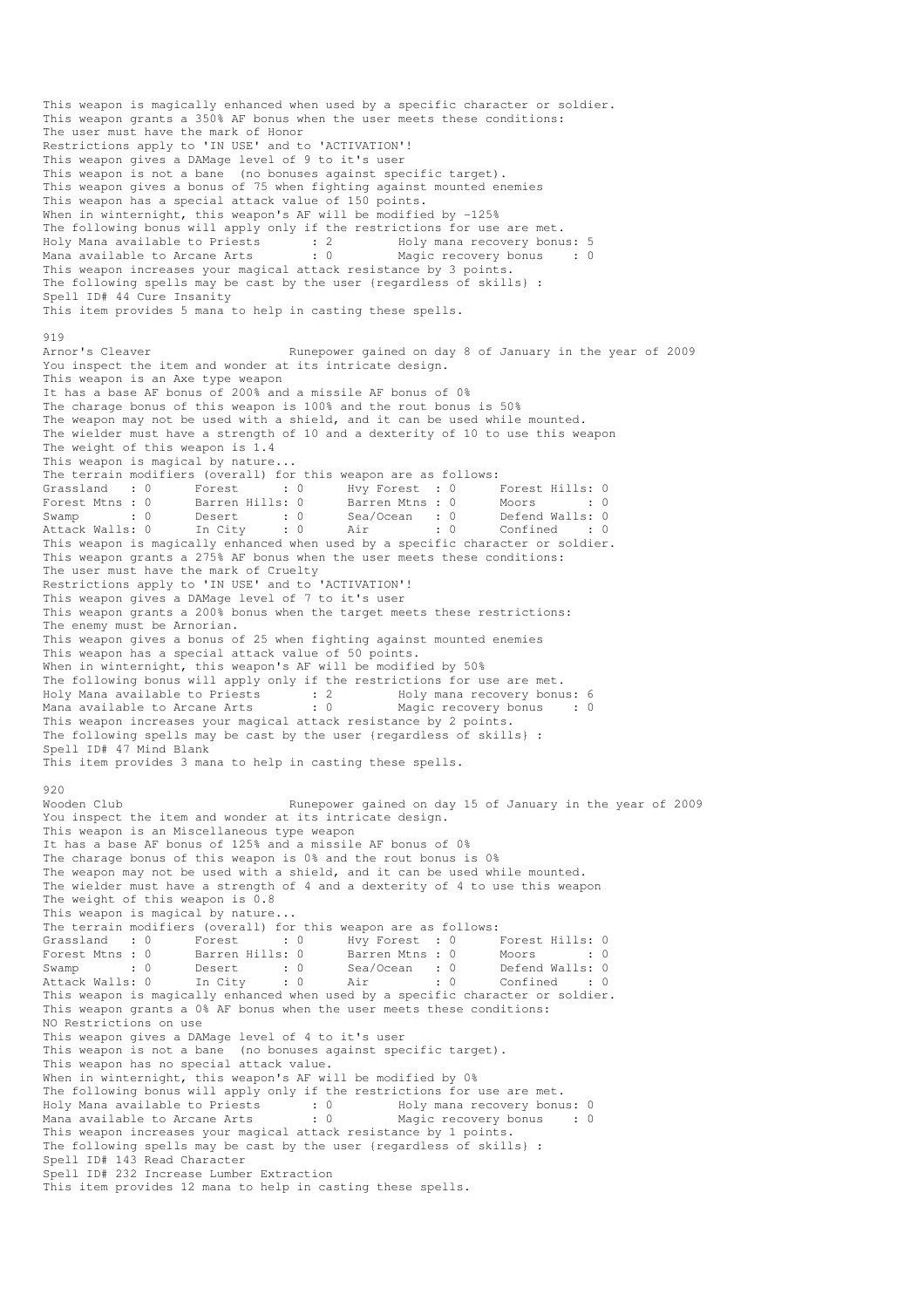This weapon is magically enhanced when used by a specific character or soldier.
This weapon grants a 350% AF bonus when the user meets these conditions:
The user must have the mark of Honor
Restrictions apply to 'IN USE' and to 'ACTIVATION'!
This weapon gives a DAMage level of 9 to it's user
This weapon is not a bane (no bonuses against specific target).
This weapon gives a bonus of 75 when fighting against mounted enemies
This weapon has a special attack value of 150 points.
When in winternight, this weapon's AF will be modified by -125%
The following bonus will apply only if the restrictions for use are met.

```
Holy Mana available to Priests      : 2         Holy mana recovery bonus: 5
Mana available to Arcane Arts       : 0         Magic recovery bonus    : 0
```

This weapon increases your magical attack resistance by 3 points.
The following spells may be cast by the user (regardless of skills) :
Spell ID# 44 Cure Insanity
This item provides 5 mana to help in casting these spells.

919
Arnor's Cleaver                    Runepower gained on day 8 of January in the year of 2009
You inspect the item and wonder at its intricate design.
This weapon is an Axe type weapon
It has a base AF bonus of 200% and a missile AF bonus of 0%
The charage bonus of this weapon is 100% and the rout bonus is 50%
The weapon may not be used with a shield, and it can be used while mounted.
The wielder must have a strength of 10 and a dexterity of 10 to use this weapon
The weight of this weapon is 1.4
This weapon is magical by nature...
The terrain modifiers (overall) for this weapon are as follows:

```
Grassland   : 0      Forest      : 0      Hvy Forest  : 0      Forest Hills: 0
Forest Mtns : 0      Barren Hills: 0      Barren Mtns : 0      Moors       : 0
Swamp       : 0      Desert      : 0      Sea/Ocean   : 0      Defend Walls: 0
Attack Walls: 0      In City     : 0      Air         : 0      Confined    : 0
```

This weapon is magically enhanced when used by a specific character or soldier.
This weapon grants a 275% AF bonus when the user meets these conditions:
The user must have the mark of Cruelty
Restrictions apply to 'IN USE' and to 'ACTIVATION'!
This weapon gives a DAMage level of 7 to it's user
This weapon grants a 200% bonus when the target meets these restrictions:
The enemy must be Arnorian.
This weapon gives a bonus of 25 when fighting against mounted enemies
This weapon has a special attack value of 50 points.
When in winternight, this weapon's AF will be modified by 50%
The following bonus will apply only if the restrictions for use are met.

```
Holy Mana available to Priests      : 2         Holy mana recovery bonus: 6
Mana available to Arcane Arts       : 0         Magic recovery bonus    : 0
```

This weapon increases your magical attack resistance by 2 points.
The following spells may be cast by the user (regardless of skills) :
Spell ID# 47 Mind Blank
This item provides 3 mana to help in casting these spells.

920
Wooden Club                        Runepower gained on day 15 of January in the year of 2009
You inspect the item and wonder at its intricate design.
This weapon is an Miscellaneous type weapon
It has a base AF bonus of 125% and a missile AF bonus of 0%
The charage bonus of this weapon is 0% and the rout bonus is 0%
The weapon may not be used with a shield, and it can be used while mounted.
The wielder must have a strength of 4 and a dexterity of 4 to use this weapon
The weight of this weapon is 0.8
This weapon is magical by nature...
The terrain modifiers (overall) for this weapon are as follows:

```
Grassland   : 0      Forest      : 0      Hvy Forest  : 0      Forest Hills: 0
Forest Mtns : 0      Barren Hills: 0      Barren Mtns : 0      Moors       : 0
Swamp       : 0      Desert      : 0      Sea/Ocean   : 0      Defend Walls: 0
Attack Walls: 0      In City     : 0      Air         : 0      Confined    : 0
```

This weapon is magically enhanced when used by a specific character or soldier.
This weapon grants a 0% AF bonus when the user meets these conditions:
NO Restrictions on use
This weapon gives a DAMage level of 4 to it's user
This weapon is not a bane (no bonuses against specific target).
This weapon has no special attack value.
When in winternight, this weapon's AF will be modified by 0%
The following bonus will apply only if the restrictions for use are met.

```
Holy Mana available to Priests      : 0         Holy mana recovery bonus: 0
Mana available to Arcane Arts       : 0         Magic recovery bonus    : 0
```

This weapon increases your magical attack resistance by 1 points.
The following spells may be cast by the user (regardless of skills) :
Spell ID# 143 Read Character
Spell ID# 232 Increase Lumber Extraction
This item provides 12 mana to help in casting these spells.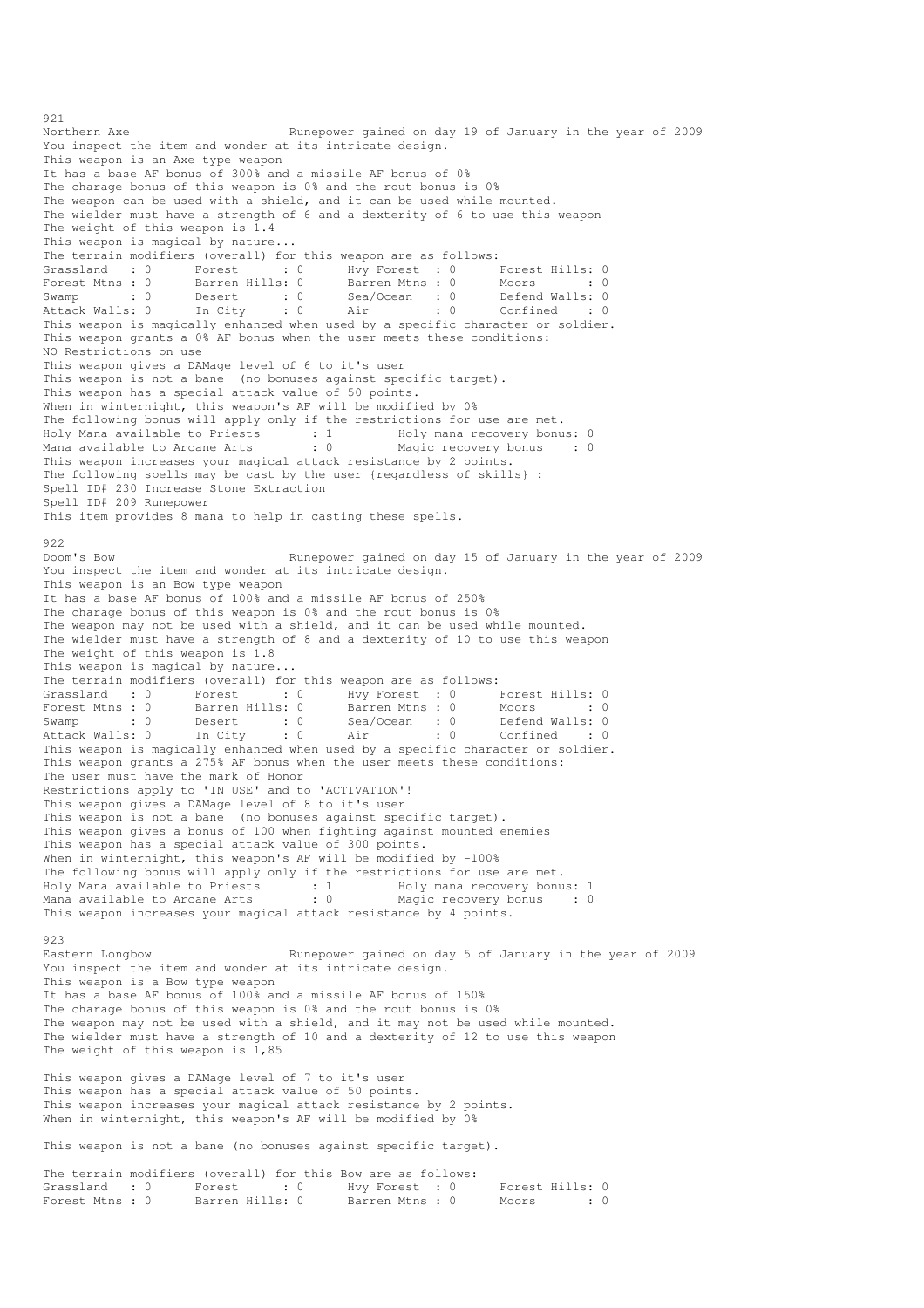921
Northern Axe                                        Runepower gained on day 19 of January in the year of 2009
You inspect the item and wonder at its intricate design.
This weapon is an Axe type weapon
It has a base AF bonus of 300% and a missile AF bonus of 0%
The charage bonus of this weapon is 0% and the rout bonus is 0%
The weapon can be used with a shield, and it can be used while mounted.
The wielder must have a strength of 6 and a dexterity of 6 to use this weapon
The weight of this weapon is 1.4
This weapon is magical by nature...
The terrain modifiers (overall) for this weapon are as follows:

| Grassland : 0 | Forest : 0 | Hvy Forest : 0 | Forest Hills: 0 |
|---|---|---|---|
| Forest Mtns : 0 | Barren Hills: 0 | Barren Mtns : 0 | Moors : 0 |
| Swamp : 0 | Desert : 0 | Sea/Ocean : 0 | Defend Walls: 0 |
| Attack Walls: 0 | In City : 0 | Air : 0 | Confined : 0 |

This weapon is magically enhanced when used by a specific character or soldier.
This weapon grants a 0% AF bonus when the user meets these conditions:
NO Restrictions on use
This weapon gives a DAMage level of 6 to it's user
This weapon is not a bane (no bonuses against specific target).
This weapon has a special attack value of 50 points.
When in winternight, this weapon's AF will be modified by 0%
The following bonus will apply only if the restrictions for use are met.

| Holy Mana available to Priests : 1 | Holy mana recovery bonus: 0 |
|---|---|
| Mana available to Arcane Arts : 0 | Magic recovery bonus : 0 |

This weapon increases your magical attack resistance by 2 points.
The following spells may be cast by the user {regardless of skills} :
Spell ID# 230 Increase Stone Extraction
Spell ID# 209 Runepower
This item provides 8 mana to help in casting these spells.

922
Doom's Bow                                        Runepower gained on day 15 of January in the year of 2009
You inspect the item and wonder at its intricate design.
This weapon is an Bow type weapon
It has a base AF bonus of 100% and a missile AF bonus of 250%
The charage bonus of this weapon is 0% and the rout bonus is 0%
The weapon may not be used with a shield, and it can be used while mounted.
The wielder must have a strength of 8 and a dexterity of 10 to use this weapon
The weight of this weapon is 1.8
This weapon is magical by nature...
The terrain modifiers (overall) for this weapon are as follows:

| Grassland : 0 | Forest : 0 | Hvy Forest : 0 | Forest Hills: 0 |
|---|---|---|---|
| Forest Mtns : 0 | Barren Hills: 0 | Barren Mtns : 0 | Moors : 0 |
| Swamp : 0 | Desert : 0 | Sea/Ocean : 0 | Defend Walls: 0 |
| Attack Walls: 0 | In City : 0 | Air : 0 | Confined : 0 |

This weapon is magically enhanced when used by a specific character or soldier.
This weapon grants a 275% AF bonus when the user meets these conditions:
The user must have the mark of Honor
Restrictions apply to 'IN USE' and to 'ACTIVATION'!
This weapon gives a DAMage level of 8 to it's user
This weapon is not a bane (no bonuses against specific target).
This weapon gives a bonus of 100 when fighting against mounted enemies
This weapon has a special attack value of 300 points.
When in winternight, this weapon's AF will be modified by -100%
The following bonus will apply only if the restrictions for use are met.

| Holy Mana available to Priests : 1 | Holy mana recovery bonus: 1 |
|---|---|
| Mana available to Arcane Arts : 0 | Magic recovery bonus : 0 |

This weapon increases your magical attack resistance by 4 points.

923
Eastern Longbow                                        Runepower gained on day 5 of January in the year of 2009
You inspect the item and wonder at its intricate design.
This weapon is a Bow type weapon
It has a base AF bonus of 100% and a missile AF bonus of 150%
The charage bonus of this weapon is 0% and the rout bonus is 0%
The weapon may not be used with a shield, and it may not be used while mounted.
The wielder must have a strength of 10 and a dexterity of 12 to use this weapon
The weight of this weapon is 1,85

This weapon gives a DAMage level of 7 to it's user
This weapon has a special attack value of 50 points.
This weapon increases your magical attack resistance by 2 points.
When in winternight, this weapon's AF will be modified by 0%

This weapon is not a bane (no bonuses against specific target).

The terrain modifiers (overall) for this Bow are as follows:

| Grassland : 0 | Forest : 0 | Hvy Forest : 0 | Forest Hills: 0 |
|---|---|---|---|
| Forest Mtns : 0 | Barren Hills: 0 | Barren Mtns : 0 | Moors : 0 |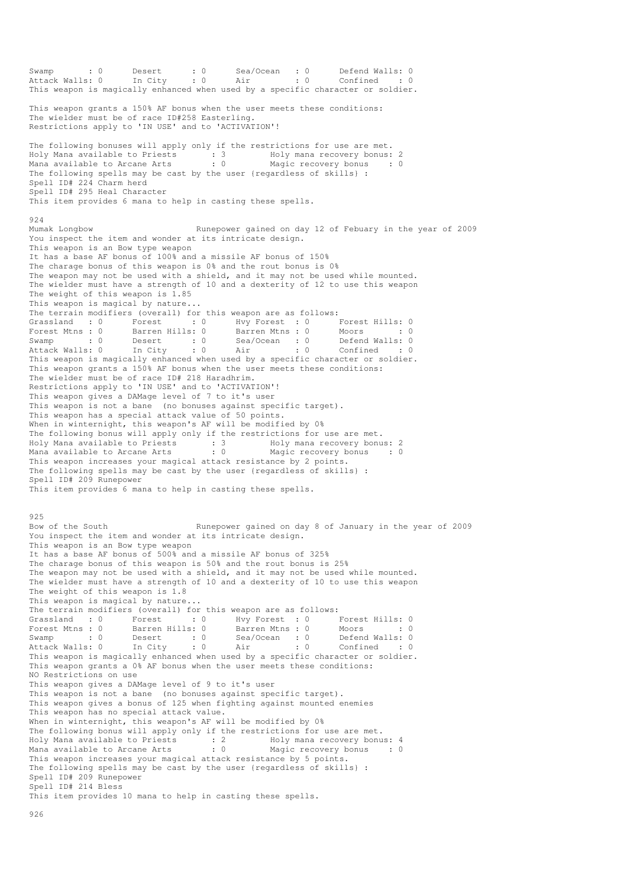Swamp : 0 Desert : 0 Sea/Ocean : 0 Defend Walls: 0
Attack Walls: 0 In City : 0 Air : 0 Confined : 0
This weapon is magically enhanced when used by a specific character or soldier.

This weapon grants a 150% AF bonus when the user meets these conditions:
The wielder must be of race ID#258 Easterling.
Restrictions apply to 'IN USE' and to 'ACTIVATION'!

The following bonuses will apply only if the restrictions for use are met.
Holy Mana available to Priests : 3 Holy mana recovery bonus: 2
Mana available to Arcane Arts : 0 Magic recovery bonus : 0
The following spells may be cast by the user {regardless of skills} :
Spell ID# 224 Charm herd
Spell ID# 295 Heal Character
This item provides 6 mana to help in casting these spells.

924
Mumak Longbow Runepower gained on day 12 of Febuary in the year of 2009
You inspect the item and wonder at its intricate design.
This weapon is an Bow type weapon
It has a base AF bonus of 100% and a missile AF bonus of 150%
The charage bonus of this weapon is 0% and the rout bonus is 0%
The weapon may not be used with a shield, and it may not be used while mounted.
The wielder must have a strength of 10 and a dexterity of 12 to use this weapon
The weight of this weapon is 1.85
This weapon is magical by nature...
The terrain modifiers (overall) for this weapon are as follows:
Grassland : 0 Forest : 0 Hvy Forest : 0 Forest Hills: 0
Forest Mtns : 0 Barren Hills: 0 Barren Mtns : 0 Moors : 0
Swamp : 0 Desert : 0 Sea/Ocean : 0 Defend Walls: 0
Attack Walls: 0 In City : 0 Air : 0 Confined : 0
This weapon is magically enhanced when used by a specific character or soldier.
This weapon grants a 150% AF bonus when the user meets these conditions:
The wielder must be of race ID# 218 Haradhrim.
Restrictions apply to 'IN USE' and to 'ACTIVATION'!
This weapon gives a DAMage level of 7 to it's user
This weapon is not a bane (no bonuses against specific target).
This weapon has a special attack value of 50 points.
When in winternight, this weapon's AF will be modified by 0%
The following bonus will apply only if the restrictions for use are met.
Holy Mana available to Priests : 3 Holy mana recovery bonus: 2
Mana available to Arcane Arts : 0 Magic recovery bonus : 0
This weapon increases your magical attack resistance by 2 points.
The following spells may be cast by the user {regardless of skills} :
Spell ID# 209 Runepower
This item provides 6 mana to help in casting these spells.

925
Bow of the South Runepower gained on day 8 of January in the year of 2009
You inspect the item and wonder at its intricate design.
This weapon is an Bow type weapon
It has a base AF bonus of 500% and a missile AF bonus of 325%
The charage bonus of this weapon is 50% and the rout bonus is 25%
The weapon may not be used with a shield, and it may not be used while mounted.
The wielder must have a strength of 10 and a dexterity of 10 to use this weapon
The weight of this weapon is 1.8
This weapon is magical by nature...
The terrain modifiers (overall) for this weapon are as follows:
Grassland : 0 Forest : 0 Hvy Forest : 0 Forest Hills: 0
Forest Mtns : 0 Barren Hills: 0 Barren Mtns : 0 Moors : 0
Swamp : 0 Desert : 0 Sea/Ocean : 0 Defend Walls: 0
Attack Walls: 0 In City : 0 Air : 0 Confined : 0
This weapon is magically enhanced when used by a specific character or soldier.
This weapon grants a 0% AF bonus when the user meets these conditions:
NO Restrictions on use
This weapon gives a DAMage level of 9 to it's user
This weapon is not a bane (no bonuses against specific target).
This weapon gives a bonus of 125 when fighting against mounted enemies
This weapon has no special attack value.
When in winternight, this weapon's AF will be modified by 0%
The following bonus will apply only if the restrictions for use are met.
Holy Mana available to Priests : 2 Holy mana recovery bonus: 4
Mana available to Arcane Arts : 0 Magic recovery bonus : 0
This weapon increases your magical attack resistance by 5 points.
The following spells may be cast by the user {regardless of skills} :
Spell ID# 209 Runepower
Spell ID# 214 Bless
This item provides 10 mana to help in casting these spells.

926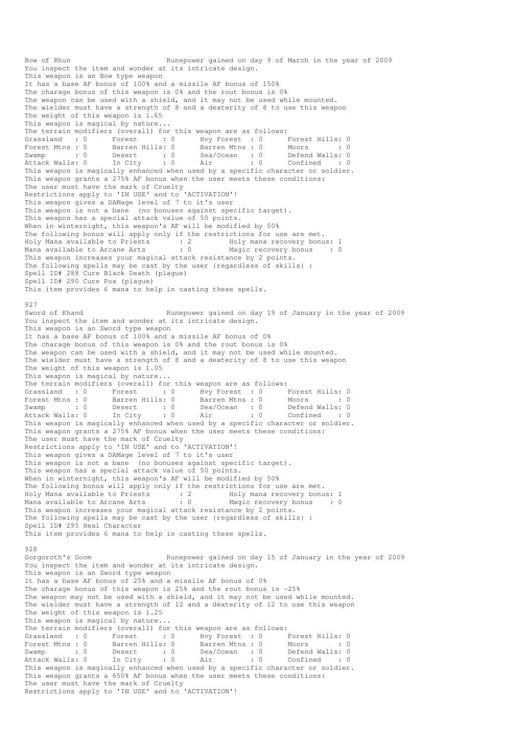Bow of Rhun                    Runepower gained on day 9 of March in the year of 2009
You inspect the item and wonder at its intricate design.
This weapon is an Bow type weapon
It has a base AF bonus of 100% and a missile AF bonus of 150%
The charage bonus of this weapon is 0% and the rout bonus is 0%
The weapon can be used with a shield, and it may not be used while mounted.
The wielder must have a strength of 8 and a dexterity of 8 to use this weapon
The weight of this weapon is 1.65
This weapon is magical by nature...
The terrain modifiers (overall) for this weapon are as follows:

```
Grassland   : 0      Forest      : 0      Hvy Forest  : 0      Forest Hills: 0
Forest Mtns : 0      Barren Hills: 0      Barren Mtns : 0      Moors       : 0
Swamp       : 0      Desert      : 0      Sea/Ocean   : 0      Defend Walls: 0
Attack Walls: 0      In City     : 0      Air         : 0      Confined    : 0
```

This weapon is magically enhanced when used by a specific character or soldier.
This weapon grants a 275% AF bonus when the user meets these conditions:
The user must have the mark of Cruelty
Restrictions apply to 'IN USE' and to 'ACTIVATION'!
This weapon gives a DAMage level of 7 to it's user
This weapon is not a bane  (no bonuses against specific target).
This weapon has a special attack value of 50 points.
When in winternight, this weapon's AF will be modified by 50%
The following bonus will apply only if the restrictions for use are met.

```
Holy Mana available to Priests      : 2      Holy mana recovery bonus: 1
Mana available to Arcane Arts       : 0      Magic recovery bonus    : 0
```

This weapon increases your magical attack resistance by 2 points.
The following spells may be cast by the user {regardless of skills} :
Spell ID# 288 Cure Black Death (plague)
Spell ID# 290 Cure Pox (plague)
This item provides 6 mana to help in casting these spells.

927
Sword of Khand                    Runepower gained on day 19 of January in the year of 2009
You inspect the item and wonder at its intricate design.
This weapon is an Sword type weapon
It has a base AF bonus of 100% and a missile AF bonus of 0%
The charage bonus of this weapon is 0% and the rout bonus is 0%
The weapon can be used with a shield, and it may not be used while mounted.
The wielder must have a strength of 8 and a dexterity of 8 to use this weapon
The weight of this weapon is 1.05
This weapon is magical by nature...
The terrain modifiers (overall) for this weapon are as follows:

```
Grassland   : 0      Forest      : 0      Hvy Forest  : 0      Forest Hills: 0
Forest Mtns : 0      Barren Hills: 0      Barren Mtns : 0      Moors       : 0
Swamp       : 0      Desert      : 0      Sea/Ocean   : 0      Defend Walls: 0
Attack Walls: 0      In City     : 0      Air         : 0      Confined    : 0
```

This weapon is magically enhanced when used by a specific character or soldier.
This weapon grants a 275% AF bonus when the user meets these conditions:
The user must have the mark of Cruelty
Restrictions apply to 'IN USE' and to 'ACTIVATION'!
This weapon gives a DAMage level of 7 to it's user
This weapon is not a bane  (no bonuses against specific target).
This weapon has a special attack value of 50 points.
When in winternight, this weapon's AF will be modified by 50%
The following bonus will apply only if the restrictions for use are met.

```
Holy Mana available to Priests      : 2      Holy mana recovery bonus: 1
Mana available to Arcane Arts       : 0      Magic recovery bonus    : 0
```

This weapon increases your magical attack resistance by 2 points.
The following spells may be cast by the user {regardless of skills} :
Spell ID# 295 Heal Character
This item provides 6 mana to help in casting these spells.

928
Gorgoroth's Doom                    Runepower gained on day 15 of January in the year of 2009
You inspect the item and wonder at its intricate design.
This weapon is an Sword type weapon
It has a base AF bonus of 25% and a missile AF bonus of 0%
The charage bonus of this weapon is 25% and the rout bonus is -25%
The weapon may not be used with a shield, and it may not be used while mounted.
The wielder must have a strength of 12 and a dexterity of 12 to use this weapon
The weight of this weapon is 1.25
This weapon is magical by nature...
The terrain modifiers (overall) for this weapon are as follows:

```
Grassland   : 0      Forest      : 0      Hvy Forest  : 0      Forest Hills: 0
Forest Mtns : 0      Barren Hills: 0      Barren Mtns : 0      Moors       : 0
Swamp       : 0      Desert      : 0      Sea/Ocean   : 0      Defend Walls: 0
Attack Walls: 0      In City     : 0      Air         : 0      Confined    : 0
```

This weapon is magically enhanced when used by a specific character or soldier.
This weapon grants a 650% AF bonus when the user meets these conditions:
The user must have the mark of Cruelty
Restrictions apply to 'IN USE' and to 'ACTIVATION'!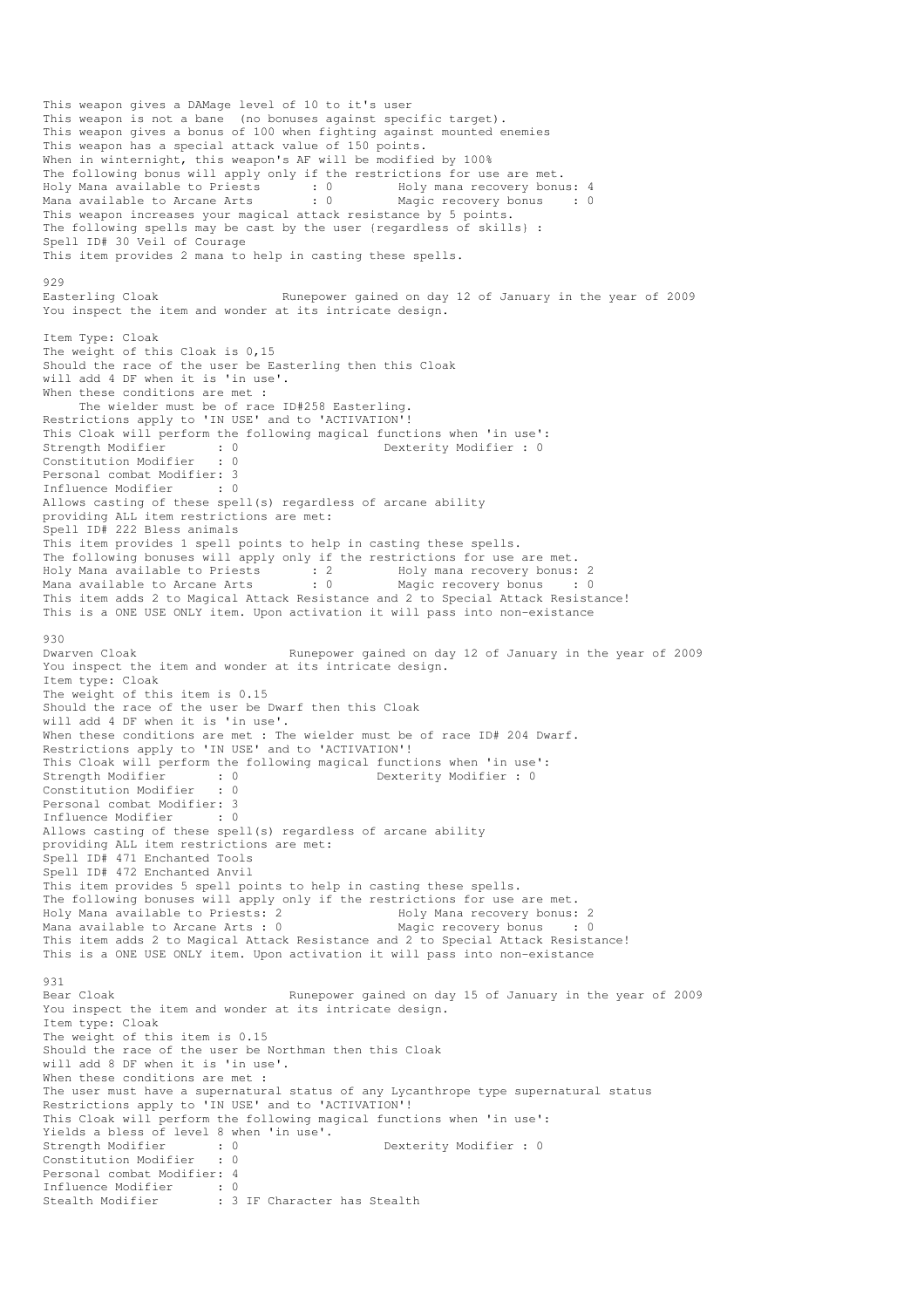This weapon gives a DAMage level of 10 to it's user
This weapon is not a bane (no bonuses against specific target).
This weapon gives a bonus of 100 when fighting against mounted enemies
This weapon has a special attack value of 150 points.
When in winternight, this weapon's AF will be modified by 100%
The following bonus will apply only if the restrictions for use are met.
Holy Mana available to Priests : 0 Holy mana recovery bonus: 4
Mana available to Arcane Arts : 0 Magic recovery bonus : 0
This weapon increases your magical attack resistance by 5 points.
The following spells may be cast by the user {regardless of skills} :
Spell ID# 30 Veil of Courage
This item provides 2 mana to help in casting these spells.

929
Easterling Cloak Runepower gained on day 12 of January in the year of 2009
You inspect the item and wonder at its intricate design.

Item Type: Cloak
The weight of this Cloak is 0,15
Should the race of the user be Easterling then this Cloak
will add 4 DF when it is 'in use'.
When these conditions are met :
The wielder must be of race ID#258 Easterling.
Restrictions apply to 'IN USE' and to 'ACTIVATION'!
This Cloak will perform the following magical functions when 'in use':
Strength Modifier : 0 Dexterity Modifier : 0
Constitution Modifier : 0
Personal combat Modifier: 3
Influence Modifier : 0
Allows casting of these spell(s) regardless of arcane ability
providing ALL item restrictions are met:
Spell ID# 222 Bless animals
This item provides 1 spell points to help in casting these spells.
The following bonuses will apply only if the restrictions for use are met.
Holy Mana available to Priests : 2 Holy mana recovery bonus: 2
Mana available to Arcane Arts : 0 Magic recovery bonus : 0
This item adds 2 to Magical Attack Resistance and 2 to Special Attack Resistance!
This is a ONE USE ONLY item. Upon activation it will pass into non-existance

930
Dwarven Cloak Runepower gained on day 12 of January in the year of 2009
You inspect the item and wonder at its intricate design.
Item type: Cloak
The weight of this item is 0.15
Should the race of the user be Dwarf then this Cloak
will add 4 DF when it is 'in use'.
When these conditions are met : The wielder must be of race ID# 204 Dwarf.
Restrictions apply to 'IN USE' and to 'ACTIVATION'!
This Cloak will perform the following magical functions when 'in use':
Strength Modifier : 0 Dexterity Modifier : 0
Constitution Modifier : 0
Personal combat Modifier: 3
Influence Modifier : 0
Allows casting of these spell(s) regardless of arcane ability
providing ALL item restrictions are met:
Spell ID# 471 Enchanted Tools
Spell ID# 472 Enchanted Anvil
This item provides 5 spell points to help in casting these spells.
The following bonuses will apply only if the restrictions for use are met.
Holy Mana available to Priests: 2 Holy Mana recovery bonus: 2
Mana available to Arcane Arts : 0 Magic recovery bonus : 0
This item adds 2 to Magical Attack Resistance and 2 to Special Attack Resistance!
This is a ONE USE ONLY item. Upon activation it will pass into non-existance

931
Bear Cloak Runepower gained on day 15 of January in the year of 2009
You inspect the item and wonder at its intricate design.
Item type: Cloak
The weight of this item is 0.15
Should the race of the user be Northman then this Cloak
will add 8 DF when it is 'in use'.
When these conditions are met :
The user must have a supernatural status of any Lycanthrope type supernatural status
Restrictions apply to 'IN USE' and to 'ACTIVATION'!
This Cloak will perform the following magical functions when 'in use':
Yields a bless of level 8 when 'in use'.
Strength Modifier : 0 Dexterity Modifier : 0
Constitution Modifier : 0
Personal combat Modifier: 4
Influence Modifier : 0
Stealth Modifier : 3 IF Character has Stealth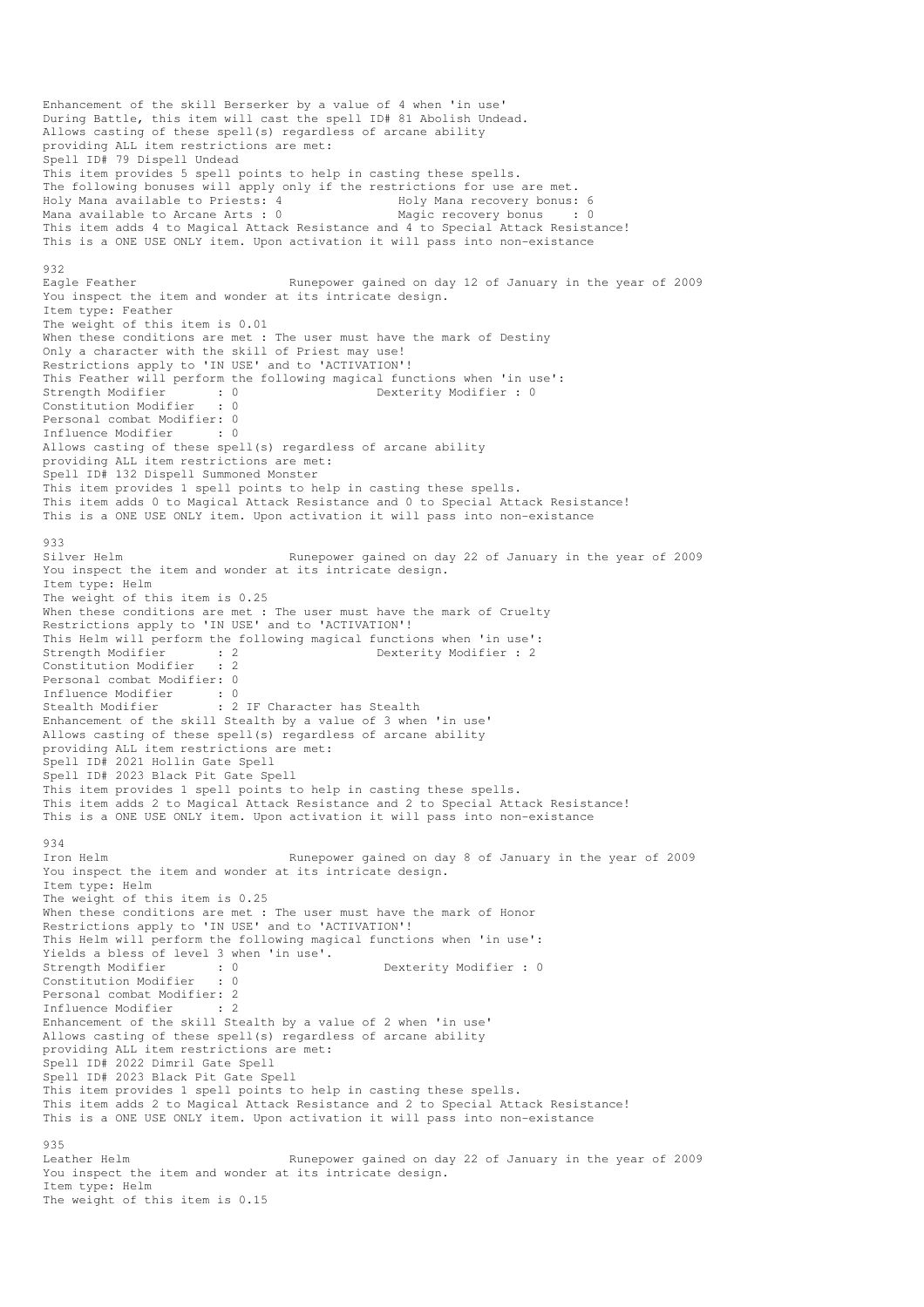Enhancement of the skill Berserker by a value of 4 when 'in use'
During Battle, this item will cast the spell ID# 81 Abolish Undead.
Allows casting of these spell(s) regardless of arcane ability
providing ALL item restrictions are met:
Spell ID# 79 Dispell Undead
This item provides 5 spell points to help in casting these spells.
The following bonuses will apply only if the restrictions for use are met.
Holy Mana available to Priests: 4 Holy Mana recovery bonus: 6
Mana available to Arcane Arts : 0 Magic recovery bonus : 0
This item adds 4 to Magical Attack Resistance and 4 to Special Attack Resistance!
This is a ONE USE ONLY item. Upon activation it will pass into non-existance

932
Eagle Feather Runepower gained on day 12 of January in the year of 2009
You inspect the item and wonder at its intricate design.
Item type: Feather
The weight of this item is 0.01
When these conditions are met : The user must have the mark of Destiny
Only a character with the skill of Priest may use!
Restrictions apply to 'IN USE' and to 'ACTIVATION'!
This Feather will perform the following magical functions when 'in use':
Strength Modifier : 0 Dexterity Modifier : 0
Constitution Modifier : 0
Personal combat Modifier: 0
Influence Modifier : 0
Allows casting of these spell(s) regardless of arcane ability
providing ALL item restrictions are met:
Spell ID# 132 Dispell Summoned Monster
This item provides 1 spell points to help in casting these spells.
This item adds 0 to Magical Attack Resistance and 0 to Special Attack Resistance!
This is a ONE USE ONLY item. Upon activation it will pass into non-existance

933
Silver Helm Runepower gained on day 22 of January in the year of 2009
You inspect the item and wonder at its intricate design.
Item type: Helm
The weight of this item is 0.25
When these conditions are met : The user must have the mark of Cruelty
Restrictions apply to 'IN USE' and to 'ACTIVATION'!
This Helm will perform the following magical functions when 'in use':
Strength Modifier : 2 Dexterity Modifier : 2
Constitution Modifier : 2
Personal combat Modifier: 0
Influence Modifier : 0
Stealth Modifier : 2 IF Character has Stealth
Enhancement of the skill Stealth by a value of 3 when 'in use'
Allows casting of these spell(s) regardless of arcane ability
providing ALL item restrictions are met:
Spell ID# 2021 Hollin Gate Spell
Spell ID# 2023 Black Pit Gate Spell
This item provides 1 spell points to help in casting these spells.
This item adds 2 to Magical Attack Resistance and 2 to Special Attack Resistance!
This is a ONE USE ONLY item. Upon activation it will pass into non-existance

934
Iron Helm Runepower gained on day 8 of January in the year of 2009
You inspect the item and wonder at its intricate design.
Item type: Helm
The weight of this item is 0.25
When these conditions are met : The user must have the mark of Honor
Restrictions apply to 'IN USE' and to 'ACTIVATION'!
This Helm will perform the following magical functions when 'in use':
Yields a bless of level 3 when 'in use'.
Strength Modifier : 0 Dexterity Modifier : 0
Constitution Modifier : 0
Personal combat Modifier: 2
Influence Modifier : 2
Enhancement of the skill Stealth by a value of 2 when 'in use'
Allows casting of these spell(s) regardless of arcane ability
providing ALL item restrictions are met:
Spell ID# 2022 Dimril Gate Spell
Spell ID# 2023 Black Pit Gate Spell
This item provides 1 spell points to help in casting these spells.
This item adds 2 to Magical Attack Resistance and 2 to Special Attack Resistance!
This is a ONE USE ONLY item. Upon activation it will pass into non-existance

935
Leather Helm Runepower gained on day 22 of January in the year of 2009
You inspect the item and wonder at its intricate design.
Item type: Helm
The weight of this item is 0.15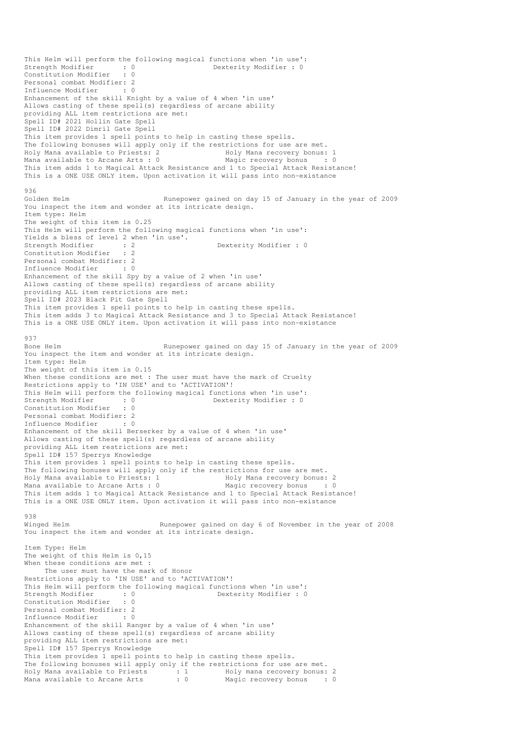This Helm will perform the following magical functions when 'in use':
Strength Modifier : 0 Dexterity Modifier : 0
Constitution Modifier : 0
Personal combat Modifier: 2
Influence Modifier : 0
Enhancement of the skill Knight by a value of 4 when 'in use'
Allows casting of these spell(s) regardless of arcane ability
providing ALL item restrictions are met:
Spell ID# 2021 Hollin Gate Spell
Spell ID# 2022 Dimril Gate Spell
This item provides 1 spell points to help in casting these spells.
The following bonuses will apply only if the restrictions for use are met.
Holy Mana available to Priests: 2 Holy Mana recovery bonus: 1
Mana available to Arcane Arts : 0 Magic recovery bonus : 0
This item adds 1 to Magical Attack Resistance and 1 to Special Attack Resistance!
This is a ONE USE ONLY item. Upon activation it will pass into non-existance

936
Golden Helm Runepower gained on day 15 of January in the year of 2009
You inspect the item and wonder at its intricate design.
Item type: Helm
The weight of this item is 0.25
This Helm will perform the following magical functions when 'in use':
Yields a bless of level 2 when 'in use'.
Strength Modifier : 2 Dexterity Modifier : 0
Constitution Modifier : 2
Personal combat Modifier: 2
Influence Modifier : 0
Enhancement of the skill Spy by a value of 2 when 'in use'
Allows casting of these spell(s) regardless of arcane ability
providing ALL item restrictions are met:
Spell ID# 2023 Black Pit Gate Spell
This item provides 1 spell points to help in casting these spells.
This item adds 3 to Magical Attack Resistance and 3 to Special Attack Resistance!
This is a ONE USE ONLY item. Upon activation it will pass into non-existance

937
Bone Helm Runepower gained on day 15 of January in the year of 2009
You inspect the item and wonder at its intricate design.
Item type: Helm
The weight of this item is 0.15
When these conditions are met : The user must have the mark of Cruelty
Restrictions apply to 'IN USE' and to 'ACTIVATION'!
This Helm will perform the following magical functions when 'in use':
Strength Modifier : 0 Dexterity Modifier : 0
Constitution Modifier : 0
Personal combat Modifier: 2
Influence Modifier : 0
Enhancement of the skill Berserker by a value of 4 when 'in use'
Allows casting of these spell(s) regardless of arcane ability
providing ALL item restrictions are met:
Spell ID# 157 Sperrys Knowledge
This item provides 1 spell points to help in casting these spells.
The following bonuses will apply only if the restrictions for use are met.
Holy Mana available to Priests: 1 Holy Mana recovery bonus: 2
Mana available to Arcane Arts : 0 Magic recovery bonus : 0
This item adds 1 to Magical Attack Resistance and 1 to Special Attack Resistance!
This is a ONE USE ONLY item. Upon activation it will pass into non-existance

938
Winged Helm Runepower gained on day 6 of November in the year of 2008
You inspect the item and wonder at its intricate design.

Item Type: Helm
The weight of this Helm is 0,15
When these conditions are met :
The user must have the mark of Honor
Restrictions apply to 'IN USE' and to 'ACTIVATION'!
This Helm will perform the following magical functions when 'in use':
Strength Modifier : 0 Dexterity Modifier : 0
Constitution Modifier : 0
Personal combat Modifier: 2
Influence Modifier : 0
Enhancement of the skill Ranger by a value of 4 when 'in use'
Allows casting of these spell(s) regardless of arcane ability
providing ALL item restrictions are met:
Spell ID# 157 Sperrys Knowledge
This item provides 1 spell points to help in casting these spells.
The following bonuses will apply only if the restrictions for use are met.
Holy Mana available to Priests : 1 Holy mana recovery bonus: 2
Mana available to Arcane Arts : 0 Magic recovery bonus : 0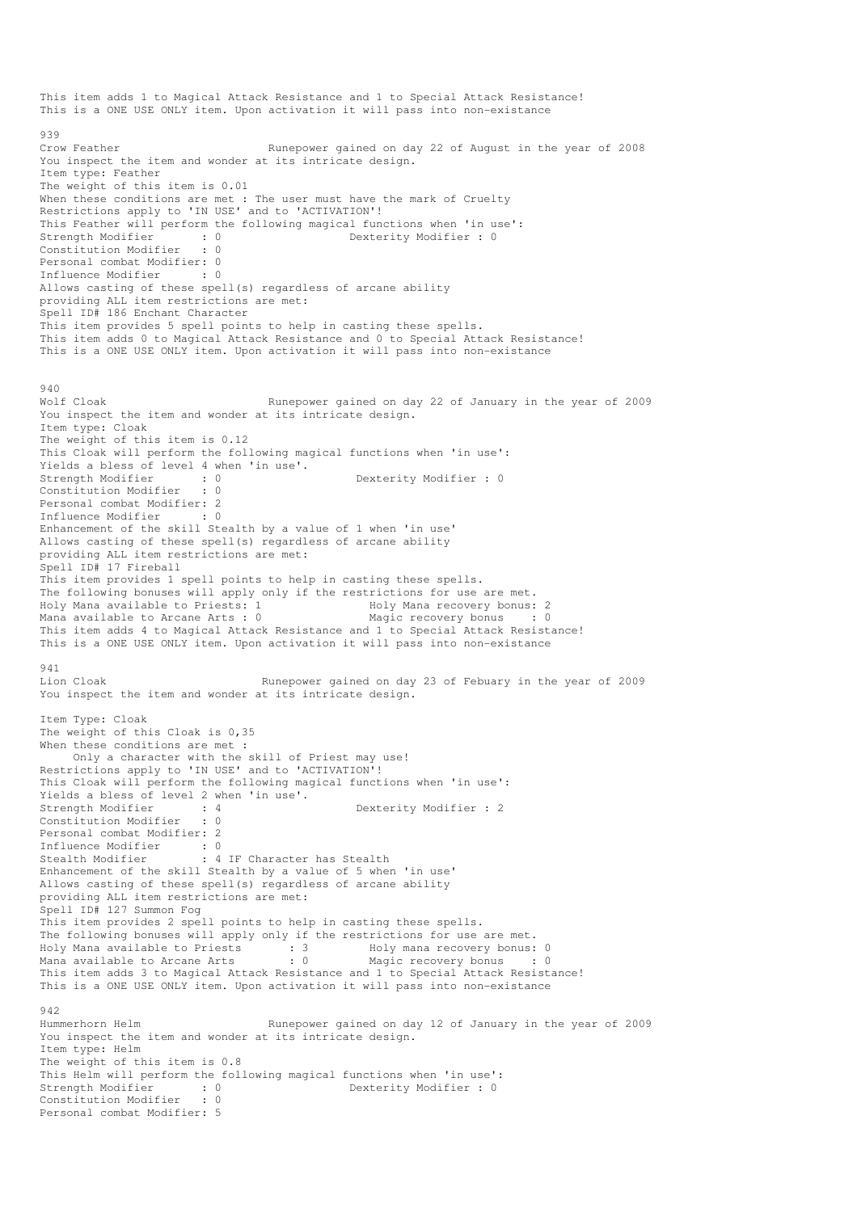This item adds 1 to Magical Attack Resistance and 1 to Special Attack Resistance!
This is a ONE USE ONLY item. Upon activation it will pass into non-existance

939
Crow Feather                       Runepower gained on day 22 of August in the year of 2008
You inspect the item and wonder at its intricate design.
Item type: Feather
The weight of this item is 0.01
When these conditions are met : The user must have the mark of Cruelty
Restrictions apply to 'IN USE' and to 'ACTIVATION'!
This Feather will perform the following magical functions when 'in use':
Strength Modifier       : 0                    Dexterity Modifier : 0
Constitution Modifier   : 0
Personal combat Modifier: 0
Influence Modifier      : 0
Allows casting of these spell(s) regardless of arcane ability
providing ALL item restrictions are met:
Spell ID# 186 Enchant Character
This item provides 5 spell points to help in casting these spells.
This item adds 0 to Magical Attack Resistance and 0 to Special Attack Resistance!
This is a ONE USE ONLY item. Upon activation it will pass into non-existance

940
Wolf Cloak                         Runepower gained on day 22 of January in the year of 2009
You inspect the item and wonder at its intricate design.
Item type: Cloak
The weight of this item is 0.12
This Cloak will perform the following magical functions when 'in use':
Yields a bless of level 4 when 'in use'.
Strength Modifier       : 0                    Dexterity Modifier : 0
Constitution Modifier   : 0
Personal combat Modifier: 2
Influence Modifier      : 0
Enhancement of the skill Stealth by a value of 1 when 'in use'
Allows casting of these spell(s) regardless of arcane ability
providing ALL item restrictions are met:
Spell ID# 17 Fireball
This item provides 1 spell points to help in casting these spells.
The following bonuses will apply only if the restrictions for use are met.
Holy Mana available to Priests: 1              Holy Mana recovery bonus: 2
Mana available to Arcane Arts : 0              Magic recovery bonus    : 0
This item adds 4 to Magical Attack Resistance and 1 to Special Attack Resistance!
This is a ONE USE ONLY item. Upon activation it will pass into non-existance

941
Lion Cloak                        Runepower gained on day 23 of Febuary in the year of 2009
You inspect the item and wonder at its intricate design.

Item Type: Cloak
The weight of this Cloak is 0,35
When these conditions are met :
    Only a character with the skill of Priest may use!
Restrictions apply to 'IN USE' and to 'ACTIVATION'!
This Cloak will perform the following magical functions when 'in use':
Yields a bless of level 2 when 'in use'.
Strength Modifier       : 4                    Dexterity Modifier : 2
Constitution Modifier   : 0
Personal combat Modifier: 2
Influence Modifier      : 0
Stealth Modifier        : 4 IF Character has Stealth
Enhancement of the skill Stealth by a value of 5 when 'in use'
Allows casting of these spell(s) regardless of arcane ability
providing ALL item restrictions are met:
Spell ID# 127 Summon Fog
This item provides 2 spell points to help in casting these spells.
The following bonuses will apply only if the restrictions for use are met.
Holy Mana available to Priests      : 3         Holy mana recovery bonus: 0
Mana available to Arcane Arts       : 0         Magic recovery bonus    : 0
This item adds 3 to Magical Attack Resistance and 1 to Special Attack Resistance!
This is a ONE USE ONLY item. Upon activation it will pass into non-existance

942
Hummerhorn Helm                   Runepower gained on day 12 of January in the year of 2009
You inspect the item and wonder at its intricate design.
Item type: Helm
The weight of this item is 0.8
This Helm will perform the following magical functions when 'in use':
Strength Modifier       : 0                    Dexterity Modifier : 0
Constitution Modifier   : 0
Personal combat Modifier: 5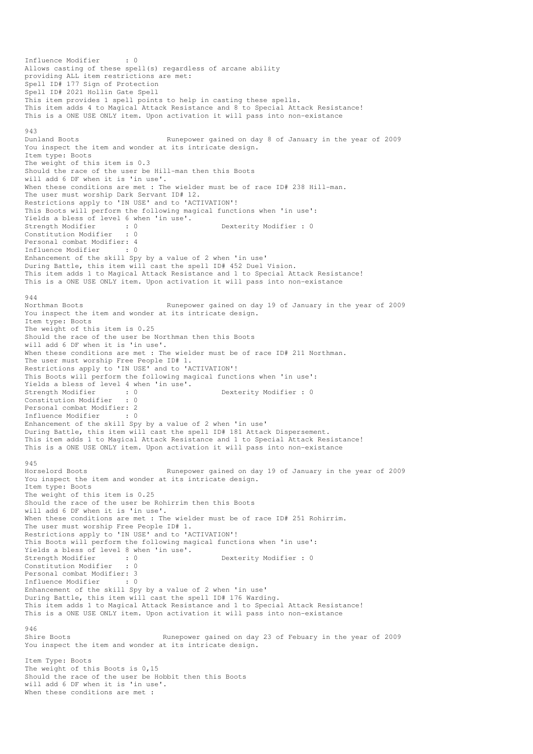Influence Modifier : 0
Allows casting of these spell(s) regardless of arcane ability
providing ALL item restrictions are met:
Spell ID# 177 Sign of Protection
Spell ID# 2021 Hollin Gate Spell
This item provides 1 spell points to help in casting these spells.
This item adds 4 to Magical Attack Resistance and 8 to Special Attack Resistance!
This is a ONE USE ONLY item. Upon activation it will pass into non-existance

943
Dunland Boots Runepower gained on day 8 of January in the year of 2009
You inspect the item and wonder at its intricate design.
Item type: Boots
The weight of this item is 0.3
Should the race of the user be Hill-man then this Boots
will add 6 DF when it is 'in use'.
When these conditions are met : The wielder must be of race ID# 238 Hill-man.
The user must worship Dark Servant ID# 12.
Restrictions apply to 'IN USE' and to 'ACTIVATION'!
This Boots will perform the following magical functions when 'in use':
Yields a bless of level 6 when 'in use'.
Strength Modifier : 0 Dexterity Modifier : 0
Constitution Modifier : 0
Personal combat Modifier: 4
Influence Modifier : 0
Enhancement of the skill Spy by a value of 2 when 'in use'
During Battle, this item will cast the spell ID# 452 Duel Vision.
This item adds 1 to Magical Attack Resistance and 1 to Special Attack Resistance!
This is a ONE USE ONLY item. Upon activation it will pass into non-existance

944
Northman Boots Runepower gained on day 19 of January in the year of 2009
You inspect the item and wonder at its intricate design.
Item type: Boots
The weight of this item is 0.25
Should the race of the user be Northman then this Boots
will add 6 DF when it is 'in use'.
When these conditions are met : The wielder must be of race ID# 211 Northman.
The user must worship Free People ID# 1.
Restrictions apply to 'IN USE' and to 'ACTIVATION'!
This Boots will perform the following magical functions when 'in use':
Yields a bless of level 4 when 'in use'.
Strength Modifier : 0 Dexterity Modifier : 0
Constitution Modifier : 0
Personal combat Modifier: 2
Influence Modifier : 0
Enhancement of the skill Spy by a value of 2 when 'in use'
During Battle, this item will cast the spell ID# 181 Attack Dispersement.
This item adds 1 to Magical Attack Resistance and 1 to Special Attack Resistance!
This is a ONE USE ONLY item. Upon activation it will pass into non-existance

945
Horselord Boots Runepower gained on day 19 of January in the year of 2009
You inspect the item and wonder at its intricate design.
Item type: Boots
The weight of this item is 0.25
Should the race of the user be Rohirrim then this Boots
will add 6 DF when it is 'in use'.
When these conditions are met : The wielder must be of race ID# 251 Rohirrim.
The user must worship Free People ID# 1.
Restrictions apply to 'IN USE' and to 'ACTIVATION'!
This Boots will perform the following magical functions when 'in use':
Yields a bless of level 8 when 'in use'.
Strength Modifier : 0 Dexterity Modifier : 0
Constitution Modifier : 0
Personal combat Modifier: 3
Influence Modifier : 0
Enhancement of the skill Spy by a value of 2 when 'in use'
During Battle, this item will cast the spell ID# 176 Warding.
This item adds 1 to Magical Attack Resistance and 1 to Special Attack Resistance!
This is a ONE USE ONLY item. Upon activation it will pass into non-existance

946
Shire Boots Runepower gained on day 23 of Febuary in the year of 2009
You inspect the item and wonder at its intricate design.

Item Type: Boots
The weight of this Boots is 0,15
Should the race of the user be Hobbit then this Boots
will add 6 DF when it is 'in use'.
When these conditions are met :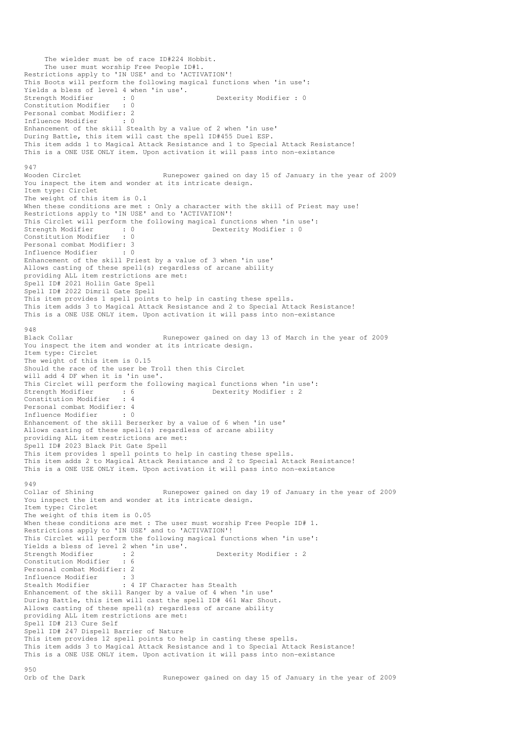The wielder must be of race ID#224 Hobbit.
The user must worship Free People ID#1.
Restrictions apply to 'IN USE' and to 'ACTIVATION'!
This Boots will perform the following magical functions when 'in use':
Yields a bless of level 4 when 'in use'.
Strength Modifier : 0 Dexterity Modifier : 0
Constitution Modifier : 0
Personal combat Modifier: 2
Influence Modifier : 0
Enhancement of the skill Stealth by a value of 2 when 'in use'
During Battle, this item will cast the spell ID#455 Duel ESP.
This item adds 1 to Magical Attack Resistance and 1 to Special Attack Resistance!
This is a ONE USE ONLY item. Upon activation it will pass into non-existance

947
Wooden Circlet Runepower gained on day 15 of January in the year of 2009
You inspect the item and wonder at its intricate design.
Item type: Circlet
The weight of this item is 0.1
When these conditions are met : Only a character with the skill of Priest may use!
Restrictions apply to 'IN USE' and to 'ACTIVATION'!
This Circlet will perform the following magical functions when 'in use':
Strength Modifier : 0 Dexterity Modifier : 0
Constitution Modifier : 0
Personal combat Modifier: 3
Influence Modifier : 0
Enhancement of the skill Priest by a value of 3 when 'in use'
Allows casting of these spell(s) regardless of arcane ability
providing ALL item restrictions are met:
Spell ID# 2021 Hollin Gate Spell
Spell ID# 2022 Dimril Gate Spell
This item provides 1 spell points to help in casting these spells.
This item adds 3 to Magical Attack Resistance and 2 to Special Attack Resistance!
This is a ONE USE ONLY item. Upon activation it will pass into non-existance

948
Black Collar Runepower gained on day 13 of March in the year of 2009
You inspect the item and wonder at its intricate design.
Item type: Circlet
The weight of this item is 0.15
Should the race of the user be Troll then this Circlet
will add 4 DF when it is 'in use'.
This Circlet will perform the following magical functions when 'in use':
Strength Modifier : 6 Dexterity Modifier : 2
Constitution Modifier : 4
Personal combat Modifier: 4
Influence Modifier : 0
Enhancement of the skill Berserker by a value of 6 when 'in use'
Allows casting of these spell(s) regardless of arcane ability
providing ALL item restrictions are met:
Spell ID# 2023 Black Pit Gate Spell
This item provides 1 spell points to help in casting these spells.
This item adds 2 to Magical Attack Resistance and 2 to Special Attack Resistance!
This is a ONE USE ONLY item. Upon activation it will pass into non-existance

949
Collar of Shining Runepower gained on day 19 of January in the year of 2009
You inspect the item and wonder at its intricate design.
Item type: Circlet
The weight of this item is 0.05
When these conditions are met : The user must worship Free People ID# 1.
Restrictions apply to 'IN USE' and to 'ACTIVATION'!
This Circlet will perform the following magical functions when 'in use':
Yields a bless of level 2 when 'in use'.
Strength Modifier : 2 Dexterity Modifier : 2
Constitution Modifier : 6
Personal combat Modifier: 2
Influence Modifier : 3
Stealth Modifier : 4 IF Character has Stealth
Enhancement of the skill Ranger by a value of 4 when 'in use'
During Battle, this item will cast the spell ID# 461 War Shout.
Allows casting of these spell(s) regardless of arcane ability
providing ALL item restrictions are met:
Spell ID# 213 Cure Self
Spell ID# 247 Dispell Barrier of Nature
This item provides 12 spell points to help in casting these spells.
This item adds 3 to Magical Attack Resistance and 1 to Special Attack Resistance!
This is a ONE USE ONLY item. Upon activation it will pass into non-existance

950
Orb of the Dark Runepower gained on day 15 of January in the year of 2009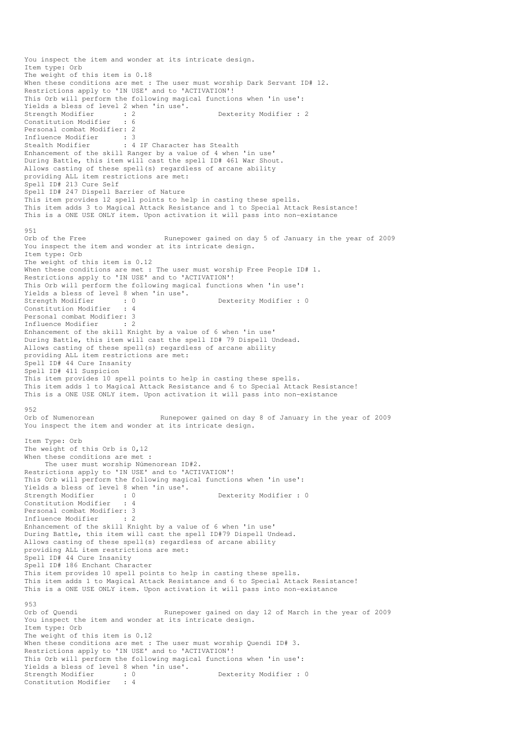You inspect the item and wonder at its intricate design.
Item type: Orb
The weight of this item is 0.18
When these conditions are met : The user must worship Dark Servant ID# 12.
Restrictions apply to 'IN USE' and to 'ACTIVATION'!
This Orb will perform the following magical functions when 'in use':
Yields a bless of level 2 when 'in use'.
Strength Modifier : 2 Dexterity Modifier : 2
Constitution Modifier : 6
Personal combat Modifier: 2
Influence Modifier : 3
Stealth Modifier : 4 IF Character has Stealth
Enhancement of the skill Ranger by a value of 4 when 'in use'
During Battle, this item will cast the spell ID# 461 War Shout.
Allows casting of these spell(s) regardless of arcane ability
providing ALL item restrictions are met:
Spell ID# 213 Cure Self
Spell ID# 247 Dispell Barrier of Nature
This item provides 12 spell points to help in casting these spells.
This item adds 3 to Magical Attack Resistance and 1 to Special Attack Resistance!
This is a ONE USE ONLY item. Upon activation it will pass into non-existance

951
Orb of the Free Runepower gained on day 5 of January in the year of 2009
You inspect the item and wonder at its intricate design.
Item type: Orb
The weight of this item is 0.12
When these conditions are met : The user must worship Free People ID# 1.
Restrictions apply to 'IN USE' and to 'ACTIVATION'!
This Orb will perform the following magical functions when 'in use':
Yields a bless of level 8 when 'in use'.
Strength Modifier : 0 Dexterity Modifier : 0
Constitution Modifier : 4
Personal combat Modifier: 3
Influence Modifier : 2
Enhancement of the skill Knight by a value of 6 when 'in use'
During Battle, this item will cast the spell ID# 79 Dispell Undead.
Allows casting of these spell(s) regardless of arcane ability
providing ALL item restrictions are met:
Spell ID# 44 Cure Insanity
Spell ID# 411 Suspicion
This item provides 10 spell points to help in casting these spells.
This item adds 1 to Magical Attack Resistance and 6 to Special Attack Resistance!
This is a ONE USE ONLY item. Upon activation it will pass into non-existance

952
Orb of Numenorean Runepower gained on day 8 of January in the year of 2009
You inspect the item and wonder at its intricate design.

Item Type: Orb
The weight of this Orb is 0,12
When these conditions are met :
The user must worship Númenorean ID#2.
Restrictions apply to 'IN USE' and to 'ACTIVATION'!
This Orb will perform the following magical functions when 'in use':
Yields a bless of level 8 when 'in use'.
Strength Modifier : 0 Dexterity Modifier : 0
Constitution Modifier : 4
Personal combat Modifier: 3
Influence Modifier : 2
Enhancement of the skill Knight by a value of 6 when 'in use'
During Battle, this item will cast the spell ID#79 Dispell Undead.
Allows casting of these spell(s) regardless of arcane ability
providing ALL item restrictions are met:
Spell ID# 44 Cure Insanity
Spell ID# 186 Enchant Character
This item provides 10 spell points to help in casting these spells.
This item adds 1 to Magical Attack Resistance and 6 to Special Attack Resistance!
This is a ONE USE ONLY item. Upon activation it will pass into non-existance

953
Orb of Quendi Runepower gained on day 12 of March in the year of 2009
You inspect the item and wonder at its intricate design.
Item type: Orb
The weight of this item is 0.12
When these conditions are met : The user must worship Quendi ID# 3.
Restrictions apply to 'IN USE' and to 'ACTIVATION'!
This Orb will perform the following magical functions when 'in use':
Yields a bless of level 8 when 'in use'.
Strength Modifier : 0 Dexterity Modifier : 0
Constitution Modifier : 4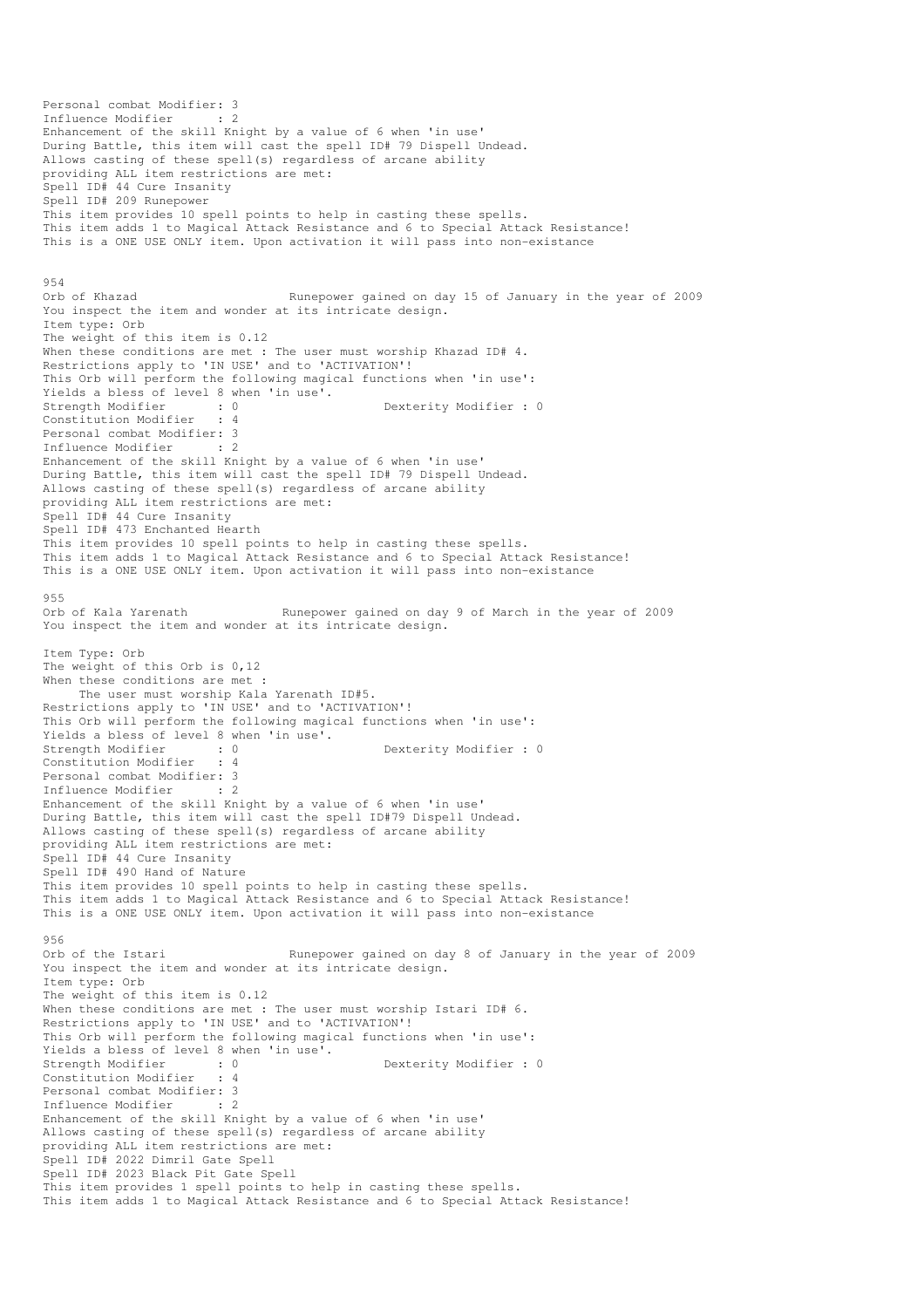Personal combat Modifier: 3
Influence Modifier : 2
Enhancement of the skill Knight by a value of 6 when 'in use'
During Battle, this item will cast the spell ID# 79 Dispell Undead.
Allows casting of these spell(s) regardless of arcane ability
providing ALL item restrictions are met:
Spell ID# 44 Cure Insanity
Spell ID# 209 Runepower
This item provides 10 spell points to help in casting these spells.
This item adds 1 to Magical Attack Resistance and 6 to Special Attack Resistance!
This is a ONE USE ONLY item. Upon activation it will pass into non-existance

954
Orb of Khazad Runepower gained on day 15 of January in the year of 2009
You inspect the item and wonder at its intricate design.
Item type: Orb
The weight of this item is 0.12
When these conditions are met : The user must worship Khazad ID# 4.
Restrictions apply to 'IN USE' and to 'ACTIVATION'!
This Orb will perform the following magical functions when 'in use':
Yields a bless of level 8 when 'in use'.
Strength Modifier : 0 Dexterity Modifier : 0
Constitution Modifier : 4
Personal combat Modifier: 3
Influence Modifier : 2
Enhancement of the skill Knight by a value of 6 when 'in use'
During Battle, this item will cast the spell ID# 79 Dispell Undead.
Allows casting of these spell(s) regardless of arcane ability
providing ALL item restrictions are met:
Spell ID# 44 Cure Insanity
Spell ID# 473 Enchanted Hearth
This item provides 10 spell points to help in casting these spells.
This item adds 1 to Magical Attack Resistance and 6 to Special Attack Resistance!
This is a ONE USE ONLY item. Upon activation it will pass into non-existance

955
Orb of Kala Yarenath Runepower gained on day 9 of March in the year of 2009
You inspect the item and wonder at its intricate design.

Item Type: Orb
The weight of this Orb is 0,12
When these conditions are met :
The user must worship Kala Yarenath ID#5.
Restrictions apply to 'IN USE' and to 'ACTIVATION'!
This Orb will perform the following magical functions when 'in use':
Yields a bless of level 8 when 'in use'.
Strength Modifier : 0 Dexterity Modifier : 0
Constitution Modifier : 4
Personal combat Modifier: 3
Influence Modifier : 2
Enhancement of the skill Knight by a value of 6 when 'in use'
During Battle, this item will cast the spell ID#79 Dispell Undead.
Allows casting of these spell(s) regardless of arcane ability
providing ALL item restrictions are met:
Spell ID# 44 Cure Insanity
Spell ID# 490 Hand of Nature
This item provides 10 spell points to help in casting these spells.
This item adds 1 to Magical Attack Resistance and 6 to Special Attack Resistance!
This is a ONE USE ONLY item. Upon activation it will pass into non-existance

956
Orb of the Istari Runepower gained on day 8 of January in the year of 2009
You inspect the item and wonder at its intricate design.
Item type: Orb
The weight of this item is 0.12
When these conditions are met : The user must worship Istari ID# 6.
Restrictions apply to 'IN USE' and to 'ACTIVATION'!
This Orb will perform the following magical functions when 'in use':
Yields a bless of level 8 when 'in use'.
Strength Modifier : 0 Dexterity Modifier : 0
Constitution Modifier : 4
Personal combat Modifier: 3
Influence Modifier : 2
Enhancement of the skill Knight by a value of 6 when 'in use'
Allows casting of these spell(s) regardless of arcane ability
providing ALL item restrictions are met:
Spell ID# 2022 Dimril Gate Spell
Spell ID# 2023 Black Pit Gate Spell
This item provides 1 spell points to help in casting these spells.
This item adds 1 to Magical Attack Resistance and 6 to Special Attack Resistance!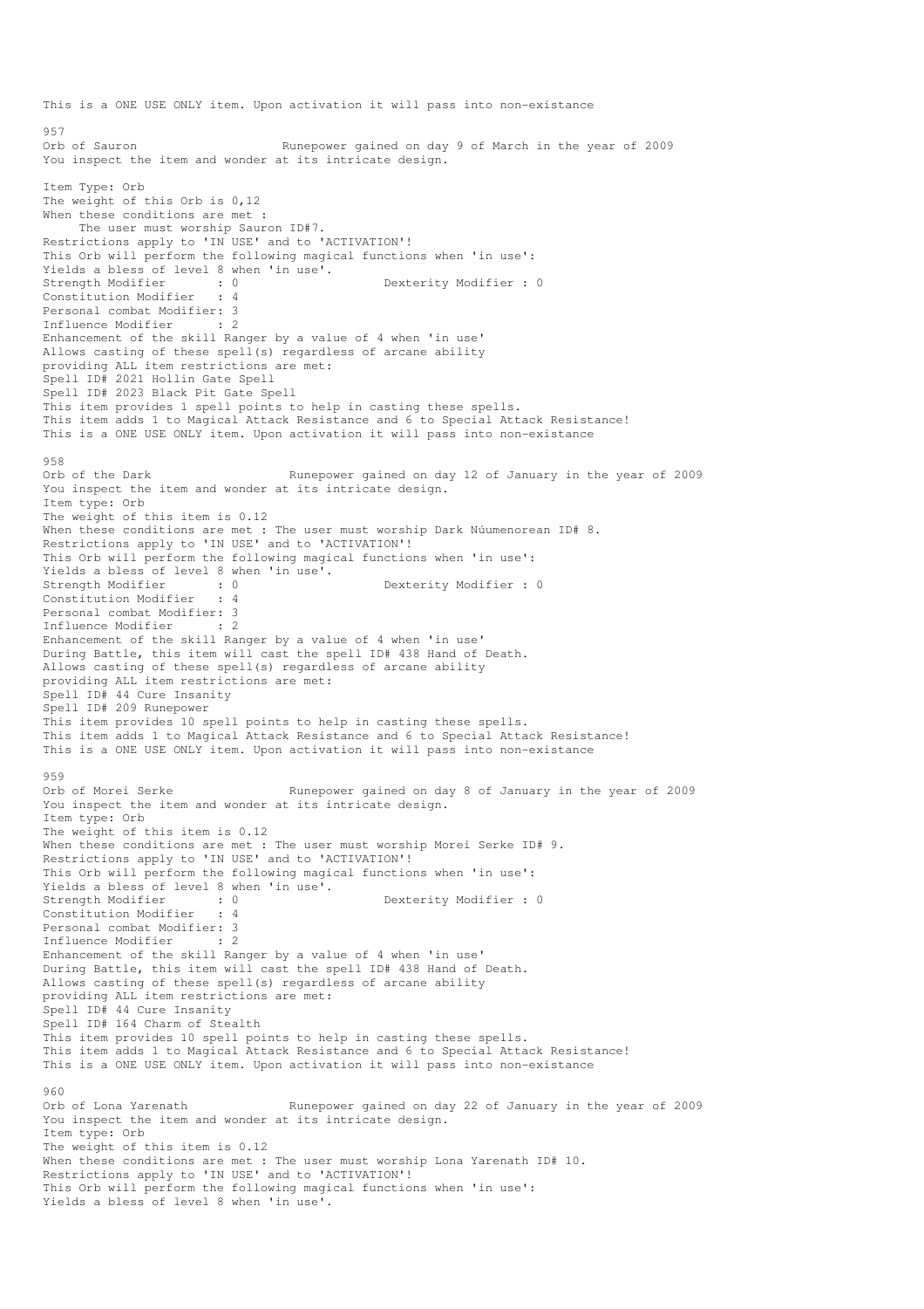This is a ONE USE ONLY item. Upon activation it will pass into non-existance

957
Orb of Sauron                    Runepower gained on day 9 of March in the year of 2009
You inspect the item and wonder at its intricate design.

Item Type: Orb
The weight of this Orb is 0,12
When these conditions are met :
     The user must worship Sauron ID#7.
Restrictions apply to 'IN USE' and to 'ACTIVATION'!
This Orb will perform the following magical functions when 'in use':
Yields a bless of level 8 when 'in use'.
Strength Modifier       : 0                    Dexterity Modifier : 0
Constitution Modifier   : 4
Personal combat Modifier: 3
Influence Modifier      : 2
Enhancement of the skill Ranger by a value of 4 when 'in use'
Allows casting of these spell(s) regardless of arcane ability
providing ALL item restrictions are met:
Spell ID# 2021 Hollin Gate Spell
Spell ID# 2023 Black Pit Gate Spell
This item provides 1 spell points to help in casting these spells.
This item adds 1 to Magical Attack Resistance and 6 to Special Attack Resistance!
This is a ONE USE ONLY item. Upon activation it will pass into non-existance

958
Orb of the Dark                    Runepower gained on day 12 of January in the year of 2009
You inspect the item and wonder at its intricate design.
Item type: Orb
The weight of this item is 0.12
When these conditions are met : The user must worship Dark Núumenorean ID# 8.
Restrictions apply to 'IN USE' and to 'ACTIVATION'!
This Orb will perform the following magical functions when 'in use':
Yields a bless of level 8 when 'in use'.
Strength Modifier       : 0                    Dexterity Modifier : 0
Constitution Modifier   : 4
Personal combat Modifier: 3
Influence Modifier      : 2
Enhancement of the skill Ranger by a value of 4 when 'in use'
During Battle, this item will cast the spell ID# 438 Hand of Death.
Allows casting of these spell(s) regardless of arcane ability
providing ALL item restrictions are met:
Spell ID# 44 Cure Insanity
Spell ID# 209 Runepower
This item provides 10 spell points to help in casting these spells.
This item adds 1 to Magical Attack Resistance and 6 to Special Attack Resistance!
This is a ONE USE ONLY item. Upon activation it will pass into non-existance

959
Orb of Morei Serke                Runepower gained on day 8 of January in the year of 2009
You inspect the item and wonder at its intricate design.
Item type: Orb
The weight of this item is 0.12
When these conditions are met : The user must worship Morei Serke ID# 9.
Restrictions apply to 'IN USE' and to 'ACTIVATION'!
This Orb will perform the following magical functions when 'in use':
Yields a bless of level 8 when 'in use'.
Strength Modifier       : 0                    Dexterity Modifier : 0
Constitution Modifier   : 4
Personal combat Modifier: 3
Influence Modifier      : 2
Enhancement of the skill Ranger by a value of 4 when 'in use'
During Battle, this item will cast the spell ID# 438 Hand of Death.
Allows casting of these spell(s) regardless of arcane ability
providing ALL item restrictions are met:
Spell ID# 44 Cure Insanity
Spell ID# 164 Charm of Stealth
This item provides 10 spell points to help in casting these spells.
This item adds 1 to Magical Attack Resistance and 6 to Special Attack Resistance!
This is a ONE USE ONLY item. Upon activation it will pass into non-existance

960
Orb of Lona Yarenath              Runepower gained on day 22 of January in the year of 2009
You inspect the item and wonder at its intricate design.
Item type: Orb
The weight of this item is 0.12
When these conditions are met : The user must worship Lona Yarenath ID# 10.
Restrictions apply to 'IN USE' and to 'ACTIVATION'!
This Orb will perform the following magical functions when 'in use':
Yields a bless of level 8 when 'in use'.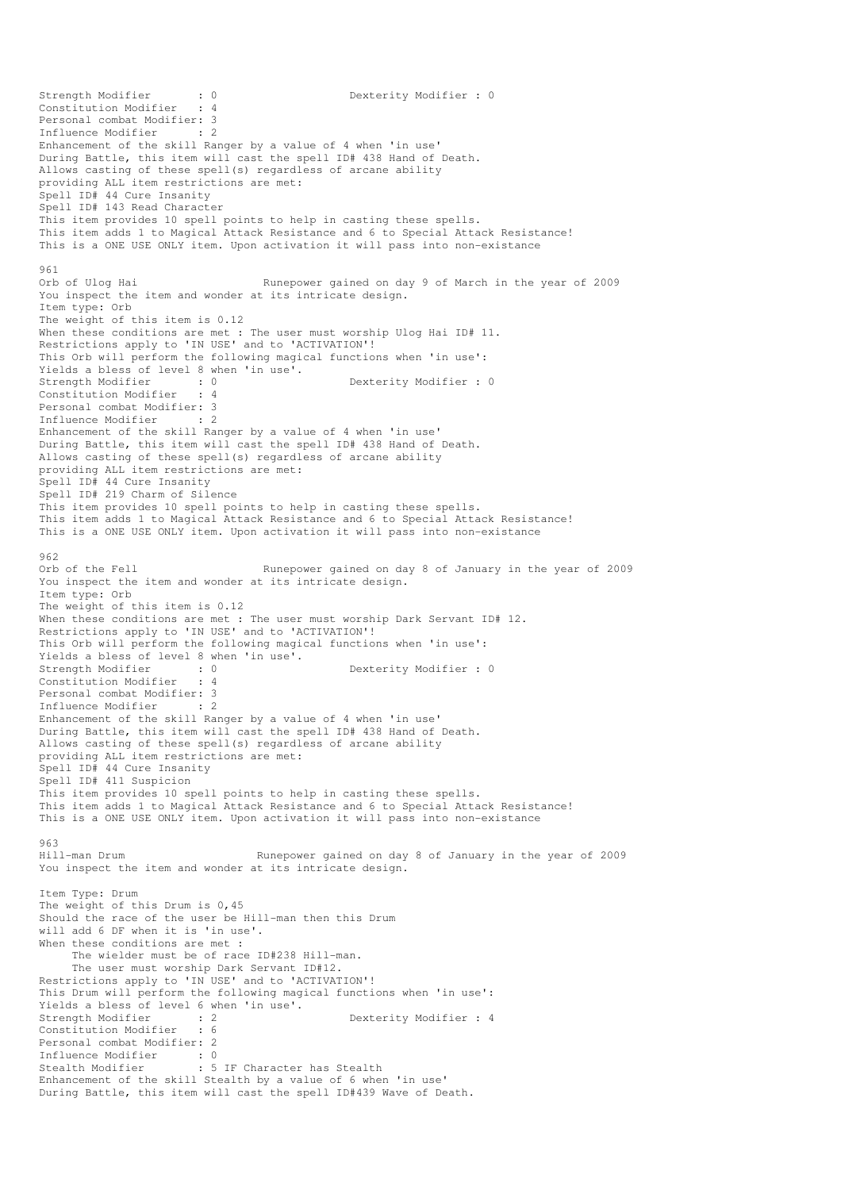Strength Modifier : 0 Dexterity Modifier : 0
Constitution Modifier : 4
Personal combat Modifier: 3
Influence Modifier : 2
Enhancement of the skill Ranger by a value of 4 when 'in use'
During Battle, this item will cast the spell ID# 438 Hand of Death.
Allows casting of these spell(s) regardless of arcane ability
providing ALL item restrictions are met:
Spell ID# 44 Cure Insanity
Spell ID# 143 Read Character
This item provides 10 spell points to help in casting these spells.
This item adds 1 to Magical Attack Resistance and 6 to Special Attack Resistance!
This is a ONE USE ONLY item. Upon activation it will pass into non-existance

961
Orb of Ulog Hai Runepower gained on day 9 of March in the year of 2009
You inspect the item and wonder at its intricate design.
Item type: Orb
The weight of this item is 0.12
When these conditions are met : The user must worship Ulog Hai ID# 11.
Restrictions apply to 'IN USE' and to 'ACTIVATION'!
This Orb will perform the following magical functions when 'in use':
Yields a bless of level 8 when 'in use'.
Strength Modifier : 0 Dexterity Modifier : 0
Constitution Modifier : 4
Personal combat Modifier: 3
Influence Modifier : 2
Enhancement of the skill Ranger by a value of 4 when 'in use'
During Battle, this item will cast the spell ID# 438 Hand of Death.
Allows casting of these spell(s) regardless of arcane ability
providing ALL item restrictions are met:
Spell ID# 44 Cure Insanity
Spell ID# 219 Charm of Silence
This item provides 10 spell points to help in casting these spells.
This item adds 1 to Magical Attack Resistance and 6 to Special Attack Resistance!
This is a ONE USE ONLY item. Upon activation it will pass into non-existance

962
Orb of the Fell Runepower gained on day 8 of January in the year of 2009
You inspect the item and wonder at its intricate design.
Item type: Orb
The weight of this item is 0.12
When these conditions are met : The user must worship Dark Servant ID# 12.
Restrictions apply to 'IN USE' and to 'ACTIVATION'!
This Orb will perform the following magical functions when 'in use':
Yields a bless of level 8 when 'in use'.
Strength Modifier : 0 Dexterity Modifier : 0
Constitution Modifier : 4
Personal combat Modifier: 3
Influence Modifier : 2
Enhancement of the skill Ranger by a value of 4 when 'in use'
During Battle, this item will cast the spell ID# 438 Hand of Death.
Allows casting of these spell(s) regardless of arcane ability
providing ALL item restrictions are met:
Spell ID# 44 Cure Insanity
Spell ID# 411 Suspicion
This item provides 10 spell points to help in casting these spells.
This item adds 1 to Magical Attack Resistance and 6 to Special Attack Resistance!
This is a ONE USE ONLY item. Upon activation it will pass into non-existance

963
Hill-man Drum Runepower gained on day 8 of January in the year of 2009
You inspect the item and wonder at its intricate design.

Item Type: Drum
The weight of this Drum is 0,45
Should the race of the user be Hill-man then this Drum
will add 6 DF when it is 'in use'.
When these conditions are met :
The wielder must be of race ID#238 Hill-man.
The user must worship Dark Servant ID#12.
Restrictions apply to 'IN USE' and to 'ACTIVATION'!
This Drum will perform the following magical functions when 'in use':
Yields a bless of level 6 when 'in use'.
Strength Modifier : 2 Dexterity Modifier : 4
Constitution Modifier : 6
Personal combat Modifier: 2
Influence Modifier : 0
Stealth Modifier : 5 IF Character has Stealth
Enhancement of the skill Stealth by a value of 6 when 'in use'
During Battle, this item will cast the spell ID#439 Wave of Death.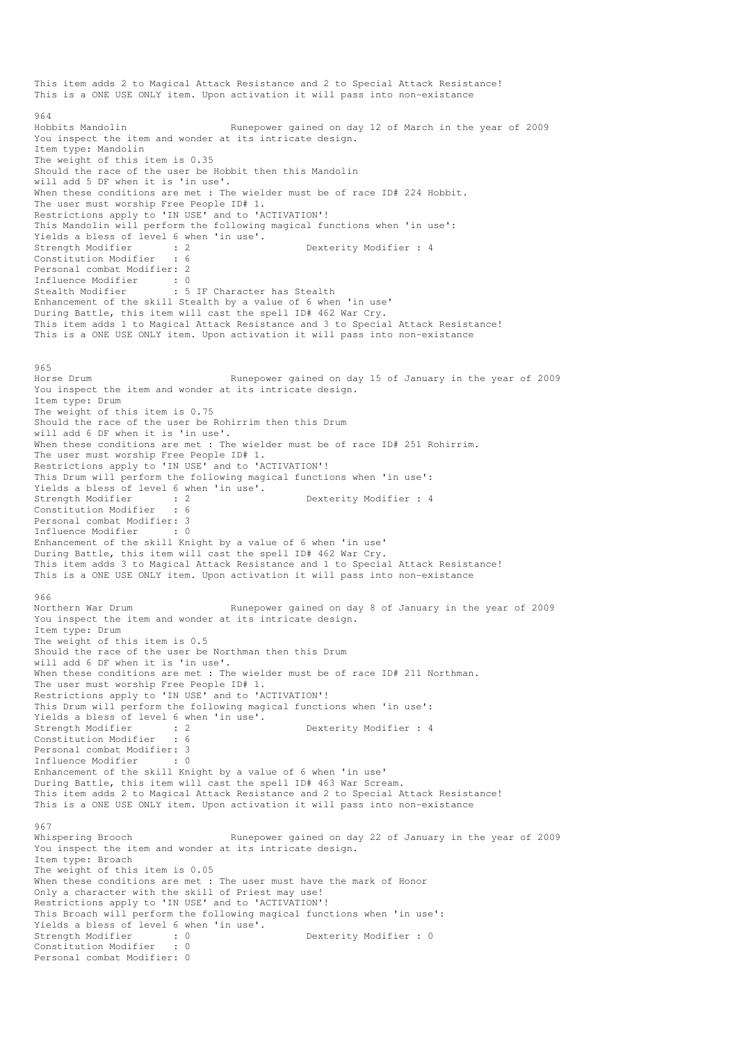This item adds 2 to Magical Attack Resistance and 2 to Special Attack Resistance!
This is a ONE USE ONLY item. Upon activation it will pass into non-existance

964
Hobbits Mandolin                    Runepower gained on day 12 of March in the year of 2009
You inspect the item and wonder at its intricate design.
Item type: Mandolin
The weight of this item is 0.35
Should the race of the user be Hobbit then this Mandolin
will add 5 DF when it is 'in use'.
When these conditions are met : The wielder must be of race ID# 224 Hobbit.
The user must worship Free People ID# 1.
Restrictions apply to 'IN USE' and to 'ACTIVATION'!
This Mandolin will perform the following magical functions when 'in use':
Yields a bless of level 6 when 'in use'.
Strength Modifier       : 2                    Dexterity Modifier : 4
Constitution Modifier   : 6
Personal combat Modifier: 2
Influence Modifier      : 0
Stealth Modifier        : 5 IF Character has Stealth
Enhancement of the skill Stealth by a value of 6 when 'in use'
During Battle, this item will cast the spell ID# 462 War Cry.
This item adds 1 to Magical Attack Resistance and 3 to Special Attack Resistance!
This is a ONE USE ONLY item. Upon activation it will pass into non-existance

965
Horse Drum                          Runepower gained on day 15 of January in the year of 2009
You inspect the item and wonder at its intricate design.
Item type: Drum
The weight of this item is 0.75
Should the race of the user be Rohirrim then this Drum
will add 6 DF when it is 'in use'.
When these conditions are met : The wielder must be of race ID# 251 Rohirrim.
The user must worship Free People ID# 1.
Restrictions apply to 'IN USE' and to 'ACTIVATION'!
This Drum will perform the following magical functions when 'in use':
Yields a bless of level 6 when 'in use'.
Strength Modifier       : 2                    Dexterity Modifier : 4
Constitution Modifier   : 6
Personal combat Modifier: 3
Influence Modifier      : 0
Enhancement of the skill Knight by a value of 6 when 'in use'
During Battle, this item will cast the spell ID# 462 War Cry.
This item adds 3 to Magical Attack Resistance and 1 to Special Attack Resistance!
This is a ONE USE ONLY item. Upon activation it will pass into non-existance

966
Northern War Drum                   Runepower gained on day 8 of January in the year of 2009
You inspect the item and wonder at its intricate design.
Item type: Drum
The weight of this item is 0.5
Should the race of the user be Northman then this Drum
will add 6 DF when it is 'in use'.
When these conditions are met : The wielder must be of race ID# 211 Northman.
The user must worship Free People ID# 1.
Restrictions apply to 'IN USE' and to 'ACTIVATION'!
This Drum will perform the following magical functions when 'in use':
Yields a bless of level 6 when 'in use'.
Strength Modifier       : 2                    Dexterity Modifier : 4
Constitution Modifier   : 6
Personal combat Modifier: 3
Influence Modifier      : 0
Enhancement of the skill Knight by a value of 6 when 'in use'
During Battle, this item will cast the spell ID# 463 War Scream.
This item adds 2 to Magical Attack Resistance and 2 to Special Attack Resistance!
This is a ONE USE ONLY item. Upon activation it will pass into non-existance

967
Whispering Brooch                   Runepower gained on day 22 of January in the year of 2009
You inspect the item and wonder at its intricate design.
Item type: Broach
The weight of this item is 0.05
When these conditions are met : The user must have the mark of Honor
Only a character with the skill of Priest may use!
Restrictions apply to 'IN USE' and to 'ACTIVATION'!
This Broach will perform the following magical functions when 'in use':
Yields a bless of level 6 when 'in use'.
Strength Modifier       : 0                    Dexterity Modifier : 0
Constitution Modifier   : 0
Personal combat Modifier: 0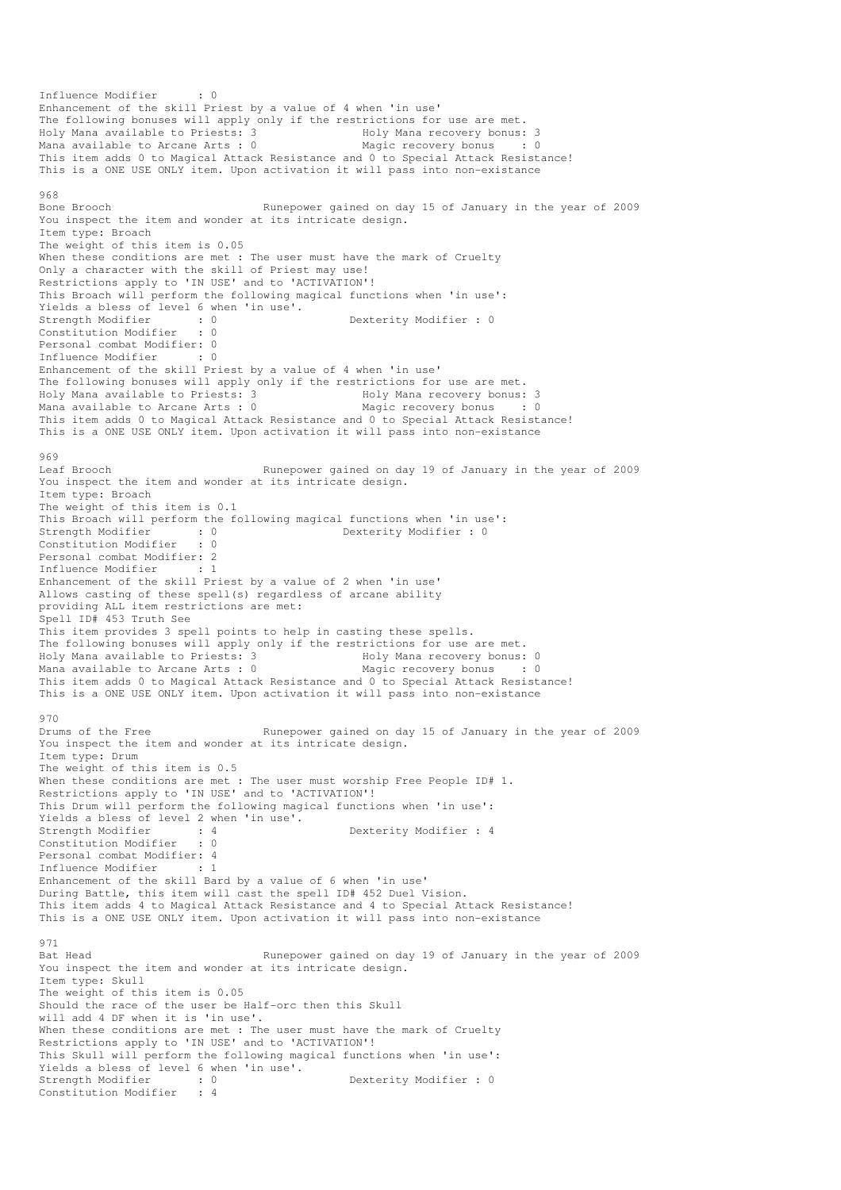Influence Modifier      : 0
Enhancement of the skill Priest by a value of 4 when 'in use'
The following bonuses will apply only if the restrictions for use are met.
Holy Mana available to Priests: 3                Holy Mana recovery bonus: 3
Mana available to Arcane Arts : 0                Magic recovery bonus    : 0
This item adds 0 to Magical Attack Resistance and 0 to Special Attack Resistance!
This is a ONE USE ONLY item. Upon activation it will pass into non-existance

968
Bone Brooch                         Runepower gained on day 15 of January in the year of 2009
You inspect the item and wonder at its intricate design.
Item type: Broach
The weight of this item is 0.05
When these conditions are met : The user must have the mark of Cruelty
Only a character with the skill of Priest may use!
Restrictions apply to 'IN USE' and to 'ACTIVATION'!
This Broach will perform the following magical functions when 'in use':
Yields a bless of level 6 when 'in use'.
Strength Modifier       : 0                    Dexterity Modifier : 0
Constitution Modifier   : 0
Personal combat Modifier: 0
Influence Modifier      : 0
Enhancement of the skill Priest by a value of 4 when 'in use'
The following bonuses will apply only if the restrictions for use are met.
Holy Mana available to Priests: 3                Holy Mana recovery bonus: 3
Mana available to Arcane Arts : 0                Magic recovery bonus    : 0
This item adds 0 to Magical Attack Resistance and 0 to Special Attack Resistance!
This is a ONE USE ONLY item. Upon activation it will pass into non-existance

969
Leaf Brooch                         Runepower gained on day 19 of January in the year of 2009
You inspect the item and wonder at its intricate design.
Item type: Broach
The weight of this item is 0.1
This Broach will perform the following magical functions when 'in use':
Strength Modifier       : 0                    Dexterity Modifier : 0
Constitution Modifier   : 0
Personal combat Modifier: 2
Influence Modifier      : 1
Enhancement of the skill Priest by a value of 2 when 'in use'
Allows casting of these spell(s) regardless of arcane ability
providing ALL item restrictions are met:
Spell ID# 453 Truth See
This item provides 3 spell points to help in casting these spells.
The following bonuses will apply only if the restrictions for use are met.
Holy Mana available to Priests: 3                Holy Mana recovery bonus: 0
Mana available to Arcane Arts : 0                Magic recovery bonus    : 0
This item adds 0 to Magical Attack Resistance and 0 to Special Attack Resistance!
This is a ONE USE ONLY item. Upon activation it will pass into non-existance

970
Drums of the Free                   Runepower gained on day 15 of January in the year of 2009
You inspect the item and wonder at its intricate design.
Item type: Drum
The weight of this item is 0.5
When these conditions are met : The user must worship Free People ID# 1.
Restrictions apply to 'IN USE' and to 'ACTIVATION'!
This Drum will perform the following magical functions when 'in use':
Yields a bless of level 2 when 'in use'.
Strength Modifier       : 4                    Dexterity Modifier : 4
Constitution Modifier   : 0
Personal combat Modifier: 4
Influence Modifier      : 1
Enhancement of the skill Bard by a value of 6 when 'in use'
During Battle, this item will cast the spell ID# 452 Duel Vision.
This item adds 4 to Magical Attack Resistance and 4 to Special Attack Resistance!
This is a ONE USE ONLY item. Upon activation it will pass into non-existance

971
Bat Head                            Runepower gained on day 19 of January in the year of 2009
You inspect the item and wonder at its intricate design.
Item type: Skull
The weight of this item is 0.05
Should the race of the user be Half-orc then this Skull
will add 4 DF when it is 'in use'.
When these conditions are met : The user must have the mark of Cruelty
Restrictions apply to 'IN USE' and to 'ACTIVATION'!
This Skull will perform the following magical functions when 'in use':
Yields a bless of level 6 when 'in use'.
Strength Modifier       : 0                    Dexterity Modifier : 0
Constitution Modifier   : 4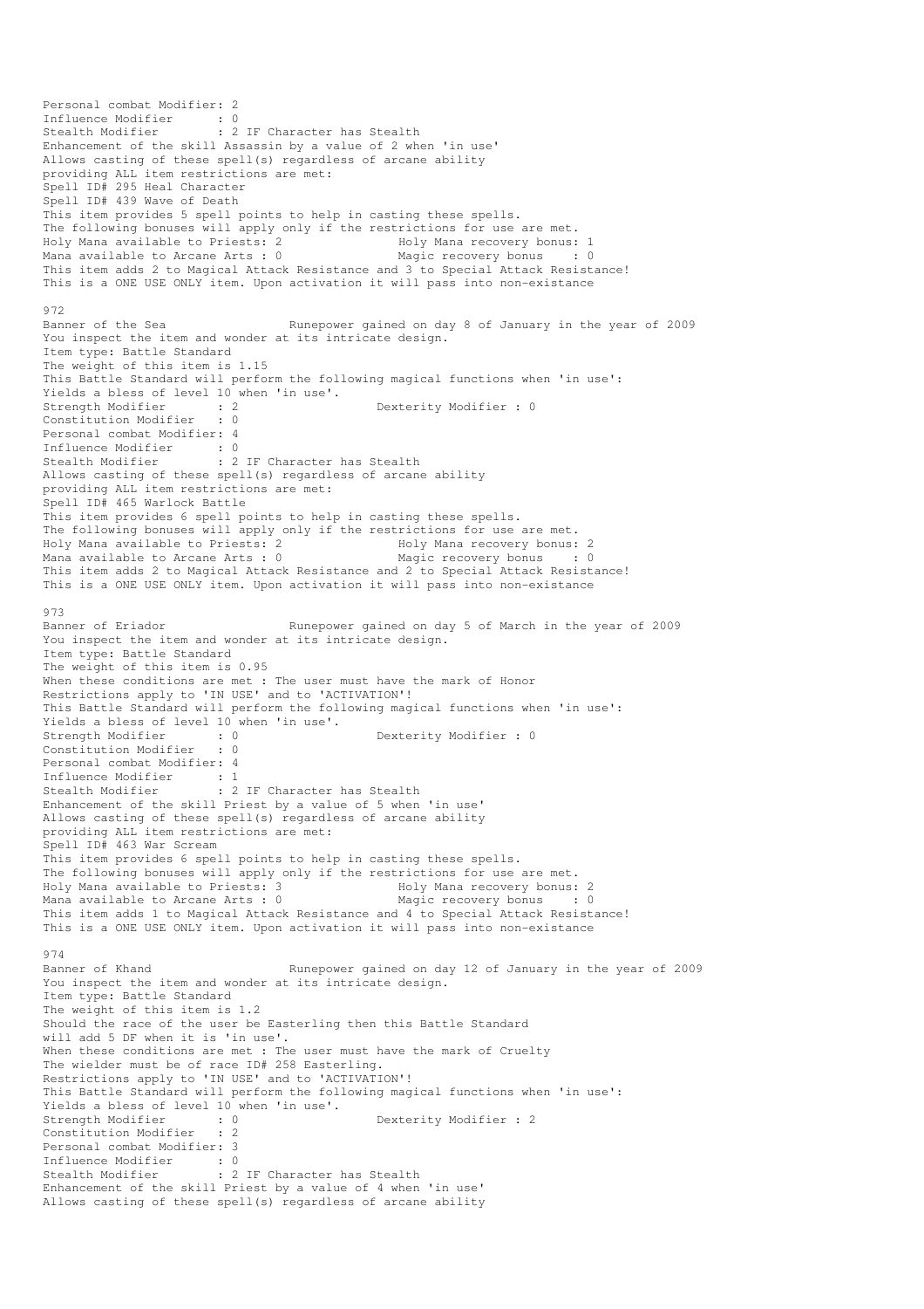Personal combat Modifier: 2
Influence Modifier : 0
Stealth Modifier : 2 IF Character has Stealth
Enhancement of the skill Assassin by a value of 2 when 'in use'
Allows casting of these spell(s) regardless of arcane ability
providing ALL item restrictions are met:
Spell ID# 295 Heal Character
Spell ID# 439 Wave of Death
This item provides 5 spell points to help in casting these spells.
The following bonuses will apply only if the restrictions for use are met.
Holy Mana available to Priests: 2 Holy Mana recovery bonus: 1
Mana available to Arcane Arts : 0 Magic recovery bonus : 0
This item adds 2 to Magical Attack Resistance and 3 to Special Attack Resistance!
This is a ONE USE ONLY item. Upon activation it will pass into non-existance

972
Banner of the Sea Runepower gained on day 8 of January in the year of 2009
You inspect the item and wonder at its intricate design.
Item type: Battle Standard
The weight of this item is 1.15
This Battle Standard will perform the following magical functions when 'in use':
Yields a bless of level 10 when 'in use'.
Strength Modifier : 2 Dexterity Modifier : 0
Constitution Modifier : 0
Personal combat Modifier: 4
Influence Modifier : 0
Stealth Modifier : 2 IF Character has Stealth
Allows casting of these spell(s) regardless of arcane ability
providing ALL item restrictions are met:
Spell ID# 465 Warlock Battle
This item provides 6 spell points to help in casting these spells.
The following bonuses will apply only if the restrictions for use are met.
Holy Mana available to Priests: 2 Holy Mana recovery bonus: 2
Mana available to Arcane Arts : 0 Magic recovery bonus : 0
This item adds 2 to Magical Attack Resistance and 2 to Special Attack Resistance!
This is a ONE USE ONLY item. Upon activation it will pass into non-existance

973
Banner of Eriador Runepower gained on day 5 of March in the year of 2009
You inspect the item and wonder at its intricate design.
Item type: Battle Standard
The weight of this item is 0.95
When these conditions are met : The user must have the mark of Honor
Restrictions apply to 'IN USE' and to 'ACTIVATION'!
This Battle Standard will perform the following magical functions when 'in use':
Yields a bless of level 10 when 'in use'.
Strength Modifier : 0 Dexterity Modifier : 0
Constitution Modifier : 0
Personal combat Modifier: 4
Influence Modifier : 1
Stealth Modifier : 2 IF Character has Stealth
Enhancement of the skill Priest by a value of 5 when 'in use'
Allows casting of these spell(s) regardless of arcane ability
providing ALL item restrictions are met:
Spell ID# 463 War Scream
This item provides 6 spell points to help in casting these spells.
The following bonuses will apply only if the restrictions for use are met.
Holy Mana available to Priests: 3 Holy Mana recovery bonus: 2
Mana available to Arcane Arts : 0 Magic recovery bonus : 0
This item adds 1 to Magical Attack Resistance and 4 to Special Attack Resistance!
This is a ONE USE ONLY item. Upon activation it will pass into non-existance

974
Banner of Khand Runepower gained on day 12 of January in the year of 2009
You inspect the item and wonder at its intricate design.
Item type: Battle Standard
The weight of this item is 1.2
Should the race of the user be Easterling then this Battle Standard
will add 5 DF when it is 'in use'.
When these conditions are met : The user must have the mark of Cruelty
The wielder must be of race ID# 258 Easterling.
Restrictions apply to 'IN USE' and to 'ACTIVATION'!
This Battle Standard will perform the following magical functions when 'in use':
Yields a bless of level 10 when 'in use'.
Strength Modifier : 0 Dexterity Modifier : 2
Constitution Modifier : 2
Personal combat Modifier: 3
Influence Modifier : 0
Stealth Modifier : 2 IF Character has Stealth
Enhancement of the skill Priest by a value of 4 when 'in use'
Allows casting of these spell(s) regardless of arcane ability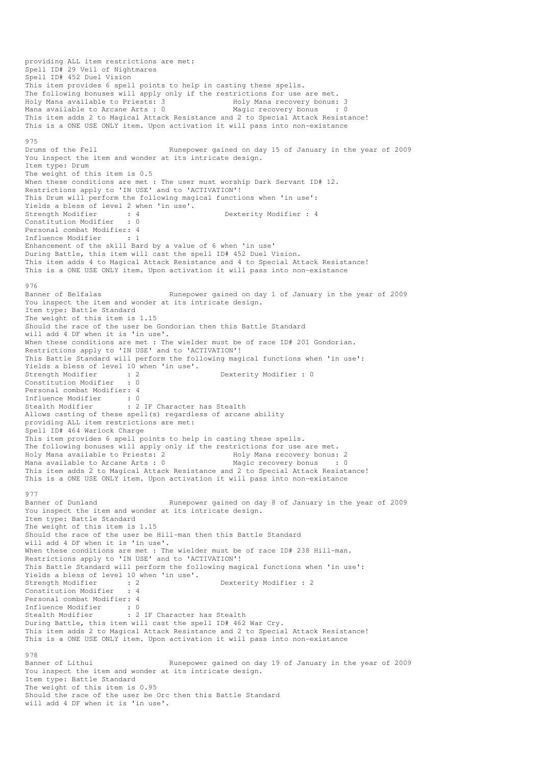providing ALL item restrictions are met:
Spell ID# 29 Veil of Nightmares
Spell ID# 452 Duel Vision
This item provides 6 spell points to help in casting these spells.
The following bonuses will apply only if the restrictions for use are met.
Holy Mana available to Priests: 3 Holy Mana recovery bonus: 3
Mana available to Arcane Arts : 0 Magic recovery bonus : 0
This item adds 2 to Magical Attack Resistance and 2 to Special Attack Resistance!
This is a ONE USE ONLY item. Upon activation it will pass into non-existance

975
Drums of the Fell Runepower gained on day 15 of January in the year of 2009
You inspect the item and wonder at its intricate design.
Item type: Drum
The weight of this item is 0.5
When these conditions are met : The user must worship Dark Servant ID# 12.
Restrictions apply to 'IN USE' and to 'ACTIVATION'!
This Drum will perform the following magical functions when 'in use':
Yields a bless of level 2 when 'in use'.
Strength Modifier : 4 Dexterity Modifier : 4
Constitution Modifier : 0
Personal combat Modifier: 4
Influence Modifier : 1
Enhancement of the skill Bard by a value of 6 when 'in use'
During Battle, this item will cast the spell ID# 452 Duel Vision.
This item adds 4 to Magical Attack Resistance and 4 to Special Attack Resistance!
This is a ONE USE ONLY item. Upon activation it will pass into non-existance

976
Banner of Belfalas Runepower gained on day 1 of January in the year of 2009
You inspect the item and wonder at its intricate design.
Item type: Battle Standard
The weight of this item is 1.15
Should the race of the user be Gondorian then this Battle Standard
will add 4 DF when it is 'in use'.
When these conditions are met : The wielder must be of race ID# 201 Gondorian.
Restrictions apply to 'IN USE' and to 'ACTIVATION'!
This Battle Standard will perform the following magical functions when 'in use':
Yields a bless of level 10 when 'in use'.
Strength Modifier : 2 Dexterity Modifier : 0
Constitution Modifier : 0
Personal combat Modifier: 4
Influence Modifier : 0
Stealth Modifier : 2 IF Character has Stealth
Allows casting of these spell(s) regardless of arcane ability
providing ALL item restrictions are met:
Spell ID# 464 Warlock Charge
This item provides 6 spell points to help in casting these spells.
The following bonuses will apply only if the restrictions for use are met.
Holy Mana available to Priests: 2 Holy Mana recovery bonus: 2
Mana available to Arcane Arts : 0 Magic recovery bonus : 0
This item adds 2 to Magical Attack Resistance and 2 to Special Attack Resistance!
This is a ONE USE ONLY item. Upon activation it will pass into non-existance

977
Banner of Dunland Runepower gained on day 8 of January in the year of 2009
You inspect the item and wonder at its intricate design.
Item type: Battle Standard
The weight of this item is 1.15
Should the race of the user be Hill-man then this Battle Standard
will add 4 DF when it is 'in use'.
When these conditions are met : The wielder must be of race ID# 238 Hill-man.
Restrictions apply to 'IN USE' and to 'ACTIVATION'!
This Battle Standard will perform the following magical functions when 'in use':
Yields a bless of level 10 when 'in use'.
Strength Modifier : 2 Dexterity Modifier : 2
Constitution Modifier : 4
Personal combat Modifier: 4
Influence Modifier : 0
Stealth Modifier : 2 IF Character has Stealth
During Battle, this item will cast the spell ID# 462 War Cry.
This item adds 2 to Magical Attack Resistance and 2 to Special Attack Resistance!
This is a ONE USE ONLY item. Upon activation it will pass into non-existance

978
Banner of Lithui Runepower gained on day 19 of January in the year of 2009
You inspect the item and wonder at its intricate design.
Item type: Battle Standard
The weight of this item is 0.95
Should the race of the user be Orc then this Battle Standard
will add 4 DF when it is 'in use'.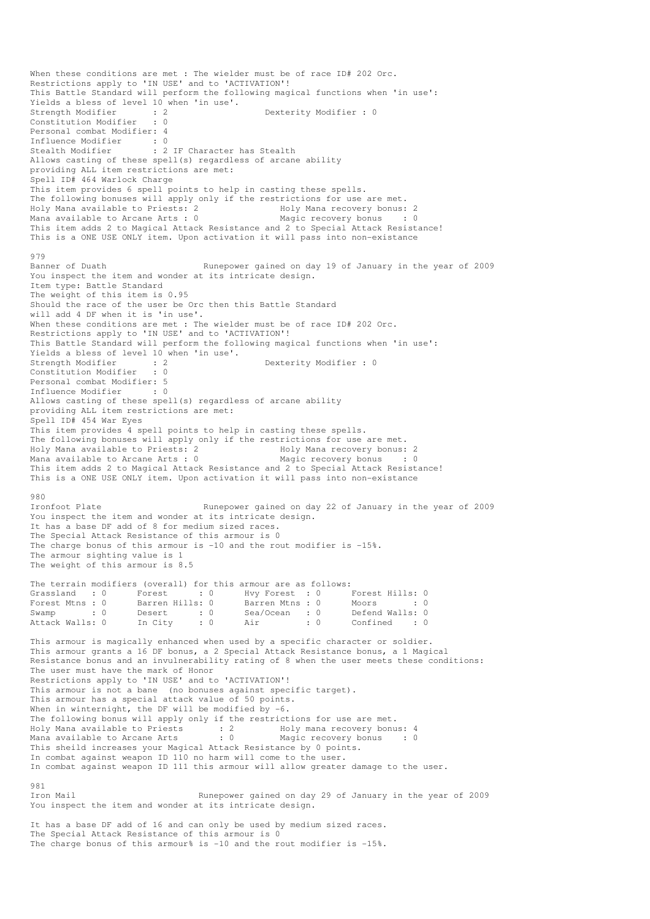When these conditions are met : The wielder must be of race ID# 202 Orc.
Restrictions apply to 'IN USE' and to 'ACTIVATION'!
This Battle Standard will perform the following magical functions when 'in use':
Yields a bless of level 10 when 'in use'.
Strength Modifier : 2 Dexterity Modifier : 0
Constitution Modifier : 0
Personal combat Modifier: 4
Influence Modifier : 0
Stealth Modifier : 2 IF Character has Stealth
Allows casting of these spell(s) regardless of arcane ability
providing ALL item restrictions are met:
Spell ID# 464 Warlock Charge
This item provides 6 spell points to help in casting these spells.
The following bonuses will apply only if the restrictions for use are met.
Holy Mana available to Priests: 2 Holy Mana recovery bonus: 2
Mana available to Arcane Arts : 0 Magic recovery bonus : 0
This item adds 2 to Magical Attack Resistance and 2 to Special Attack Resistance!
This is a ONE USE ONLY item. Upon activation it will pass into non-existance

979
Banner of Duath Runepower gained on day 19 of January in the year of 2009
You inspect the item and wonder at its intricate design.
Item type: Battle Standard
The weight of this item is 0.95
Should the race of the user be Orc then this Battle Standard
will add 4 DF when it is 'in use'.
When these conditions are met : The wielder must be of race ID# 202 Orc.
Restrictions apply to 'IN USE' and to 'ACTIVATION'!
This Battle Standard will perform the following magical functions when 'in use':
Yields a bless of level 10 when 'in use'.
Strength Modifier : 2 Dexterity Modifier : 0
Constitution Modifier : 0
Personal combat Modifier: 5
Influence Modifier : 0
Allows casting of these spell(s) regardless of arcane ability
providing ALL item restrictions are met:
Spell ID# 454 War Eyes
This item provides 4 spell points to help in casting these spells.
The following bonuses will apply only if the restrictions for use are met.
Holy Mana available to Priests: 2 Holy Mana recovery bonus: 2
Mana available to Arcane Arts : 0 Magic recovery bonus : 0
This item adds 2 to Magical Attack Resistance and 2 to Special Attack Resistance!
This is a ONE USE ONLY item. Upon activation it will pass into non-existance

980
Ironfoot Plate Runepower gained on day 22 of January in the year of 2009
You inspect the item and wonder at its intricate design.
It has a base DF add of 8 for medium sized races.
The Special Attack Resistance of this armour is 0
The charge bonus of this armour is -10 and the rout modifier is -15%.
The armour sighting value is 1
The weight of this armour is 8.5

The terrain modifiers (overall) for this armour are as follows:

| | | | | | | | |
|---|---|---|---|---|---|---|---|
| Grassland | 0 | Forest | 0 | Hvy Forest | 0 | Forest Hills | 0 |
| Forest Mtns | 0 | Barren Hills | 0 | Barren Mtns | 0 | Moors | 0 |
| Swamp | 0 | Desert | 0 | Sea/Ocean | 0 | Defend Walls | 0 |
| Attack Walls | 0 | In City | 0 | Air | 0 | Confined | 0 |

This armour is magically enhanced when used by a specific character or soldier.
This armour grants a 16 DF bonus, a 2 Special Attack Resistance bonus, a 1 Magical
Resistance bonus and an invulnerability rating of 8 when the user meets these conditions:
The user must have the mark of Honor
Restrictions apply to 'IN USE' and to 'ACTIVATION'!
This armour is not a bane (no bonuses against specific target).
This armour has a special attack value of 50 points.
When in winternight, the DF will be modified by -6.
The following bonus will apply only if the restrictions for use are met.
Holy Mana available to Priests : 2 Holy mana recovery bonus: 4
Mana available to Arcane Arts : 0 Magic recovery bonus : 0
This sheild increases your Magical Attack Resistance by 0 points.
In combat against weapon ID 110 no harm will come to the user.
In combat against weapon ID 111 this armour will allow greater damage to the user.

981
Iron Mail Runepower gained on day 29 of January in the year of 2009
You inspect the item and wonder at its intricate design.

It has a base DF add of 16 and can only be used by medium sized races.
The Special Attack Resistance of this armour is 0
The charge bonus of this armour% is -10 and the rout modifier is -15%.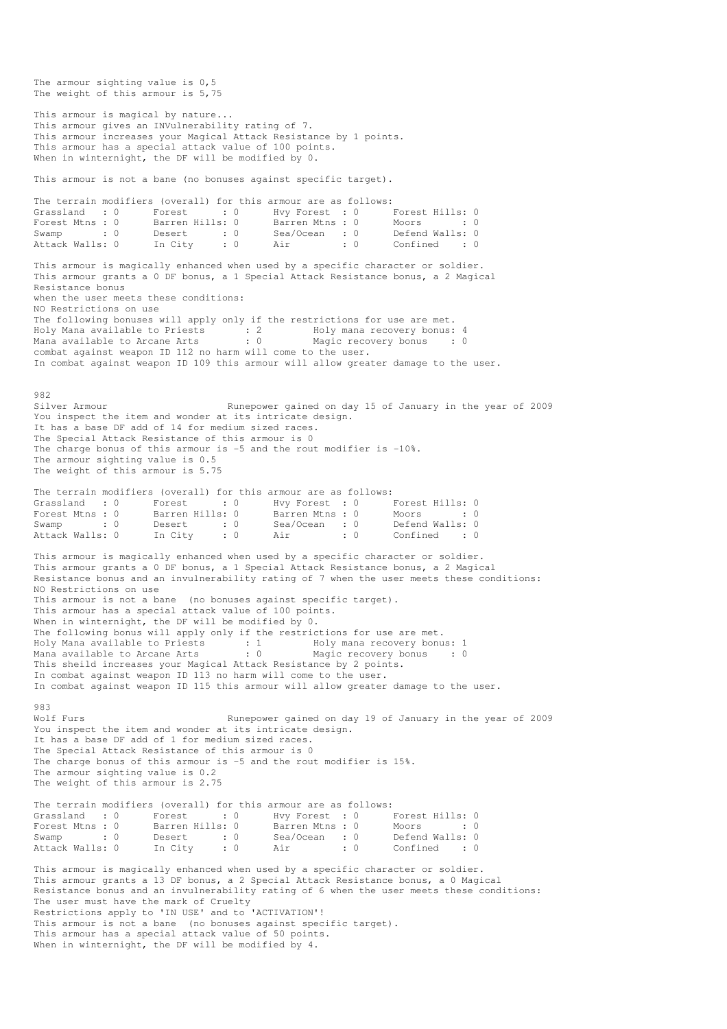The armour sighting value is 0,5
The weight of this armour is 5,75

This armour is magical by nature...
This armour gives an INVulnerability rating of 7.
This armour increases your Magical Attack Resistance by 1 points.
This armour has a special attack value of 100 points.
When in winternight, the DF will be modified by 0.

This armour is not a bane (no bonuses against specific target).

The terrain modifiers (overall) for this armour are as follows:

```
Grassland   : 0      Forest      : 0      Hvy Forest  : 0      Forest Hills: 0
Forest Mtns : 0      Barren Hills: 0      Barren Mtns : 0      Moors       : 0
Swamp       : 0      Desert      : 0      Sea/Ocean   : 0      Defend Walls: 0
Attack Walls: 0      In City     : 0      Air         : 0      Confined    : 0
```

This armour is magically enhanced when used by a specific character or soldier.
This armour grants a 0 DF bonus, a 1 Special Attack Resistance bonus, a 2 Magical Resistance bonus
when the user meets these conditions:
NO Restrictions on use
The following bonuses will apply only if the restrictions for use are met.

```
Holy Mana available to Priests      : 2         Holy mana recovery bonus: 4
Mana available to Arcane Arts       : 0         Magic recovery bonus    : 0
```

combat against weapon ID 112 no harm will come to the user.
In combat against weapon ID 109 this armour will allow greater damage to the user.

982
Silver Armour                      Runepower gained on day 15 of January in the year of 2009
You inspect the item and wonder at its intricate design.
It has a base DF add of 14 for medium sized races.
The Special Attack Resistance of this armour is 0
The charge bonus of this armour is -5 and the rout modifier is -10%.
The armour sighting value is 0.5
The weight of this armour is 5.75

The terrain modifiers (overall) for this armour are as follows:

```
Grassland   : 0      Forest      : 0      Hvy Forest  : 0      Forest Hills: 0
Forest Mtns : 0      Barren Hills: 0      Barren Mtns : 0      Moors       : 0
Swamp       : 0      Desert      : 0      Sea/Ocean   : 0      Defend Walls: 0
Attack Walls: 0      In City     : 0      Air         : 0      Confined    : 0
```

This armour is magically enhanced when used by a specific character or soldier.
This armour grants a 0 DF bonus, a 1 Special Attack Resistance bonus, a 2 Magical Resistance bonus and an invulnerability rating of 7 when the user meets these conditions:
NO Restrictions on use
This armour is not a bane  (no bonuses against specific target).
This armour has a special attack value of 100 points.
When in winternight, the DF will be modified by 0.
The following bonus will apply only if the restrictions for use are met.

```
Holy Mana available to Priests      : 1         Holy mana recovery bonus: 1
Mana available to Arcane Arts       : 0         Magic recovery bonus    : 0
```

This sheild increases your Magical Attack Resistance by 2 points.
In combat against weapon ID 113 no harm will come to the user.
In combat against weapon ID 115 this armour will allow greater damage to the user.

983
Wolf Furs                          Runepower gained on day 19 of January in the year of 2009
You inspect the item and wonder at its intricate design.
It has a base DF add of 1 for medium sized races.
The Special Attack Resistance of this armour is 0
The charge bonus of this armour is -5 and the rout modifier is 15%.
The armour sighting value is 0.2
The weight of this armour is 2.75

The terrain modifiers (overall) for this armour are as follows:

```
Grassland   : 0      Forest      : 0      Hvy Forest  : 0      Forest Hills: 0
Forest Mtns : 0      Barren Hills: 0      Barren Mtns : 0      Moors       : 0
Swamp       : 0      Desert      : 0      Sea/Ocean   : 0      Defend Walls: 0
Attack Walls: 0      In City     : 0      Air         : 0      Confined    : 0
```

This armour is magically enhanced when used by a specific character or soldier.
This armour grants a 13 DF bonus, a 2 Special Attack Resistance bonus, a 0 Magical Resistance bonus and an invulnerability rating of 6 when the user meets these conditions:
The user must have the mark of Cruelty
Restrictions apply to 'IN USE' and to 'ACTIVATION'!
This armour is not a bane  (no bonuses against specific target).
This armour has a special attack value of 50 points.
When in winternight, the DF will be modified by 4.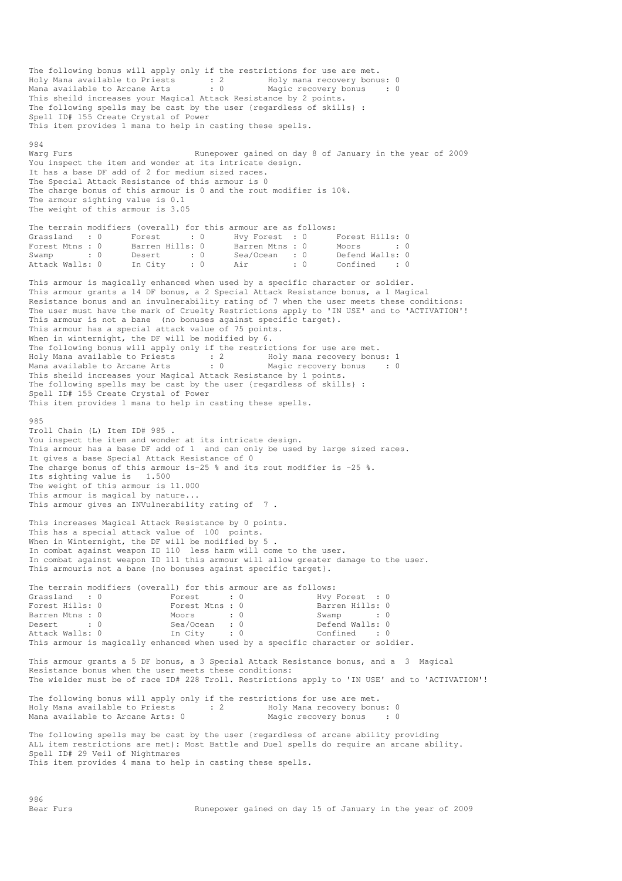The following bonus will apply only if the restrictions for use are met.
Holy Mana available to Priests : 2 Holy mana recovery bonus: 0
Mana available to Arcane Arts : 0 Magic recovery bonus : 0
This sheild increases your Magical Attack Resistance by 2 points.
The following spells may be cast by the user {regardless of skills} :
Spell ID# 155 Create Crystal of Power
This item provides 1 mana to help in casting these spells.

984
Warg Furs Runepower gained on day 8 of January in the year of 2009
You inspect the item and wonder at its intricate design.
It has a base DF add of 2 for medium sized races.
The Special Attack Resistance of this armour is 0
The charge bonus of this armour is 0 and the rout modifier is 10%.
The armour sighting value is 0.1
The weight of this armour is 3.05

The terrain modifiers (overall) for this armour are as follows:

| | | | | | | | |
|---|---|---|---|---|---|---|---|
| Grassland | : 0 | Forest | : 0 | Hvy Forest | : 0 | Forest Hills | : 0 |
| Forest Mtns | : 0 | Barren Hills | : 0 | Barren Mtns | : 0 | Moors | : 0 |
| Swamp | : 0 | Desert | : 0 | Sea/Ocean | : 0 | Defend Walls | : 0 |
| Attack Walls | : 0 | In City | : 0 | Air | : 0 | Confined | : 0 |

This armour is magically enhanced when used by a specific character or soldier.
This armour grants a 14 DF bonus, a 2 Special Attack Resistance bonus, a 1 Magical Resistance bonus and an invulnerability rating of 7 when the user meets these conditions:
The user must have the mark of Cruelty Restrictions apply to 'IN USE' and to 'ACTIVATION'!
This armour is not a bane (no bonuses against specific target).
This armour has a special attack value of 75 points.
When in winternight, the DF will be modified by 6.
The following bonus will apply only if the restrictions for use are met.
Holy Mana available to Priests : 2 Holy mana recovery bonus: 1
Mana available to Arcane Arts : 0 Magic recovery bonus : 0
This sheild increases your Magical Attack Resistance by 1 points.
The following spells may be cast by the user {regardless of skills} :
Spell ID# 155 Create Crystal of Power
This item provides 1 mana to help in casting these spells.

985
Troll Chain (L) Item ID# 985 .
You inspect the item and wonder at its intricate design.
This armour has a base DF add of 1 and can only be used by large sized races.
It gives a base Special Attack Resistance of 0
The charge bonus of this armour is-25 % and its rout modifier is -25 %.
Its sighting value is 1.500
The weight of this armour is 11.000
This armour is magical by nature...
This armour gives an INVulnerability rating of 7 .

This increases Magical Attack Resistance by 0 points.
This has a special attack value of 100 points.
When in Winternight, the DF will be modified by 5 .
In combat against weapon ID 110 less harm will come to the user.
In combat against weapon ID 111 this armour will allow greater damage to the user.
This armouris not a bane {no bonuses against specific target}.

The terrain modifiers (overall) for this armour are as follows:

| | | | | | |
|---|---|---|---|---|---|
| Grassland | : 0 | Forest | : 0 | Hvy Forest | : 0 |
| Forest Hills | : 0 | Forest Mtns | : 0 | Barren Hills | : 0 |
| Barren Mtns | : 0 | Moors | : 0 | Swamp | : 0 |
| Desert | : 0 | Sea/Ocean | : 0 | Defend Walls | : 0 |
| Attack Walls | : 0 | In City | : 0 | Confined | : 0 |

This armour is magically enhanced when used by a specific character or soldier.

This armour grants a 5 DF bonus, a 3 Special Attack Resistance bonus, and a 3 Magical Resistance bonus when the user meets these conditions:
The wielder must be of race ID# 228 Troll. Restrictions apply to 'IN USE' and to 'ACTIVATION'!

The following bonus will apply only if the restrictions for use are met.
Holy Mana available to Priests : 2 Holy Mana recovery bonus: 0
Mana available to Arcane Arts: 0 Magic recovery bonus : 0

The following spells may be cast by the user {regardless of arcane ability providing ALL item restrictions are met}: Most Battle and Duel spells do require an arcane ability.
Spell ID# 29 Veil of Nightmares
This item provides 4 mana to help in casting these spells.

986
Bear Furs Runepower gained on day 15 of January in the year of 2009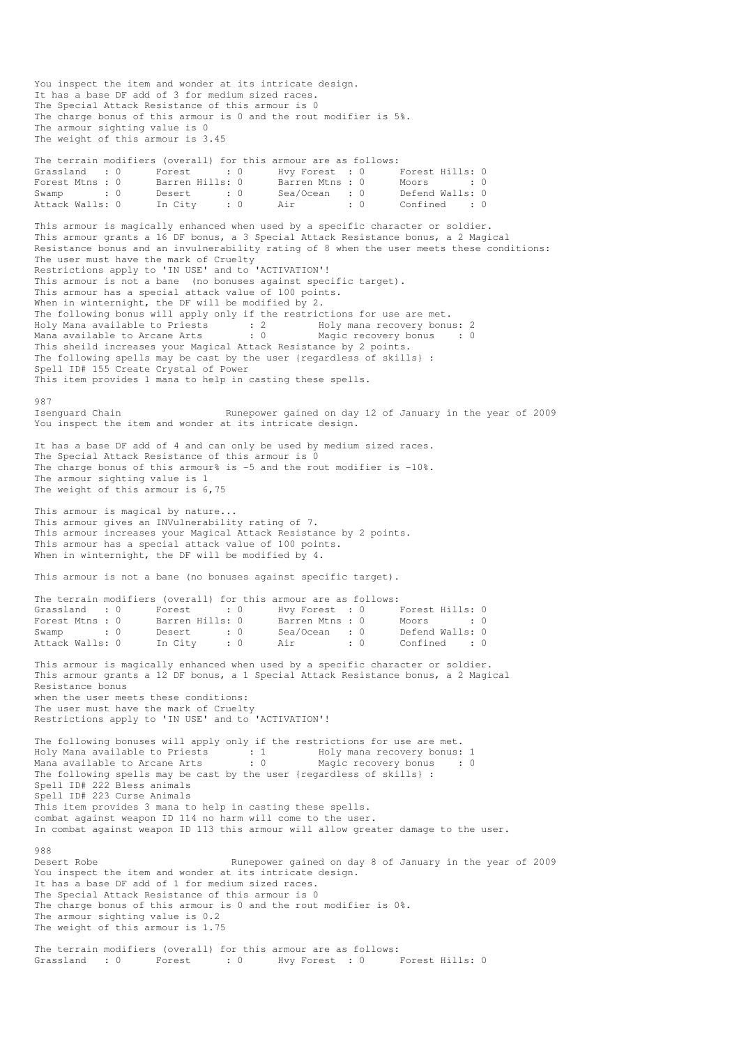You inspect the item and wonder at its intricate design.
It has a base DF add of 3 for medium sized races.
The Special Attack Resistance of this armour is 0
The charge bonus of this armour is 0 and the rout modifier is 5%.
The armour sighting value is 0
The weight of this armour is 3.45

The terrain modifiers (overall) for this armour are as follows:

```
Grassland   : 0      Forest      : 0      Hvy Forest  : 0      Forest Hills: 0
Forest Mtns : 0      Barren Hills: 0      Barren Mtns : 0      Moors       : 0
Swamp       : 0      Desert      : 0      Sea/Ocean   : 0      Defend Walls: 0
Attack Walls: 0      In City     : 0      Air         : 0      Confined    : 0
```

This armour is magically enhanced when used by a specific character or soldier.
This armour grants a 16 DF bonus, a 3 Special Attack Resistance bonus, a 2 Magical Resistance bonus and an invulnerability rating of 8 when the user meets these conditions:
The user must have the mark of Cruelty
Restrictions apply to 'IN USE' and to 'ACTIVATION'!
This armour is not a bane (no bonuses against specific target).
This armour has a special attack value of 100 points.
When in winternight, the DF will be modified by 2.
The following bonus will apply only if the restrictions for use are met.

```
Holy Mana available to Priests      : 2        Holy mana recovery bonus: 2
Mana available to Arcane Arts       : 0        Magic recovery bonus    : 0
```

This sheild increases your Magical Attack Resistance by 2 points.
The following spells may be cast by the user (regardless of skills) :
Spell ID# 155 Create Crystal of Power
This item provides 1 mana to help in casting these spells.

987
Isenguard Chain                     Runepower gained on day 12 of January in the year of 2009
You inspect the item and wonder at its intricate design.

It has a base DF add of 4 and can only be used by medium sized races.
The Special Attack Resistance of this armour is 0
The charge bonus of this armour% is -5 and the rout modifier is -10%.
The armour sighting value is 1
The weight of this armour is 6,75

This armour is magical by nature...
This armour gives an INVulnerability rating of 7.
This armour increases your Magical Attack Resistance by 2 points.
This armour has a special attack value of 100 points.
When in winternight, the DF will be modified by 4.

This armour is not a bane (no bonuses against specific target).

The terrain modifiers (overall) for this armour are as follows:

```
Grassland   : 0      Forest      : 0      Hvy Forest  : 0      Forest Hills: 0
Forest Mtns : 0      Barren Hills: 0      Barren Mtns : 0      Moors       : 0
Swamp       : 0      Desert      : 0      Sea/Ocean   : 0      Defend Walls: 0
Attack Walls: 0      In City     : 0      Air         : 0      Confined    : 0
```

This armour is magically enhanced when used by a specific character or soldier.
This armour grants a 12 DF bonus, a 1 Special Attack Resistance bonus, a 2 Magical Resistance bonus
when the user meets these conditions:
The user must have the mark of Cruelty
Restrictions apply to 'IN USE' and to 'ACTIVATION'!

The following bonuses will apply only if the restrictions for use are met.

```
Holy Mana available to Priests      : 1        Holy mana recovery bonus: 1
Mana available to Arcane Arts       : 0        Magic recovery bonus    : 0
```

The following spells may be cast by the user (regardless of skills) :
Spell ID# 222 Bless animals
Spell ID# 223 Curse Animals
This item provides 3 mana to help in casting these spells.
combat against weapon ID 114 no harm will come to the user.
In combat against weapon ID 113 this armour will allow greater damage to the user.

988
Desert Robe                         Runepower gained on day 8 of January in the year of 2009
You inspect the item and wonder at its intricate design.
It has a base DF add of 1 for medium sized races.
The Special Attack Resistance of this armour is 0
The charge bonus of this armour is 0 and the rout modifier is 0%.
The armour sighting value is 0.2
The weight of this armour is 1.75

The terrain modifiers (overall) for this armour are as follows:

```
Grassland   : 0      Forest      : 0      Hvy Forest  : 0      Forest Hills: 0
```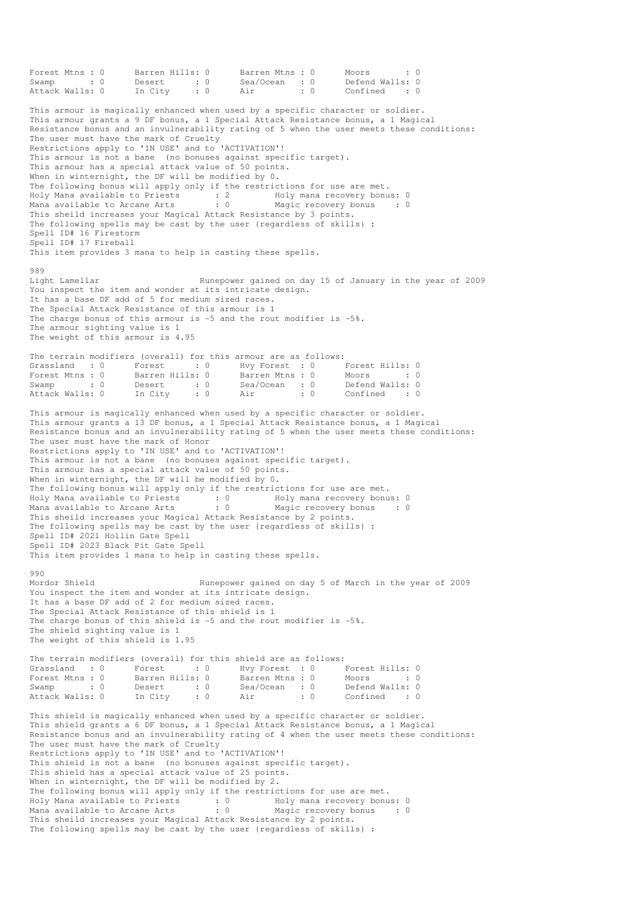| | | | | | | | |
|---|---|---|---|---|---|---|---|
| Forest Mtns | 0 | Barren Hills | 0 | Barren Mtns | 0 | Moors | 0 |
| Swamp | 0 | Desert | 0 | Sea/Ocean | 0 | Defend Walls | 0 |
| Attack Walls | 0 | In City | 0 | Air | 0 | Confined | 0 |

This armour is magically enhanced when used by a specific character or soldier.
This armour grants a 9 DF bonus, a 1 Special Attack Resistance bonus, a 1 Magical Resistance bonus and an invulnerability rating of 5 when the user meets these conditions:
The user must have the mark of Cruelty
Restrictions apply to 'IN USE' and to 'ACTIVATION'!
This armour is not a bane (no bonuses against specific target).
This armour has a special attack value of 50 points.
When in winternight, the DF will be modified by 0.
The following bonus will apply only if the restrictions for use are met.
Holy Mana available to Priests : 2 Holy mana recovery bonus: 0
Mana available to Arcane Arts : 0 Magic recovery bonus : 0
This sheild increases your Magical Attack Resistance by 3 points.
The following spells may be cast by the user (regardless of skills) :
Spell ID# 16 Firestorm
Spell ID# 17 Fireball
This item provides 3 mana to help in casting these spells.

989
Light Lamellar Runepower gained on day 15 of January in the year of 2009
You inspect the item and wonder at its intricate design.
It has a base DF add of 5 for medium sized races.
The Special Attack Resistance of this armour is 1
The charge bonus of this armour is -5 and the rout modifier is -5%.
The armour sighting value is 1
The weight of this armour is 4.95

The terrain modifiers (overall) for this armour are as follows:

| | | | | | | | |
|---|---|---|---|---|---|---|---|
| Grassland | 0 | Forest | 0 | Hvy Forest | 0 | Forest Hills | 0 |
| Forest Mtns | 0 | Barren Hills | 0 | Barren Mtns | 0 | Moors | 0 |
| Swamp | 0 | Desert | 0 | Sea/Ocean | 0 | Defend Walls | 0 |
| Attack Walls | 0 | In City | 0 | Air | 0 | Confined | 0 |

This armour is magically enhanced when used by a specific character or soldier.
This armour grants a 13 DF bonus, a 1 Special Attack Resistance bonus, a 1 Magical Resistance bonus and an invulnerability rating of 5 when the user meets these conditions:
The user must have the mark of Honor
Restrictions apply to 'IN USE' and to 'ACTIVATION'!
This armour is not a bane (no bonuses against specific target).
This armour has a special attack value of 50 points.
When in winternight, the DF will be modified by 0.
The following bonus will apply only if the restrictions for use are met.
Holy Mana available to Priests : 0 Holy mana recovery bonus: 0
Mana available to Arcane Arts : 0 Magic recovery bonus : 0
This sheild increases your Magical Attack Resistance by 2 points.
The following spells may be cast by the user (regardless of skills) :
Spell ID# 2021 Hollin Gate Spell
Spell ID# 2023 Black Pit Gate Spell
This item provides 1 mana to help in casting these spells.

990
Mordor Shield Runepower gained on day 5 of March in the year of 2009
You inspect the item and wonder at its intricate design.
It has a base DF add of 2 for medium sized races.
The Special Attack Resistance of this shield is 1
The charge bonus of this shield is -5 and the rout modifier is -5%.
The shield sighting value is 1
The weight of this shield is 1.95

The terrain modifiers (overall) for this shield are as follows:

| | | | | | | | |
|---|---|---|---|---|---|---|---|
| Grassland | 0 | Forest | 0 | Hvy Forest | 0 | Forest Hills | 0 |
| Forest Mtns | 0 | Barren Hills | 0 | Barren Mtns | 0 | Moors | 0 |
| Swamp | 0 | Desert | 0 | Sea/Ocean | 0 | Defend Walls | 0 |
| Attack Walls | 0 | In City | 0 | Air | 0 | Confined | 0 |

This shield is magically enhanced when used by a specific character or soldier.
This shield grants a 6 DF bonus, a 1 Special Attack Resistance bonus, a 1 Magical Resistance bonus and an invulnerability rating of 4 when the user meets these conditions:
The user must have the mark of Cruelty
Restrictions apply to 'IN USE' and to 'ACTIVATION'!
This shield is not a bane (no bonuses against specific target).
This shield has a special attack value of 25 points.
When in winternight, the DF will be modified by 2.
The following bonus will apply only if the restrictions for use are met.
Holy Mana available to Priests : 0 Holy mana recovery bonus: 0
Mana available to Arcane Arts : 0 Magic recovery bonus : 0
This sheild increases your Magical Attack Resistance by 2 points.
The following spells may be cast by the user (regardless of skills) :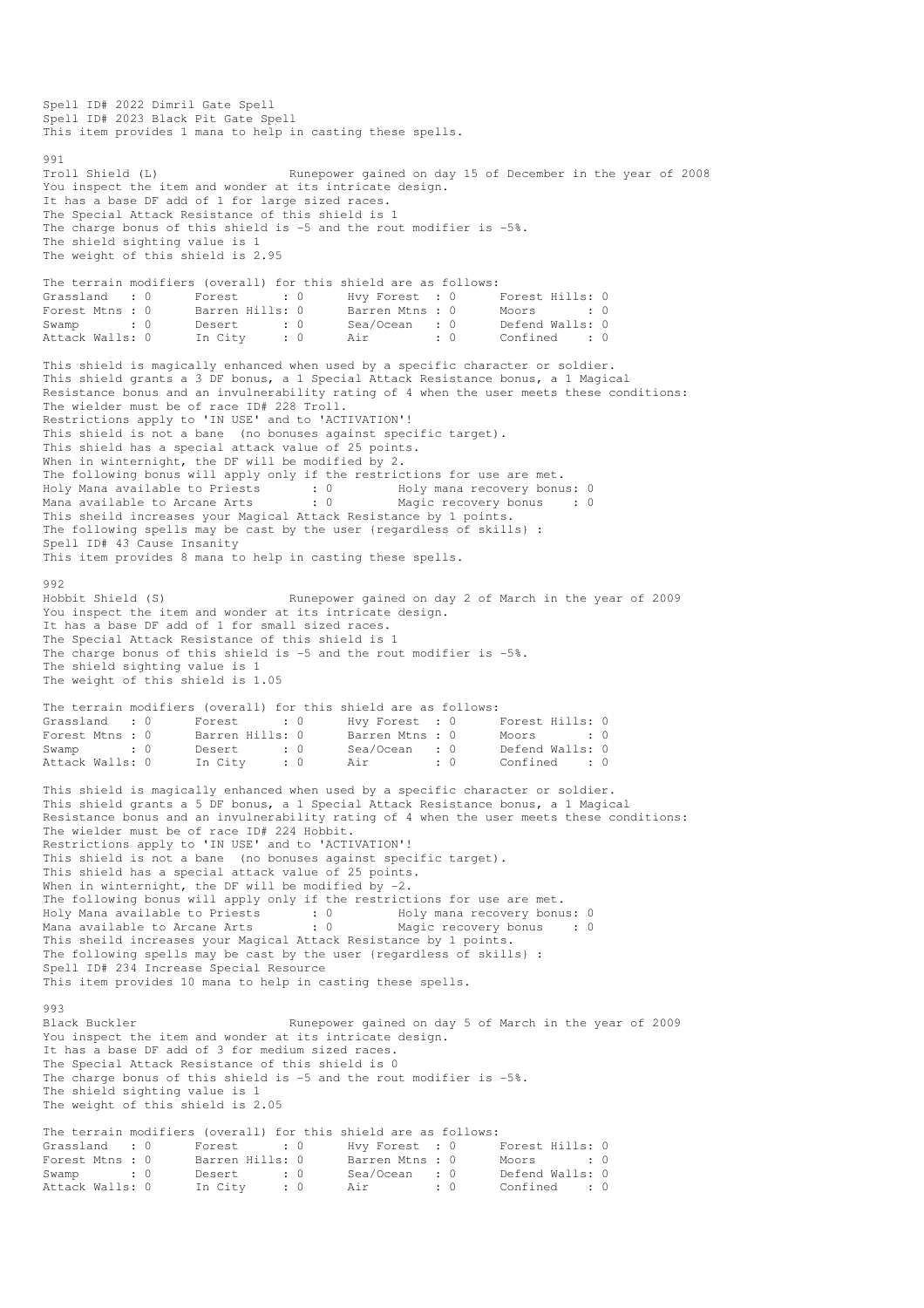Spell ID# 2022 Dimril Gate Spell
Spell ID# 2023 Black Pit Gate Spell
This item provides 1 mana to help in casting these spells.

991
Troll Shield (L)                    Runepower gained on day 15 of December in the year of 2008
You inspect the item and wonder at its intricate design.
It has a base DF add of 1 for large sized races.
The Special Attack Resistance of this shield is 1
The charge bonus of this shield is -5 and the rout modifier is -5%.
The shield sighting value is 1
The weight of this shield is 2.95

The terrain modifiers (overall) for this shield are as follows:

```
Grassland   : 0      Forest      : 0      Hvy Forest  : 0      Forest Hills: 0
Forest Mtns : 0      Barren Hills: 0      Barren Mtns : 0      Moors       : 0
Swamp       : 0      Desert      : 0      Sea/Ocean   : 0      Defend Walls: 0
Attack Walls: 0      In City     : 0      Air         : 0      Confined    : 0
```

This shield is magically enhanced when used by a specific character or soldier.
This shield grants a 3 DF bonus, a 1 Special Attack Resistance bonus, a 1 Magical Resistance bonus and an invulnerability rating of 4 when the user meets these conditions:
The wielder must be of race ID# 228 Troll.
Restrictions apply to 'IN USE' and to 'ACTIVATION'!
This shield is not a bane (no bonuses against specific target).
This shield has a special attack value of 25 points.
When in winternight, the DF will be modified by 2.
The following bonus will apply only if the restrictions for use are met.

```
Holy Mana available to Priests      : 0         Holy mana recovery bonus: 0
Mana available to Arcane Arts       : 0         Magic recovery bonus    : 0
```

This sheild increases your Magical Attack Resistance by 1 points.
The following spells may be cast by the user {regardless of skills} :
Spell ID# 43 Cause Insanity
This item provides 8 mana to help in casting these spells.

992
Hobbit Shield (S)                   Runepower gained on day 2 of March in the year of 2009
You inspect the item and wonder at its intricate design.
It has a base DF add of 1 for small sized races.
The Special Attack Resistance of this shield is 1
The charge bonus of this shield is -5 and the rout modifier is -5%.
The shield sighting value is 1
The weight of this shield is 1.05

The terrain modifiers (overall) for this shield are as follows:

```
Grassland   : 0      Forest      : 0      Hvy Forest  : 0      Forest Hills: 0
Forest Mtns : 0      Barren Hills: 0      Barren Mtns : 0      Moors       : 0
Swamp       : 0      Desert      : 0      Sea/Ocean   : 0      Defend Walls: 0
Attack Walls: 0      In City     : 0      Air         : 0      Confined    : 0
```

This shield is magically enhanced when used by a specific character or soldier.
This shield grants a 5 DF bonus, a 1 Special Attack Resistance bonus, a 1 Magical Resistance bonus and an invulnerability rating of 4 when the user meets these conditions:
The wielder must be of race ID# 224 Hobbit.
Restrictions apply to 'IN USE' and to 'ACTIVATION'!
This shield is not a bane (no bonuses against specific target).
This shield has a special attack value of 25 points.
When in winternight, the DF will be modified by -2.
The following bonus will apply only if the restrictions for use are met.

```
Holy Mana available to Priests      : 0         Holy mana recovery bonus: 0
Mana available to Arcane Arts       : 0         Magic recovery bonus    : 0
```

This sheild increases your Magical Attack Resistance by 1 points.
The following spells may be cast by the user {regardless of skills} :
Spell ID# 234 Increase Special Resource
This item provides 10 mana to help in casting these spells.

993
Black Buckler                       Runepower gained on day 5 of March in the year of 2009
You inspect the item and wonder at its intricate design.
It has a base DF add of 3 for medium sized races.
The Special Attack Resistance of this shield is 0
The charge bonus of this shield is -5 and the rout modifier is -5%.
The shield sighting value is 1
The weight of this shield is 2.05

The terrain modifiers (overall) for this shield are as follows:

```
Grassland   : 0      Forest      : 0      Hvy Forest  : 0      Forest Hills: 0
Forest Mtns : 0      Barren Hills: 0      Barren Mtns : 0      Moors       : 0
Swamp       : 0      Desert      : 0      Sea/Ocean   : 0      Defend Walls: 0
Attack Walls: 0      In City     : 0      Air         : 0      Confined    : 0
```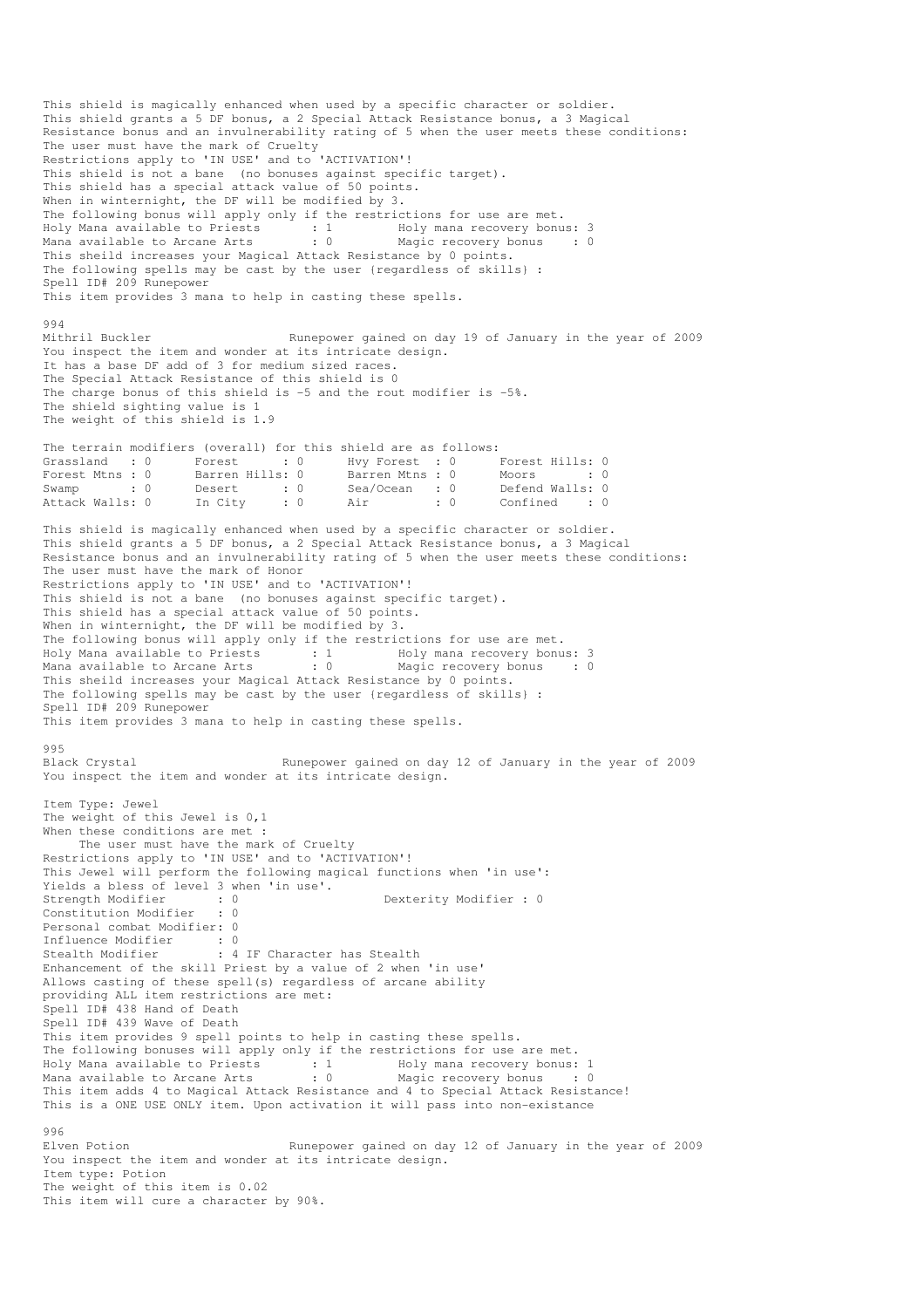This shield is magically enhanced when used by a specific character or soldier.
This shield grants a 5 DF bonus, a 2 Special Attack Resistance bonus, a 3 Magical Resistance bonus and an invulnerability rating of 5 when the user meets these conditions:
The user must have the mark of Cruelty
Restrictions apply to 'IN USE' and to 'ACTIVATION'!
This shield is not a bane (no bonuses against specific target).
This shield has a special attack value of 50 points.
When in winternight, the DF will be modified by 3.
The following bonus will apply only if the restrictions for use are met.

```
Holy Mana available to Priests      : 1        Holy mana recovery bonus: 3
Mana available to Arcane Arts       : 0        Magic recovery bonus    : 0
```

This sheild increases your Magical Attack Resistance by 0 points.
The following spells may be cast by the user {regardless of skills} :
Spell ID# 209 Runepower
This item provides 3 mana to help in casting these spells.

994
Mithril Buckler                    Runepower gained on day 19 of January in the year of 2009
You inspect the item and wonder at its intricate design.
It has a base DF add of 3 for medium sized races.
The Special Attack Resistance of this shield is 0
The charge bonus of this shield is -5 and the rout modifier is -5%.
The shield sighting value is 1
The weight of this shield is 1.9

The terrain modifiers (overall) for this shield are as follows:

```
Grassland   : 0      Forest      : 0      Hvy Forest  : 0      Forest Hills: 0
Forest Mtns : 0      Barren Hills: 0      Barren Mtns : 0      Moors       : 0
Swamp       : 0      Desert      : 0      Sea/Ocean   : 0      Defend Walls: 0
Attack Walls: 0      In City     : 0      Air         : 0      Confined    : 0
```

This shield is magically enhanced when used by a specific character or soldier.
This shield grants a 5 DF bonus, a 2 Special Attack Resistance bonus, a 3 Magical Resistance bonus and an invulnerability rating of 5 when the user meets these conditions:
The user must have the mark of Honor
Restrictions apply to 'IN USE' and to 'ACTIVATION'!
This shield is not a bane (no bonuses against specific target).
This shield has a special attack value of 50 points.
When in winternight, the DF will be modified by 3.
The following bonus will apply only if the restrictions for use are met.

```
Holy Mana available to Priests      : 1        Holy mana recovery bonus: 3
Mana available to Arcane Arts       : 0        Magic recovery bonus    : 0
```

This sheild increases your Magical Attack Resistance by 0 points.
The following spells may be cast by the user {regardless of skills} :
Spell ID# 209 Runepower
This item provides 3 mana to help in casting these spells.

995
Black Crystal                    Runepower gained on day 12 of January in the year of 2009
You inspect the item and wonder at its intricate design.

Item Type: Jewel
The weight of this Jewel is 0,1
When these conditions are met :
The user must have the mark of Cruelty
Restrictions apply to 'IN USE' and to 'ACTIVATION'!
This Jewel will perform the following magical functions when 'in use':
Yields a bless of level 3 when 'in use'.

```
Strength Modifier       : 0                    Dexterity Modifier : 0
Constitution Modifier   : 0
Personal combat Modifier: 0
Influence Modifier      : 0
Stealth Modifier        : 4 IF Character has Stealth
```

Enhancement of the skill Priest by a value of 2 when 'in use'
Allows casting of these spell(s) regardless of arcane ability
providing ALL item restrictions are met:
Spell ID# 438 Hand of Death
Spell ID# 439 Wave of Death
This item provides 9 spell points to help in casting these spells.
The following bonuses will apply only if the restrictions for use are met.

```
Holy Mana available to Priests      : 1        Holy mana recovery bonus: 1
Mana available to Arcane Arts       : 0        Magic recovery bonus    : 0
```

This item adds 4 to Magical Attack Resistance and 4 to Special Attack Resistance!
This is a ONE USE ONLY item. Upon activation it will pass into non-existance

996
Elven Potion                       Runepower gained on day 12 of January in the year of 2009
You inspect the item and wonder at its intricate design.
Item type: Potion
The weight of this item is 0.02
This item will cure a character by 90%.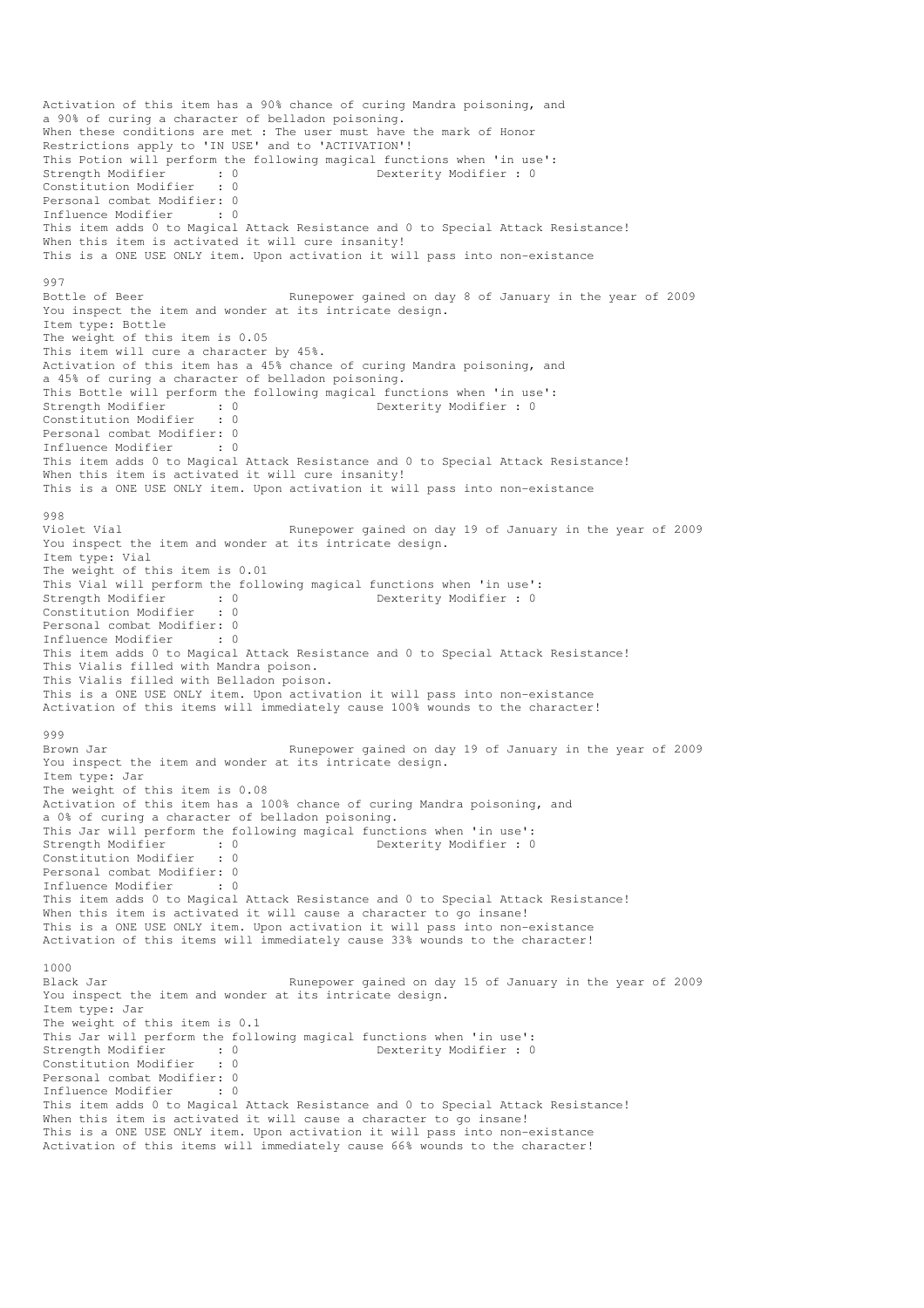Activation of this item has a 90% chance of curing Mandra poisoning, and
a 90% of curing a character of belladon poisoning.
When these conditions are met : The user must have the mark of Honor
Restrictions apply to 'IN USE' and to 'ACTIVATION'!
This Potion will perform the following magical functions when 'in use':
Strength Modifier       : 0                   Dexterity Modifier : 0
Constitution Modifier   : 0
Personal combat Modifier: 0
Influence Modifier      : 0
This item adds 0 to Magical Attack Resistance and 0 to Special Attack Resistance!
When this item is activated it will cure insanity!
This is a ONE USE ONLY item. Upon activation it will pass into non-existance

997
Bottle of Beer                    Runepower gained on day 8 of January in the year of 2009
You inspect the item and wonder at its intricate design.
Item type: Bottle
The weight of this item is 0.05
This item will cure a character by 45%.
Activation of this item has a 45% chance of curing Mandra poisoning, and
a 45% of curing a character of belladon poisoning.
This Bottle will perform the following magical functions when 'in use':
Strength Modifier       : 0                   Dexterity Modifier : 0
Constitution Modifier   : 0
Personal combat Modifier: 0
Influence Modifier      : 0
This item adds 0 to Magical Attack Resistance and 0 to Special Attack Resistance!
When this item is activated it will cure insanity!
This is a ONE USE ONLY item. Upon activation it will pass into non-existance

998
Violet Vial                       Runepower gained on day 19 of January in the year of 2009
You inspect the item and wonder at its intricate design.
Item type: Vial
The weight of this item is 0.01
This Vial will perform the following magical functions when 'in use':
Strength Modifier       : 0                   Dexterity Modifier : 0
Constitution Modifier   : 0
Personal combat Modifier: 0
Influence Modifier      : 0
This item adds 0 to Magical Attack Resistance and 0 to Special Attack Resistance!
This Vialis filled with Mandra poison.
This Vialis filled with Belladon poison.
This is a ONE USE ONLY item. Upon activation it will pass into non-existance
Activation of this items will immediately cause 100% wounds to the character!

999
Brown Jar                         Runepower gained on day 19 of January in the year of 2009
You inspect the item and wonder at its intricate design.
Item type: Jar
The weight of this item is 0.08
Activation of this item has a 100% chance of curing Mandra poisoning, and
a 0% of curing a character of belladon poisoning.
This Jar will perform the following magical functions when 'in use':
Strength Modifier       : 0                   Dexterity Modifier : 0
Constitution Modifier   : 0
Personal combat Modifier: 0
Influence Modifier      : 0
This item adds 0 to Magical Attack Resistance and 0 to Special Attack Resistance!
When this item is activated it will cause a character to go insane!
This is a ONE USE ONLY item. Upon activation it will pass into non-existance
Activation of this items will immediately cause 33% wounds to the character!

1000
Black Jar                         Runepower gained on day 15 of January in the year of 2009
You inspect the item and wonder at its intricate design.
Item type: Jar
The weight of this item is 0.1
This Jar will perform the following magical functions when 'in use':
Strength Modifier       : 0                   Dexterity Modifier : 0
Constitution Modifier   : 0
Personal combat Modifier: 0
Influence Modifier      : 0
This item adds 0 to Magical Attack Resistance and 0 to Special Attack Resistance!
When this item is activated it will cause a character to go insane!
This is a ONE USE ONLY item. Upon activation it will pass into non-existance
Activation of this items will immediately cause 66% wounds to the character!